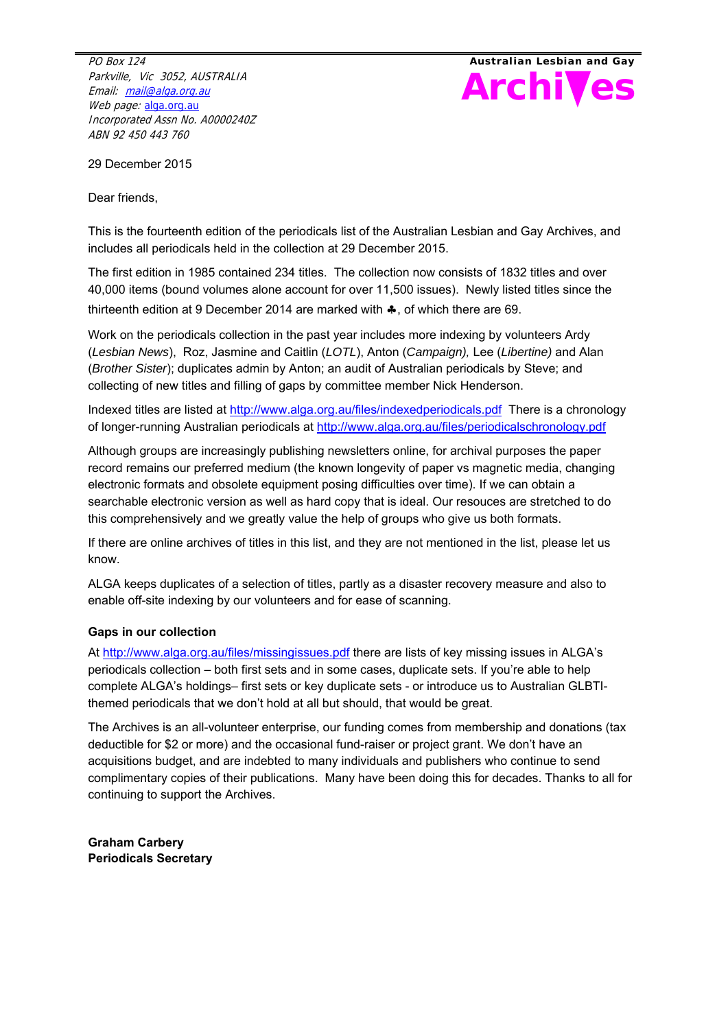*PO Box 124*
*Parkville, Vic 3052, AUSTRALIA*
*Email: mail@alga.org.au*
*Web page: alga.org.au*
*Incorporated Assn No. A0000240Z*
*ABN 92 450 443 760*

**Australian Lesbian and Gay**
# Archives

29 December 2015

Dear friends,

This is the fourteenth edition of the periodicals list of the Australian Lesbian and Gay Archives, and includes all periodicals held in the collection at 29 December 2015.

The first edition in 1985 contained 234 titles. The collection now consists of 1832 titles and over 40,000 items (bound volumes alone account for over 11,500 issues). Newly listed titles since the thirteenth edition at 9 December 2014 are marked with ♣, of which there are 69.

Work on the periodicals collection in the past year includes more indexing by volunteers Ardy (*Lesbian News*), Roz, Jasmine and Caitlin (*LOTL*), Anton (*Campaign),* Lee (*Libertine)* and Alan (*Brother Sister*); duplicates admin by Anton; an audit of Australian periodicals by Steve; and collecting of new titles and filling of gaps by committee member Nick Henderson.

Indexed titles are listed at http://www.alga.org.au/files/indexedperiodicals.pdf There is a chronology of longer-running Australian periodicals at http://www.alga.org.au/files/periodicalschronology.pdf

Although groups are increasingly publishing newsletters online, for archival purposes the paper record remains our preferred medium (the known longevity of paper vs magnetic media, changing electronic formats and obsolete equipment posing difficulties over time). If we can obtain a searchable electronic version as well as hard copy that is ideal. Our resouces are stretched to do this comprehensively and we greatly value the help of groups who give us both formats.

If there are online archives of titles in this list, and they are not mentioned in the list, please let us know.

ALGA keeps duplicates of a selection of titles, partly as a disaster recovery measure and also to enable off-site indexing by our volunteers and for ease of scanning.

**Gaps in our collection**

At http://www.alga.org.au/files/missingissues.pdf there are lists of key missing issues in ALGA's periodicals collection – both first sets and in some cases, duplicate sets. If you're able to help complete ALGA's holdings– first sets or key duplicate sets - or introduce us to Australian GLBTI-themed periodicals that we don't hold at all but should, that would be great.

The Archives is an all-volunteer enterprise, our funding comes from membership and donations (tax deductible for $2 or more) and the occasional fund-raiser or project grant. We don't have an acquisitions budget, and are indebted to many individuals and publishers who continue to send complimentary copies of their publications. Many have been doing this for decades. Thanks to all for continuing to support the Archives.

**Graham Carbery**
**Periodicals Secretary**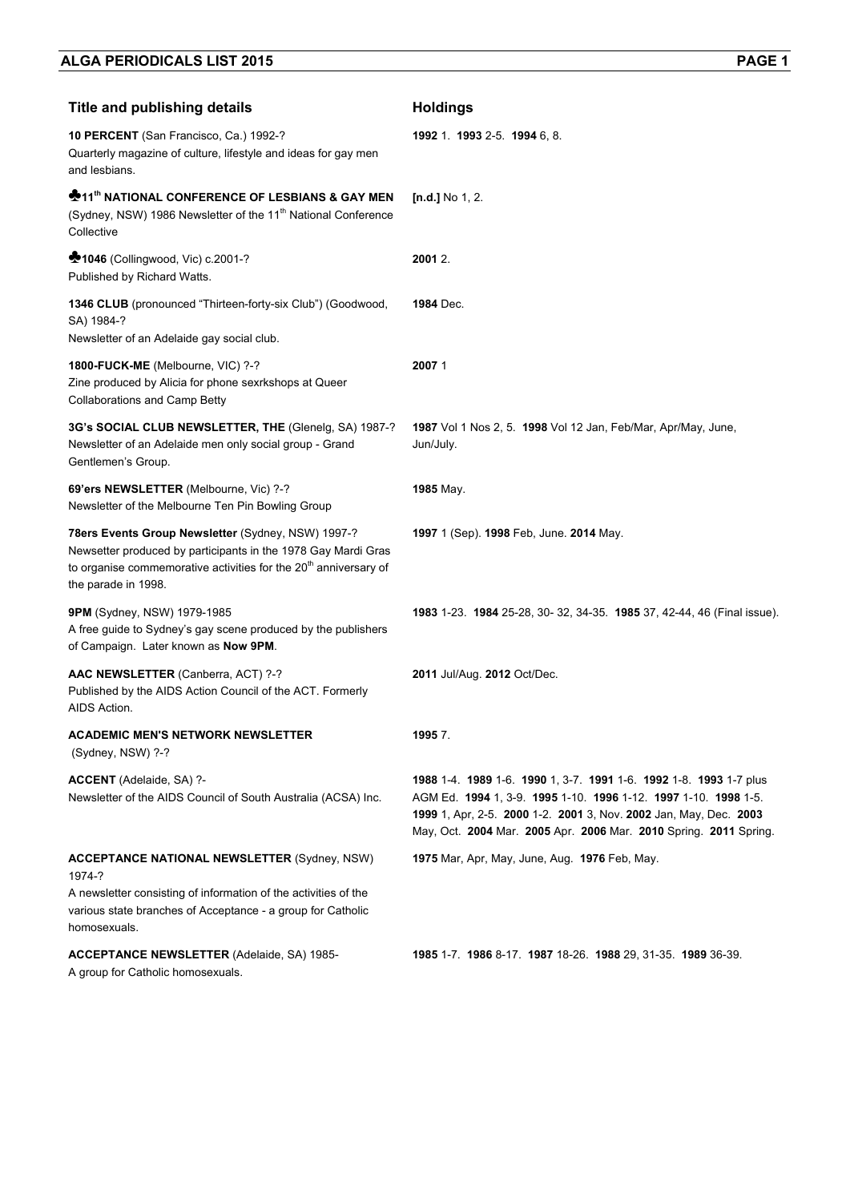| Title and publishing details | Holdings |
|---|---|
| **10 PERCENT** (San Francisco, Ca.) 1992-? Quarterly magazine of culture, lifestyle and ideas for gay men and lesbians. | **1992** 1. **1993** 2-5. **1994** 6, 8. |
| ♣**11th NATIONAL CONFERENCE OF LESBIANS & GAY MEN** (Sydney, NSW) 1986 Newsletter of the 11th National Conference Collective | **[n.d.]** No 1, 2. |
| ♣**1046** (Collingwood, Vic) c.2001-? Published by Richard Watts. | **2001** 2. |
| **1346 CLUB** (pronounced "Thirteen-forty-six Club") (Goodwood, SA) 1984-? Newsletter of an Adelaide gay social club. | **1984** Dec. |
| **1800-FUCK-ME** (Melbourne, VIC) ?-? Zine produced by Alicia for phone sexrkshops at Queer Collaborations and Camp Betty | **2007** 1 |
| **3G's SOCIAL CLUB NEWSLETTER, THE** (Glenelg, SA) 1987-? Newsletter of an Adelaide men only social group - Grand Gentlemen's Group. | **1987** Vol 1 Nos 2, 5. **1998** Vol 12 Jan, Feb/Mar, Apr/May, June, Jun/July. |
| **69'ers NEWSLETTER** (Melbourne, Vic) ?-? Newsletter of the Melbourne Ten Pin Bowling Group | **1985** May. |
| **78ers Events Group Newsletter** (Sydney, NSW) 1997-? Newsetter produced by participants in the 1978 Gay Mardi Gras to organise commemorative activities for the 20th anniversary of the parade in 1998. | **1997** 1 (Sep). **1998** Feb, June. **2014** May. |
| **9PM** (Sydney, NSW) 1979-1985 A free guide to Sydney's gay scene produced by the publishers of Campaign. Later known as **Now 9PM**. | **1983** 1-23. **1984** 25-28, 30- 32, 34-35. **1985** 37, 42-44, 46 (Final issue). |
| **AAC NEWSLETTER** (Canberra, ACT) ?-? Published by the AIDS Action Council of the ACT. Formerly AIDS Action. | **2011** Jul/Aug. **2012** Oct/Dec. |
| **ACADEMIC MEN'S NETWORK NEWSLETTER** (Sydney, NSW) ?-? | **1995** 7. |
| **ACCENT** (Adelaide, SA) ?- Newsletter of the AIDS Council of South Australia (ACSA) Inc. | **1988** 1-4. **1989** 1-6. **1990** 1, 3-7. **1991** 1-6. **1992** 1-8. **1993** 1-7 plus AGM Ed. **1994** 1, 3-9. **1995** 1-10. **1996** 1-12. **1997** 1-10. **1998** 1-5. **1999** 1, Apr, 2-5. **2000** 1-2. **2001** 3, Nov. **2002** Jan, May, Dec. **2003** May, Oct. **2004** Mar. **2005** Apr. **2006** Mar. **2010** Spring. **2011** Spring. |
| **ACCEPTANCE NATIONAL NEWSLETTER** (Sydney, NSW) 1974-? A newsletter consisting of information of the activities of the various state branches of Acceptance - a group for Catholic homosexuals. | **1975** Mar, Apr, May, June, Aug. **1976** Feb, May. |
| **ACCEPTANCE NEWSLETTER** (Adelaide, SA) 1985- A group for Catholic homosexuals. | **1985** 1-7. **1986** 8-17. **1987** 18-26. **1988** 29, 31-35. **1989** 36-39. |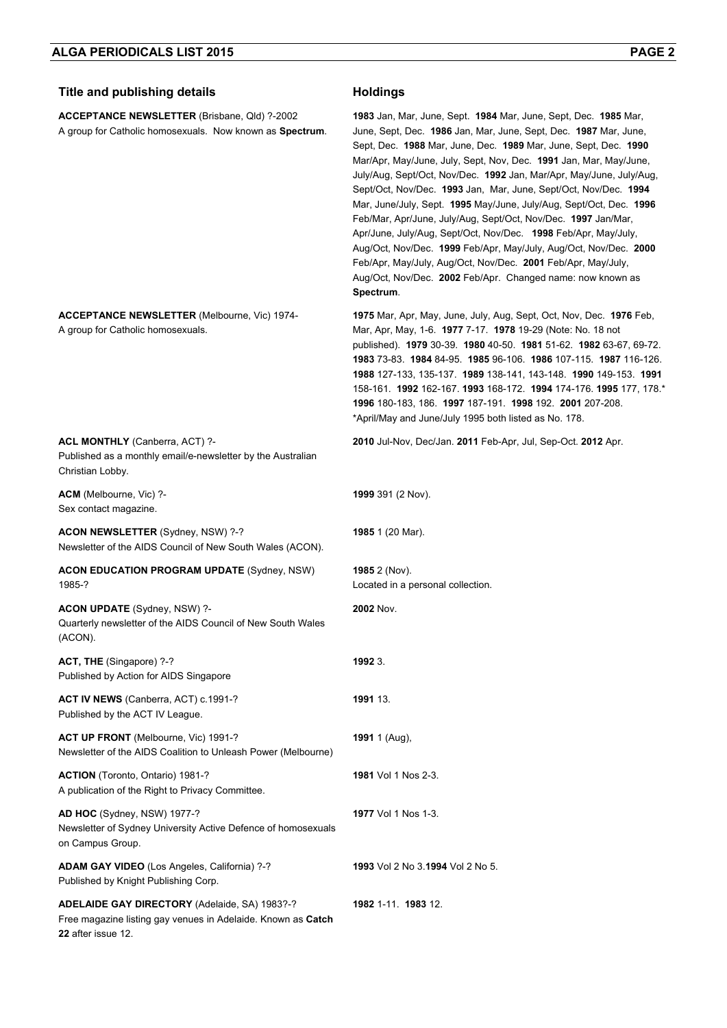| Title and publishing details | Holdings |
| --- | --- |
| **ACCEPTANCE NEWSLETTER** (Brisbane, Qld) ?-2002<br>A group for Catholic homosexuals. Now known as **Spectrum**. | **1983** Jan, Mar, June, Sept. **1984** Mar, June, Sept, Dec. **1985** Mar, June, Sept, Dec. **1986** Jan, Mar, June, Sept, Dec. **1987** Mar, June, Sept, Dec. **1988** Mar, June, Dec. **1989** Mar, June, Sept, Dec. **1990** Mar/Apr, May/June, July, Sept, Nov, Dec. **1991** Jan, Mar, May/June, July/Aug, Sept/Oct, Nov/Dec. **1992** Jan, Mar/Apr, May/June, July/Aug, Sept/Oct, Nov/Dec. **1993** Jan, Mar, June, Sept/Oct, Nov/Dec. **1994** Mar, June/July, Sept. **1995** May/June, July/Aug, Sept/Oct, Dec. **1996** Feb/Mar, Apr/June, July/Aug, Sept/Oct, Nov/Dec. **1997** Jan/Mar, Apr/June, July/Aug, Sept/Oct, Nov/Dec. **1998** Feb/Apr, May/July, Aug/Oct, Nov/Dec. **1999** Feb/Apr, May/July, Aug/Oct, Nov/Dec. **2000** Feb/Apr, May/July, Aug/Oct, Nov/Dec. **2001** Feb/Apr, May/July, Aug/Oct, Nov/Dec. **2002** Feb/Apr. Changed name: now known as **Spectrum**. |
| **ACCEPTANCE NEWSLETTER** (Melbourne, Vic) 1974-<br>A group for Catholic homosexuals. | **1975** Mar, Apr, May, June, July, Aug, Sept, Oct, Nov, Dec. **1976** Feb, Mar, Apr, May, 1-6. **1977** 7-17. **1978** 19-29 (Note: No. 18 not published). **1979** 30-39. **1980** 40-50. **1981** 51-62. **1982** 63-67, 69-72. **1983** 73-83. **1984** 84-95. **1985** 96-106. **1986** 107-115. **1987** 116-126. **1988** 127-133, 135-137. **1989** 138-141, 143-148. **1990** 149-153. **1991** 158-161. **1992** 162-167. **1993** 168-172. **1994** 174-176. **1995** 177, 178.* **1996** 180-183, 186. **1997** 187-191. **1998** 192. **2001** 207-208.<br>*April/May and June/July 1995 both listed as No. 178. |
| **ACL MONTHLY** (Canberra, ACT) ?-<br>Published as a monthly email/e-newsletter by the Australian Christian Lobby. | **2010** Jul-Nov, Dec/Jan. **2011** Feb-Apr, Jul, Sep-Oct. **2012** Apr. |
| **ACM** (Melbourne, Vic) ?-<br>Sex contact magazine. | **1999** 391 (2 Nov). |
| **ACON NEWSLETTER** (Sydney, NSW) ?-?<br>Newsletter of the AIDS Council of New South Wales (ACON). | **1985** 1 (20 Mar). |
| **ACON EDUCATION PROGRAM UPDATE** (Sydney, NSW) 1985-? | **1985** 2 (Nov).<br>Located in a personal collection. |
| **ACON UPDATE** (Sydney, NSW) ?-<br>Quarterly newsletter of the AIDS Council of New South Wales (ACON). | **2002** Nov. |
| **ACT, THE** (Singapore) ?-?<br>Published by Action for AIDS Singapore | **1992** 3. |
| **ACT IV NEWS** (Canberra, ACT) c.1991-?<br>Published by the ACT IV League. | **1991** 13. |
| **ACT UP FRONT** (Melbourne, Vic) 1991-?<br>Newsletter of the AIDS Coalition to Unleash Power (Melbourne) | **1991** 1 (Aug), |
| **ACTION** (Toronto, Ontario) 1981-?<br>A publication of the Right to Privacy Committee. | **1981** Vol 1 Nos 2-3. |
| **AD HOC** (Sydney, NSW) 1977-?<br>Newsletter of Sydney University Active Defence of homosexuals on Campus Group. | **1977** Vol 1 Nos 1-3. |
| **ADAM GAY VIDEO** (Los Angeles, California) ?-?<br>Published by Knight Publishing Corp. | **1993** Vol 2 No 3.**1994** Vol 2 No 5. |
| **ADELAIDE GAY DIRECTORY** (Adelaide, SA) 1983?-?<br>Free magazine listing gay venues in Adelaide. Known as **Catch 22** after issue 12. | **1982** 1-11. **1983** 12. |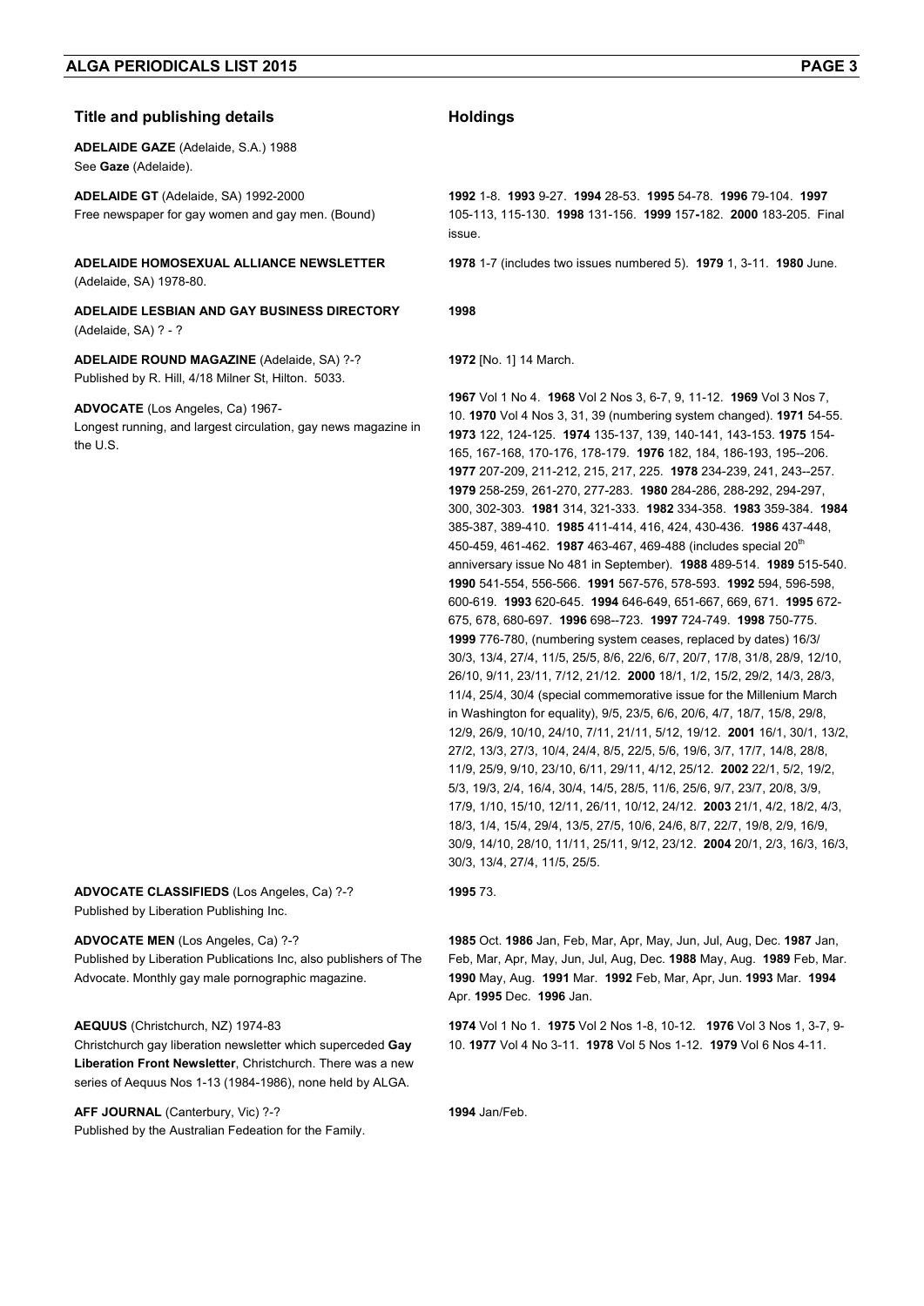| Title and publishing details | Holdings |
|---|---|
| **ADELAIDE GAZE** (Adelaide, S.A.) 1988<br>See **Gaze** (Adelaide). | |
| **ADELAIDE GT** (Adelaide, SA) 1992-2000<br>Free newspaper for gay women and gay men. (Bound) | **1992** 1-8. **1993** 9-27. **1994** 28-53. **1995** 54-78. **1996** 79-104. **1997** 105-113, 115-130. **1998** 131-156. **1999** 157**-**182. **2000** 183-205. Final issue. |
| **ADELAIDE HOMOSEXUAL ALLIANCE NEWSLETTER** (Adelaide, SA) 1978-80. | **1978** 1-7 (includes two issues numbered 5). **1979** 1, 3-11. **1980** June. |
| **ADELAIDE LESBIAN AND GAY BUSINESS DIRECTORY** (Adelaide, SA) ? - ? | **1998** |
| **ADELAIDE ROUND MAGAZINE** (Adelaide, SA) ?-?<br>Published by R. Hill, 4/18 Milner St, Hilton. 5033. | **1972** [No. 1] 14 March. |
| **ADVOCATE** (Los Angeles, Ca) 1967-<br>Longest running, and largest circulation, gay news magazine in the U.S. | **1967** Vol 1 No 4. **1968** Vol 2 Nos 3, 6-7, 9, 11-12. **1969** Vol 3 Nos 7, 10. **1970** Vol 4 Nos 3, 31, 39 (numbering system changed). **1971** 54-55. **1973** 122, 124-125. **1974** 135-137, 139, 140-141, 143-153. **1975** 154-165, 167-168, 170-176, 178-179. **1976** 182, 184, 186-193, 195--206. **1977** 207-209, 211-212, 215, 217, 225. **1978** 234-239, 241, 243--257. **1979** 258-259, 261-270, 277-283. **1980** 284-286, 288-292, 294-297, 300, 302-303. **1981** 314, 321-333. **1982** 334-358. **1983** 359-384. **1984** 385-387, 389-410. **1985** 411-414, 416, 424, 430-436. **1986** 437-448, 450-459, 461-462. **1987** 463-467, 469-488 (includes special 20th anniversary issue No 481 in September). **1988** 489-514. **1989** 515-540. **1990** 541-554, 556-566. **1991** 567-576, 578-593. **1992** 594, 596-598, 600-619. **1993** 620-645. **1994** 646-649, 651-667, 669, 671. **1995** 672-675, 678, 680-697. **1996** 698--723. **1997** 724-749. **1998** 750-775. **1999** 776-780, (numbering system ceases, replaced by dates) 16/3/ 30/3, 13/4, 27/4, 11/5, 25/5, 8/6, 22/6, 6/7, 20/7, 17/8, 31/8, 28/9, 12/10, 26/10, 9/11, 23/11, 7/12, 21/12. **2000** 18/1, 1/2, 15/2, 29/2, 14/3, 28/3, 11/4, 25/4, 30/4 (special commemorative issue for the Millenium March in Washington for equality), 9/5, 23/5, 6/6, 20/6, 4/7, 18/7, 15/8, 29/8, 12/9, 26/9, 10/10, 24/10, 7/11, 21/11, 5/12, 19/12. **2001** 16/1, 30/1, 13/2, 27/2, 13/3, 27/3, 10/4, 24/4, 8/5, 22/5, 5/6, 19/6, 3/7, 17/7, 14/8, 28/8, 11/9, 25/9, 9/10, 23/10, 6/11, 29/11, 4/12, 25/12. **2002** 22/1, 5/2, 19/2, 5/3, 19/3, 2/4, 16/4, 30/4, 14/5, 28/5, 11/6, 25/6, 9/7, 23/7, 20/8, 3/9, 17/9, 1/10, 15/10, 12/11, 26/11, 10/12, 24/12. **2003** 21/1, 4/2, 18/2, 4/3, 18/3, 1/4, 15/4, 29/4, 13/5, 27/5, 10/6, 24/6, 8/7, 22/7, 19/8, 2/9, 16/9, 30/9, 14/10, 28/10, 11/11, 25/11, 9/12, 23/12. **2004** 20/1, 2/3, 16/3, 16/3, 30/3, 13/4, 27/4, 11/5, 25/5. |
| **ADVOCATE CLASSIFIEDS** (Los Angeles, Ca) ?-?<br>Published by Liberation Publishing Inc. | **1995** 73. |
| **ADVOCATE MEN** (Los Angeles, Ca) ?-?<br>Published by Liberation Publications Inc, also publishers of The Advocate. Monthly gay male pornographic magazine. | **1985** Oct. **1986** Jan, Feb, Mar, Apr, May, Jun, Jul, Aug, Dec. **1987** Jan, Feb, Mar, Apr, May, Jun, Jul, Aug, Dec. **1988** May, Aug. **1989** Feb, Mar. **1990** May, Aug. **1991** Mar. **1992** Feb, Mar, Apr, Jun. **1993** Mar. **1994** Apr. **1995** Dec. **1996** Jan. |
| **AEQUUS** (Christchurch, NZ) 1974-83<br>Christchurch gay liberation newsletter which superceded **Gay Liberation Front Newsletter**, Christchurch. There was a new series of Aequus Nos 1-13 (1984-1986), none held by ALGA. | **1974** Vol 1 No 1. **1975** Vol 2 Nos 1-8, 10-12. **1976** Vol 3 Nos 1, 3-7, 9-10. **1977** Vol 4 No 3-11. **1978** Vol 5 Nos 1-12. **1979** Vol 6 Nos 4-11. |
| **AFF JOURNAL** (Canterbury, Vic) ?-?<br>Published by the Australian Fedeation for the Family. | **1994** Jan/Feb. |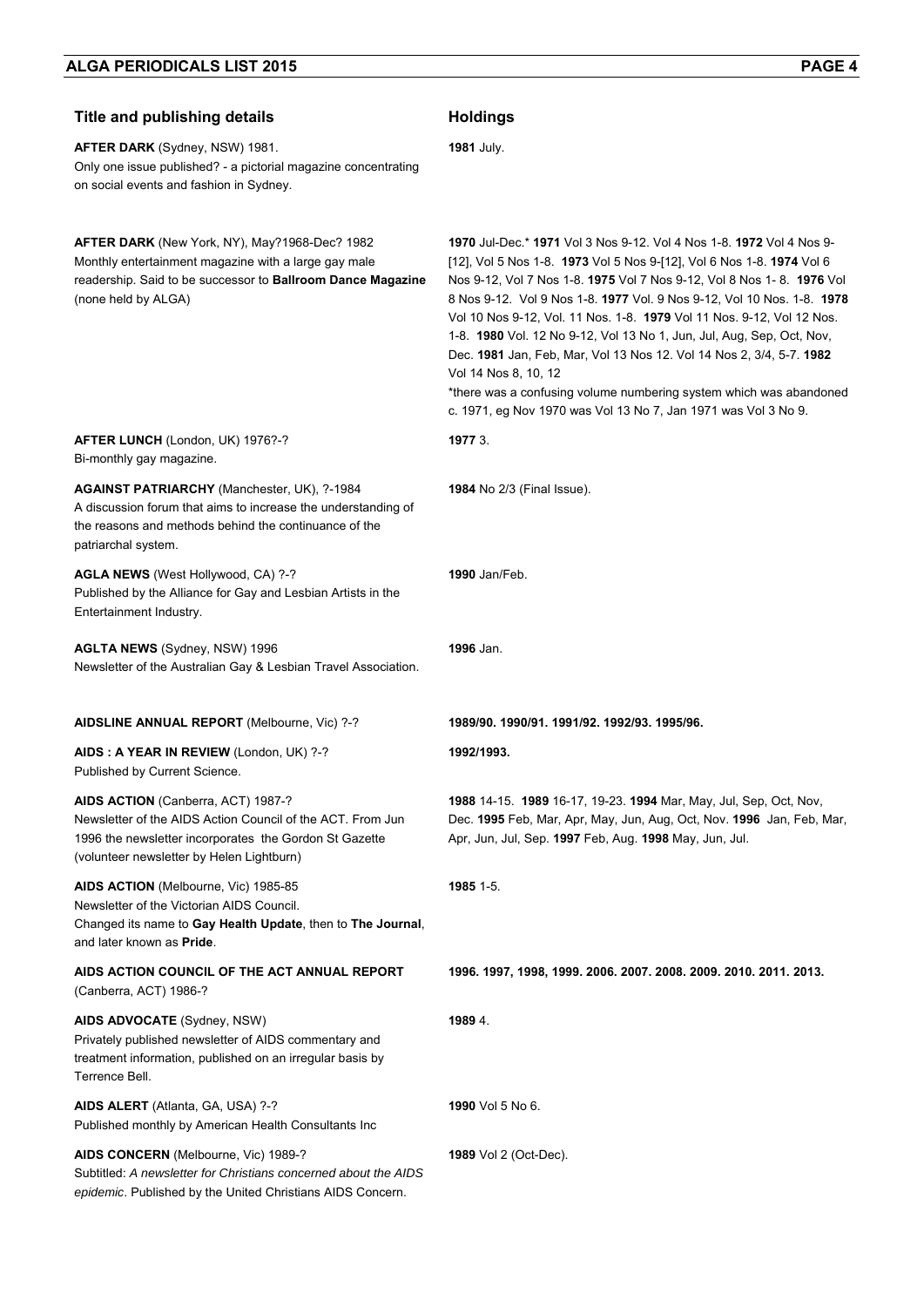| Title and publishing details | Holdings |
| --- | --- |
| **AFTER DARK** (Sydney, NSW) 1981.<br>Only one issue published? - a pictorial magazine concentrating on social events and fashion in Sydney. | **1981** July. |
| **AFTER DARK** (New York, NY), May?1968-Dec? 1982<br>Monthly entertainment magazine with a large gay male readership. Said to be successor to **Ballroom Dance Magazine** (none held by ALGA) | **1970** Jul-Dec.* **1971** Vol 3 Nos 9-12. Vol 4 Nos 1-8. **1972** Vol 4 Nos 9-[12], Vol 5 Nos 1-8. **1973** Vol 5 Nos 9-[12], Vol 6 Nos 1-8. **1974** Vol 6 Nos 9-12, Vol 7 Nos 1-8. **1975** Vol 7 Nos 9-12, Vol 8 Nos 1- 8. **1976** Vol 8 Nos 9-12. Vol 9 Nos 1-8. **1977** Vol. 9 Nos 9-12, Vol 10 Nos. 1-8. **1978** Vol 10 Nos 9-12, Vol. 11 Nos. 1-8. **1979** Vol 11 Nos. 9-12, Vol 12 Nos. 1-8. **1980** Vol. 12 No 9-12, Vol 13 No 1, Jun, Jul, Aug, Sep, Oct, Nov, Dec. **1981** Jan, Feb, Mar, Vol 13 Nos 12. Vol 14 Nos 2, 3/4, 5-7. **1982** Vol 14 Nos 8, 10, 12<br>*there was a confusing volume numbering system which was abandoned c. 1971, eg Nov 1970 was Vol 13 No 7, Jan 1971 was Vol 3 No 9. |
| **AFTER LUNCH** (London, UK) 1976?-?<br>Bi-monthly gay magazine. | **1977** 3. |
| **AGAINST PATRIARCHY** (Manchester, UK), ?-1984<br>A discussion forum that aims to increase the understanding of the reasons and methods behind the continuance of the patriarchal system. | **1984** No 2/3 (Final Issue). |
| **AGLA NEWS** (West Hollywood, CA) ?-?<br>Published by the Alliance for Gay and Lesbian Artists in the Entertainment Industry. | **1990** Jan/Feb. |
| **AGLTA NEWS** (Sydney, NSW) 1996<br>Newsletter of the Australian Gay & Lesbian Travel Association. | **1996** Jan. |
| **AIDSLINE ANNUAL REPORT** (Melbourne, Vic) ?-? | **1989/90. 1990/91. 1991/92. 1992/93. 1995/96.** |
| **AIDS : A YEAR IN REVIEW** (London, UK) ?-?<br>Published by Current Science. | **1992/1993.** |
| **AIDS ACTION** (Canberra, ACT) 1987-?<br>Newsletter of the AIDS Action Council of the ACT. From Jun 1996 the newsletter incorporates the Gordon St Gazette (volunteer newsletter by Helen Lightburn) | **1988** 14-15. **1989** 16-17, 19-23. **1994** Mar, May, Jul, Sep, Oct, Nov, Dec. **1995** Feb, Mar, Apr, May, Jun, Aug, Oct, Nov. **1996** Jan, Feb, Mar, Apr, Jun, Jul, Sep. **1997** Feb, Aug. **1998** May, Jun, Jul. |
| **AIDS ACTION** (Melbourne, Vic) 1985-85<br>Newsletter of the Victorian AIDS Council.<br>Changed its name to **Gay Health Update**, then to **The Journal**, and later known as **Pride**. | **1985** 1-5. |
| **AIDS ACTION COUNCIL OF THE ACT ANNUAL REPORT** (Canberra, ACT) 1986-? | **1996. 1997, 1998, 1999. 2006. 2007. 2008. 2009. 2010. 2011. 2013.** |
| **AIDS ADVOCATE** (Sydney, NSW)<br>Privately published newsletter of AIDS commentary and treatment information, published on an irregular basis by Terrence Bell. | **1989** 4. |
| **AIDS ALERT** (Atlanta, GA, USA) ?-?<br>Published monthly by American Health Consultants Inc | **1990** Vol 5 No 6. |
| **AIDS CONCERN** (Melbourne, Vic) 1989-?<br>Subtitled: *A newsletter for Christians concerned about the AIDS epidemic*. Published by the United Christians AIDS Concern. | **1989** Vol 2 (Oct-Dec). |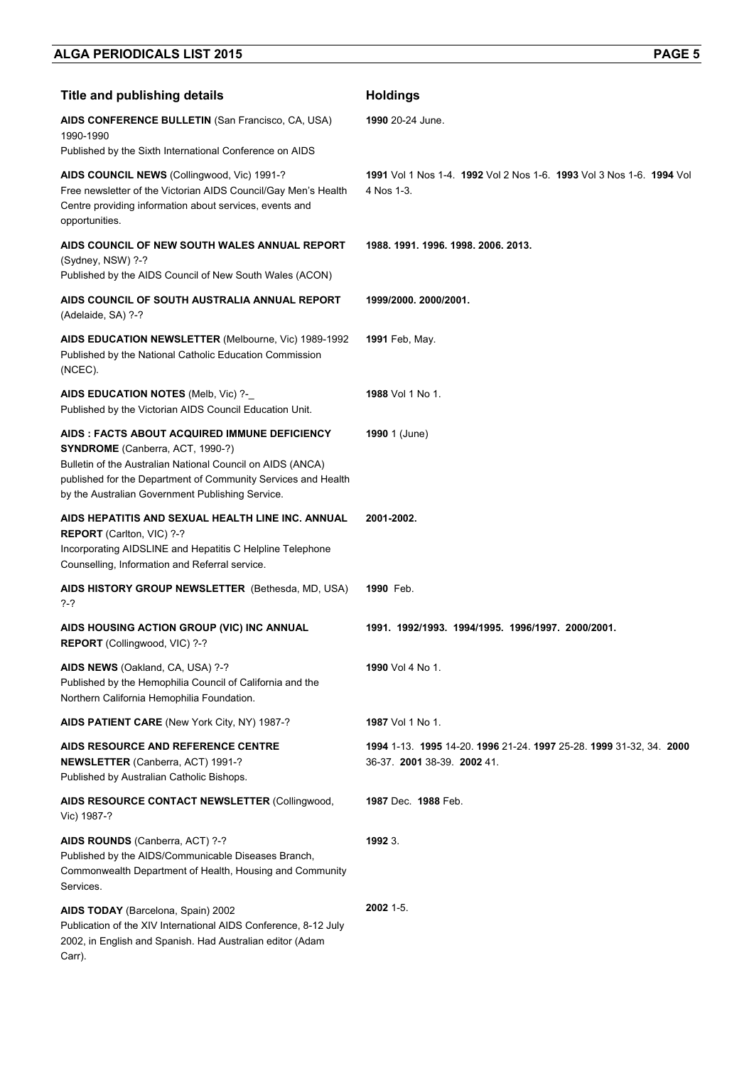| Title and publishing details | Holdings |
|---|---|
| **AIDS CONFERENCE BULLETIN** (San Francisco, CA, USA) 1990-1990<br>Published by the Sixth International Conference on AIDS | **1990** 20-24 June. |
| **AIDS COUNCIL NEWS** (Collingwood, Vic) 1991-?<br>Free newsletter of the Victorian AIDS Council/Gay Men's Health Centre providing information about services, events and opportunities. | **1991** Vol 1 Nos 1-4. **1992** Vol 2 Nos 1-6. **1993** Vol 3 Nos 1-6. **1994** Vol 4 Nos 1-3. |
| **AIDS COUNCIL OF NEW SOUTH WALES ANNUAL REPORT** (Sydney, NSW) ?-?<br>Published by the AIDS Council of New South Wales (ACON) | **1988. 1991. 1996. 1998. 2006. 2013.** |
| **AIDS COUNCIL OF SOUTH AUSTRALIA ANNUAL REPORT** (Adelaide, SA) ?-? | **1999/2000. 2000/2001.** |
| **AIDS EDUCATION NEWSLETTER** (Melbourne, Vic) 1989-1992<br>Published by the National Catholic Education Commission (NCEC). | **1991** Feb, May. |
| **AIDS EDUCATION NOTES** (Melb, Vic) ?-_<br>Published by the Victorian AIDS Council Education Unit. | **1988** Vol 1 No 1. |
| **AIDS : FACTS ABOUT ACQUIRED IMMUNE DEFICIENCY SYNDROME** (Canberra, ACT, 1990-?)<br>Bulletin of the Australian National Council on AIDS (ANCA) published for the Department of Community Services and Health by the Australian Government Publishing Service. | **1990** 1 (June) |
| **AIDS HEPATITIS AND SEXUAL HEALTH LINE INC. ANNUAL REPORT** (Carlton, VIC) ?-?<br>Incorporating AIDSLINE and Hepatitis C Helpline Telephone Counselling, Information and Referral service. | **2001-2002.** |
| **AIDS HISTORY GROUP NEWSLETTER** (Bethesda, MD, USA) ?-? | **1990** Feb. |
| **AIDS HOUSING ACTION GROUP (VIC) INC ANNUAL REPORT** (Collingwood, VIC) ?-? | **1991. 1992/1993. 1994/1995. 1996/1997. 2000/2001.** |
| **AIDS NEWS** (Oakland, CA, USA) ?-?<br>Published by the Hemophilia Council of California and the Northern California Hemophilia Foundation. | **1990** Vol 4 No 1. |
| **AIDS PATIENT CARE** (New York City, NY) 1987-? | **1987** Vol 1 No 1. |
| **AIDS RESOURCE AND REFERENCE CENTRE NEWSLETTER** (Canberra, ACT) 1991-?<br>Published by Australian Catholic Bishops. | **1994** 1-13. **1995** 14-20. **1996** 21-24. **1997** 25-28. **1999** 31-32, 34. **2000** 36-37. **2001** 38-39. **2002** 41. |
| **AIDS RESOURCE CONTACT NEWSLETTER** (Collingwood, Vic) 1987-? | **1987** Dec. **1988** Feb. |
| **AIDS ROUNDS** (Canberra, ACT) ?-?<br>Published by the AIDS/Communicable Diseases Branch, Commonwealth Department of Health, Housing and Community Services. | **1992** 3. |
| **AIDS TODAY** (Barcelona, Spain) 2002<br>Publication of the XIV International AIDS Conference, 8-12 July 2002, in English and Spanish. Had Australian editor (Adam Carr). | **2002** 1-5. |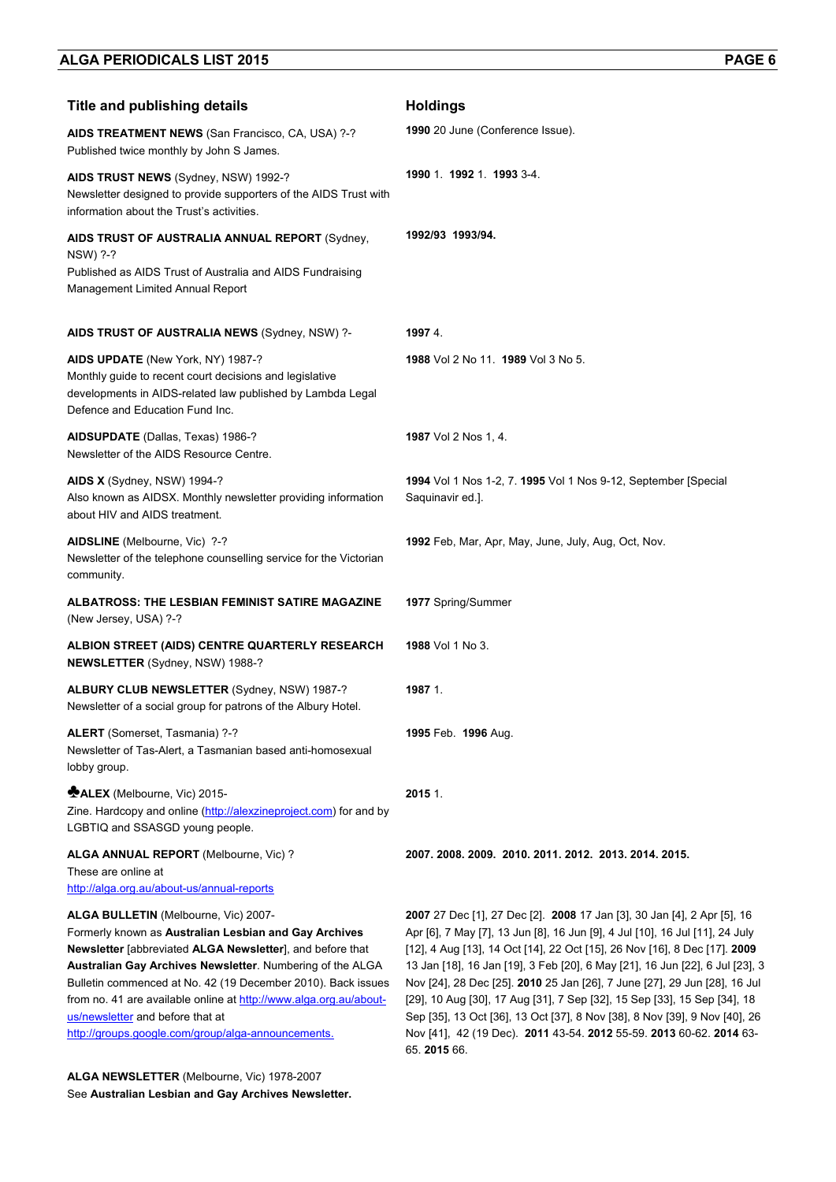| Title and publishing details | Holdings |
|---|---|
| **AIDS TREATMENT NEWS** (San Francisco, CA, USA) ?-? Published twice monthly by John S James. | **1990** 20 June (Conference Issue). |
| **AIDS TRUST NEWS** (Sydney, NSW) 1992-? Newsletter designed to provide supporters of the AIDS Trust with information about the Trust's activities. | **1990** 1. **1992** 1. **1993** 3-4. |
| **AIDS TRUST OF AUSTRALIA ANNUAL REPORT** (Sydney, NSW) ?-? Published as AIDS Trust of Australia and AIDS Fundraising Management Limited Annual Report | **1992/93 1993/94.** |
| **AIDS TRUST OF AUSTRALIA NEWS** (Sydney, NSW) ?- | **1997** 4. |
| **AIDS UPDATE** (New York, NY) 1987-? Monthly guide to recent court decisions and legislative developments in AIDS-related law published by Lambda Legal Defence and Education Fund Inc. | **1988** Vol 2 No 11. **1989** Vol 3 No 5. |
| **AIDSUPDATE** (Dallas, Texas) 1986-? Newsletter of the AIDS Resource Centre. | **1987** Vol 2 Nos 1, 4. |
| **AIDS X** (Sydney, NSW) 1994-? Also known as AIDSX. Monthly newsletter providing information about HIV and AIDS treatment. | **1994** Vol 1 Nos 1-2, 7. **1995** Vol 1 Nos 9-12, September [Special Saquinavir ed.]. |
| **AIDSLINE** (Melbourne, Vic) ?-? Newsletter of the telephone counselling service for the Victorian community. | **1992** Feb, Mar, Apr, May, June, July, Aug, Oct, Nov. |
| **ALBATROSS: THE LESBIAN FEMINIST SATIRE MAGAZINE** (New Jersey, USA) ?-? | **1977** Spring/Summer |
| **ALBION STREET (AIDS) CENTRE QUARTERLY RESEARCH NEWSLETTER** (Sydney, NSW) 1988-? | **1988** Vol 1 No 3. |
| **ALBURY CLUB NEWSLETTER** (Sydney, NSW) 1987-? Newsletter of a social group for patrons of the Albury Hotel. | **1987** 1. |
| **ALERT** (Somerset, Tasmania) ?-? Newsletter of Tas-Alert, a Tasmanian based anti-homosexual lobby group. | **1995** Feb. **1996** Aug. |
| ♣**ALEX** (Melbourne, Vic) 2015- Zine. Hardcopy and online (http://alexzineproject.com) for and by LGBTIQ and SSASGD young people. | **2015** 1. |
| **ALGA ANNUAL REPORT** (Melbourne, Vic) ? These are online at http://alga.org.au/about-us/annual-reports | **2007. 2008. 2009. 2010. 2011. 2012. 2013. 2014. 2015.** |
| **ALGA BULLETIN** (Melbourne, Vic) 2007- Formerly known as **Australian Lesbian and Gay Archives Newsletter** [abbreviated **ALGA Newsletter**], and before that **Australian Gay Archives Newsletter**. Numbering of the ALGA Bulletin commenced at No. 42 (19 December 2010). Back issues from no. 41 are available online at http://www.alga.org.au/about-us/newsletter and before that at http://groups.google.com/group/alga-announcements. | **2007** 27 Dec [1], 27 Dec [2]. **2008** 17 Jan [3], 30 Jan [4], 2 Apr [5], 16 Apr [6], 7 May [7], 13 Jun [8], 16 Jun [9], 4 Jul [10], 16 Jul [11], 24 July [12], 4 Aug [13], 14 Oct [14], 22 Oct [15], 26 Nov [16], 8 Dec [17]. **2009** 13 Jan [18], 16 Jan [19], 3 Feb [20], 6 May [21], 16 Jun [22], 6 Jul [23], 3 Nov [24], 28 Dec [25]. **2010** 25 Jan [26], 7 June [27], 29 Jun [28], 16 Jul [29], 10 Aug [30], 17 Aug [31], 7 Sep [32], 15 Sep [33], 15 Sep [34], 18 Sep [35], 13 Oct [36], 13 Oct [37], 8 Nov [38], 8 Nov [39], 9 Nov [40], 26 Nov [41], 42 (19 Dec). **2011** 43-54. **2012** 55-59. **2013** 60-62. **2014** 63-65. **2015** 66. |
| **ALGA NEWSLETTER** (Melbourne, Vic) 1978-2007 See **Australian Lesbian and Gay Archives Newsletter.** | |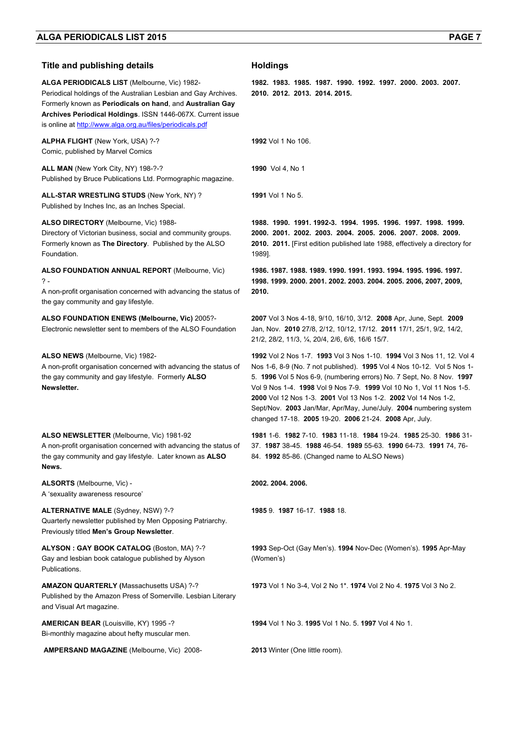| Title and publishing details | Holdings |
| --- | --- |
| **ALGA PERIODICALS LIST** (Melbourne, Vic) 1982- Periodical holdings of the Australian Lesbian and Gay Archives. Formerly known as **Periodicals on hand**, and **Australian Gay Archives Periodical Holdings**. ISSN 1446-067X. Current issue is online at http://www.alga.org.au/files/periodicals.pdf | **1982. 1983. 1985. 1987. 1990. 1992. 1997. 2000. 2003. 2007. 2010. 2012. 2013. 2014. 2015.** |
| **ALPHA FLIGHT** (New York, USA) ?-? Comic, published by Marvel Comics | **1992** Vol 1 No 106. |
| **ALL MAN** (New York City, NY) 198-?-? Published by Bruce Publications Ltd. Pormographic magazine. | **1990** Vol 4, No 1 |
| **ALL-STAR WRESTLING STUDS** (New York, NY) ? Published by Inches Inc, as an Inches Special. | **1991** Vol 1 No 5. |
| **ALSO DIRECTORY** (Melbourne, Vic) 1988- Directory of Victorian business, social and community groups. Formerly known as **The Directory**. Published by the ALSO Foundation. | **1988. 1990. 1991. 1992-3. 1994. 1995. 1996. 1997. 1998. 1999. 2000. 2001. 2002. 2003. 2004. 2005. 2006. 2007. 2008. 2009. 2010. 2011.** [First edition published late 1988, effectively a directory for 1989]. |
| **ALSO FOUNDATION ANNUAL REPORT** (Melbourne, Vic) ? - A non-profit organisation concerned with advancing the status of the gay community and gay lifestyle. | **1986. 1987. 1988. 1989. 1990. 1991. 1993. 1994. 1995. 1996. 1997. 1998. 1999. 2000. 2001. 2002. 2003. 2004. 2005. 2006, 2007, 2009, 2010.** |
| **ALSO FOUNDATION ENEWS (Melbourne, Vic)** 2005?- Electronic newsletter sent to members of the ALSO Foundation | **2007** Vol 3 Nos 4-18, 9/10, 16/10, 3/12. **2008** Apr, June, Sept. **2009** Jan, Nov. **2010** 27/8, 2/12, 10/12, 17/12. **2011** 17/1, 25/1, 9/2, 14/2, 21/2, 28/2, 11/3, ¼, 20/4, 2/6, 6/6, 16/6 15/7. |
| **ALSO NEWS** (Melbourne, Vic) 1982- A non-profit organisation concerned with advancing the status of the gay community and gay lifestyle. Formerly **ALSO Newsletter.** | **1992** Vol 2 Nos 1-7. **1993** Vol 3 Nos 1-10. **1994** Vol 3 Nos 11, 12. Vol 4 Nos 1-6, 8-9 (No. 7 not published). **1995** Vol 4 Nos 10-12. Vol 5 Nos 1-5. **1996** Vol 5 Nos 6-9, (numbering errors) No. 7 Sept, No. 8 Nov. **1997** Vol 9 Nos 1-4. **1998** Vol 9 Nos 7-9. **1999** Vol 10 No 1, Vol 11 Nos 1-5. **2000** Vol 12 Nos 1-3. **2001** Vol 13 Nos 1-2. **2002** Vol 14 Nos 1-2, Sept/Nov. **2003** Jan/Mar, Apr/May, June/July. **2004** numbering system changed 17-18. **2005** 19-20. **2006** 21-24. **2008** Apr, July. |
| **ALSO NEWSLETTER** (Melbourne, Vic) 1981-92 A non-profit organisation concerned with advancing the status of the gay community and gay lifestyle. Later known as **ALSO News.** | **1981** 1-6. **1982** 7-10. **1983** 11-18. **1984** 19-24. **1985** 25-30. **1986** 31-37. **1987** 38-45. **1988** 46-54. **1989** 55-63. **1990** 64-73. **1991** 74, 76-84. **1992** 85-86. (Changed name to ALSO News) |
| **ALSORTS** (Melbourne, Vic) - A 'sexuality awareness resource' | **2002. 2004. 2006.** |
| **ALTERNATIVE MALE** (Sydney, NSW) ?-? Quarterly newsletter published by Men Opposing Patriarchy. Previously titled **Men's Group Newsletter**. | **1985** 9. **1987** 16-17. **1988** 18. |
| **ALYSON : GAY BOOK CATALOG** (Boston, MA) ?-? Gay and lesbian book catalogue published by Alyson Publications. | **1993** Sep-Oct (Gay Men's). **1994** Nov-Dec (Women's). **1995** Apr-May (Women's) |
| **AMAZON QUARTERLY (**Massachusetts USA) ?-? Published by the Amazon Press of Somerville. Lesbian Literary and Visual Art magazine. | **1973** Vol 1 No 3-4, Vol 2 No 1*. **1974** Vol 2 No 4. **1975** Vol 3 No 2. |
| **AMERICAN BEAR** (Louisville, KY) 1995 -? Bi-monthly magazine about hefty muscular men. | **1994** Vol 1 No 3. **1995** Vol 1 No. 5. **1997** Vol 4 No 1. |
| **AMPERSAND MAGAZINE** (Melbourne, Vic) 2008- | **2013** Winter (One little room). |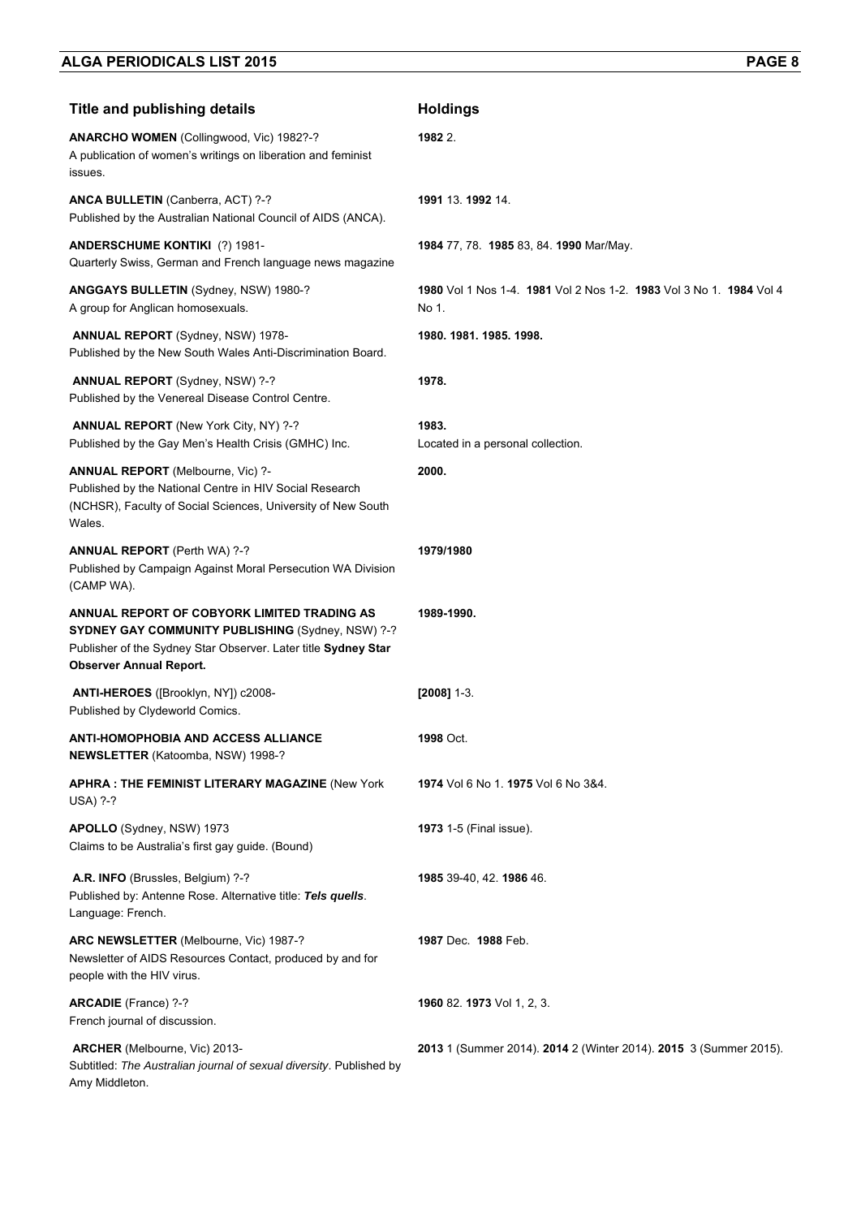| Title and publishing details | Holdings |
| --- | --- |
| **ANARCHO WOMEN** (Collingwood, Vic) 1982?-? A publication of women's writings on liberation and feminist issues. | **1982** 2. |
| **ANCA BULLETIN** (Canberra, ACT) ?-? Published by the Australian National Council of AIDS (ANCA). | **1991** 13. **1992** 14. |
| **ANDERSCHUME KONTIKI** (?) 1981- Quarterly Swiss, German and French language news magazine | **1984** 77, 78. **1985** 83, 84. **1990** Mar/May. |
| **ANGGAYS BULLETIN** (Sydney, NSW) 1980-? A group for Anglican homosexuals. | **1980** Vol 1 Nos 1-4. **1981** Vol 2 Nos 1-2. **1983** Vol 3 No 1. **1984** Vol 4 No 1. |
| **ANNUAL REPORT** (Sydney, NSW) 1978- Published by the New South Wales Anti-Discrimination Board. | **1980. 1981. 1985. 1998.** |
| **ANNUAL REPORT** (Sydney, NSW) ?-? Published by the Venereal Disease Control Centre. | **1978.** |
| **ANNUAL REPORT** (New York City, NY) ?-? Published by the Gay Men's Health Crisis (GMHC) Inc. | **1983.** Located in a personal collection. |
| **ANNUAL REPORT** (Melbourne, Vic) ?- Published by the National Centre in HIV Social Research (NCHSR), Faculty of Social Sciences, University of New South Wales. | **2000.** |
| **ANNUAL REPORT** (Perth WA) ?-? Published by Campaign Against Moral Persecution WA Division (CAMP WA). | **1979/1980** |
| **ANNUAL REPORT OF COBYORK LIMITED TRADING AS SYDNEY GAY COMMUNITY PUBLISHING** (Sydney, NSW) ?-? Publisher of the Sydney Star Observer. Later title **Sydney Star Observer Annual Report.** | **1989-1990.** |
| **ANTI-HEROES** ([Brooklyn, NY]) c2008- Published by Clydeworld Comics. | **[2008]** 1-3. |
| **ANTI-HOMOPHOBIA AND ACCESS ALLIANCE NEWSLETTER** (Katoomba, NSW) 1998-? | **1998** Oct. |
| **APHRA : THE FEMINIST LITERARY MAGAZINE** (New York USA) ?-? | **1974** Vol 6 No 1. **1975** Vol 6 No 3&4. |
| **APOLLO** (Sydney, NSW) 1973 Claims to be Australia's first gay guide. (Bound) | **1973** 1-5 (Final issue). |
| **A.R. INFO** (Brussles, Belgium) ?-? Published by: Antenne Rose. Alternative title: ***Tels quells***. Language: French. | **1985** 39-40, 42. **1986** 46. |
| **ARC NEWSLETTER** (Melbourne, Vic) 1987-? Newsletter of AIDS Resources Contact, produced by and for people with the HIV virus. | **1987** Dec. **1988** Feb. |
| **ARCADIE** (France) ?-? French journal of discussion. | **1960** 82. **1973** Vol 1, 2, 3. |
| **ARCHER** (Melbourne, Vic) 2013- Subtitled: *The Australian journal of sexual diversity*. Published by Amy Middleton. | **2013** 1 (Summer 2014). **2014** 2 (Winter 2014). **2015** 3 (Summer 2015). |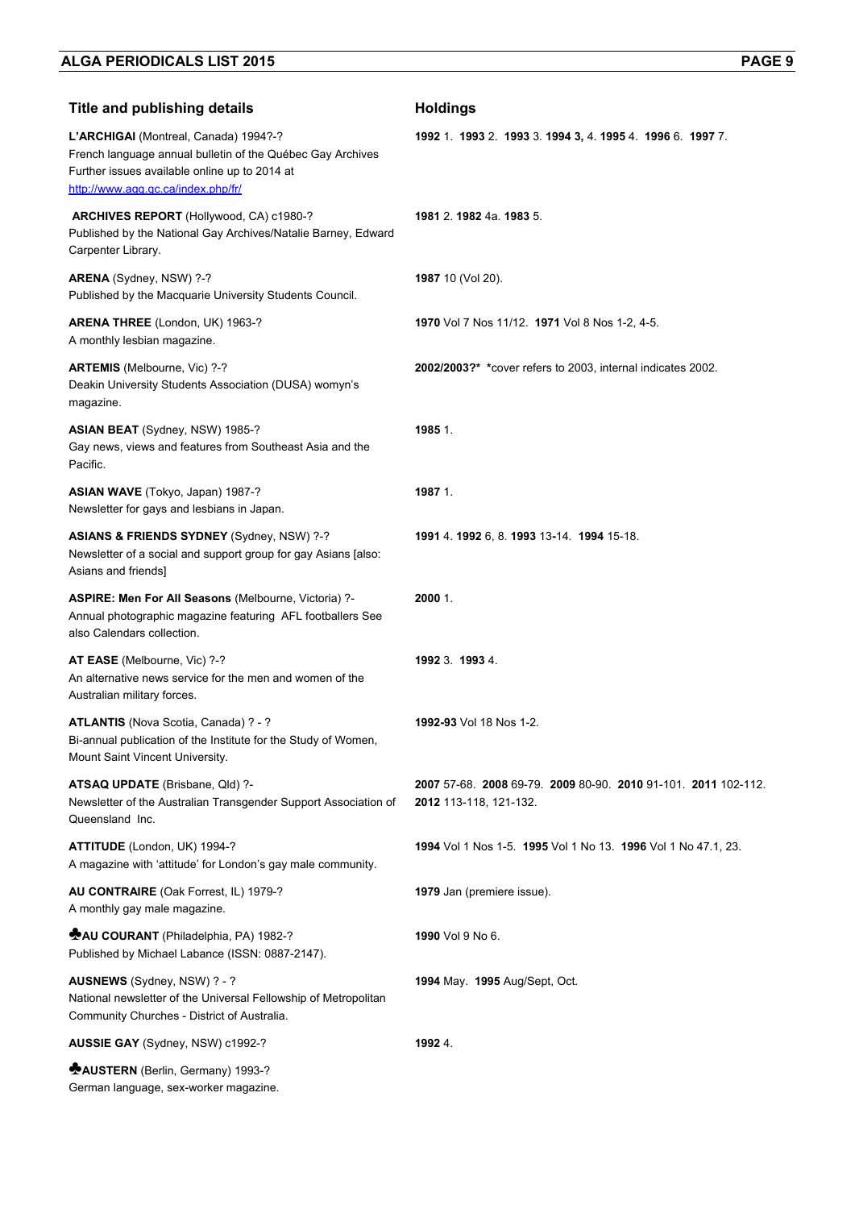| Title and publishing details | Holdings |
|---|---|
| **L'ARCHIGAI** (Montreal, Canada) 1994?-? French language annual bulletin of the Québec Gay Archives Further issues available online up to 2014 at http://www.agq.qc.ca/index.php/fr/ | **1992** 1. **1993** 2. **1993** 3. **1994 3,** 4. **1995** 4. **1996** 6. **1997** 7. |
| **ARCHIVES REPORT** (Hollywood, CA) c1980-? Published by the National Gay Archives/Natalie Barney, Edward Carpenter Library. | **1981** 2. **1982** 4a. **1983** 5. |
| **ARENA** (Sydney, NSW) ?-? Published by the Macquarie University Students Council. | **1987** 10 (Vol 20). |
| **ARENA THREE** (London, UK) 1963-? A monthly lesbian magazine. | **1970** Vol 7 Nos 11/12. **1971** Vol 8 Nos 1-2, 4-5. |
| **ARTEMIS** (Melbourne, Vic) ?-? Deakin University Students Association (DUSA) womyn's magazine. | **2002/2003?\*** \*cover refers to 2003, internal indicates 2002. |
| **ASIAN BEAT** (Sydney, NSW) 1985-? Gay news, views and features from Southeast Asia and the Pacific. | **1985** 1. |
| **ASIAN WAVE** (Tokyo, Japan) 1987-? Newsletter for gays and lesbians in Japan. | **1987** 1. |
| **ASIANS & FRIENDS SYDNEY** (Sydney, NSW) ?-? Newsletter of a social and support group for gay Asians [also: Asians and friends] | **1991** 4. **1992** 6, 8. **1993** 13-14. **1994** 15-18. |
| **ASPIRE: Men For All Seasons** (Melbourne, Victoria) ?- Annual photographic magazine featuring AFL footballers See also Calendars collection. | **2000** 1. |
| **AT EASE** (Melbourne, Vic) ?-? An alternative news service for the men and women of the Australian military forces. | **1992** 3. **1993** 4. |
| **ATLANTIS** (Nova Scotia, Canada) ? - ? Bi-annual publication of the Institute for the Study of Women, Mount Saint Vincent University. | **1992-93** Vol 18 Nos 1-2. |
| **ATSAQ UPDATE** (Brisbane, Qld) ?- Newsletter of the Australian Transgender Support Association of Queensland Inc. | **2007** 57-68. **2008** 69-79. **2009** 80-90. **2010** 91-101. **2011** 102-112. **2012** 113-118, 121-132. |
| **ATTITUDE** (London, UK) 1994-? A magazine with 'attitude' for London's gay male community. | **1994** Vol 1 Nos 1-5. **1995** Vol 1 No 13. **1996** Vol 1 No 47.1, 23. |
| **AU CONTRAIRE** (Oak Forrest, IL) 1979-? A monthly gay male magazine. | **1979** Jan (premiere issue). |
| ♣**AU COURANT** (Philadelphia, PA) 1982-? Published by Michael Labance (ISSN: 0887-2147). | **1990** Vol 9 No 6. |
| **AUSNEWS** (Sydney, NSW) ? - ? National newsletter of the Universal Fellowship of Metropolitan Community Churches - District of Australia. | **1994** May. **1995** Aug/Sept, Oct. |
| **AUSSIE GAY** (Sydney, NSW) c1992-? | **1992** 4. |
| ♣**AUSTERN** (Berlin, Germany) 1993-? German language, sex-worker magazine. | |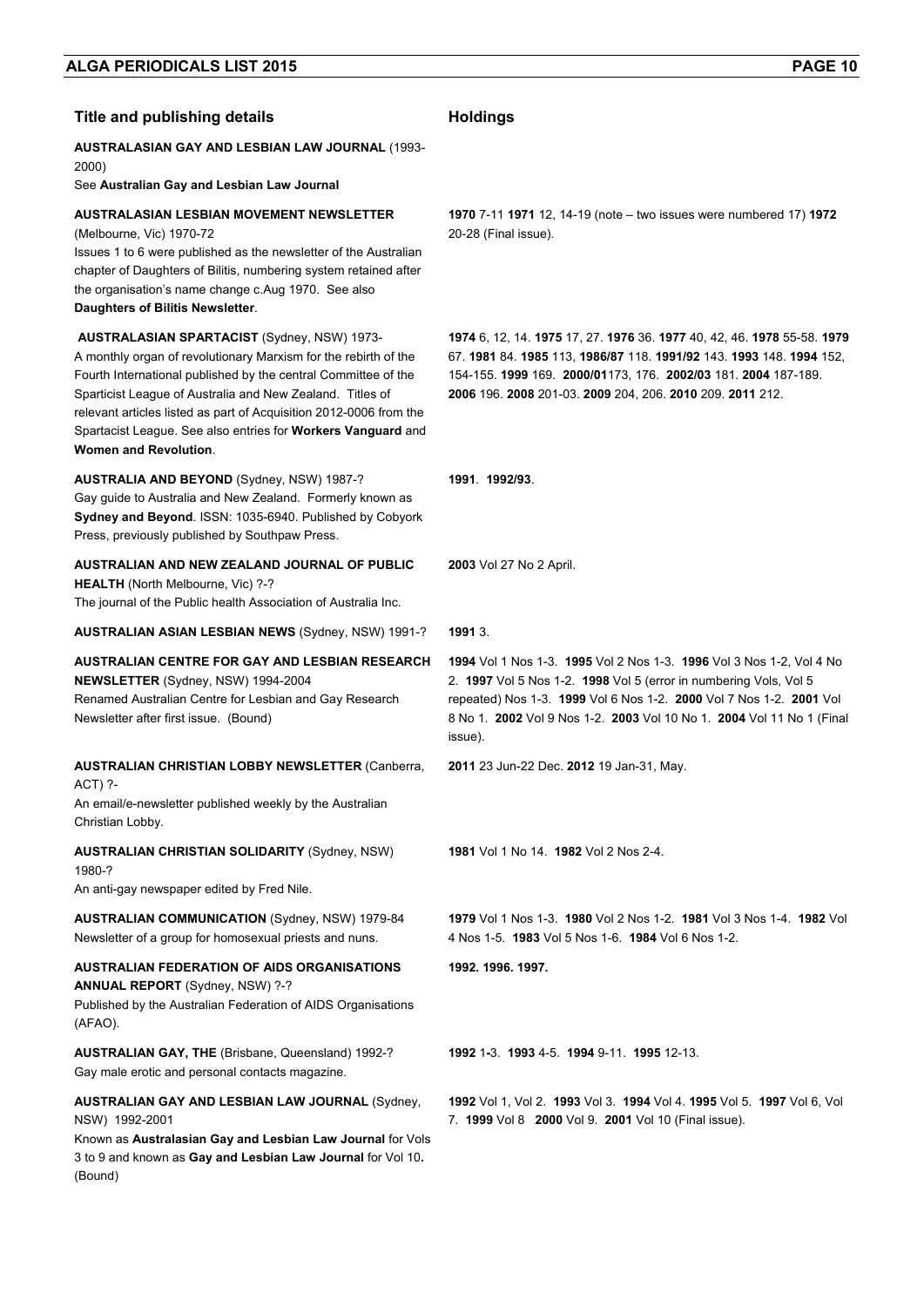| Title and publishing details | Holdings |
|---|---|
| **AUSTRALASIAN GAY AND LESBIAN LAW JOURNAL** (1993-2000)<br>See **Australian Gay and Lesbian Law Journal** | |
| **AUSTRALASIAN LESBIAN MOVEMENT NEWSLETTER** (Melbourne, Vic) 1970-72<br>Issues 1 to 6 were published as the newsletter of the Australian chapter of Daughters of Bilitis, numbering system retained after the organisation's name change c.Aug 1970. See also **Daughters of Bilitis Newsletter**. | **1970** 7-11 **1971** 12, 14-19 (note – two issues were numbered 17) **1972** 20-28 (Final issue). |
| **AUSTRALASIAN SPARTACIST** (Sydney, NSW) 1973-<br>A monthly organ of revolutionary Marxism for the rebirth of the Fourth International published by the central Committee of the Sparticist League of Australia and New Zealand. Titles of relevant articles listed as part of Acquisition 2012-0006 from the Spartacist League. See also entries for **Workers Vanguard** and **Women and Revolution**. | **1974** 6, 12, 14. **1975** 17, 27. **1976** 36. **1977** 40, 42, 46. **1978** 55-58. **1979** 67. **1981** 84. **1985** 113, **1986/87** 118. **1991/92** 143. **1993** 148. **1994** 152, 154-155. **1999** 169. **2000/01**173, 176. **2002/03** 181. **2004** 187-189. **2006** 196. **2008** 201-03. **2009** 204, 206. **2010** 209. **2011** 212. |
| **AUSTRALIA AND BEYOND** (Sydney, NSW) 1987-?<br>Gay guide to Australia and New Zealand. Formerly known as **Sydney and Beyond**. ISSN: 1035-6940. Published by Cobyork Press, previously published by Southpaw Press. | **1991**. **1992/93**. |
| **AUSTRALIAN AND NEW ZEALAND JOURNAL OF PUBLIC HEALTH** (North Melbourne, Vic) ?-?<br>The journal of the Public health Association of Australia Inc. | **2003** Vol 27 No 2 April. |
| **AUSTRALIAN ASIAN LESBIAN NEWS** (Sydney, NSW) 1991-? | **1991** 3. |
| **AUSTRALIAN CENTRE FOR GAY AND LESBIAN RESEARCH NEWSLETTER** (Sydney, NSW) 1994-2004<br>Renamed Australian Centre for Lesbian and Gay Research Newsletter after first issue. (Bound) | **1994** Vol 1 Nos 1-3. **1995** Vol 2 Nos 1-3. **1996** Vol 3 Nos 1-2, Vol 4 No 2. **1997** Vol 5 Nos 1-2. **1998** Vol 5 (error in numbering Vols, Vol 5 repeated) Nos 1-3. **1999** Vol 6 Nos 1-2. **2000** Vol 7 Nos 1-2. **2001** Vol 8 No 1. **2002** Vol 9 Nos 1-2. **2003** Vol 10 No 1. **2004** Vol 11 No 1 (Final issue). |
| **AUSTRALIAN CHRISTIAN LOBBY NEWSLETTER** (Canberra, ACT) ?-<br>An email/e-newsletter published weekly by the Australian Christian Lobby. | **2011** 23 Jun-22 Dec. **2012** 19 Jan-31, May. |
| **AUSTRALIAN CHRISTIAN SOLIDARITY** (Sydney, NSW) 1980-?<br>An anti-gay newspaper edited by Fred Nile. | **1981** Vol 1 No 14. **1982** Vol 2 Nos 2-4. |
| **AUSTRALIAN COMMUNICATION** (Sydney, NSW) 1979-84<br>Newsletter of a group for homosexual priests and nuns. | **1979** Vol 1 Nos 1-3. **1980** Vol 2 Nos 1-2. **1981** Vol 3 Nos 1-4. **1982** Vol 4 Nos 1-5. **1983** Vol 5 Nos 1-6. **1984** Vol 6 Nos 1-2. |
| **AUSTRALIAN FEDERATION OF AIDS ORGANISATIONS ANNUAL REPORT** (Sydney, NSW) ?-?<br>Published by the Australian Federation of AIDS Organisations (AFAO). | **1992. 1996. 1997.** |
| **AUSTRALIAN GAY, THE** (Brisbane, Queensland) 1992-?<br>Gay male erotic and personal contacts magazine. | **1992** 1-3. **1993** 4-5. **1994** 9-11. **1995** 12-13. |
| **AUSTRALIAN GAY AND LESBIAN LAW JOURNAL** (Sydney, NSW) 1992-2001<br>Known as **Australasian Gay and Lesbian Law Journal** for Vols 3 to 9 and known as **Gay and Lesbian Law Journal** for Vol 10**.** (Bound) | **1992** Vol 1, Vol 2. **1993** Vol 3. **1994** Vol 4. **1995** Vol 5. **1997** Vol 6, Vol 7. **1999** Vol 8 **2000** Vol 9. **2001** Vol 10 (Final issue). |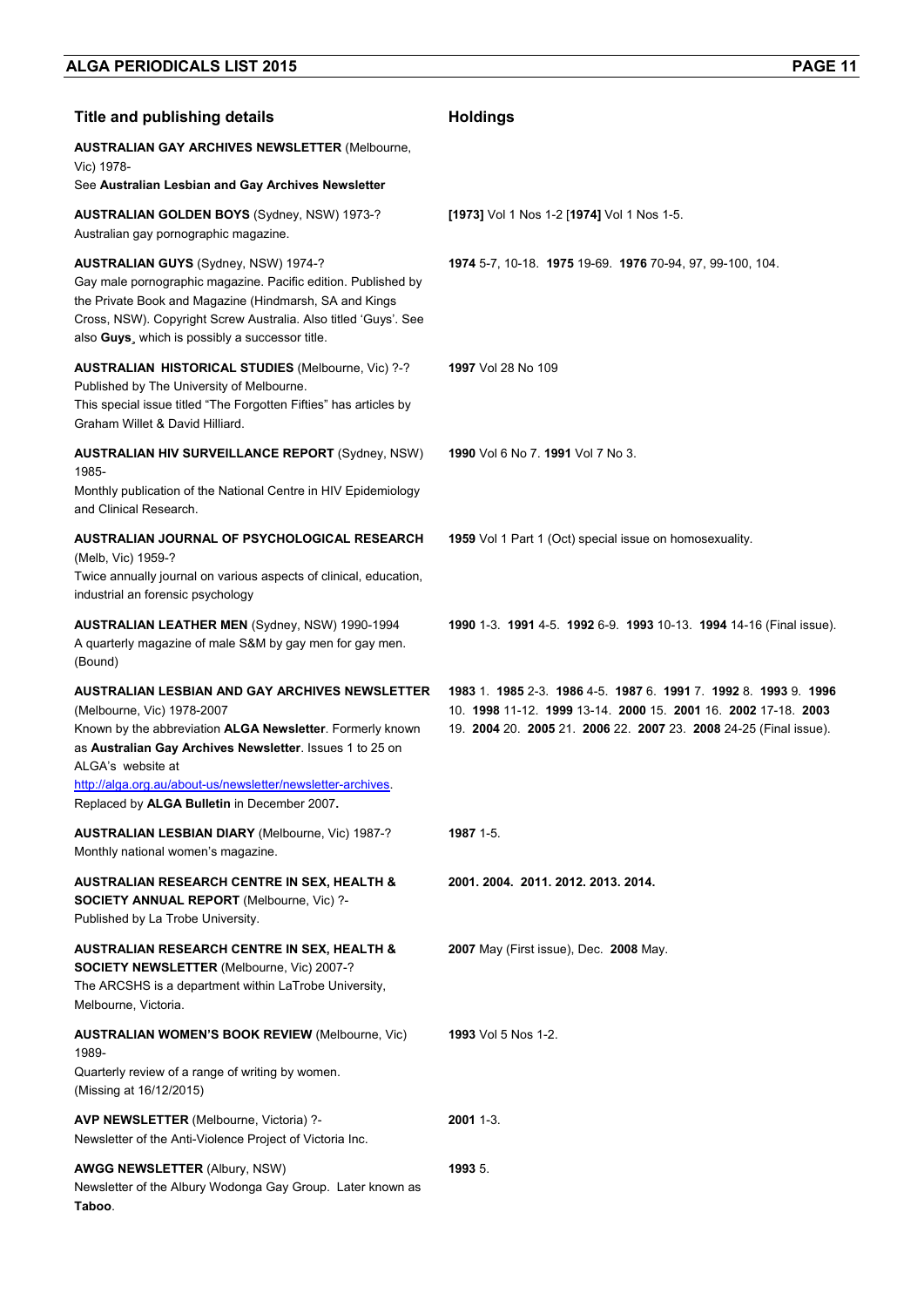| Title and publishing details | Holdings |
|---|---|
| **AUSTRALIAN GAY ARCHIVES NEWSLETTER** (Melbourne, Vic) 1978-<br>See **Australian Lesbian and Gay Archives Newsletter** | |
| **AUSTRALIAN GOLDEN BOYS** (Sydney, NSW) 1973-?<br>Australian gay pornographic magazine. | **[1973]** Vol 1 Nos 1-2 [**1974]** Vol 1 Nos 1-5. |
| **AUSTRALIAN GUYS** (Sydney, NSW) 1974-?<br>Gay male pornographic magazine. Pacific edition. Published by the Private Book and Magazine (Hindmarsh, SA and Kings Cross, NSW). Copyright Screw Australia. Also titled 'Guys'. See also **Guys**¸ which is possibly a successor title. | **1974** 5-7, 10-18. **1975** 19-69. **1976** 70-94, 97, 99-100, 104. |
| **AUSTRALIAN HISTORICAL STUDIES** (Melbourne, Vic) ?-?<br>Published by The University of Melbourne.<br>This special issue titled "The Forgotten Fifties" has articles by Graham Willet & David Hilliard. | **1997** Vol 28 No 109 |
| **AUSTRALIAN HIV SURVEILLANCE REPORT** (Sydney, NSW) 1985-<br>Monthly publication of the National Centre in HIV Epidemiology and Clinical Research. | **1990** Vol 6 No 7. **1991** Vol 7 No 3. |
| **AUSTRALIAN JOURNAL OF PSYCHOLOGICAL RESEARCH** (Melb, Vic) 1959-?<br>Twice annually journal on various aspects of clinical, education, industrial an forensic psychology | **1959** Vol 1 Part 1 (Oct) special issue on homosexuality. |
| **AUSTRALIAN LEATHER MEN** (Sydney, NSW) 1990-1994<br>A quarterly magazine of male S&M by gay men for gay men. (Bound) | **1990** 1-3. **1991** 4-5. **1992** 6-9. **1993** 10-13. **1994** 14-16 (Final issue). |
| **AUSTRALIAN LESBIAN AND GAY ARCHIVES NEWSLETTER** (Melbourne, Vic) 1978-2007<br>Known by the abbreviation **ALGA Newsletter**. Formerly known as **Australian Gay Archives Newsletter**. Issues 1 to 25 on ALGA's website at http://alga.org.au/about-us/newsletter/newsletter-archives.<br>Replaced by **ALGA Bulletin** in December 2007**.** | **1983** 1. **1985** 2-3. **1986** 4-5. **1987** 6. **1991** 7. **1992** 8. **1993** 9. **1996** 10. **1998** 11-12. **1999** 13-14. **2000** 15. **2001** 16. **2002** 17-18. **2003** 19. **2004** 20. **2005** 21. **2006** 22. **2007** 23. **2008** 24-25 (Final issue). |
| **AUSTRALIAN LESBIAN DIARY** (Melbourne, Vic) 1987-?<br>Monthly national women's magazine. | **1987** 1-5. |
| **AUSTRALIAN RESEARCH CENTRE IN SEX, HEALTH & SOCIETY ANNUAL REPORT** (Melbourne, Vic) ?-<br>Published by La Trobe University. | **2001. 2004. 2011. 2012. 2013. 2014.** |
| **AUSTRALIAN RESEARCH CENTRE IN SEX, HEALTH & SOCIETY NEWSLETTER** (Melbourne, Vic) 2007-?<br>The ARCSHS is a department within LaTrobe University, Melbourne, Victoria. | **2007** May (First issue), Dec. **2008** May. |
| **AUSTRALIAN WOMEN'S BOOK REVIEW** (Melbourne, Vic) 1989-<br>Quarterly review of a range of writing by women.<br>(Missing at 16/12/2015) | **1993** Vol 5 Nos 1-2. |
| **AVP NEWSLETTER** (Melbourne, Victoria) ?-<br>Newsletter of the Anti-Violence Project of Victoria Inc. | **2001** 1-3. |
| **AWGG NEWSLETTER** (Albury, NSW)<br>Newsletter of the Albury Wodonga Gay Group. Later known as **Taboo**. | **1993** 5. |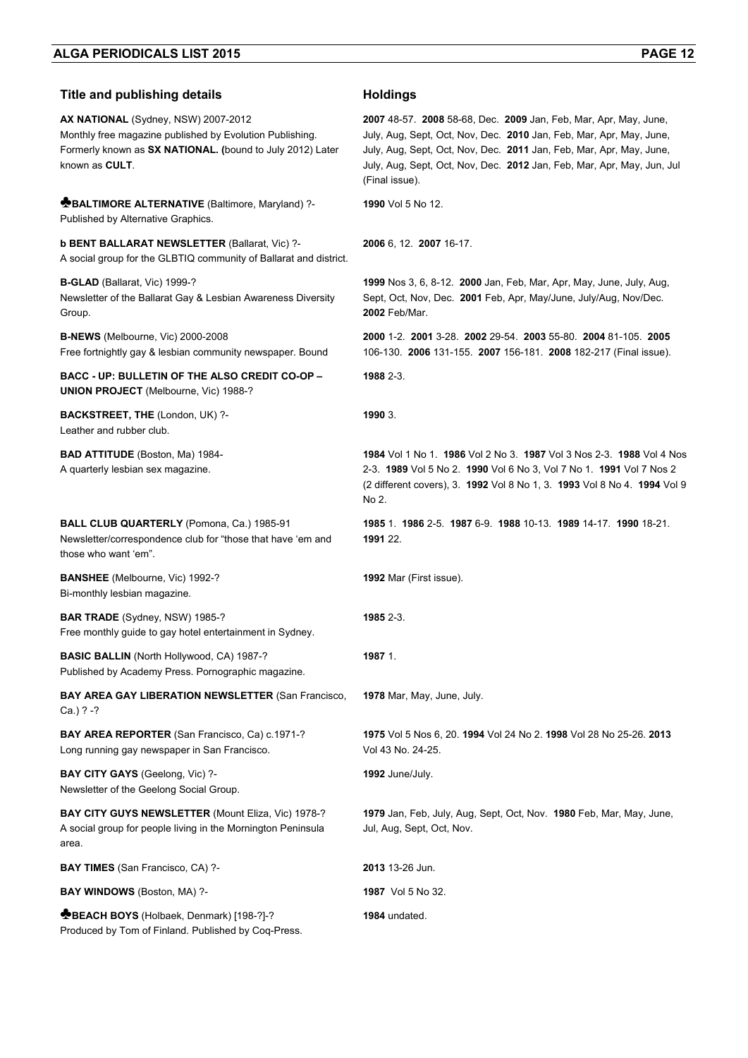| Title and publishing details | Holdings |
|---|---|
| **AX NATIONAL** (Sydney, NSW) 2007-2012<br>Monthly free magazine published by Evolution Publishing. Formerly known as **SX NATIONAL. (**bound to July 2012) Later known as **CULT**. | **2007** 48-57. **2008** 58-68, Dec. **2009** Jan, Feb, Mar, Apr, May, June, July, Aug, Sept, Oct, Nov, Dec. **2010** Jan, Feb, Mar, Apr, May, June, July, Aug, Sept, Oct, Nov, Dec. **2011** Jan, Feb, Mar, Apr, May, June, July, Aug, Sept, Oct, Nov, Dec. **2012** Jan, Feb, Mar, Apr, May, Jun, Jul (Final issue). |
| ♣**BALTIMORE ALTERNATIVE** (Baltimore, Maryland) ?-<br>Published by Alternative Graphics. | **1990** Vol 5 No 12. |
| **b BENT BALLARAT NEWSLETTER** (Ballarat, Vic) ?-<br>A social group for the GLBTIQ community of Ballarat and district. | **2006** 6, 12. **2007** 16-17. |
| **B-GLAD** (Ballarat, Vic) 1999-?<br>Newsletter of the Ballarat Gay & Lesbian Awareness Diversity Group. | **1999** Nos 3, 6, 8-12. **2000** Jan, Feb, Mar, Apr, May, June, July, Aug, Sept, Oct, Nov, Dec. **2001** Feb, Apr, May/June, July/Aug, Nov/Dec. **2002** Feb/Mar. |
| **B-NEWS** (Melbourne, Vic) 2000-2008<br>Free fortnightly gay & lesbian community newspaper. Bound | **2000** 1-2. **2001** 3-28. **2002** 29-54. **2003** 55-80. **2004** 81-105. **2005** 106-130. **2006** 131-155. **2007** 156-181. **2008** 182-217 (Final issue). |
| **BACC - UP: BULLETIN OF THE ALSO CREDIT CO-OP – UNION PROJECT** (Melbourne, Vic) 1988-? | **1988** 2-3. |
| **BACKSTREET, THE** (London, UK) ?-<br>Leather and rubber club. | **1990** 3. |
| **BAD ATTITUDE** (Boston, Ma) 1984-<br>A quarterly lesbian sex magazine. | **1984** Vol 1 No 1. **1986** Vol 2 No 3. **1987** Vol 3 Nos 2-3. **1988** Vol 4 Nos 2-3. **1989** Vol 5 No 2. **1990** Vol 6 No 3, Vol 7 No 1. **1991** Vol 7 Nos 2 (2 different covers), 3. **1992** Vol 8 No 1, 3. **1993** Vol 8 No 4. **1994** Vol 9 No 2. |
| **BALL CLUB QUARTERLY** (Pomona, Ca.) 1985-91<br>Newsletter/correspondence club for "those that have 'em and those who want 'em". | **1985** 1. **1986** 2-5. **1987** 6-9. **1988** 10-13. **1989** 14-17. **1990** 18-21. **1991** 22. |
| **BANSHEE** (Melbourne, Vic) 1992-?<br>Bi-monthly lesbian magazine. | **1992** Mar (First issue). |
| **BAR TRADE** (Sydney, NSW) 1985-?<br>Free monthly guide to gay hotel entertainment in Sydney. | **1985** 2-3. |
| **BASIC BALLIN** (North Hollywood, CA) 1987-?<br>Published by Academy Press. Pornographic magazine. | **1987** 1. |
| **BAY AREA GAY LIBERATION NEWSLETTER** (San Francisco, Ca.) ? -? | **1978** Mar, May, June, July. |
| **BAY AREA REPORTER** (San Francisco, Ca) c.1971-?<br>Long running gay newspaper in San Francisco. | **1975** Vol 5 Nos 6, 20. **1994** Vol 24 No 2. **1998** Vol 28 No 25-26. **2013** Vol 43 No. 24-25. |
| **BAY CITY GAYS** (Geelong, Vic) ?-<br>Newsletter of the Geelong Social Group. | **1992** June/July. |
| **BAY CITY GUYS NEWSLETTER** (Mount Eliza, Vic) 1978-?<br>A social group for people living in the Mornington Peninsula area. | **1979** Jan, Feb, July, Aug, Sept, Oct, Nov. **1980** Feb, Mar, May, June, Jul, Aug, Sept, Oct, Nov. |
| **BAY TIMES** (San Francisco, CA) ?- | **2013** 13-26 Jun. |
| **BAY WINDOWS** (Boston, MA) ?- | **1987** Vol 5 No 32. |
| ♣**BEACH BOYS** (Holbaek, Denmark) [198-?]-?<br>Produced by Tom of Finland. Published by Coq-Press. | **1984** undated. |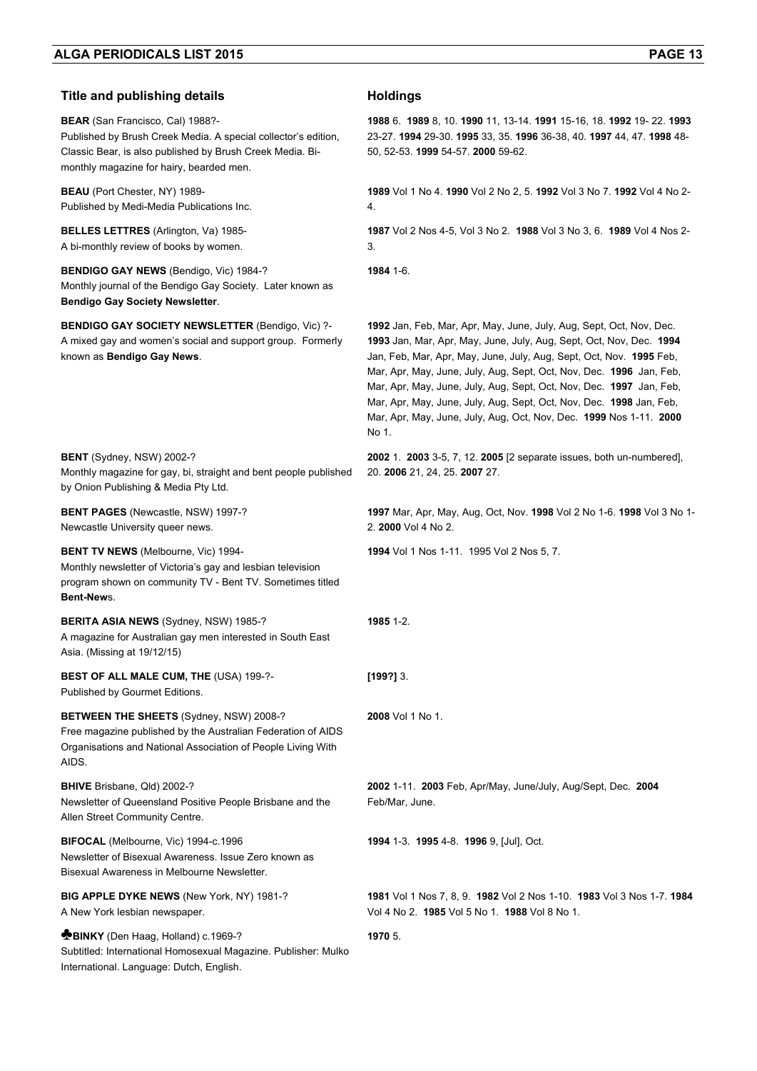| Title and publishing details | Holdings |
|---|---|
| **BEAR** (San Francisco, Cal) 1988?-<br>Published by Brush Creek Media. A special collector's edition, Classic Bear, is also published by Brush Creek Media. Bi-monthly magazine for hairy, bearded men. | **1988** 6. **1989** 8, 10. **1990** 11, 13-14. **1991** 15-16, 18. **1992** 19- 22. **1993** 23-27. **1994** 29-30. **1995** 33, 35. **1996** 36-38, 40. **1997** 44, 47. **1998** 48-50, 52-53. **1999** 54-57. **2000** 59-62. |
| **BEAU** (Port Chester, NY) 1989-<br>Published by Medi-Media Publications Inc. | **1989** Vol 1 No 4. **1990** Vol 2 No 2, 5. **1992** Vol 3 No 7. **1992** Vol 4 No 2-4. |
| **BELLES LETTRES** (Arlington, Va) 1985-<br>A bi-monthly review of books by women. | **1987** Vol 2 Nos 4-5, Vol 3 No 2. **1988** Vol 3 No 3, 6. **1989** Vol 4 Nos 2-3. |
| **BENDIGO GAY NEWS** (Bendigo, Vic) 1984-?<br>Monthly journal of the Bendigo Gay Society. Later known as **Bendigo Gay Society Newsletter**. | **1984** 1-6. |
| **BENDIGO GAY SOCIETY NEWSLETTER** (Bendigo, Vic) ?-<br>A mixed gay and women's social and support group. Formerly known as **Bendigo Gay News**. | **1992** Jan, Feb, Mar, Apr, May, June, July, Aug, Sept, Oct, Nov, Dec. **1993** Jan, Mar, Apr, May, June, July, Aug, Sept, Oct, Nov, Dec. **1994** Jan, Feb, Mar, Apr, May, June, July, Aug, Sept, Oct, Nov. **1995** Feb, Mar, Apr, May, June, July, Aug, Sept, Oct, Nov, Dec. **1996** Jan, Feb, Mar, Apr, May, June, July, Aug, Sept, Oct, Nov, Dec. **1997** Jan, Feb, Mar, Apr, May, June, July, Aug, Sept, Oct, Nov, Dec. **1998** Jan, Feb, Mar, Apr, May, June, July, Aug, Oct, Nov, Dec. **1999** Nos 1-11. **2000** No 1. |
| **BENT** (Sydney, NSW) 2002-?<br>Monthly magazine for gay, bi, straight and bent people published by Onion Publishing & Media Pty Ltd. | **2002** 1. **2003** 3-5, 7, 12. **2005** [2 separate issues, both un-numbered], 20. **2006** 21, 24, 25. **2007** 27. |
| **BENT PAGES** (Newcastle, NSW) 1997-?<br>Newcastle University queer news. | **1997** Mar, Apr, May, Aug, Oct, Nov. **1998** Vol 2 No 1-6. **1998** Vol 3 No 1-2. **2000** Vol 4 No 2. |
| **BENT TV NEWS** (Melbourne, Vic) 1994-<br>Monthly newsletter of Victoria's gay and lesbian television program shown on community TV - Bent TV. Sometimes titled **Bent-New**s. | **1994** Vol 1 Nos 1-11. 1995 Vol 2 Nos 5, 7. |
| **BERITA ASIA NEWS** (Sydney, NSW) 1985-?<br>A magazine for Australian gay men interested in South East Asia. (Missing at 19/12/15) | **1985** 1-2. |
| **BEST OF ALL MALE CUM, THE** (USA) 199-?-<br>Published by Gourmet Editions. | **[199?]** 3. |
| **BETWEEN THE SHEETS** (Sydney, NSW) 2008-?<br>Free magazine published by the Australian Federation of AIDS Organisations and National Association of People Living With AIDS. | **2008** Vol 1 No 1. |
| **BHIVE** Brisbane, Qld) 2002-?<br>Newsletter of Queensland Positive People Brisbane and the Allen Street Community Centre. | **2002** 1-11. **2003** Feb, Apr/May, June/July, Aug/Sept, Dec. **2004** Feb/Mar, June. |
| **BIFOCAL** (Melbourne, Vic) 1994-c.1996<br>Newsletter of Bisexual Awareness. Issue Zero known as Bisexual Awareness in Melbourne Newsletter. | **1994** 1-3. **1995** 4-8. **1996** 9, [Jul], Oct. |
| **BIG APPLE DYKE NEWS** (New York, NY) 1981-?<br>A New York lesbian newspaper. | **1981** Vol 1 Nos 7, 8, 9. **1982** Vol 2 Nos 1-10. **1983** Vol 3 Nos 1-7. **1984** Vol 4 No 2. **1985** Vol 5 No 1. **1988** Vol 8 No 1. |
| ♣**BINKY** (Den Haag, Holland) c.1969-?<br>Subtitled: International Homosexual Magazine. Publisher: Mulko International. Language: Dutch, English. | **1970** 5. |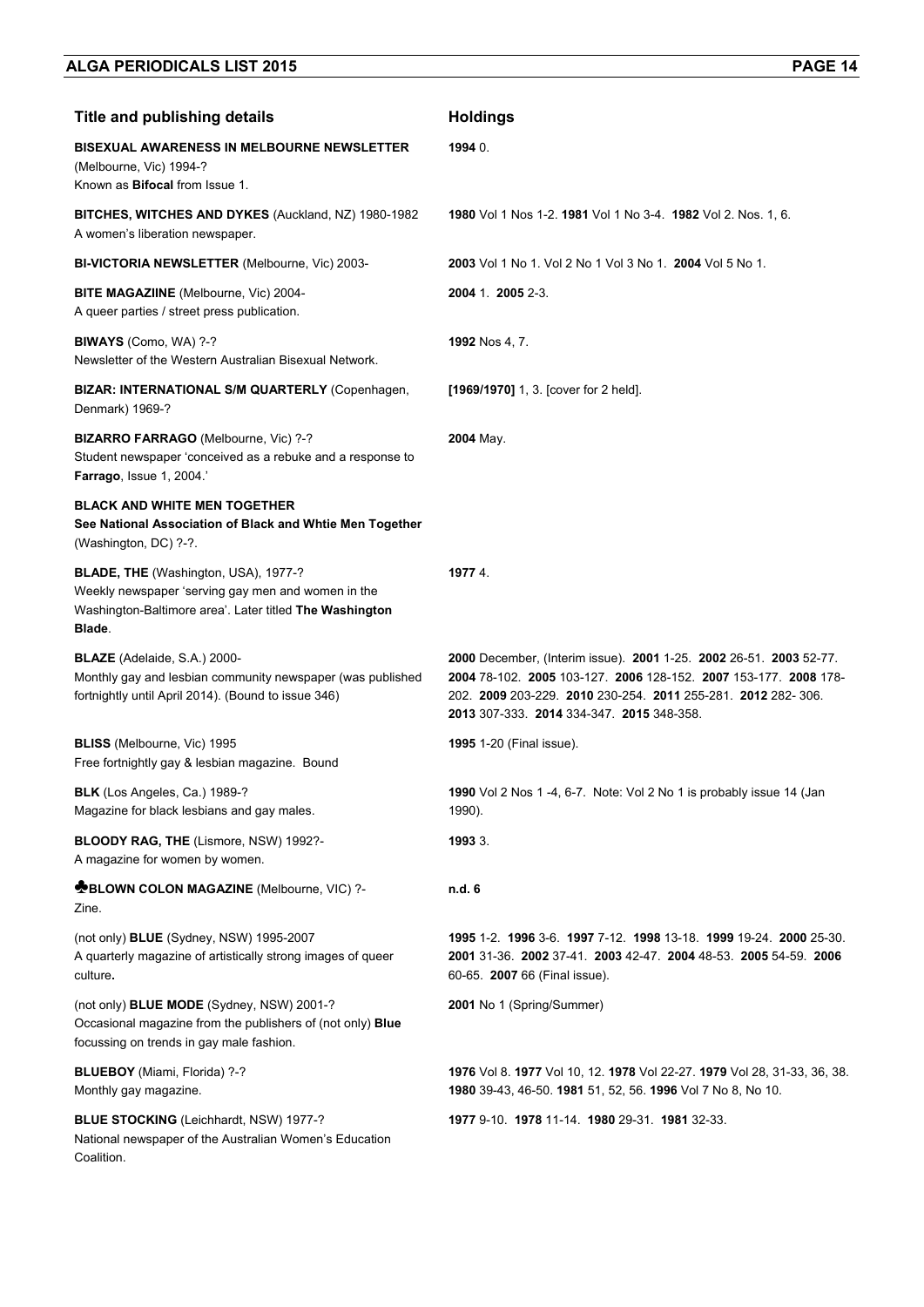| Title and publishing details | Holdings |
| --- | --- |
| **BISEXUAL AWARENESS IN MELBOURNE NEWSLETTER** (Melbourne, Vic) 1994-? Known as **Bifocal** from Issue 1. | **1994** 0. |
| **BITCHES, WITCHES AND DYKES** (Auckland, NZ) 1980-1982 A women's liberation newspaper. | **1980** Vol 1 Nos 1-2. **1981** Vol 1 No 3-4. **1982** Vol 2. Nos. 1, 6. |
| **BI-VICTORIA NEWSLETTER** (Melbourne, Vic) 2003- | **2003** Vol 1 No 1. Vol 2 No 1 Vol 3 No 1. **2004** Vol 5 No 1. |
| **BITE MAGAZIINE** (Melbourne, Vic) 2004- A queer parties / street press publication. | **2004** 1. **2005** 2-3. |
| **BIWAYS** (Como, WA) ?-? Newsletter of the Western Australian Bisexual Network. | **1992** Nos 4, 7. |
| **BIZAR: INTERNATIONAL S/M QUARTERLY** (Copenhagen, Denmark) 1969-? | **[1969/1970]** 1, 3. [cover for 2 held]. |
| **BIZARRO FARRAGO** (Melbourne, Vic) ?-? Student newspaper 'conceived as a rebuke and a response to **Farrago**, Issue 1, 2004.' | **2004** May. |
| **BLACK AND WHITE MEN TOGETHER** **See National Association of Black and Whtie Men Together** (Washington, DC) ?-?. | |
| **BLADE, THE** (Washington, USA), 1977-? Weekly newspaper 'serving gay men and women in the Washington-Baltimore area'. Later titled **The Washington Blade**. | **1977** 4. |
| **BLAZE** (Adelaide, S.A.) 2000- Monthly gay and lesbian community newspaper (was published fortnightly until April 2014). (Bound to issue 346) | **2000** December, (Interim issue). **2001** 1-25. **2002** 26-51. **2003** 52-77. **2004** 78-102. **2005** 103-127. **2006** 128-152. **2007** 153-177. **2008** 178-202. **2009** 203-229. **2010** 230-254. **2011** 255-281. **2012** 282- 306. **2013** 307-333. **2014** 334-347. **2015** 348-358. |
| **BLISS** (Melbourne, Vic) 1995 Free fortnightly gay & lesbian magazine. Bound | **1995** 1-20 (Final issue). |
| **BLK** (Los Angeles, Ca.) 1989-? Magazine for black lesbians and gay males. | **1990** Vol 2 Nos 1 -4, 6-7. Note: Vol 2 No 1 is probably issue 14 (Jan 1990). |
| **BLOODY RAG, THE** (Lismore, NSW) 1992?- A magazine for women by women. | **1993** 3. |
| ♣**BLOWN COLON MAGAZINE** (Melbourne, VIC) ?- Zine. | **n.d. 6** |
| (not only) **BLUE** (Sydney, NSW) 1995-2007 A quarterly magazine of artistically strong images of queer culture**.** | **1995** 1-2. **1996** 3-6. **1997** 7-12. **1998** 13-18. **1999** 19-24. **2000** 25-30. **2001** 31-36. **2002** 37-41. **2003** 42-47. **2004** 48-53. **2005** 54-59. **2006** 60-65. **2007** 66 (Final issue). |
| (not only) **BLUE MODE** (Sydney, NSW) 2001-? Occasional magazine from the publishers of (not only) **Blue** focussing on trends in gay male fashion. | **2001** No 1 (Spring/Summer) |
| **BLUEBOY** (Miami, Florida) ?-? Monthly gay magazine. | **1976** Vol 8. **1977** Vol 10, 12. **1978** Vol 22-27. **1979** Vol 28, 31-33, 36, 38. **1980** 39-43, 46-50. **1981** 51, 52, 56. **1996** Vol 7 No 8, No 10. |
| **BLUE STOCKING** (Leichhardt, NSW) 1977-? National newspaper of the Australian Women's Education Coalition. | **1977** 9-10. **1978** 11-14. **1980** 29-31. **1981** 32-33. |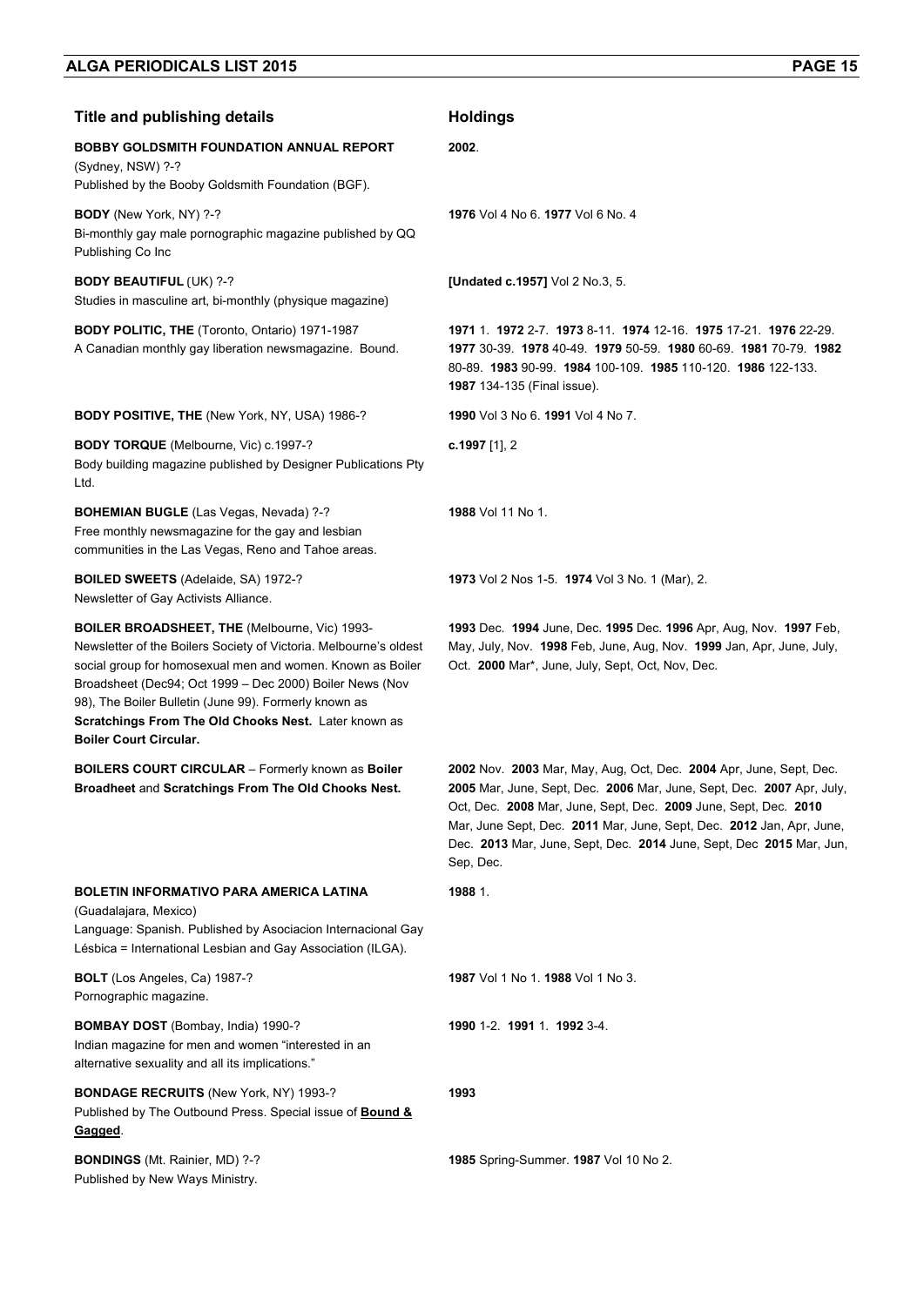| Title and publishing details | Holdings |
|---|---|
| **BOBBY GOLDSMITH FOUNDATION ANNUAL REPORT** (Sydney, NSW) ?-? Published by the Booby Goldsmith Foundation (BGF). | **2002**. |
| **BODY** (New York, NY) ?-? Bi-monthly gay male pornographic magazine published by QQ Publishing Co Inc | **1976** Vol 4 No 6. **1977** Vol 6 No. 4 |
| **BODY BEAUTIFUL** (UK) ?-? Studies in masculine art, bi-monthly (physique magazine) | **[Undated c.1957]** Vol 2 No.3, 5. |
| **BODY POLITIC, THE** (Toronto, Ontario) 1971-1987 A Canadian monthly gay liberation newsmagazine. Bound. | **1971** 1. **1972** 2-7. **1973** 8-11. **1974** 12-16. **1975** 17-21. **1976** 22-29. **1977** 30-39. **1978** 40-49. **1979** 50-59. **1980** 60-69. **1981** 70-79. **1982** 80-89. **1983** 90-99. **1984** 100-109. **1985** 110-120. **1986** 122-133. **1987** 134-135 (Final issue). |
| **BODY POSITIVE, THE** (New York, NY, USA) 1986-? | **1990** Vol 3 No 6. **1991** Vol 4 No 7. |
| **BODY TORQUE** (Melbourne, Vic) c.1997-? Body building magazine published by Designer Publications Pty Ltd. | **c.1997** [1], 2 |
| **BOHEMIAN BUGLE** (Las Vegas, Nevada) ?-? Free monthly newsmagazine for the gay and lesbian communities in the Las Vegas, Reno and Tahoe areas. | **1988** Vol 11 No 1. |
| **BOILED SWEETS** (Adelaide, SA) 1972-? Newsletter of Gay Activists Alliance. | **1973** Vol 2 Nos 1-5. **1974** Vol 3 No. 1 (Mar), 2. |
| **BOILER BROADSHEET, THE** (Melbourne, Vic) 1993- Newsletter of the Boilers Society of Victoria. Melbourne's oldest social group for homosexual men and women. Known as Boiler Broadsheet (Dec94; Oct 1999 – Dec 2000) Boiler News (Nov 98), The Boiler Bulletin (June 99). Formerly known as **Scratchings From The Old Chooks Nest.** Later known as **Boiler Court Circular.** | **1993** Dec. **1994** June, Dec. **1995** Dec. **1996** Apr, Aug, Nov. **1997** Feb, May, July, Nov. **1998** Feb, June, Aug, Nov. **1999** Jan, Apr, June, July, Oct. **2000** Mar*, June, July, Sept, Oct, Nov, Dec. |
| **BOILERS COURT CIRCULAR** – Formerly known as **Boiler Broadheet** and **Scratchings From The Old Chooks Nest.** | **2002** Nov. **2003** Mar, May, Aug, Oct, Dec. **2004** Apr, June, Sept, Dec. **2005** Mar, June, Sept, Dec. **2006** Mar, June, Sept, Dec. **2007** Apr, July, Oct, Dec. **2008** Mar, June, Sept, Dec. **2009** June, Sept, Dec. **2010** Mar, June Sept, Dec. **2011** Mar, June, Sept, Dec. **2012** Jan, Apr, June, Dec. **2013** Mar, June, Sept, Dec. **2014** June, Sept, Dec **2015** Mar, Jun, Sep, Dec. |
| **BOLETIN INFORMATIVO PARA AMERICA LATINA** (Guadalajara, Mexico) Language: Spanish. Published by Asociacion Internacional Gay Lésbica = International Lesbian and Gay Association (ILGA). | **1988** 1. |
| **BOLT** (Los Angeles, Ca) 1987-? Pornographic magazine. | **1987** Vol 1 No 1. **1988** Vol 1 No 3. |
| **BOMBAY DOST** (Bombay, India) 1990-? Indian magazine for men and women "interested in an alternative sexuality and all its implications." | **1990** 1-2. **1991** 1. **1992** 3-4. |
| **BONDAGE RECRUITS** (New York, NY) 1993-? Published by The Outbound Press. Special issue of **Bound & Gagged**. | **1993** |
| **BONDINGS** (Mt. Rainier, MD) ?-? Published by New Ways Ministry. | **1985** Spring-Summer. **1987** Vol 10 No 2. |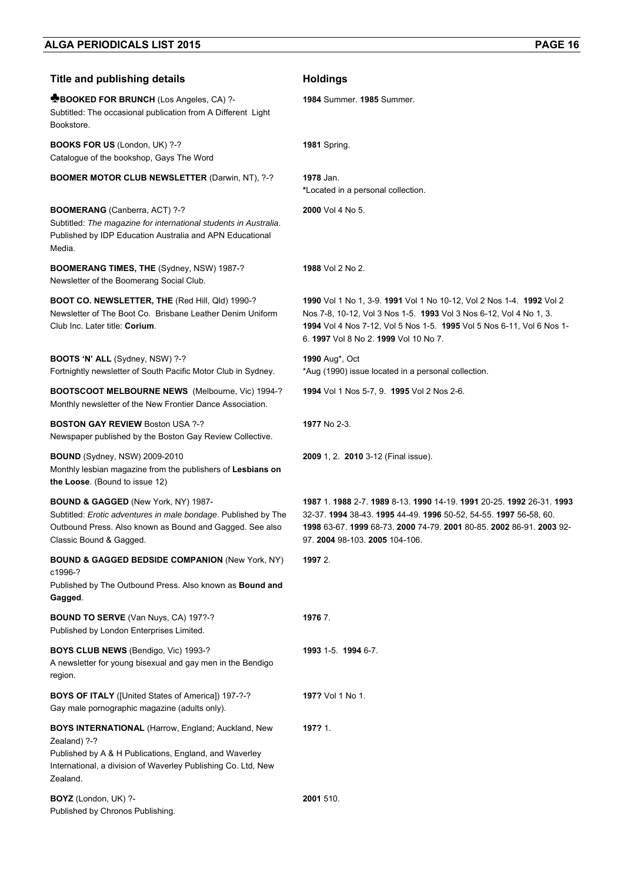| Title and publishing details | Holdings |
|---|---|
| ♣**BOOKED FOR BRUNCH** (Los Angeles, CA) ?-<br>Subtitled: The occasional publication from A Different Light Bookstore. | **1984** Summer. **1985** Summer. |
| **BOOKS FOR US** (London, UK) ?-?<br>Catalogue of the bookshop, Gays The Word | **1981** Spring. |
| **BOOMER MOTOR CLUB NEWSLETTER** (Darwin, NT), ?-? | **1978** Jan.<br>*Located in a personal collection. |
| **BOOMERANG** (Canberra, ACT) ?-?<br>Subtitled: *The magazine for international students in Australia*. Published by IDP Education Australia and APN Educational Media. | **2000** Vol 4 No 5. |
| **BOOMERANG TIMES, THE** (Sydney, NSW) 1987-?<br>Newsletter of the Boomerang Social Club. | **1988** Vol 2 No 2. |
| **BOOT CO. NEWSLETTER, THE** (Red Hill, Qld) 1990-?<br>Newsletter of The Boot Co. Brisbane Leather Denim Uniform Club Inc. Later title: **Corium**. | **1990** Vol 1 No 1, 3-9. **1991** Vol 1 No 10-12, Vol 2 Nos 1-4. **1992** Vol 2 Nos 7-8, 10-12, Vol 3 Nos 1-5. **1993** Vol 3 Nos 6-12, Vol 4 No 1, 3. **1994** Vol 4 Nos 7-12, Vol 5 Nos 1-5. **1995** Vol 5 Nos 6-11, Vol 6 Nos 1-6. **1997** Vol 8 No 2. **1999** Vol 10 No 7. |
| **BOOTS 'N' ALL** (Sydney, NSW) ?-?<br>Fortnightly newsletter of South Pacific Motor Club in Sydney. | **1990** Aug*, Oct<br>*Aug (1990) issue located in a personal collection. |
| **BOOTSCOOT MELBOURNE NEWS** (Melbourne, Vic) 1994-?<br>Monthly newsletter of the New Frontier Dance Association. | **1994** Vol 1 Nos 5-7, 9. **1995** Vol 2 Nos 2-6. |
| **BOSTON GAY REVIEW** Boston USA ?-?<br>Newspaper published by the Boston Gay Review Collective. | **1977** No 2-3. |
| **BOUND** (Sydney, NSW) 2009-2010<br>Monthly lesbian magazine from the publishers of **Lesbians on the Loose**. (Bound to issue 12) | **2009** 1, 2. **2010** 3-12 (Final issue). |
| **BOUND & GAGGED** (New York, NY) 1987-<br>Subtitled: *Erotic adventures in male bondage*. Published by The Outbound Press. Also known as Bound and Gagged. See also Classic Bound & Gagged. | **1987** 1. **1988** 2-7. **1989** 8-13. **1990** 14-19. **1991** 20-25. **1992** 26-31. **1993** 32-37. **1994** 38-43. **1995** 44-49. **1996** 50-52, 54-55. **1997** 56-58, 60. **1998** 63-67. **1999** 68-73. **2000** 74-79. **2001** 80-85. **2002** 86-91. **2003** 92-97. **2004** 98-103. **2005** 104-106. |
| **BOUND & GAGGED BEDSIDE COMPANION** (New York, NY) c1996-?<br>Published by The Outbound Press. Also known as **Bound and Gagged**. | **1997** 2. |
| **BOUND TO SERVE** (Van Nuys, CA) 197?-?<br>Published by London Enterprises Limited. | **1976** 7. |
| **BOYS CLUB NEWS** (Bendigo, Vic) 1993-?<br>A newsletter for young bisexual and gay men in the Bendigo region. | **1993** 1-5. **1994** 6-7. |
| **BOYS OF ITALY** ([United States of America]) 197-?-?<br>Gay male pornographic magazine (adults only). | **197?** Vol 1 No 1. |
| **BOYS INTERNATIONAL** (Harrow, England; Auckland, New Zealand) ?-?<br>Published by A & H Publications, England, and Waverley International, a division of Waverley Publishing Co. Ltd, New Zealand. | **197?** 1. |
| **BOYZ** (London, UK) ?-<br>Published by Chronos Publishing. | **2001** 510. |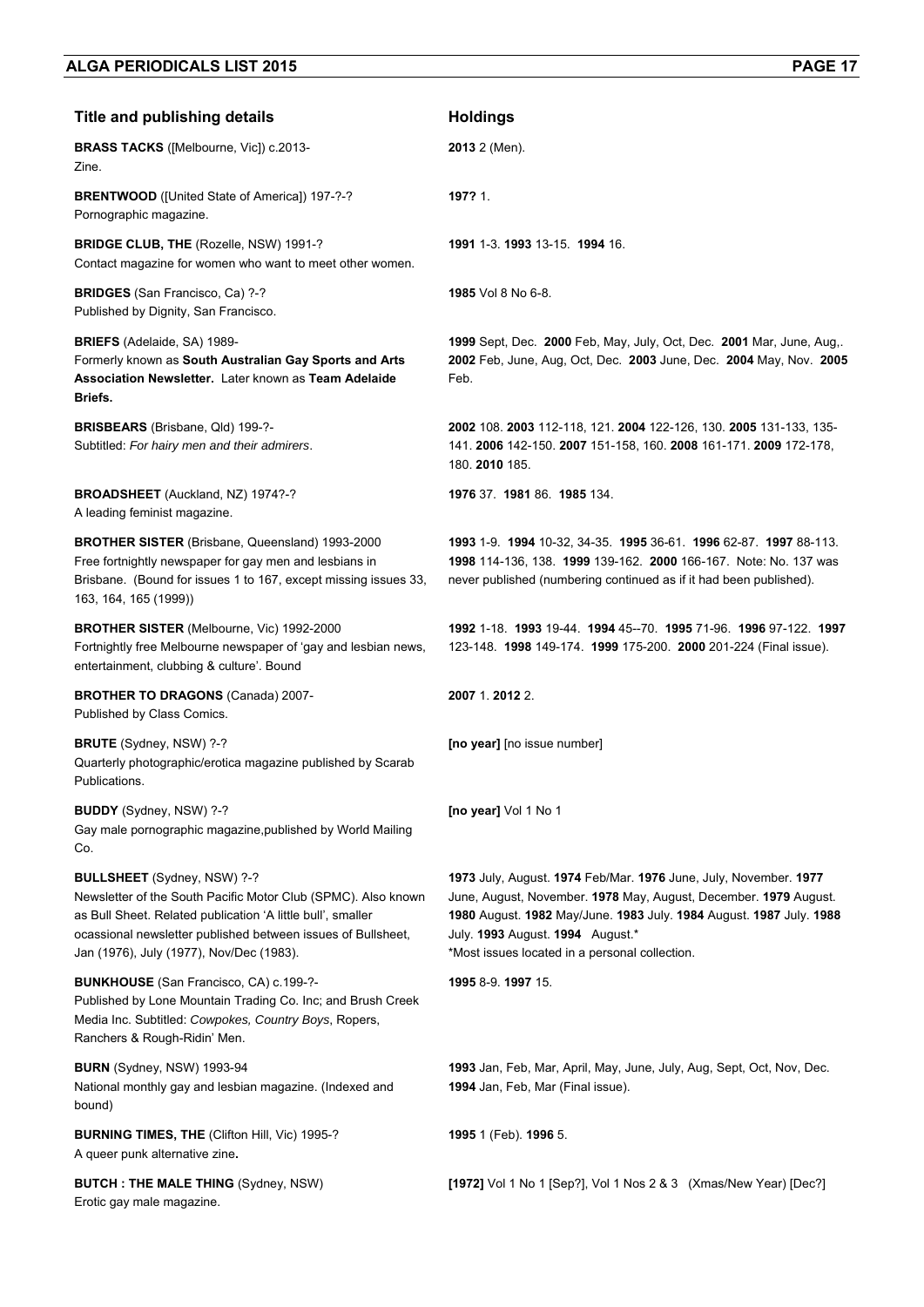| Title and publishing details | Holdings |
|---|---|
| **BRASS TACKS** ([Melbourne, Vic]) c.2013-<br>Zine. | **2013** 2 (Men). |
| **BRENTWOOD** ([United State of America]) 197-?-?<br>Pornographic magazine. | **197?** 1. |
| **BRIDGE CLUB, THE** (Rozelle, NSW) 1991-?<br>Contact magazine for women who want to meet other women. | **1991** 1-3. **1993** 13-15. **1994** 16. |
| **BRIDGES** (San Francisco, Ca) ?-?<br>Published by Dignity, San Francisco. | **1985** Vol 8 No 6-8. |
| **BRIEFS** (Adelaide, SA) 1989-<br>Formerly known as **South Australian Gay Sports and Arts Association Newsletter.** Later known as **Team Adelaide Briefs.** | **1999** Sept, Dec. **2000** Feb, May, July, Oct, Dec. **2001** Mar, June, Aug,. **2002** Feb, June, Aug, Oct, Dec. **2003** June, Dec. **2004** May, Nov. **2005** Feb. |
| **BRISBEARS** (Brisbane, Qld) 199-?-<br>Subtitled: *For hairy men and their admirers*. | **2002** 108. **2003** 112-118, 121. **2004** 122-126, 130. **2005** 131-133, 135-141. **2006** 142-150. **2007** 151-158, 160. **2008** 161-171. **2009** 172-178, 180. **2010** 185. |
| **BROADSHEET** (Auckland, NZ) 1974?-?<br>A leading feminist magazine. | **1976** 37. **1981** 86. **1985** 134. |
| **BROTHER SISTER** (Brisbane, Queensland) 1993-2000<br>Free fortnightly newspaper for gay men and lesbians in Brisbane. (Bound for issues 1 to 167, except missing issues 33, 163, 164, 165 (1999)) | **1993** 1-9. **1994** 10-32, 34-35. **1995** 36-61. **1996** 62-87. **1997** 88-113. **1998** 114-136, 138. **1999** 139-162. **2000** 166-167. Note: No. 137 was never published (numbering continued as if it had been published). |
| **BROTHER SISTER** (Melbourne, Vic) 1992-2000<br>Fortnightly free Melbourne newspaper of 'gay and lesbian news, entertainment, clubbing & culture'. Bound | **1992** 1-18. **1993** 19-44. **1994** 45--70. **1995** 71-96. **1996** 97-122. **1997** 123-148. **1998** 149-174. **1999** 175-200. **2000** 201-224 (Final issue). |
| **BROTHER TO DRAGONS** (Canada) 2007-<br>Published by Class Comics. | **2007** 1. **2012** 2. |
| **BRUTE** (Sydney, NSW) ?-?<br>Quarterly photographic/erotica magazine published by Scarab Publications. | **[no year]** [no issue number] |
| **BUDDY** (Sydney, NSW) ?-?<br>Gay male pornographic magazine,published by World Mailing Co. | **[no year]** Vol 1 No 1 |
| **BULLSHEET** (Sydney, NSW) ?-?<br>Newsletter of the South Pacific Motor Club (SPMC). Also known as Bull Sheet. Related publication 'A little bull', smaller ocassional newsletter published between issues of Bullsheet, Jan (1976), July (1977), Nov/Dec (1983). | **1973** July, August. **1974** Feb/Mar. **1976** June, July, November. **1977** June, August, November. **1978** May, August, December. **1979** August. **1980** August. **1982** May/June. **1983** July. **1984** August. **1987** July. **1988** July. **1993** August. **1994** August.*<br>*Most issues located in a personal collection. |
| **BUNKHOUSE** (San Francisco, CA) c.199-?-<br>Published by Lone Mountain Trading Co. Inc; and Brush Creek Media Inc. Subtitled: *Cowpokes, Country Boys*, Ropers, Ranchers & Rough-Ridin' Men. | **1995** 8-9. **1997** 15. |
| **BURN** (Sydney, NSW) 1993-94<br>National monthly gay and lesbian magazine. (Indexed and bound) | **1993** Jan, Feb, Mar, April, May, June, July, Aug, Sept, Oct, Nov, Dec. **1994** Jan, Feb, Mar (Final issue). |
| **BURNING TIMES, THE** (Clifton Hill, Vic) 1995-?<br>A queer punk alternative zine**.** | **1995** 1 (Feb). **1996** 5. |
| **BUTCH : THE MALE THING** (Sydney, NSW)<br>Erotic gay male magazine. | **[1972]** Vol 1 No 1 [Sep?], Vol 1 Nos 2 & 3 (Xmas/New Year) [Dec?] |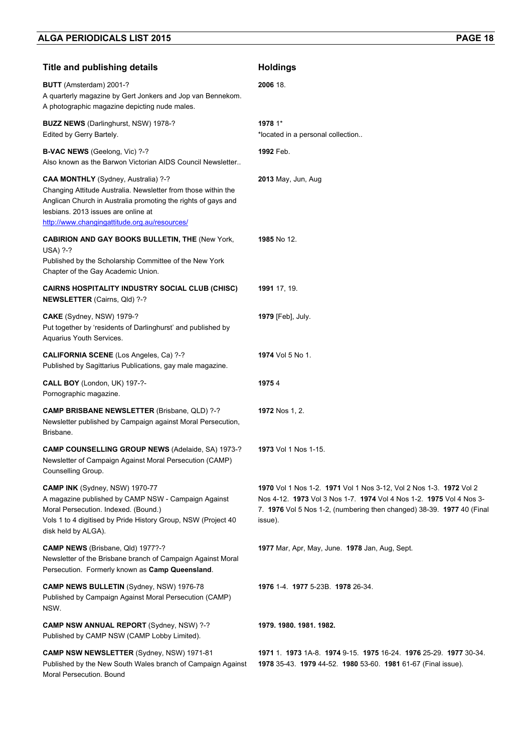| Title and publishing details | Holdings |
|---|---|
| **BUTT** (Amsterdam) 2001-?<br>A quarterly magazine by Gert Jonkers and Jop van Bennekom.<br>A photographic magazine depicting nude males. | **2006** 18. |
| **BUZZ NEWS** (Darlinghurst, NSW) 1978-?<br>Edited by Gerry Bartely. | **1978** 1*<br>*located in a personal collection.. |
| **B-VAC NEWS** (Geelong, Vic) ?-?<br>Also known as the Barwon Victorian AIDS Council Newsletter.. | **1992** Feb. |
| **CAA MONTHLY** (Sydney, Australia) ?-?<br>Changing Attitude Australia. Newsletter from those within the Anglican Church in Australia promoting the rights of gays and lesbians. 2013 issues are online at<br>http://www.changingattitude.org.au/resources/ | **2013** May, Jun, Aug |
| **CABIRION AND GAY BOOKS BULLETIN, THE** (New York, USA) ?-?<br>Published by the Scholarship Committee of the New York Chapter of the Gay Academic Union. | **1985** No 12. |
| **CAIRNS HOSPITALITY INDUSTRY SOCIAL CLUB (CHISC) NEWSLETTER** (Cairns, Qld) ?-? | **1991** 17, 19. |
| **CAKE** (Sydney, NSW) 1979-?<br>Put together by 'residents of Darlinghurst' and published by Aquarius Youth Services. | **1979** [Feb], July. |
| **CALIFORNIA SCENE** (Los Angeles, Ca) ?-?<br>Published by Sagittarius Publications, gay male magazine. | **1974** Vol 5 No 1. |
| **CALL BOY** (London, UK) 197-?-<br>Pornographic magazine. | **1975** 4 |
| **CAMP BRISBANE NEWSLETTER** (Brisbane, QLD) ?-?<br>Newsletter published by Campaign against Moral Persecution, Brisbane. | **1972** Nos 1, 2. |
| **CAMP COUNSELLING GROUP NEWS** (Adelaide, SA) 1973-?<br>Newsletter of Campaign Against Moral Persecution (CAMP) Counselling Group. | **1973** Vol 1 Nos 1-15. |
| **CAMP INK** (Sydney, NSW) 1970-77<br>A magazine published by CAMP NSW - Campaign Against Moral Persecution. Indexed. (Bound.)<br>Vols 1 to 4 digitised by Pride History Group, NSW (Project 40 disk held by ALGA). | **1970** Vol 1 Nos 1-2. **1971** Vol 1 Nos 3-12, Vol 2 Nos 1-3. **1972** Vol 2 Nos 4-12. **1973** Vol 3 Nos 1-7. **1974** Vol 4 Nos 1-2. **1975** Vol 4 Nos 3-7. **1976** Vol 5 Nos 1-2, (numbering then changed) 38-39. **1977** 40 (Final issue). |
| **CAMP NEWS** (Brisbane, Qld) 1977?-?<br>Newsletter of the Brisbane branch of Campaign Against Moral Persecution. Formerly known as **Camp Queensland**. | **1977** Mar, Apr, May, June. **1978** Jan, Aug, Sept. |
| **CAMP NEWS BULLETIN** (Sydney, NSW) 1976-78<br>Published by Campaign Against Moral Persecution (CAMP) NSW. | **1976** 1-4. **1977** 5-23B. **1978** 26-34. |
| **CAMP NSW ANNUAL REPORT** (Sydney, NSW) ?-?<br>Published by CAMP NSW (CAMP Lobby Limited). | **1979. 1980. 1981. 1982.** |
| **CAMP NSW NEWSLETTER** (Sydney, NSW) 1971-81<br>Published by the New South Wales branch of Campaign Against Moral Persecution. Bound | **1971** 1. **1973** 1A-8. **1974** 9-15. **1975** 16-24. **1976** 25-29. **1977** 30-34. **1978** 35-43. **1979** 44-52. **1980** 53-60. **1981** 61-67 (Final issue). |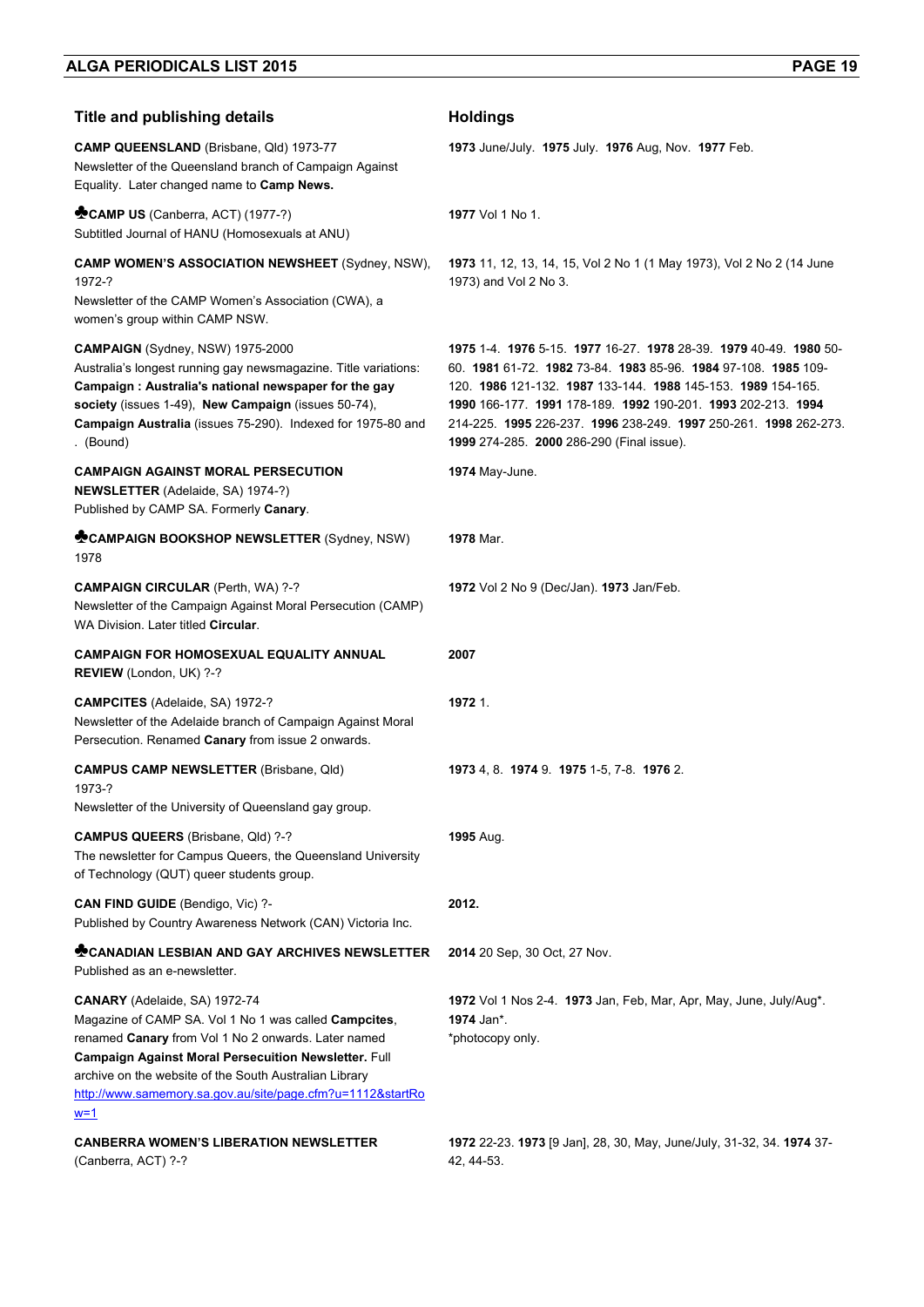| Title and publishing details | Holdings |
|---|---|
| **CAMP QUEENSLAND** (Brisbane, Qld) 1973-77<br>Newsletter of the Queensland branch of Campaign Against Equality. Later changed name to **Camp News.** | **1973** June/July. **1975** July. **1976** Aug, Nov. **1977** Feb. |
| ♣**CAMP US** (Canberra, ACT) (1977-?)<br>Subtitled Journal of HANU (Homosexuals at ANU) | **1977** Vol 1 No 1. |
| **CAMP WOMEN'S ASSOCIATION NEWSHEET** (Sydney, NSW), 1972-?<br>Newsletter of the CAMP Women's Association (CWA), a women's group within CAMP NSW. | **1973** 11, 12, 13, 14, 15, Vol 2 No 1 (1 May 1973), Vol 2 No 2 (14 June 1973) and Vol 2 No 3. |
| **CAMPAIGN** (Sydney, NSW) 1975-2000<br>Australia's longest running gay newsmagazine. Title variations: **Campaign : Australia's national newspaper for the gay society** (issues 1-49), **New Campaign** (issues 50-74), **Campaign Australia** (issues 75-290). Indexed for 1975-80 and . (Bound) | **1975** 1-4. **1976** 5-15. **1977** 16-27. **1978** 28-39. **1979** 40-49. **1980** 50-60. **1981** 61-72. **1982** 73-84. **1983** 85-96. **1984** 97-108. **1985** 109-120. **1986** 121-132. **1987** 133-144. **1988** 145-153. **1989** 154-165. **1990** 166-177. **1991** 178-189. **1992** 190-201. **1993** 202-213. **1994** 214-225. **1995** 226-237. **1996** 238-249. **1997** 250-261. **1998** 262-273. **1999** 274-285. **2000** 286-290 (Final issue). |
| **CAMPAIGN AGAINST MORAL PERSECUTION NEWSLETTER** (Adelaide, SA) 1974-?)<br>Published by CAMP SA. Formerly **Canary**. | **1974** May-June. |
| ♣**CAMPAIGN BOOKSHOP NEWSLETTER** (Sydney, NSW) 1978 | **1978** Mar. |
| **CAMPAIGN CIRCULAR** (Perth, WA) ?-?<br>Newsletter of the Campaign Against Moral Persecution (CAMP) WA Division. Later titled **Circular**. | **1972** Vol 2 No 9 (Dec/Jan). **1973** Jan/Feb. |
| **CAMPAIGN FOR HOMOSEXUAL EQUALITY ANNUAL REVIEW** (London, UK) ?-? | **2007** |
| **CAMPCITES** (Adelaide, SA) 1972-?<br>Newsletter of the Adelaide branch of Campaign Against Moral Persecution. Renamed **Canary** from issue 2 onwards. | **1972** 1. |
| **CAMPUS CAMP NEWSLETTER** (Brisbane, Qld) 1973-?<br>Newsletter of the University of Queensland gay group. | **1973** 4, 8. **1974** 9. **1975** 1-5, 7-8. **1976** 2. |
| **CAMPUS QUEERS** (Brisbane, Qld) ?-?<br>The newsletter for Campus Queers, the Queensland University of Technology (QUT) queer students group. | **1995** Aug. |
| **CAN FIND GUIDE** (Bendigo, Vic) ?-<br>Published by Country Awareness Network (CAN) Victoria Inc. | **2012.** |
| ♣**CANADIAN LESBIAN AND GAY ARCHIVES NEWSLETTER**<br>Published as an e-newsletter. | **2014** 20 Sep, 30 Oct, 27 Nov. |
| **CANARY** (Adelaide, SA) 1972-74<br>Magazine of CAMP SA. Vol 1 No 1 was called **Campcites**, renamed **Canary** from Vol 1 No 2 onwards. Later named **Campaign Against Moral Persecuition Newsletter.** Full archive on the website of the South Australian Library http://www.samemory.sa.gov.au/site/page.cfm?u=1112&startRow=1 | **1972** Vol 1 Nos 2-4. **1973** Jan, Feb, Mar, Apr, May, June, July/Aug*. **1974** Jan*.<br>*photocopy only. |
| **CANBERRA WOMEN'S LIBERATION NEWSLETTER** (Canberra, ACT) ?-? | **1972** 22-23. **1973** [9 Jan], 28, 30, May, June/July, 31-32, 34. **1974** 37-42, 44-53. |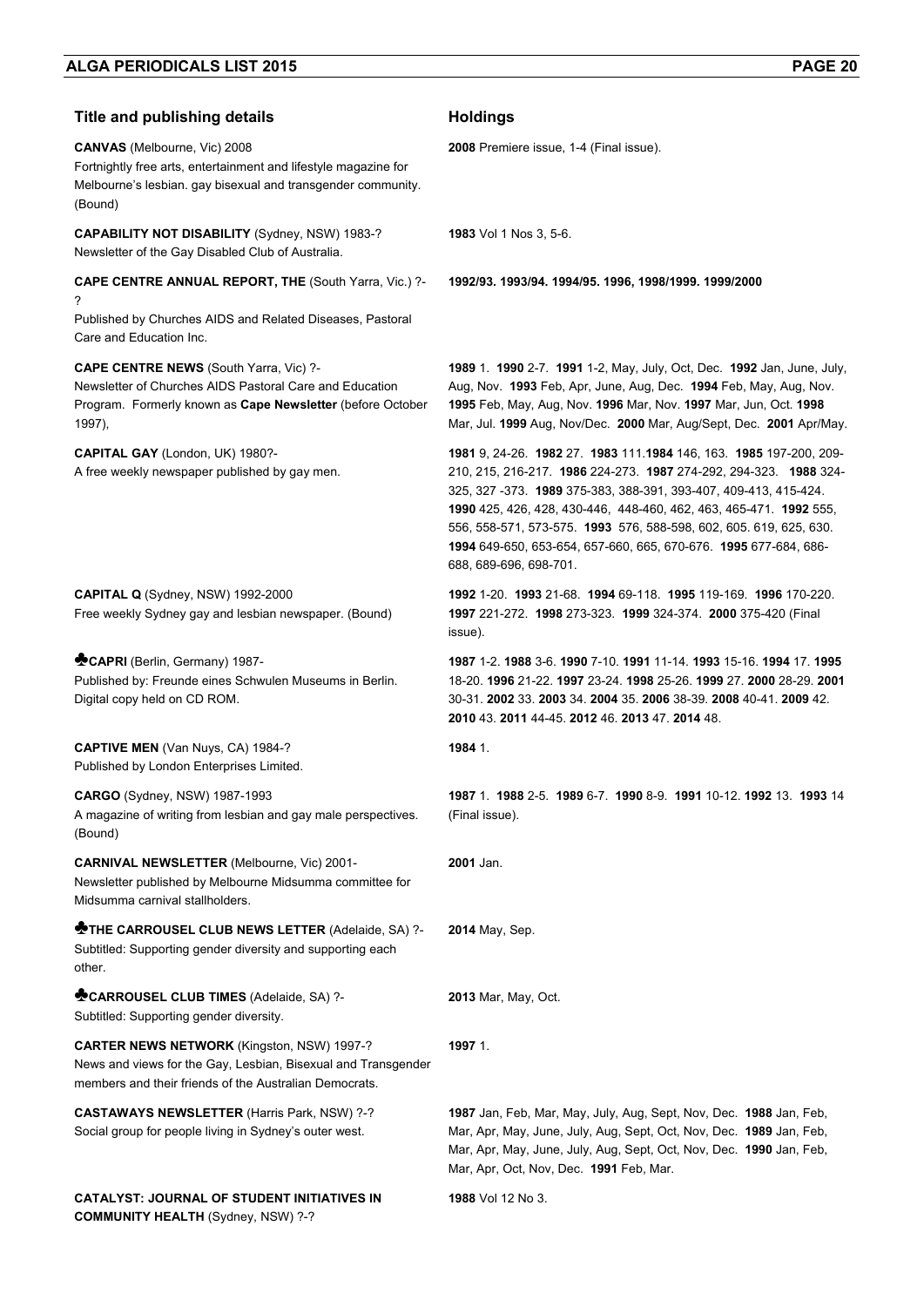| Title and publishing details | Holdings |
|---|---|
| **CANVAS** (Melbourne, Vic) 2008<br>Fortnightly free arts, entertainment and lifestyle magazine for Melbourne's lesbian. gay bisexual and transgender community. (Bound) | **2008** Premiere issue, 1-4 (Final issue). |
| **CAPABILITY NOT DISABILITY** (Sydney, NSW) 1983-?<br>Newsletter of the Gay Disabled Club of Australia. | **1983** Vol 1 Nos 3, 5-6. |
| **CAPE CENTRE ANNUAL REPORT, THE** (South Yarra, Vic.) ?-?<br>Published by Churches AIDS and Related Diseases, Pastoral Care and Education Inc. | **1992/93. 1993/94. 1994/95. 1996, 1998/1999. 1999/2000** |
| **CAPE CENTRE NEWS** (South Yarra, Vic) ?-<br>Newsletter of Churches AIDS Pastoral Care and Education Program. Formerly known as **Cape Newsletter** (before October 1997), | **1989** 1. **1990** 2-7. **1991** 1-2, May, July, Oct, Dec. **1992** Jan, June, July, Aug, Nov. **1993** Feb, Apr, June, Aug, Dec. **1994** Feb, May, Aug, Nov. **1995** Feb, May, Aug, Nov. **1996** Mar, Nov. **1997** Mar, Jun, Oct. **1998** Mar, Jul. **1999** Aug, Nov/Dec. **2000** Mar, Aug/Sept, Dec. **2001** Apr/May. |
| **CAPITAL GAY** (London, UK) 1980?-<br>A free weekly newspaper published by gay men. | **1981** 9, 24-26. **1982** 27. **1983** 111.**1984** 146, 163. **1985** 197-200, 209-210, 215, 216-217. **1986** 224-273. **1987** 274-292, 294-323. **1988** 324-325, 327 -373. **1989** 375-383, 388-391, 393-407, 409-413, 415-424. **1990** 425, 426, 428, 430-446, 448-460, 462, 463, 465-471. **1992** 555, 556, 558-571, 573-575. **1993** 576, 588-598, 602, 605. 619, 625, 630. **1994** 649-650, 653-654, 657-660, 665, 670-676. **1995** 677-684, 686-688, 689-696, 698-701. |
| **CAPITAL Q** (Sydney, NSW) 1992-2000<br>Free weekly Sydney gay and lesbian newspaper. (Bound) | **1992** 1-20. **1993** 21-68. **1994** 69-118. **1995** 119-169. **1996** 170-220. **1997** 221-272. **1998** 273-323. **1999** 324-374. **2000** 375-420 (Final issue). |
| ♣**CAPRI** (Berlin, Germany) 1987-<br>Published by: Freunde eines Schwulen Museums in Berlin. Digital copy held on CD ROM. | **1987** 1-2. **1988** 3-6. **1990** 7-10. **1991** 11-14. **1993** 15-16. **1994** 17. **1995** 18-20. **1996** 21-22. **1997** 23-24. **1998** 25-26. **1999** 27. **2000** 28-29. **2001** 30-31. **2002** 33. **2003** 34. **2004** 35. **2006** 38-39. **2008** 40-41. **2009** 42. **2010** 43. **2011** 44-45. **2012** 46. **2013** 47. **2014** 48. |
| **CAPTIVE MEN** (Van Nuys, CA) 1984-?<br>Published by London Enterprises Limited. | **1984** 1. |
| **CARGO** (Sydney, NSW) 1987-1993<br>A magazine of writing from lesbian and gay male perspectives. (Bound) | **1987** 1. **1988** 2-5. **1989** 6-7. **1990** 8-9. **1991** 10-12. **1992** 13. **1993** 14 (Final issue). |
| **CARNIVAL NEWSLETTER** (Melbourne, Vic) 2001-<br>Newsletter published by Melbourne Midsumma committee for Midsumma carnival stallholders. | **2001** Jan. |
| ♣**THE CARROUSEL CLUB NEWS LETTER** (Adelaide, SA) ?-<br>Subtitled: Supporting gender diversity and supporting each other. | **2014** May, Sep. |
| ♣**CARROUSEL CLUB TIMES** (Adelaide, SA) ?-<br>Subtitled: Supporting gender diversity. | **2013** Mar, May, Oct. |
| **CARTER NEWS NETWORK** (Kingston, NSW) 1997-?<br>News and views for the Gay, Lesbian, Bisexual and Transgender members and their friends of the Australian Democrats. | **1997** 1. |
| **CASTAWAYS NEWSLETTER** (Harris Park, NSW) ?-?<br>Social group for people living in Sydney's outer west. | **1987** Jan, Feb, Mar, May, July, Aug, Sept, Nov, Dec. **1988** Jan, Feb, Mar, Apr, May, June, July, Aug, Sept, Oct, Nov, Dec. **1989** Jan, Feb, Mar, Apr, May, June, July, Aug, Sept, Oct, Nov, Dec. **1990** Jan, Feb, Mar, Apr, Oct, Nov, Dec. **1991** Feb, Mar. |
| **CATALYST: JOURNAL OF STUDENT INITIATIVES IN COMMUNITY HEALTH** (Sydney, NSW) ?-? | **1988** Vol 12 No 3. |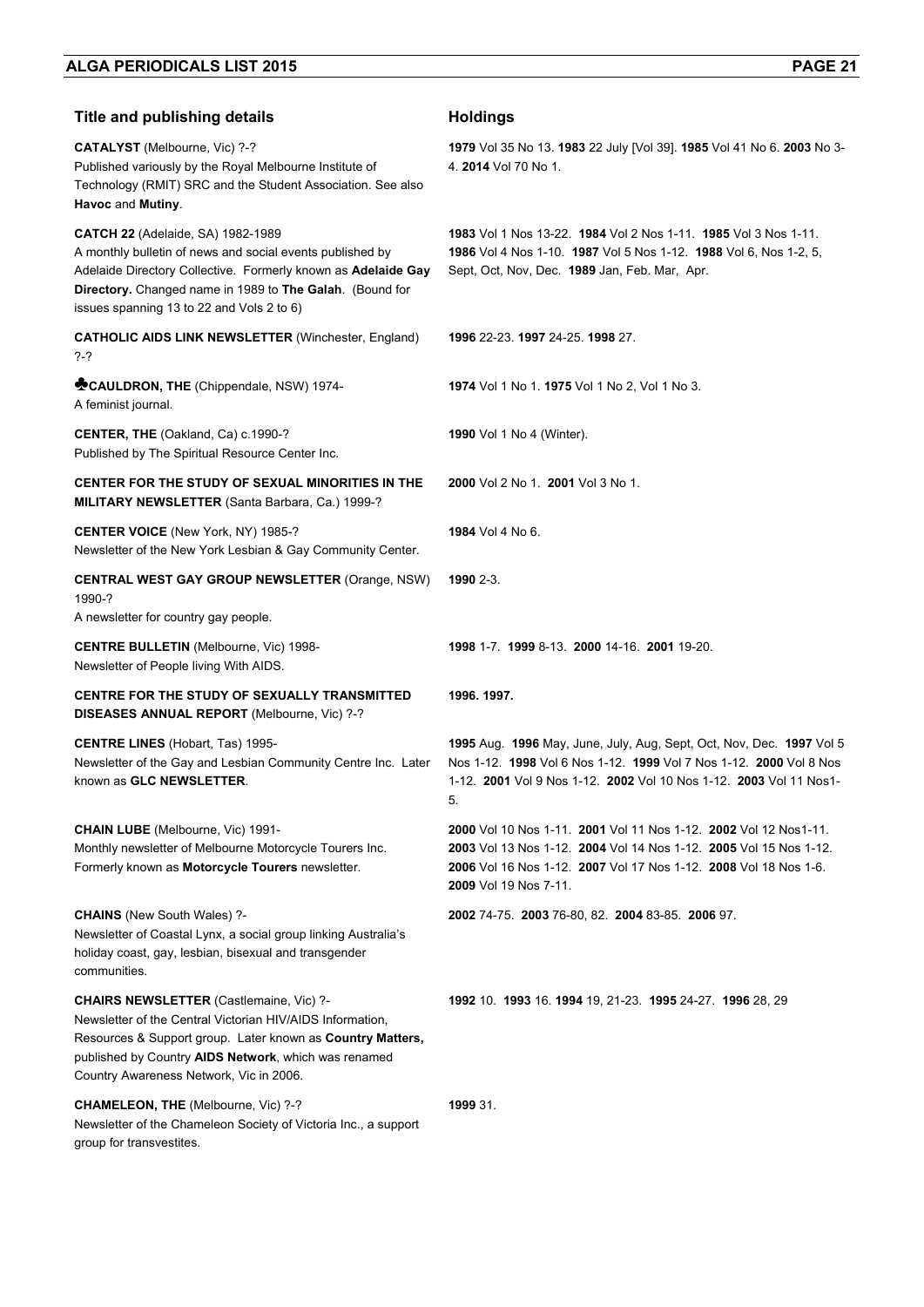| Title and publishing details | Holdings |
| --- | --- |
| **CATALYST** (Melbourne, Vic) ?-? Published variously by the Royal Melbourne Institute of Technology (RMIT) SRC and the Student Association. See also **Havoc** and **Mutiny**. | **1979** Vol 35 No 13. **1983** 22 July [Vol 39]. **1985** Vol 41 No 6. **2003** No 3-4. **2014** Vol 70 No 1. |
| **CATCH 22** (Adelaide, SA) 1982-1989 A monthly bulletin of news and social events published by Adelaide Directory Collective. Formerly known as **Adelaide Gay Directory.** Changed name in 1989 to **The Galah**. (Bound for issues spanning 13 to 22 and Vols 2 to 6) | **1983** Vol 1 Nos 13-22. **1984** Vol 2 Nos 1-11. **1985** Vol 3 Nos 1-11. **1986** Vol 4 Nos 1-10. **1987** Vol 5 Nos 1-12. **1988** Vol 6, Nos 1-2, 5, Sept, Oct, Nov, Dec. **1989** Jan, Feb. Mar, Apr. |
| **CATHOLIC AIDS LINK NEWSLETTER** (Winchester, England) ?-? | **1996** 22-23. **1997** 24-25. **1998** 27. |
| ♣**CAULDRON, THE** (Chippendale, NSW) 1974- A feminist journal. | **1974** Vol 1 No 1. **1975** Vol 1 No 2, Vol 1 No 3. |
| **CENTER, THE** (Oakland, Ca) c.1990-? Published by The Spiritual Resource Center Inc. | **1990** Vol 1 No 4 (Winter). |
| **CENTER FOR THE STUDY OF SEXUAL MINORITIES IN THE MILITARY NEWSLETTER** (Santa Barbara, Ca.) 1999-? | **2000** Vol 2 No 1. **2001** Vol 3 No 1. |
| **CENTER VOICE** (New York, NY) 1985-? Newsletter of the New York Lesbian & Gay Community Center. | **1984** Vol 4 No 6. |
| **CENTRAL WEST GAY GROUP NEWSLETTER** (Orange, NSW) 1990-? A newsletter for country gay people. | **1990** 2-3. |
| **CENTRE BULLETIN** (Melbourne, Vic) 1998- Newsletter of People living With AIDS. | **1998** 1-7. **1999** 8-13. **2000** 14-16. **2001** 19-20. |
| **CENTRE FOR THE STUDY OF SEXUALLY TRANSMITTED DISEASES ANNUAL REPORT** (Melbourne, Vic) ?-? | **1996. 1997.** |
| **CENTRE LINES** (Hobart, Tas) 1995- Newsletter of the Gay and Lesbian Community Centre Inc. Later known as **GLC NEWSLETTER**. | **1995** Aug. **1996** May, June, July, Aug, Sept, Oct, Nov, Dec. **1997** Vol 5 Nos 1-12. **1998** Vol 6 Nos 1-12. **1999** Vol 7 Nos 1-12. **2000** Vol 8 Nos 1-12. **2001** Vol 9 Nos 1-12. **2002** Vol 10 Nos 1-12. **2003** Vol 11 Nos1-5. |
| **CHAIN LUBE** (Melbourne, Vic) 1991- Monthly newsletter of Melbourne Motorcycle Tourers Inc. Formerly known as **Motorcycle Tourers** newsletter. | **2000** Vol 10 Nos 1-11. **2001** Vol 11 Nos 1-12. **2002** Vol 12 Nos1-11. **2003** Vol 13 Nos 1-12. **2004** Vol 14 Nos 1-12. **2005** Vol 15 Nos 1-12. **2006** Vol 16 Nos 1-12. **2007** Vol 17 Nos 1-12. **2008** Vol 18 Nos 1-6. **2009** Vol 19 Nos 7-11. |
| **CHAINS** (New South Wales) ?- Newsletter of Coastal Lynx, a social group linking Australia's holiday coast, gay, lesbian, bisexual and transgender communities. | **2002** 74-75. **2003** 76-80, 82. **2004** 83-85. **2006** 97. |
| **CHAIRS NEWSLETTER** (Castlemaine, Vic) ?- Newsletter of the Central Victorian HIV/AIDS Information, Resources & Support group. Later known as **Country Matters,** published by Country **AIDS Network**, which was renamed Country Awareness Network, Vic in 2006. | **1992** 10. **1993** 16. **1994** 19, 21-23. **1995** 24-27. **1996** 28, 29 |
| **CHAMELEON, THE** (Melbourne, Vic) ?-? Newsletter of the Chameleon Society of Victoria Inc., a support group for transvestites. | **1999** 31. |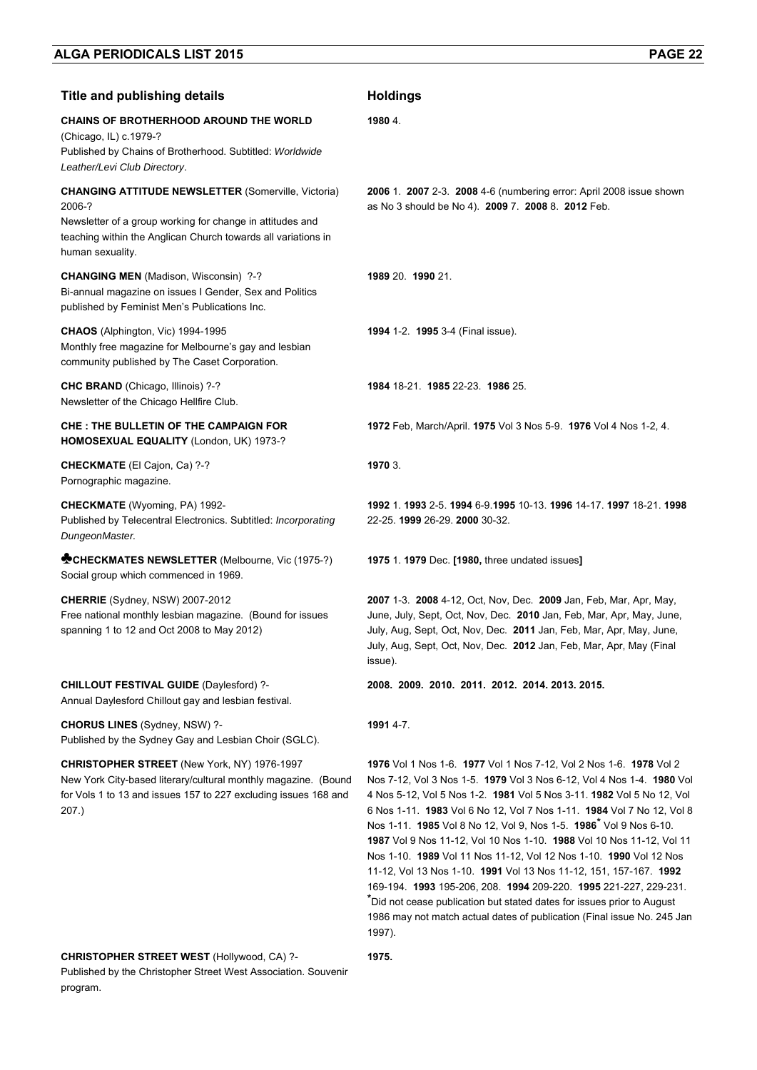| Title and publishing details | Holdings |
| --- | --- |
| **CHAINS OF BROTHERHOOD AROUND THE WORLD** (Chicago, IL) c.1979-? Published by Chains of Brotherhood. Subtitled: *Worldwide Leather/Levi Club Directory*. | **1980** 4. |
| **CHANGING ATTITUDE NEWSLETTER** (Somerville, Victoria) 2006-? Newsletter of a group working for change in attitudes and teaching within the Anglican Church towards all variations in human sexuality. | **2006** 1. **2007** 2-3. **2008** 4-6 (numbering error: April 2008 issue shown as No 3 should be No 4). **2009** 7. **2008** 8. **2012** Feb. |
| **CHANGING MEN** (Madison, Wisconsin) ?-? Bi-annual magazine on issues I Gender, Sex and Politics published by Feminist Men's Publications Inc. | **1989** 20. **1990** 21. |
| **CHAOS** (Alphington, Vic) 1994-1995 Monthly free magazine for Melbourne's gay and lesbian community published by The Caset Corporation. | **1994** 1-2. **1995** 3-4 (Final issue). |
| **CHC BRAND** (Chicago, Illinois) ?-? Newsletter of the Chicago Hellfire Club. | **1984** 18-21. **1985** 22-23. **1986** 25. |
| **CHE : THE BULLETIN OF THE CAMPAIGN FOR HOMOSEXUAL EQUALITY** (London, UK) 1973-? | **1972** Feb, March/April. **1975** Vol 3 Nos 5-9. **1976** Vol 4 Nos 1-2, 4. |
| **CHECKMATE** (El Cajon, Ca) ?-? Pornographic magazine. | **1970** 3. |
| **CHECKMATE** (Wyoming, PA) 1992- Published by Telecentral Electronics. Subtitled: *Incorporating DungeonMaster.* | **1992** 1. **1993** 2-5. **1994** 6-9.**1995** 10-13. **1996** 14-17. **1997** 18-21. **1998** 22-25. **1999** 26-29. **2000** 30-32. |
| ♣**CHECKMATES NEWSLETTER** (Melbourne, Vic (1975-?) Social group which commenced in 1969. | **1975** 1. **1979** Dec. **[1980,** three undated issues**]** |
| **CHERRIE** (Sydney, NSW) 2007-2012 Free national monthly lesbian magazine. (Bound for issues spanning 1 to 12 and Oct 2008 to May 2012) | **2007** 1-3. **2008** 4-12, Oct, Nov, Dec. **2009** Jan, Feb, Mar, Apr, May, June, July, Sept, Oct, Nov, Dec. **2010** Jan, Feb, Mar, Apr, May, June, July, Aug, Sept, Oct, Nov, Dec. **2011** Jan, Feb, Mar, Apr, May, June, July, Aug, Sept, Oct, Nov, Dec. **2012** Jan, Feb, Mar, Apr, May (Final issue). |
| **CHILLOUT FESTIVAL GUIDE** (Daylesford) ?- Annual Daylesford Chillout gay and lesbian festival. | **2008. 2009. 2010. 2011. 2012. 2014. 2013. 2015.** |
| **CHORUS LINES** (Sydney, NSW) ?- Published by the Sydney Gay and Lesbian Choir (SGLC). | **1991** 4-7. |
| **CHRISTOPHER STREET** (New York, NY) 1976-1997 New York City-based literary/cultural monthly magazine. (Bound for Vols 1 to 13 and issues 157 to 227 excluding issues 168 and 207.) | **1976** Vol 1 Nos 1-6. **1977** Vol 1 Nos 7-12, Vol 2 Nos 1-6. **1978** Vol 2 Nos 7-12, Vol 3 Nos 1-5. **1979** Vol 3 Nos 6-12, Vol 4 Nos 1-4. **1980** Vol 4 Nos 5-12, Vol 5 Nos 1-2. **1981** Vol 5 Nos 3-11. **1982** Vol 5 No 12, Vol 6 Nos 1-11. **1983** Vol 6 No 12, Vol 7 Nos 1-11. **1984** Vol 7 No 12, Vol 8 Nos 1-11. **1985** Vol 8 No 12, Vol 9, Nos 1-5. **1986*** Vol 9 Nos 6-10. **1987** Vol 9 Nos 11-12, Vol 10 Nos 1-10. **1988** Vol 10 Nos 11-12, Vol 11 Nos 1-10. **1989** Vol 11 Nos 11-12, Vol 12 Nos 1-10. **1990** Vol 12 Nos 11-12, Vol 13 Nos 1-10. **1991** Vol 13 Nos 11-12, 151, 157-167. **1992** 169-194. **1993** 195-206, 208. **1994** 209-220. **1995** 221-227, 229-231. *Did not cease publication but stated dates for issues prior to August 1986 may not match actual dates of publication (Final issue No. 245 Jan 1997). |
| **CHRISTOPHER STREET WEST** (Hollywood, CA) ?- Published by the Christopher Street West Association. Souvenir program. | **1975.** |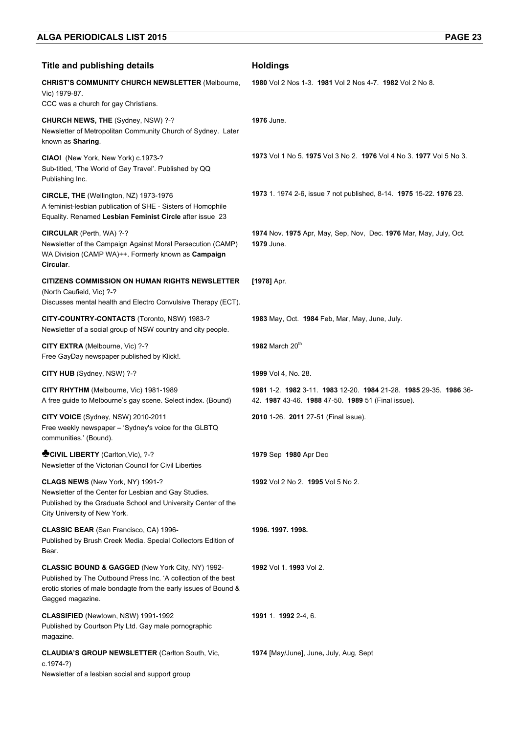| Title and publishing details | Holdings |
| --- | --- |
| **CHRIST'S COMMUNITY CHURCH NEWSLETTER** (Melbourne, Vic) 1979-87. CCC was a church for gay Christians. | **1980** Vol 2 Nos 1-3. **1981** Vol 2 Nos 4-7. **1982** Vol 2 No 8. |
| **CHURCH NEWS, THE** (Sydney, NSW) ?-? Newsletter of Metropolitan Community Church of Sydney. Later known as **Sharing**. | **1976** June. |
| **CIAO!** (New York, New York) c.1973-? Sub-titled, 'The World of Gay Travel'. Published by QQ Publishing Inc. | **1973** Vol 1 No 5. **1975** Vol 3 No 2. **1976** Vol 4 No 3. **1977** Vol 5 No 3. |
| **CIRCLE, THE** (Wellington, NZ) 1973-1976 A feminist-lesbian publication of SHE - Sisters of Homophile Equality. Renamed **Lesbian Feminist Circle** after issue 23 | **1973** 1. 1974 2-6, issue 7 not published, 8-14. **1975** 15-22. **1976** 23. |
| **CIRCULAR** (Perth, WA) ?-? Newsletter of the Campaign Against Moral Persecution (CAMP) WA Division (CAMP WA)++. Formerly known as **Campaign Circular**. | **1974** Nov. **1975** Apr, May, Sep, Nov, Dec. **1976** Mar, May, July, Oct. **1979** June. |
| **CITIZENS COMMISSION ON HUMAN RIGHTS NEWSLETTER** (North Caufield, Vic) ?-? Discusses mental health and Electro Convulsive Therapy (ECT). | **[1978]** Apr. |
| **CITY-COUNTRY-CONTACTS** (Toronto, NSW) 1983-? Newsletter of a social group of NSW country and city people. | **1983** May, Oct. **1984** Feb, Mar, May, June, July. |
| **CITY EXTRA** (Melbourne, Vic) ?-? Free GayDay newspaper published by Klick!. | **1982** March 20th |
| **CITY HUB** (Sydney, NSW) ?-? | **1999** Vol 4, No. 28. |
| **CITY RHYTHM** (Melbourne, Vic) 1981-1989 A free guide to Melbourne's gay scene. Select index. (Bound) | **1981** 1-2. **1982** 3-11. **1983** 12-20. **1984** 21-28. **1985** 29-35. **1986** 36-42. **1987** 43-46. **1988** 47-50. **1989** 51 (Final issue). |
| **CITY VOICE** (Sydney, NSW) 2010-2011 Free weekly newspaper – 'Sydney's voice for the GLBTQ communities.' (Bound). | **2010** 1-26. **2011** 27-51 (Final issue). |
| ♣**CIVIL LIBERTY** (Carlton,Vic), ?-? Newsletter of the Victorian Council for Civil Liberties | **1979** Sep **1980** Apr Dec |
| **CLAGS NEWS** (New York, NY) 1991-? Newsletter of the Center for Lesbian and Gay Studies. Published by the Graduate School and University Center of the City University of New York. | **1992** Vol 2 No 2. **1995** Vol 5 No 2. |
| **CLASSIC BEAR** (San Francisco, CA) 1996- Published by Brush Creek Media. Special Collectors Edition of Bear. | **1996. 1997. 1998.** |
| **CLASSIC BOUND & GAGGED** (New York City, NY) 1992- Published by The Outbound Press Inc. 'A collection of the best erotic stories of male bondagte from the early issues of Bound & Gagged magazine. | **1992** Vol 1. **1993** Vol 2. |
| **CLASSIFIED** (Newtown, NSW) 1991-1992 Published by Courtson Pty Ltd. Gay male pornographic magazine. | **1991** 1. **1992** 2-4, 6. |
| **CLAUDIA'S GROUP NEWSLETTER** (Carlton South, Vic, c.1974-?) Newsletter of a lesbian social and support group | **1974** [May/June], June, July, Aug, Sept |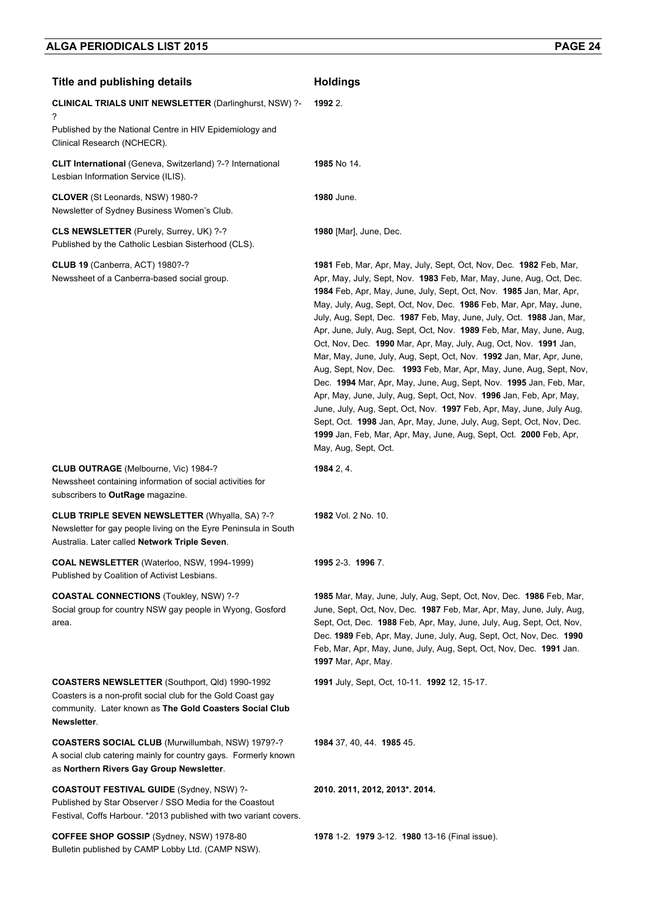| Title and publishing details | Holdings |
|---|---|
| **CLINICAL TRIALS UNIT NEWSLETTER** (Darlinghurst, NSW) ?-? Published by the National Centre in HIV Epidemiology and Clinical Research (NCHECR). | **1992** 2. |
| **CLIT International** (Geneva, Switzerland) ?-? International Lesbian Information Service (ILIS). | **1985** No 14. |
| **CLOVER** (St Leonards, NSW) 1980-? Newsletter of Sydney Business Women's Club. | **1980** June. |
| **CLS NEWSLETTER** (Purely, Surrey, UK) ?-? Published by the Catholic Lesbian Sisterhood (CLS). | **1980** [Mar], June, Dec. |
| **CLUB 19** (Canberra, ACT) 1980?-? Newssheet of a Canberra-based social group. | **1981** Feb, Mar, Apr, May, July, Sept, Oct, Nov, Dec. **1982** Feb, Mar, Apr, May, July, Sept, Nov. **1983** Feb, Mar, May, June, Aug, Oct, Dec. **1984** Feb, Apr, May, June, July, Sept, Oct, Nov. **1985** Jan, Mar, Apr, May, July, Aug, Sept, Oct, Nov, Dec. **1986** Feb, Mar, Apr, May, June, July, Aug, Sept, Dec. **1987** Feb, May, June, July, Oct. **1988** Jan, Mar, Apr, June, July, Aug, Sept, Oct, Nov. **1989** Feb, Mar, May, June, Aug, Oct, Nov, Dec. **1990** Mar, Apr, May, July, Aug, Oct, Nov. **1991** Jan, Mar, May, June, July, Aug, Sept, Oct, Nov. **1992** Jan, Mar, Apr, June, Aug, Sept, Nov, Dec. **1993** Feb, Mar, Apr, May, June, Aug, Sept, Nov, Dec. **1994** Mar, Apr, May, June, Aug, Sept, Nov. **1995** Jan, Feb, Mar, Apr, May, June, July, Aug, Sept, Oct, Nov. **1996** Jan, Feb, Apr, May, June, July, Aug, Sept, Oct, Nov. **1997** Feb, Apr, May, June, July Aug, Sept, Oct. **1998** Jan, Apr, May, June, July, Aug, Sept, Oct, Nov, Dec. **1999** Jan, Feb, Mar, Apr, May, June, Aug, Sept, Oct. **2000** Feb, Apr, May, Aug, Sept, Oct. |
| **CLUB OUTRAGE** (Melbourne, Vic) 1984-? Newssheet containing information of social activities for subscribers to **OutRage** magazine. | **1984** 2, 4. |
| **CLUB TRIPLE SEVEN NEWSLETTER** (Whyalla, SA) ?-? Newsletter for gay people living on the Eyre Peninsula in South Australia. Later called **Network Triple Seven**. | **1982** Vol. 2 No. 10. |
| **COAL NEWSLETTER** (Waterloo, NSW, 1994-1999) Published by Coalition of Activist Lesbians. | **1995** 2-3. **1996** 7. |
| **COASTAL CONNECTIONS** (Toukley, NSW) ?-? Social group for country NSW gay people in Wyong, Gosford area. | **1985** Mar, May, June, July, Aug, Sept, Oct, Nov, Dec. **1986** Feb, Mar, June, Sept, Oct, Nov, Dec. **1987** Feb, Mar, Apr, May, June, July, Aug, Sept, Oct, Dec. **1988** Feb, Apr, May, June, July, Aug, Sept, Oct, Nov, Dec. **1989** Feb, Apr, May, June, July, Aug, Sept, Oct, Nov, Dec. **1990** Feb, Mar, Apr, May, June, July, Aug, Sept, Oct, Nov, Dec. **1991** Jan. **1997** Mar, Apr, May. |
| **COASTERS NEWSLETTER** (Southport, Qld) 1990-1992 Coasters is a non-profit social club for the Gold Coast gay community. Later known as **The Gold Coasters Social Club Newsletter**. | **1991** July, Sept, Oct, 10-11. **1992** 12, 15-17. |
| **COASTERS SOCIAL CLUB** (Murwillumbah, NSW) 1979?-? A social club catering mainly for country gays. Formerly known as **Northern Rivers Gay Group Newsletter**. | **1984** 37, 40, 44. **1985** 45. |
| **COASTOUT FESTIVAL GUIDE** (Sydney, NSW) ?- Published by Star Observer / SSO Media for the Coastout Festival, Coffs Harbour. *2013 published with two variant covers. | **2010. 2011, 2012, 2013*. 2014.** |
| **COFFEE SHOP GOSSIP** (Sydney, NSW) 1978-80 Bulletin published by CAMP Lobby Ltd. (CAMP NSW). | **1978** 1-2. **1979** 3-12. **1980** 13-16 (Final issue). |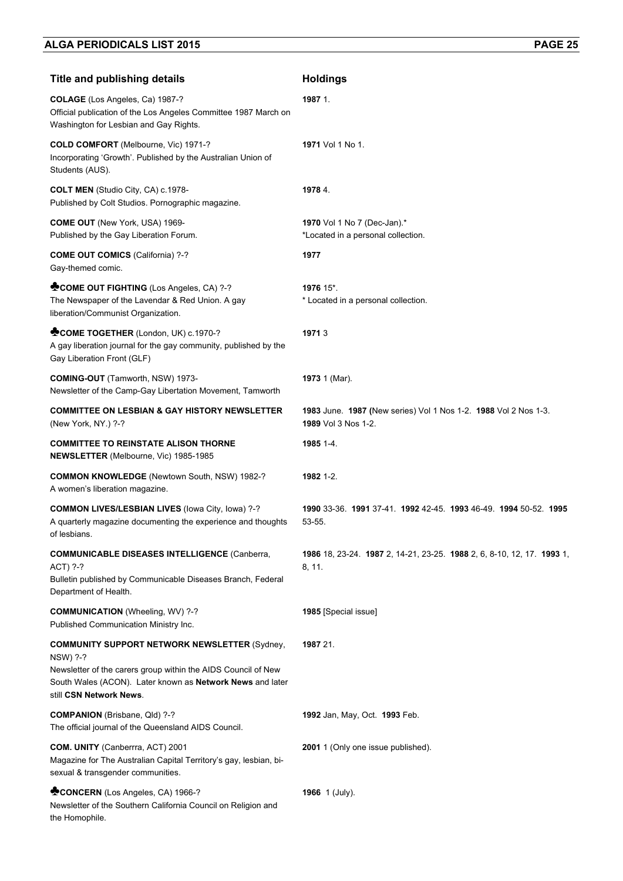| Title and publishing details | Holdings |
|---|---|
| **COLAGE** (Los Angeles, Ca) 1987-?<br>Official publication of the Los Angeles Committee 1987 March on Washington for Lesbian and Gay Rights. | **1987** 1. |
| **COLD COMFORT** (Melbourne, Vic) 1971-?<br>Incorporating 'Growth'. Published by the Australian Union of Students (AUS). | **1971** Vol 1 No 1. |
| **COLT MEN** (Studio City, CA) c.1978-<br>Published by Colt Studios. Pornographic magazine. | **1978** 4. |
| **COME OUT** (New York, USA) 1969-<br>Published by the Gay Liberation Forum. | **1970** Vol 1 No 7 (Dec-Jan).*<br>*Located in a personal collection. |
| **COME OUT COMICS** (California) ?-?<br>Gay-themed comic. | **1977** |
| ♣**COME OUT FIGHTING** (Los Angeles, CA) ?-?<br>The Newspaper of the Lavendar & Red Union. A gay liberation/Communist Organization. | **1976** 15*.<br>* Located in a personal collection. |
| ♣**COME TOGETHER** (London, UK) c.1970-?<br>A gay liberation journal for the gay community, published by the Gay Liberation Front (GLF) | **1971** 3 |
| **COMING-OUT** (Tamworth, NSW) 1973-<br>Newsletter of the Camp-Gay Libertation Movement, Tamworth | **1973** 1 (Mar). |
| **COMMITTEE ON LESBIAN & GAY HISTORY NEWSLETTER** (New York, NY.) ?-? | **1983** June. **1987 (**New series) Vol 1 Nos 1-2. **1988** Vol 2 Nos 1-3. **1989** Vol 3 Nos 1-2. |
| **COMMITTEE TO REINSTATE ALISON THORNE NEWSLETTER** (Melbourne, Vic) 1985-1985 | **1985** 1-4. |
| **COMMON KNOWLEDGE** (Newtown South, NSW) 1982-?<br>A women's liberation magazine. | **1982** 1-2. |
| **COMMON LIVES/LESBIAN LIVES** (Iowa City, Iowa) ?-?<br>A quarterly magazine documenting the experience and thoughts of lesbians. | **1990** 33-36. **1991** 37-41. **1992** 42-45. **1993** 46-49. **1994** 50-52. **1995** 53-55. |
| **COMMUNICABLE DISEASES INTELLIGENCE** (Canberra, ACT) ?-?<br>Bulletin published by Communicable Diseases Branch, Federal Department of Health. | **1986** 18, 23-24. **1987** 2, 14-21, 23-25. **1988** 2, 6, 8-10, 12, 17. **1993** 1, 8, 11. |
| **COMMUNICATION** (Wheeling, WV) ?-?<br>Published Communication Ministry Inc. | **1985** [Special issue] |
| **COMMUNITY SUPPORT NETWORK NEWSLETTER** (Sydney, NSW) ?-?<br>Newsletter of the carers group within the AIDS Council of New South Wales (ACON). Later known as **Network News** and later still **CSN Network News**. | **1987** 21. |
| **COMPANION** (Brisbane, Qld) ?-?<br>The official journal of the Queensland AIDS Council. | **1992** Jan, May, Oct. **1993** Feb. |
| **COM. UNITY** (Canberrra, ACT) 2001<br>Magazine for The Australian Capital Territory's gay, lesbian, bi-sexual & transgender communities. | **2001** 1 (Only one issue published). |
| ♣**CONCERN** (Los Angeles, CA) 1966-?<br>Newsletter of the Southern California Council on Religion and the Homophile. | **1966** 1 (July). |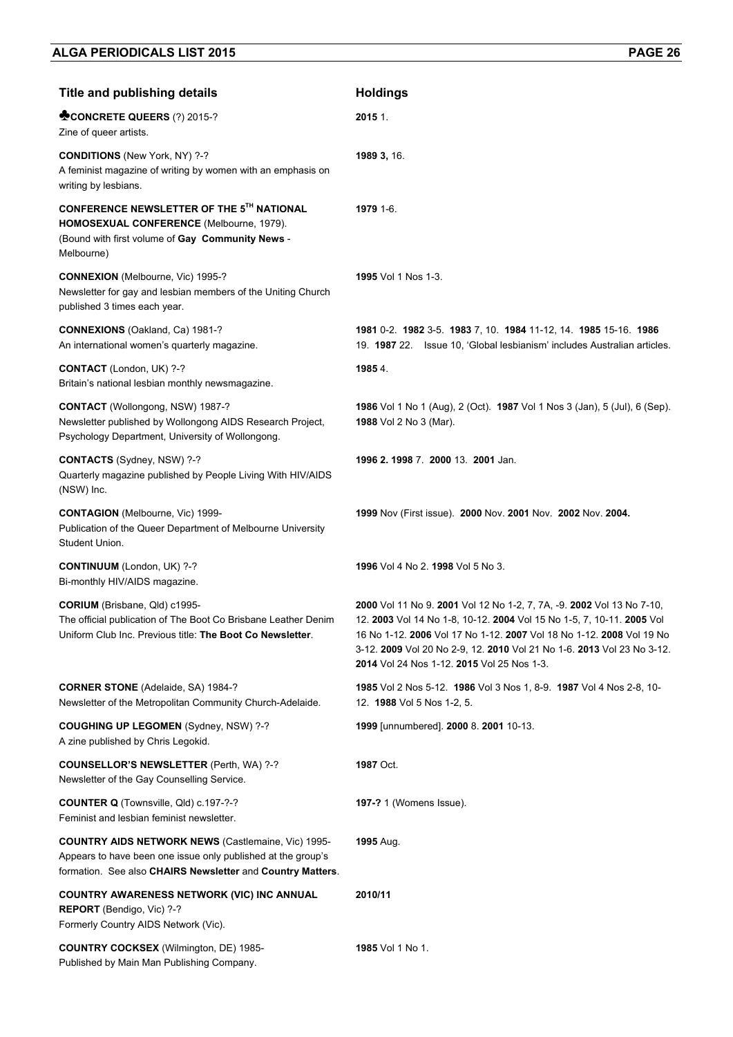| Title and publishing details | Holdings |
|---|---|
| ♣**CONCRETE QUEERS** (?) 2015-?<br>Zine of queer artists. | **2015** 1. |
| **CONDITIONS** (New York, NY) ?-?<br>A feminist magazine of writing by women with an emphasis on writing by lesbians. | **1989 3,** 16. |
| **CONFERENCE NEWSLETTER OF THE 5TH NATIONAL HOMOSEXUAL CONFERENCE** (Melbourne, 1979).<br>(Bound with first volume of **Gay Community News** - Melbourne) | **1979** 1-6. |
| **CONNEXION** (Melbourne, Vic) 1995-?<br>Newsletter for gay and lesbian members of the Uniting Church published 3 times each year. | **1995** Vol 1 Nos 1-3. |
| **CONNEXIONS** (Oakland, Ca) 1981-?<br>An international women's quarterly magazine. | **1981** 0-2. **1982** 3-5. **1983** 7, 10. **1984** 11-12, 14. **1985** 15-16. **1986** 19. **1987** 22. Issue 10, 'Global lesbianism' includes Australian articles. |
| **CONTACT** (London, UK) ?-?<br>Britain's national lesbian monthly newsmagazine. | **1985** 4. |
| **CONTACT** (Wollongong, NSW) 1987-?<br>Newsletter published by Wollongong AIDS Research Project, Psychology Department, University of Wollongong. | **1986** Vol 1 No 1 (Aug), 2 (Oct). **1987** Vol 1 Nos 3 (Jan), 5 (Jul), 6 (Sep). **1988** Vol 2 No 3 (Mar). |
| **CONTACTS** (Sydney, NSW) ?-?<br>Quarterly magazine published by People Living With HIV/AIDS (NSW) Inc. | **1996 2. 1998** 7. **2000** 13. **2001** Jan. |
| **CONTAGION** (Melbourne, Vic) 1999-<br>Publication of the Queer Department of Melbourne University Student Union. | **1999** Nov (First issue). **2000** Nov. **2001** Nov. **2002** Nov. **2004.** |
| **CONTINUUM** (London, UK) ?-?<br>Bi-monthly HIV/AIDS magazine. | **1996** Vol 4 No 2. **1998** Vol 5 No 3. |
| **CORIUM** (Brisbane, Qld) c1995-<br>The official publication of The Boot Co Brisbane Leather Denim Uniform Club Inc. Previous title: **The Boot Co Newsletter**. | **2000** Vol 11 No 9. **2001** Vol 12 No 1-2, 7, 7A, -9. **2002** Vol 13 No 7-10, 12. **2003** Vol 14 No 1-8, 10-12. **2004** Vol 15 No 1-5, 7, 10-11. **2005** Vol 16 No 1-12. **2006** Vol 17 No 1-12. **2007** Vol 18 No 1-12. **2008** Vol 19 No 3-12. **2009** Vol 20 No 2-9, 12. **2010** Vol 21 No 1-6. **2013** Vol 23 No 3-12. **2014** Vol 24 Nos 1-12. **2015** Vol 25 Nos 1-3. |
| **CORNER STONE** (Adelaide, SA) 1984-?<br>Newsletter of the Metropolitan Community Church-Adelaide. | **1985** Vol 2 Nos 5-12. **1986** Vol 3 Nos 1, 8-9. **1987** Vol 4 Nos 2-8, 10-12. **1988** Vol 5 Nos 1-2, 5. |
| **COUGHING UP LEGOMEN** (Sydney, NSW) ?-?<br>A zine published by Chris Legokid. | **1999** [unnumbered]. **2000** 8. **2001** 10-13. |
| **COUNSELLOR'S NEWSLETTER** (Perth, WA) ?-?<br>Newsletter of the Gay Counselling Service. | **1987** Oct. |
| **COUNTER Q** (Townsville, Qld) c.197-?-?<br>Feminist and lesbian feminist newsletter. | **197-?** 1 (Womens Issue). |
| **COUNTRY AIDS NETWORK NEWS** (Castlemaine, Vic) 1995-<br>Appears to have been one issue only published at the group's formation. See also **CHAIRS Newsletter** and **Country Matters**. | **1995** Aug. |
| **COUNTRY AWARENESS NETWORK (VIC) INC ANNUAL REPORT** (Bendigo, Vic) ?-?<br>Formerly Country AIDS Network (Vic). | **2010/11** |
| **COUNTRY COCKSEX** (Wilmington, DE) 1985-<br>Published by Main Man Publishing Company. | **1985** Vol 1 No 1. |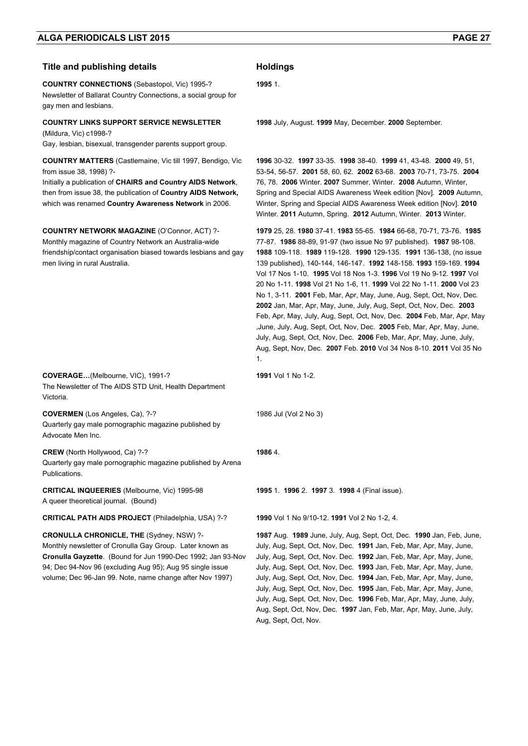| Title and publishing details | Holdings |
| --- | --- |
| **COUNTRY CONNECTIONS** (Sebastopol, Vic) 1995-? Newsletter of Ballarat Country Connections, a social group for gay men and lesbians. | **1995** 1. |
| **COUNTRY LINKS SUPPORT SERVICE NEWSLETTER** (Mildura, Vic) c1998-? Gay, lesbian, bisexual, transgender parents support group. | **1998** July, August. **1999** May, December. **2000** September. |
| **COUNTRY MATTERS** (Castlemaine, Vic till 1997, Bendigo, Vic from issue 38, 1998) ?- Initially a publication of **CHAIRS and Country AIDS Network**, then from issue 38, the publication of **Country AIDS Network,** which was renamed **Country Awareness Network** in 2006. | **1996** 30-32. **1997** 33-35. **1998** 38-40. **1999** 41, 43-48. **2000** 49, 51, 53-54, 56-57. **2001** 58, 60, 62. **2002** 63-68. **2003** 70-71, 73-75. **2004** 76, 78. **2006** Winter. **2007** Summer, Winter. **2008** Autumn, Winter, Spring and Special AIDS Awareness Week edition [Nov]. **2009** Autumn, Winter, Spring and Special AIDS Awareness Week edition [Nov]. **2010** Winter. **2011** Autumn, Spring. **2012** Autumn, Winter. **2013** Winter. |
| **COUNTRY NETWORK MAGAZINE** (O'Connor, ACT) ?- Monthly magazine of Country Network an Australia-wide friendship/contact organisation biased towards lesbians and gay men living in rural Australia. | **1979** 25, 28. **1980** 37-41. **1983** 55-65. **1984** 66-68, 70-71, 73-76. **1985** 77-87. **1986** 88-89, 91-97 (two issue No 97 published). **1987** 98-108. **1988** 109-118. **1989** 119-128. **1990** 129-135. **1991** 136-138, (no issue 139 published), 140-144, 146-147. **1992** 148-158. **1993** 159-169. **1994** Vol 17 Nos 1-10. **1995** Vol 18 Nos 1-3. **1996** Vol 19 No 9-12. **1997** Vol 20 No 1-11. **1998** Vol 21 No 1-6, 11. **1999** Vol 22 No 1-11. **2000** Vol 23 No 1, 3-11. **2001** Feb, Mar, Apr, May, June, Aug, Sept, Oct, Nov, Dec. **2002** Jan, Mar, Apr, May, June, July, Aug, Sept, Oct, Nov, Dec. **2003** Feb, Apr, May, July, Aug, Sept, Oct, Nov, Dec. **2004** Feb, Mar, Apr, May ,June, July, Aug, Sept, Oct, Nov, Dec. **2005** Feb, Mar, Apr, May, June, July, Aug, Sept, Oct, Nov, Dec. **2006** Feb, Mar, Apr, May, June, July, Aug, Sept, Nov, Dec. **2007** Feb. **2010** Vol 34 Nos 8-10. **2011** Vol 35 No 1. |
| **COVERAGE…**(Melbourne, VIC), 1991-? The Newsletter of The AIDS STD Unit, Health Department Victoria. | **1991** Vol 1 No 1-2. |
| **COVERMEN** (Los Angeles, Ca), ?-? Quarterly gay male pornographic magazine published by Advocate Men Inc. | 1986 Jul (Vol 2 No 3) |
| **CREW** (North Hollywood, Ca) ?-? Quarterly gay male pornographic magazine published by Arena Publications. | **1986** 4. |
| **CRITICAL INQUEERIES** (Melbourne, Vic) 1995-98 A queer theoretical journal. (Bound) | **1995** 1. **1996** 2. **1997** 3. **1998** 4 (Final issue). |
| **CRITICAL PATH AIDS PROJECT** (Philadelphia, USA) ?-? | **1990** Vol 1 No 9/10-12. **1991** Vol 2 No 1-2, 4. |
| **CRONULLA CHRONICLE, THE** (Sydney, NSW) ?- Monthly newsletter of Cronulla Gay Group. Later known as **Cronulla Gayzette**. (Bound for Jun 1990-Dec 1992; Jan 93-Nov 94; Dec 94-Nov 96 (excluding Aug 95); Aug 95 single issue volume; Dec 96-Jan 99. Note, name change after Nov 1997) | **1987** Aug. **1989** June, July, Aug, Sept, Oct, Dec. **1990** Jan, Feb, June, July, Aug, Sept, Oct, Nov, Dec. **1991** Jan, Feb, Mar, Apr, May, June, July, Aug, Sept, Oct, Nov, Dec. **1992** Jan, Feb, Mar, Apr, May, June, July, Aug, Sept, Oct, Nov, Dec. **1993** Jan, Feb, Mar, Apr, May, June, July, Aug, Sept, Oct, Nov, Dec. **1994** Jan, Feb, Mar, Apr, May, June, July, Aug, Sept, Oct, Nov, Dec. **1995** Jan, Feb, Mar, Apr, May, June, July, Aug, Sept, Oct, Nov, Dec. **1996** Feb, Mar, Apr, May, June, July, Aug, Sept, Oct, Nov, Dec. **1997** Jan, Feb, Mar, Apr, May, June, July, Aug, Sept, Oct, Nov. |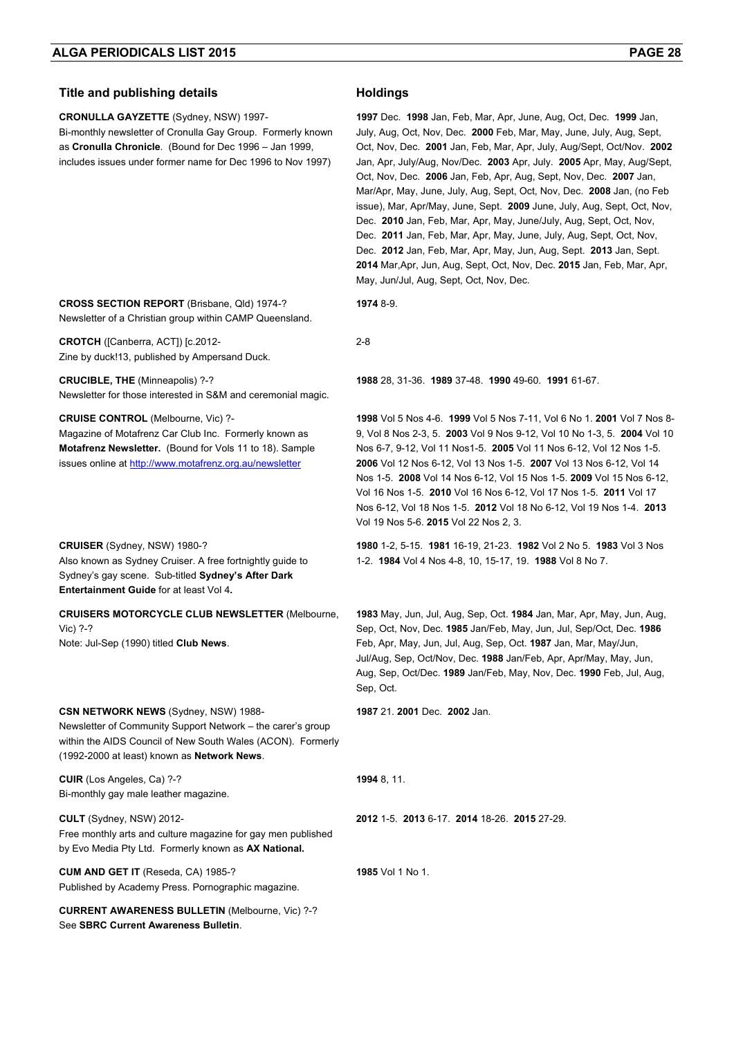| Title and publishing details | Holdings |
| --- | --- |
| **CRONULLA GAYZETTE** (Sydney, NSW) 1997- Bi-monthly newsletter of Cronulla Gay Group. Formerly known as **Cronulla Chronicle**. (Bound for Dec 1996 – Jan 1999, includes issues under former name for Dec 1996 to Nov 1997) | **1997** Dec. **1998** Jan, Feb, Mar, Apr, June, Aug, Oct, Dec. **1999** Jan, July, Aug, Oct, Nov, Dec. **2000** Feb, Mar, May, June, July, Aug, Sept, Oct, Nov, Dec. **2001** Jan, Feb, Mar, Apr, July, Aug/Sept, Oct/Nov. **2002** Jan, Apr, July/Aug, Nov/Dec. **2003** Apr, July. **2005** Apr, May, Aug/Sept, Oct, Nov, Dec. **2006** Jan, Feb, Apr, Aug, Sept, Nov, Dec. **2007** Jan, Mar/Apr, May, June, July, Aug, Sept, Oct, Nov, Dec. **2008** Jan, (no Feb issue), Mar, Apr/May, June, Sept. **2009** June, July, Aug, Sept, Oct, Nov, Dec. **2010** Jan, Feb, Mar, Apr, May, June/July, Aug, Sept, Oct, Nov, Dec. **2011** Jan, Feb, Mar, Apr, May, June, July, Aug, Sept, Oct, Nov, Dec. **2012** Jan, Feb, Mar, Apr, May, Jun, Aug, Sept. **2013** Jan, Sept. **2014** Mar,Apr, Jun, Aug, Sept, Oct, Nov, Dec. **2015** Jan, Feb, Mar, Apr, May, Jun/Jul, Aug, Sept, Oct, Nov, Dec. |
| **CROSS SECTION REPORT** (Brisbane, Qld) 1974-? Newsletter of a Christian group within CAMP Queensland. | **1974** 8-9. |
| **CROTCH** ([Canberra, ACT]) [c.2012- Zine by duck!13, published by Ampersand Duck. | 2-8 |
| **CRUCIBLE, THE** (Minneapolis) ?-? Newsletter for those interested in S&M and ceremonial magic. | **1988** 28, 31-36. **1989** 37-48. **1990** 49-60. **1991** 61-67. |
| **CRUISE CONTROL** (Melbourne, Vic) ?- Magazine of Motafrenz Car Club Inc. Formerly known as **Motafrenz Newsletter.** (Bound for Vols 11 to 18). Sample issues online at http://www.motafrenz.org.au/newsletter | **1998** Vol 5 Nos 4-6. **1999** Vol 5 Nos 7-11, Vol 6 No 1. **2001** Vol 7 Nos 8-9, Vol 8 Nos 2-3, 5. **2003** Vol 9 Nos 9-12, Vol 10 No 1-3, 5. **2004** Vol 10 Nos 6-7, 9-12, Vol 11 Nos1-5. **2005** Vol 11 Nos 6-12, Vol 12 Nos 1-5. **2006** Vol 12 Nos 6-12, Vol 13 Nos 1-5. **2007** Vol 13 Nos 6-12, Vol 14 Nos 1-5. **2008** Vol 14 Nos 6-12, Vol 15 Nos 1-5. **2009** Vol 15 Nos 6-12, Vol 16 Nos 1-5. **2010** Vol 16 Nos 6-12, Vol 17 Nos 1-5. **2011** Vol 17 Nos 6-12, Vol 18 Nos 1-5. **2012** Vol 18 No 6-12, Vol 19 Nos 1-4. **2013** Vol 19 Nos 5-6. **2015** Vol 22 Nos 2, 3. |
| **CRUISER** (Sydney, NSW) 1980-? Also known as Sydney Cruiser. A free fortnightly guide to Sydney's gay scene. Sub-titled **Sydney's After Dark Entertainment Guide** for at least Vol 4**.** | **1980** 1-2, 5-15. **1981** 16-19, 21-23. **1982** Vol 2 No 5. **1983** Vol 3 Nos 1-2. **1984** Vol 4 Nos 4-8, 10, 15-17, 19. **1988** Vol 8 No 7. |
| **CRUISERS MOTORCYCLE CLUB NEWSLETTER** (Melbourne, Vic) ?-? Note: Jul-Sep (1990) titled **Club News**. | **1983** May, Jun, Jul, Aug, Sep, Oct. **1984** Jan, Mar, Apr, May, Jun, Aug, Sep, Oct, Nov, Dec. **1985** Jan/Feb, May, Jun, Jul, Sep/Oct, Dec. **1986** Feb, Apr, May, Jun, Jul, Aug, Sep, Oct. **1987** Jan, Mar, May/Jun, Jul/Aug, Sep, Oct/Nov, Dec. **1988** Jan/Feb, Apr, Apr/May, May, Jun, Aug, Sep, Oct/Dec. **1989** Jan/Feb, May, Nov, Dec. **1990** Feb, Jul, Aug, Sep, Oct. |
| **CSN NETWORK NEWS** (Sydney, NSW) 1988- Newsletter of Community Support Network – the carer's group within the AIDS Council of New South Wales (ACON). Formerly (1992-2000 at least) known as **Network News**. | **1987** 21. **2001** Dec. **2002** Jan. |
| **CUIR** (Los Angeles, Ca) ?-? Bi-monthly gay male leather magazine. | **1994** 8, 11. |
| **CULT** (Sydney, NSW) 2012- Free monthly arts and culture magazine for gay men published by Evo Media Pty Ltd. Formerly known as **AX National.** | **2012** 1-5. **2013** 6-17. **2014** 18-26. **2015** 27-29. |
| **CUM AND GET IT** (Reseda, CA) 1985-? Published by Academy Press. Pornographic magazine. | **1985** Vol 1 No 1. |
| **CURRENT AWARENESS BULLETIN** (Melbourne, Vic) ?-? See **SBRC Current Awareness Bulletin**. | |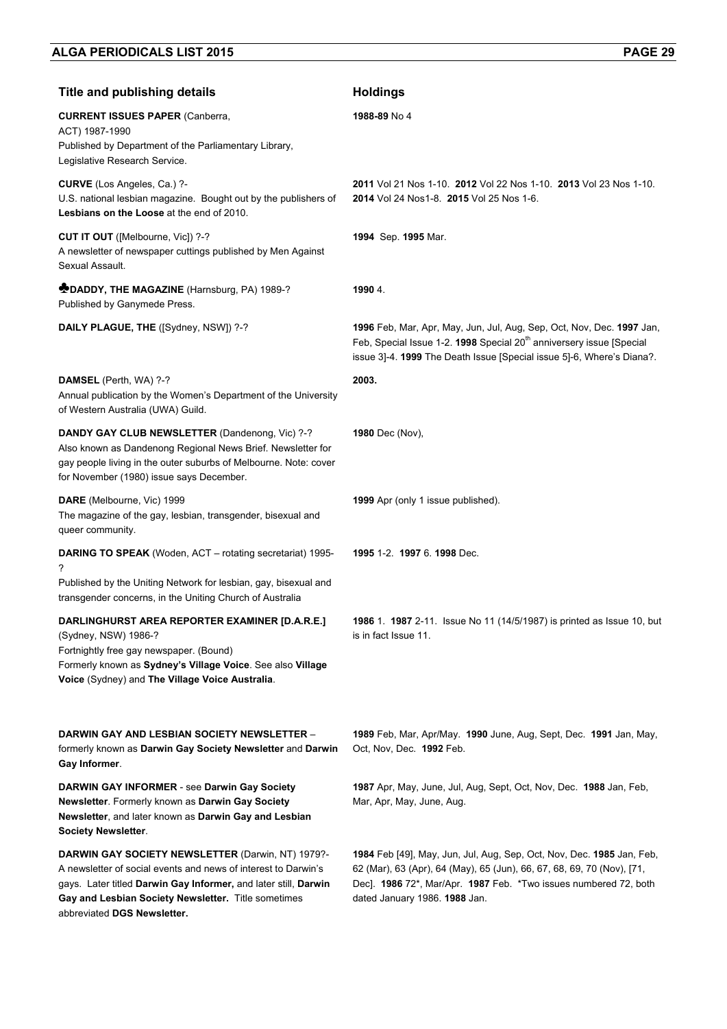| Title and publishing details | Holdings |
|---|---|
| **CURRENT ISSUES PAPER** (Canberra, ACT) 1987-1990<br>Published by Department of the Parliamentary Library, Legislative Research Service. | **1988-89** No 4 |
| **CURVE** (Los Angeles, Ca.) ?-<br>U.S. national lesbian magazine. Bought out by the publishers of **Lesbians on the Loose** at the end of 2010. | **2011** Vol 21 Nos 1-10. **2012** Vol 22 Nos 1-10. **2013** Vol 23 Nos 1-10. **2014** Vol 24 Nos1-8. **2015** Vol 25 Nos 1-6. |
| **CUT IT OUT** ([Melbourne, Vic]) ?-?<br>A newsletter of newspaper cuttings published by Men Against Sexual Assault. | **1994** Sep. **1995** Mar. |
| ♣**DADDY, THE MAGAZINE** (Harnsburg, PA) 1989-?<br>Published by Ganymede Press. | **1990** 4. |
| **DAILY PLAGUE, THE** ([Sydney, NSW]) ?-? | **1996** Feb, Mar, Apr, May, Jun, Jul, Aug, Sep, Oct, Nov, Dec. **1997** Jan, Feb, Special Issue 1-2. **1998** Special 20th anniversery issue [Special issue 3]-4. **1999** The Death Issue [Special issue 5]-6, Where's Diana?. |
| **DAMSEL** (Perth, WA) ?-?<br>Annual publication by the Women's Department of the University of Western Australia (UWA) Guild. | **2003.** |
| **DANDY GAY CLUB NEWSLETTER** (Dandenong, Vic) ?-?<br>Also known as Dandenong Regional News Brief. Newsletter for gay people living in the outer suburbs of Melbourne. Note: cover for November (1980) issue says December. | **1980** Dec (Nov), |
| **DARE** (Melbourne, Vic) 1999<br>The magazine of the gay, lesbian, transgender, bisexual and queer community. | **1999** Apr (only 1 issue published). |
| **DARING TO SPEAK** (Woden, ACT – rotating secretariat) 1995-?<br>Published by the Uniting Network for lesbian, gay, bisexual and transgender concerns, in the Uniting Church of Australia | **1995** 1-2. **1997** 6. **1998** Dec. |
| **DARLINGHURST AREA REPORTER EXAMINER [D.A.R.E.]** (Sydney, NSW) 1986-?<br>Fortnightly free gay newspaper. (Bound)<br>Formerly known as **Sydney's Village Voice**. See also **Village Voice** (Sydney) and **The Village Voice Australia**. | **1986** 1. **1987** 2-11. Issue No 11 (14/5/1987) is printed as Issue 10, but is in fact Issue 11. |
| **DARWIN GAY AND LESBIAN SOCIETY NEWSLETTER** – formerly known as **Darwin Gay Society Newsletter** and **Darwin Gay Informer**. | **1989** Feb, Mar, Apr/May. **1990** June, Aug, Sept, Dec. **1991** Jan, May, Oct, Nov, Dec. **1992** Feb. |
| **DARWIN GAY INFORMER** - see **Darwin Gay Society Newsletter**. Formerly known as **Darwin Gay Society Newsletter**, and later known as **Darwin Gay and Lesbian Society Newsletter**. | **1987** Apr, May, June, Jul, Aug, Sept, Oct, Nov, Dec. **1988** Jan, Feb, Mar, Apr, May, June, Aug. |
| **DARWIN GAY SOCIETY NEWSLETTER** (Darwin, NT) 1979?-<br>A newsletter of social events and news of interest to Darwin's gays. Later titled **Darwin Gay Informer,** and later still, **Darwin Gay and Lesbian Society Newsletter.** Title sometimes abbreviated **DGS Newsletter.** | **1984** Feb [49], May, Jun, Jul, Aug, Sep, Oct, Nov, Dec. **1985** Jan, Feb, 62 (Mar), 63 (Apr), 64 (May), 65 (Jun), 66, 67, 68, 69, 70 (Nov), [71, Dec]. **1986** 72*, Mar/Apr. **1987** Feb. *Two issues numbered 72, both dated January 1986. **1988** Jan. |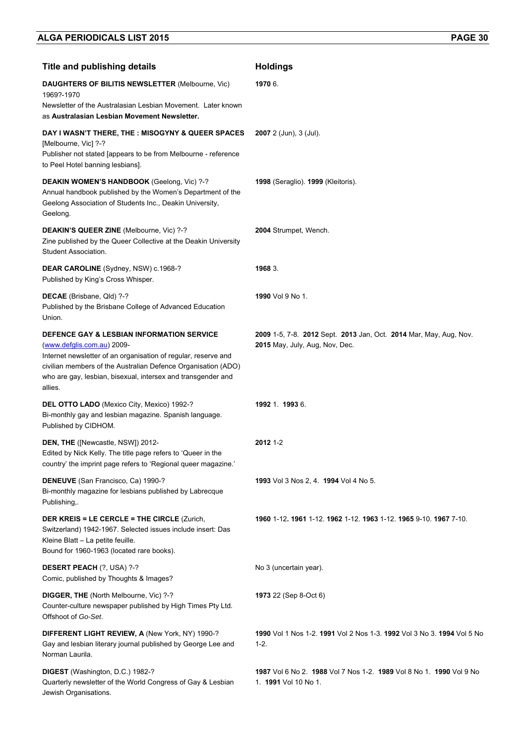| Title and publishing details | Holdings |
|---|---|
| **DAUGHTERS OF BILITIS NEWSLETTER** (Melbourne, Vic) 1969?-1970<br>Newsletter of the Australasian Lesbian Movement. Later known as **Australasian Lesbian Movement Newsletter.** | **1970** 6. |
| **DAY I WASN'T THERE, THE : MISOGYNY & QUEER SPACES** [Melbourne, Vic] ?-?<br>Publisher not stated [appears to be from Melbourne - reference to Peel Hotel banning lesbians]. | **2007** 2 (Jun), 3 (Jul). |
| **DEAKIN WOMEN'S HANDBOOK** (Geelong, Vic) ?-?<br>Annual handbook published by the Women's Department of the Geelong Association of Students Inc., Deakin University, Geelong. | **1998** (Seraglio). **1999** (Kleitoris). |
| **DEAKIN'S QUEER ZINE** (Melbourne, Vic) ?-?<br>Zine published by the Queer Collective at the Deakin University Student Association. | **2004** Strumpet, Wench. |
| **DEAR CAROLINE** (Sydney, NSW) c.1968-?<br>Published by King's Cross Whisper. | **1968** 3. |
| **DECAE** (Brisbane, Qld) ?-?<br>Published by the Brisbane College of Advanced Education Union. | **1990** Vol 9 No 1. |
| **DEFENCE GAY & LESBIAN INFORMATION SERVICE** (www.defglis.com.au) 2009-<br>Internet newsletter of an organisation of regular, reserve and civilian members of the Australian Defence Organisation (ADO) who are gay, lesbian, bisexual, intersex and transgender and allies. | **2009** 1-5, 7-8. **2012** Sept. **2013** Jan, Oct. **2014** Mar, May, Aug, Nov. **2015** May, July, Aug, Nov, Dec. |
| **DEL OTTO LADO** (Mexico City, Mexico) 1992-?<br>Bi-monthly gay and lesbian magazine. Spanish language. Published by CIDHOM. | **1992** 1. **1993** 6. |
| **DEN, THE** ([Newcastle, NSW]) 2012-<br>Edited by Nick Kelly. The title page refers to 'Queer in the country' the imprint page refers to 'Regional queer magazine.' | **2012** 1-2 |
| **DENEUVE** (San Francisco, Ca) 1990-?<br>Bi-monthly magazine for lesbians published by Labrecque Publishing,. | **1993** Vol 3 Nos 2, 4. **1994** Vol 4 No 5. |
| **DER KREIS = LE CERCLE = THE CIRCLE** (Zurich, Switzerland) 1942-1967. Selected issues include insert: Das Kleine Blatt – La petite feuille.<br>Bound for 1960-1963 (located rare books). | **1960** 1-12**. 1961** 1-12. **1962** 1-12. **1963** 1-12. **1965** 9-10. **1967** 7-10. |
| **DESERT PEACH** (?, USA) ?-?<br>Comic, published by Thoughts & Images? | No 3 (uncertain year). |
| **DIGGER, THE** (North Melbourne, Vic) ?-?<br>Counter-culture newspaper published by High Times Pty Ltd. Offshoot of *Go-Set*. | **1973** 22 (Sep 8-Oct 6) |
| **DIFFERENT LIGHT REVIEW, A** (New York, NY) 1990-?<br>Gay and lesbian literary journal published by George Lee and Norman Laurila. | **1990** Vol 1 Nos 1-2. **1991** Vol 2 Nos 1-3. **1992** Vol 3 No 3. **1994** Vol 5 No 1-2. |
| **DIGEST** (Washington, D.C.) 1982-?<br>Quarterly newsletter of the World Congress of Gay & Lesbian Jewish Organisations. | **1987** Vol 6 No 2. **1988** Vol 7 Nos 1-2. **1989** Vol 8 No 1. **1990** Vol 9 No 1. **1991** Vol 10 No 1. |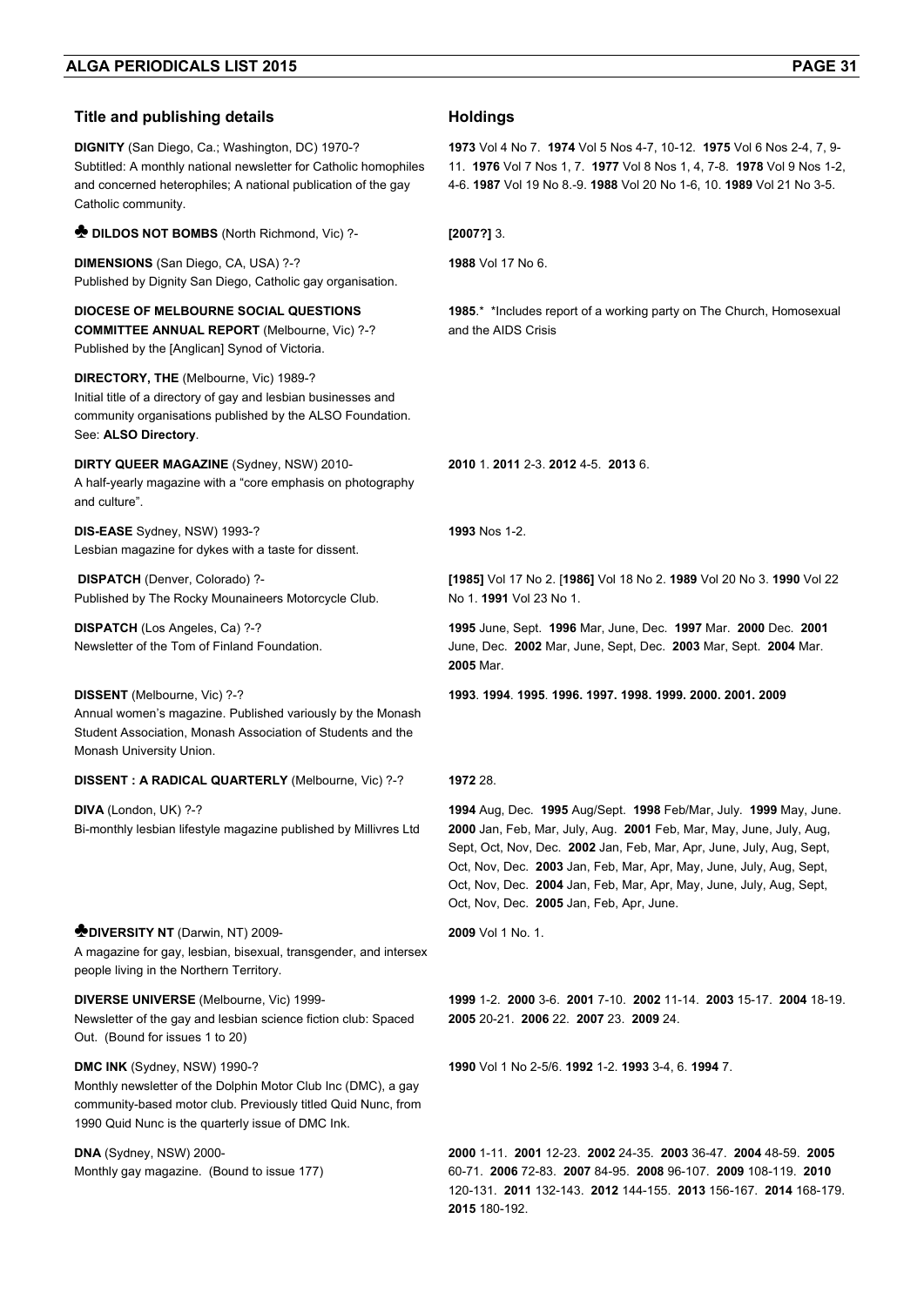| Title and publishing details | Holdings |
|---|---|
| **DIGNITY** (San Diego, Ca.; Washington, DC) 1970-? Subtitled: A monthly national newsletter for Catholic homophiles and concerned heterophiles; A national publication of the gay Catholic community. | **1973** Vol 4 No 7. **1974** Vol 5 Nos 4-7, 10-12. **1975** Vol 6 Nos 2-4, 7, 9-11. **1976** Vol 7 Nos 1, 7. **1977** Vol 8 Nos 1, 4, 7-8. **1978** Vol 9 Nos 1-2, 4-6. **1987** Vol 19 No 8.-9. **1988** Vol 20 No 1-6, 10. **1989** Vol 21 No 3-5. |
| ♣ **DILDOS NOT BOMBS** (North Richmond, Vic) ?- | **[2007?]** 3. |
| **DIMENSIONS** (San Diego, CA, USA) ?-? Published by Dignity San Diego, Catholic gay organisation. | **1988** Vol 17 No 6. |
| **DIOCESE OF MELBOURNE SOCIAL QUESTIONS COMMITTEE ANNUAL REPORT** (Melbourne, Vic) ?-? Published by the [Anglican] Synod of Victoria. | **1985**.* *Includes report of a working party on The Church, Homosexual and the AIDS Crisis |
| **DIRECTORY, THE** (Melbourne, Vic) 1989-? Initial title of a directory of gay and lesbian businesses and community organisations published by the ALSO Foundation. See: **ALSO Directory**. | |
| **DIRTY QUEER MAGAZINE** (Sydney, NSW) 2010- A half-yearly magazine with a "core emphasis on photography and culture". | **2010** 1. **2011** 2-3. **2012** 4-5. **2013** 6. |
| **DIS-EASE** Sydney, NSW) 1993-? Lesbian magazine for dykes with a taste for dissent. | **1993** Nos 1-2. |
| **DISPATCH** (Denver, Colorado) ?- Published by The Rocky Mounaineers Motorcycle Club. | **[1985]** Vol 17 No 2. [**1986]** Vol 18 No 2. **1989** Vol 20 No 3. **1990** Vol 22 No 1. **1991** Vol 23 No 1. |
| **DISPATCH** (Los Angeles, Ca) ?-? Newsletter of the Tom of Finland Foundation. | **1995** June, Sept. **1996** Mar, June, Dec. **1997** Mar. **2000** Dec. **2001** June, Dec. **2002** Mar, June, Sept, Dec. **2003** Mar, Sept. **2004** Mar. **2005** Mar. |
| **DISSENT** (Melbourne, Vic) ?-? Annual women's magazine. Published variously by the Monash Student Association, Monash Association of Students and the Monash University Union. | **1993**. **1994**. **1995**. **1996. 1997. 1998. 1999. 2000. 2001. 2009** |
| **DISSENT : A RADICAL QUARTERLY** (Melbourne, Vic) ?-? | **1972** 28. |
| **DIVA** (London, UK) ?-? Bi-monthly lesbian lifestyle magazine published by Millivres Ltd | **1994** Aug, Dec. **1995** Aug/Sept. **1998** Feb/Mar, July. **1999** May, June. **2000** Jan, Feb, Mar, July, Aug. **2001** Feb, Mar, May, June, July, Aug, Sept, Oct, Nov, Dec. **2002** Jan, Feb, Mar, Apr, June, July, Aug, Sept, Oct, Nov, Dec. **2003** Jan, Feb, Mar, Apr, May, June, July, Aug, Sept, Oct, Nov, Dec. **2004** Jan, Feb, Mar, Apr, May, June, July, Aug, Sept, Oct, Nov, Dec. **2005** Jan, Feb, Apr, June. |
| ♣**DIVERSITY NT** (Darwin, NT) 2009- A magazine for gay, lesbian, bisexual, transgender, and intersex people living in the Northern Territory. | **2009** Vol 1 No. 1. |
| **DIVERSE UNIVERSE** (Melbourne, Vic) 1999- Newsletter of the gay and lesbian science fiction club: Spaced Out. (Bound for issues 1 to 20) | **1999** 1-2. **2000** 3-6. **2001** 7-10. **2002** 11-14. **2003** 15-17. **2004** 18-19. **2005** 20-21. **2006** 22. **2007** 23. **2009** 24. |
| **DMC INK** (Sydney, NSW) 1990-? Monthly newsletter of the Dolphin Motor Club Inc (DMC), a gay community-based motor club. Previously titled Quid Nunc, from 1990 Quid Nunc is the quarterly issue of DMC Ink. | **1990** Vol 1 No 2-5/6. **1992** 1-2. **1993** 3-4, 6. **1994** 7. |
| **DNA** (Sydney, NSW) 2000- Monthly gay magazine. (Bound to issue 177) | **2000** 1-11. **2001** 12-23. **2002** 24-35. **2003** 36-47. **2004** 48-59. **2005** 60-71. **2006** 72-83. **2007** 84-95. **2008** 96-107. **2009** 108-119. **2010** 120-131. **2011** 132-143. **2012** 144-155. **2013** 156-167. **2014** 168-179. **2015** 180-192. |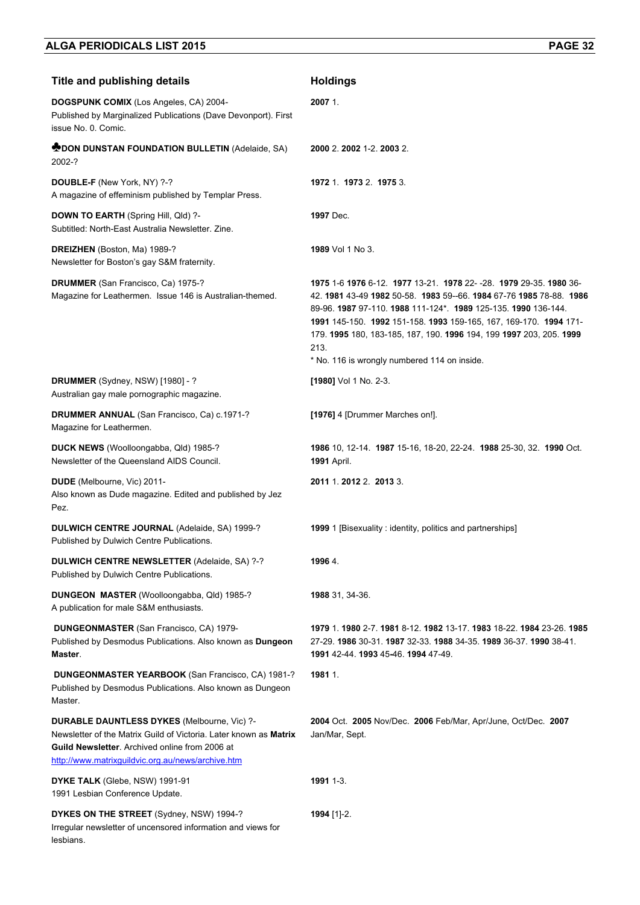| Title and publishing details | Holdings |
|---|---|
| **DOGSPUNK COMIX** (Los Angeles, CA) 2004-<br>Published by Marginalized Publications (Dave Devonport). First issue No. 0. Comic. | **2007** 1. |
| ♣**DON DUNSTAN FOUNDATION BULLETIN** (Adelaide, SA) 2002-? | **2000** 2. **2002** 1-2. **2003** 2. |
| **DOUBLE-F** (New York, NY) ?-?<br>A magazine of effeminism published by Templar Press. | **1972** 1. **1973** 2. **1975** 3. |
| **DOWN TO EARTH** (Spring Hill, Qld) ?-<br>Subtitled: North-East Australia Newsletter. Zine. | **1997** Dec. |
| **DREIZHEN** (Boston, Ma) 1989-?<br>Newsletter for Boston's gay S&M fraternity. | **1989** Vol 1 No 3. |
| **DRUMMER** (San Francisco, Ca) 1975-?<br>Magazine for Leathermen. Issue 146 is Australian-themed. | **1975** 1-6 **1976** 6-12. **1977** 13-21. **1978** 22- -28. **1979** 29-35. **1980** 36-42. **1981** 43-49 **1982** 50-58. **1983** 59--66. **1984** 67-76 **1985** 78-88. **1986** 89-96. **1987** 97-110. **1988** 111-124*. **1989** 125-135. **1990** 136-144. **1991** 145-150. **1992** 151-158. **1993** 159-165, 167, 169-170. **1994** 171-179. **1995** 180, 183-185, 187, 190. **1996** 194, 199 **1997** 203, 205. **1999** 213.<br>* No. 116 is wrongly numbered 114 on inside. |
| **DRUMMER** (Sydney, NSW) [1980] - ?<br>Australian gay male pornographic magazine. | **[1980]** Vol 1 No. 2-3. |
| **DRUMMER ANNUAL** (San Francisco, Ca) c.1971-?<br>Magazine for Leathermen. | **[1976]** 4 [Drummer Marches on!]. |
| **DUCK NEWS** (Woolloongabba, Qld) 1985-?<br>Newsletter of the Queensland AIDS Council. | **1986** 10, 12-14. **1987** 15-16, 18-20, 22-24. **1988** 25-30, 32. **1990** Oct. **1991** April. |
| **DUDE** (Melbourne, Vic) 2011-<br>Also known as Dude magazine. Edited and published by Jez Pez. | **2011** 1. **2012** 2. **2013** 3. |
| **DULWICH CENTRE JOURNAL** (Adelaide, SA) 1999-?<br>Published by Dulwich Centre Publications. | **1999** 1 [Bisexuality : identity, politics and partnerships] |
| **DULWICH CENTRE NEWSLETTER** (Adelaide, SA) ?-?<br>Published by Dulwich Centre Publications. | **1996** 4. |
| **DUNGEON MASTER** (Woolloongabba, Qld) 1985-?<br>A publication for male S&M enthusiasts. | **1988** 31, 34-36. |
| **DUNGEONMASTER** (San Francisco, CA) 1979-<br>Published by Desmodus Publications. Also known as **Dungeon Master**. | **1979** 1. **1980** 2-7. **1981** 8-12. **1982** 13-17. **1983** 18-22. **1984** 23-26. **1985** 27-29. **1986** 30-31. **1987** 32-33. **1988** 34-35. **1989** 36-37. **1990** 38-41. **1991** 42-44. **1993** 45-46. **1994** 47-49. |
| **DUNGEONMASTER YEARBOOK** (San Francisco, CA) 1981-?<br>Published by Desmodus Publications. Also known as Dungeon Master. | **1981** 1. |
| **DURABLE DAUNTLESS DYKES** (Melbourne, Vic) ?-<br>Newsletter of the Matrix Guild of Victoria. Later known as **Matrix Guild Newsletter**. Archived online from 2006 at http://www.matrixguildvic.org.au/news/archive.htm | **2004** Oct. **2005** Nov/Dec. **2006** Feb/Mar, Apr/June, Oct/Dec. **2007** Jan/Mar, Sept. |
| **DYKE TALK** (Glebe, NSW) 1991-91<br>1991 Lesbian Conference Update. | **1991** 1-3. |
| **DYKES ON THE STREET** (Sydney, NSW) 1994-?<br>Irregular newsletter of uncensored information and views for lesbians. | **1994** [1]-2. |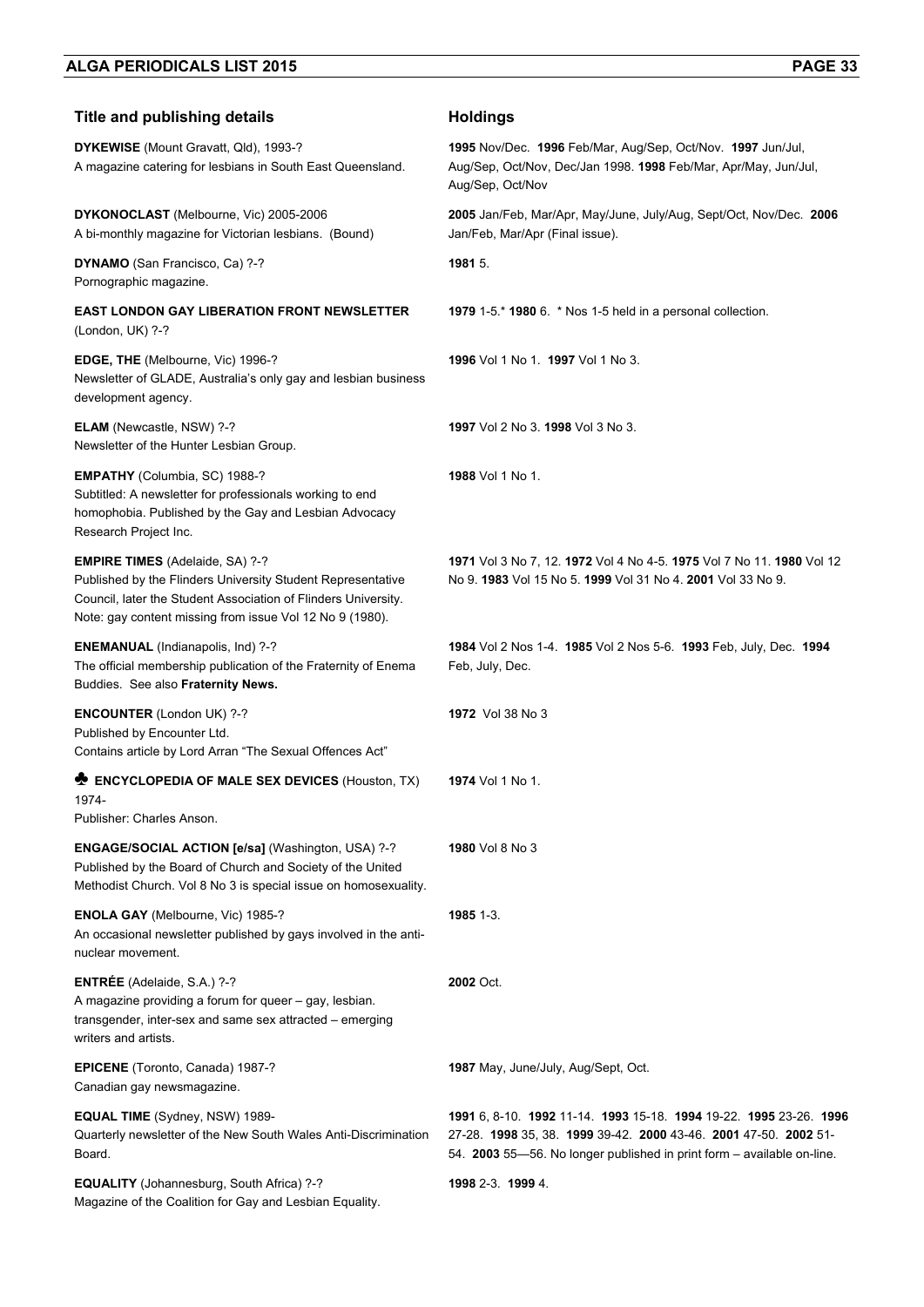| Title and publishing details | Holdings |
|---|---|
| **DYKEWISE** (Mount Gravatt, Qld), 1993-? A magazine catering for lesbians in South East Queensland. | **1995** Nov/Dec. **1996** Feb/Mar, Aug/Sep, Oct/Nov. **1997** Jun/Jul, Aug/Sep, Oct/Nov, Dec/Jan 1998. **1998** Feb/Mar, Apr/May, Jun/Jul, Aug/Sep, Oct/Nov |
| **DYKONOCLAST** (Melbourne, Vic) 2005-2006 A bi-monthly magazine for Victorian lesbians. (Bound) | **2005** Jan/Feb, Mar/Apr, May/June, July/Aug, Sept/Oct, Nov/Dec. **2006** Jan/Feb, Mar/Apr (Final issue). |
| **DYNAMO** (San Francisco, Ca) ?-? Pornographic magazine. | **1981** 5. |
| **EAST LONDON GAY LIBERATION FRONT NEWSLETTER** (London, UK) ?-? | **1979** 1-5.* **1980** 6. * Nos 1-5 held in a personal collection. |
| **EDGE, THE** (Melbourne, Vic) 1996-? Newsletter of GLADE, Australia's only gay and lesbian business development agency. | **1996** Vol 1 No 1. **1997** Vol 1 No 3. |
| **ELAM** (Newcastle, NSW) ?-? Newsletter of the Hunter Lesbian Group. | **1997** Vol 2 No 3. **1998** Vol 3 No 3. |
| **EMPATHY** (Columbia, SC) 1988-? Subtitled: A newsletter for professionals working to end homophobia. Published by the Gay and Lesbian Advocacy Research Project Inc. | **1988** Vol 1 No 1. |
| **EMPIRE TIMES** (Adelaide, SA) ?-? Published by the Flinders University Student Representative Council, later the Student Association of Flinders University. Note: gay content missing from issue Vol 12 No 9 (1980). | **1971** Vol 3 No 7, 12. **1972** Vol 4 No 4-5. **1975** Vol 7 No 11. **1980** Vol 12 No 9. **1983** Vol 15 No 5. **1999** Vol 31 No 4. **2001** Vol 33 No 9. |
| **ENEMANUAL** (Indianapolis, Ind) ?-? The official membership publication of the Fraternity of Enema Buddies. See also **Fraternity News.** | **1984** Vol 2 Nos 1-4. **1985** Vol 2 Nos 5-6. **1993** Feb, July, Dec. **1994** Feb, July, Dec. |
| **ENCOUNTER** (London UK) ?-? Published by Encounter Ltd. Contains article by Lord Arran "The Sexual Offences Act" | **1972** Vol 38 No 3 |
| ♣ **ENCYCLOPEDIA OF MALE SEX DEVICES** (Houston, TX) 1974- Publisher: Charles Anson. | **1974** Vol 1 No 1. |
| **ENGAGE/SOCIAL ACTION [e/sa]** (Washington, USA) ?-? Published by the Board of Church and Society of the United Methodist Church. Vol 8 No 3 is special issue on homosexuality. | **1980** Vol 8 No 3 |
| **ENOLA GAY** (Melbourne, Vic) 1985-? An occasional newsletter published by gays involved in the anti-nuclear movement. | **1985** 1-3. |
| **ENTRÉE** (Adelaide, S.A.) ?-? A magazine providing a forum for queer – gay, lesbian. transgender, inter-sex and same sex attracted – emerging writers and artists. | **2002** Oct. |
| **EPICENE** (Toronto, Canada) 1987-? Canadian gay newsmagazine. | **1987** May, June/July, Aug/Sept, Oct. |
| **EQUAL TIME** (Sydney, NSW) 1989- Quarterly newsletter of the New South Wales Anti-Discrimination Board. | **1991** 6, 8-10. **1992** 11-14. **1993** 15-18. **1994** 19-22. **1995** 23-26. **1996** 27-28. **1998** 35, 38. **1999** 39-42. **2000** 43-46. **2001** 47-50. **2002** 51-54. **2003** 55—56. No longer published in print form – available on-line. |
| **EQUALITY** (Johannesburg, South Africa) ?-? Magazine of the Coalition for Gay and Lesbian Equality. | **1998** 2-3. **1999** 4. |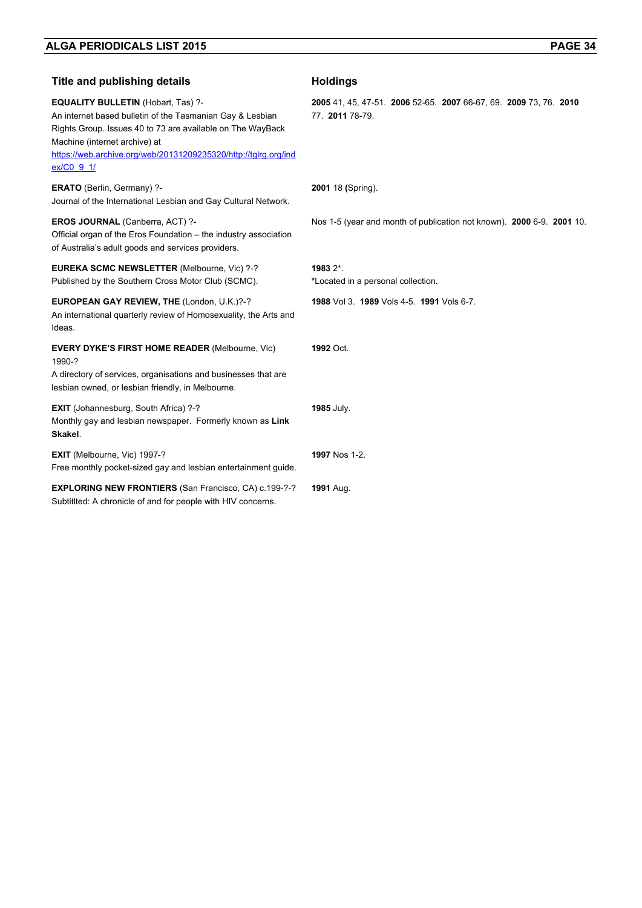| Title and publishing details | Holdings |
|---|---|
| **EQUALITY BULLETIN** (Hobart, Tas) ?-<br>An internet based bulletin of the Tasmanian Gay & Lesbian Rights Group. Issues 40 to 73 are available on The WayBack Machine (internet archive) at [https://web.archive.org/web/20131209235320/http://tglrg.org/index/C0_9_1/](https://web.archive.org/web/20131209235320/http://tglrg.org/index/C0_9_1/) | **2005** 41, 45, 47-51. **2006** 52-65. **2007** 66-67, 69. **2009** 73, 76. **2010** 77. **2011** 78-79. |
| **ERATO** (Berlin, Germany) ?-<br>Journal of the International Lesbian and Gay Cultural Network. | **2001** 18 **(**Spring). |
| **EROS JOURNAL** (Canberra, ACT) ?-<br>Official organ of the Eros Foundation – the industry association of Australia's adult goods and services providers. | Nos 1-5 (year and month of publication not known). **2000** 6-9. **2001** 10. |
| **EUREKA SCMC NEWSLETTER** (Melbourne, Vic) ?-?<br>Published by the Southern Cross Motor Club (SCMC). | **1983** 2*.<br>***Located in a personal collection.** |
| **EUROPEAN GAY REVIEW, THE** (London, U.K.)?-?<br>An international quarterly review of Homosexuality, the Arts and Ideas. | **1988** Vol 3. **1989** Vols 4-5. **1991** Vols 6-7. |
| **EVERY DYKE'S FIRST HOME READER** (Melbourne, Vic) 1990-?<br>A directory of services, organisations and businesses that are lesbian owned, or lesbian friendly, in Melbourne. | **1992** Oct. |
| **EXIT** (Johannesburg, South Africa) ?-?<br>Monthly gay and lesbian newspaper. Formerly known as **Link Skakel**. | **1985** July. |
| **EXIT** (Melbourne, Vic) 1997-?<br>Free monthly pocket-sized gay and lesbian entertainment guide. | **1997** Nos 1-2. |
| **EXPLORING NEW FRONTIERS** (San Francisco, CA) c.199-?-?<br>Subtitlted: A chronicle of and for people with HIV concerns. | **1991** Aug. |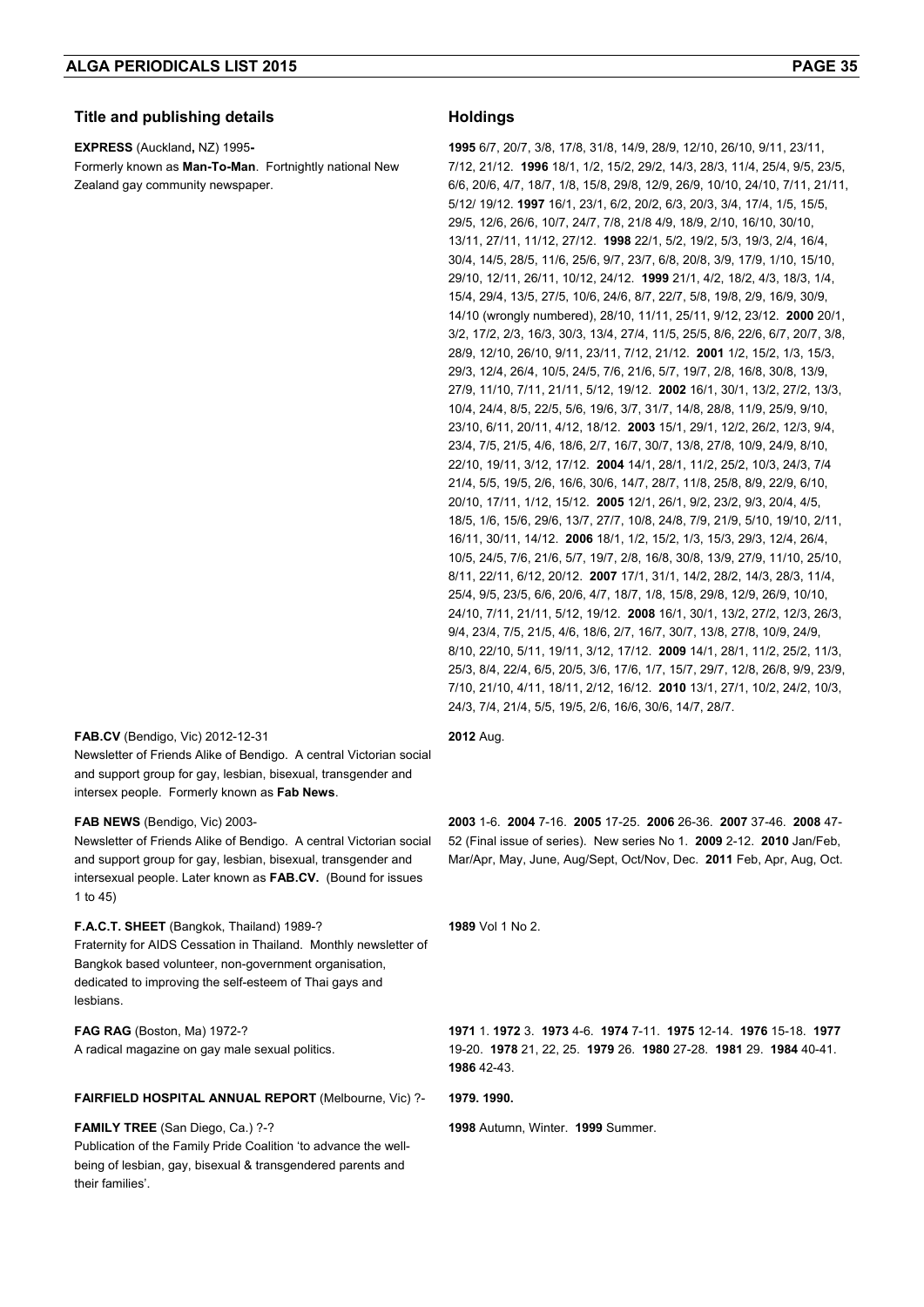| Title and publishing details | Holdings |
|---|---|
| **EXPRESS** (Auckland**,** NZ) 1995**-**<br>Formerly known as **Man-To-Man**. Fortnightly national New Zealand gay community newspaper. | **1995** 6/7, 20/7, 3/8, 17/8, 31/8, 14/9, 28/9, 12/10, 26/10, 9/11, 23/11, 7/12, 21/12. **1996** 18/1, 1/2, 15/2, 29/2, 14/3, 28/3, 11/4, 25/4, 9/5, 23/5, 6/6, 20/6, 4/7, 18/7, 1/8, 15/8, 29/8, 12/9, 26/9, 10/10, 24/10, 7/11, 21/11, 5/12/ 19/12. **1997** 16/1, 23/1, 6/2, 20/2, 6/3, 20/3, 3/4, 17/4, 1/5, 15/5, 29/5, 12/6, 26/6, 10/7, 24/7, 7/8, 21/8 4/9, 18/9, 2/10, 16/10, 30/10, 13/11, 27/11, 11/12, 27/12. **1998** 22/1, 5/2, 19/2, 5/3, 19/3, 2/4, 16/4, 30/4, 14/5, 28/5, 11/6, 25/6, 9/7, 23/7, 6/8, 20/8, 3/9, 17/9, 1/10, 15/10, 29/10, 12/11, 26/11, 10/12, 24/12. **1999** 21/1, 4/2, 18/2, 4/3, 18/3, 1/4, 15/4, 29/4, 13/5, 27/5, 10/6, 24/6, 8/7, 22/7, 5/8, 19/8, 2/9, 16/9, 30/9, 14/10 (wrongly numbered), 28/10, 11/11, 25/11, 9/12, 23/12. **2000** 20/1, 3/2, 17/2, 2/3, 16/3, 30/3, 13/4, 27/4, 11/5, 25/5, 8/6, 22/6, 6/7, 20/7, 3/8, 28/9, 12/10, 26/10, 9/11, 23/11, 7/12, 21/12. **2001** 1/2, 15/2, 1/3, 15/3, 29/3, 12/4, 26/4, 10/5, 24/5, 7/6, 21/6, 5/7, 19/7, 2/8, 16/8, 30/8, 13/9, 27/9, 11/10, 7/11, 21/11, 5/12, 19/12. **2002** 16/1, 30/1, 13/2, 27/2, 13/3, 10/4, 24/4, 8/5, 22/5, 5/6, 19/6, 3/7, 31/7, 14/8, 28/8, 11/9, 25/9, 9/10, 23/10, 6/11, 20/11, 4/12, 18/12. **2003** 15/1, 29/1, 12/2, 26/2, 12/3, 9/4, 23/4, 7/5, 21/5, 4/6, 18/6, 2/7, 16/7, 30/7, 13/8, 27/8, 10/9, 24/9, 8/10, 22/10, 19/11, 3/12, 17/12. **2004** 14/1, 28/1, 11/2, 25/2, 10/3, 24/3, 7/4 21/4, 5/5, 19/5, 2/6, 16/6, 30/6, 14/7, 28/7, 11/8, 25/8, 8/9, 22/9, 6/10, 20/10, 17/11, 1/12, 15/12. **2005** 12/1, 26/1, 9/2, 23/2, 9/3, 20/4, 4/5, 18/5, 1/6, 15/6, 29/6, 13/7, 27/7, 10/8, 24/8, 7/9, 21/9, 5/10, 19/10, 2/11, 16/11, 30/11, 14/12. **2006** 18/1, 1/2, 15/2, 1/3, 15/3, 29/3, 12/4, 26/4, 10/5, 24/5, 7/6, 21/6, 5/7, 19/7, 2/8, 16/8, 30/8, 13/9, 27/9, 11/10, 25/10, 8/11, 22/11, 6/12, 20/12. **2007** 17/1, 31/1, 14/2, 28/2, 14/3, 28/3, 11/4, 25/4, 9/5, 23/5, 6/6, 20/6, 4/7, 18/7, 1/8, 15/8, 29/8, 12/9, 26/9, 10/10, 24/10, 7/11, 21/11, 5/12, 19/12. **2008** 16/1, 30/1, 13/2, 27/2, 12/3, 26/3, 9/4, 23/4, 7/5, 21/5, 4/6, 18/6, 2/7, 16/7, 30/7, 13/8, 27/8, 10/9, 24/9, 8/10, 22/10, 5/11, 19/11, 3/12, 17/12. **2009** 14/1, 28/1, 11/2, 25/2, 11/3, 25/3, 8/4, 22/4, 6/5, 20/5, 3/6, 17/6, 1/7, 15/7, 29/7, 12/8, 26/8, 9/9, 23/9, 7/10, 21/10, 4/11, 18/11, 2/12, 16/12. **2010** 13/1, 27/1, 10/2, 24/2, 10/3, 24/3, 7/4, 21/4, 5/5, 19/5, 2/6, 16/6, 30/6, 14/7, 28/7. |
| **FAB.CV** (Bendigo, Vic) 2012-12-31<br>Newsletter of Friends Alike of Bendigo. A central Victorian social and support group for gay, lesbian, bisexual, transgender and intersex people. Formerly known as **Fab News**. | **2012** Aug. |
| **FAB NEWS** (Bendigo, Vic) 2003-<br>Newsletter of Friends Alike of Bendigo. A central Victorian social and support group for gay, lesbian, bisexual, transgender and intersexual people. Later known as **FAB.CV.** (Bound for issues 1 to 45) | **2003** 1-6. **2004** 7-16. **2005** 17-25. **2006** 26-36. **2007** 37-46. **2008** 47-52 (Final issue of series). New series No 1. **2009** 2-12. **2010** Jan/Feb, Mar/Apr, May, June, Aug/Sept, Oct/Nov, Dec. **2011** Feb, Apr, Aug, Oct. |
| **F.A.C.T. SHEET** (Bangkok, Thailand) 1989-?<br>Fraternity for AIDS Cessation in Thailand. Monthly newsletter of Bangkok based volunteer, non-government organisation, dedicated to improving the self-esteem of Thai gays and lesbians. | **1989** Vol 1 No 2. |
| **FAG RAG** (Boston, Ma) 1972-?<br>A radical magazine on gay male sexual politics. | **1971** 1. **1972** 3. **1973** 4-6. **1974** 7-11. **1975** 12-14. **1976** 15-18. **1977** 19-20. **1978** 21, 22, 25. **1979** 26. **1980** 27-28. **1981** 29. **1984** 40-41. **1986** 42-43. |
| **FAIRFIELD HOSPITAL ANNUAL REPORT** (Melbourne, Vic) ?- | **1979. 1990.** |
| **FAMILY TREE** (San Diego, Ca.) ?-?<br>Publication of the Family Pride Coalition 'to advance the well-being of lesbian, gay, bisexual & transgendered parents and their families'. | **1998** Autumn, Winter. **1999** Summer. |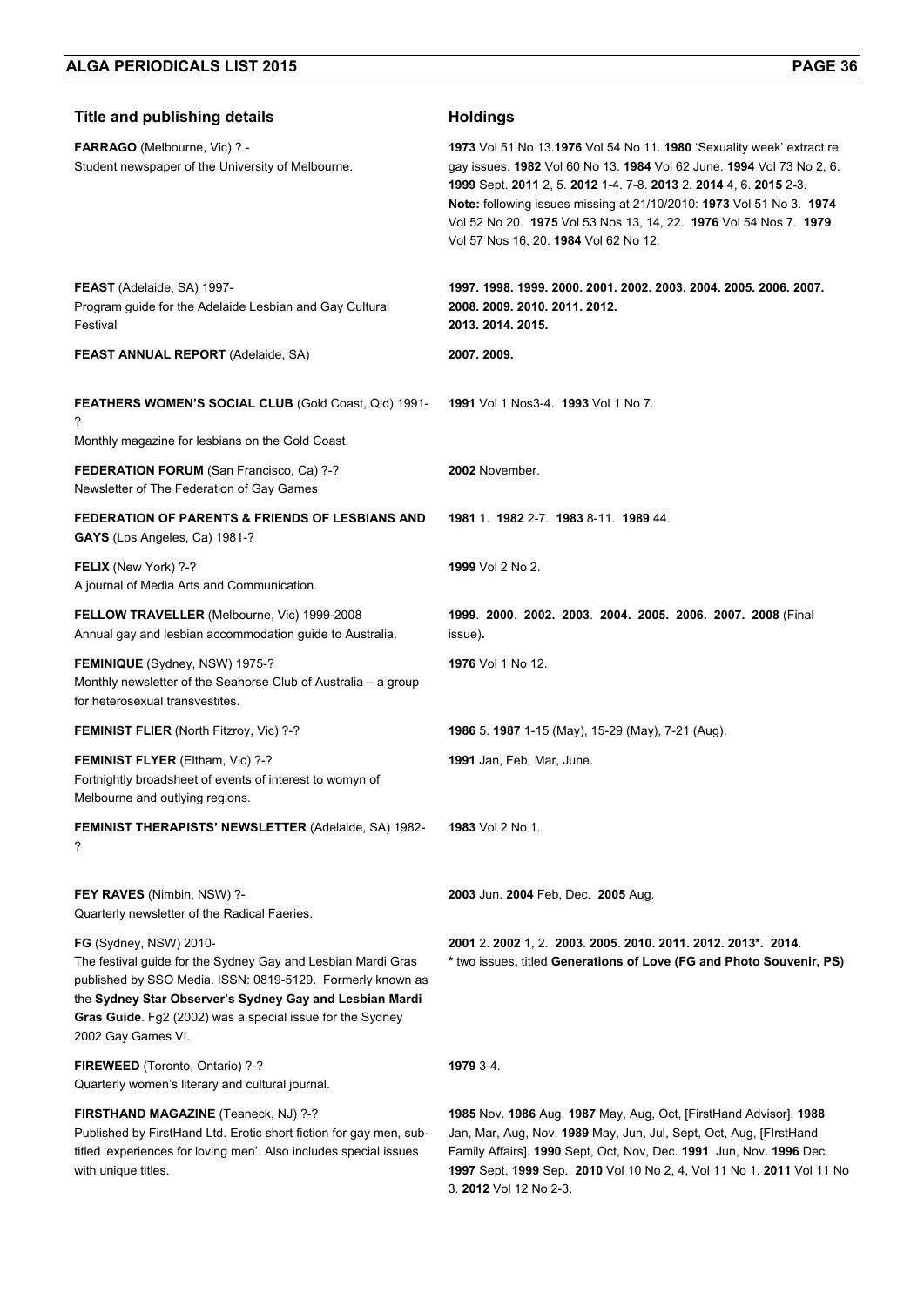| Title and publishing details | Holdings |
|---|---|
| **FARRAGO** (Melbourne, Vic) ? - <br> Student newspaper of the University of Melbourne. | **1973** Vol 51 No 13.**1976** Vol 54 No 11. **1980** 'Sexuality week' extract re gay issues. **1982** Vol 60 No 13. **1984** Vol 62 June. **1994** Vol 73 No 2, 6. **1999** Sept. **2011** 2, 5. **2012** 1-4. 7-8. **2013** 2. **2014** 4, 6. **2015** 2-3. <br> **Note:** following issues missing at 21/10/2010: **1973** Vol 51 No 3. **1974** Vol 52 No 20. **1975** Vol 53 Nos 13, 14, 22. **1976** Vol 54 Nos 7. **1979** Vol 57 Nos 16, 20. **1984** Vol 62 No 12. |
| **FEAST** (Adelaide, SA) 1997- <br> Program guide for the Adelaide Lesbian and Gay Cultural Festival | **1997. 1998. 1999. 2000. 2001. 2002. 2003. 2004. 2005. 2006. 2007. 2008. 2009. 2010. 2011. 2012. 2013. 2014. 2015.** |
| **FEAST ANNUAL REPORT** (Adelaide, SA) | **2007. 2009.** |
| **FEATHERS WOMEN'S SOCIAL CLUB** (Gold Coast, Qld) 1991-? <br> Monthly magazine for lesbians on the Gold Coast. | **1991** Vol 1 Nos3-4. **1993** Vol 1 No 7. |
| **FEDERATION FORUM** (San Francisco, Ca) ?-? <br> Newsletter of The Federation of Gay Games | **2002** November. |
| **FEDERATION OF PARENTS & FRIENDS OF LESBIANS AND GAYS** (Los Angeles, Ca) 1981-? | **1981** 1. **1982** 2-7. **1983** 8-11. **1989** 44. |
| **FELIX** (New York) ?-? <br> A journal of Media Arts and Communication. | **1999** Vol 2 No 2. |
| **FELLOW TRAVELLER** (Melbourne, Vic) 1999-2008 <br> Annual gay and lesbian accommodation guide to Australia. | **1999**. **2000**. **2002. 2003**. **2004. 2005. 2006. 2007. 2008** (Final issue)**.** |
| **FEMINIQUE** (Sydney, NSW) 1975-? <br> Monthly newsletter of the Seahorse Club of Australia – a group for heterosexual transvestites. | **1976** Vol 1 No 12. |
| **FEMINIST FLIER** (North Fitzroy, Vic) ?-? | **1986** 5. **1987** 1-15 (May), 15-29 (May), 7-21 (Aug). |
| **FEMINIST FLYER** (Eltham, Vic) ?-? <br> Fortnightly broadsheet of events of interest to womyn of Melbourne and outlying regions. | **1991** Jan, Feb, Mar, June. |
| **FEMINIST THERAPISTS' NEWSLETTER** (Adelaide, SA) 1982-? | **1983** Vol 2 No 1. |
| **FEY RAVES** (Nimbin, NSW) ?- <br> Quarterly newsletter of the Radical Faeries. | **2003** Jun. **2004** Feb, Dec. **2005** Aug. |
| **FG** (Sydney, NSW) 2010- <br> The festival guide for the Sydney Gay and Lesbian Mardi Gras published by SSO Media. ISSN: 0819-5129. Formerly known as the **Sydney Star Observer's Sydney Gay and Lesbian Mardi Gras Guide**. Fg2 (2002) was a special issue for the Sydney 2002 Gay Games VI. | **2001** 2. **2002** 1, 2. **2003**. **2005**. **2010. 2011. 2012. 2013\*. 2014.** <br> **\*** two issues**,** titled **Generations of Love (FG and Photo Souvenir, PS)** |
| **FIREWEED** (Toronto, Ontario) ?-? <br> Quarterly women's literary and cultural journal. | **1979** 3-4. |
| **FIRSTHAND MAGAZINE** (Teaneck, NJ) ?-? <br> Published by FirstHand Ltd. Erotic short fiction for gay men, sub-titled 'experiences for loving men'. Also includes special issues with unique titles. | **1985** Nov. **1986** Aug. **1987** May, Aug, Oct, [FirstHand Advisor]. **1988** Jan, Mar, Aug, Nov. **1989** May, Jun, Jul, Sept, Oct, Aug, [FIrstHand Family Affairs]. **1990** Sept, Oct, Nov, Dec. **1991** Jun, Nov. **1996** Dec. **1997** Sept. **1999** Sep. **2010** Vol 10 No 2, 4, Vol 11 No 1. **2011** Vol 11 No 3. **2012** Vol 12 No 2-3. |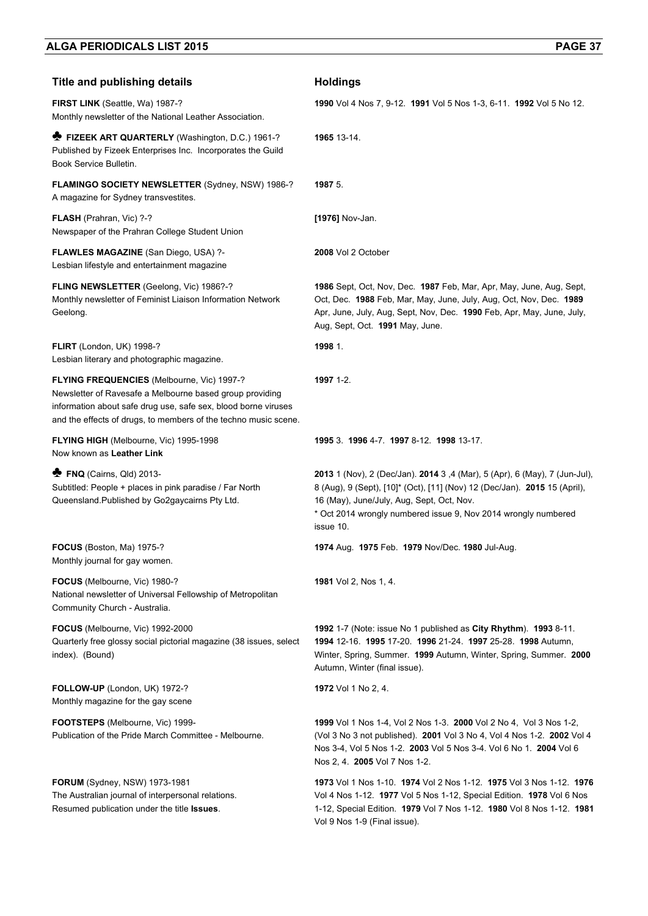| Title and publishing details | Holdings |
|---|---|
| **FIRST LINK** (Seattle, Wa) 1987-?<br>Monthly newsletter of the National Leather Association. | **1990** Vol 4 Nos 7, 9-12. **1991** Vol 5 Nos 1-3, 6-11. **1992** Vol 5 No 12. |
| ♣ **FIZEEK ART QUARTERLY** (Washington, D.C.) 1961-?<br>Published by Fizeek Enterprises Inc. Incorporates the Guild Book Service Bulletin. | **1965** 13-14. |
| **FLAMINGO SOCIETY NEWSLETTER** (Sydney, NSW) 1986-?<br>A magazine for Sydney transvestites. | **1987** 5. |
| **FLASH** (Prahran, Vic) ?-?<br>Newspaper of the Prahran College Student Union | **[1976]** Nov-Jan. |
| **FLAWLES MAGAZINE** (San Diego, USA) ?-<br>Lesbian lifestyle and entertainment magazine | **2008** Vol 2 October |
| **FLING NEWSLETTER** (Geelong, Vic) 1986?-?<br>Monthly newsletter of Feminist Liaison Information Network Geelong. | **1986** Sept, Oct, Nov, Dec. **1987** Feb, Mar, Apr, May, June, Aug, Sept, Oct, Dec. **1988** Feb, Mar, May, June, July, Aug, Oct, Nov, Dec. **1989** Apr, June, July, Aug, Sept, Nov, Dec. **1990** Feb, Apr, May, June, July, Aug, Sept, Oct. **1991** May, June. |
| **FLIRT** (London, UK) 1998-?<br>Lesbian literary and photographic magazine. | **1998** 1. |
| **FLYING FREQUENCIES** (Melbourne, Vic) 1997-?<br>Newsletter of Ravesafe a Melbourne based group providing information about safe drug use, safe sex, blood borne viruses and the effects of drugs, to members of the techno music scene. | **1997** 1-2. |
| **FLYING HIGH** (Melbourne, Vic) 1995-1998<br>Now known as **Leather Link** | **1995** 3. **1996** 4-7. **1997** 8-12. **1998** 13-17. |
| ♣ **FNQ** (Cairns, Qld) 2013-<br>Subtitled: People + places in pink paradise / Far North Queensland.Published by Go2gaycairns Pty Ltd. | **2013** 1 (Nov), 2 (Dec/Jan). **2014** 3 ,4 (Mar), 5 (Apr), 6 (May), 7 (Jun-Jul), 8 (Aug), 9 (Sept), [10]* (Oct), [11] (Nov) 12 (Dec/Jan). **2015** 15 (April), 16 (May), June/July, Aug, Sept, Oct, Nov.<br>* Oct 2014 wrongly numbered issue 9, Nov 2014 wrongly numbered issue 10. |
| **FOCUS** (Boston, Ma) 1975-?<br>Monthly journal for gay women. | **1974** Aug. **1975** Feb. **1979** Nov/Dec. **1980** Jul-Aug. |
| **FOCUS** (Melbourne, Vic) 1980-?<br>National newsletter of Universal Fellowship of Metropolitan Community Church - Australia. | **1981** Vol 2, Nos 1, 4. |
| **FOCUS** (Melbourne, Vic) 1992-2000<br>Quarterly free glossy social pictorial magazine (38 issues, select index). (Bound) | **1992** 1-7 (Note: issue No 1 published as **City Rhythm**). **1993** 8-11. **1994** 12-16. **1995** 17-20. **1996** 21-24. **1997** 25-28. **1998** Autumn, Winter, Spring, Summer. **1999** Autumn, Winter, Spring, Summer. **2000** Autumn, Winter (final issue). |
| **FOLLOW-UP** (London, UK) 1972-?<br>Monthly magazine for the gay scene | **1972** Vol 1 No 2, 4. |
| **FOOTSTEPS** (Melbourne, Vic) 1999-<br>Publication of the Pride March Committee - Melbourne. | **1999** Vol 1 Nos 1-4, Vol 2 Nos 1-3. **2000** Vol 2 No 4, Vol 3 Nos 1-2, (Vol 3 No 3 not published). **2001** Vol 3 No 4, Vol 4 Nos 1-2. **2002** Vol 4 Nos 3-4, Vol 5 Nos 1-2. **2003** Vol 5 Nos 3-4. Vol 6 No 1. **2004** Vol 6 Nos 2, 4. **2005** Vol 7 Nos 1-2. |
| **FORUM** (Sydney, NSW) 1973-1981<br>The Australian journal of interpersonal relations. Resumed publication under the title **Issues**. | **1973** Vol 1 Nos 1-10. **1974** Vol 2 Nos 1-12. **1975** Vol 3 Nos 1-12. **1976** Vol 4 Nos 1-12. **1977** Vol 5 Nos 1-12, Special Edition. **1978** Vol 6 Nos 1-12, Special Edition. **1979** Vol 7 Nos 1-12. **1980** Vol 8 Nos 1-12. **1981** Vol 9 Nos 1-9 (Final issue). |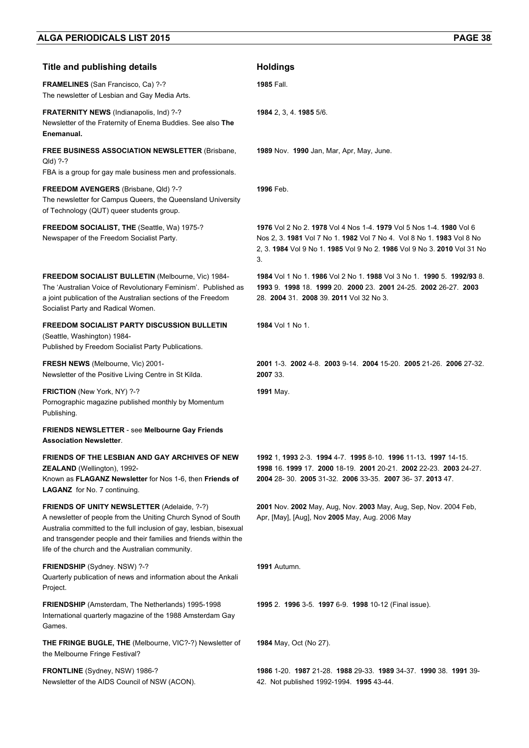| Title and publishing details | Holdings |
|---|---|
| **FRAMELINES** (San Francisco, Ca) ?-? The newsletter of Lesbian and Gay Media Arts. | **1985** Fall. |
| **FRATERNITY NEWS** (Indianapolis, Ind) ?-? Newsletter of the Fraternity of Enema Buddies. See also **The Enemanual.** | **1984** 2, 3, 4. **1985** 5/6. |
| **FREE BUSINESS ASSOCIATION NEWSLETTER** (Brisbane, Qld) ?-? FBA is a group for gay male business men and professionals. | **1989** Nov. **1990** Jan, Mar, Apr, May, June. |
| **FREEDOM AVENGERS** (Brisbane, Qld) ?-? The newsletter for Campus Queers, the Queensland University of Technology (QUT) queer students group. | **1996** Feb. |
| **FREEDOM SOCIALIST, THE** (Seattle, Wa) 1975-? Newspaper of the Freedom Socialist Party. | **1976** Vol 2 No 2. **1978** Vol 4 Nos 1-4. **1979** Vol 5 Nos 1-4. **1980** Vol 6 Nos 2, 3. **1981** Vol 7 No 1. **1982** Vol 7 No 4. Vol 8 No 1. **1983** Vol 8 No 2, 3. **1984** Vol 9 No 1. **1985** Vol 9 No 2. **1986** Vol 9 No 3. **2010** Vol 31 No 3. |
| **FREEDOM SOCIALIST BULLETIN** (Melbourne, Vic) 1984- The 'Australian Voice of Revolutionary Feminism'. Published as a joint publication of the Australian sections of the Freedom Socialist Party and Radical Women. | **1984** Vol 1 No 1. **1986** Vol 2 No 1. **1988** Vol 3 No 1. **1990** 5. **1992/93** 8. **1993** 9. **1998** 18. **1999** 20. **2000** 23. **2001** 24-25. **2002** 26-27. **2003** 28. **2004** 31. **2008** 39. **2011** Vol 32 No 3. |
| **FREEDOM SOCIALIST PARTY DISCUSSION BULLETIN** (Seattle, Washington) 1984- Published by Freedom Socialist Party Publications. | **1984** Vol 1 No 1. |
| **FRESH NEWS** (Melbourne, Vic) 2001- Newsletter of the Positive Living Centre in St Kilda. | **2001** 1-3. **2002** 4-8. **2003** 9-14. **2004** 15-20. **2005** 21-26. **2006** 27-32. **2007** 33. |
| **FRICTION** (New York, NY) ?-? Pornographic magazine published monthly by Momentum Publishing. | **1991** May. |
| **FRIENDS NEWSLETTER** - see **Melbourne Gay Friends Association Newsletter**. | |
| **FRIENDS OF THE LESBIAN AND GAY ARCHIVES OF NEW ZEALAND** (Wellington), 1992- Known as **FLAGANZ Newsletter** for Nos 1-6, then **Friends of LAGANZ** for No. 7 continuing. | **1992** 1, **1993** 2-3. **1994** 4-7. **1995** 8-10. **1996** 11-13**. 1997** 14-15. **1998** 16. **1999** 17. **2000** 18-19. **2001** 20-21. **2002** 22-23. **2003** 24-27. **2004** 28- 30. **2005** 31-32. **2006** 33-35. **2007** 36- 37. **2013** 47. |
| **FRIENDS OF UNITY NEWSLETTER** (Adelaide, ?-?) A newsletter of people from the Uniting Church Synod of South Australia committed to the full inclusion of gay, lesbian, bisexual and transgender people and their families and friends within the life of the church and the Australian community. | **2001** Nov. **2002** May, Aug, Nov. **2003** May, Aug, Sep, Nov. 2004 Feb, Apr, [May], [Aug], Nov **2005** May, Aug. 2006 May |
| **FRIENDSHIP** (Sydney. NSW) ?-? Quarterly publication of news and information about the Ankali Project. | **1991** Autumn. |
| **FRIENDSHIP** (Amsterdam, The Netherlands) 1995-1998 International quarterly magazine of the 1988 Amsterdam Gay Games. | **1995** 2. **1996** 3-5. **1997** 6-9. **1998** 10-12 (Final issue). |
| **THE FRINGE BUGLE, THE** (Melbourne, VIC?-?) Newsletter of the Melbourne Fringe Festival? | **1984** May, Oct (No 27). |
| **FRONTLINE** (Sydney, NSW) 1986-? Newsletter of the AIDS Council of NSW (ACON). | **1986** 1-20. **1987** 21-28. **1988** 29-33. **1989** 34-37. **1990** 38. **1991** 39-42. Not published 1992-1994. **1995** 43-44. |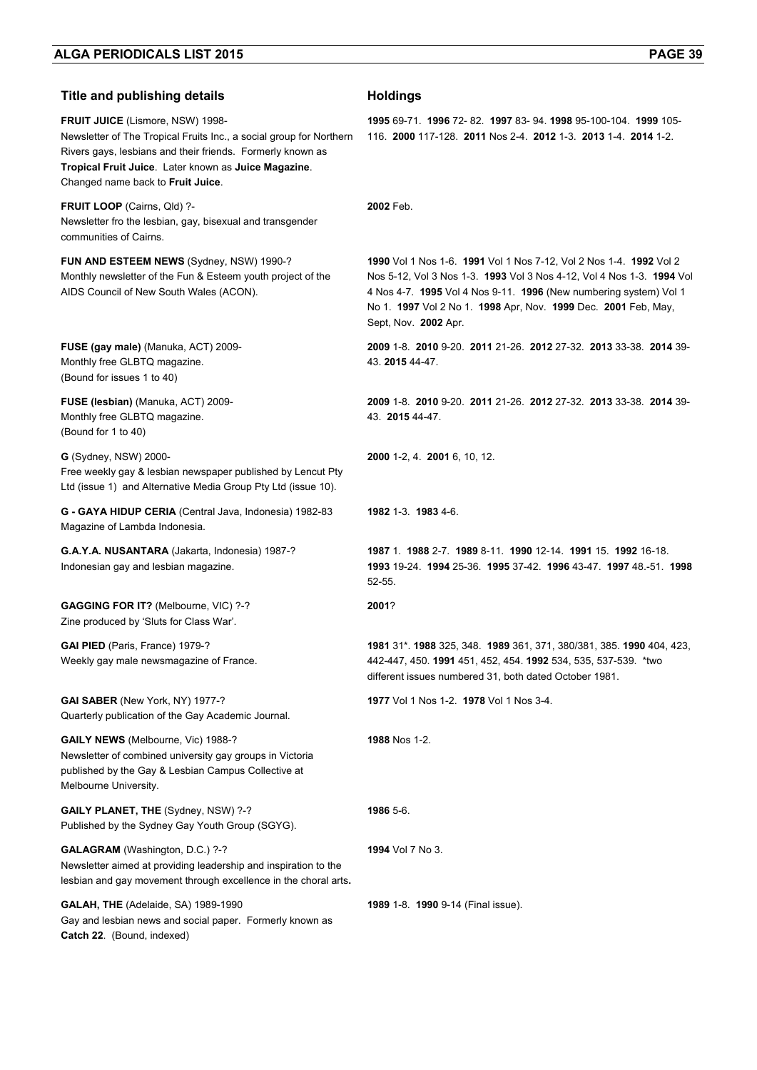| Title and publishing details | Holdings |
| --- | --- |
| **FRUIT JUICE** (Lismore, NSW) 1998-<br>Newsletter of The Tropical Fruits Inc., a social group for Northern Rivers gays, lesbians and their friends. Formerly known as **Tropical Fruit Juice**. Later known as **Juice Magazine**. Changed name back to **Fruit Juice**. | **1995** 69-71. **1996** 72- 82. **1997** 83- 94. **1998** 95-100-104. **1999** 105-116. **2000** 117-128. **2011** Nos 2-4. **2012** 1-3. **2013** 1-4. **2014** 1-2. |
| **FRUIT LOOP** (Cairns, Qld) ?-<br>Newsletter fro the lesbian, gay, bisexual and transgender communities of Cairns. | **2002** Feb. |
| **FUN AND ESTEEM NEWS** (Sydney, NSW) 1990-?<br>Monthly newsletter of the Fun & Esteem youth project of the AIDS Council of New South Wales (ACON). | **1990** Vol 1 Nos 1-6. **1991** Vol 1 Nos 7-12, Vol 2 Nos 1-4. **1992** Vol 2 Nos 5-12, Vol 3 Nos 1-3. **1993** Vol 3 Nos 4-12, Vol 4 Nos 1-3. **1994** Vol 4 Nos 4-7. **1995** Vol 4 Nos 9-11. **1996** (New numbering system) Vol 1 No 1. **1997** Vol 2 No 1. **1998** Apr, Nov. **1999** Dec. **2001** Feb, May, Sept, Nov. **2002** Apr. |
| **FUSE (gay male)** (Manuka, ACT) 2009-<br>Monthly free GLBTQ magazine.<br>(Bound for issues 1 to 40) | **2009** 1-8. **2010** 9-20. **2011** 21-26. **2012** 27-32. **2013** 33-38. **2014** 39-43. **2015** 44-47. |
| **FUSE (lesbian)** (Manuka, ACT) 2009-<br>Monthly free GLBTQ magazine.<br>(Bound for 1 to 40) | **2009** 1-8. **2010** 9-20. **2011** 21-26. **2012** 27-32. **2013** 33-38. **2014** 39-43. **2015** 44-47. |
| **G** (Sydney, NSW) 2000-<br>Free weekly gay & lesbian newspaper published by Lencut Pty Ltd (issue 1) and Alternative Media Group Pty Ltd (issue 10). | **2000** 1-2, 4. **2001** 6, 10, 12. |
| **G - GAYA HIDUP CERIA** (Central Java, Indonesia) 1982-83<br>Magazine of Lambda Indonesia. | **1982** 1-3. **1983** 4-6. |
| **G.A.Y.A. NUSANTARA** (Jakarta, Indonesia) 1987-?<br>Indonesian gay and lesbian magazine. | **1987** 1. **1988** 2-7. **1989** 8-11. **1990** 12-14. **1991** 15. **1992** 16-18. **1993** 19-24. **1994** 25-36. **1995** 37-42. **1996** 43-47. **1997** 48.-51. **1998** 52-55. |
| **GAGGING FOR IT?** (Melbourne, VIC) ?-?<br>Zine produced by 'Sluts for Class War'. | **2001**? |
| **GAI PIED** (Paris, France) 1979-?<br>Weekly gay male newsmagazine of France. | **1981** 31*. **1988** 325, 348. **1989** 361, 371, 380/381, 385. **1990** 404, 423, 442-447, 450. **1991** 451, 452, 454. **1992** 534, 535, 537-539. *two different issues numbered 31, both dated October 1981. |
| **GAI SABER** (New York, NY) 1977-?<br>Quarterly publication of the Gay Academic Journal. | **1977** Vol 1 Nos 1-2. **1978** Vol 1 Nos 3-4. |
| **GAILY NEWS** (Melbourne, Vic) 1988-?<br>Newsletter of combined university gay groups in Victoria published by the Gay & Lesbian Campus Collective at Melbourne University. | **1988** Nos 1-2. |
| **GAILY PLANET, THE** (Sydney, NSW) ?-?<br>Published by the Sydney Gay Youth Group (SGYG). | **1986** 5-6. |
| **GALAGRAM** (Washington, D.C.) ?-?<br>Newsletter aimed at providing leadership and inspiration to the lesbian and gay movement through excellence in the choral arts**.** | **1994** Vol 7 No 3. |
| **GALAH, THE** (Adelaide, SA) 1989-1990<br>Gay and lesbian news and social paper. Formerly known as **Catch 22**. (Bound, indexed) | **1989** 1-8. **1990** 9-14 (Final issue). |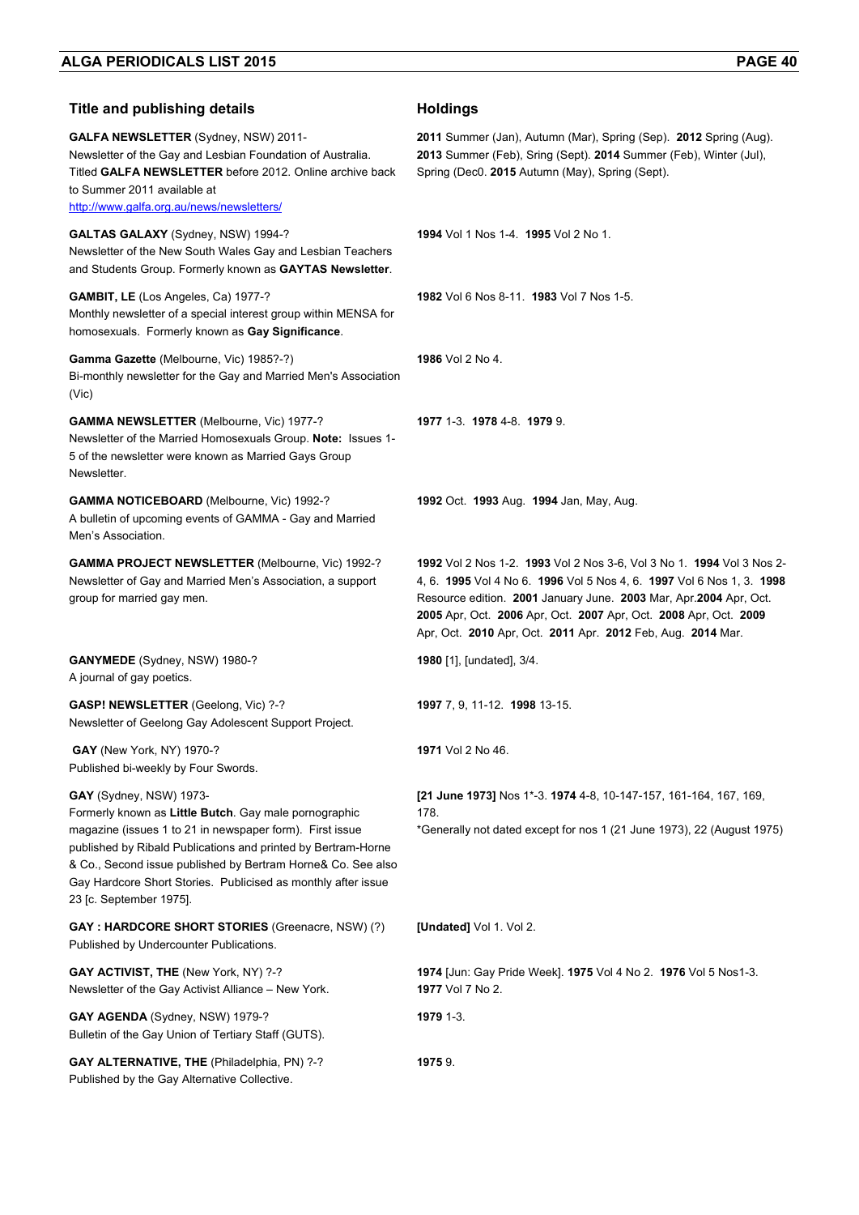| Title and publishing details | Holdings |
|---|---|
| **GALFA NEWSLETTER** (Sydney, NSW) 2011- Newsletter of the Gay and Lesbian Foundation of Australia. Titled **GALFA NEWSLETTER** before 2012. Online archive back to Summer 2011 available at http://www.galfa.org.au/news/newsletters/ | **2011** Summer (Jan), Autumn (Mar), Spring (Sep). **2012** Spring (Aug). **2013** Summer (Feb), Sring (Sept). **2014** Summer (Feb), Winter (Jul), Spring (Dec0. **2015** Autumn (May), Spring (Sept). |
| **GALTAS GALAXY** (Sydney, NSW) 1994-? Newsletter of the New South Wales Gay and Lesbian Teachers and Students Group. Formerly known as **GAYTAS Newsletter**. | **1994** Vol 1 Nos 1-4. **1995** Vol 2 No 1. |
| **GAMBIT, LE** (Los Angeles, Ca) 1977-? Monthly newsletter of a special interest group within MENSA for homosexuals. Formerly known as **Gay Significance**. | **1982** Vol 6 Nos 8-11. **1983** Vol 7 Nos 1-5. |
| **Gamma Gazette** (Melbourne, Vic) 1985?-?) Bi-monthly newsletter for the Gay and Married Men's Association (Vic) | **1986** Vol 2 No 4. |
| **GAMMA NEWSLETTER** (Melbourne, Vic) 1977-? Newsletter of the Married Homosexuals Group. **Note:** Issues 1-5 of the newsletter were known as Married Gays Group Newsletter. | **1977** 1-3. **1978** 4-8. **1979** 9. |
| **GAMMA NOTICEBOARD** (Melbourne, Vic) 1992-? A bulletin of upcoming events of GAMMA - Gay and Married Men's Association. | **1992** Oct. **1993** Aug. **1994** Jan, May, Aug. |
| **GAMMA PROJECT NEWSLETTER** (Melbourne, Vic) 1992-? Newsletter of Gay and Married Men's Association, a support group for married gay men. | **1992** Vol 2 Nos 1-2. **1993** Vol 2 Nos 3-6, Vol 3 No 1. **1994** Vol 3 Nos 2-4, 6. **1995** Vol 4 No 6. **1996** Vol 5 Nos 4, 6. **1997** Vol 6 Nos 1, 3. **1998** Resource edition. **2001** January June. **2003** Mar, Apr.**2004** Apr, Oct. **2005** Apr, Oct. **2006** Apr, Oct. **2007** Apr, Oct. **2008** Apr, Oct. **2009** Apr, Oct. **2010** Apr, Oct. **2011** Apr. **2012** Feb, Aug. **2014** Mar. |
| **GANYMEDE** (Sydney, NSW) 1980-? A journal of gay poetics. | **1980** [1], [undated], 3/4. |
| **GASP! NEWSLETTER** (Geelong, Vic) ?-? Newsletter of Geelong Gay Adolescent Support Project. | **1997** 7, 9, 11-12. **1998** 13-15. |
| **GAY** (New York, NY) 1970-? Published bi-weekly by Four Swords. | **1971** Vol 2 No 46. |
| **GAY** (Sydney, NSW) 1973- Formerly known as **Little Butch**. Gay male pornographic magazine (issues 1 to 21 in newspaper form). First issue published by Ribald Publications and printed by Bertram-Horne & Co., Second issue published by Bertram Horne& Co. See also Gay Hardcore Short Stories. Publicised as monthly after issue 23 [c. September 1975]. | **[21 June 1973]** Nos 1*-3. **1974** 4-8, 10-147-157, 161-164, 167, 169, 178. *Generally not dated except for nos 1 (21 June 1973), 22 (August 1975) |
| **GAY : HARDCORE SHORT STORIES** (Greenacre, NSW) (?) Published by Undercounter Publications. | **[Undated]** Vol 1. Vol 2. |
| **GAY ACTIVIST, THE** (New York, NY) ?-? Newsletter of the Gay Activist Alliance – New York. | **1974** [Jun: Gay Pride Week]. **1975** Vol 4 No 2. **1976** Vol 5 Nos1-3. **1977** Vol 7 No 2. |
| **GAY AGENDA** (Sydney, NSW) 1979-? Bulletin of the Gay Union of Tertiary Staff (GUTS). | **1979** 1-3. |
| **GAY ALTERNATIVE, THE** (Philadelphia, PN) ?-? Published by the Gay Alternative Collective. | **1975** 9. |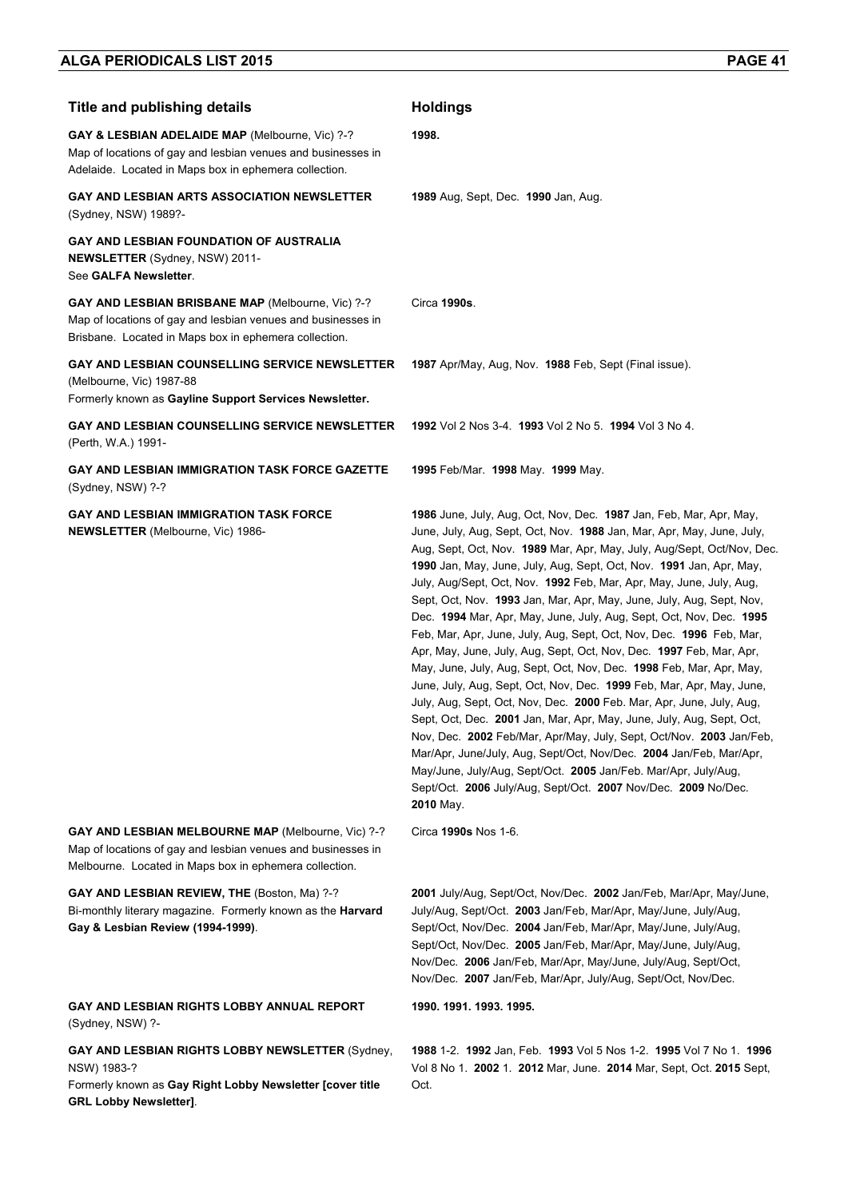| Title and publishing details | Holdings |
|---|---|
| **GAY & LESBIAN ADELAIDE MAP** (Melbourne, Vic) ?-? Map of locations of gay and lesbian venues and businesses in Adelaide. Located in Maps box in ephemera collection. | **1998.** |
| **GAY AND LESBIAN ARTS ASSOCIATION NEWSLETTER** (Sydney, NSW) 1989?- | **1989** Aug, Sept, Dec. **1990** Jan, Aug. |
| **GAY AND LESBIAN FOUNDATION OF AUSTRALIA NEWSLETTER** (Sydney, NSW) 2011- See **GALFA Newsletter**. | |
| **GAY AND LESBIAN BRISBANE MAP** (Melbourne, Vic) ?-? Map of locations of gay and lesbian venues and businesses in Brisbane. Located in Maps box in ephemera collection. | Circa **1990s**. |
| **GAY AND LESBIAN COUNSELLING SERVICE NEWSLETTER** (Melbourne, Vic) 1987-88 Formerly known as **Gayline Support Services Newsletter.** | **1987** Apr/May, Aug, Nov. **1988** Feb, Sept (Final issue). |
| **GAY AND LESBIAN COUNSELLING SERVICE NEWSLETTER** (Perth, W.A.) 1991- | **1992** Vol 2 Nos 3-4. **1993** Vol 2 No 5. **1994** Vol 3 No 4. |
| **GAY AND LESBIAN IMMIGRATION TASK FORCE GAZETTE** (Sydney, NSW) ?-? | **1995** Feb/Mar. **1998** May. **1999** May. |
| **GAY AND LESBIAN IMMIGRATION TASK FORCE NEWSLETTER** (Melbourne, Vic) 1986- | **1986** June, July, Aug, Oct, Nov, Dec. **1987** Jan, Feb, Mar, Apr, May, June, July, Aug, Sept, Oct, Nov. **1988** Jan, Mar, Apr, May, June, July, Aug, Sept, Oct, Nov. **1989** Mar, Apr, May, July, Aug/Sept, Oct/Nov, Dec. **1990** Jan, May, June, July, Aug, Sept, Oct, Nov. **1991** Jan, Apr, May, July, Aug/Sept, Oct, Nov. **1992** Feb, Mar, Apr, May, June, July, Aug, Sept, Oct, Nov. **1993** Jan, Mar, Apr, May, June, July, Aug, Sept, Nov, Dec. **1994** Mar, Apr, May, June, July, Aug, Sept, Oct, Nov, Dec. **1995** Feb, Mar, Apr, June, July, Aug, Sept, Oct, Nov, Dec. **1996** Feb, Mar, Apr, May, June, July, Aug, Sept, Oct, Nov, Dec. **1997** Feb, Mar, Apr, May, June, July, Aug, Sept, Oct, Nov, Dec. **1998** Feb, Mar, Apr, May, June, July, Aug, Sept, Oct, Nov, Dec. **1999** Feb, Mar, Apr, May, June, July, Aug, Sept, Oct, Nov, Dec. **2000** Feb. Mar, Apr, June, July, Aug, Sept, Oct, Dec. **2001** Jan, Mar, Apr, May, June, July, Aug, Sept, Oct, Nov, Dec. **2002** Feb/Mar, Apr/May, July, Sept, Oct/Nov. **2003** Jan/Feb, Mar/Apr, June/July, Aug, Sept/Oct, Nov/Dec. **2004** Jan/Feb, Mar/Apr, May/June, July/Aug, Sept/Oct. **2005** Jan/Feb. Mar/Apr, July/Aug, Sept/Oct. **2006** July/Aug, Sept/Oct. **2007** Nov/Dec. **2009** No/Dec. **2010** May. |
| **GAY AND LESBIAN MELBOURNE MAP** (Melbourne, Vic) ?-? Map of locations of gay and lesbian venues and businesses in Melbourne. Located in Maps box in ephemera collection. | Circa **1990s** Nos 1-6. |
| **GAY AND LESBIAN REVIEW, THE** (Boston, Ma) ?-? Bi-monthly literary magazine. Formerly known as the **Harvard Gay & Lesbian Review (1994-1999)**. | **2001** July/Aug, Sept/Oct, Nov/Dec. **2002** Jan/Feb, Mar/Apr, May/June, July/Aug, Sept/Oct. **2003** Jan/Feb, Mar/Apr, May/June, July/Aug, Sept/Oct, Nov/Dec. **2004** Jan/Feb, Mar/Apr, May/June, July/Aug, Sept/Oct, Nov/Dec. **2005** Jan/Feb, Mar/Apr, May/June, July/Aug, Nov/Dec. **2006** Jan/Feb, Mar/Apr, May/June, July/Aug, Sept/Oct, Nov/Dec. **2007** Jan/Feb, Mar/Apr, July/Aug, Sept/Oct, Nov/Dec. |
| **GAY AND LESBIAN RIGHTS LOBBY ANNUAL REPORT** (Sydney, NSW) ?- | **1990. 1991. 1993. 1995.** |
| **GAY AND LESBIAN RIGHTS LOBBY NEWSLETTER** (Sydney, NSW) 1983-? Formerly known as **Gay Right Lobby Newsletter [cover title GRL Lobby Newsletter]**. | **1988** 1-2. **1992** Jan, Feb. **1993** Vol 5 Nos 1-2. **1995** Vol 7 No 1. **1996** Vol 8 No 1. **2002** 1. **2012** Mar, June. **2014** Mar, Sept, Oct. **2015** Sept, Oct. |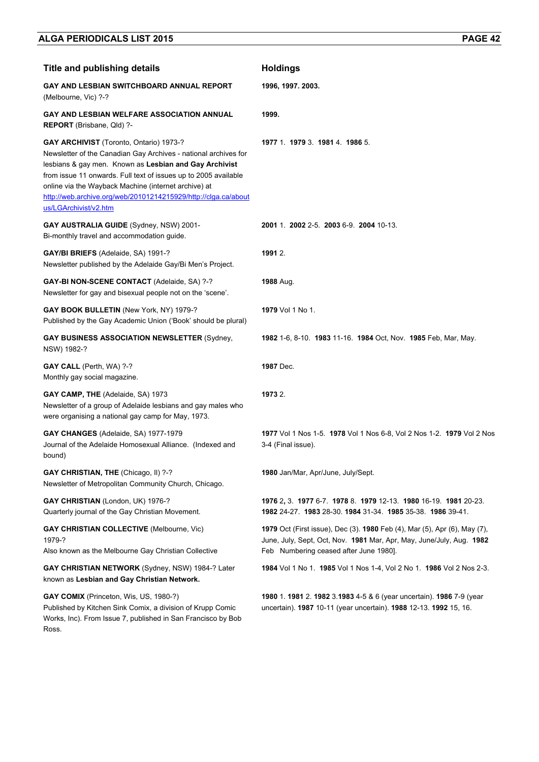| Title and publishing details | Holdings |
| --- | --- |
| **GAY AND LESBIAN SWITCHBOARD ANNUAL REPORT** (Melbourne, Vic) ?-? | **1996, 1997. 2003.** |
| **GAY AND LESBIAN WELFARE ASSOCIATION ANNUAL REPORT** (Brisbane, Qld) ?- | **1999.** |
| **GAY ARCHIVIST** (Toronto, Ontario) 1973-? Newsletter of the Canadian Gay Archives - national archives for lesbians & gay men. Known as **Lesbian and Gay Archivist** from issue 11 onwards. Full text of issues up to 2005 available online via the Wayback Machine (internet archive) at http://web.archive.org/web/20101214215929/http://clga.ca/aboutus/LGArchivist/v2.htm | **1977** 1. **1979** 3. **1981** 4. **1986** 5. |
| **GAY AUSTRALIA GUIDE** (Sydney, NSW) 2001- Bi-monthly travel and accommodation guide. | **2001** 1. **2002** 2-5. **2003** 6-9. **2004** 10-13. |
| **GAY/BI BRIEFS** (Adelaide, SA) 1991-? Newsletter published by the Adelaide Gay/Bi Men's Project. | **1991** 2. |
| **GAY-BI NON-SCENE CONTACT** (Adelaide, SA) ?-? Newsletter for gay and bisexual people not on the 'scene'. | **1988** Aug. |
| **GAY BOOK BULLETIN** (New York, NY) 1979-? Published by the Gay Academic Union ('Book' should be plural) | **1979** Vol 1 No 1. |
| **GAY BUSINESS ASSOCIATION NEWSLETTER** (Sydney, NSW) 1982-? | **1982** 1-6, 8-10. **1983** 11-16. **1984** Oct, Nov. **1985** Feb, Mar, May. |
| **GAY CALL** (Perth, WA) ?-? Monthly gay social magazine. | **1987** Dec. |
| **GAY CAMP, THE** (Adelaide, SA) 1973 Newsletter of a group of Adelaide lesbians and gay males who were organising a national gay camp for May, 1973. | **1973** 2. |
| **GAY CHANGES** (Adelaide, SA) 1977-1979 Journal of the Adelaide Homosexual Alliance. (Indexed and bound) | **1977** Vol 1 Nos 1-5. **1978** Vol 1 Nos 6-8, Vol 2 Nos 1-2. **1979** Vol 2 Nos 3-4 (Final issue). |
| **GAY CHRISTIAN, THE** (Chicago, Il) ?-? Newsletter of Metropolitan Community Church, Chicago. | **1980** Jan/Mar, Apr/June, July/Sept. |
| **GAY CHRISTIAN** (London, UK) 1976-? Quarterly journal of the Gay Christian Movement. | **1976** 2, 3. **1977** 6-7. **1978** 8. **1979** 12-13. **1980** 16-19. **1981** 20-23. **1982** 24-27. **1983** 28-30. **1984** 31-34. **1985** 35-38. **1986** 39-41. |
| **GAY CHRISTIAN COLLECTIVE** (Melbourne, Vic) 1979-? Also known as the Melbourne Gay Christian Collective | **1979** Oct (First issue), Dec (3). **1980** Feb (4), Mar (5), Apr (6), May (7), June, July, Sept, Oct, Nov. **1981** Mar, Apr, May, June/July, Aug. **1982** Feb Numbering ceased after June 1980]. |
| **GAY CHRISTIAN NETWORK** (Sydney, NSW) 1984-? Later known as **Lesbian and Gay Christian Network.** | **1984** Vol 1 No 1. **1985** Vol 1 Nos 1-4, Vol 2 No 1. **1986** Vol 2 Nos 2-3. |
| **GAY COMIX** (Princeton, Wis, US, 1980-?) Published by Kitchen Sink Comix, a division of Krupp Comic Works, Inc). From Issue 7, published in San Francisco by Bob Ross. | **1980** 1. **1981** 2. **1982** 3.**1983** 4-5 & 6 (year uncertain). **1986** 7-9 (year uncertain). **1987** 10-11 (year uncertain). **1988** 12-13. **1992** 15, 16. |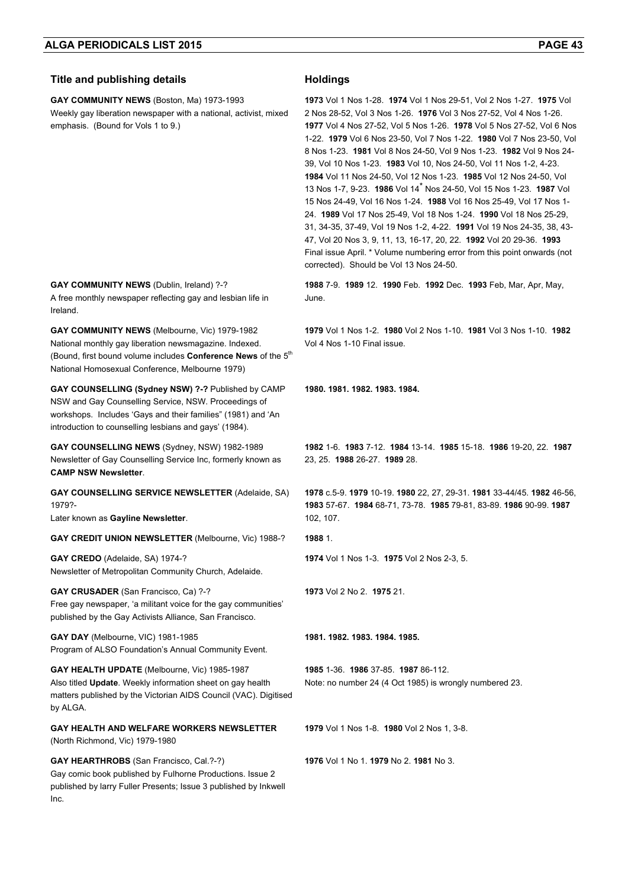| Title and publishing details | Holdings |
| --- | --- |
| **GAY COMMUNITY NEWS** (Boston, Ma) 1973-1993<br>Weekly gay liberation newspaper with a national, activist, mixed emphasis. (Bound for Vols 1 to 9.) | **1973** Vol 1 Nos 1-28. **1974** Vol 1 Nos 29-51, Vol 2 Nos 1-27. **1975** Vol 2 Nos 28-52, Vol 3 Nos 1-26. **1976** Vol 3 Nos 27-52, Vol 4 Nos 1-26. **1977** Vol 4 Nos 27-52, Vol 5 Nos 1-26. **1978** Vol 5 Nos 27-52, Vol 6 Nos 1-22. **1979** Vol 6 Nos 23-50, Vol 7 Nos 1-22. **1980** Vol 7 Nos 23-50, Vol 8 Nos 1-23. **1981** Vol 8 Nos 24-50, Vol 9 Nos 1-23. **1982** Vol 9 Nos 24-39, Vol 10 Nos 1-23. **1983** Vol 10, Nos 24-50, Vol 11 Nos 1-2, 4-23. **1984** Vol 11 Nos 24-50, Vol 12 Nos 1-23. **1985** Vol 12 Nos 24-50, Vol 13 Nos 1-7, 9-23. **1986** Vol 14* Nos 24-50, Vol 15 Nos 1-23. **1987** Vol 15 Nos 24-49, Vol 16 Nos 1-24. **1988** Vol 16 Nos 25-49, Vol 17 Nos 1-24. **1989** Vol 17 Nos 25-49, Vol 18 Nos 1-24. **1990** Vol 18 Nos 25-29, 31, 34-35, 37-49, Vol 19 Nos 1-2, 4-22. **1991** Vol 19 Nos 24-35, 38, 43-47, Vol 20 Nos 3, 9, 11, 13, 16-17, 20, 22. **1992** Vol 20 29-36. **1993** Final issue April. * Volume numbering error from this point onwards (not corrected). Should be Vol 13 Nos 24-50. |
| **GAY COMMUNITY NEWS** (Dublin, Ireland) ?-?<br>A free monthly newspaper reflecting gay and lesbian life in Ireland. | **1988** 7-9. **1989** 12. **1990** Feb. **1992** Dec. **1993** Feb, Mar, Apr, May, June. |
| **GAY COMMUNITY NEWS** (Melbourne, Vic) 1979-1982<br>National monthly gay liberation newsmagazine. Indexed. (Bound, first bound volume includes **Conference News** of the 5th National Homosexual Conference, Melbourne 1979) | **1979** Vol 1 Nos 1-2. **1980** Vol 2 Nos 1-10. **1981** Vol 3 Nos 1-10. **1982** Vol 4 Nos 1-10 Final issue. |
| **GAY COUNSELLING (Sydney NSW) ?-?** Published by CAMP NSW and Gay Counselling Service, NSW. Proceedings of workshops. Includes 'Gays and their families" (1981) and 'An introduction to counselling lesbians and gays' (1984). | **1980. 1981. 1982. 1983. 1984.** |
| **GAY COUNSELLING NEWS** (Sydney, NSW) 1982-1989<br>Newsletter of Gay Counselling Service Inc, formerly known as **CAMP NSW Newsletter**. | **1982** 1-6. **1983** 7-12. **1984** 13-14. **1985** 15-18. **1986** 19-20, 22. **1987** 23, 25. **1988** 26-27. **1989** 28. |
| **GAY COUNSELLING SERVICE NEWSLETTER** (Adelaide, SA) 1979?-<br>Later known as **Gayline Newsletter**. | **1978** c.5-9. **1979** 10-19. **1980** 22, 27, 29-31. **1981** 33-44/45. **1982** 46-56, **1983** 57-67. **1984** 68-71, 73-78. **1985** 79-81, 83-89. **1986** 90-99. **1987** 102, 107. |
| **GAY CREDIT UNION NEWSLETTER** (Melbourne, Vic) 1988-? | **1988** 1. |
| **GAY CREDO** (Adelaide, SA) 1974-?<br>Newsletter of Metropolitan Community Church, Adelaide. | **1974** Vol 1 Nos 1-3. **1975** Vol 2 Nos 2-3, 5. |
| **GAY CRUSADER** (San Francisco, Ca) ?-?<br>Free gay newspaper, 'a militant voice for the gay communities' published by the Gay Activists Alliance, San Francisco. | **1973** Vol 2 No 2. **1975** 21. |
| **GAY DAY** (Melbourne, VIC) 1981-1985<br>Program of ALSO Foundation's Annual Community Event. | **1981. 1982. 1983. 1984. 1985.** |
| **GAY HEALTH UPDATE** (Melbourne, Vic) 1985-1987<br>Also titled **Update**. Weekly information sheet on gay health matters published by the Victorian AIDS Council (VAC). Digitised by ALGA. | **1985** 1-36. **1986** 37-85. **1987** 86-112.<br>Note: no number 24 (4 Oct 1985) is wrongly numbered 23. |
| **GAY HEALTH AND WELFARE WORKERS NEWSLETTER** (North Richmond, Vic) 1979-1980 | **1979** Vol 1 Nos 1-8. **1980** Vol 2 Nos 1, 3-8. |
| **GAY HEARTHROBS** (San Francisco, Cal.?-?)<br>Gay comic book published by Fulhorne Productions. Issue 2 published by larry Fuller Presents; Issue 3 published by Inkwell Inc. | **1976** Vol 1 No 1. **1979** No 2. **1981** No 3. |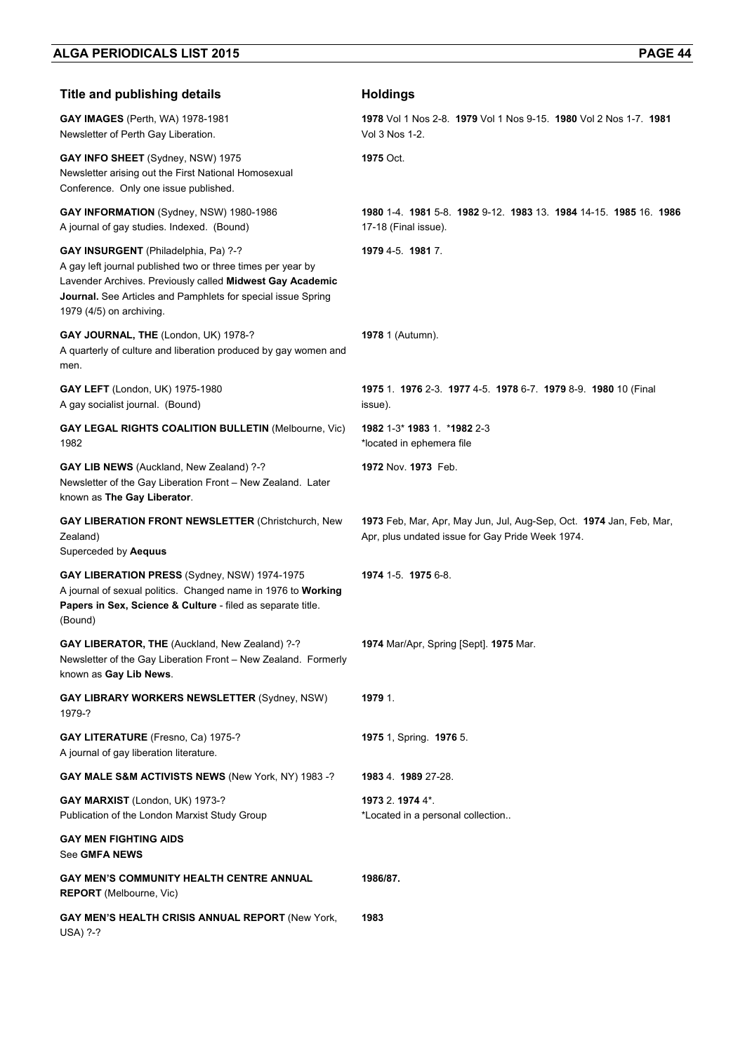| Title and publishing details | Holdings |
| --- | --- |
| **GAY IMAGES** (Perth, WA) 1978-1981<br>Newsletter of Perth Gay Liberation. | **1978** Vol 1 Nos 2-8. **1979** Vol 1 Nos 9-15. **1980** Vol 2 Nos 1-7. **1981** Vol 3 Nos 1-2. |
| **GAY INFO SHEET** (Sydney, NSW) 1975<br>Newsletter arising out the First National Homosexual Conference. Only one issue published. | **1975** Oct. |
| **GAY INFORMATION** (Sydney, NSW) 1980-1986<br>A journal of gay studies. Indexed. (Bound) | **1980** 1-4. **1981** 5-8. **1982** 9-12. **1983** 13. **1984** 14-15. **1985** 16. **1986** 17-18 (Final issue). |
| **GAY INSURGENT** (Philadelphia, Pa) ?-?<br>A gay left journal published two or three times per year by Lavender Archives. Previously called **Midwest Gay Academic Journal.** See Articles and Pamphlets for special issue Spring 1979 (4/5) on archiving. | **1979** 4-5. **1981** 7. |
| **GAY JOURNAL, THE** (London, UK) 1978-?<br>A quarterly of culture and liberation produced by gay women and men. | **1978** 1 (Autumn). |
| **GAY LEFT** (London, UK) 1975-1980<br>A gay socialist journal. (Bound) | **1975** 1. **1976** 2-3. **1977** 4-5. **1978** 6-7. **1979** 8-9. **1980** 10 (Final issue). |
| **GAY LEGAL RIGHTS COALITION BULLETIN** (Melbourne, Vic) 1982 | **1982** 1-3* **1983** 1. ***1982** 2-3<br>*located in ephemera file |
| **GAY LIB NEWS** (Auckland, New Zealand) ?-?<br>Newsletter of the Gay Liberation Front – New Zealand. Later known as **The Gay Liberator**. | **1972** Nov. **1973** Feb. |
| **GAY LIBERATION FRONT NEWSLETTER** (Christchurch, New Zealand)<br>Superceded by **Aequus** | **1973** Feb, Mar, Apr, May Jun, Jul, Aug-Sep, Oct. **1974** Jan, Feb, Mar, Apr, plus undated issue for Gay Pride Week 1974. |
| **GAY LIBERATION PRESS** (Sydney, NSW) 1974-1975<br>A journal of sexual politics. Changed name in 1976 to **Working Papers in Sex, Science & Culture** - filed as separate title. (Bound) | **1974** 1-5. **1975** 6-8. |
| **GAY LIBERATOR, THE** (Auckland, New Zealand) ?-?<br>Newsletter of the Gay Liberation Front – New Zealand. Formerly known as **Gay Lib News**. | **1974** Mar/Apr, Spring [Sept]. **1975** Mar. |
| **GAY LIBRARY WORKERS NEWSLETTER** (Sydney, NSW) 1979-? | **1979** 1. |
| **GAY LITERATURE** (Fresno, Ca) 1975-?<br>A journal of gay liberation literature. | **1975** 1, Spring. **1976** 5. |
| **GAY MALE S&M ACTIVISTS NEWS** (New York, NY) 1983 -? | **1983** 4. **1989** 27-28. |
| **GAY MARXIST** (London, UK) 1973-?<br>Publication of the London Marxist Study Group | **1973** 2. **1974** 4*.<br>*Located in a personal collection.. |
| **GAY MEN FIGHTING AIDS**<br>See **GMFA NEWS** | |
| **GAY MEN'S COMMUNITY HEALTH CENTRE ANNUAL REPORT** (Melbourne, Vic) | **1986/87.** |
| **GAY MEN'S HEALTH CRISIS ANNUAL REPORT** (New York, USA) ?-? | **1983** |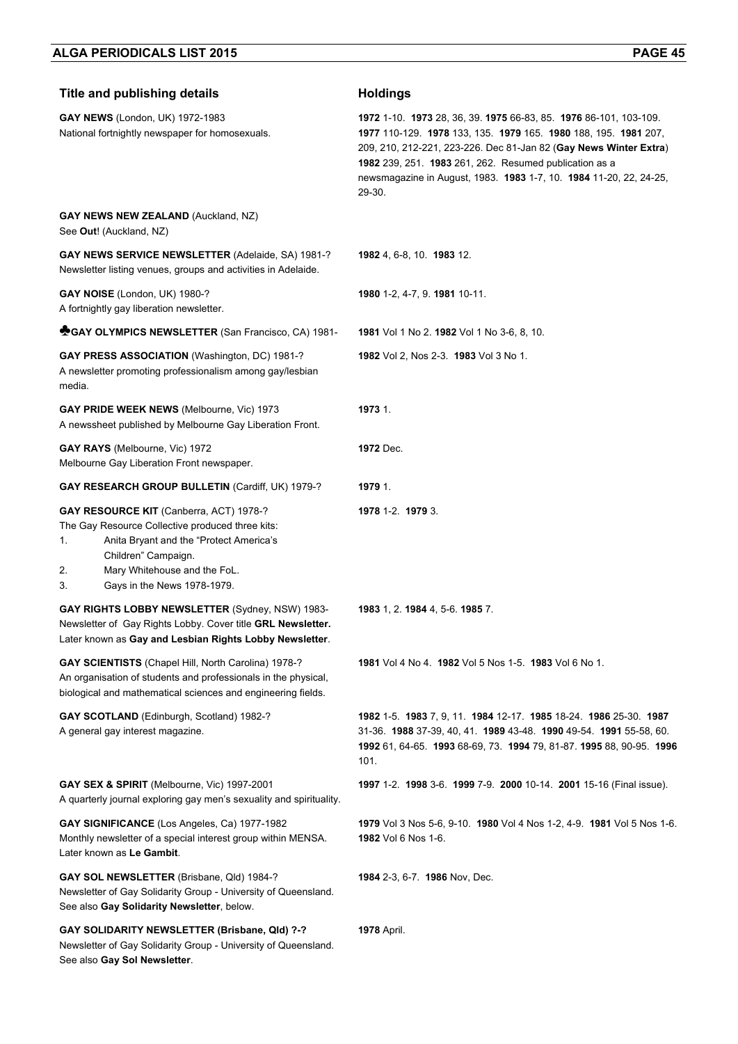| Title and publishing details | Holdings |
|---|---|
| **GAY NEWS** (London, UK) 1972-1983<br>National fortnightly newspaper for homosexuals. | **1972** 1-10. **1973** 28, 36, 39. **1975** 66-83, 85. **1976** 86-101, 103-109. **1977** 110-129. **1978** 133, 135. **1979** 165. **1980** 188, 195. **1981** 207, 209, 210, 212-221, 223-226. Dec 81-Jan 82 (**Gay News Winter Extra**) **1982** 239, 251. **1983** 261, 262. Resumed publication as a newsmagazine in August, 1983. **1983** 1-7, 10. **1984** 11-20, 22, 24-25, 29-30. |
| **GAY NEWS NEW ZEALAND** (Auckland, NZ)<br>See **Out**! (Auckland, NZ) | |
| **GAY NEWS SERVICE NEWSLETTER** (Adelaide, SA) 1981-?<br>Newsletter listing venues, groups and activities in Adelaide. | **1982** 4, 6-8, 10. **1983** 12. |
| **GAY NOISE** (London, UK) 1980-?<br>A fortnightly gay liberation newsletter. | **1980** 1-2, 4-7, 9. **1981** 10-11. |
| ♣**GAY OLYMPICS NEWSLETTER** (San Francisco, CA) 1981- | **1981** Vol 1 No 2. **1982** Vol 1 No 3-6, 8, 10. |
| **GAY PRESS ASSOCIATION** (Washington, DC) 1981-?<br>A newsletter promoting professionalism among gay/lesbian media. | **1982** Vol 2, Nos 2-3. **1983** Vol 3 No 1. |
| **GAY PRIDE WEEK NEWS** (Melbourne, Vic) 1973<br>A newssheet published by Melbourne Gay Liberation Front. | **1973** 1. |
| **GAY RAYS** (Melbourne, Vic) 1972<br>Melbourne Gay Liberation Front newspaper. | **1972** Dec. |
| **GAY RESEARCH GROUP BULLETIN** (Cardiff, UK) 1979-? | **1979** 1. |
| **GAY RESOURCE KIT** (Canberra, ACT) 1978-?<br>The Gay Resource Collective produced three kits:<br>1. Anita Bryant and the "Protect America's Children" Campaign.<br>2. Mary Whitehouse and the FoL.<br>3. Gays in the News 1978-1979. | **1978** 1-2. **1979** 3. |
| **GAY RIGHTS LOBBY NEWSLETTER** (Sydney, NSW) 1983-<br>Newsletter of Gay Rights Lobby. Cover title **GRL Newsletter.** Later known as **Gay and Lesbian Rights Lobby Newsletter**. | **1983** 1, 2. **1984** 4, 5-6. **1985** 7. |
| **GAY SCIENTISTS** (Chapel Hill, North Carolina) 1978-?<br>An organisation of students and professionals in the physical, biological and mathematical sciences and engineering fields. | **1981** Vol 4 No 4. **1982** Vol 5 Nos 1-5. **1983** Vol 6 No 1. |
| **GAY SCOTLAND** (Edinburgh, Scotland) 1982-?<br>A general gay interest magazine. | **1982** 1-5. **1983** 7, 9, 11. **1984** 12-17. **1985** 18-24. **1986** 25-30. **1987** 31-36. **1988** 37-39, 40, 41. **1989** 43-48. **1990** 49-54. **1991** 55-58, 60. **1992** 61, 64-65. **1993** 68-69, 73. **1994** 79, 81-87. **1995** 88, 90-95. **1996** 101. |
| **GAY SEX & SPIRIT** (Melbourne, Vic) 1997-2001<br>A quarterly journal exploring gay men's sexuality and spirituality. | **1997** 1-2. **1998** 3-6. **1999** 7-9. **2000** 10-14. **2001** 15-16 (Final issue). |
| **GAY SIGNIFICANCE** (Los Angeles, Ca) 1977-1982<br>Monthly newsletter of a special interest group within MENSA. Later known as **Le Gambit**. | **1979** Vol 3 Nos 5-6, 9-10. **1980** Vol 4 Nos 1-2, 4-9. **1981** Vol 5 Nos 1-6. **1982** Vol 6 Nos 1-6. |
| **GAY SOL NEWSLETTER** (Brisbane, Qld) 1984-?<br>Newsletter of Gay Solidarity Group - University of Queensland. See also **Gay Solidarity Newsletter**, below. | **1984** 2-3, 6-7. **1986** Nov, Dec. |
| **GAY SOLIDARITY NEWSLETTER (Brisbane, Qld) ?-?**<br>Newsletter of Gay Solidarity Group - University of Queensland. See also **Gay Sol Newsletter**. | **1978** April. |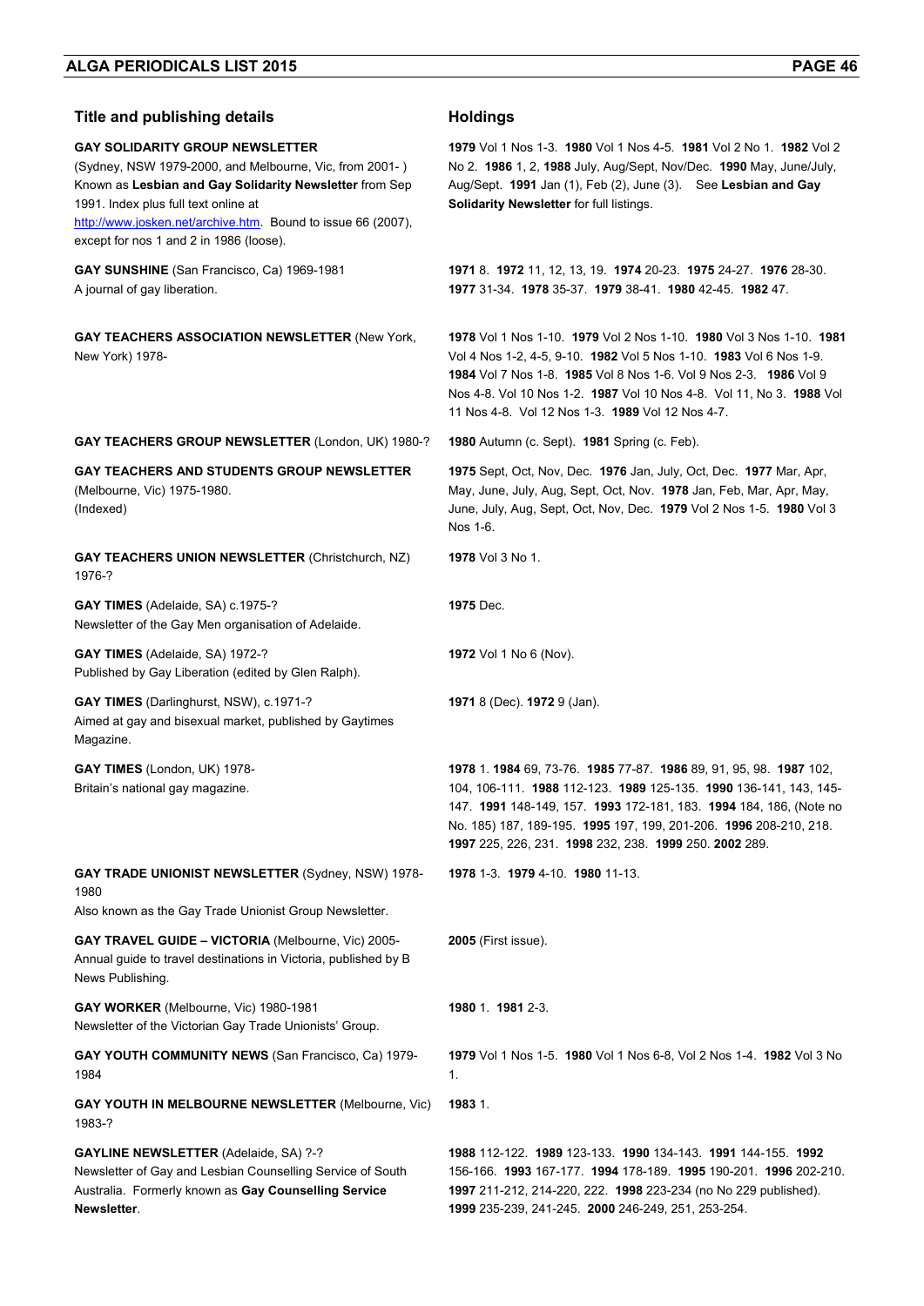| Title and publishing details | Holdings |
| --- | --- |
| **GAY SOLIDARITY GROUP NEWSLETTER** (Sydney, NSW 1979-2000, and Melbourne, Vic, from 2001- ) Known as **Lesbian and Gay Solidarity Newsletter** from Sep 1991. Index plus full text online at http://www.josken.net/archive.htm. Bound to issue 66 (2007), except for nos 1 and 2 in 1986 (loose). | **1979** Vol 1 Nos 1-3. **1980** Vol 1 Nos 4-5. **1981** Vol 2 No 1. **1982** Vol 2 No 2. **1986** 1, 2, **1988** July, Aug/Sept, Nov/Dec. **1990** May, June/July, Aug/Sept. **1991** Jan (1), Feb (2), June (3). See **Lesbian and Gay Solidarity Newsletter** for full listings. |
| **GAY SUNSHINE** (San Francisco, Ca) 1969-1981 A journal of gay liberation. | **1971** 8. **1972** 11, 12, 13, 19. **1974** 20-23. **1975** 24-27. **1976** 28-30. **1977** 31-34. **1978** 35-37. **1979** 38-41. **1980** 42-45. **1982** 47. |
| **GAY TEACHERS ASSOCIATION NEWSLETTER** (New York, New York) 1978- | **1978** Vol 1 Nos 1-10. **1979** Vol 2 Nos 1-10. **1980** Vol 3 Nos 1-10. **1981** Vol 4 Nos 1-2, 4-5, 9-10. **1982** Vol 5 Nos 1-10. **1983** Vol 6 Nos 1-9. **1984** Vol 7 Nos 1-8. **1985** Vol 8 Nos 1-6. Vol 9 Nos 2-3. **1986** Vol 9 Nos 4-8. Vol 10 Nos 1-2. **1987** Vol 10 Nos 4-8. Vol 11, No 3. **1988** Vol 11 Nos 4-8. Vol 12 Nos 1-3. **1989** Vol 12 Nos 4-7. |
| **GAY TEACHERS GROUP NEWSLETTER** (London, UK) 1980-? | **1980** Autumn (c. Sept). **1981** Spring (c. Feb). |
| **GAY TEACHERS AND STUDENTS GROUP NEWSLETTER** (Melbourne, Vic) 1975-1980. (Indexed) | **1975** Sept, Oct, Nov, Dec. **1976** Jan, July, Oct, Dec. **1977** Mar, Apr, May, June, July, Aug, Sept, Oct, Nov. **1978** Jan, Feb, Mar, Apr, May, June, July, Aug, Sept, Oct, Nov, Dec. **1979** Vol 2 Nos 1-5. **1980** Vol 3 Nos 1-6. |
| **GAY TEACHERS UNION NEWSLETTER** (Christchurch, NZ) 1976-? | **1978** Vol 3 No 1. |
| **GAY TIMES** (Adelaide, SA) c.1975-? Newsletter of the Gay Men organisation of Adelaide. | **1975** Dec. |
| **GAY TIMES** (Adelaide, SA) 1972-? Published by Gay Liberation (edited by Glen Ralph). | **1972** Vol 1 No 6 (Nov). |
| **GAY TIMES** (Darlinghurst, NSW), c.1971-? Aimed at gay and bisexual market, published by Gaytimes Magazine. | **1971** 8 (Dec). **1972** 9 (Jan). |
| **GAY TIMES** (London, UK) 1978- Britain's national gay magazine. | **1978** 1. **1984** 69, 73-76. **1985** 77-87. **1986** 89, 91, 95, 98. **1987** 102, 104, 106-111. **1988** 112-123. **1989** 125-135. **1990** 136-141, 143, 145-147. **1991** 148-149, 157. **1993** 172-181, 183. **1994** 184, 186, (Note no No. 185) 187, 189-195. **1995** 197, 199, 201-206. **1996** 208-210, 218. **1997** 225, 226, 231. **1998** 232, 238. **1999** 250. **2002** 289. |
| **GAY TRADE UNIONIST NEWSLETTER** (Sydney, NSW) 1978-1980 Also known as the Gay Trade Unionist Group Newsletter. | **1978** 1-3. **1979** 4-10. **1980** 11-13. |
| **GAY TRAVEL GUIDE – VICTORIA** (Melbourne, Vic) 2005- Annual guide to travel destinations in Victoria, published by B News Publishing. | **2005** (First issue). |
| **GAY WORKER** (Melbourne, Vic) 1980-1981 Newsletter of the Victorian Gay Trade Unionists' Group. | **1980** 1. **1981** 2-3. |
| **GAY YOUTH COMMUNITY NEWS** (San Francisco, Ca) 1979-1984 | **1979** Vol 1 Nos 1-5. **1980** Vol 1 Nos 6-8, Vol 2 Nos 1-4. **1982** Vol 3 No 1. |
| **GAY YOUTH IN MELBOURNE NEWSLETTER** (Melbourne, Vic) 1983-? | **1983** 1. |
| **GAYLINE NEWSLETTER** (Adelaide, SA) ?-? Newsletter of Gay and Lesbian Counselling Service of South Australia. Formerly known as **Gay Counselling Service Newsletter**. | **1988** 112-122. **1989** 123-133. **1990** 134-143. **1991** 144-155. **1992** 156-166. **1993** 167-177. **1994** 178-189. **1995** 190-201. **1996** 202-210. **1997** 211-212, 214-220, 222. **1998** 223-234 (no No 229 published). **1999** 235-239, 241-245. **2000** 246-249, 251, 253-254. |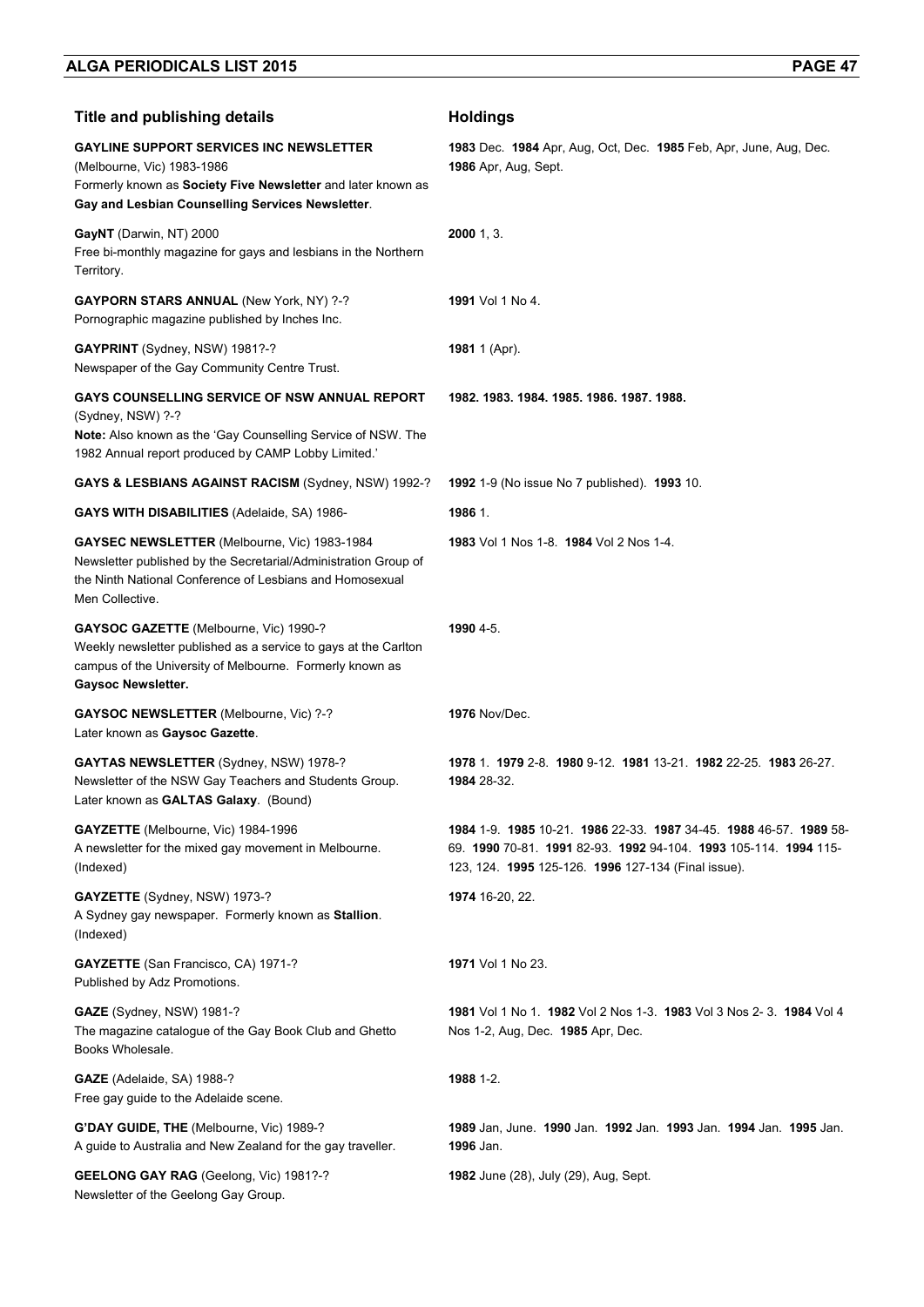| Title and publishing details | Holdings |
|---|---|
| **GAYLINE SUPPORT SERVICES INC NEWSLETTER** (Melbourne, Vic) 1983-1986<br>Formerly known as **Society Five Newsletter** and later known as **Gay and Lesbian Counselling Services Newsletter**. | **1983** Dec. **1984** Apr, Aug, Oct, Dec. **1985** Feb, Apr, June, Aug, Dec. **1986** Apr, Aug, Sept. |
| **GayNT** (Darwin, NT) 2000<br>Free bi-monthly magazine for gays and lesbians in the Northern Territory. | **2000** 1, 3. |
| **GAYPORN STARS ANNUAL** (New York, NY) ?-?<br>Pornographic magazine published by Inches Inc. | **1991** Vol 1 No 4. |
| **GAYPRINT** (Sydney, NSW) 1981?-?<br>Newspaper of the Gay Community Centre Trust. | **1981** 1 (Apr). |
| **GAYS COUNSELLING SERVICE OF NSW ANNUAL REPORT** (Sydney, NSW) ?-?<br>**Note:** Also known as the 'Gay Counselling Service of NSW. The 1982 Annual report produced by CAMP Lobby Limited.' | **1982. 1983. 1984. 1985. 1986. 1987. 1988.** |
| **GAYS & LESBIANS AGAINST RACISM** (Sydney, NSW) 1992-? | **1992** 1-9 (No issue No 7 published). **1993** 10. |
| **GAYS WITH DISABILITIES** (Adelaide, SA) 1986- | **1986** 1. |
| **GAYSEC NEWSLETTER** (Melbourne, Vic) 1983-1984<br>Newsletter published by the Secretarial/Administration Group of the Ninth National Conference of Lesbians and Homosexual Men Collective. | **1983** Vol 1 Nos 1-8. **1984** Vol 2 Nos 1-4. |
| **GAYSOC GAZETTE** (Melbourne, Vic) 1990-?<br>Weekly newsletter published as a service to gays at the Carlton campus of the University of Melbourne. Formerly known as **Gaysoc Newsletter.** | **1990** 4-5. |
| **GAYSOC NEWSLETTER** (Melbourne, Vic) ?-?<br>Later known as **Gaysoc Gazette**. | **1976** Nov/Dec. |
| **GAYTAS NEWSLETTER** (Sydney, NSW) 1978-?<br>Newsletter of the NSW Gay Teachers and Students Group. Later known as **GALTAS Galaxy**. (Bound) | **1978** 1. **1979** 2-8. **1980** 9-12. **1981** 13-21. **1982** 22-25. **1983** 26-27. **1984** 28-32. |
| **GAYZETTE** (Melbourne, Vic) 1984-1996<br>A newsletter for the mixed gay movement in Melbourne. (Indexed) | **1984** 1-9. **1985** 10-21. **1986** 22-33. **1987** 34-45. **1988** 46-57. **1989** 58-69. **1990** 70-81. **1991** 82-93. **1992** 94-104. **1993** 105-114. **1994** 115-123, 124. **1995** 125-126. **1996** 127-134 (Final issue). |
| **GAYZETTE** (Sydney, NSW) 1973-?<br>A Sydney gay newspaper. Formerly known as **Stallion**. (Indexed) | **1974** 16-20, 22. |
| **GAYZETTE** (San Francisco, CA) 1971-?<br>Published by Adz Promotions. | **1971** Vol 1 No 23. |
| **GAZE** (Sydney, NSW) 1981-?<br>The magazine catalogue of the Gay Book Club and Ghetto Books Wholesale. | **1981** Vol 1 No 1. **1982** Vol 2 Nos 1-3. **1983** Vol 3 Nos 2- 3. **1984** Vol 4 Nos 1-2, Aug, Dec. **1985** Apr, Dec. |
| **GAZE** (Adelaide, SA) 1988-?<br>Free gay guide to the Adelaide scene. | **1988** 1-2. |
| **G'DAY GUIDE, THE** (Melbourne, Vic) 1989-?<br>A guide to Australia and New Zealand for the gay traveller. | **1989** Jan, June. **1990** Jan. **1992** Jan. **1993** Jan. **1994** Jan. **1995** Jan. **1996** Jan. |
| **GEELONG GAY RAG** (Geelong, Vic) 1981?-?<br>Newsletter of the Geelong Gay Group. | **1982** June (28), July (29), Aug, Sept. |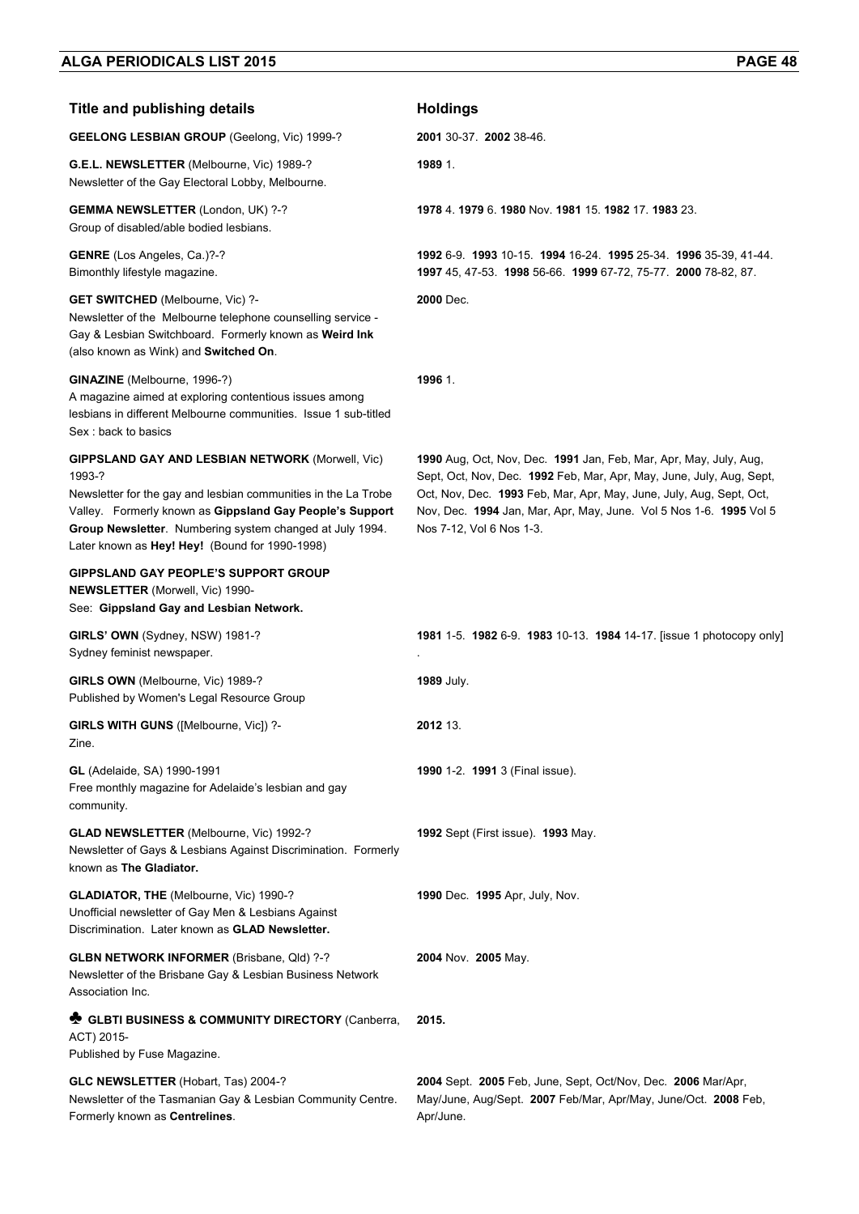| Title and publishing details | Holdings |
|---|---|
| **GEELONG LESBIAN GROUP** (Geelong, Vic) 1999-? | **2001** 30-37. **2002** 38-46. |
| **G.E.L. NEWSLETTER** (Melbourne, Vic) 1989-? Newsletter of the Gay Electoral Lobby, Melbourne. | **1989** 1. |
| **GEMMA NEWSLETTER** (London, UK) ?-? Group of disabled/able bodied lesbians. | **1978** 4. **1979** 6. **1980** Nov. **1981** 15. **1982** 17. **1983** 23. |
| **GENRE** (Los Angeles, Ca.)?-? Bimonthly lifestyle magazine. | **1992** 6-9. **1993** 10-15. **1994** 16-24. **1995** 25-34. **1996** 35-39, 41-44. **1997** 45, 47-53. **1998** 56-66. **1999** 67-72, 75-77. **2000** 78-82, 87. |
| **GET SWITCHED** (Melbourne, Vic) ?- Newsletter of the Melbourne telephone counselling service - Gay & Lesbian Switchboard. Formerly known as **Weird Ink** (also known as Wink) and **Switched On**. | **2000** Dec. |
| **GINAZINE** (Melbourne, 1996-?) A magazine aimed at exploring contentious issues among lesbians in different Melbourne communities. Issue 1 sub-titled Sex : back to basics | **1996** 1. |
| **GIPPSLAND GAY AND LESBIAN NETWORK** (Morwell, Vic) 1993-? Newsletter for the gay and lesbian communities in the La Trobe Valley. Formerly known as **Gippsland Gay People's Support Group Newsletter**. Numbering system changed at July 1994. Later known as **Hey! Hey!** (Bound for 1990-1998) | **1990** Aug, Oct, Nov, Dec. **1991** Jan, Feb, Mar, Apr, May, July, Aug, Sept, Oct, Nov, Dec. **1992** Feb, Mar, Apr, May, June, July, Aug, Sept, Oct, Nov, Dec. **1993** Feb, Mar, Apr, May, June, July, Aug, Sept, Oct, Nov, Dec. **1994** Jan, Mar, Apr, May, June. Vol 5 Nos 1-6. **1995** Vol 5 Nos 7-12, Vol 6 Nos 1-3. |
| **GIPPSLAND GAY PEOPLE'S SUPPORT GROUP NEWSLETTER** (Morwell, Vic) 1990- See: **Gippsland Gay and Lesbian Network.** | |
| **GIRLS' OWN** (Sydney, NSW) 1981-? Sydney feminist newspaper. | **1981** 1-5. **1982** 6-9. **1983** 10-13. **1984** 14-17. [issue 1 photocopy only] . |
| **GIRLS OWN** (Melbourne, Vic) 1989-? Published by Women's Legal Resource Group | **1989** July. |
| **GIRLS WITH GUNS** ([Melbourne, Vic]) ?- Zine. | **2012** 13. |
| **GL** (Adelaide, SA) 1990-1991 Free monthly magazine for Adelaide's lesbian and gay community. | **1990** 1-2. **1991** 3 (Final issue). |
| **GLAD NEWSLETTER** (Melbourne, Vic) 1992-? Newsletter of Gays & Lesbians Against Discrimination. Formerly known as **The Gladiator.** | **1992** Sept (First issue). **1993** May. |
| **GLADIATOR, THE** (Melbourne, Vic) 1990-? Unofficial newsletter of Gay Men & Lesbians Against Discrimination. Later known as **GLAD Newsletter.** | **1990** Dec. **1995** Apr, July, Nov. |
| **GLBN NETWORK INFORMER** (Brisbane, Qld) ?-? Newsletter of the Brisbane Gay & Lesbian Business Network Association Inc. | **2004** Nov. **2005** May. |
| ♣ **GLBTI BUSINESS & COMMUNITY DIRECTORY** (Canberra, ACT) 2015- Published by Fuse Magazine. | **2015.** |
| **GLC NEWSLETTER** (Hobart, Tas) 2004-? Newsletter of the Tasmanian Gay & Lesbian Community Centre. Formerly known as **Centrelines**. | **2004** Sept. **2005** Feb, June, Sept, Oct/Nov, Dec. **2006** Mar/Apr, May/June, Aug/Sept. **2007** Feb/Mar, Apr/May, June/Oct. **2008** Feb, Apr/June. |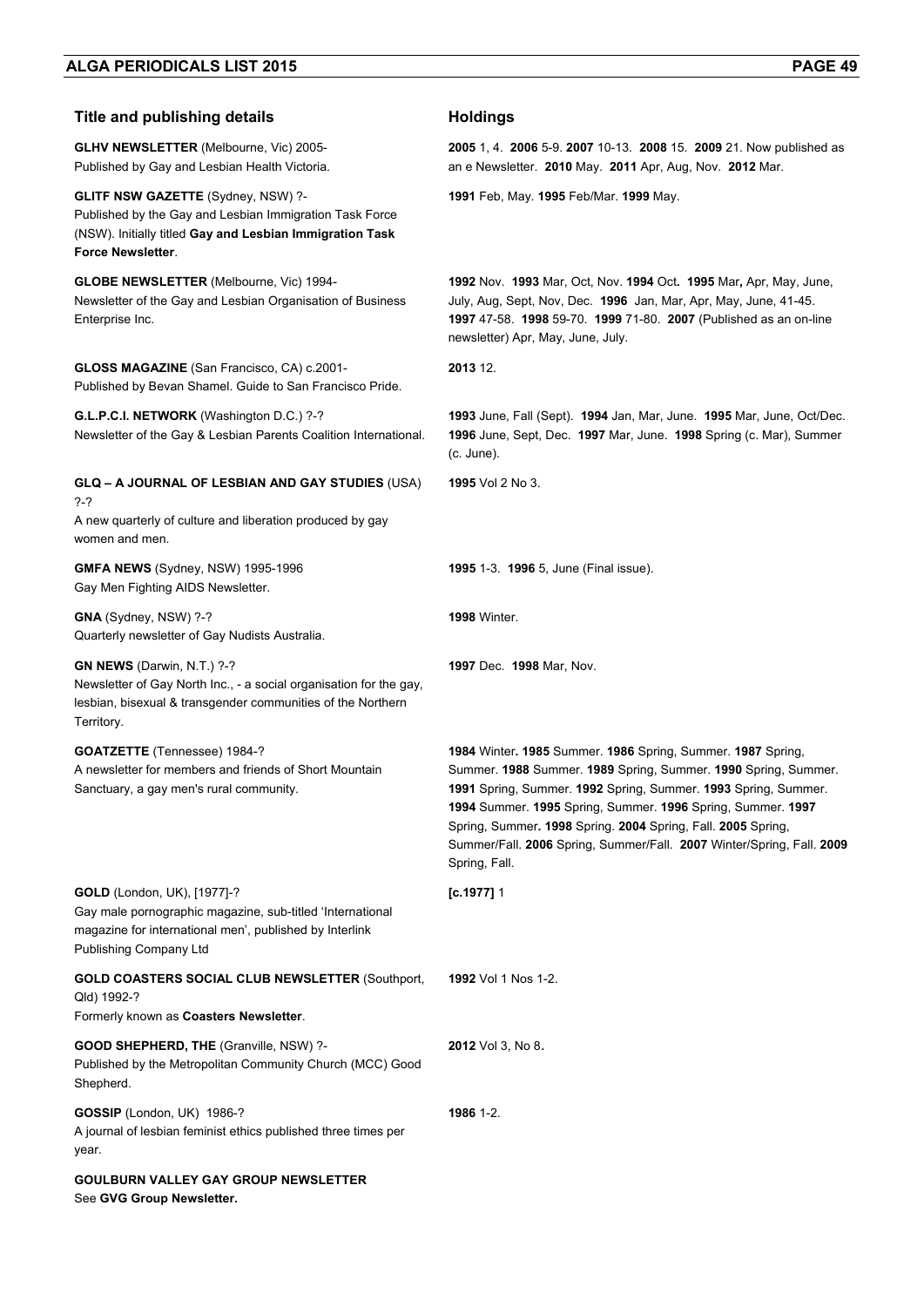| Title and publishing details | Holdings |
|---|---|
| **GLHV NEWSLETTER** (Melbourne, Vic) 2005- Published by Gay and Lesbian Health Victoria. | **2005** 1, 4. **2006** 5-9. **2007** 10-13. **2008** 15. **2009** 21. Now published as an e Newsletter. **2010** May. **2011** Apr, Aug, Nov. **2012** Mar. |
| **GLITF NSW GAZETTE** (Sydney, NSW) ?- Published by the Gay and Lesbian Immigration Task Force (NSW). Initially titled **Gay and Lesbian Immigration Task Force Newsletter**. | **1991** Feb, May. **1995** Feb/Mar. **1999** May. |
| **GLOBE NEWSLETTER** (Melbourne, Vic) 1994- Newsletter of the Gay and Lesbian Organisation of Business Enterprise Inc. | **1992** Nov. **1993** Mar, Oct, Nov. **1994** Oct. **1995** Mar, Apr, May, June, July, Aug, Sept, Nov, Dec. **1996** Jan, Mar, Apr, May, June, 41-45. **1997** 47-58. **1998** 59-70. **1999** 71-80. **2007** (Published as an on-line newsletter) Apr, May, June, July. |
| **GLOSS MAGAZINE** (San Francisco, CA) c.2001- Published by Bevan Shamel. Guide to San Francisco Pride. | **2013** 12. |
| **G.L.P.C.I. NETWORK** (Washington D.C.) ?-? Newsletter of the Gay & Lesbian Parents Coalition International. | **1993** June, Fall (Sept). **1994** Jan, Mar, June. **1995** Mar, June, Oct/Dec. **1996** June, Sept, Dec. **1997** Mar, June. **1998** Spring (c. Mar), Summer (c. June). |
| **GLQ – A JOURNAL OF LESBIAN AND GAY STUDIES** (USA) ?-? A new quarterly of culture and liberation produced by gay women and men. | **1995** Vol 2 No 3. |
| **GMFA NEWS** (Sydney, NSW) 1995-1996 Gay Men Fighting AIDS Newsletter. | **1995** 1-3. **1996** 5, June (Final issue). |
| **GNA** (Sydney, NSW) ?-? Quarterly newsletter of Gay Nudists Australia. | **1998** Winter. |
| **GN NEWS** (Darwin, N.T.) ?-? Newsletter of Gay North Inc., - a social organisation for the gay, lesbian, bisexual & transgender communities of the Northern Territory. | **1997** Dec. **1998** Mar, Nov. |
| **GOATZETTE** (Tennessee) 1984-? A newsletter for members and friends of Short Mountain Sanctuary, a gay men's rural community. | **1984** Winter. **1985** Summer. **1986** Spring, Summer. **1987** Spring, Summer. **1988** Summer. **1989** Spring, Summer. **1990** Spring, Summer. **1991** Spring, Summer. **1992** Spring, Summer. **1993** Spring, Summer. **1994** Summer. **1995** Spring, Summer. **1996** Spring, Summer. **1997** Spring, Summer. **1998** Spring. **2004** Spring, Fall. **2005** Spring, Summer/Fall. **2006** Spring, Summer/Fall. **2007** Winter/Spring, Fall. **2009** Spring, Fall. |
| **GOLD** (London, UK), [1977]-? Gay male pornographic magazine, sub-titled 'International magazine for international men', published by Interlink Publishing Company Ltd | **[c.1977]** 1 |
| **GOLD COASTERS SOCIAL CLUB NEWSLETTER** (Southport, Qld) 1992-? Formerly known as **Coasters Newsletter**. | **1992** Vol 1 Nos 1-2. |
| **GOOD SHEPHERD, THE** (Granville, NSW) ?- Published by the Metropolitan Community Church (MCC) Good Shepherd. | **2012** Vol 3, No 8. |
| **GOSSIP** (London, UK) 1986-? A journal of lesbian feminist ethics published three times per year. | **1986** 1-2. |
| **GOULBURN VALLEY GAY GROUP NEWSLETTER** See **GVG Group Newsletter.** | |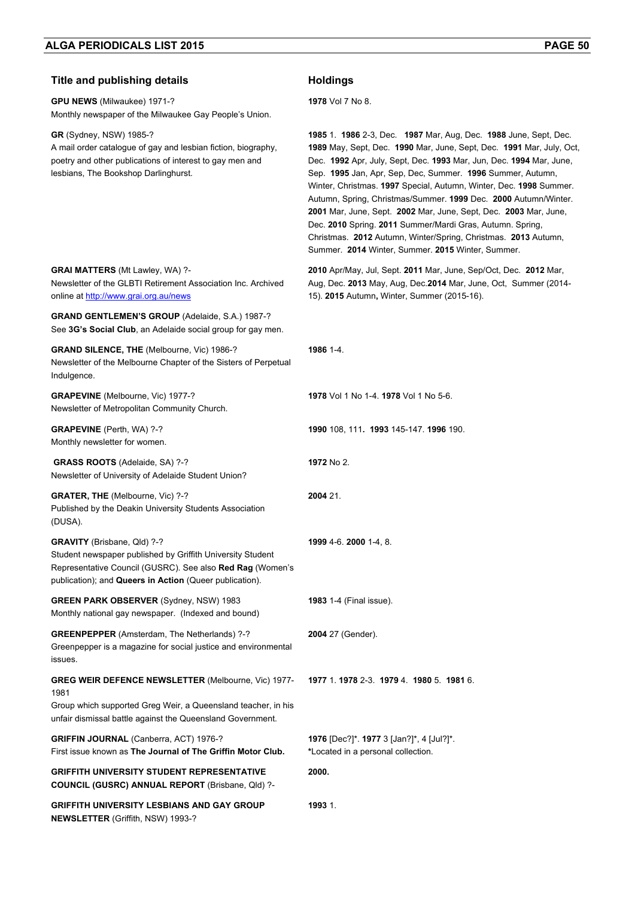| Title and publishing details | Holdings |
|---|---|
| **GPU NEWS** (Milwaukee) 1971-?<br>Monthly newspaper of the Milwaukee Gay People's Union. | **1978** Vol 7 No 8. |
| **GR** (Sydney, NSW) 1985-?<br>A mail order catalogue of gay and lesbian fiction, biography, poetry and other publications of interest to gay men and lesbians, The Bookshop Darlinghurst. | **1985** 1. **1986** 2-3, Dec. **1987** Mar, Aug, Dec. **1988** June, Sept, Dec. **1989** May, Sept, Dec. **1990** Mar, June, Sept, Dec. **1991** Mar, July, Oct, Dec. **1992** Apr, July, Sept, Dec. **1993** Mar, Jun, Dec. **1994** Mar, June, Sep. **1995** Jan, Apr, Sep, Dec, Summer. **1996** Summer, Autumn, Winter, Christmas. **1997** Special, Autumn, Winter, Dec. **1998** Summer. Autumn, Spring, Christmas/Summer. **1999** Dec. **2000** Autumn/Winter. **2001** Mar, June, Sept. **2002** Mar, June, Sept, Dec. **2003** Mar, June, Dec. **2010** Spring. **2011** Summer/Mardi Gras, Autumn. Spring, Christmas. **2012** Autumn, Winter/Spring, Christmas. **2013** Autumn, Summer. **2014** Winter, Summer. **2015** Winter, Summer. |
| **GRAI MATTERS** (Mt Lawley, WA) ?-<br>Newsletter of the GLBTI Retirement Association Inc. Archived online at http://www.grai.org.au/news | **2010** Apr/May, Jul, Sept. **2011** Mar, June, Sep/Oct, Dec. **2012** Mar, Aug, Dec. **2013** May, Aug, Dec.**2014** Mar, June, Oct, Summer (2014-15). **2015** Autumn**,** Winter, Summer (2015-16). |
| **GRAND GENTLEMEN'S GROUP** (Adelaide, S.A.) 1987-?<br>See **3G's Social Club**, an Adelaide social group for gay men. | |
| **GRAND SILENCE, THE** (Melbourne, Vic) 1986-?<br>Newsletter of the Melbourne Chapter of the Sisters of Perpetual Indulgence. | **1986** 1-4. |
| **GRAPEVINE** (Melbourne, Vic) 1977-?<br>Newsletter of Metropolitan Community Church. | **1978** Vol 1 No 1-4. **1978** Vol 1 No 5-6. |
| **GRAPEVINE** (Perth, WA) ?-?<br>Monthly newsletter for women. | **1990** 108, 111**. 1993** 145-147. **1996** 190. |
| **GRASS ROOTS** (Adelaide, SA) ?-?<br>Newsletter of University of Adelaide Student Union? | **1972** No 2. |
| **GRATER, THE** (Melbourne, Vic) ?-?<br>Published by the Deakin University Students Association (DUSA). | **2004** 21. |
| **GRAVITY** (Brisbane, Qld) ?-?<br>Student newspaper published by Griffith University Student Representative Council (GUSRC). See also **Red Rag** (Women's publication); and **Queers in Action** (Queer publication). | **1999** 4-6. **2000** 1-4, 8. |
| **GREEN PARK OBSERVER** (Sydney, NSW) 1983<br>Monthly national gay newspaper. (Indexed and bound) | **1983** 1-4 (Final issue). |
| **GREENPEPPER** (Amsterdam, The Netherlands) ?-?<br>Greenpepper is a magazine for social justice and environmental issues. | **2004** 27 (Gender). |
| **GREG WEIR DEFENCE NEWSLETTER** (Melbourne, Vic) 1977-1981<br>Group which supported Greg Weir, a Queensland teacher, in his unfair dismissal battle against the Queensland Government. | **1977** 1. **1978** 2-3. **1979** 4. **1980** 5. **1981** 6. |
| **GRIFFIN JOURNAL** (Canberra, ACT) 1976-?<br>First issue known as **The Journal of The Griffin Motor Club.** | **1976** [Dec?]*. **1977** 3 [Jan?]*, 4 [Jul?]*.<br>*Located in a personal collection. |
| **GRIFFITH UNIVERSITY STUDENT REPRESENTATIVE COUNCIL (GUSRC) ANNUAL REPORT** (Brisbane, Qld) ?- | **2000.** |
| **GRIFFITH UNIVERSITY LESBIANS AND GAY GROUP NEWSLETTER** (Griffith, NSW) 1993-? | **1993** 1. |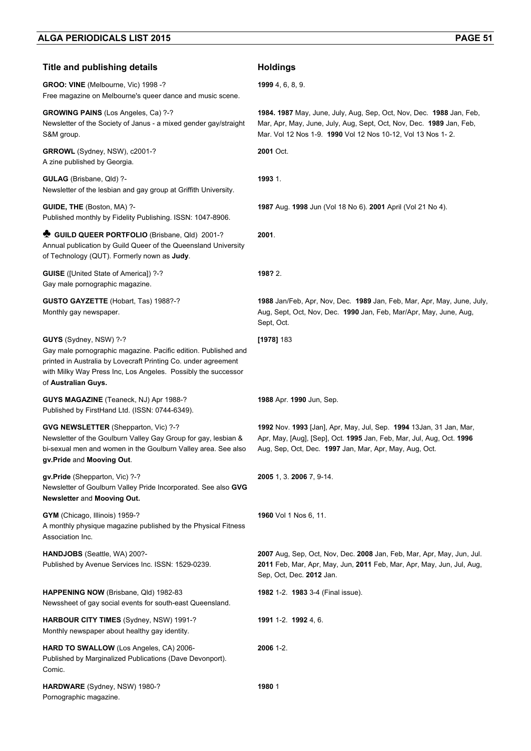| Title and publishing details | Holdings |
|---|---|
| **GROO: VINE** (Melbourne, Vic) 1998 -? Free magazine on Melbourne's queer dance and music scene. | **1999** 4, 6, 8, 9. |
| **GROWING PAINS** (Los Angeles, Ca) ?-? Newsletter of the Society of Janus - a mixed gender gay/straight S&M group. | **1984. 1987** May, June, July, Aug, Sep, Oct, Nov, Dec. **1988** Jan, Feb, Mar, Apr, May, June, July, Aug, Sept, Oct, Nov, Dec. **1989** Jan, Feb, Mar. Vol 12 Nos 1-9. **1990** Vol 12 Nos 10-12, Vol 13 Nos 1- 2. |
| **GRROWL** (Sydney, NSW), c2001-? A zine published by Georgia. | **2001** Oct. |
| **GULAG** (Brisbane, Qld) ?- Newsletter of the lesbian and gay group at Griffith University. | **1993** 1. |
| **GUIDE, THE** (Boston, MA) ?- Published monthly by Fidelity Publishing. ISSN: 1047-8906. | **1987** Aug. **1998** Jun (Vol 18 No 6). **2001** April (Vol 21 No 4). |
| ♣ **GUILD QUEER PORTFOLIO** (Brisbane, Qld) 2001-? Annual publication by Guild Queer of the Queensland University of Technology (QUT). Formerly nown as **Judy**. | **2001**. |
| **GUISE** ([United State of America]) ?-? Gay male pornographic magazine. | **198?** 2. |
| **GUSTO GAYZETTE** (Hobart, Tas) 1988?-? Monthly gay newspaper. | **1988** Jan/Feb, Apr, Nov, Dec. **1989** Jan, Feb, Mar, Apr, May, June, July, Aug, Sept, Oct, Nov, Dec. **1990** Jan, Feb, Mar/Apr, May, June, Aug, Sept, Oct. |
| **GUYS** (Sydney, NSW) ?-? Gay male pornographic magazine. Pacific edition. Published and printed in Australia by Lovecraft Printing Co. under agreement with Milky Way Press Inc, Los Angeles. Possibly the successor of **Australian Guys.** | **[1978]** 183 |
| **GUYS MAGAZINE** (Teaneck, NJ) Apr 1988-? Published by FirstHand Ltd. (ISSN: 0744-6349). | **1988** Apr. **1990** Jun, Sep. |
| **GVG NEWSLETTER** (Shepparton, Vic) ?-? Newsletter of the Goulburn Valley Gay Group for gay, lesbian & bi-sexual men and women in the Goulburn Valley area. See also **gv.Pride** and **Mooving Out**. | **1992** Nov. **1993** [Jan], Apr, May, Jul, Sep. **1994** 13Jan, 31 Jan, Mar, Apr, May, [Aug], [Sep], Oct. **1995** Jan, Feb, Mar, Jul, Aug, Oct. **1996** Aug, Sep, Oct, Dec. **1997** Jan, Mar, Apr, May, Aug, Oct. |
| **gv.Pride** (Shepparton, Vic) ?-? Newsletter of Goulburn Valley Pride Incorporated. See also **GVG Newsletter** and **Mooving Out.** | **2005** 1, 3. **2006** 7, 9-14. |
| **GYM** (Chicago, Illinois) 1959-? A monthly physique magazine published by the Physical Fitness Association Inc. | **1960** Vol 1 Nos 6, 11. |
| **HANDJOBS** (Seattle, WA) 200?- Published by Avenue Services Inc. ISSN: 1529-0239. | **2007** Aug, Sep, Oct, Nov, Dec. **2008** Jan, Feb, Mar, Apr, May, Jun, Jul. **2011** Feb, Mar, Apr, May, Jun, **2011** Feb, Mar, Apr, May, Jun, Jul, Aug, Sep, Oct, Dec. **2012** Jan. |
| **HAPPENING NOW** (Brisbane, Qld) 1982-83 Newssheet of gay social events for south-east Queensland. | **1982** 1-2. **1983** 3-4 (Final issue). |
| **HARBOUR CITY TIMES** (Sydney, NSW) 1991-? Monthly newspaper about healthy gay identity. | **1991** 1-2. **1992** 4, 6. |
| **HARD TO SWALLOW** (Los Angeles, CA) 2006- Published by Marginalized Publications (Dave Devonport). Comic. | **2006** 1-2. |
| **HARDWARE** (Sydney, NSW) 1980-? Pornographic magazine. | **1980** 1 |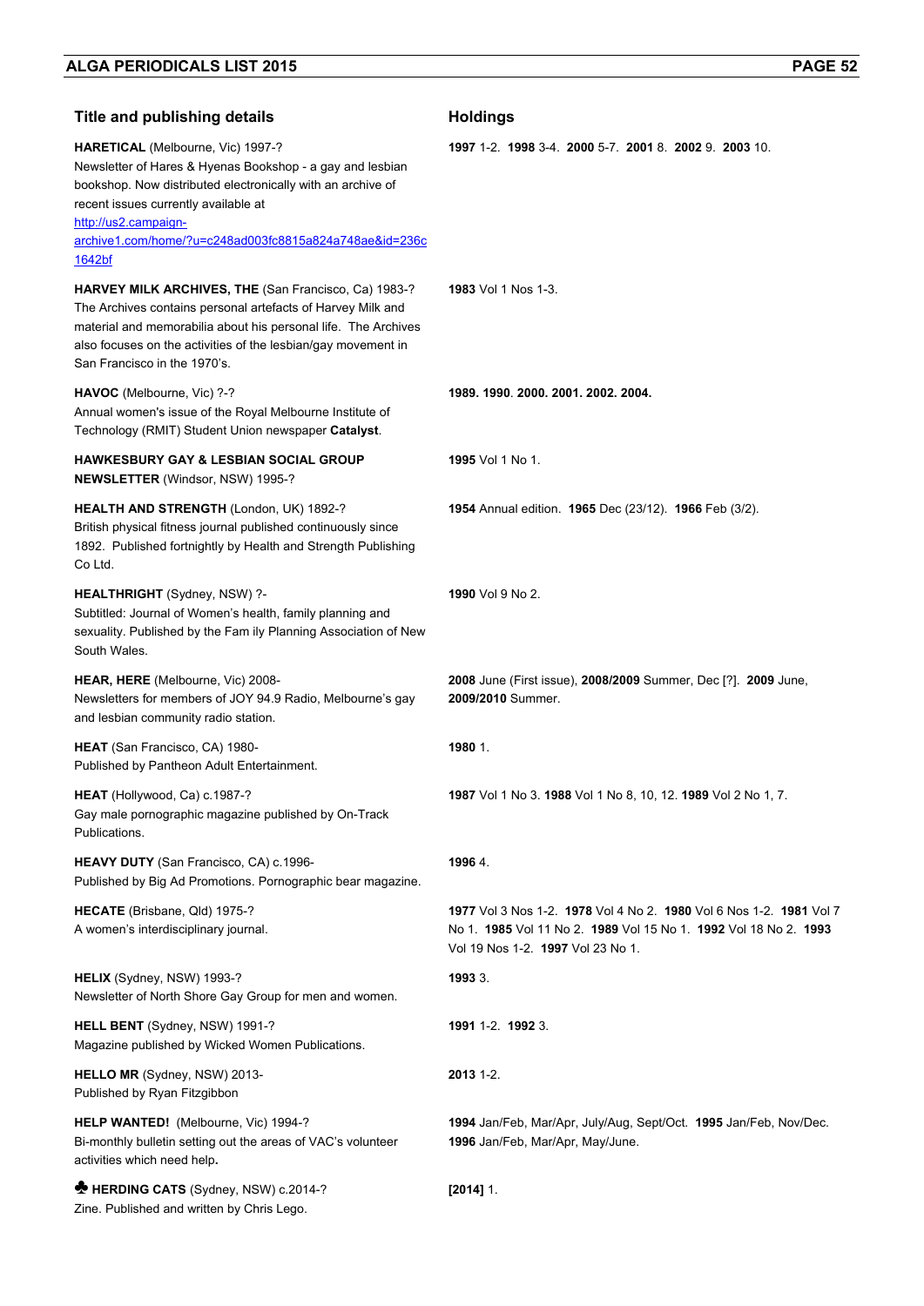| Title and publishing details | Holdings |
| --- | --- |
| **HARETICAL** (Melbourne, Vic) 1997-? Newsletter of Hares & Hyenas Bookshop - a gay and lesbian bookshop. Now distributed electronically with an archive of recent issues currently available at http://us2.campaign-archive1.com/home/?u=c248ad003fc8815a824a748ae&id=236c1642bf | **1997** 1-2. **1998** 3-4. **2000** 5-7. **2001** 8. **2002** 9. **2003** 10. |
| **HARVEY MILK ARCHIVES, THE** (San Francisco, Ca) 1983-? The Archives contains personal artefacts of Harvey Milk and material and memorabilia about his personal life. The Archives also focuses on the activities of the lesbian/gay movement in San Francisco in the 1970's. | **1983** Vol 1 Nos 1-3. |
| **HAVOC** (Melbourne, Vic) ?-? Annual women's issue of the Royal Melbourne Institute of Technology (RMIT) Student Union newspaper **Catalyst**. | **1989. 1990. 2000. 2001. 2002. 2004.** |
| **HAWKESBURY GAY & LESBIAN SOCIAL GROUP NEWSLETTER** (Windsor, NSW) 1995-? | **1995** Vol 1 No 1. |
| **HEALTH AND STRENGTH** (London, UK) 1892-? British physical fitness journal published continuously since 1892. Published fortnightly by Health and Strength Publishing Co Ltd. | **1954** Annual edition. **1965** Dec (23/12). **1966** Feb (3/2). |
| **HEALTHRIGHT** (Sydney, NSW) ?- Subtitled: Journal of Women's health, family planning and sexuality. Published by the Fam ily Planning Association of New South Wales. | **1990** Vol 9 No 2. |
| **HEAR, HERE** (Melbourne, Vic) 2008- Newsletters for members of JOY 94.9 Radio, Melbourne's gay and lesbian community radio station. | **2008** June (First issue), **2008/2009** Summer, Dec [?]. **2009** June, **2009/2010** Summer. |
| **HEAT** (San Francisco, CA) 1980- Published by Pantheon Adult Entertainment. | **1980** 1. |
| **HEAT** (Hollywood, Ca) c.1987-? Gay male pornographic magazine published by On-Track Publications. | **1987** Vol 1 No 3. **1988** Vol 1 No 8, 10, 12. **1989** Vol 2 No 1, 7. |
| **HEAVY DUTY** (San Francisco, CA) c.1996- Published by Big Ad Promotions. Pornographic bear magazine. | **1996** 4. |
| **HECATE** (Brisbane, Qld) 1975-? A women's interdisciplinary journal. | **1977** Vol 3 Nos 1-2. **1978** Vol 4 No 2. **1980** Vol 6 Nos 1-2. **1981** Vol 7 No 1. **1985** Vol 11 No 2. **1989** Vol 15 No 1. **1992** Vol 18 No 2. **1993** Vol 19 Nos 1-2. **1997** Vol 23 No 1. |
| **HELIX** (Sydney, NSW) 1993-? Newsletter of North Shore Gay Group for men and women. | **1993** 3. |
| **HELL BENT** (Sydney, NSW) 1991-? Magazine published by Wicked Women Publications. | **1991** 1-2. **1992** 3. |
| **HELLO MR** (Sydney, NSW) 2013- Published by Ryan Fitzgibbon | **2013** 1-2. |
| **HELP WANTED!** (Melbourne, Vic) 1994-? Bi-monthly bulletin setting out the areas of VAC's volunteer activities which need help. | **1994** Jan/Feb, Mar/Apr, July/Aug, Sept/Oct. **1995** Jan/Feb, Nov/Dec. **1996** Jan/Feb, Mar/Apr, May/June. |
| ♣ **HERDING CATS** (Sydney, NSW) c.2014-? Zine. Published and written by Chris Lego. | **[2014]** 1. |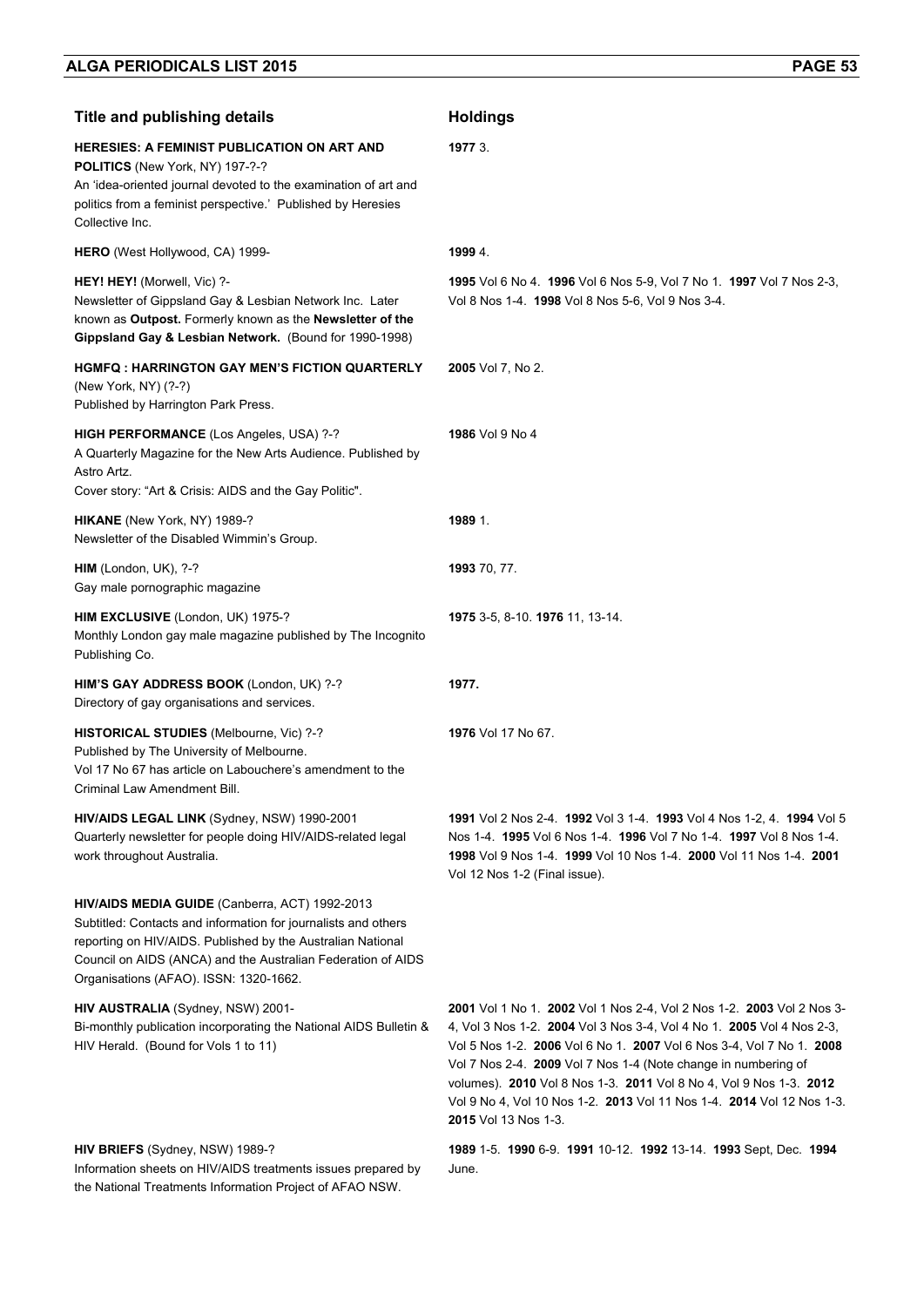| Title and publishing details | Holdings |
| --- | --- |
| **HERESIES: A FEMINIST PUBLICATION ON ART AND POLITICS** (New York, NY) 197-?-? An 'idea-oriented journal devoted to the examination of art and politics from a feminist perspective.' Published by Heresies Collective Inc. | **1977** 3. |
| **HERO** (West Hollywood, CA) 1999- | **1999** 4. |
| **HEY! HEY!** (Morwell, Vic) ?- Newsletter of Gippsland Gay & Lesbian Network Inc. Later known as **Outpost.** Formerly known as the **Newsletter of the Gippsland Gay & Lesbian Network.** (Bound for 1990-1998) | **1995** Vol 6 No 4. **1996** Vol 6 Nos 5-9, Vol 7 No 1. **1997** Vol 7 Nos 2-3, Vol 8 Nos 1-4. **1998** Vol 8 Nos 5-6, Vol 9 Nos 3-4. |
| **HGMFQ : HARRINGTON GAY MEN'S FICTION QUARTERLY** (New York, NY) (?-?) Published by Harrington Park Press. | **2005** Vol 7, No 2. |
| **HIGH PERFORMANCE** (Los Angeles, USA) ?-? A Quarterly Magazine for the New Arts Audience. Published by Astro Artz. Cover story: "Art & Crisis: AIDS and the Gay Politic". | **1986** Vol 9 No 4 |
| **HIKANE** (New York, NY) 1989-? Newsletter of the Disabled Wimmin's Group. | **1989** 1. |
| **HIM** (London, UK), ?-? Gay male pornographic magazine | **1993** 70, 77. |
| **HIM EXCLUSIVE** (London, UK) 1975-? Monthly London gay male magazine published by The Incognito Publishing Co. | **1975** 3-5, 8-10. **1976** 11, 13-14. |
| **HIM'S GAY ADDRESS BOOK** (London, UK) ?-? Directory of gay organisations and services. | **1977.** |
| **HISTORICAL STUDIES** (Melbourne, Vic) ?-? Published by The University of Melbourne. Vol 17 No 67 has article on Labouchere's amendment to the Criminal Law Amendment Bill. | **1976** Vol 17 No 67. |
| **HIV/AIDS LEGAL LINK** (Sydney, NSW) 1990-2001 Quarterly newsletter for people doing HIV/AIDS-related legal work throughout Australia. | **1991** Vol 2 Nos 2-4. **1992** Vol 3 1-4. **1993** Vol 4 Nos 1-2, 4. **1994** Vol 5 Nos 1-4. **1995** Vol 6 Nos 1-4. **1996** Vol 7 No 1-4. **1997** Vol 8 Nos 1-4. **1998** Vol 9 Nos 1-4. **1999** Vol 10 Nos 1-4. **2000** Vol 11 Nos 1-4. **2001** Vol 12 Nos 1-2 (Final issue). |
| **HIV/AIDS MEDIA GUIDE** (Canberra, ACT) 1992-2013 Subtitled: Contacts and information for journalists and others reporting on HIV/AIDS. Published by the Australian National Council on AIDS (ANCA) and the Australian Federation of AIDS Organisations (AFAO). ISSN: 1320-1662. | |
| **HIV AUSTRALIA** (Sydney, NSW) 2001- Bi-monthly publication incorporating the National AIDS Bulletin & HIV Herald. (Bound for Vols 1 to 11) | **2001** Vol 1 No 1. **2002** Vol 1 Nos 2-4, Vol 2 Nos 1-2. **2003** Vol 2 Nos 3-4, Vol 3 Nos 1-2. **2004** Vol 3 Nos 3-4, Vol 4 No 1. **2005** Vol 4 Nos 2-3, Vol 5 Nos 1-2. **2006** Vol 6 No 1. **2007** Vol 6 Nos 3-4, Vol 7 No 1. **2008** Vol 7 Nos 2-4. **2009** Vol 7 Nos 1-4 (Note change in numbering of volumes). **2010** Vol 8 Nos 1-3. **2011** Vol 8 No 4, Vol 9 Nos 1-3. **2012** Vol 9 No 4, Vol 10 Nos 1-2. **2013** Vol 11 Nos 1-4. **2014** Vol 12 Nos 1-3. **2015** Vol 13 Nos 1-3. |
| **HIV BRIEFS** (Sydney, NSW) 1989-? Information sheets on HIV/AIDS treatments issues prepared by the National Treatments Information Project of AFAO NSW. | **1989** 1-5. **1990** 6-9. **1991** 10-12. **1992** 13-14. **1993** Sept, Dec. **1994** June. |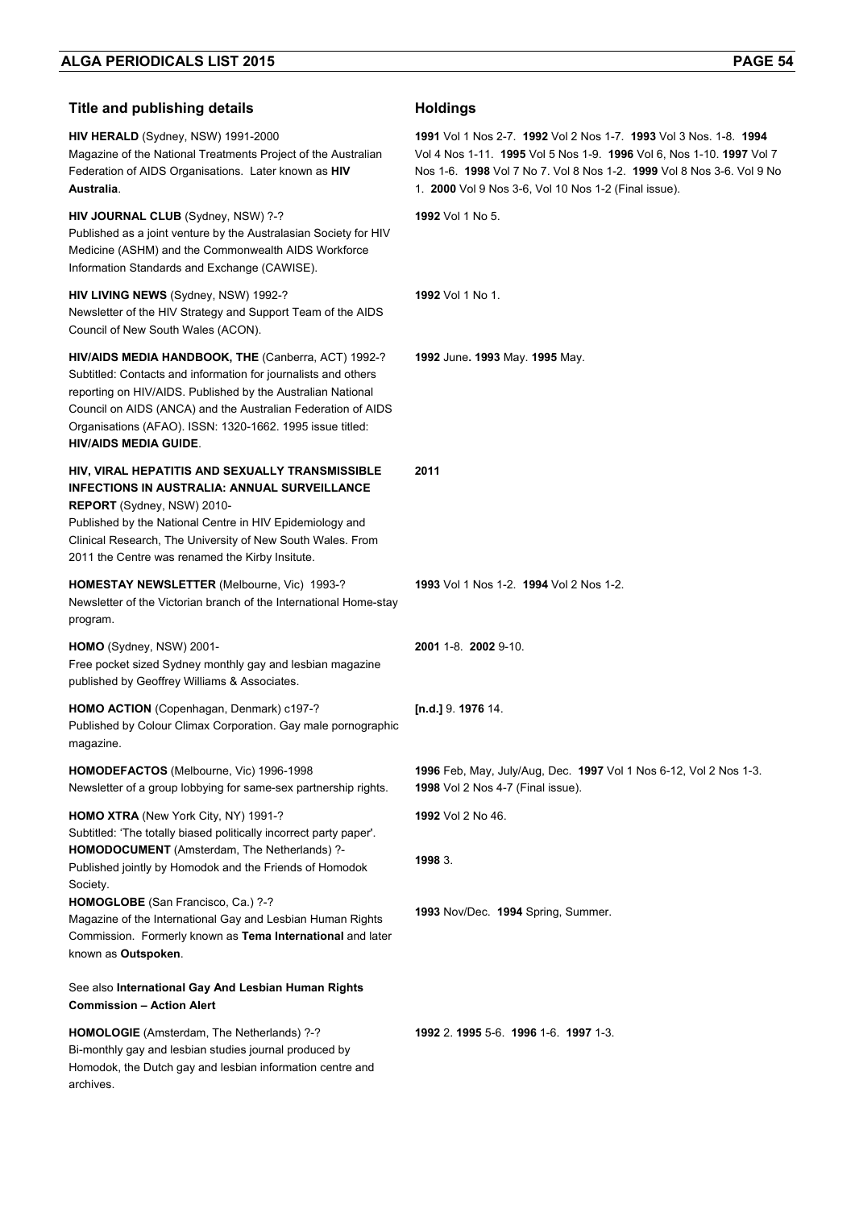| Title and publishing details | Holdings |
|---|---|
| **HIV HERALD** (Sydney, NSW) 1991-2000<br>Magazine of the National Treatments Project of the Australian Federation of AIDS Organisations. Later known as **HIV Australia**. | **1991** Vol 1 Nos 2-7. **1992** Vol 2 Nos 1-7. **1993** Vol 3 Nos. 1-8. **1994** Vol 4 Nos 1-11. **1995** Vol 5 Nos 1-9. **1996** Vol 6, Nos 1-10. **1997** Vol 7 Nos 1-6. **1998** Vol 7 No 7. Vol 8 Nos 1-2. **1999** Vol 8 Nos 3-6. Vol 9 No 1. **2000** Vol 9 Nos 3-6, Vol 10 Nos 1-2 (Final issue). |
| **HIV JOURNAL CLUB** (Sydney, NSW) ?-?<br>Published as a joint venture by the Australasian Society for HIV Medicine (ASHM) and the Commonwealth AIDS Workforce Information Standards and Exchange (CAWISE). | **1992** Vol 1 No 5. |
| **HIV LIVING NEWS** (Sydney, NSW) 1992-?<br>Newsletter of the HIV Strategy and Support Team of the AIDS Council of New South Wales (ACON). | **1992** Vol 1 No 1. |
| **HIV/AIDS MEDIA HANDBOOK, THE** (Canberra, ACT) 1992-?<br>Subtitled: Contacts and information for journalists and others reporting on HIV/AIDS. Published by the Australian National Council on AIDS (ANCA) and the Australian Federation of AIDS Organisations (AFAO). ISSN: 1320-1662. 1995 issue titled: **HIV/AIDS MEDIA GUIDE**. | **1992** June**. 1993** May. **1995** May. |
| **HIV, VIRAL HEPATITIS AND SEXUALLY TRANSMISSIBLE INFECTIONS IN AUSTRALIA: ANNUAL SURVEILLANCE REPORT** (Sydney, NSW) 2010-<br>Published by the National Centre in HIV Epidemiology and Clinical Research, The University of New South Wales. From 2011 the Centre was renamed the Kirby Insitute. | **2011** |
| **HOMESTAY NEWSLETTER** (Melbourne, Vic) 1993-?<br>Newsletter of the Victorian branch of the International Home-stay program. | **1993** Vol 1 Nos 1-2. **1994** Vol 2 Nos 1-2. |
| **HOMO** (Sydney, NSW) 2001-<br>Free pocket sized Sydney monthly gay and lesbian magazine published by Geoffrey Williams & Associates. | **2001** 1-8. **2002** 9-10. |
| **HOMO ACTION** (Copenhagen, Denmark) c197-?<br>Published by Colour Climax Corporation. Gay male pornographic magazine. | **[n.d.]** 9. **1976** 14. |
| **HOMODEFACTOS** (Melbourne, Vic) 1996-1998<br>Newsletter of a group lobbying for same-sex partnership rights. | **1996** Feb, May, July/Aug, Dec. **1997** Vol 1 Nos 6-12, Vol 2 Nos 1-3. **1998** Vol 2 Nos 4-7 (Final issue). |
| **HOMO XTRA** (New York City, NY) 1991-?<br>Subtitled: 'The totally biased politically incorrect party paper'. | **1992** Vol 2 No 46. |
| **HOMODOCUMENT** (Amsterdam, The Netherlands) ?-<br>Published jointly by Homodok and the Friends of Homodok Society. | **1998** 3. |
| **HOMOGLOBE** (San Francisco, Ca.) ?-?<br>Magazine of the International Gay and Lesbian Human Rights Commission. Formerly known as **Tema International** and later known as **Outspoken**.<br><br>See also **International Gay And Lesbian Human Rights Commission – Action Alert** | **1993** Nov/Dec. **1994** Spring, Summer. |
| **HOMOLOGIE** (Amsterdam, The Netherlands) ?-?<br>Bi-monthly gay and lesbian studies journal produced by Homodok, the Dutch gay and lesbian information centre and archives. | **1992** 2. **1995** 5-6. **1996** 1-6. **1997** 1-3. |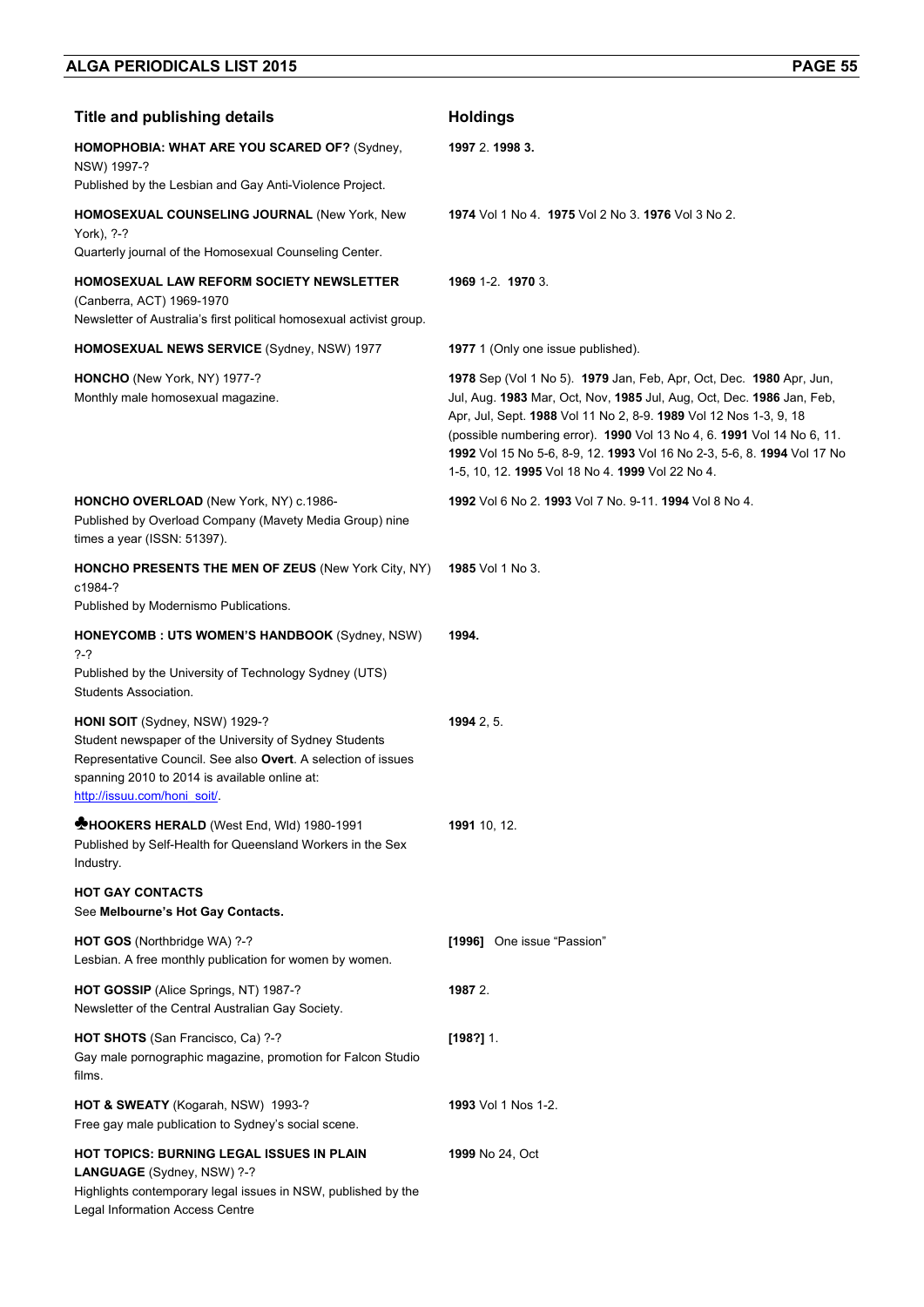| Title and publishing details | Holdings |
|---|---|
| **HOMOPHOBIA: WHAT ARE YOU SCARED OF?** (Sydney, NSW) 1997-? Published by the Lesbian and Gay Anti-Violence Project. | **1997** 2. **1998 3.** |
| **HOMOSEXUAL COUNSELING JOURNAL** (New York, New York), ?-? Quarterly journal of the Homosexual Counseling Center. | **1974** Vol 1 No 4. **1975** Vol 2 No 3. **1976** Vol 3 No 2. |
| **HOMOSEXUAL LAW REFORM SOCIETY NEWSLETTER** (Canberra, ACT) 1969-1970 Newsletter of Australia's first political homosexual activist group. | **1969** 1-2. **1970** 3. |
| **HOMOSEXUAL NEWS SERVICE** (Sydney, NSW) 1977 | **1977** 1 (Only one issue published). |
| **HONCHO** (New York, NY) 1977-? Monthly male homosexual magazine. | **1978** Sep (Vol 1 No 5). **1979** Jan, Feb, Apr, Oct, Dec. **1980** Apr, Jun, Jul, Aug. **1983** Mar, Oct, Nov, **1985** Jul, Aug, Oct, Dec. **1986** Jan, Feb, Apr, Jul, Sept. **1988** Vol 11 No 2, 8-9. **1989** Vol 12 Nos 1-3, 9, 18 (possible numbering error). **1990** Vol 13 No 4, 6. **1991** Vol 14 No 6, 11. **1992** Vol 15 No 5-6, 8-9, 12. **1993** Vol 16 No 2-3, 5-6, 8. **1994** Vol 17 No 1-5, 10, 12. **1995** Vol 18 No 4. **1999** Vol 22 No 4. |
| **HONCHO OVERLOAD** (New York, NY) c.1986- Published by Overload Company (Mavety Media Group) nine times a year (ISSN: 51397). | **1992** Vol 6 No 2. **1993** Vol 7 No. 9-11. **1994** Vol 8 No 4. |
| **HONCHO PRESENTS THE MEN OF ZEUS** (New York City, NY) c1984-? Published by Modernismo Publications. | **1985** Vol 1 No 3. |
| **HONEYCOMB : UTS WOMEN'S HANDBOOK** (Sydney, NSW) ?-? Published by the University of Technology Sydney (UTS) Students Association. | **1994.** |
| **HONI SOIT** (Sydney, NSW) 1929-? Student newspaper of the University of Sydney Students Representative Council. See also **Overt**. A selection of issues spanning 2010 to 2014 is available online at: http://issuu.com/honi_soit/. | **1994** 2, 5. |
| ♣**HOOKERS HERALD** (West End, Wld) 1980-1991 Published by Self-Health for Queensland Workers in the Sex Industry. | **1991** 10, 12. |
| **HOT GAY CONTACTS** See **Melbourne's Hot Gay Contacts.** | |
| **HOT GOS** (Northbridge WA) ?-? Lesbian. A free monthly publication for women by women. | **[1996]** One issue "Passion" |
| **HOT GOSSIP** (Alice Springs, NT) 1987-? Newsletter of the Central Australian Gay Society. | **1987** 2. |
| **HOT SHOTS** (San Francisco, Ca) ?-? Gay male pornographic magazine, promotion for Falcon Studio films. | **[198?]** 1. |
| **HOT & SWEATY** (Kogarah, NSW) 1993-? Free gay male publication to Sydney's social scene. | **1993** Vol 1 Nos 1-2. |
| **HOT TOPICS: BURNING LEGAL ISSUES IN PLAIN LANGUAGE** (Sydney, NSW) ?-? Highlights contemporary legal issues in NSW, published by the Legal Information Access Centre | **1999** No 24, Oct |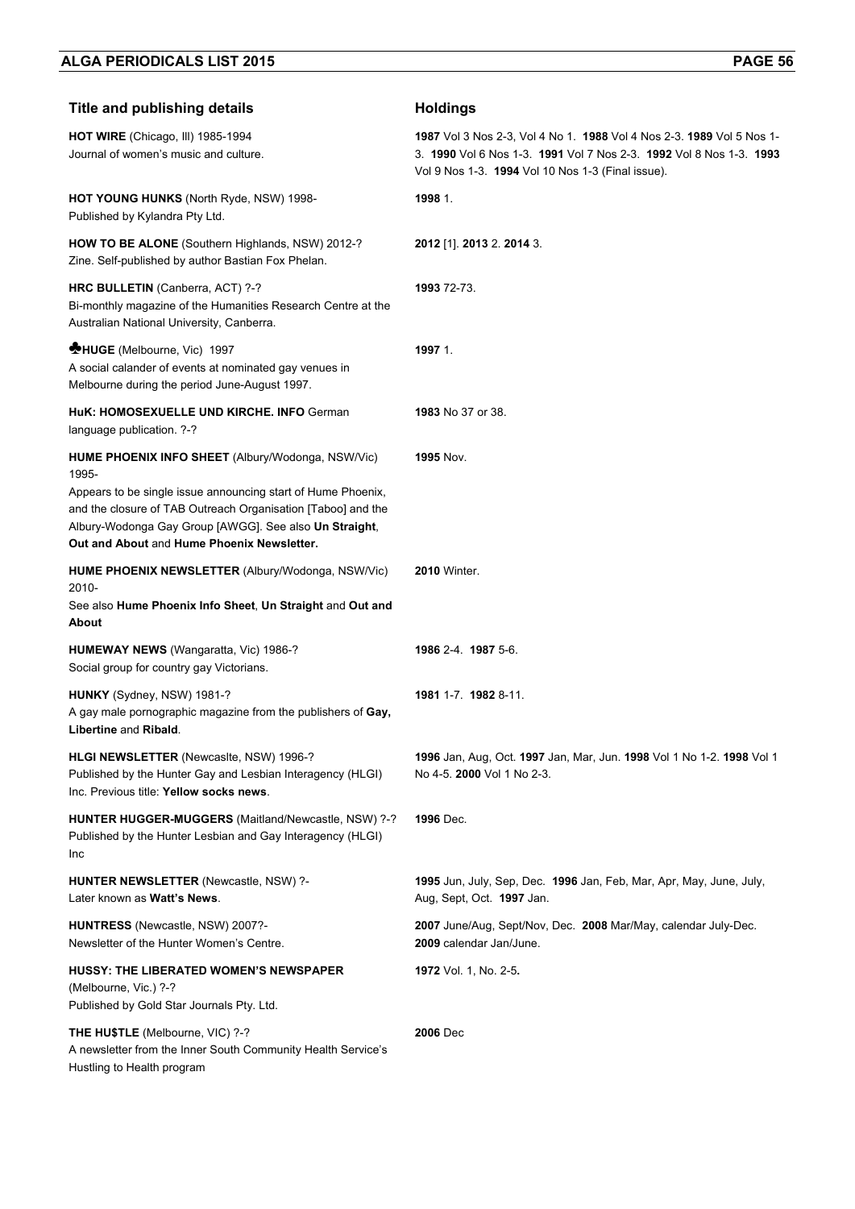| Title and publishing details | Holdings |
| --- | --- |
| **HOT WIRE** (Chicago, Ill) 1985-1994<br>Journal of women's music and culture. | **1987** Vol 3 Nos 2-3, Vol 4 No 1. **1988** Vol 4 Nos 2-3. **1989** Vol 5 Nos 1-3. **1990** Vol 6 Nos 1-3. **1991** Vol 7 Nos 2-3. **1992** Vol 8 Nos 1-3. **1993** Vol 9 Nos 1-3. **1994** Vol 10 Nos 1-3 (Final issue). |
| **HOT YOUNG HUNKS** (North Ryde, NSW) 1998-<br>Published by Kylandra Pty Ltd. | **1998** 1. |
| **HOW TO BE ALONE** (Southern Highlands, NSW) 2012-?<br>Zine. Self-published by author Bastian Fox Phelan. | **2012** [1]. **2013** 2. **2014** 3. |
| **HRC BULLETIN** (Canberra, ACT) ?-?<br>Bi-monthly magazine of the Humanities Research Centre at the Australian National University, Canberra. | **1993** 72-73. |
| ♣**HUGE** (Melbourne, Vic) 1997<br>A social calander of events at nominated gay venues in Melbourne during the period June-August 1997. | **1997** 1. |
| **HuK: HOMOSEXUELLE UND KIRCHE. INFO** German language publication. ?-? | **1983** No 37 or 38. |
| **HUME PHOENIX INFO SHEET** (Albury/Wodonga, NSW/Vic) 1995-<br>Appears to be single issue announcing start of Hume Phoenix, and the closure of TAB Outreach Organisation [Taboo] and the Albury-Wodonga Gay Group [AWGG]. See also **Un Straight**, **Out and About** and **Hume Phoenix Newsletter.** | **1995** Nov. |
| **HUME PHOENIX NEWSLETTER** (Albury/Wodonga, NSW/Vic) 2010-<br>See also **Hume Phoenix Info Sheet**, **Un Straight** and **Out and About** | **2010** Winter. |
| **HUMEWAY NEWS** (Wangaratta, Vic) 1986-?<br>Social group for country gay Victorians. | **1986** 2-4. **1987** 5-6. |
| **HUNKY** (Sydney, NSW) 1981-?<br>A gay male pornographic magazine from the publishers of **Gay, Libertine** and **Ribald**. | **1981** 1-7. **1982** 8-11. |
| **HLGI NEWSLETTER** (Newcaslte, NSW) 1996-?<br>Published by the Hunter Gay and Lesbian Interagency (HLGI) Inc. Previous title: **Yellow socks news**. | **1996** Jan, Aug, Oct. **1997** Jan, Mar, Jun. **1998** Vol 1 No 1-2. **1998** Vol 1 No 4-5. **2000** Vol 1 No 2-3. |
| **HUNTER HUGGER-MUGGERS** (Maitland/Newcastle, NSW) ?-?<br>Published by the Hunter Lesbian and Gay Interagency (HLGI) Inc | **1996** Dec. |
| **HUNTER NEWSLETTER** (Newcastle, NSW) ?-<br>Later known as **Watt's News**. | **1995** Jun, July, Sep, Dec. **1996** Jan, Feb, Mar, Apr, May, June, July, Aug, Sept, Oct. **1997** Jan. |
| **HUNTRESS** (Newcastle, NSW) 2007?-<br>Newsletter of the Hunter Women's Centre. | **2007** June/Aug, Sept/Nov, Dec. **2008** Mar/May, calendar July-Dec. **2009** calendar Jan/June. |
| **HUSSY: THE LIBERATED WOMEN'S NEWSPAPER** (Melbourne, Vic.) ?-?<br>Published by Gold Star Journals Pty. Ltd. | **1972** Vol. 1, No. 2-5**.** |
| **THE HU$TLE** (Melbourne, VIC) ?-?<br>A newsletter from the Inner South Community Health Service's Hustling to Health program | **2006** Dec |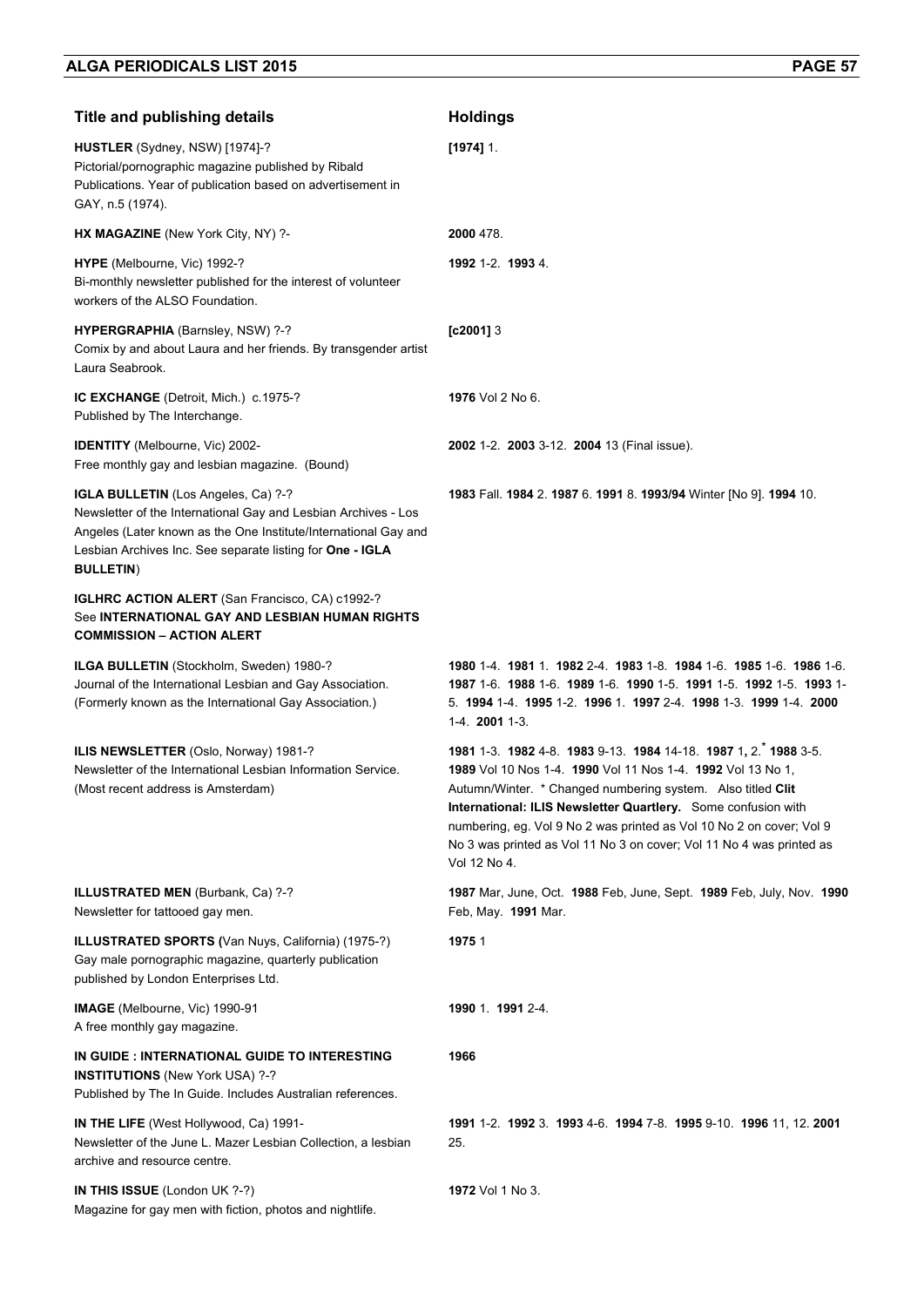| Title and publishing details | Holdings |
|---|---|
| **HUSTLER** (Sydney, NSW) [1974]-? Pictorial/pornographic magazine published by Ribald Publications. Year of publication based on advertisement in GAY, n.5 (1974). | **[1974]** 1. |
| **HX MAGAZINE** (New York City, NY) ?- | **2000** 478. |
| **HYPE** (Melbourne, Vic) 1992-? Bi-monthly newsletter published for the interest of volunteer workers of the ALSO Foundation. | **1992** 1-2. **1993** 4. |
| **HYPERGRAPHIA** (Barnsley, NSW) ?-? Comix by and about Laura and her friends. By transgender artist Laura Seabrook. | **[c2001]** 3 |
| **IC EXCHANGE** (Detroit, Mich.) c.1975-? Published by The Interchange. | **1976** Vol 2 No 6. |
| **IDENTITY** (Melbourne, Vic) 2002- Free monthly gay and lesbian magazine. (Bound) | **2002** 1-2. **2003** 3-12. **2004** 13 (Final issue). |
| **IGLA BULLETIN** (Los Angeles, Ca) ?-? Newsletter of the International Gay and Lesbian Archives - Los Angeles (Later known as the One Institute/International Gay and Lesbian Archives Inc. See separate listing for **One - IGLA BULLETIN**) | **1983** Fall. **1984** 2. **1987** 6. **1991** 8. **1993/94** Winter [No 9]. **1994** 10. |
| **IGLHRC ACTION ALERT** (San Francisco, CA) c1992-? See **INTERNATIONAL GAY AND LESBIAN HUMAN RIGHTS COMMISSION – ACTION ALERT** | |
| **ILGA BULLETIN** (Stockholm, Sweden) 1980-? Journal of the International Lesbian and Gay Association. (Formerly known as the International Gay Association.) | **1980** 1-4. **1981** 1. **1982** 2-4. **1983** 1-8. **1984** 1-6. **1985** 1-6. **1986** 1-6. **1987** 1-6. **1988** 1-6. **1989** 1-6. **1990** 1-5. **1991** 1-5. **1992** 1-5. **1993** 1-5. **1994** 1-4. **1995** 1-2. **1996** 1. **1997** 2-4. **1998** 1-3. **1999** 1-4. **2000** 1-4. **2001** 1-3. |
| **ILIS NEWSLETTER** (Oslo, Norway) 1981-? Newsletter of the International Lesbian Information Service. (Most recent address is Amsterdam) | **1981** 1-3. **1982** 4-8. **1983** 9-13. **1984** 14-18. **1987** 1, 2.* **1988** 3-5. **1989** Vol 10 Nos 1-4. **1990** Vol 11 Nos 1-4. **1992** Vol 13 No 1, Autumn/Winter. * Changed numbering system. Also titled **Clit International: ILIS Newsletter Quartlery.** Some confusion with numbering, eg. Vol 9 No 2 was printed as Vol 10 No 2 on cover; Vol 9 No 3 was printed as Vol 11 No 3 on cover; Vol 11 No 4 was printed as Vol 12 No 4. |
| **ILLUSTRATED MEN** (Burbank, Ca) ?-? Newsletter for tattooed gay men. | **1987** Mar, June, Oct. **1988** Feb, June, Sept. **1989** Feb, July, Nov. **1990** Feb, May. **1991** Mar. |
| **ILLUSTRATED SPORTS (**Van Nuys, California) (1975-?) Gay male pornographic magazine, quarterly publication published by London Enterprises Ltd. | **1975** 1 |
| **IMAGE** (Melbourne, Vic) 1990-91 A free monthly gay magazine. | **1990** 1. **1991** 2-4. |
| **IN GUIDE : INTERNATIONAL GUIDE TO INTERESTING INSTITUTIONS** (New York USA) ?-? Published by The In Guide. Includes Australian references. | **1966** |
| **IN THE LIFE** (West Hollywood, Ca) 1991- Newsletter of the June L. Mazer Lesbian Collection, a lesbian archive and resource centre. | **1991** 1-2. **1992** 3. **1993** 4-6. **1994** 7-8. **1995** 9-10. **1996** 11, 12. **2001** 25. |
| **IN THIS ISSUE** (London UK ?-?) Magazine for gay men with fiction, photos and nightlife. | **1972** Vol 1 No 3. |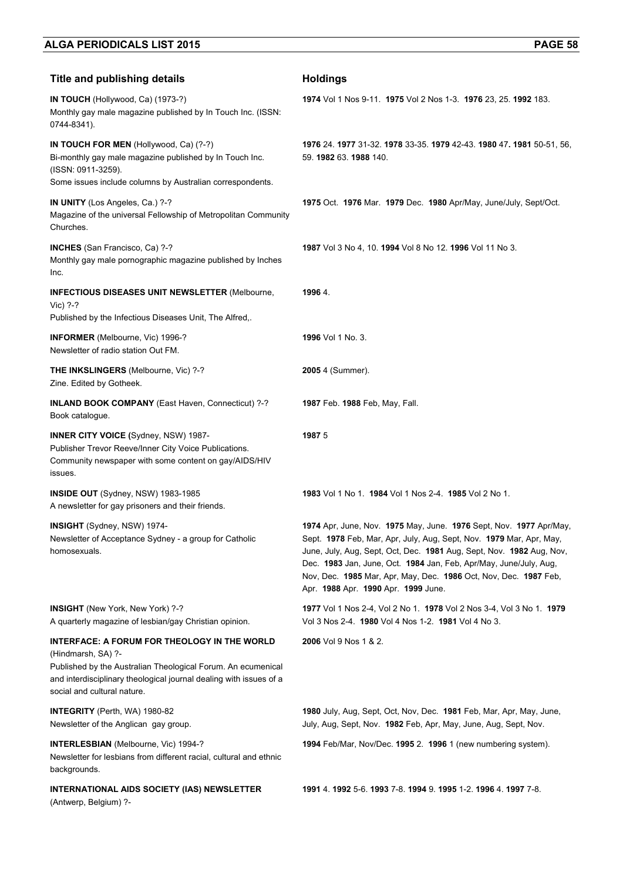| Title and publishing details | Holdings |
|---|---|
| **IN TOUCH** (Hollywood, Ca) (1973-?)<br>Monthly gay male magazine published by In Touch Inc. (ISSN: 0744-8341). | **1974** Vol 1 Nos 9-11. **1975** Vol 2 Nos 1-3. **1976** 23, 25. **1992** 183. |
| **IN TOUCH FOR MEN** (Hollywood, Ca) (?-?)<br>Bi-monthly gay male magazine published by In Touch Inc. (ISSN: 0911-3259).<br>Some issues include columns by Australian correspondents. | **1976** 24. **1977** 31-32. **1978** 33-35. **1979** 42-43. **1980** 47**.** **1981** 50-51, 56, 59. **1982** 63. **1988** 140. |
| **IN UNITY** (Los Angeles, Ca.) ?-?<br>Magazine of the universal Fellowship of Metropolitan Community Churches. | **1975** Oct. **1976** Mar. **1979** Dec. **1980** Apr/May, June/July, Sept/Oct. |
| **INCHES** (San Francisco, Ca) ?-?<br>Monthly gay male pornographic magazine published by Inches Inc. | **1987** Vol 3 No 4, 10. **1994** Vol 8 No 12. **1996** Vol 11 No 3. |
| **INFECTIOUS DISEASES UNIT NEWSLETTER** (Melbourne, Vic) ?-?<br>Published by the Infectious Diseases Unit, The Alfred,. | **1996** 4. |
| **INFORMER** (Melbourne, Vic) 1996-?<br>Newsletter of radio station Out FM. | **1996** Vol 1 No. 3. |
| **THE INKSLINGERS** (Melbourne, Vic) ?-?<br>Zine. Edited by Gotheek. | **2005** 4 (Summer). |
| **INLAND BOOK COMPANY** (East Haven, Connecticut) ?-?<br>Book catalogue. | **1987** Feb. **1988** Feb, May, Fall. |
| **INNER CITY VOICE (**Sydney, NSW) 1987-<br>Publisher Trevor Reeve/Inner City Voice Publications.<br>Community newspaper with some content on gay/AIDS/HIV issues. | **1987** 5 |
| **INSIDE OUT** (Sydney, NSW) 1983-1985<br>A newsletter for gay prisoners and their friends. | **1983** Vol 1 No 1. **1984** Vol 1 Nos 2-4. **1985** Vol 2 No 1. |
| **INSIGHT** (Sydney, NSW) 1974-<br>Newsletter of Acceptance Sydney - a group for Catholic homosexuals. | **1974** Apr, June, Nov. **1975** May, June. **1976** Sept, Nov. **1977** Apr/May, Sept. **1978** Feb, Mar, Apr, July, Aug, Sept, Nov. **1979** Mar, Apr, May, June, July, Aug, Sept, Oct, Dec. **1981** Aug, Sept, Nov. **1982** Aug, Nov, Dec. **1983** Jan, June, Oct. **1984** Jan, Feb, Apr/May, June/July, Aug, Nov, Dec. **1985** Mar, Apr, May, Dec. **1986** Oct, Nov, Dec. **1987** Feb, Apr. **1988** Apr. **1990** Apr. **1999** June. |
| **INSIGHT** (New York, New York) ?-?<br>A quarterly magazine of lesbian/gay Christian opinion. | **1977** Vol 1 Nos 2-4, Vol 2 No 1. **1978** Vol 2 Nos 3-4, Vol 3 No 1. **1979** Vol 3 Nos 2-4. **1980** Vol 4 Nos 1-2. **1981** Vol 4 No 3. |
| **INTERFACE: A FORUM FOR THEOLOGY IN THE WORLD** (Hindmarsh, SA) ?-<br>Published by the Australian Theological Forum. An ecumenical and interdisciplinary theological journal dealing with issues of a social and cultural nature. | **2006** Vol 9 Nos 1 & 2. |
| **INTEGRITY** (Perth, WA) 1980-82<br>Newsletter of the Anglican gay group. | **1980** July, Aug, Sept, Oct, Nov, Dec. **1981** Feb, Mar, Apr, May, June, July, Aug, Sept, Nov. **1982** Feb, Apr, May, June, Aug, Sept, Nov. |
| **INTERLESBIAN** (Melbourne, Vic) 1994-?<br>Newsletter for lesbians from different racial, cultural and ethnic backgrounds. | **1994** Feb/Mar, Nov/Dec. **1995** 2. **1996** 1 (new numbering system). |
| **INTERNATIONAL AIDS SOCIETY (IAS) NEWSLETTER** (Antwerp, Belgium) ?- | **1991** 4. **1992** 5-6. **1993** 7-8. **1994** 9. **1995** 1-2. **1996** 4. **1997** 7-8. |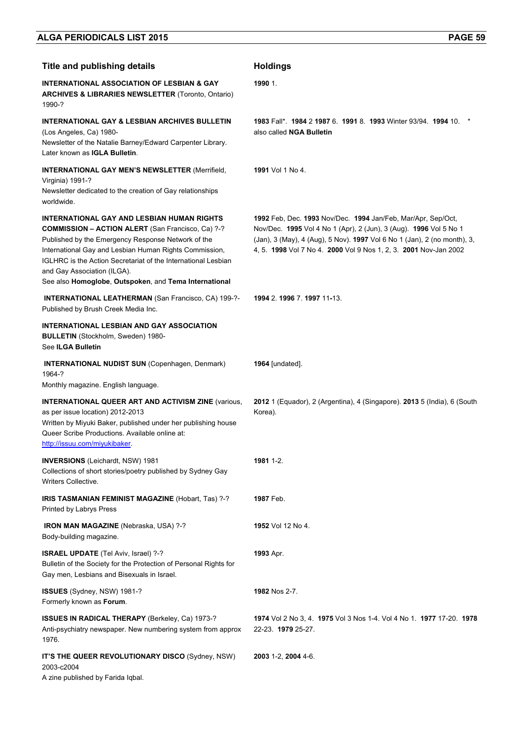| Title and publishing details | Holdings |
|---|---|
| **INTERNATIONAL ASSOCIATION OF LESBIAN & GAY ARCHIVES & LIBRARIES NEWSLETTER** (Toronto, Ontario) 1990-? | **1990** 1. |
| **INTERNATIONAL GAY & LESBIAN ARCHIVES BULLETIN** (Los Angeles, Ca) 1980-<br>Newsletter of the Natalie Barney/Edward Carpenter Library. Later known as **IGLA Bulletin**. | **1983** Fall*. **1984** 2 **1987** 6. **1991** 8. **1993** Winter 93/94. **1994** 10. * also called **NGA Bulletin** |
| **INTERNATIONAL GAY MEN'S NEWSLETTER** (Merrifield, Virginia) 1991-?<br>Newsletter dedicated to the creation of Gay relationships worldwide. | **1991** Vol 1 No 4. |
| **INTERNATIONAL GAY AND LESBIAN HUMAN RIGHTS COMMISSION – ACTION ALERT** (San Francisco, Ca) ?-?<br>Published by the Emergency Response Network of the International Gay and Lesbian Human Rights Commission, IGLHRC is the Action Secretariat of the International Lesbian and Gay Association (ILGA).<br>See also **Homoglobe**, **Outspoken**, and **Tema International** | **1992** Feb, Dec. **1993** Nov/Dec. **1994** Jan/Feb, Mar/Apr, Sep/Oct, Nov/Dec. **1995** Vol 4 No 1 (Apr), 2 (Jun), 3 (Aug). **1996** Vol 5 No 1 (Jan), 3 (May), 4 (Aug), 5 Nov). **1997** Vol 6 No 1 (Jan), 2 (no month), 3, 4, 5. **1998** Vol 7 No 4. **2000** Vol 9 Nos 1, 2, 3. **2001** Nov-Jan 2002 |
| **INTERNATIONAL LEATHERMAN** (San Francisco, CA) 199-?-<br>Published by Brush Creek Media Inc. | **1994** 2. **1996** 7. **1997** 11-13. |
| **INTERNATIONAL LESBIAN AND GAY ASSOCIATION BULLETIN** (Stockholm, Sweden) 1980-<br>See **ILGA Bulletin** | |
| **INTERNATIONAL NUDIST SUN** (Copenhagen, Denmark) 1964-?<br>Monthly magazine. English language. | **1964** [undated]. |
| **INTERNATIONAL QUEER ART AND ACTIVISM ZINE** (various, as per issue location) 2012-2013<br>Written by Miyuki Baker, published under her publishing house Queer Scribe Productions. Available online at: http://issuu.com/miyukibaker. | **2012** 1 (Equador), 2 (Argentina), 4 (Singapore). **2013** 5 (India), 6 (South Korea). |
| **INVERSIONS** (Leichardt, NSW) 1981<br>Collections of short stories/poetry published by Sydney Gay Writers Collective. | **1981** 1-2. |
| **IRIS TASMANIAN FEMINIST MAGAZINE** (Hobart, Tas) ?-?<br>Printed by Labrys Press | **1987** Feb. |
| **IRON MAN MAGAZINE** (Nebraska, USA) ?-?<br>Body-building magazine. | **1952** Vol 12 No 4. |
| **ISRAEL UPDATE** (Tel Aviv, Israel) ?-?<br>Bulletin of the Society for the Protection of Personal Rights for Gay men, Lesbians and Bisexuals in Israel. | **1993** Apr. |
| **ISSUES** (Sydney, NSW) 1981-?<br>Formerly known as **Forum**. | **1982** Nos 2-7. |
| **ISSUES IN RADICAL THERAPY** (Berkeley, Ca) 1973-?<br>Anti-psychiatry newspaper. New numbering system from approx 1976. | **1974** Vol 2 No 3, 4. **1975** Vol 3 Nos 1-4. Vol 4 No 1. **1977** 17-20. **1978** 22-23. **1979** 25-27. |
| **IT'S THE QUEER REVOLUTIONARY DISCO** (Sydney, NSW) 2003-c2004<br>A zine published by Farida Iqbal. | **2003** 1-2, **2004** 4-6. |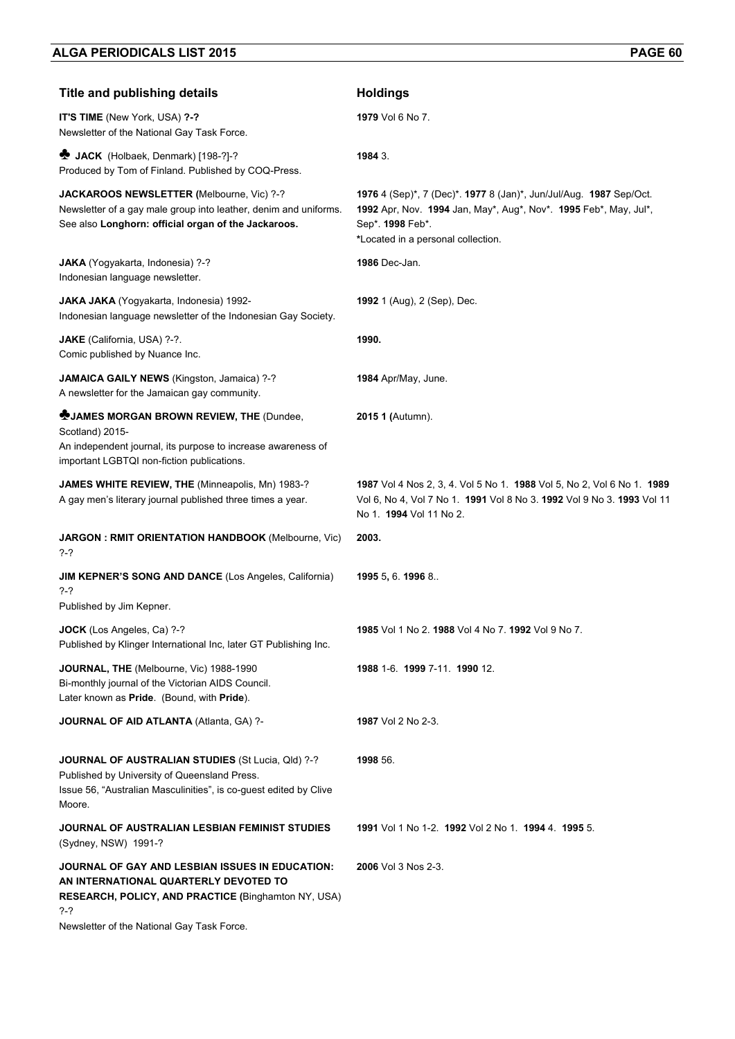| Title and publishing details | Holdings |
|---|---|
| **IT'S TIME** (New York, USA) **?-?**<br>Newsletter of the National Gay Task Force. | **1979** Vol 6 No 7. |
| ♣ **JACK** (Holbaek, Denmark) [198-?]-?<br>Produced by Tom of Finland. Published by COQ-Press. | **1984** 3. |
| **JACKAROOS NEWSLETTER (**Melbourne, Vic) ?-?<br>Newsletter of a gay male group into leather, denim and uniforms.<br>See also **Longhorn: official organ of the Jackaroos.** | **1976** 4 (Sep)*, 7 (Dec)*. **1977** 8 (Jan)*, Jun/Jul/Aug. **1987** Sep/Oct. **1992** Apr, Nov. **1994** Jan, May*, Aug*, Nov*. **1995** Feb*, May, Jul*, Sep*. **1998** Feb*.<br>***Located in a personal collection. |
| **JAKA** (Yogyakarta, Indonesia) ?-?<br>Indonesian language newsletter. | **1986** Dec-Jan. |
| **JAKA JAKA** (Yogyakarta, Indonesia) 1992-<br>Indonesian language newsletter of the Indonesian Gay Society. | **1992** 1 (Aug), 2 (Sep), Dec. |
| **JAKE** (California, USA) ?-?.<br>Comic published by Nuance Inc. | **1990.** |
| **JAMAICA GAILY NEWS** (Kingston, Jamaica) ?-?<br>A newsletter for the Jamaican gay community. | **1984** Apr/May, June. |
| ♣**JAMES MORGAN BROWN REVIEW, THE** (Dundee, Scotland) 2015-<br>An independent journal, its purpose to increase awareness of important LGBTQI non-fiction publications. | **2015 1 (**Autumn). |
| **JAMES WHITE REVIEW, THE** (Minneapolis, Mn) 1983-?<br>A gay men's literary journal published three times a year. | **1987** Vol 4 Nos 2, 3, 4. Vol 5 No 1. **1988** Vol 5, No 2, Vol 6 No 1. **1989** Vol 6, No 4, Vol 7 No 1. **1991** Vol 8 No 3. **1992** Vol 9 No 3. **1993** Vol 11 No 1. **1994** Vol 11 No 2. |
| **JARGON : RMIT ORIENTATION HANDBOOK** (Melbourne, Vic) ?-? | **2003.** |
| **JIM KEPNER'S SONG AND DANCE** (Los Angeles, California) ?-?<br>Published by Jim Kepner. | **1995** 5**,** 6. **1996** 8.. |
| **JOCK** (Los Angeles, Ca) ?-?<br>Published by Klinger International Inc, later GT Publishing Inc. | **1985** Vol 1 No 2. **1988** Vol 4 No 7. **1992** Vol 9 No 7. |
| **JOURNAL, THE** (Melbourne, Vic) 1988-1990<br>Bi-monthly journal of the Victorian AIDS Council.<br>Later known as **Pride**. (Bound, with **Pride**). | **1988** 1-6. **1999** 7-11. **1990** 12. |
| **JOURNAL OF AID ATLANTA** (Atlanta, GA) ?- | **1987** Vol 2 No 2-3. |
| **JOURNAL OF AUSTRALIAN STUDIES** (St Lucia, Qld) ?-?<br>Published by University of Queensland Press.<br>Issue 56, "Australian Masculinities", is co-guest edited by Clive Moore. | **1998** 56. |
| **JOURNAL OF AUSTRALIAN LESBIAN FEMINIST STUDIES** (Sydney, NSW) 1991-? | **1991** Vol 1 No 1-2. **1992** Vol 2 No 1. **1994** 4. **1995** 5. |
| **JOURNAL OF GAY AND LESBIAN ISSUES IN EDUCATION: AN INTERNATIONAL QUARTERLY DEVOTED TO RESEARCH, POLICY, AND PRACTICE (**Binghamton NY, USA) ?-?<br>Newsletter of the National Gay Task Force. | **2006** Vol 3 Nos 2-3. |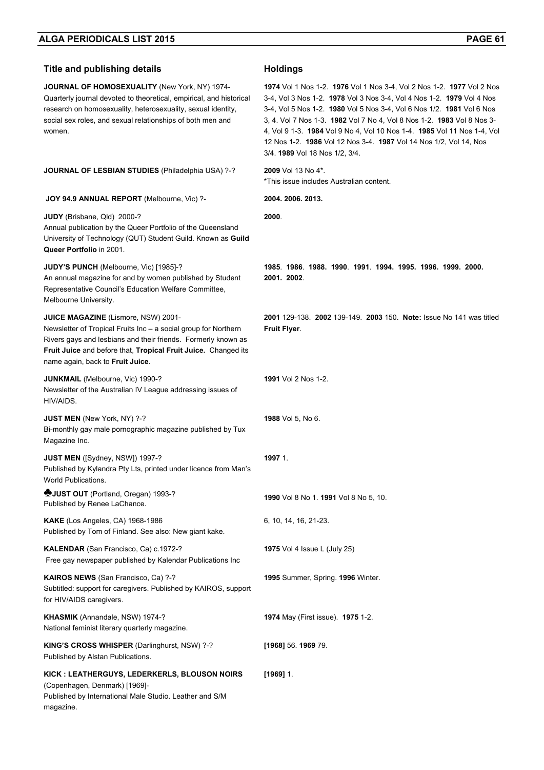| Title and publishing details | Holdings |
| --- | --- |
| **JOURNAL OF HOMOSEXUALITY** (New York, NY) 1974-<br>Quarterly journal devoted to theoretical, empirical, and historical research on homosexuality, heterosexuality, sexual identity, social sex roles, and sexual relationships of both men and women. | **1974** Vol 1 Nos 1-2. **1976** Vol 1 Nos 3-4, Vol 2 Nos 1-2. **1977** Vol 2 Nos 3-4, Vol 3 Nos 1-2. **1978** Vol 3 Nos 3-4, Vol 4 Nos 1-2. **1979** Vol 4 Nos 3-4, Vol 5 Nos 1-2. **1980** Vol 5 Nos 3-4, Vol 6 Nos 1/2. **1981** Vol 6 Nos 3, 4. Vol 7 Nos 1-3. **1982** Vol 7 No 4, Vol 8 Nos 1-2. **1983** Vol 8 Nos 3-4, Vol 9 1-3. **1984** Vol 9 No 4, Vol 10 Nos 1-4. **1985** Vol 11 Nos 1-4, Vol 12 Nos 1-2. **1986** Vol 12 Nos 3-4. **1987** Vol 14 Nos 1/2, Vol 14, Nos 3/4. **1989** Vol 18 Nos 1/2, 3/4. |
| **JOURNAL OF LESBIAN STUDIES** (Philadelphia USA) ?-? | **2009** Vol 13 No 4*.<br>*This issue includes Australian content. |
| **JOY 94.9 ANNUAL REPORT** (Melbourne, Vic) ?- | **2004. 2006. 2013.** |
| **JUDY** (Brisbane, Qld) 2000-?<br>Annual publication by the Queer Portfolio of the Queensland University of Technology (QUT) Student Guild. Known as **Guild Queer Portfolio** in 2001. | **2000**. |
| **JUDY'S PUNCH** (Melbourne, Vic) [1985]-?<br>An annual magazine for and by women published by Student Representative Council's Education Welfare Committee, Melbourne University. | **1985**. **1986**. **1988. 1990**. **1991**. **1994. 1995. 1996. 1999. 2000. 2001. 2002**. |
| **JUICE MAGAZINE** (Lismore, NSW) 2001-<br>Newsletter of Tropical Fruits Inc – a social group for Northern Rivers gays and lesbians and their friends. Formerly known as **Fruit Juice** and before that, **Tropical Fruit Juice.** Changed its name again, back to **Fruit Juice**. | **2001** 129-138. **2002** 139-149. **2003** 150. **Note:** Issue No 141 was titled **Fruit Flyer**. |
| **JUNKMAIL** (Melbourne, Vic) 1990-?<br>Newsletter of the Australian IV League addressing issues of HIV/AIDS. | **1991** Vol 2 Nos 1-2. |
| **JUST MEN** (New York, NY) ?-?<br>Bi-monthly gay male pornographic magazine published by Tux Magazine Inc. | **1988** Vol 5, No 6. |
| **JUST MEN** ([Sydney, NSW]) 1997-?<br>Published by Kylandra Pty Lts, printed under licence from Man's World Publications. | **1997** 1. |
| ♣**JUST OUT** (Portland, Oregan) 1993-?<br>Published by Renee LaChance. | **1990** Vol 8 No 1. **1991** Vol 8 No 5, 10. |
| **KAKE** (Los Angeles, CA) 1968-1986<br>Published by Tom of Finland. See also: New giant kake. | 6, 10, 14, 16, 21-23. |
| **KALENDAR** (San Francisco, Ca) c.1972-?<br>Free gay newspaper published by Kalendar Publications Inc | **1975** Vol 4 Issue L (July 25) |
| **KAIROS NEWS** (San Francisco, Ca) ?-?<br>Subtitled: support for caregivers. Published by KAIROS, support for HIV/AIDS caregivers. | **1995** Summer, Spring. **1996** Winter. |
| **KHASMIK** (Annandale, NSW) 1974-?<br>National feminist literary quarterly magazine. | **1974** May (First issue). **1975** 1-2. |
| **KING'S CROSS WHISPER** (Darlinghurst, NSW) ?-?<br>Published by Alstan Publications. | **[1968]** 56. **1969** 79. |
| **KICK : LEATHERGUYS, LEDERKERLS, BLOUSON NOIRS** (Copenhagen, Denmark) [1969]-<br>Published by International Male Studio. Leather and S/M magazine. | **[1969]** 1. |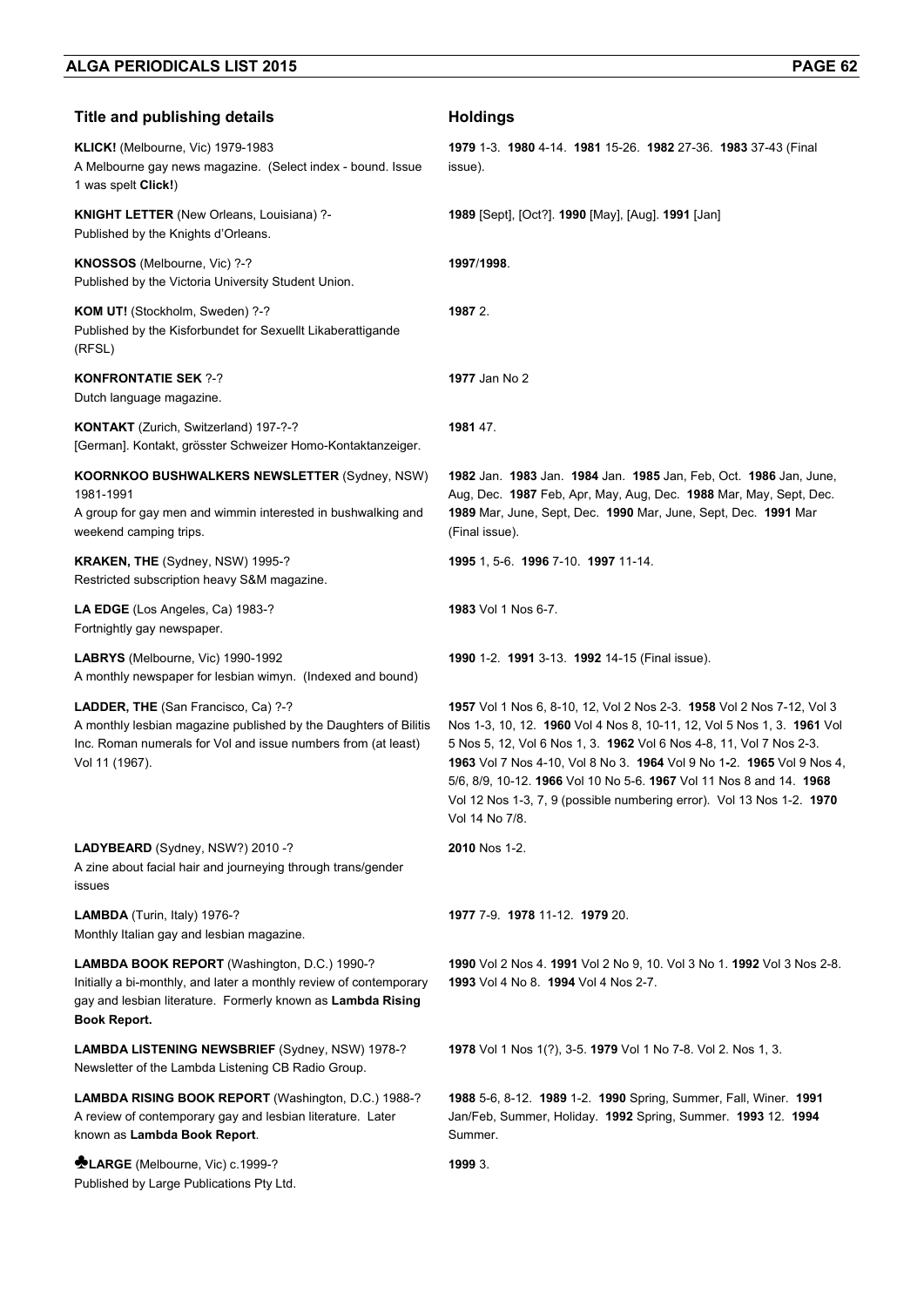| Title and publishing details | Holdings |
|---|---|
| **KLICK!** (Melbourne, Vic) 1979-1983<br>A Melbourne gay news magazine. (Select index - bound. Issue 1 was spelt **Click!**) | **1979** 1-3. **1980** 4-14. **1981** 15-26. **1982** 27-36. **1983** 37-43 (Final issue). |
| **KNIGHT LETTER** (New Orleans, Louisiana) ?-<br>Published by the Knights d'Orleans. | **1989** [Sept], [Oct?]. **1990** [May], [Aug]. **1991** [Jan] |
| **KNOSSOS** (Melbourne, Vic) ?-?<br>Published by the Victoria University Student Union. | **1997**/**1998**. |
| **KOM UT!** (Stockholm, Sweden) ?-?<br>Published by the Kisforbundet for Sexuellt Likaberattigande (RFSL) | **1987** 2. |
| **KONFRONTATIE SEK** ?-?<br>Dutch language magazine. | **1977** Jan No 2 |
| **KONTAKT** (Zurich, Switzerland) 197-?-?<br>[German]. Kontakt, grösster Schweizer Homo-Kontaktanzeiger. | **1981** 47. |
| **KOORNKOO BUSHWALKERS NEWSLETTER** (Sydney, NSW) 1981-1991<br>A group for gay men and wimmin interested in bushwalking and weekend camping trips. | **1982** Jan. **1983** Jan. **1984** Jan. **1985** Jan, Feb, Oct. **1986** Jan, June, Aug, Dec. **1987** Feb, Apr, May, Aug, Dec. **1988** Mar, May, Sept, Dec. **1989** Mar, June, Sept, Dec. **1990** Mar, June, Sept, Dec. **1991** Mar (Final issue). |
| **KRAKEN, THE** (Sydney, NSW) 1995-?<br>Restricted subscription heavy S&M magazine. | **1995** 1, 5-6. **1996** 7-10. **1997** 11-14. |
| **LA EDGE** (Los Angeles, Ca) 1983-?<br>Fortnightly gay newspaper. | **1983** Vol 1 Nos 6-7. |
| **LABRYS** (Melbourne, Vic) 1990-1992<br>A monthly newspaper for lesbian wimyn. (Indexed and bound) | **1990** 1-2. **1991** 3-13. **1992** 14-15 (Final issue). |
| **LADDER, THE** (San Francisco, Ca) ?-?<br>A monthly lesbian magazine published by the Daughters of Bilitis Inc. Roman numerals for Vol and issue numbers from (at least) Vol 11 (1967). | **1957** Vol 1 Nos 6, 8-10, 12, Vol 2 Nos 2-3. **1958** Vol 2 Nos 7-12, Vol 3 Nos 1-3, 10, 12. **1960** Vol 4 Nos 8, 10-11, 12, Vol 5 Nos 1, 3. **1961** Vol 5 Nos 5, 12, Vol 6 Nos 1, 3. **1962** Vol 6 Nos 4-8, 11, Vol 7 Nos 2-3. **1963** Vol 7 Nos 4-10, Vol 8 No 3. **1964** Vol 9 No 1-2. **1965** Vol 9 Nos 4, 5/6, 8/9, 10-12. **1966** Vol 10 No 5-6. **1967** Vol 11 Nos 8 and 14. **1968** Vol 12 Nos 1-3, 7, 9 (possible numbering error). Vol 13 Nos 1-2. **1970** Vol 14 No 7/8. |
| **LADYBEARD** (Sydney, NSW?) 2010 -?<br>A zine about facial hair and journeying through trans/gender issues | **2010** Nos 1-2. |
| **LAMBDA** (Turin, Italy) 1976-?<br>Monthly Italian gay and lesbian magazine. | **1977** 7-9. **1978** 11-12. **1979** 20. |
| **LAMBDA BOOK REPORT** (Washington, D.C.) 1990-?<br>Initially a bi-monthly, and later a monthly review of contemporary gay and lesbian literature. Formerly known as **Lambda Rising Book Report.** | **1990** Vol 2 Nos 4. **1991** Vol 2 No 9, 10. Vol 3 No 1. **1992** Vol 3 Nos 2-8. **1993** Vol 4 No 8. **1994** Vol 4 Nos 2-7. |
| **LAMBDA LISTENING NEWSBRIEF** (Sydney, NSW) 1978-?<br>Newsletter of the Lambda Listening CB Radio Group. | **1978** Vol 1 Nos 1(?), 3-5. **1979** Vol 1 No 7-8. Vol 2. Nos 1, 3. |
| **LAMBDA RISING BOOK REPORT** (Washington, D.C.) 1988-?<br>A review of contemporary gay and lesbian literature. Later known as **Lambda Book Report**. | **1988** 5-6, 8-12. **1989** 1-2. **1990** Spring, Summer, Fall, Winer. **1991** Jan/Feb, Summer, Holiday. **1992** Spring, Summer. **1993** 12. **1994** Summer. |
| ♣**LARGE** (Melbourne, Vic) c.1999-?<br>Published by Large Publications Pty Ltd. | **1999** 3. |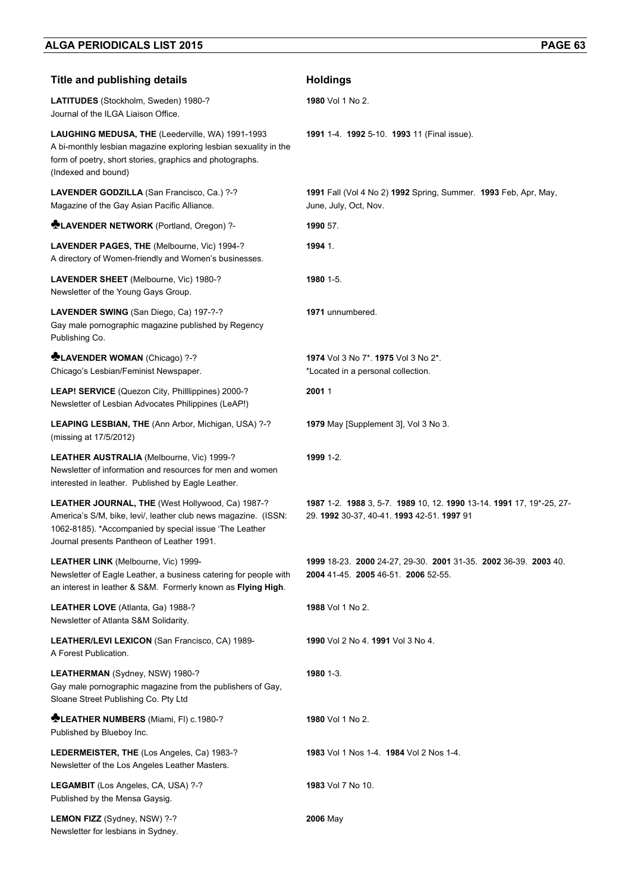| Title and publishing details | Holdings |
| --- | --- |
| **LATITUDES** (Stockholm, Sweden) 1980-? Journal of the ILGA Liaison Office. | **1980** Vol 1 No 2. |
| **LAUGHING MEDUSA, THE** (Leederville, WA) 1991-1993 A bi-monthly lesbian magazine exploring lesbian sexuality in the form of poetry, short stories, graphics and photographs. (Indexed and bound) | **1991** 1-4. **1992** 5-10. **1993** 11 (Final issue). |
| **LAVENDER GODZILLA** (San Francisco, Ca.) ?-? Magazine of the Gay Asian Pacific Alliance. | **1991** Fall (Vol 4 No 2) **1992** Spring, Summer. **1993** Feb, Apr, May, June, July, Oct, Nov. |
| ♣**LAVENDER NETWORK** (Portland, Oregon) ?- | **1990** 57. |
| **LAVENDER PAGES, THE** (Melbourne, Vic) 1994-? A directory of Women-friendly and Women's businesses. | **1994** 1. |
| **LAVENDER SHEET** (Melbourne, Vic) 1980-? Newsletter of the Young Gays Group. | **1980** 1-5. |
| **LAVENDER SWING** (San Diego, Ca) 197-?-? Gay male pornographic magazine published by Regency Publishing Co. | **1971** unnumbered. |
| ♣**LAVENDER WOMAN** (Chicago) ?-? Chicago's Lesbian/Feminist Newspaper. | **1974** Vol 3 No 7*. **1975** Vol 3 No 2*. *Located in a personal collection. |
| **LEAP! SERVICE** (Quezon City, Philllippines) 2000-? Newsletter of Lesbian Advocates Philippines (LeAP!) | **2001** 1 |
| **LEAPING LESBIAN, THE** (Ann Arbor, Michigan, USA) ?-? (missing at 17/5/2012) | **1979** May [Supplement 3], Vol 3 No 3. |
| **LEATHER AUSTRALIA** (Melbourne, Vic) 1999-? Newsletter of information and resources for men and women interested in leather. Published by Eagle Leather. | **1999** 1-2. |
| **LEATHER JOURNAL, THE** (West Hollywood, Ca) 1987-? America's S/M, bike, levi/, leather club news magazine. (ISSN: 1062-8185). *Accompanied by special issue 'The Leather Journal presents Pantheon of Leather 1991. | **1987** 1-2. **1988** 3, 5-7. **1989** 10, 12. **1990** 13-14. **1991** 17, 19*-25, 27-29. **1992** 30-37, 40-41. **1993** 42-51. **1997** 91 |
| **LEATHER LINK** (Melbourne, Vic) 1999- Newsletter of Eagle Leather, a business catering for people with an interest in leather & S&M. Formerly known as **Flying High**. | **1999** 18-23. **2000** 24-27, 29-30. **2001** 31-35. **2002** 36-39. **2003** 40. **2004** 41-45. **2005** 46-51. **2006** 52-55. |
| **LEATHER LOVE** (Atlanta, Ga) 1988-? Newsletter of Atlanta S&M Solidarity. | **1988** Vol 1 No 2. |
| **LEATHER/LEVI LEXICON** (San Francisco, CA) 1989- A Forest Publication. | **1990** Vol 2 No 4. **1991** Vol 3 No 4. |
| **LEATHERMAN** (Sydney, NSW) 1980-? Gay male pornographic magazine from the publishers of Gay, Sloane Street Publishing Co. Pty Ltd | **1980** 1-3. |
| ♣**LEATHER NUMBERS** (Miami, Fl) c.1980-? Published by Blueboy Inc. | **1980** Vol 1 No 2. |
| **LEDERMEISTER, THE** (Los Angeles, Ca) 1983-? Newsletter of the Los Angeles Leather Masters. | **1983** Vol 1 Nos 1-4. **1984** Vol 2 Nos 1-4. |
| **LEGAMBIT** (Los Angeles, CA, USA) ?-? Published by the Mensa Gaysig. | **1983** Vol 7 No 10. |
| **LEMON FIZZ** (Sydney, NSW) ?-? Newsletter for lesbians in Sydney. | **2006** May |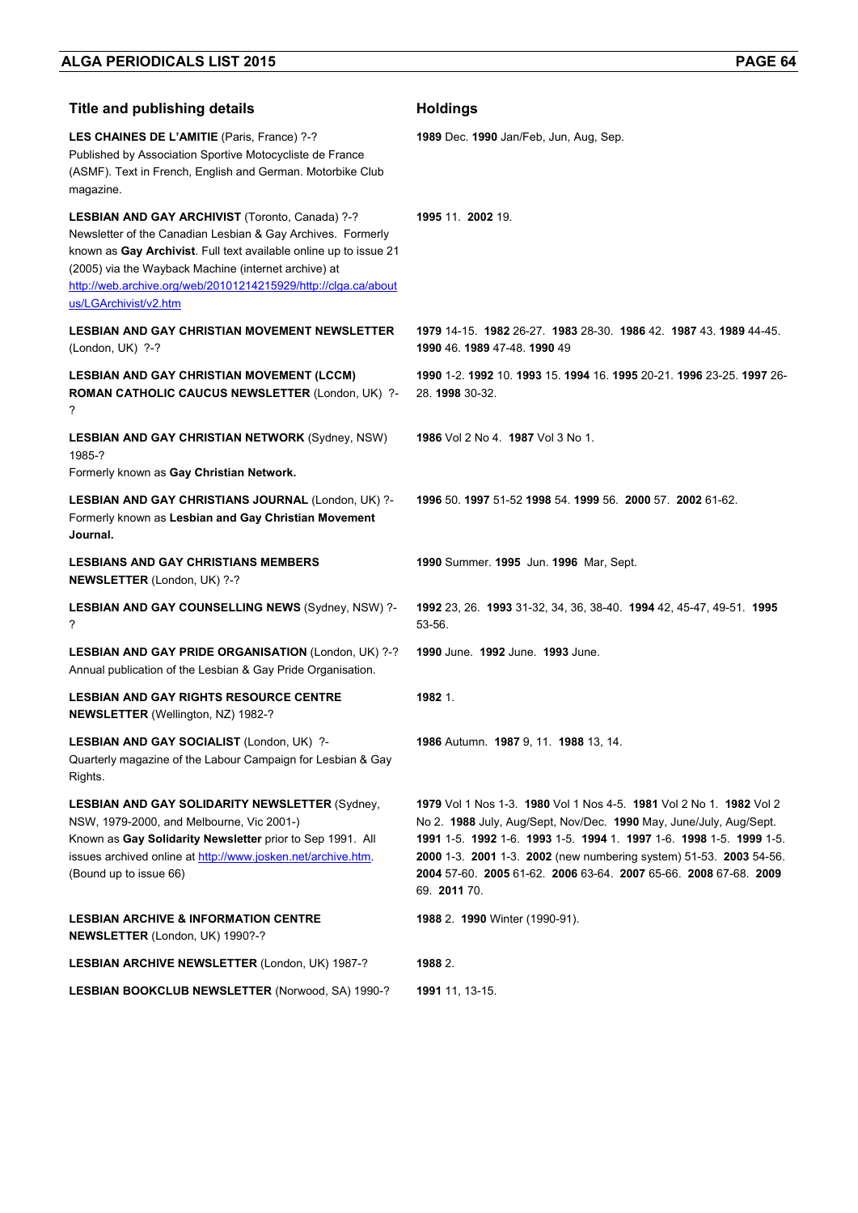| Title and publishing details | Holdings |
|---|---|
| **LES CHAINES DE L'AMITIE** (Paris, France) ?-? Published by Association Sportive Motocycliste de France (ASMF). Text in French, English and German. Motorbike Club magazine. | **1989** Dec. **1990** Jan/Feb, Jun, Aug, Sep. |
| **LESBIAN AND GAY ARCHIVIST** (Toronto, Canada) ?-? Newsletter of the Canadian Lesbian & Gay Archives. Formerly known as **Gay Archivist**. Full text available online up to issue 21 (2005) via the Wayback Machine (internet archive) at http://web.archive.org/web/20101214215929/http://clga.ca/aboutus/LGArchivist/v2.htm | **1995** 11. **2002** 19. |
| **LESBIAN AND GAY CHRISTIAN MOVEMENT NEWSLETTER** (London, UK) ?-? | **1979** 14-15. **1982** 26-27. **1983** 28-30. **1986** 42. **1987** 43. **1989** 44-45. **1990** 46. **1989** 47-48. **1990** 49 |
| **LESBIAN AND GAY CHRISTIAN MOVEMENT (LCCM) ROMAN CATHOLIC CAUCUS NEWSLETTER** (London, UK) ?-? | **1990** 1-2. **1992** 10. **1993** 15. **1994** 16. **1995** 20-21. **1996** 23-25. **1997** 26-28. **1998** 30-32. |
| **LESBIAN AND GAY CHRISTIAN NETWORK** (Sydney, NSW) 1985-? Formerly known as **Gay Christian Network.** | **1986** Vol 2 No 4. **1987** Vol 3 No 1. |
| **LESBIAN AND GAY CHRISTIANS JOURNAL** (London, UK) ?-? Formerly known as **Lesbian and Gay Christian Movement Journal.** | **1996** 50. **1997** 51-52 **1998** 54. **1999** 56. **2000** 57. **2002** 61-62. |
| **LESBIANS AND GAY CHRISTIANS MEMBERS NEWSLETTER** (London, UK) ?-? | **1990** Summer. **1995** Jun. **1996** Mar, Sept. |
| **LESBIAN AND GAY COUNSELLING NEWS** (Sydney, NSW) ?-? | **1992** 23, 26. **1993** 31-32, 34, 36, 38-40. **1994** 42, 45-47, 49-51. **1995** 53-56. |
| **LESBIAN AND GAY PRIDE ORGANISATION** (London, UK) ?-? Annual publication of the Lesbian & Gay Pride Organisation. | **1990** June. **1992** June. **1993** June. |
| **LESBIAN AND GAY RIGHTS RESOURCE CENTRE NEWSLETTER** (Wellington, NZ) 1982-? | **1982** 1. |
| **LESBIAN AND GAY SOCIALIST** (London, UK) ?- Quarterly magazine of the Labour Campaign for Lesbian & Gay Rights. | **1986** Autumn. **1987** 9, 11. **1988** 13, 14. |
| **LESBIAN AND GAY SOLIDARITY NEWSLETTER** (Sydney, NSW, 1979-2000, and Melbourne, Vic 2001-) Known as **Gay Solidarity Newsletter** prior to Sep 1991. All issues archived online at http://www.josken.net/archive.htm. (Bound up to issue 66) | **1979** Vol 1 Nos 1-3. **1980** Vol 1 Nos 4-5. **1981** Vol 2 No 1. **1982** Vol 2 No 2. **1988** July, Aug/Sept, Nov/Dec. **1990** May, June/July, Aug/Sept. **1991** 1-5. **1992** 1-6. **1993** 1-5. **1994** 1. **1997** 1-6. **1998** 1-5. **1999** 1-5. **2000** 1-3. **2001** 1-3. **2002** (new numbering system) 51-53. **2003** 54-56. **2004** 57-60. **2005** 61-62. **2006** 63-64. **2007** 65-66. **2008** 67-68. **2009** 69. **2011** 70. |
| **LESBIAN ARCHIVE & INFORMATION CENTRE NEWSLETTER** (London, UK) 1990?-? | **1988** 2. **1990** Winter (1990-91). |
| **LESBIAN ARCHIVE NEWSLETTER** (London, UK) 1987-? | **1988** 2. |
| **LESBIAN BOOKCLUB NEWSLETTER** (Norwood, SA) 1990-? | **1991** 11, 13-15. |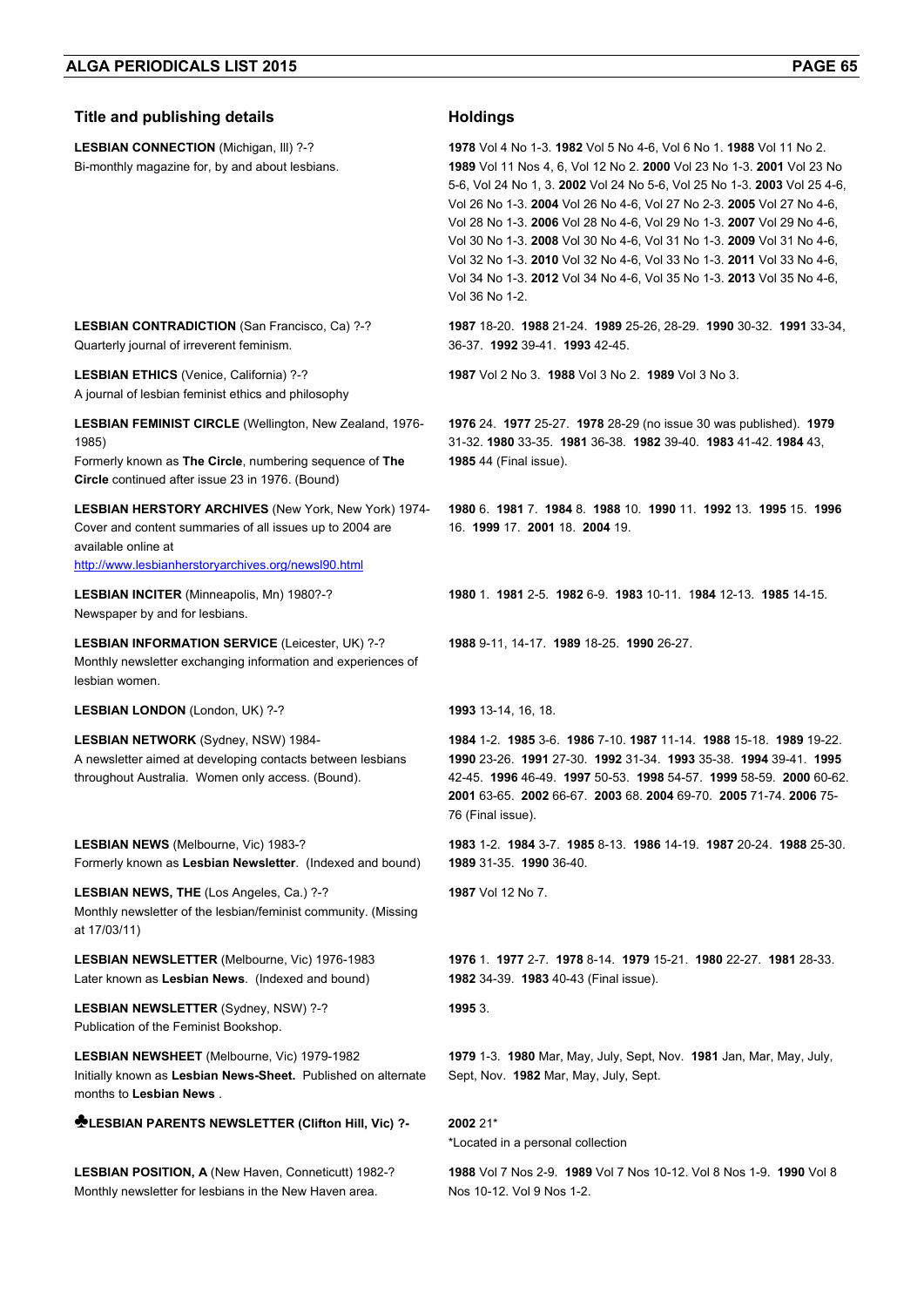| Title and publishing details | Holdings |
|---|---|
| **LESBIAN CONNECTION** (Michigan, Ill) ?-? Bi-monthly magazine for, by and about lesbians. | **1978** Vol 4 No 1-3. **1982** Vol 5 No 4-6, Vol 6 No 1. **1988** Vol 11 No 2. **1989** Vol 11 Nos 4, 6, Vol 12 No 2. **2000** Vol 23 No 1-3. **2001** Vol 23 No 5-6, Vol 24 No 1, 3. **2002** Vol 24 No 5-6, Vol 25 No 1-3. **2003** Vol 25 4-6, Vol 26 No 1-3. **2004** Vol 26 No 4-6, Vol 27 No 2-3. **2005** Vol 27 No 4-6, Vol 28 No 1-3. **2006** Vol 28 No 4-6, Vol 29 No 1-3. **2007** Vol 29 No 4-6, Vol 30 No 1-3. **2008** Vol 30 No 4-6, Vol 31 No 1-3. **2009** Vol 31 No 4-6, Vol 32 No 1-3. **2010** Vol 32 No 4-6, Vol 33 No 1-3. **2011** Vol 33 No 4-6, Vol 34 No 1-3. **2012** Vol 34 No 4-6, Vol 35 No 1-3. **2013** Vol 35 No 4-6, Vol 36 No 1-2. |
| **LESBIAN CONTRADICTION** (San Francisco, Ca) ?-? Quarterly journal of irreverent feminism. | **1987** 18-20. **1988** 21-24. **1989** 25-26, 28-29. **1990** 30-32. **1991** 33-34, 36-37. **1992** 39-41. **1993** 42-45. |
| **LESBIAN ETHICS** (Venice, California) ?-? A journal of lesbian feminist ethics and philosophy | **1987** Vol 2 No 3. **1988** Vol 3 No 2. **1989** Vol 3 No 3. |
| **LESBIAN FEMINIST CIRCLE** (Wellington, New Zealand, 1976-1985) Formerly known as **The Circle**, numbering sequence of **The Circle** continued after issue 23 in 1976. (Bound) | **1976** 24. **1977** 25-27. **1978** 28-29 (no issue 30 was published). **1979** 31-32. **1980** 33-35. **1981** 36-38. **1982** 39-40. **1983** 41-42. **1984** 43, **1985** 44 (Final issue). |
| **LESBIAN HERSTORY ARCHIVES** (New York, New York) 1974- Cover and content summaries of all issues up to 2004 are available online at http://www.lesbianherstoryarchives.org/newsl90.html | **1980** 6. **1981** 7. **1984** 8. **1988** 10. **1990** 11. **1992** 13. **1995** 15. **1996** 16. **1999** 17. **2001** 18. **2004** 19. |
| **LESBIAN INCITER** (Minneapolis, Mn) 1980?-? Newspaper by and for lesbians. | **1980** 1. **1981** 2-5. **1982** 6-9. **1983** 10-11. **1984** 12-13. **1985** 14-15. |
| **LESBIAN INFORMATION SERVICE** (Leicester, UK) ?-? Monthly newsletter exchanging information and experiences of lesbian women. | **1988** 9-11, 14-17. **1989** 18-25. **1990** 26-27. |
| **LESBIAN LONDON** (London, UK) ?-? | **1993** 13-14, 16, 18. |
| **LESBIAN NETWORK** (Sydney, NSW) 1984- A newsletter aimed at developing contacts between lesbians throughout Australia. Women only access. (Bound). | **1984** 1-2. **1985** 3-6. **1986** 7-10. **1987** 11-14. **1988** 15-18. **1989** 19-22. **1990** 23-26. **1991** 27-30. **1992** 31-34. **1993** 35-38. **1994** 39-41. **1995** 42-45. **1996** 46-49. **1997** 50-53. **1998** 54-57. **1999** 58-59. **2000** 60-62. **2001** 63-65. **2002** 66-67. **2003** 68. **2004** 69-70. **2005** 71-74. **2006** 75-76 (Final issue). |
| **LESBIAN NEWS** (Melbourne, Vic) 1983-? Formerly known as **Lesbian Newsletter**. (Indexed and bound) | **1983** 1-2. **1984** 3-7. **1985** 8-13. **1986** 14-19. **1987** 20-24. **1988** 25-30. **1989** 31-35. **1990** 36-40. |
| **LESBIAN NEWS, THE** (Los Angeles, Ca.) ?-? Monthly newsletter of the lesbian/feminist community. (Missing at 17/03/11) | **1987** Vol 12 No 7. |
| **LESBIAN NEWSLETTER** (Melbourne, Vic) 1976-1983 Later known as **Lesbian News**. (Indexed and bound) | **1976** 1. **1977** 2-7. **1978** 8-14. **1979** 15-21. **1980** 22-27. **1981** 28-33. **1982** 34-39. **1983** 40-43 (Final issue). |
| **LESBIAN NEWSLETTER** (Sydney, NSW) ?-? Publication of the Feminist Bookshop. | **1995** 3. |
| **LESBIAN NEWSHEET** (Melbourne, Vic) 1979-1982 Initially known as **Lesbian News-Sheet.** Published on alternate months to **Lesbian News** . | **1979** 1-3. **1980** Mar, May, July, Sept, Nov. **1981** Jan, Mar, May, July, Sept, Nov. **1982** Mar, May, July, Sept. |
| ♣**LESBIAN PARENTS NEWSLETTER (Clifton Hill, Vic) ?-** | **2002** 21* *Located in a personal collection |
| **LESBIAN POSITION, A** (New Haven, Conneticutt) 1982-? Monthly newsletter for lesbians in the New Haven area. | **1988** Vol 7 Nos 2-9. **1989** Vol 7 Nos 10-12. Vol 8 Nos 1-9. **1990** Vol 8 Nos 10-12. Vol 9 Nos 1-2. |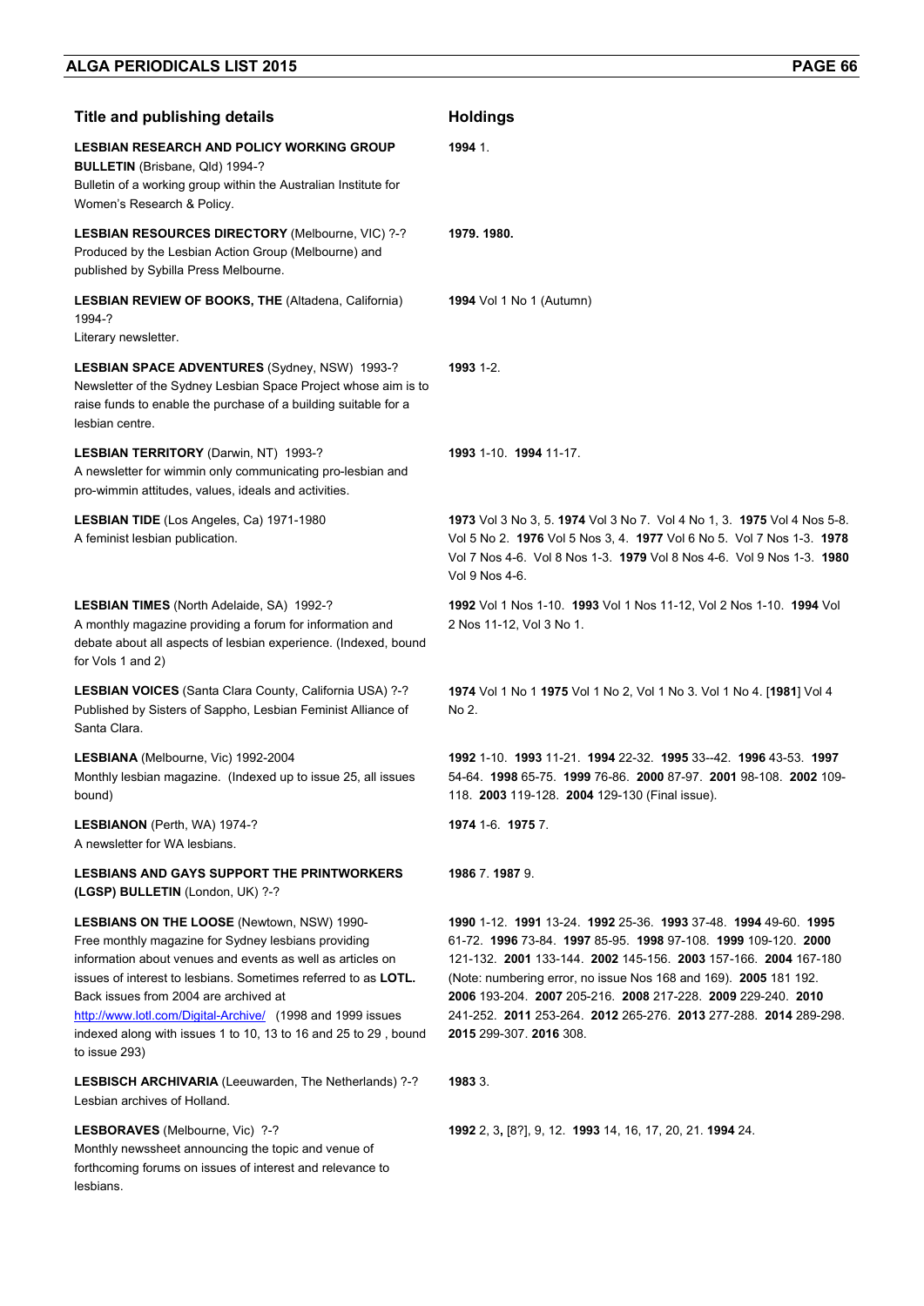| Title and publishing details | Holdings |
|---|---|
| **LESBIAN RESEARCH AND POLICY WORKING GROUP BULLETIN** (Brisbane, Qld) 1994-? Bulletin of a working group within the Australian Institute for Women's Research & Policy. | **1994** 1. |
| **LESBIAN RESOURCES DIRECTORY** (Melbourne, VIC) ?-? Produced by the Lesbian Action Group (Melbourne) and published by Sybilla Press Melbourne. | **1979. 1980.** |
| **LESBIAN REVIEW OF BOOKS, THE** (Altadena, California) 1994-? Literary newsletter. | **1994** Vol 1 No 1 (Autumn) |
| **LESBIAN SPACE ADVENTURES** (Sydney, NSW) 1993-? Newsletter of the Sydney Lesbian Space Project whose aim is to raise funds to enable the purchase of a building suitable for a lesbian centre. | **1993** 1-2. |
| **LESBIAN TERRITORY** (Darwin, NT) 1993-? A newsletter for wimmin only communicating pro-lesbian and pro-wimmin attitudes, values, ideals and activities. | **1993** 1-10. **1994** 11-17. |
| **LESBIAN TIDE** (Los Angeles, Ca) 1971-1980 A feminist lesbian publication. | **1973** Vol 3 No 3, 5. **1974** Vol 3 No 7. Vol 4 No 1, 3. **1975** Vol 4 Nos 5-8. Vol 5 No 2. **1976** Vol 5 Nos 3, 4. **1977** Vol 6 No 5. Vol 7 Nos 1-3. **1978** Vol 7 Nos 4-6. Vol 8 Nos 1-3. **1979** Vol 8 Nos 4-6. Vol 9 Nos 1-3. **1980** Vol 9 Nos 4-6. |
| **LESBIAN TIMES** (North Adelaide, SA) 1992-? A monthly magazine providing a forum for information and debate about all aspects of lesbian experience. (Indexed, bound for Vols 1 and 2) | **1992** Vol 1 Nos 1-10. **1993** Vol 1 Nos 11-12, Vol 2 Nos 1-10. **1994** Vol 2 Nos 11-12, Vol 3 No 1. |
| **LESBIAN VOICES** (Santa Clara County, California USA) ?-? Published by Sisters of Sappho, Lesbian Feminist Alliance of Santa Clara. | **1974** Vol 1 No 1 **1975** Vol 1 No 2, Vol 1 No 3. Vol 1 No 4. [**1981**] Vol 4 No 2. |
| **LESBIANA** (Melbourne, Vic) 1992-2004 Monthly lesbian magazine. (Indexed up to issue 25, all issues bound) | **1992** 1-10. **1993** 11-21. **1994** 22-32. **1995** 33--42. **1996** 43-53. **1997** 54-64. **1998** 65-75. **1999** 76-86. **2000** 87-97. **2001** 98-108. **2002** 109-118. **2003** 119-128. **2004** 129-130 (Final issue). |
| **LESBIANON** (Perth, WA) 1974-? A newsletter for WA lesbians. | **1974** 1-6. **1975** 7. |
| **LESBIANS AND GAYS SUPPORT THE PRINTWORKERS (LGSP) BULLETIN** (London, UK) ?-? | **1986** 7. **1987** 9. |
| **LESBIANS ON THE LOOSE** (Newtown, NSW) 1990- Free monthly magazine for Sydney lesbians providing information about venues and events as well as articles on issues of interest to lesbians. Sometimes referred to as **LOTL.** Back issues from 2004 are archived at http://www.lotl.com/Digital-Archive/ (1998 and 1999 issues indexed along with issues 1 to 10, 13 to 16 and 25 to 29 , bound to issue 293) | **1990** 1-12. **1991** 13-24. **1992** 25-36. **1993** 37-48. **1994** 49-60. **1995** 61-72. **1996** 73-84. **1997** 85-95. **1998** 97-108. **1999** 109-120. **2000** 121-132. **2001** 133-144. **2002** 145-156. **2003** 157-166. **2004** 167-180 (Note: numbering error, no issue Nos 168 and 169). **2005** 181 192. **2006** 193-204. **2007** 205-216. **2008** 217-228. **2009** 229-240. **2010** 241-252. **2011** 253-264. **2012** 265-276. **2013** 277-288. **2014** 289-298. **2015** 299-307. **2016** 308. |
| **LESBISCH ARCHIVARIA** (Leeuwarden, The Netherlands) ?-? Lesbian archives of Holland. | **1983** 3. |
| **LESBORAVES** (Melbourne, Vic) ?-? Monthly newssheet announcing the topic and venue of forthcoming forums on issues of interest and relevance to lesbians. | **1992** 2, 3, [8?], 9, 12. **1993** 14, 16, 17, 20, 21. **1994** 24. |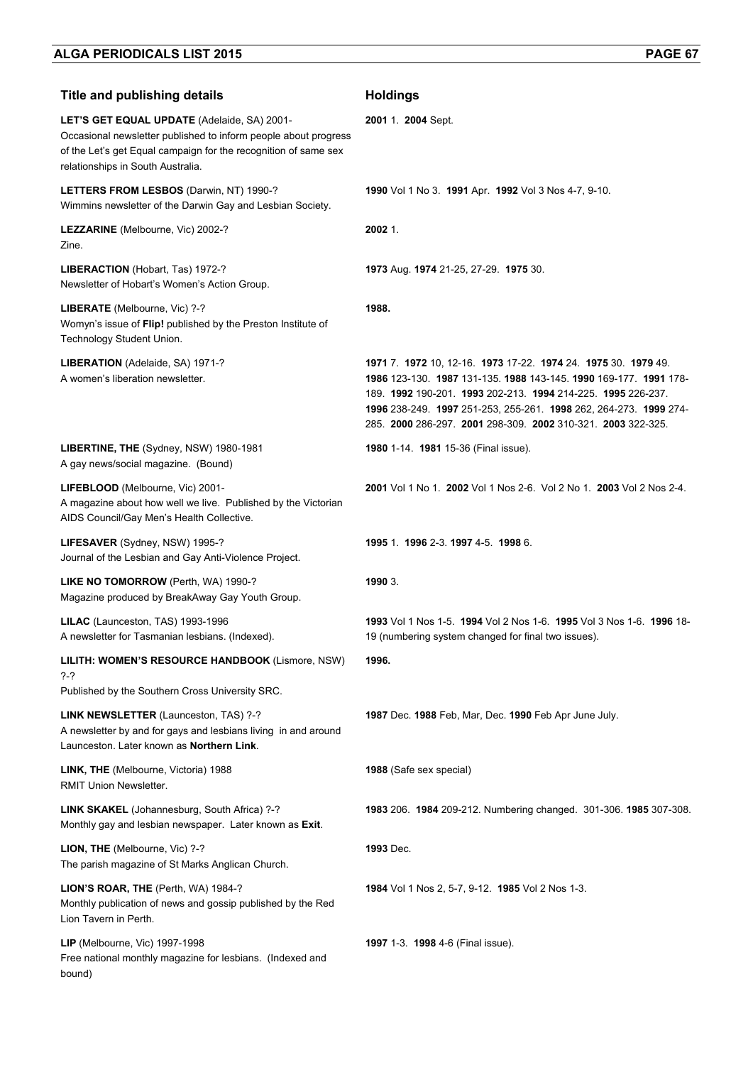| Title and publishing details | Holdings |
| --- | --- |
| **LET'S GET EQUAL UPDATE** (Adelaide, SA) 2001- Occasional newsletter published to inform people about progress of the Let's get Equal campaign for the recognition of same sex relationships in South Australia. | **2001** 1. **2004** Sept. |
| **LETTERS FROM LESBOS** (Darwin, NT) 1990-? Wimmins newsletter of the Darwin Gay and Lesbian Society. | **1990** Vol 1 No 3. **1991** Apr. **1992** Vol 3 Nos 4-7, 9-10. |
| **LEZZARINE** (Melbourne, Vic) 2002-? Zine. | **2002** 1. |
| **LIBERACTION** (Hobart, Tas) 1972-? Newsletter of Hobart's Women's Action Group. | **1973** Aug. **1974** 21-25, 27-29. **1975** 30. |
| **LIBERATE** (Melbourne, Vic) ?-? Womyn's issue of **Flip!** published by the Preston Institute of Technology Student Union. | **1988.** |
| **LIBERATION** (Adelaide, SA) 1971-? A women's liberation newsletter. | **1971** 7. **1972** 10, 12-16. **1973** 17-22. **1974** 24. **1975** 30. **1979** 49. **1986** 123-130. **1987** 131-135. **1988** 143-145. **1990** 169-177. **1991** 178-189. **1992** 190-201. **1993** 202-213. **1994** 214-225. **1995** 226-237. **1996** 238-249. **1997** 251-253, 255-261. **1998** 262, 264-273. **1999** 274-285. **2000** 286-297. **2001** 298-309. **2002** 310-321. **2003** 322-325. |
| **LIBERTINE, THE** (Sydney, NSW) 1980-1981 A gay news/social magazine. (Bound) | **1980** 1-14. **1981** 15-36 (Final issue). |
| **LIFEBLOOD** (Melbourne, Vic) 2001- A magazine about how well we live. Published by the Victorian AIDS Council/Gay Men's Health Collective. | **2001** Vol 1 No 1. **2002** Vol 1 Nos 2-6. Vol 2 No 1. **2003** Vol 2 Nos 2-4. |
| **LIFESAVER** (Sydney, NSW) 1995-? Journal of the Lesbian and Gay Anti-Violence Project. | **1995** 1. **1996** 2-3. **1997** 4-5. **1998** 6. |
| **LIKE NO TOMORROW** (Perth, WA) 1990-? Magazine produced by BreakAway Gay Youth Group. | **1990** 3. |
| **LILAC** (Launceston, TAS) 1993-1996 A newsletter for Tasmanian lesbians. (Indexed). | **1993** Vol 1 Nos 1-5. **1994** Vol 2 Nos 1-6. **1995** Vol 3 Nos 1-6. **1996** 18-19 (numbering system changed for final two issues). |
| **LILITH: WOMEN'S RESOURCE HANDBOOK** (Lismore, NSW) ?-? Published by the Southern Cross University SRC. | **1996.** |
| **LINK NEWSLETTER** (Launceston, TAS) ?-? A newsletter by and for gays and lesbians living in and around Launceston. Later known as **Northern Link**. | **1987** Dec. **1988** Feb, Mar, Dec. **1990** Feb Apr June July. |
| **LINK, THE** (Melbourne, Victoria) 1988 RMIT Union Newsletter. | **1988** (Safe sex special) |
| **LINK SKAKEL** (Johannesburg, South Africa) ?-? Monthly gay and lesbian newspaper. Later known as **Exit**. | **1983** 206. **1984** 209-212. Numbering changed. 301-306. **1985** 307-308. |
| **LION, THE** (Melbourne, Vic) ?-? The parish magazine of St Marks Anglican Church. | **1993** Dec. |
| **LION'S ROAR, THE** (Perth, WA) 1984-? Monthly publication of news and gossip published by the Red Lion Tavern in Perth. | **1984** Vol 1 Nos 2, 5-7, 9-12. **1985** Vol 2 Nos 1-3. |
| **LIP** (Melbourne, Vic) 1997-1998 Free national monthly magazine for lesbians. (Indexed and bound) | **1997** 1-3. **1998** 4-6 (Final issue). |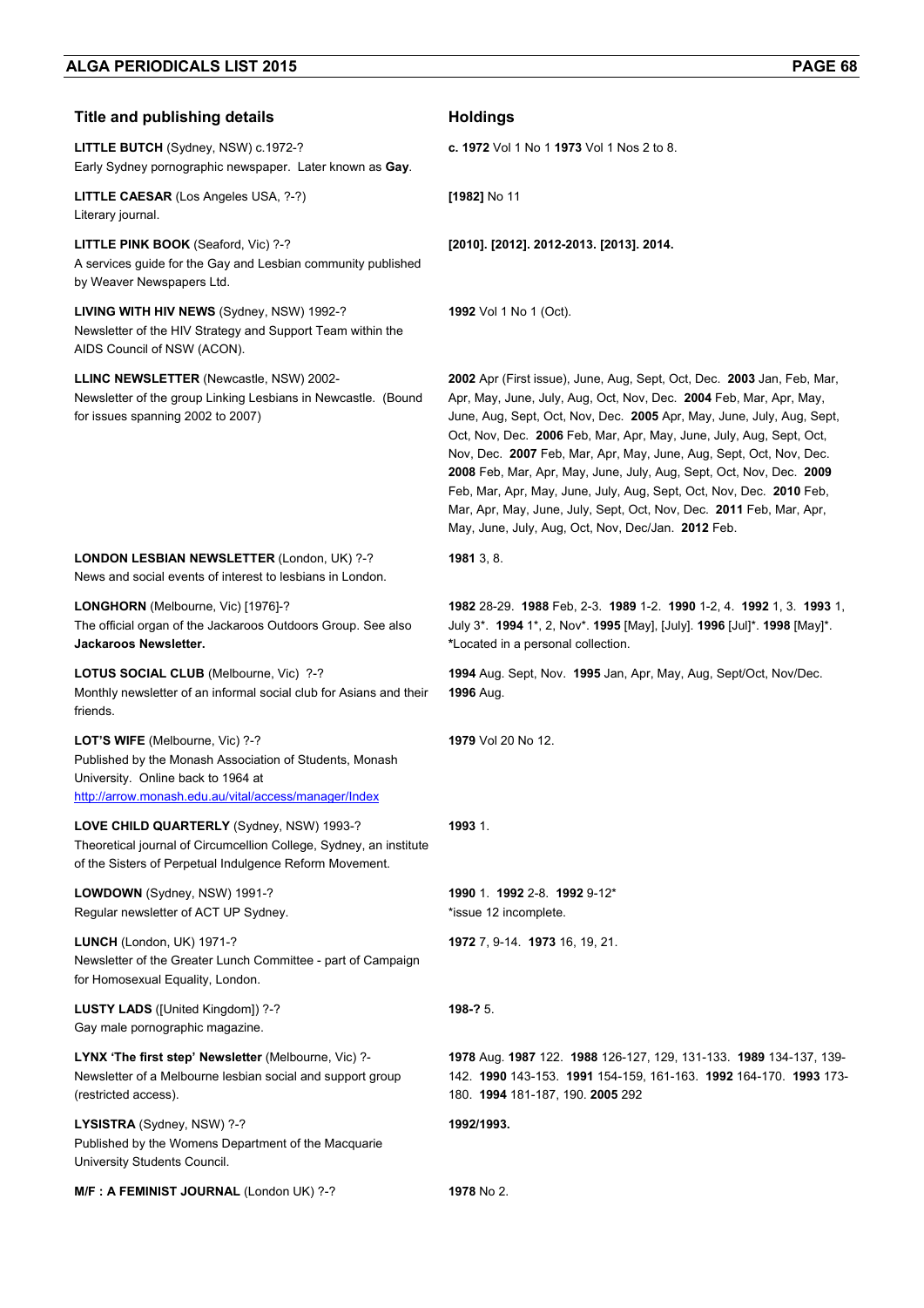| Title and publishing details | Holdings |
| --- | --- |
| **LITTLE BUTCH** (Sydney, NSW) c.1972-? Early Sydney pornographic newspaper. Later known as **Gay**. | **c. 1972** Vol 1 No 1 **1973** Vol 1 Nos 2 to 8. |
| **LITTLE CAESAR** (Los Angeles USA, ?-?) Literary journal. | **[1982]** No 11 |
| **LITTLE PINK BOOK** (Seaford, Vic) ?-? A services guide for the Gay and Lesbian community published by Weaver Newspapers Ltd. | **[2010]. [2012]. 2012-2013. [2013]. 2014.** |
| **LIVING WITH HIV NEWS** (Sydney, NSW) 1992-? Newsletter of the HIV Strategy and Support Team within the AIDS Council of NSW (ACON). | **1992** Vol 1 No 1 (Oct). |
| **LLINC NEWSLETTER** (Newcastle, NSW) 2002- Newsletter of the group Linking Lesbians in Newcastle. (Bound for issues spanning 2002 to 2007) | **2002** Apr (First issue), June, Aug, Sept, Oct, Dec. **2003** Jan, Feb, Mar, Apr, May, June, July, Aug, Oct, Nov, Dec. **2004** Feb, Mar, Apr, May, June, Aug, Sept, Oct, Nov, Dec. **2005** Apr, May, June, July, Aug, Sept, Oct, Nov, Dec. **2006** Feb, Mar, Apr, May, June, July, Aug, Sept, Oct, Nov, Dec. **2007** Feb, Mar, Apr, May, June, Aug, Sept, Oct, Nov, Dec. **2008** Feb, Mar, Apr, May, June, July, Aug, Sept, Oct, Nov, Dec. **2009** Feb, Mar, Apr, May, June, July, Aug, Sept, Oct, Nov, Dec. **2010** Feb, Mar, Apr, May, June, July, Sept, Oct, Nov, Dec. **2011** Feb, Mar, Apr, May, June, July, Aug, Oct, Nov, Dec/Jan. **2012** Feb. |
| **LONDON LESBIAN NEWSLETTER** (London, UK) ?-? News and social events of interest to lesbians in London. | **1981** 3, 8. |
| **LONGHORN** (Melbourne, Vic) [1976]-? The official organ of the Jackaroos Outdoors Group. See also **Jackaroos Newsletter.** | **1982** 28-29. **1988** Feb, 2-3. **1989** 1-2. **1990** 1-2, 4. **1992** 1, 3. **1993** 1, July 3*. **1994** 1*, 2, Nov*. **1995** [May], [July]. **1996** [Jul]*. **1998** [May]*. *Located in a personal collection. |
| **LOTUS SOCIAL CLUB** (Melbourne, Vic) ?-? Monthly newsletter of an informal social club for Asians and their friends. | **1994** Aug. Sept, Nov. **1995** Jan, Apr, May, Aug, Sept/Oct, Nov/Dec. **1996** Aug. |
| **LOT'S WIFE** (Melbourne, Vic) ?-? Published by the Monash Association of Students, Monash University. Online back to 1964 at http://arrow.monash.edu.au/vital/access/manager/Index | **1979** Vol 20 No 12. |
| **LOVE CHILD QUARTERLY** (Sydney, NSW) 1993-? Theoretical journal of Circumcellion College, Sydney, an institute of the Sisters of Perpetual Indulgence Reform Movement. | **1993** 1. |
| **LOWDOWN** (Sydney, NSW) 1991-? Regular newsletter of ACT UP Sydney. | **1990** 1. **1992** 2-8. **1992** 9-12* *issue 12 incomplete. |
| **LUNCH** (London, UK) 1971-? Newsletter of the Greater Lunch Committee - part of Campaign for Homosexual Equality, London. | **1972** 7, 9-14. **1973** 16, 19, 21. |
| **LUSTY LADS** ([United Kingdom]) ?-? Gay male pornographic magazine. | **198-?** 5. |
| **LYNX 'The first step' Newsletter** (Melbourne, Vic) ?- Newsletter of a Melbourne lesbian social and support group (restricted access). | **1978** Aug. **1987** 122. **1988** 126-127, 129, 131-133. **1989** 134-137, 139-142. **1990** 143-153. **1991** 154-159, 161-163. **1992** 164-170. **1993** 173-180. **1994** 181-187, 190. **2005** 292 |
| **LYSISTRA** (Sydney, NSW) ?-? Published by the Womens Department of the Macquarie University Students Council. | **1992/1993.** |
| **M/F : A FEMINIST JOURNAL** (London UK) ?-? | **1978** No 2. |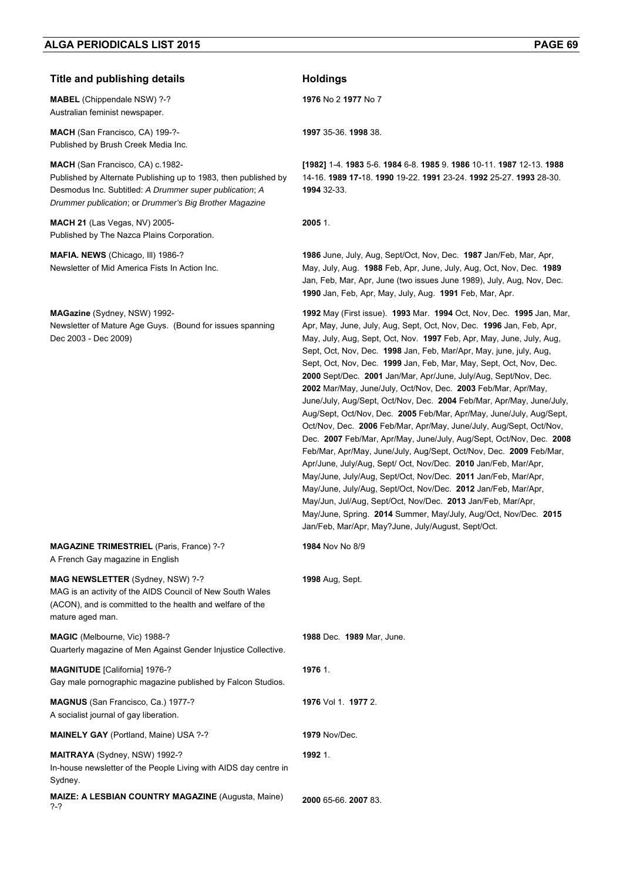| Title and publishing details | Holdings |
|---|---|
| **MABEL** (Chippendale NSW) ?-?<br>Australian feminist newspaper. | **1976** No 2 **1977** No 7 |
| **MACH** (San Francisco, CA) 199-?-<br>Published by Brush Creek Media Inc. | **1997** 35-36. **1998** 38. |
| **MACH** (San Francisco, CA) c.1982-<br>Published by Alternate Publishing up to 1983, then published by Desmodus Inc. Subtitled: *A Drummer super publication*; *A Drummer publication*; or *Drummer's Big Brother Magazine* | **[1982]** 1-4. **1983** 5-6. **1984** 6-8. **1985** 9. **1986** 10-11. **1987** 12-13. **1988** 14-16. **1989 17-**18. **1990** 19-22. **1991** 23-24. **1992** 25-27. **1993** 28-30. **1994** 32-33. |
| **MACH 21** (Las Vegas, NV) 2005-<br>Published by The Nazca Plains Corporation. | **2005** 1. |
| **MAFIA. NEWS** (Chicago, Ill) 1986-?<br>Newsletter of Mid America Fists In Action Inc. | **1986** June, July, Aug, Sept/Oct, Nov, Dec. **1987** Jan/Feb, Mar, Apr, May, July, Aug. **1988** Feb, Apr, June, July, Aug, Oct, Nov, Dec. **1989** Jan, Feb, Mar, Apr, June (two issues June 1989), July, Aug, Nov, Dec. **1990** Jan, Feb, Apr, May, July, Aug. **1991** Feb, Mar, Apr. |
| **MAGazine** (Sydney, NSW) 1992-<br>Newsletter of Mature Age Guys. (Bound for issues spanning Dec 2003 - Dec 2009) | **1992** May (First issue). **1993** Mar. **1994** Oct, Nov, Dec. **1995** Jan, Mar, Apr, May, June, July, Aug, Sept, Oct, Nov, Dec. **1996** Jan, Feb, Apr, May, July, Aug, Sept, Oct, Nov. **1997** Feb, Apr, May, June, July, Aug, Sept, Oct, Nov, Dec. **1998** Jan, Feb, Mar/Apr, May, june, july, Aug, Sept, Oct, Nov, Dec. **1999** Jan, Feb, Mar, May, Sept, Oct, Nov, Dec. **2000** Sept/Dec. **2001** Jan/Mar, Apr/June, July/Aug, Sept/Nov, Dec. **2002** Mar/May, June/July, Oct/Nov, Dec. **2003** Feb/Mar, Apr/May, June/July, Aug/Sept, Oct/Nov, Dec. **2004** Feb/Mar, Apr/May, June/July, Aug/Sept, Oct/Nov, Dec. **2005** Feb/Mar, Apr/May, June/July, Aug/Sept, Oct/Nov, Dec. **2006** Feb/Mar, Apr/May, June/July, Aug/Sept, Oct/Nov, Dec. **2007** Feb/Mar, Apr/May, June/July, Aug/Sept, Oct/Nov, Dec. **2008** Feb/Mar, Apr/May, June/July, Aug/Sept, Oct/Nov, Dec. **2009** Feb/Mar, Apr/June, July/Aug, Sept/ Oct, Nov/Dec. **2010** Jan/Feb, Mar/Apr, May/June, July/Aug, Sept/Oct, Nov/Dec. **2011** Jan/Feb, Mar/Apr, May/June, July/Aug, Sept/Oct, Nov/Dec. **2012** Jan/Feb, Mar/Apr, May/Jun, Jul/Aug, Sept/Oct, Nov/Dec. **2013** Jan/Feb, Mar/Apr, May/June, Spring. **2014** Summer, May/July, Aug/Oct, Nov/Dec. **2015** Jan/Feb, Mar/Apr, May?June, July/August, Sept/Oct. |
| **MAGAZINE TRIMESTRIEL** (Paris, France) ?-?<br>A French Gay magazine in English | **1984** Nov No 8/9 |
| **MAG NEWSLETTER** (Sydney, NSW) ?-?<br>MAG is an activity of the AIDS Council of New South Wales (ACON), and is committed to the health and welfare of the mature aged man. | **1998** Aug, Sept. |
| **MAGIC** (Melbourne, Vic) 1988-?<br>Quarterly magazine of Men Against Gender Injustice Collective. | **1988** Dec. **1989** Mar, June. |
| **MAGNITUDE** [California] 1976-?<br>Gay male pornographic magazine published by Falcon Studios. | **1976** 1. |
| **MAGNUS** (San Francisco, Ca.) 1977-?<br>A socialist journal of gay liberation. | **1976** Vol 1. **1977** 2. |
| **MAINELY GAY** (Portland, Maine) USA ?-? | **1979** Nov/Dec. |
| **MAITRAYA** (Sydney, NSW) 1992-?<br>In-house newsletter of the People Living with AIDS day centre in Sydney. | **1992** 1. |
| **MAIZE: A LESBIAN COUNTRY MAGAZINE** (Augusta, Maine) ?-? | **2000** 65-66. **2007** 83. |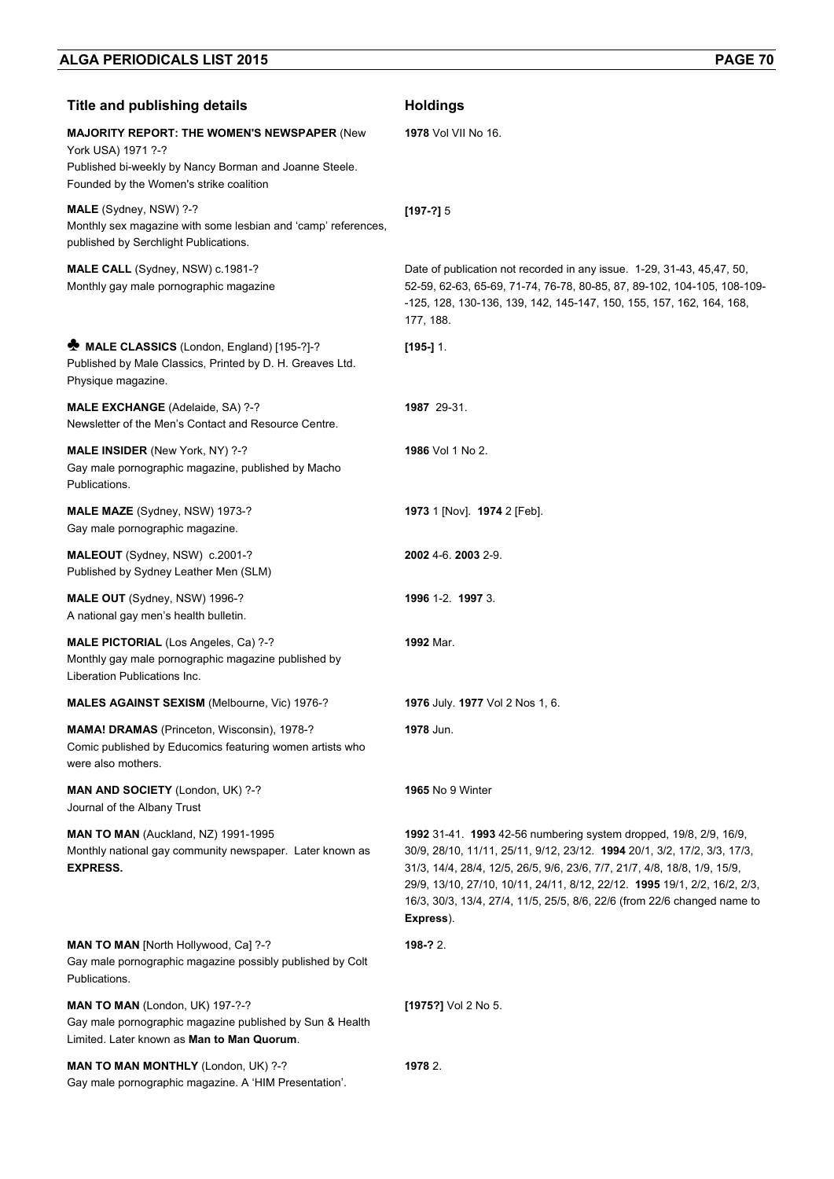| Title and publishing details | Holdings |
|---|---|
| **MAJORITY REPORT: THE WOMEN'S NEWSPAPER** (New York USA) 1971 ?-? Published bi-weekly by Nancy Borman and Joanne Steele. Founded by the Women's strike coalition | **1978** Vol VII No 16. |
| **MALE** (Sydney, NSW) ?-? Monthly sex magazine with some lesbian and 'camp' references, published by Serchlight Publications. | **[197-?]** 5 |
| **MALE CALL** (Sydney, NSW) c.1981-? Monthly gay male pornographic magazine | Date of publication not recorded in any issue. 1-29, 31-43, 45,47, 50, 52-59, 62-63, 65-69, 71-74, 76-78, 80-85, 87, 89-102, 104-105, 108-109--125, 128, 130-136, 139, 142, 145-147, 150, 155, 157, 162, 164, 168, 177, 188. |
| ♣ **MALE CLASSICS** (London, England) [195-?]-? Published by Male Classics, Printed by D. H. Greaves Ltd. Physique magazine. | **[195-]** 1. |
| **MALE EXCHANGE** (Adelaide, SA) ?-? Newsletter of the Men's Contact and Resource Centre. | **1987** 29-31. |
| **MALE INSIDER** (New York, NY) ?-? Gay male pornographic magazine, published by Macho Publications. | **1986** Vol 1 No 2. |
| **MALE MAZE** (Sydney, NSW) 1973-? Gay male pornographic magazine. | **1973** 1 [Nov]. **1974** 2 [Feb]. |
| **MALEOUT** (Sydney, NSW) c.2001-? Published by Sydney Leather Men (SLM) | **2002** 4-6. **2003** 2-9. |
| **MALE OUT** (Sydney, NSW) 1996-? A national gay men's health bulletin. | **1996** 1-2. **1997** 3. |
| **MALE PICTORIAL** (Los Angeles, Ca) ?-? Monthly gay male pornographic magazine published by Liberation Publications Inc. | **1992** Mar. |
| **MALES AGAINST SEXISM** (Melbourne, Vic) 1976-? | **1976** July. **1977** Vol 2 Nos 1, 6. |
| **MAMA! DRAMAS** (Princeton, Wisconsin), 1978-? Comic published by Educomics featuring women artists who were also mothers. | **1978** Jun. |
| **MAN AND SOCIETY** (London, UK) ?-? Journal of the Albany Trust | **1965** No 9 Winter |
| **MAN TO MAN** (Auckland, NZ) 1991-1995 Monthly national gay community newspaper. Later known as **EXPRESS.** | **1992** 31-41. **1993** 42-56 numbering system dropped, 19/8, 2/9, 16/9, 30/9, 28/10, 11/11, 25/11, 9/12, 23/12. **1994** 20/1, 3/2, 17/2, 3/3, 17/3, 31/3, 14/4, 28/4, 12/5, 26/5, 9/6, 23/6, 7/7, 21/7, 4/8, 18/8, 1/9, 15/9, 29/9, 13/10, 27/10, 10/11, 24/11, 8/12, 22/12. **1995** 19/1, 2/2, 16/2, 2/3, 16/3, 30/3, 13/4, 27/4, 11/5, 25/5, 8/6, 22/6 (from 22/6 changed name to **Express**). |
| **MAN TO MAN** [North Hollywood, Ca] ?-? Gay male pornographic magazine possibly published by Colt Publications. | **198-?** 2. |
| **MAN TO MAN** (London, UK) 197-?-? Gay male pornographic magazine published by Sun & Health Limited. Later known as **Man to Man Quorum**. | **[1975?]** Vol 2 No 5. |
| **MAN TO MAN MONTHLY** (London, UK) ?-? Gay male pornographic magazine. A 'HIM Presentation'. | **1978** 2. |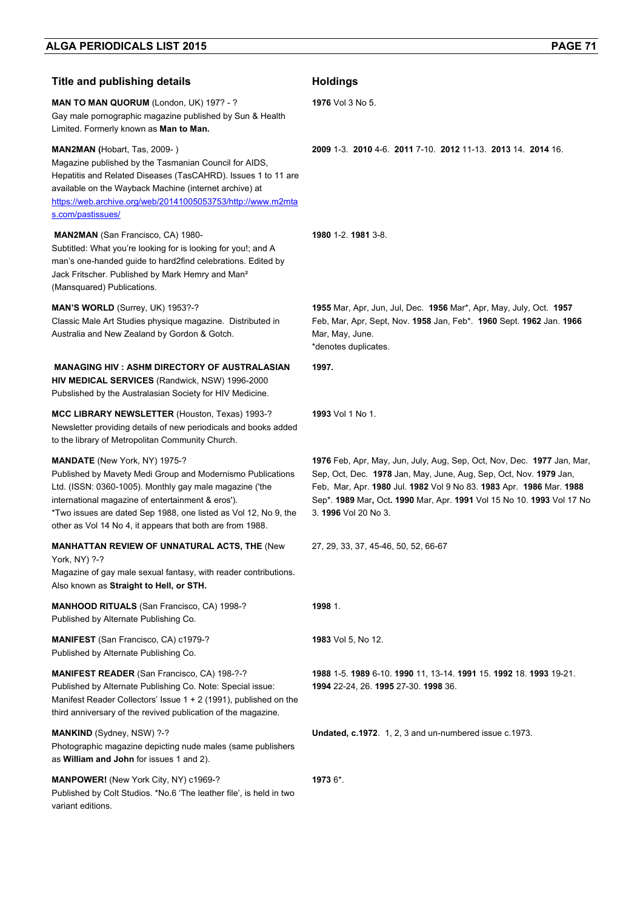| Title and publishing details | Holdings |
|---|---|
| **MAN TO MAN QUORUM** (London, UK) 197? - ? Gay male pornographic magazine published by Sun & Health Limited. Formerly known as **Man to Man.** | **1976** Vol 3 No 5. |
| **MAN2MAN (**Hobart, Tas, 2009- ) Magazine published by the Tasmanian Council for AIDS, Hepatitis and Related Diseases (TasCAHRD). Issues 1 to 11 are available on the Wayback Machine (internet archive) at https://web.archive.org/web/20141005053753/http://www.m2mtas.com/pastissues/ | **2009** 1-3. **2010** 4-6. **2011** 7-10. **2012** 11-13. **2013** 14. **2014** 16. |
| **MAN2MAN** (San Francisco, CA) 1980- Subtitled: What you're looking for is looking for you!; and A man's one-handed guide to hard2find celebrations. Edited by Jack Fritscher. Published by Mark Hemry and Man² (Mansquared) Publications. | **1980** 1-2. **1981** 3-8. |
| **MAN'S WORLD** (Surrey, UK) 1953?-? Classic Male Art Studies physique magazine. Distributed in Australia and New Zealand by Gordon & Gotch. | **1955** Mar, Apr, Jun, Jul, Dec. **1956** Mar*, Apr, May, July, Oct. **1957** Feb, Mar, Apr, Sept, Nov. **1958** Jan, Feb*. **1960** Sept. **1962** Jan. **1966** Mar, May, June. *denotes duplicates. |
| **MANAGING HIV : ASHM DIRECTORY OF AUSTRALASIAN HIV MEDICAL SERVICES** (Randwick, NSW) 1996-2000 Pubslished by the Australasian Society for HIV Medicine. | **1997.** |
| **MCC LIBRARY NEWSLETTER** (Houston, Texas) 1993-? Newsletter providing details of new periodicals and books added to the library of Metropolitan Community Church. | **1993** Vol 1 No 1. |
| **MANDATE** (New York, NY) 1975-? Published by Mavety Medi Group and Modernismo Publications Ltd. (ISSN: 0360-1005). Monthly gay male magazine ('the international magazine of entertainment & eros'). *Two issues are dated Sep 1988, one listed as Vol 12, No 9, the other as Vol 14 No 4, it appears that both are from 1988. | **1976** Feb, Apr, May, Jun, July, Aug, Sep, Oct, Nov, Dec. **1977** Jan, Mar, Sep, Oct, Dec. **1978** Jan, May, June, Aug, Sep, Oct, Nov. **1979** Jan, Feb, Mar, Apr. **1980** Jul. **1982** Vol 9 No 83. **1983** Apr. **1986** Mar. **1988** Sep*. **1989** Mar**,** Oct**. 1990** Mar, Apr. **1991** Vol 15 No 10. **1993** Vol 17 No 3. **1996** Vol 20 No 3. |
| **MANHATTAN REVIEW OF UNNATURAL ACTS, THE** (New York, NY) ?-? Magazine of gay male sexual fantasy, with reader contributions. Also known as **Straight to Hell, or STH.** | 27, 29, 33, 37, 45-46, 50, 52, 66-67 |
| **MANHOOD RITUALS** (San Francisco, CA) 1998-? Published by Alternate Publishing Co. | **1998** 1. |
| **MANIFEST** (San Francisco, CA) c1979-? Published by Alternate Publishing Co. | **1983** Vol 5, No 12. |
| **MANIFEST READER** (San Francisco, CA) 198-?-? Published by Alternate Publishing Co. Note: Special issue: Manifest Reader Collectors' Issue 1 + 2 (1991), published on the third anniversary of the revived publication of the magazine. | **1988** 1-5. **1989** 6-10. **1990** 11, 13-14. **1991** 15. **1992** 18. **1993** 19-21. **1994** 22-24, 26. **1995** 27-30. **1998** 36. |
| **MANKIND** (Sydney, NSW) ?-? Photographic magazine depicting nude males (same publishers as **William and John** for issues 1 and 2). | **Undated, c.1972**. 1, 2, 3 and un-numbered issue c.1973. |
| **MANPOWER!** (New York City, NY) c1969-? Published by Colt Studios. *No.6 'The leather file', is held in two variant editions. | **1973** 6*. |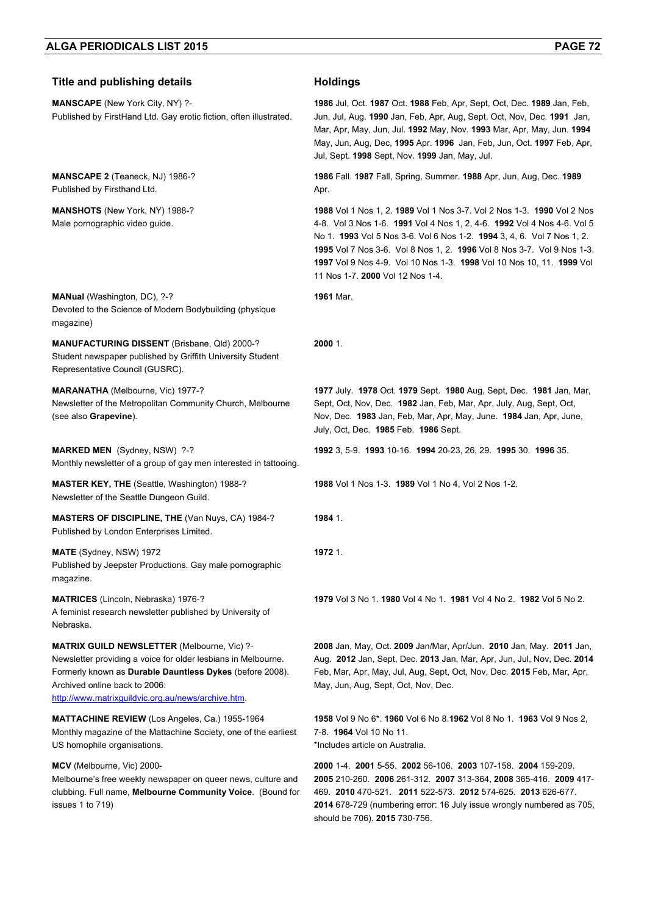| Title and publishing details | Holdings |
|---|---|
| **MANSCAPE** (New York City, NY) ?- Published by FirstHand Ltd. Gay erotic fiction, often illustrated. | **1986** Jul, Oct. **1987** Oct. **1988** Feb, Apr, Sept, Oct, Dec. **1989** Jan, Feb, Jun, Jul, Aug. **1990** Jan, Feb, Apr, Aug, Sept, Oct, Nov, Dec. **1991** Jan, Mar, Apr, May, Jun, Jul. **1992** May, Nov. **1993** Mar, Apr, May, Jun. **1994** May, Jun, Aug, Dec, **1995** Apr. **1996** Jan, Feb, Jun, Oct. **1997** Feb, Apr, Jul, Sept. **1998** Sept, Nov. **1999** Jan, May, Jul. |
| **MANSCAPE 2** (Teaneck, NJ) 1986-? Published by Firsthand Ltd. | **1986** Fall. **1987** Fall, Spring, Summer. **1988** Apr, Jun, Aug, Dec. **1989** Apr. |
| **MANSHOTS** (New York, NY) 1988-? Male pornographic video guide. | **1988** Vol 1 Nos 1, 2. **1989** Vol 1 Nos 3-7. Vol 2 Nos 1-3. **1990** Vol 2 Nos 4-8. Vol 3 Nos 1-6. **1991** Vol 4 Nos 1, 2, 4-6. **1992** Vol 4 Nos 4-6. Vol 5 No 1. **1993** Vol 5 Nos 3-6. Vol 6 Nos 1-2. **1994** 3, 4, 6. Vol 7 Nos 1, 2. **1995** Vol 7 Nos 3-6. Vol 8 Nos 1, 2. **1996** Vol 8 Nos 3-7. Vol 9 Nos 1-3. **1997** Vol 9 Nos 4-9. Vol 10 Nos 1-3. **1998** Vol 10 Nos 10, 11. **1999** Vol 11 Nos 1-7. **2000** Vol 12 Nos 1-4. |
| **MANual** (Washington, DC), ?-? Devoted to the Science of Modern Bodybuilding (physique magazine) | **1961** Mar. |
| **MANUFACTURING DISSENT** (Brisbane, Qld) 2000-? Student newspaper published by Griffith University Student Representative Council (GUSRC). | **2000** 1. |
| **MARANATHA** (Melbourne, Vic) 1977-? Newsletter of the Metropolitan Community Church, Melbourne (see also **Grapevine**). | **1977** July. **1978** Oct. **1979** Sept. **1980** Aug, Sept, Dec. **1981** Jan, Mar, Sept, Oct, Nov, Dec. **1982** Jan, Feb, Mar, Apr, July, Aug, Sept, Oct, Nov, Dec. **1983** Jan, Feb, Mar, Apr, May, June. **1984** Jan, Apr, June, July, Oct, Dec. **1985** Feb. **1986** Sept. |
| **MARKED MEN** (Sydney, NSW) ?-? Monthly newsletter of a group of gay men interested in tattooing. | **1992** 3, 5-9. **1993** 10-16. **1994** 20-23, 26, 29. **1995** 30. **1996** 35. |
| **MASTER KEY, THE** (Seattle, Washington) 1988-? Newsletter of the Seattle Dungeon Guild. | **1988** Vol 1 Nos 1-3. **1989** Vol 1 No 4, Vol 2 Nos 1-2. |
| **MASTERS OF DISCIPLINE, THE** (Van Nuys, CA) 1984-? Published by London Enterprises Limited. | **1984** 1. |
| **MATE** (Sydney, NSW) 1972 Published by Jeepster Productions. Gay male pornographic magazine. | **1972** 1. |
| **MATRICES** (Lincoln, Nebraska) 1976-? A feminist research newsletter published by University of Nebraska. | **1979** Vol 3 No 1. **1980** Vol 4 No 1. **1981** Vol 4 No 2. **1982** Vol 5 No 2. |
| **MATRIX GUILD NEWSLETTER** (Melbourne, Vic) ?- Newsletter providing a voice for older lesbians in Melbourne. Formerly known as **Durable Dauntless Dykes** (before 2008). Archived online back to 2006: http://www.matrixguildvic.org.au/news/archive.htm. | **2008** Jan, May, Oct. **2009** Jan/Mar, Apr/Jun. **2010** Jan, May. **2011** Jan, Aug. **2012** Jan, Sept, Dec. **2013** Jan, Mar, Apr, Jun, Jul, Nov, Dec. **2014** Feb, Mar, Apr, May, Jul, Aug, Sept, Oct, Nov, Dec. **2015** Feb, Mar, Apr, May, Jun, Aug, Sept, Oct, Nov, Dec. |
| **MATTACHINE REVIEW** (Los Angeles, Ca.) 1955-1964 Monthly magazine of the Mattachine Society, one of the earliest US homophile organisations. | **1958** Vol 9 No 6*. **1960** Vol 6 No 8.**1962** Vol 8 No 1. **1963** Vol 9 Nos 2, 7-8. **1964** Vol 10 No 11. *Includes article on Australia. |
| **MCV** (Melbourne, Vic) 2000- Melbourne's free weekly newspaper on queer news, culture and clubbing. Full name, **Melbourne Community Voice**. (Bound for issues 1 to 719) | **2000** 1-4. **2001** 5-55. **2002** 56-106. **2003** 107-158. **2004** 159-209. **2005** 210-260. **2006** 261-312. **2007** 313-364, **2008** 365-416. **2009** 417-469. **2010** 470-521. **2011** 522-573. **2012** 574-625. **2013** 626-677. **2014** 678-729 (numbering error: 16 July issue wrongly numbered as 705, should be 706). **2015** 730-756. |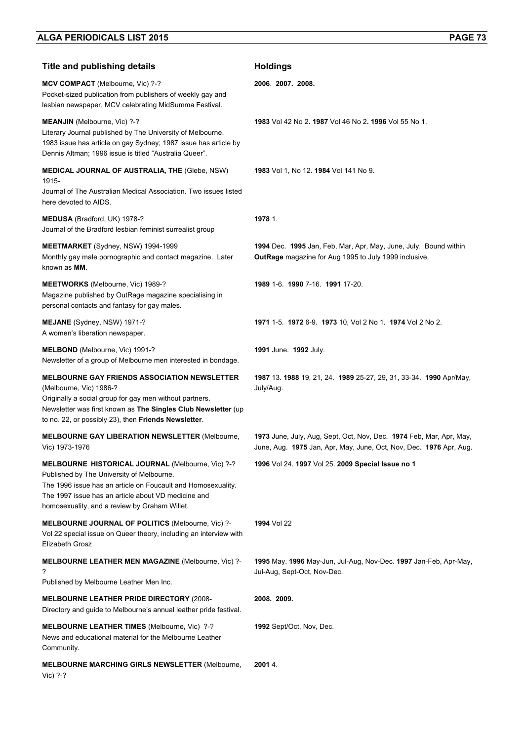| Title and publishing details | Holdings |
| --- | --- |
| **MCV COMPACT** (Melbourne, Vic) ?-? Pocket-sized publication from publishers of weekly gay and lesbian newspaper, MCV celebrating MidSumma Festival. | **2006**. **2007**. **2008.** |
| **MEANJIN** (Melbourne, Vic) ?-? Literary Journal published by The University of Melbourne. 1983 issue has article on gay Sydney; 1987 issue has article by Dennis Altman; 1996 issue is titled "Australia Queer". | **1983** Vol 42 No 2**. 1987** Vol 46 No 2**. 1996** Vol 55 No 1. |
| **MEDICAL JOURNAL OF AUSTRALIA, THE** (Glebe, NSW) 1915- Journal of The Australian Medical Association. Two issues listed here devoted to AIDS. | **1983** Vol 1, No 12. **1984** Vol 141 No 9. |
| **MEDUSA** (Bradford, UK) 1978-? Journal of the Bradford lesbian feminist surrealist group | **1978** 1. |
| **MEETMARKET** (Sydney, NSW) 1994-1999 Monthly gay male pornographic and contact magazine. Later known as **MM**. | **1994** Dec. **1995** Jan, Feb, Mar, Apr, May, June, July. Bound within **OutRage** magazine for Aug 1995 to July 1999 inclusive. |
| **MEETWORKS** (Melbourne, Vic) 1989-? Magazine published by OutRage magazine specialising in personal contacts and fantasy for gay males**.** | **1989** 1-6. **1990** 7-16. **1991** 17-20. |
| **MEJANE** (Sydney, NSW) 1971-? A women's liberation newspaper. | **1971** 1-5. **1972** 6-9. **1973** 10, Vol 2 No 1. **1974** Vol 2 No 2. |
| **MELBOND** (Melbourne, Vic) 1991-? Newsletter of a group of Melbourne men interested in bondage. | **1991** June. **1992** July. |
| **MELBOURNE GAY FRIENDS ASSOCIATION NEWSLETTER** (Melbourne, Vic) 1986-? Originally a social group for gay men without partners. Newsletter was first known as **The Singles Club Newsletter** (up to no. 22, or possibly 23), then **Friends Newsletter**. | **1987** 13. **1988** 19, 21, 24. **1989** 25-27, 29, 31, 33-34. **1990** Apr/May, July/Aug. |
| **MELBOURNE GAY LIBERATION NEWSLETTER** (Melbourne, Vic) 1973-1976 | **1973** June, July, Aug, Sept, Oct, Nov, Dec. **1974** Feb, Mar, Apr, May, June, Aug. **1975** Jan, Apr, May, June, Oct, Nov, Dec. **1976** Apr, Aug. |
| **MELBOURNE HISTORICAL JOURNAL** (Melbourne, Vic) ?-? Published by The University of Melbourne. The 1996 issue has an article on Foucault and Homosexuality. The 1997 issue has an article about VD medicine and homosexuality, and a review by Graham Willet. | **1996** Vol 24. **1997** Vol 25. **2009 Special Issue no 1** |
| **MELBOURNE JOURNAL OF POLITICS** (Melbourne, Vic) ?- Vol 22 special issue on Queer theory, including an interview with Elizabeth Grosz | **1994** Vol 22 |
| **MELBOURNE LEATHER MEN MAGAZINE** (Melbourne, Vic) ?-? Published by Melbourne Leather Men Inc. | **1995** May. **1996** May-Jun, Jul-Aug, Nov-Dec. **1997** Jan-Feb, Apr-May, Jul-Aug, Sept-Oct, Nov-Dec. |
| **MELBOURNE LEATHER PRIDE DIRECTORY** (2008- Directory and guide to Melbourne's annual leather pride festival. | **2008. 2009.** |
| **MELBOURNE LEATHER TIMES** (Melbourne, Vic) ?-? News and educational material for the Melbourne Leather Community. | **1992** Sept/Oct, Nov, Dec. |
| **MELBOURNE MARCHING GIRLS NEWSLETTER** (Melbourne, Vic) ?-? | **2001** 4. |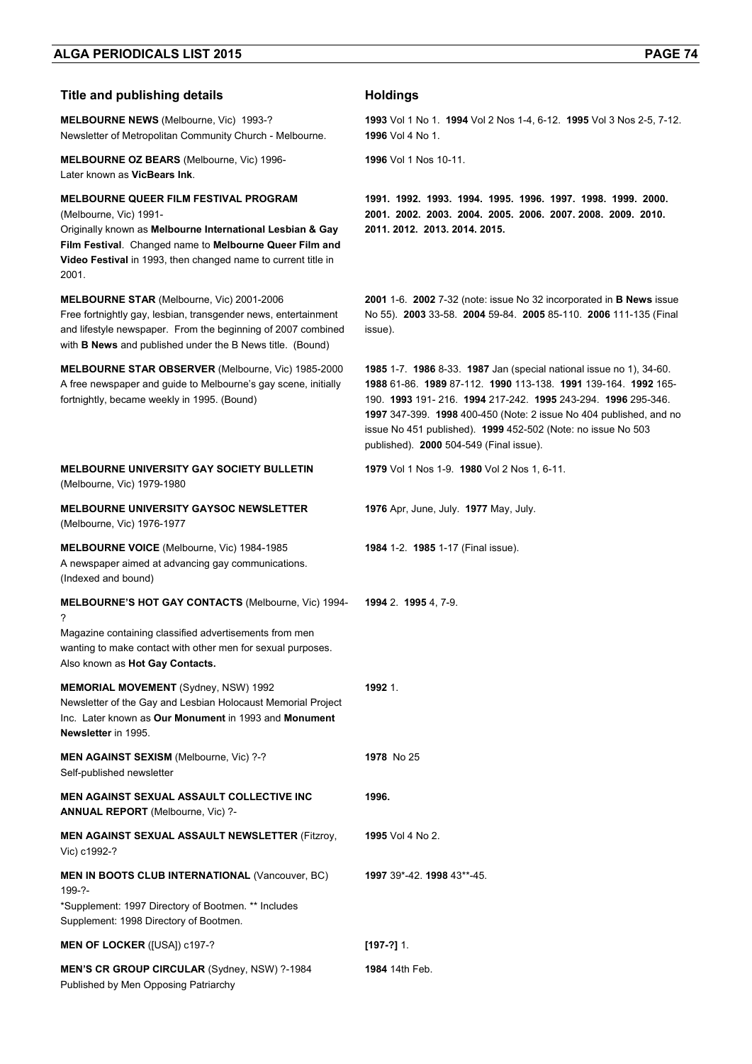| Title and publishing details | Holdings |
|---|---|
| **MELBOURNE NEWS** (Melbourne, Vic) 1993-? Newsletter of Metropolitan Community Church - Melbourne. | **1993** Vol 1 No 1. **1994** Vol 2 Nos 1-4, 6-12. **1995** Vol 3 Nos 2-5, 7-12. **1996** Vol 4 No 1. |
| **MELBOURNE OZ BEARS** (Melbourne, Vic) 1996- Later known as **VicBears Ink**. | **1996** Vol 1 Nos 10-11. |
| **MELBOURNE QUEER FILM FESTIVAL PROGRAM** (Melbourne, Vic) 1991- Originally known as **Melbourne International Lesbian & Gay Film Festival**. Changed name to **Melbourne Queer Film and Video Festival** in 1993, then changed name to current title in 2001. | **1991. 1992. 1993. 1994. 1995. 1996. 1997. 1998. 1999. 2000. 2001. 2002. 2003. 2004. 2005. 2006. 2007. 2008. 2009. 2010. 2011. 2012. 2013. 2014. 2015.** |
| **MELBOURNE STAR** (Melbourne, Vic) 2001-2006 Free fortnightly gay, lesbian, transgender news, entertainment and lifestyle newspaper. From the beginning of 2007 combined with **B News** and published under the B News title. (Bound) | **2001** 1-6. **2002** 7-32 (note: issue No 32 incorporated in **B News** issue No 55). **2003** 33-58. **2004** 59-84. **2005** 85-110. **2006** 111-135 (Final issue). |
| **MELBOURNE STAR OBSERVER** (Melbourne, Vic) 1985-2000 A free newspaper and guide to Melbourne's gay scene, initially fortnightly, became weekly in 1995. (Bound) | **1985** 1-7. **1986** 8-33. **1987** Jan (special national issue no 1), 34-60. **1988** 61-86. **1989** 87-112. **1990** 113-138. **1991** 139-164. **1992** 165-190. **1993** 191- 216. **1994** 217-242. **1995** 243-294. **1996** 295-346. **1997** 347-399. **1998** 400-450 (Note: 2 issue No 404 published, and no issue No 451 published). **1999** 452-502 (Note: no issue No 503 published). **2000** 504-549 (Final issue). |
| **MELBOURNE UNIVERSITY GAY SOCIETY BULLETIN** (Melbourne, Vic) 1979-1980 | **1979** Vol 1 Nos 1-9. **1980** Vol 2 Nos 1, 6-11. |
| **MELBOURNE UNIVERSITY GAYSOC NEWSLETTER** (Melbourne, Vic) 1976-1977 | **1976** Apr, June, July. **1977** May, July. |
| **MELBOURNE VOICE** (Melbourne, Vic) 1984-1985 A newspaper aimed at advancing gay communications. (Indexed and bound) | **1984** 1-2. **1985** 1-17 (Final issue). |
| **MELBOURNE'S HOT GAY CONTACTS** (Melbourne, Vic) 1994-? Magazine containing classified advertisements from men wanting to make contact with other men for sexual purposes. Also known as **Hot Gay Contacts.** | **1994** 2. **1995** 4, 7-9. |
| **MEMORIAL MOVEMENT** (Sydney, NSW) 1992 Newsletter of the Gay and Lesbian Holocaust Memorial Project Inc. Later known as **Our Monument** in 1993 and **Monument Newsletter** in 1995. | **1992** 1. |
| **MEN AGAINST SEXISM** (Melbourne, Vic) ?-? Self-published newsletter | **1978** No 25 |
| **MEN AGAINST SEXUAL ASSAULT COLLECTIVE INC ANNUAL REPORT** (Melbourne, Vic) ?- | **1996.** |
| **MEN AGAINST SEXUAL ASSAULT NEWSLETTER** (Fitzroy, Vic) c1992-? | **1995** Vol 4 No 2. |
| **MEN IN BOOTS CLUB INTERNATIONAL** (Vancouver, BC) 199-?- *Supplement: 1997 Directory of Bootmen. ** Includes Supplement: 1998 Directory of Bootmen. | **1997** 39*-42. **1998** 43**-45. |
| **MEN OF LOCKER** ([USA]) c197-? | **[197-?]** 1. |
| **MEN'S CR GROUP CIRCULAR** (Sydney, NSW) ?-1984 Published by Men Opposing Patriarchy | **1984** 14th Feb. |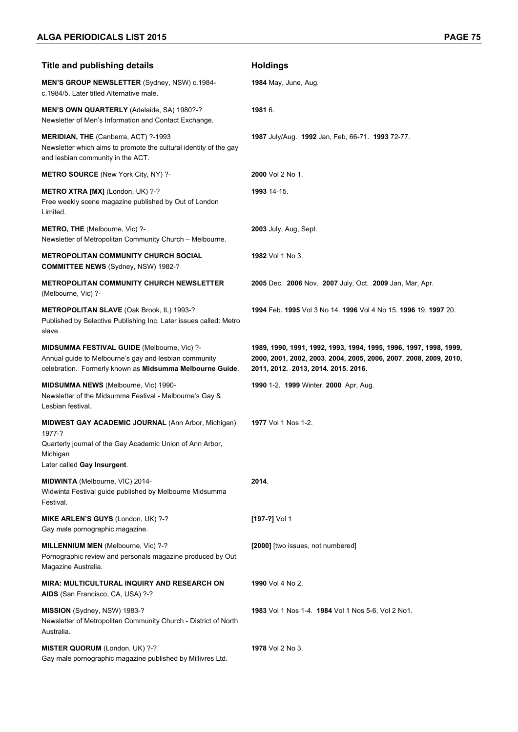| Title and publishing details | Holdings |
| --- | --- |
| **MEN'S GROUP NEWSLETTER** (Sydney, NSW) c.1984-c.1984/5. Later titled Alternative male. | **1984** May, June, Aug. |
| **MEN'S OWN QUARTERLY** (Adelaide, SA) 1980?-? Newsletter of Men's Information and Contact Exchange. | **1981** 6. |
| **MERIDIAN, THE** (Canberra, ACT) ?-1993 Newsletter which aims to promote the cultural identity of the gay and lesbian community in the ACT. | **1987** July/Aug. **1992** Jan, Feb, 66-71. **1993** 72-77. |
| **METRO SOURCE** (New York City, NY) ?- | **2000** Vol 2 No 1. |
| **METRO XTRA [MX]** (London, UK) ?-? Free weekly scene magazine published by Out of London Limited. | **1993** 14-15. |
| **METRO, THE** (Melbourne, Vic) ?- Newsletter of Metropolitan Community Church – Melbourne. | **2003** July, Aug, Sept. |
| **METROPOLITAN COMMUNITY CHURCH SOCIAL COMMITTEE NEWS** (Sydney, NSW) 1982-? | **1982** Vol 1 No 3. |
| **METROPOLITAN COMMUNITY CHURCH NEWSLETTER** (Melbourne, Vic) ?- | **2005** Dec. **2006** Nov. **2007** July, Oct. **2009** Jan, Mar, Apr. |
| **METROPOLITAN SLAVE** (Oak Brook, IL) 1993-? Published by Selective Publishing Inc. Later issues called: Metro slave. | **1994** Feb. **1995** Vol 3 No 14. **1996** Vol 4 No 15. **1996** 19. **1997** 20. |
| **MIDSUMMA FESTIVAL GUIDE** (Melbourne, Vic) ?- Annual guide to Melbourne's gay and lesbian community celebration. Formerly known as **Midsumma Melbourne Guide**. | **1989, 1990, 1991, 1992, 1993, 1994, 1995, 1996, 1997, 1998, 1999, 2000, 2001, 2002, 2003, 2004, 2005, 2006, 2007, 2008, 2009, 2010, 2011, 2012. 2013, 2014. 2015. 2016.** |
| **MIDSUMMA NEWS** (Melbourne, Vic) 1990- Newsletter of the Midsumma Festival - Melbourne's Gay & Lesbian festival. | **1990** 1-2. **1999** Winter. **2000** Apr, Aug. |
| **MIDWEST GAY ACADEMIC JOURNAL** (Ann Arbor, Michigan) 1977-? Quarterly journal of the Gay Academic Union of Ann Arbor, Michigan Later called **Gay Insurgent**. | **1977** Vol 1 Nos 1-2. |
| **MIDWINTA** (Melbourne, VIC) 2014- Widwinta Festival guide published by Melbourne Midsumma Festival. | **2014**. |
| **MIKE ARLEN'S GUYS** (London, UK) ?-? Gay male pornographic magazine. | **[197-?]** Vol 1 |
| **MILLENNIUM MEN** (Melbourne, Vic) ?-? Pornographic review and personals magazine produced by Out Magazine Australia. | **[2000]** [two issues, not numbered] |
| **MIRA: MULTICULTURAL INQUIRY AND RESEARCH ON AIDS** (San Francisco, CA, USA) ?-? | **1990** Vol 4 No 2. |
| **MISSION** (Sydney, NSW) 1983-? Newsletter of Metropolitan Community Church - District of North Australia. | **1983** Vol 1 Nos 1-4. **1984** Vol 1 Nos 5-6, Vol 2 No1. |
| **MISTER QUORUM** (London, UK) ?-? Gay male pornographic magazine published by Millivres Ltd. | **1978** Vol 2 No 3. |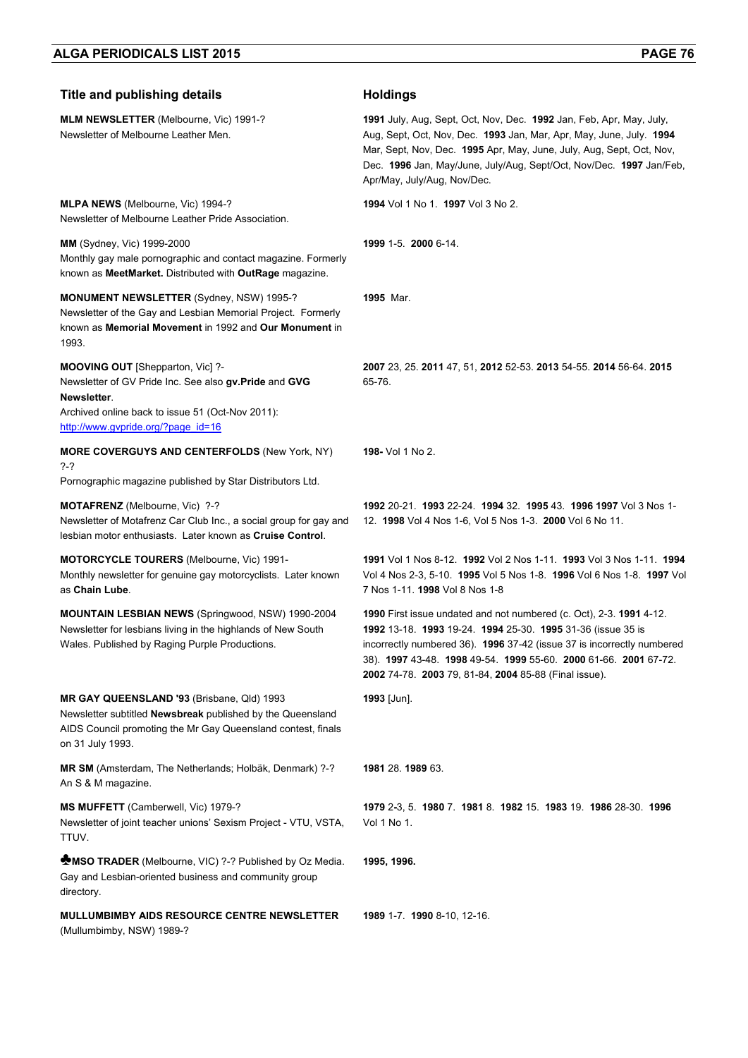| Title and publishing details | Holdings |
|---|---|
| **MLM NEWSLETTER** (Melbourne, Vic) 1991-? Newsletter of Melbourne Leather Men. | **1991** July, Aug, Sept, Oct, Nov, Dec. **1992** Jan, Feb, Apr, May, July, Aug, Sept, Oct, Nov, Dec. **1993** Jan, Mar, Apr, May, June, July. **1994** Mar, Sept, Nov, Dec. **1995** Apr, May, June, July, Aug, Sept, Oct, Nov, Dec. **1996** Jan, May/June, July/Aug, Sept/Oct, Nov/Dec. **1997** Jan/Feb, Apr/May, July/Aug, Nov/Dec. |
| **MLPA NEWS** (Melbourne, Vic) 1994-? Newsletter of Melbourne Leather Pride Association. | **1994** Vol 1 No 1. **1997** Vol 3 No 2. |
| **MM** (Sydney, Vic) 1999-2000 Monthly gay male pornographic and contact magazine. Formerly known as **MeetMarket.** Distributed with **OutRage** magazine. | **1999** 1-5. **2000** 6-14. |
| **MONUMENT NEWSLETTER** (Sydney, NSW) 1995-? Newsletter of the Gay and Lesbian Memorial Project. Formerly known as **Memorial Movement** in 1992 and **Our Monument** in 1993. | **1995** Mar. |
| **MOOVING OUT** [Shepparton, Vic] ?- Newsletter of GV Pride Inc. See also **gv.Pride** and **GVG Newsletter**. Archived online back to issue 51 (Oct-Nov 2011): http://www.gvpride.org/?page_id=16 | **2007** 23, 25. **2011** 47, 51, **2012** 52-53. **2013** 54-55. **2014** 56-64. **2015** 65-76. |
| **MORE COVERGUYS AND CENTERFOLDS** (New York, NY) ?-? Pornographic magazine published by Star Distributors Ltd. | **198-** Vol 1 No 2. |
| **MOTAFRENZ** (Melbourne, Vic) ?-? Newsletter of Motafrenz Car Club Inc., a social group for gay and lesbian motor enthusiasts. Later known as **Cruise Control**. | **1992** 20-21. **1993** 22-24. **1994** 32. **1995** 43. **1996 1997** Vol 3 Nos 1-12. **1998** Vol 4 Nos 1-6, Vol 5 Nos 1-3. **2000** Vol 6 No 11. |
| **MOTORCYCLE TOURERS** (Melbourne, Vic) 1991- Monthly newsletter for genuine gay motorcyclists. Later known as **Chain Lube**. | **1991** Vol 1 Nos 8-12. **1992** Vol 2 Nos 1-11. **1993** Vol 3 Nos 1-11. **1994** Vol 4 Nos 2-3, 5-10. **1995** Vol 5 Nos 1-8. **1996** Vol 6 Nos 1-8. **1997** Vol 7 Nos 1-11. **1998** Vol 8 Nos 1-8 |
| **MOUNTAIN LESBIAN NEWS** (Springwood, NSW) 1990-2004 Newsletter for lesbians living in the highlands of New South Wales. Published by Raging Purple Productions. | **1990** First issue undated and not numbered (c. Oct), 2-3. **1991** 4-12. **1992** 13-18. **1993** 19-24. **1994** 25-30. **1995** 31-36 (issue 35 is incorrectly numbered 36). **1996** 37-42 (issue 37 is incorrectly numbered 38). **1997** 43-48. **1998** 49-54. **1999** 55-60. **2000** 61-66. **2001** 67-72. **2002** 74-78. **2003** 79, 81-84, **2004** 85-88 (Final issue). |
| **MR GAY QUEENSLAND '93** (Brisbane, Qld) 1993 Newsletter subtitled **Newsbreak** published by the Queensland AIDS Council promoting the Mr Gay Queensland contest, finals on 31 July 1993. | **1993** [Jun]. |
| **MR SM** (Amsterdam, The Netherlands; Holbäk, Denmark) ?-? An S & M magazine. | **1981** 28. **1989** 63. |
| **MS MUFFETT** (Camberwell, Vic) 1979-? Newsletter of joint teacher unions' Sexism Project - VTU, VSTA, TTUV. | **1979** 2-3, 5. **1980** 7. **1981** 8. **1982** 15. **1983** 19. **1986** 28-30. **1996** Vol 1 No 1. |
| ♣**MSO TRADER** (Melbourne, VIC) ?-? Published by Oz Media. Gay and Lesbian-oriented business and community group directory. | **1995, 1996.** |
| **MULLUMBIMBY AIDS RESOURCE CENTRE NEWSLETTER** (Mullumbimby, NSW) 1989-? | **1989** 1-7. **1990** 8-10, 12-16. |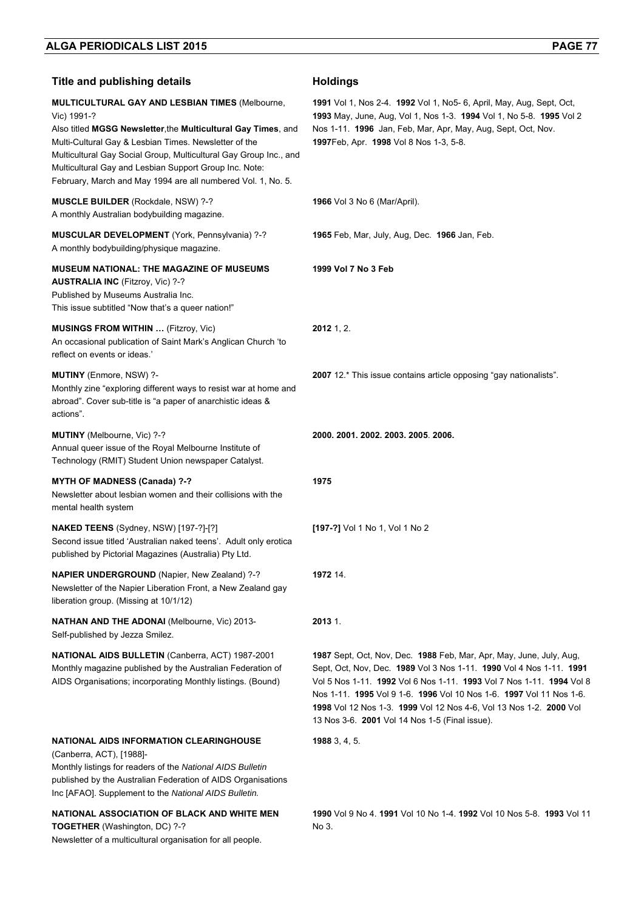| Title and publishing details | Holdings |
|---|---|
| **MULTICULTURAL GAY AND LESBIAN TIMES** (Melbourne, Vic) 1991-? Also titled **MGSG Newsletter**, the **Multicultural Gay Times**, and Multi-Cultural Gay & Lesbian Times. Newsletter of the Multicultural Gay Social Group, Multicultural Gay Group Inc., and Multicultural Gay and Lesbian Support Group Inc. Note: February, March and May 1994 are all numbered Vol. 1, No. 5. | **1991** Vol 1, Nos 2-4. **1992** Vol 1, No5- 6, April, May, Aug, Sept, Oct, **1993** May, June, Aug, Vol 1, Nos 1-3. **1994** Vol 1, No 5-8. **1995** Vol 2 Nos 1-11. **1996** Jan, Feb, Mar, Apr, May, Aug, Sept, Oct, Nov. **1997** Feb, Apr. **1998** Vol 8 Nos 1-3, 5-8. |
| **MUSCLE BUILDER** (Rockdale, NSW) ?-? A monthly Australian bodybuilding magazine. | **1966** Vol 3 No 6 (Mar/April). |
| **MUSCULAR DEVELOPMENT** (York, Pennsylvania) ?-? A monthly bodybuilding/physique magazine. | **1965** Feb, Mar, July, Aug, Dec. **1966** Jan, Feb. |
| **MUSEUM NATIONAL: THE MAGAZINE OF MUSEUMS AUSTRALIA INC** (Fitzroy, Vic) ?-? Published by Museums Australia Inc. This issue subtitled "Now that's a queer nation!" | **1999 Vol 7 No 3 Feb** |
| **MUSINGS FROM WITHIN …** (Fitzroy, Vic) An occasional publication of Saint Mark's Anglican Church 'to reflect on events or ideas.' | **2012** 1, 2. |
| **MUTINY** (Enmore, NSW) ?- Monthly zine "exploring different ways to resist war at home and abroad". Cover sub-title is "a paper of anarchistic ideas & actions". | **2007** 12.* This issue contains article opposing "gay nationalists". |
| **MUTINY** (Melbourne, Vic) ?-? Annual queer issue of the Royal Melbourne Institute of Technology (RMIT) Student Union newspaper Catalyst. | **2000. 2001. 2002. 2003. 2005. 2006.** |
| **MYTH OF MADNESS (Canada) ?-?** Newsletter about lesbian women and their collisions with the mental health system | **1975** |
| **NAKED TEENS** (Sydney, NSW) [197-?]-[?] Second issue titled 'Australian naked teens'. Adult only erotica published by Pictorial Magazines (Australia) Pty Ltd. | **[197-?]** Vol 1 No 1, Vol 1 No 2 |
| **NAPIER UNDERGROUND** (Napier, New Zealand) ?-? Newsletter of the Napier Liberation Front, a New Zealand gay liberation group. (Missing at 10/1/12) | **1972** 14. |
| **NATHAN AND THE ADONAI** (Melbourne, Vic) 2013- Self-published by Jezza Smilez. | **2013** 1. |
| **NATIONAL AIDS BULLETIN** (Canberra, ACT) 1987-2001 Monthly magazine published by the Australian Federation of AIDS Organisations; incorporating Monthly listings. (Bound) | **1987** Sept, Oct, Nov, Dec. **1988** Feb, Mar, Apr, May, June, July, Aug, Sept, Oct, Nov, Dec. **1989** Vol 3 Nos 1-11. **1990** Vol 4 Nos 1-11. **1991** Vol 5 Nos 1-11. **1992** Vol 6 Nos 1-11. **1993** Vol 7 Nos 1-11. **1994** Vol 8 Nos 1-11. **1995** Vol 9 1-6. **1996** Vol 10 Nos 1-6. **1997** Vol 11 Nos 1-6. **1998** Vol 12 Nos 1-3. **1999** Vol 12 Nos 4-6, Vol 13 Nos 1-2. **2000** Vol 13 Nos 3-6. **2001** Vol 14 Nos 1-5 (Final issue). |
| **NATIONAL AIDS INFORMATION CLEARINGHOUSE** (Canberra, ACT), [1988]- Monthly listings for readers of the *National AIDS Bulletin* published by the Australian Federation of AIDS Organisations Inc [AFAO]. Supplement to the *National AIDS Bulletin.* | **1988** 3, 4, 5. |
| **NATIONAL ASSOCIATION OF BLACK AND WHITE MEN TOGETHER** (Washington, DC) ?-? Newsletter of a multicultural organisation for all people. | **1990** Vol 9 No 4. **1991** Vol 10 No 1-4. **1992** Vol 10 Nos 5-8. **1993** Vol 11 No 3. |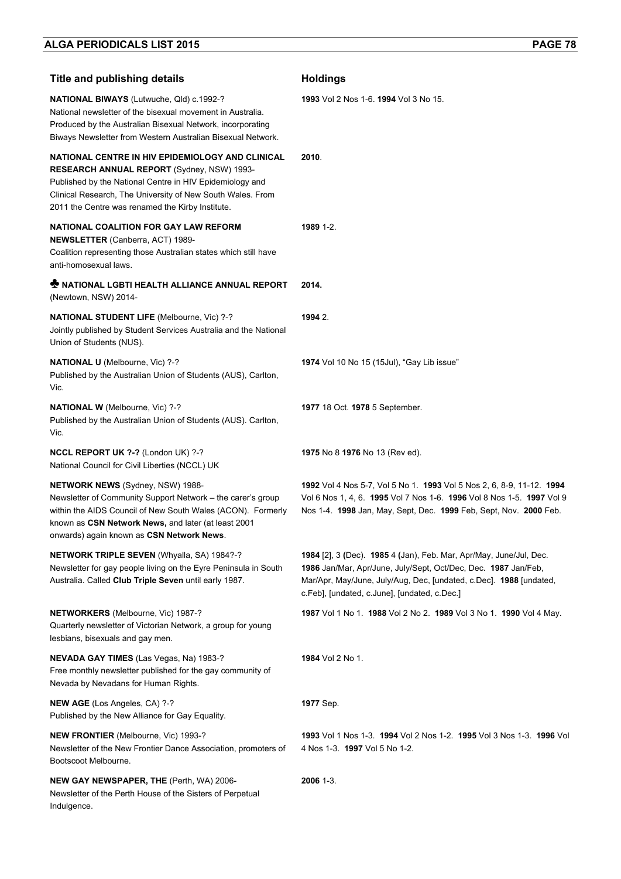| Title and publishing details | Holdings |
|---|---|
| **NATIONAL BIWAYS** (Lutwuche, Qld) c.1992-? National newsletter of the bisexual movement in Australia. Produced by the Australian Bisexual Network, incorporating Biways Newsletter from Western Australian Bisexual Network. | **1993** Vol 2 Nos 1-6. **1994** Vol 3 No 15. |
| **NATIONAL CENTRE IN HIV EPIDEMIOLOGY AND CLINICAL RESEARCH ANNUAL REPORT** (Sydney, NSW) 1993- Published by the National Centre in HIV Epidemiology and Clinical Research, The University of New South Wales. From 2011 the Centre was renamed the Kirby Institute. | **2010**. |
| **NATIONAL COALITION FOR GAY LAW REFORM NEWSLETTER** (Canberra, ACT) 1989- Coalition representing those Australian states which still have anti-homosexual laws. | **1989** 1-2. |
| ♣ **NATIONAL LGBTI HEALTH ALLIANCE ANNUAL REPORT** (Newtown, NSW) 2014- | **2014.** |
| **NATIONAL STUDENT LIFE** (Melbourne, Vic) ?-? Jointly published by Student Services Australia and the National Union of Students (NUS). | **1994** 2. |
| **NATIONAL U** (Melbourne, Vic) ?-? Published by the Australian Union of Students (AUS), Carlton, Vic. | **1974** Vol 10 No 15 (15Jul), "Gay Lib issue" |
| **NATIONAL W** (Melbourne, Vic) ?-? Published by the Australian Union of Students (AUS). Carlton, Vic. | **1977** 18 Oct. **1978** 5 September. |
| **NCCL REPORT UK ?-?** (London UK) ?-? National Council for Civil Liberties (NCCL) UK | **1975** No 8 **1976** No 13 (Rev ed). |
| **NETWORK NEWS** (Sydney, NSW) 1988- Newsletter of Community Support Network – the carer's group within the AIDS Council of New South Wales (ACON). Formerly known as **CSN Network News,** and later (at least 2001 onwards) again known as **CSN Network News**. | **1992** Vol 4 Nos 5-7, Vol 5 No 1. **1993** Vol 5 Nos 2, 6, 8-9, 11-12. **1994** Vol 6 Nos 1, 4, 6. **1995** Vol 7 Nos 1-6. **1996** Vol 8 Nos 1-5. **1997** Vol 9 Nos 1-4. **1998** Jan, May, Sept, Dec. **1999** Feb, Sept, Nov. **2000** Feb. |
| **NETWORK TRIPLE SEVEN** (Whyalla, SA) 1984?-? Newsletter for gay people living on the Eyre Peninsula in South Australia. Called **Club Triple Seven** until early 1987. | **1984** [2], 3 **(**Dec). **1985** 4 **(**Jan), Feb. Mar, Apr/May, June/Jul, Dec. **1986** Jan/Mar, Apr/June, July/Sept, Oct/Dec, Dec. **1987** Jan/Feb, Mar/Apr, May/June, July/Aug, Dec, [undated, c.Dec]. **1988** [undated, c.Feb], [undated, c.June], [undated, c.Dec.] |
| **NETWORKERS** (Melbourne, Vic) 1987-? Quarterly newsletter of Victorian Network, a group for young lesbians, bisexuals and gay men. | **1987** Vol 1 No 1. **1988** Vol 2 No 2. **1989** Vol 3 No 1. **1990** Vol 4 May. |
| **NEVADA GAY TIMES** (Las Vegas, Na) 1983-? Free monthly newsletter published for the gay community of Nevada by Nevadans for Human Rights. | **1984** Vol 2 No 1. |
| **NEW AGE** (Los Angeles, CA) ?-? Published by the New Alliance for Gay Equality. | **1977** Sep. |
| **NEW FRONTIER** (Melbourne, Vic) 1993-? Newsletter of the New Frontier Dance Association, promoters of Bootscoot Melbourne. | **1993** Vol 1 Nos 1-3. **1994** Vol 2 Nos 1-2. **1995** Vol 3 Nos 1-3. **1996** Vol 4 Nos 1-3. **1997** Vol 5 No 1-2. |
| **NEW GAY NEWSPAPER, THE** (Perth, WA) 2006- Newsletter of the Perth House of the Sisters of Perpetual Indulgence. | **2006** 1-3. |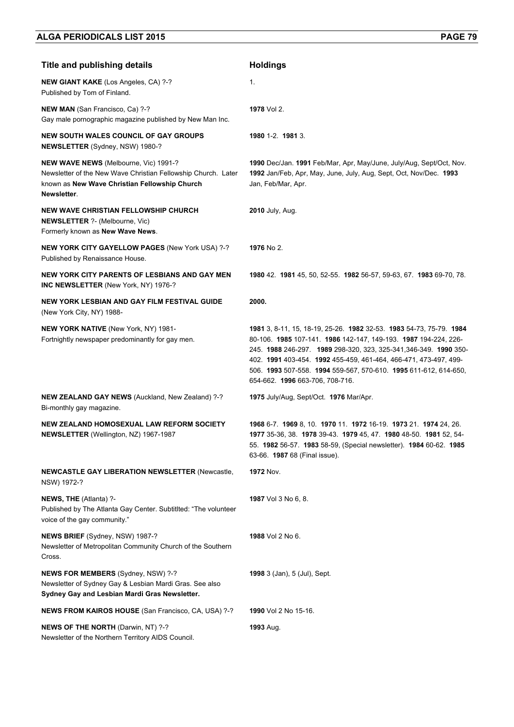| Title and publishing details | Holdings |
|---|---|
| **NEW GIANT KAKE** (Los Angeles, CA) ?-?<br>Published by Tom of Finland. | 1. |
| **NEW MAN** (San Francisco, Ca) ?-?<br>Gay male pornographic magazine published by New Man Inc. | **1978** Vol 2. |
| **NEW SOUTH WALES COUNCIL OF GAY GROUPS NEWSLETTER** (Sydney, NSW) 1980-? | **1980** 1-2. **1981** 3. |
| **NEW WAVE NEWS** (Melbourne, Vic) 1991-?<br>Newsletter of the New Wave Christian Fellowship Church. Later known as **New Wave Christian Fellowship Church Newsletter**. | **1990** Dec/Jan. **1991** Feb/Mar, Apr, May/June, July/Aug, Sept/Oct, Nov. **1992** Jan/Feb, Apr, May, June, July, Aug, Sept, Oct, Nov/Dec. **1993** Jan, Feb/Mar, Apr. |
| **NEW WAVE CHRISTIAN FELLOWSHIP CHURCH NEWSLETTER** ?- (Melbourne, Vic)<br>Formerly known as **New Wave News**. | **2010** July, Aug. |
| **NEW YORK CITY GAYELLOW PAGES** (New York USA) ?-?<br>Published by Renaissance House. | **1976** No 2. |
| **NEW YORK CITY PARENTS OF LESBIANS AND GAY MEN INC NEWSLETTER** (New York, NY) 1976-? | **1980** 42. **1981** 45, 50, 52-55. **1982** 56-57, 59-63, 67. **1983** 69-70, 78. |
| **NEW YORK LESBIAN AND GAY FILM FESTIVAL GUIDE** (New York City, NY) 1988- | **2000.** |
| **NEW YORK NATIVE** (New York, NY) 1981-<br>Fortnightly newspaper predominantly for gay men. | **1981** 3, 8-11, 15, 18-19, 25-26. **1982** 32-53. **1983** 54-73, 75-79. **1984** 80-106. **1985** 107-141. **1986** 142-147, 149-193. **1987** 194-224, 226-245. **1988** 246-297. **1989** 298-320, 323, 325-341,346-349. **1990** 350-402. **1991** 403-454. **1992** 455-459, 461-464, 466-471, 473-497, 499-506. **1993** 507-558. **1994** 559-567, 570-610. **1995** 611-612, 614-650, 654-662. **1996** 663-706, 708-716. |
| **NEW ZEALAND GAY NEWS** (Auckland, New Zealand) ?-?<br>Bi-monthly gay magazine. | **1975** July/Aug, Sept/Oct. **1976** Mar/Apr. |
| **NEW ZEALAND HOMOSEXUAL LAW REFORM SOCIETY NEWSLETTER** (Wellington, NZ) 1967-1987 | **1968** 6-7. **1969** 8, 10. **1970** 11. **1972** 16-19. **1973** 21. **1974** 24, 26. **1977** 35-36, 38. **1978** 39-43. **1979** 45, 47. **1980** 48-50. **1981** 52, 54-55. **1982** 56-57. **1983** 58-59, (Special newsletter). **1984** 60-62. **1985** 63-66. **1987** 68 (Final issue). |
| **NEWCASTLE GAY LIBERATION NEWSLETTER** (Newcastle, NSW) 1972-? | **1972** Nov. |
| **NEWS, THE** (Atlanta) ?-<br>Published by The Atlanta Gay Center. Subtitlted: "The volunteer voice of the gay community." | **1987** Vol 3 No 6, 8. |
| **NEWS BRIEF** (Sydney, NSW) 1987-?<br>Newsletter of Metropolitan Community Church of the Southern Cross. | **1988** Vol 2 No 6. |
| **NEWS FOR MEMBERS** (Sydney, NSW) ?-?<br>Newsletter of Sydney Gay & Lesbian Mardi Gras. See also **Sydney Gay and Lesbian Mardi Gras Newsletter.** | **1998** 3 (Jan), 5 (Jul), Sept. |
| **NEWS FROM KAIROS HOUSE** (San Francisco, CA, USA) ?-? | **1990** Vol 2 No 15-16. |
| **NEWS OF THE NORTH** (Darwin, NT) ?-?<br>Newsletter of the Northern Territory AIDS Council. | **1993** Aug. |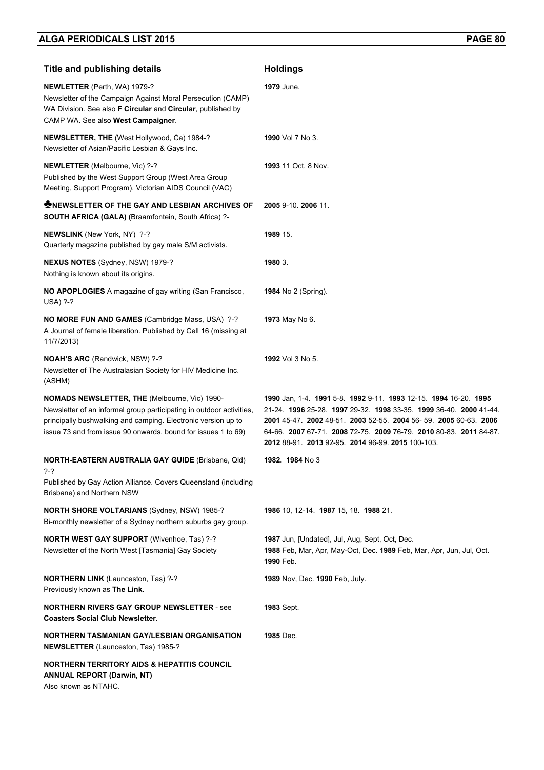| Title and publishing details | Holdings |
|---|---|
| **NEWLETTER** (Perth, WA) 1979-? Newsletter of the Campaign Against Moral Persecution (CAMP) WA Division. See also **F Circular** and **Circular**, published by CAMP WA. See also **West Campaigner**. | **1979** June. |
| **NEWSLETTER, THE** (West Hollywood, Ca) 1984-? Newsletter of Asian/Pacific Lesbian & Gays Inc. | **1990** Vol 7 No 3. |
| **NEWLETTER** (Melbourne, Vic) ?-? Published by the West Support Group (West Area Group Meeting, Support Program), Victorian AIDS Council (VAC) | **1993** 11 Oct, 8 Nov. |
| ♣**NEWSLETTER OF THE GAY AND LESBIAN ARCHIVES OF SOUTH AFRICA (GALA) (**Braamfontein, South Africa) ?- | **2005** 9-10. **2006** 11. |
| **NEWSLINK** (New York, NY) ?-? Quarterly magazine published by gay male S/M activists. | **1989** 15. |
| **NEXUS NOTES** (Sydney, NSW) 1979-? Nothing is known about its origins. | **1980** 3. |
| **NO APOPLOGIES** A magazine of gay writing (San Francisco, USA) ?-? | **1984** No 2 (Spring). |
| **NO MORE FUN AND GAMES** (Cambridge Mass, USA) ?-? A Journal of female liberation. Published by Cell 16 (missing at 11/7/2013) | **1973** May No 6. |
| **NOAH'S ARC** (Randwick, NSW) ?-? Newsletter of The Australasian Society for HIV Medicine Inc. (ASHM) | **1992** Vol 3 No 5. |
| **NOMADS NEWSLETTER, THE** (Melbourne, Vic) 1990- Newsletter of an informal group participating in outdoor activities, principally bushwalking and camping. Electronic version up to issue 73 and from issue 90 onwards, bound for issues 1 to 69) | **1990** Jan, 1-4. **1991** 5-8. **1992** 9-11. **1993** 12-15. **1994** 16-20. **1995** 21-24. **1996** 25-28. **1997** 29-32. **1998** 33-35. **1999** 36-40. **2000** 41-44. **2001** 45-47. **2002** 48-51. **2003** 52-55. **2004** 56- 59. **2005** 60-63. **2006** 64-66. **2007** 67-71. **2008** 72-75. **2009** 76-79. **2010** 80-83. **2011** 84-87. **2012** 88-91. **2013** 92-95. **2014** 96-99. **2015** 100-103. |
| **NORTH-EASTERN AUSTRALIA GAY GUIDE** (Brisbane, Qld) ?-? Published by Gay Action Alliance. Covers Queensland (including Brisbane) and Northern NSW | **1982. 1984** No 3 |
| **NORTH SHORE VOLTARIANS** (Sydney, NSW) 1985-? Bi-monthly newsletter of a Sydney northern suburbs gay group. | **1986** 10, 12-14. **1987** 15, 18. **1988** 21. |
| **NORTH WEST GAY SUPPORT** (Wivenhoe, Tas) ?-? Newsletter of the North West [Tasmania] Gay Society | **1987** Jun, [Undated], Jul, Aug, Sept, Oct, Dec. **1988** Feb, Mar, Apr, May-Oct, Dec. **1989** Feb, Mar, Apr, Jun, Jul, Oct. **1990** Feb. |
| **NORTHERN LINK** (Launceston, Tas) ?-? Previously known as **The Link**. | **1989** Nov, Dec. **1990** Feb, July. |
| **NORTHERN RIVERS GAY GROUP NEWSLETTER** - see **Coasters Social Club Newsletter**. | **1983** Sept. |
| **NORTHERN TASMANIAN GAY/LESBIAN ORGANISATION NEWSLETTER** (Launceston, Tas) 1985-? | **1985** Dec. |
| **NORTHERN TERRITORY AIDS & HEPATITIS COUNCIL ANNUAL REPORT (Darwin, NT)** Also known as NTAHC. | |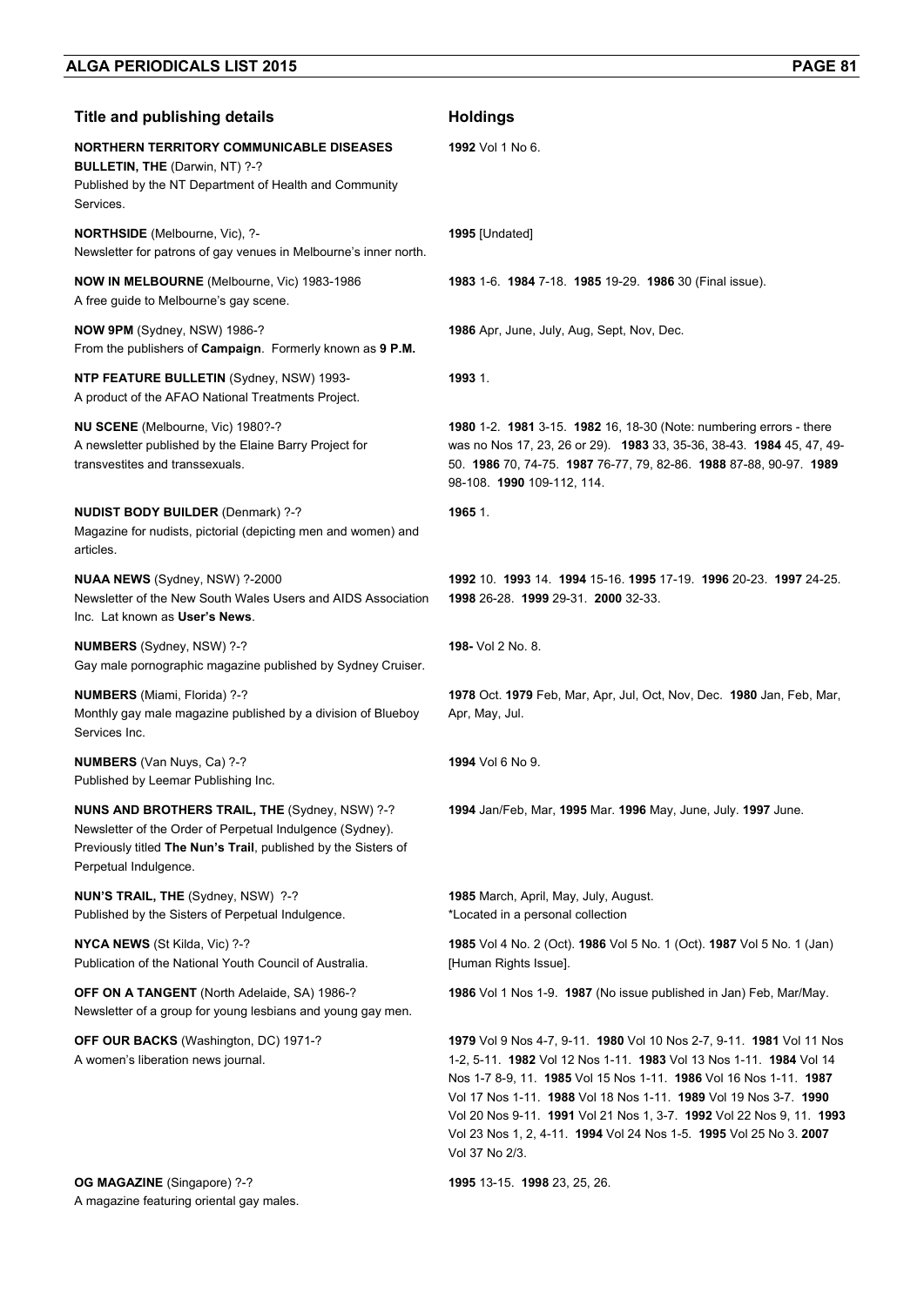| Title and publishing details | Holdings |
|---|---|
| **NORTHERN TERRITORY COMMUNICABLE DISEASES BULLETIN, THE** (Darwin, NT) ?-? Published by the NT Department of Health and Community Services. | **1992** Vol 1 No 6. |
| **NORTHSIDE** (Melbourne, Vic), ?- Newsletter for patrons of gay venues in Melbourne's inner north. | **1995** [Undated] |
| **NOW IN MELBOURNE** (Melbourne, Vic) 1983-1986 A free guide to Melbourne's gay scene. | **1983** 1-6. **1984** 7-18. **1985** 19-29. **1986** 30 (Final issue). |
| **NOW 9PM** (Sydney, NSW) 1986-? From the publishers of **Campaign**. Formerly known as **9 P.M.** | **1986** Apr, June, July, Aug, Sept, Nov, Dec. |
| **NTP FEATURE BULLETIN** (Sydney, NSW) 1993- A product of the AFAO National Treatments Project. | **1993** 1. |
| **NU SCENE** (Melbourne, Vic) 1980?-? A newsletter published by the Elaine Barry Project for transvestites and transsexuals. | **1980** 1-2. **1981** 3-15. **1982** 16, 18-30 (Note: numbering errors - there was no Nos 17, 23, 26 or 29). **1983** 33, 35-36, 38-43. **1984** 45, 47, 49-50. **1986** 70, 74-75. **1987** 76-77, 79, 82-86. **1988** 87-88, 90-97. **1989** 98-108. **1990** 109-112, 114. |
| **NUDIST BODY BUILDER** (Denmark) ?-? Magazine for nudists, pictorial (depicting men and women) and articles. | **1965** 1. |
| **NUAA NEWS** (Sydney, NSW) ?-2000 Newsletter of the New South Wales Users and AIDS Association Inc. Lat known as **User's News**. | **1992** 10. **1993** 14. **1994** 15-16. **1995** 17-19. **1996** 20-23. **1997** 24-25. **1998** 26-28. **1999** 29-31. **2000** 32-33. |
| **NUMBERS** (Sydney, NSW) ?-? Gay male pornographic magazine published by Sydney Cruiser. | **198-** Vol 2 No. 8. |
| **NUMBERS** (Miami, Florida) ?-? Monthly gay male magazine published by a division of Blueboy Services Inc. | **1978** Oct. **1979** Feb, Mar, Apr, Jul, Oct, Nov, Dec. **1980** Jan, Feb, Mar, Apr, May, Jul. |
| **NUMBERS** (Van Nuys, Ca) ?-? Published by Leemar Publishing Inc. | **1994** Vol 6 No 9. |
| **NUNS AND BROTHERS TRAIL, THE** (Sydney, NSW) ?-? Newsletter of the Order of Perpetual Indulgence (Sydney). Previously titled **The Nun's Trail**, published by the Sisters of Perpetual Indulgence. | **1994** Jan/Feb, Mar, **1995** Mar. **1996** May, June, July. **1997** June. |
| **NUN'S TRAIL, THE** (Sydney, NSW) ?-? Published by the Sisters of Perpetual Indulgence. | **1985** March, April, May, July, August. *Located in a personal collection |
| **NYCA NEWS** (St Kilda, Vic) ?-? Publication of the National Youth Council of Australia. | **1985** Vol 4 No. 2 (Oct). **1986** Vol 5 No. 1 (Oct). **1987** Vol 5 No. 1 (Jan) [Human Rights Issue]. |
| **OFF ON A TANGENT** (North Adelaide, SA) 1986-? Newsletter of a group for young lesbians and young gay men. | **1986** Vol 1 Nos 1-9. **1987** (No issue published in Jan) Feb, Mar/May. |
| **OFF OUR BACKS** (Washington, DC) 1971-? A women's liberation news journal. | **1979** Vol 9 Nos 4-7, 9-11. **1980** Vol 10 Nos 2-7, 9-11. **1981** Vol 11 Nos 1-2, 5-11. **1982** Vol 12 Nos 1-11. **1983** Vol 13 Nos 1-11. **1984** Vol 14 Nos 1-7 8-9, 11. **1985** Vol 15 Nos 1-11. **1986** Vol 16 Nos 1-11. **1987** Vol 17 Nos 1-11. **1988** Vol 18 Nos 1-11. **1989** Vol 19 Nos 3-7. **1990** Vol 20 Nos 9-11. **1991** Vol 21 Nos 1, 3-7. **1992** Vol 22 Nos 9, 11. **1993** Vol 23 Nos 1, 2, 4-11. **1994** Vol 24 Nos 1-5. **1995** Vol 25 No 3. **2007** Vol 37 No 2/3. |
| **OG MAGAZINE** (Singapore) ?-? A magazine featuring oriental gay males. | **1995** 13-15. **1998** 23, 25, 26. |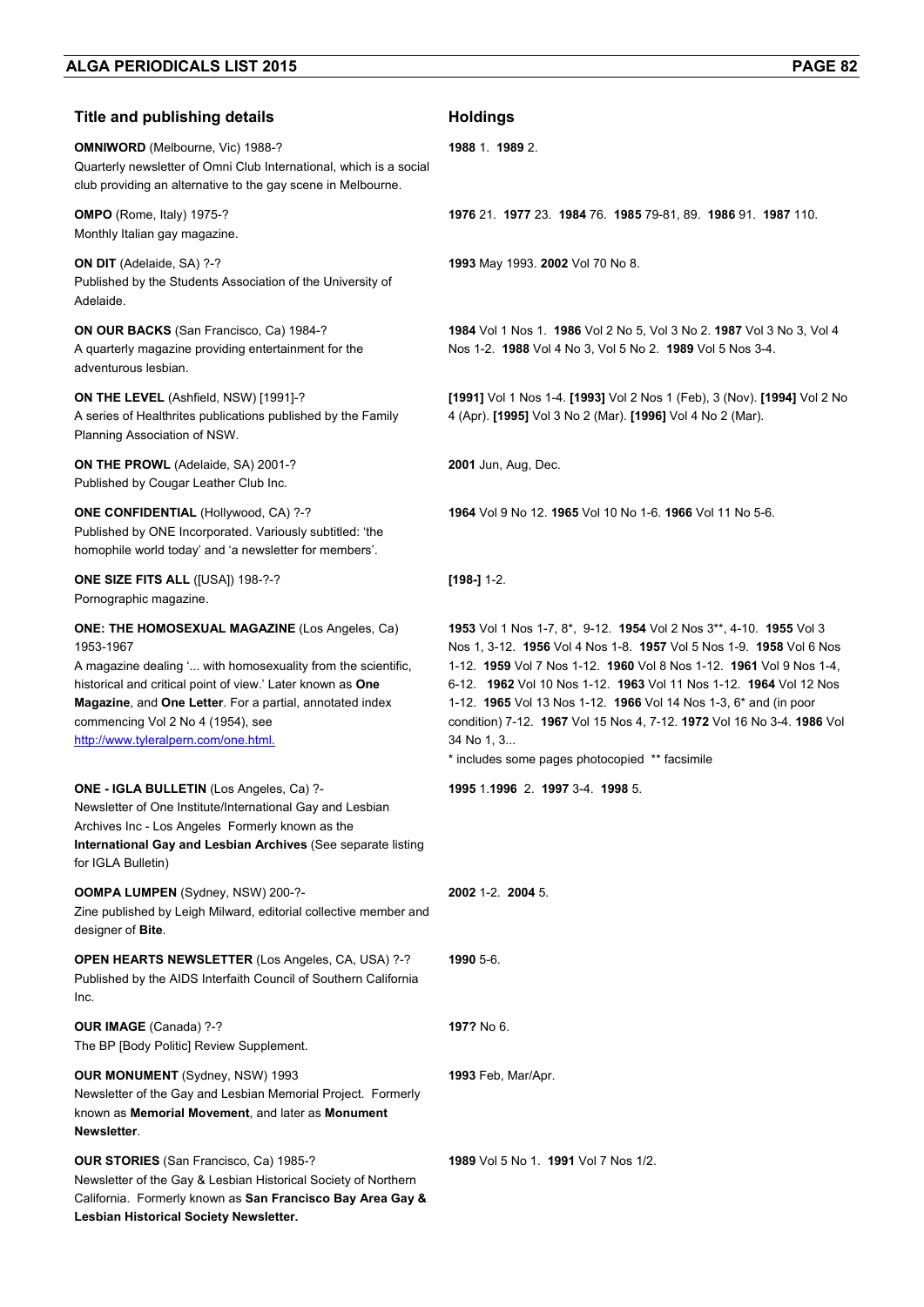| Title and publishing details | Holdings |
|---|---|
| **OMNIWORD** (Melbourne, Vic) 1988-? Quarterly newsletter of Omni Club International, which is a social club providing an alternative to the gay scene in Melbourne. | **1988** 1. **1989** 2. |
| **OMPO** (Rome, Italy) 1975-? Monthly Italian gay magazine. | **1976** 21. **1977** 23. **1984** 76. **1985** 79-81, 89. **1986** 91. **1987** 110. |
| **ON DIT** (Adelaide, SA) ?-? Published by the Students Association of the University of Adelaide. | **1993** May 1993. **2002** Vol 70 No 8. |
| **ON OUR BACKS** (San Francisco, Ca) 1984-? A quarterly magazine providing entertainment for the adventurous lesbian. | **1984** Vol 1 Nos 1. **1986** Vol 2 No 5, Vol 3 No 2. **1987** Vol 3 No 3, Vol 4 Nos 1-2. **1988** Vol 4 No 3, Vol 5 No 2. **1989** Vol 5 Nos 3-4. |
| **ON THE LEVEL** (Ashfield, NSW) [1991]-? A series of Healthrites publications published by the Family Planning Association of NSW. | **[1991]** Vol 1 Nos 1-4. **[1993]** Vol 2 Nos 1 (Feb), 3 (Nov). **[1994]** Vol 2 No 4 (Apr). **[1995]** Vol 3 No 2 (Mar). **[1996]** Vol 4 No 2 (Mar). |
| **ON THE PROWL** (Adelaide, SA) 2001-? Published by Cougar Leather Club Inc. | **2001** Jun, Aug, Dec. |
| **ONE CONFIDENTIAL** (Hollywood, CA) ?-? Published by ONE Incorporated. Variously subtitled: 'the homophile world today' and 'a newsletter for members'. | **1964** Vol 9 No 12. **1965** Vol 10 No 1-6. **1966** Vol 11 No 5-6. |
| **ONE SIZE FITS ALL** ([USA]) 198-?-? Pornographic magazine. | **[198-]** 1-2. |
| **ONE: THE HOMOSEXUAL MAGAZINE** (Los Angeles, Ca) 1953-1967 A magazine dealing '... with homosexuality from the scientific, historical and critical point of view.' Later known as **One Magazine**, and **One Letter**. For a partial, annotated index commencing Vol 2 No 4 (1954), see [http://www.tyleralpern.com/one.html.](http://www.tyleralpern.com/one.html) | **1953** Vol 1 Nos 1-7, 8*, 9-12. **1954** Vol 2 Nos 3**, 4-10. **1955** Vol 3 Nos 1, 3-12. **1956** Vol 4 Nos 1-8. **1957** Vol 5 Nos 1-9. **1958** Vol 6 Nos 1-12. **1959** Vol 7 Nos 1-12. **1960** Vol 8 Nos 1-12. **1961** Vol 9 Nos 1-4, 6-12. **1962** Vol 10 Nos 1-12. **1963** Vol 11 Nos 1-12. **1964** Vol 12 Nos 1-12. **1965** Vol 13 Nos 1-12. **1966** Vol 14 Nos 1-3, 6* and (in poor condition) 7-12. **1967** Vol 15 Nos 4, 7-12. **1972** Vol 16 No 3-4. **1986** Vol 34 No 1, 3... * includes some pages photocopied ** facsimile |
| **ONE - IGLA BULLETIN** (Los Angeles, Ca) ?- Newsletter of One Institute/International Gay and Lesbian Archives Inc - Los Angeles Formerly known as the **International Gay and Lesbian Archives** (See separate listing for IGLA Bulletin) | **1995** 1.**1996** 2. **1997** 3-4. **1998** 5. |
| **OOMPA LUMPEN** (Sydney, NSW) 200-?- Zine published by Leigh Milward, editorial collective member and designer of **Bite**. | **2002** 1-2. **2004** 5. |
| **OPEN HEARTS NEWSLETTER** (Los Angeles, CA, USA) ?-? Published by the AIDS Interfaith Council of Southern California Inc. | **1990** 5-6. |
| **OUR IMAGE** (Canada) ?-? The BP [Body Politic] Review Supplement. | **197?** No 6. |
| **OUR MONUMENT** (Sydney, NSW) 1993 Newsletter of the Gay and Lesbian Memorial Project. Formerly known as **Memorial Movement**, and later as **Monument Newsletter**. | **1993** Feb, Mar/Apr. |
| **OUR STORIES** (San Francisco, Ca) 1985-? Newsletter of the Gay & Lesbian Historical Society of Northern California. Formerly known as **San Francisco Bay Area Gay & Lesbian Historical Society Newsletter.** | **1989** Vol 5 No 1. **1991** Vol 7 Nos 1/2. |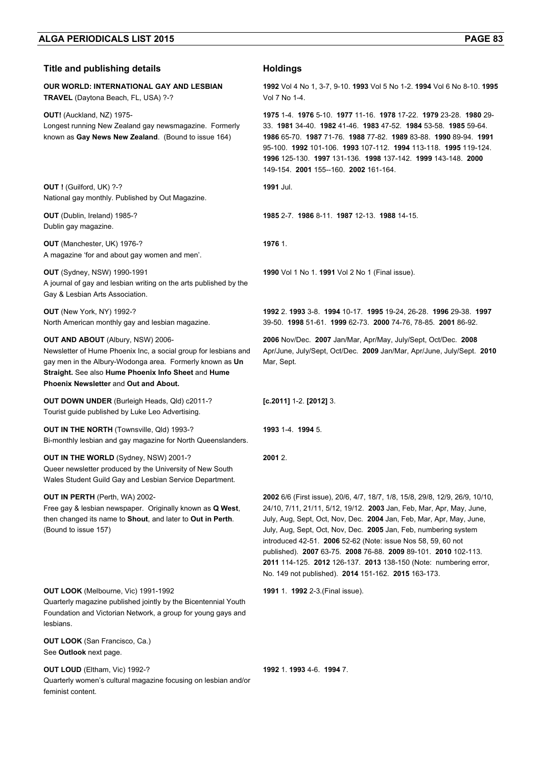| **Title and publishing details** | **Holdings** |
| --- | --- |
| **OUR WORLD: INTERNATIONAL GAY AND LESBIAN TRAVEL** (Daytona Beach, FL, USA) ?-? | **1992** Vol 4 No 1, 3-7, 9-10. **1993** Vol 5 No 1-2. **1994** Vol 6 No 8-10. **1995** Vol 7 No 1-4. |
| **OUT!** (Auckland, NZ) 1975-<br>Longest running New Zealand gay newsmagazine. Formerly known as **Gay News New Zealand**. (Bound to issue 164) | **1975** 1-4. **1976** 5-10. **1977** 11-16. **1978** 17-22. **1979** 23-28. **1980** 29-33. **1981** 34-40. **1982** 41-46. **1983** 47-52. **1984** 53-58. **1985** 59-64. **1986** 65-70. **1987** 71-76. **1988** 77-82. **1989** 83-88. **1990** 89-94. **1991** 95-100. **1992** 101-106. **1993** 107-112. **1994** 113-118. **1995** 119-124. **1996** 125-130. **1997** 131-136. **1998** 137-142. **1999** 143-148. **2000** 149-154. **2001** 155--160. **2002** 161-164. |
| **OUT !** (Guilford, UK) ?-?<br>National gay monthly. Published by Out Magazine. | **1991** Jul. |
| **OUT** (Dublin, Ireland) 1985-?<br>Dublin gay magazine. | **1985** 2-7. **1986** 8-11. **1987** 12-13. **1988** 14-15. |
| **OUT** (Manchester, UK) 1976-?<br>A magazine 'for and about gay women and men'. | **1976** 1. |
| **OUT** (Sydney, NSW) 1990-1991<br>A journal of gay and lesbian writing on the arts published by the Gay & Lesbian Arts Association. | **1990** Vol 1 No 1. **1991** Vol 2 No 1 (Final issue). |
| **OUT** (New York, NY) 1992-?<br>North American monthly gay and lesbian magazine. | **1992** 2. **1993** 3-8. **1994** 10-17. **1995** 19-24, 26-28. **1996** 29-38. **1997** 39-50. **1998** 51-61. **1999** 62-73. **2000** 74-76, 78-85. **2001** 86-92. |
| **OUT AND ABOUT** (Albury, NSW) 2006-<br>Newsletter of Hume Phoenix Inc, a social group for lesbians and gay men in the Albury-Wodonga area. Formerly known as **Un Straight.** See also **Hume Phoenix Info Sheet** and **Hume Phoenix Newsletter** and **Out and About.** | **2006** Nov/Dec. **2007** Jan/Mar, Apr/May, July/Sept, Oct/Dec. **2008** Apr/June, July/Sept, Oct/Dec. **2009** Jan/Mar, Apr/June, July/Sept. **2010** Mar, Sept. |
| **OUT DOWN UNDER** (Burleigh Heads, Qld) c2011-?<br>Tourist guide published by Luke Leo Advertising. | **[c.2011]** 1-2. **[2012]** 3. |
| **OUT IN THE NORTH** (Townsville, Qld) 1993-?<br>Bi-monthly lesbian and gay magazine for North Queenslanders. | **1993** 1-4. **1994** 5. |
| **OUT IN THE WORLD** (Sydney, NSW) 2001-?<br>Queer newsletter produced by the University of New South Wales Student Guild Gay and Lesbian Service Department. | **2001** 2. |
| **OUT IN PERTH** (Perth, WA) 2002-<br>Free gay & lesbian newspaper. Originally known as **Q West**, then changed its name to **Shout**, and later to **Out in Perth**. (Bound to issue 157) | **2002** 6/6 (First issue), 20/6, 4/7, 18/7, 1/8, 15/8, 29/8, 12/9, 26/9, 10/10, 24/10, 7/11, 21/11, 5/12, 19/12. **2003** Jan, Feb, Mar, Apr, May, June, July, Aug, Sept, Oct, Nov, Dec. **2004** Jan, Feb, Mar, Apr, May, June, July, Aug, Sept, Oct, Nov, Dec. **2005** Jan, Feb, numbering system introduced 42-51. **2006** 52-62 (Note: issue Nos 58, 59, 60 not published). **2007** 63-75. **2008** 76-88. **2009** 89-101. **2010** 102-113. **2011** 114-125. **2012** 126-137. **2013** 138-150 (Note: numbering error, No. 149 not published). **2014** 151-162. **2015** 163-173. |
| **OUT LOOK** (Melbourne, Vic) 1991-1992<br>Quarterly magazine published jointly by the Bicentennial Youth Foundation and Victorian Network, a group for young gays and lesbians. | **1991** 1. **1992** 2-3.(Final issue). |
| **OUT LOOK** (San Francisco, Ca.)<br>See **Outlook** next page. | |
| **OUT LOUD** (Eltham, Vic) 1992-?<br>Quarterly women's cultural magazine focusing on lesbian and/or feminist content. | **1992** 1. **1993** 4-6. **1994** 7. |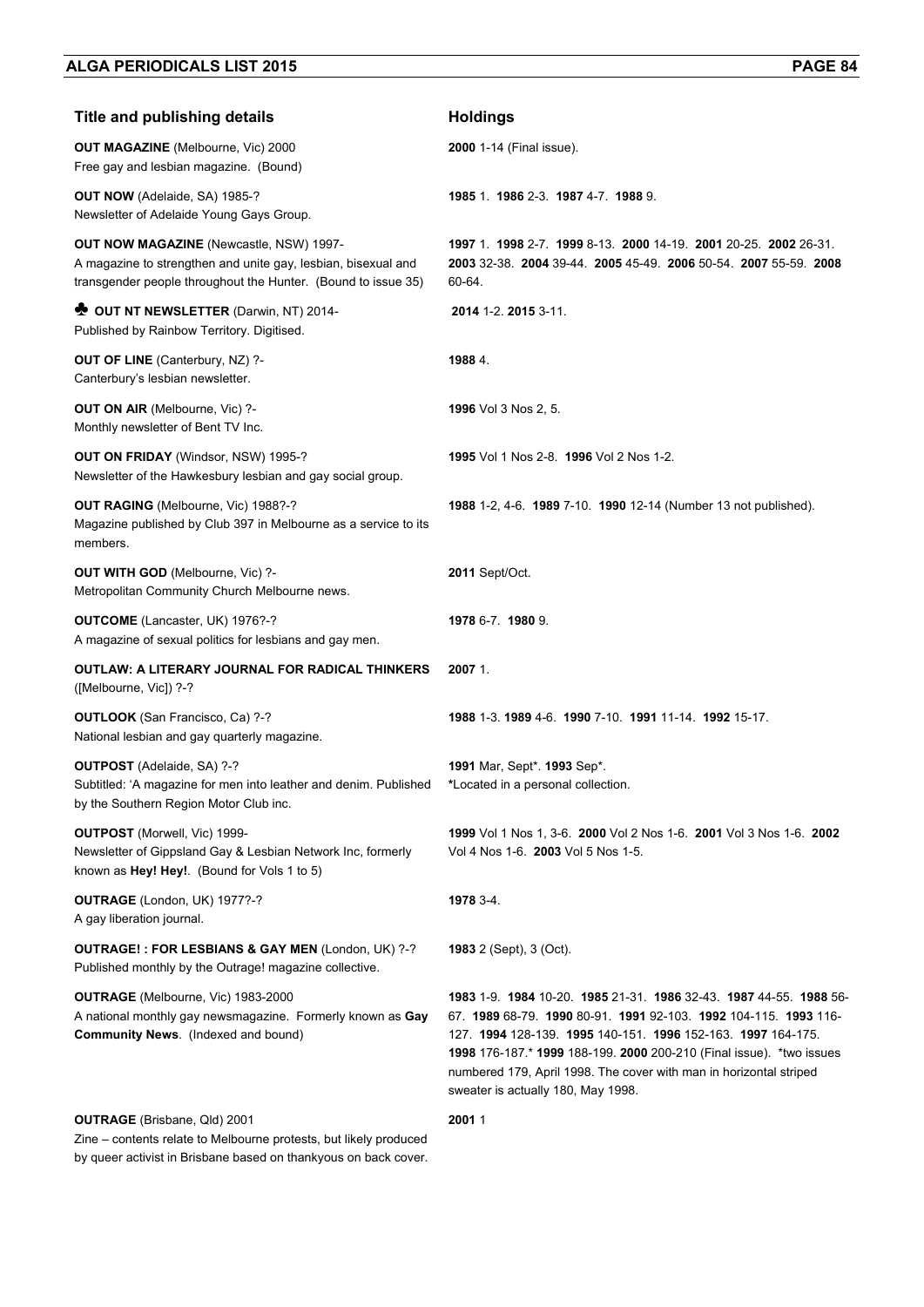| Title and publishing details | Holdings |
|---|---|
| **OUT MAGAZINE** (Melbourne, Vic) 2000<br>Free gay and lesbian magazine. (Bound) | **2000** 1-14 (Final issue). |
| **OUT NOW** (Adelaide, SA) 1985-?<br>Newsletter of Adelaide Young Gays Group. | **1985** 1. **1986** 2-3. **1987** 4-7. **1988** 9. |
| **OUT NOW MAGAZINE** (Newcastle, NSW) 1997-<br>A magazine to strengthen and unite gay, lesbian, bisexual and transgender people throughout the Hunter. (Bound to issue 35) | **1997** 1. **1998** 2-7. **1999** 8-13. **2000** 14-19. **2001** 20-25. **2002** 26-31. **2003** 32-38. **2004** 39-44. **2005** 45-49. **2006** 50-54. **2007** 55-59. **2008** 60-64. |
| ♣ **OUT NT NEWSLETTER** (Darwin, NT) 2014-<br>Published by Rainbow Territory. Digitised. | **2014** 1-2. **2015** 3-11. |
| **OUT OF LINE** (Canterbury, NZ) ?-<br>Canterbury's lesbian newsletter. | **1988** 4. |
| **OUT ON AIR** (Melbourne, Vic) ?-<br>Monthly newsletter of Bent TV Inc. | **1996** Vol 3 Nos 2, 5. |
| **OUT ON FRIDAY** (Windsor, NSW) 1995-?<br>Newsletter of the Hawkesbury lesbian and gay social group. | **1995** Vol 1 Nos 2-8. **1996** Vol 2 Nos 1-2. |
| **OUT RAGING** (Melbourne, Vic) 1988?-?<br>Magazine published by Club 397 in Melbourne as a service to its members. | **1988** 1-2, 4-6. **1989** 7-10. **1990** 12-14 (Number 13 not published). |
| **OUT WITH GOD** (Melbourne, Vic) ?-<br>Metropolitan Community Church Melbourne news. | **2011** Sept/Oct. |
| **OUTCOME** (Lancaster, UK) 1976?-?<br>A magazine of sexual politics for lesbians and gay men. | **1978** 6-7. **1980** 9. |
| **OUTLAW: A LITERARY JOURNAL FOR RADICAL THINKERS** ([Melbourne, Vic]) ?-? | **2007** 1. |
| **OUTLOOK** (San Francisco, Ca) ?-?<br>National lesbian and gay quarterly magazine. | **1988** 1-3. **1989** 4-6. **1990** 7-10. **1991** 11-14. **1992** 15-17. |
| **OUTPOST** (Adelaide, SA) ?-?<br>Subtitled: 'A magazine for men into leather and denim. Published by the Southern Region Motor Club inc. | **1991** Mar, Sept*. **1993** Sep*.<br>*Located in a personal collection. |
| **OUTPOST** (Morwell, Vic) 1999-<br>Newsletter of Gippsland Gay & Lesbian Network Inc, formerly known as **Hey! Hey!**. (Bound for Vols 1 to 5) | **1999** Vol 1 Nos 1, 3-6. **2000** Vol 2 Nos 1-6. **2001** Vol 3 Nos 1-6. **2002** Vol 4 Nos 1-6. **2003** Vol 5 Nos 1-5. |
| **OUTRAGE** (London, UK) 1977?-?<br>A gay liberation journal. | **1978** 3-4. |
| **OUTRAGE! : FOR LESBIANS & GAY MEN** (London, UK) ?-?<br>Published monthly by the Outrage! magazine collective. | **1983** 2 (Sept), 3 (Oct). |
| **OUTRAGE** (Melbourne, Vic) 1983-2000<br>A national monthly gay newsmagazine. Formerly known as **Gay Community News**. (Indexed and bound) | **1983** 1-9. **1984** 10-20. **1985** 21-31. **1986** 32-43. **1987** 44-55. **1988** 56-67. **1989** 68-79. **1990** 80-91. **1991** 92-103. **1992** 104-115. **1993** 116-127. **1994** 128-139. **1995** 140-151. **1996** 152-163. **1997** 164-175. **1998** 176-187.* **1999** 188-199. **2000** 200-210 (Final issue). *two issues numbered 179, April 1998. The cover with man in horizontal striped sweater is actually 180, May 1998. |
| **OUTRAGE** (Brisbane, Qld) 2001<br>Zine – contents relate to Melbourne protests, but likely produced by queer activist in Brisbane based on thankyous on back cover. | **2001** 1 |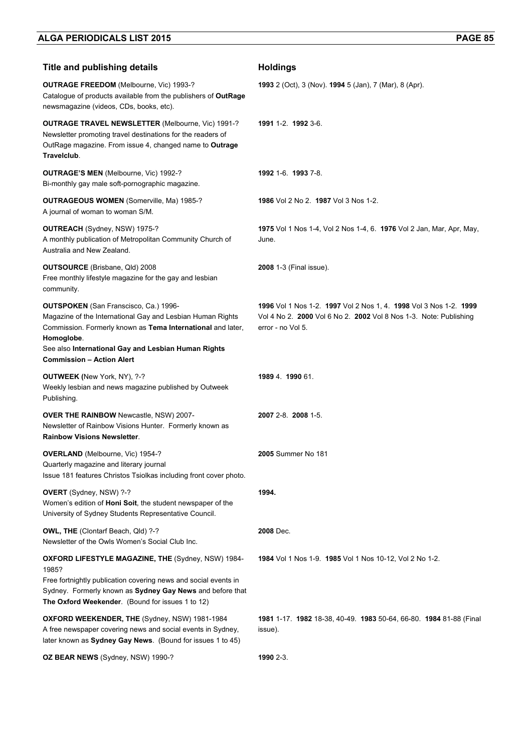| Title and publishing details | Holdings |
|---|---|
| **OUTRAGE FREEDOM** (Melbourne, Vic) 1993-? Catalogue of products available from the publishers of **OutRage** newsmagazine (videos, CDs, books, etc). | **1993** 2 (Oct), 3 (Nov). **1994** 5 (Jan), 7 (Mar), 8 (Apr). |
| **OUTRAGE TRAVEL NEWSLETTER** (Melbourne, Vic) 1991-? Newsletter promoting travel destinations for the readers of OutRage magazine. From issue 4, changed name to **Outrage Travelclub**. | **1991** 1-2. **1992** 3-6. |
| **OUTRAGE'S MEN** (Melbourne, Vic) 1992-? Bi-monthly gay male soft-pornographic magazine. | **1992** 1-6. **1993** 7-8. |
| **OUTRAGEOUS WOMEN** (Somerville, Ma) 1985-? A journal of woman to woman S/M. | **1986** Vol 2 No 2. **1987** Vol 3 Nos 1-2. |
| **OUTREACH** (Sydney, NSW) 1975-? A monthly publication of Metropolitan Community Church of Australia and New Zealand. | **1975** Vol 1 Nos 1-4, Vol 2 Nos 1-4, 6. **1976** Vol 2 Jan, Mar, Apr, May, June. |
| **OUTSOURCE** (Brisbane, Qld) 2008 Free monthly lifestyle magazine for the gay and lesbian community. | **2008** 1-3 (Final issue). |
| **OUTSPOKEN** (San Franscisco, Ca.) 1996- Magazine of the International Gay and Lesbian Human Rights Commission. Formerly known as **Tema International** and later, **Homoglobe**. See also **International Gay and Lesbian Human Rights Commission – Action Alert** | **1996** Vol 1 Nos 1-2. **1997** Vol 2 Nos 1, 4. **1998** Vol 3 Nos 1-2. **1999** Vol 4 No 2. **2000** Vol 6 No 2. **2002** Vol 8 Nos 1-3. Note: Publishing error - no Vol 5. |
| **OUTWEEK (**New York, NY), ?-? Weekly lesbian and news magazine published by Outweek Publishing. | **1989** 4. **1990** 61. |
| **OVER THE RAINBOW** Newcastle, NSW) 2007- Newsletter of Rainbow Visions Hunter. Formerly known as **Rainbow Visions Newsletter**. | **2007** 2-8. **2008** 1-5. |
| **OVERLAND** (Melbourne, Vic) 1954-? Quarterly magazine and literary journal Issue 181 features Christos Tsiolkas including front cover photo. | **2005** Summer No 181 |
| **OVERT** (Sydney, NSW) ?-? Women's edition of **Honi Soit**, the student newspaper of the University of Sydney Students Representative Council. | **1994.** |
| **OWL, THE** (Clontarf Beach, Qld) ?-? Newsletter of the Owls Women's Social Club Inc. | **2008** Dec. |
| **OXFORD LIFESTYLE MAGAZINE, THE** (Sydney, NSW) 1984-1985? Free fortnightly publication covering news and social events in Sydney. Formerly known as **Sydney Gay News** and before that **The Oxford Weekender**. (Bound for issues 1 to 12) | **1984** Vol 1 Nos 1-9. **1985** Vol 1 Nos 10-12, Vol 2 No 1-2. |
| **OXFORD WEEKENDER, THE** (Sydney, NSW) 1981-1984 A free newspaper covering news and social events in Sydney, later known as **Sydney Gay News**. (Bound for issues 1 to 45) | **1981** 1-17. **1982** 18-38, 40-49. **1983** 50-64, 66-80. **1984** 81-88 (Final issue). |
| **OZ BEAR NEWS** (Sydney, NSW) 1990-? | **1990** 2-3. |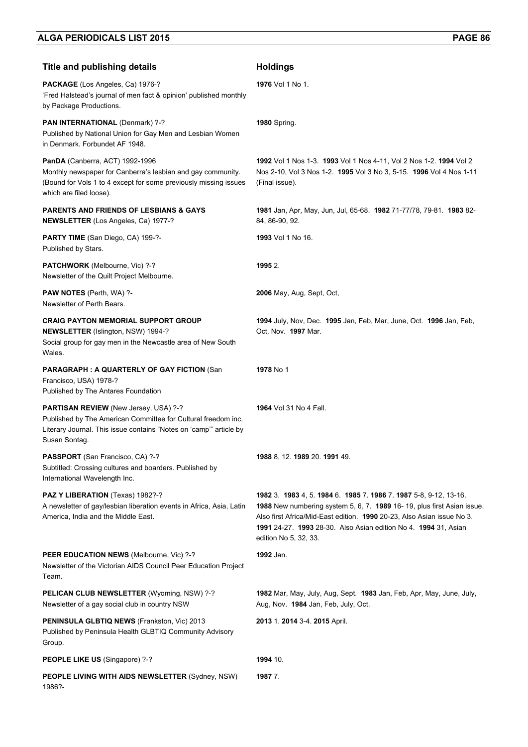| Title and publishing details | Holdings |
|---|---|
| **PACKAGE** (Los Angeles, Ca) 1976-?<br>'Fred Halstead's journal of men fact & opinion' published monthly by Package Productions. | **1976** Vol 1 No 1. |
| **PAN INTERNATIONAL** (Denmark) ?-?<br>Published by National Union for Gay Men and Lesbian Women in Denmark. Forbundet AF 1948. | **1980** Spring. |
| **PanDA** (Canberra, ACT) 1992-1996<br>Monthly newspaper for Canberra's lesbian and gay community. (Bound for Vols 1 to 4 except for some previously missing issues which are filed loose). | **1992** Vol 1 Nos 1-3. **1993** Vol 1 Nos 4-11, Vol 2 Nos 1-2. **1994** Vol 2 Nos 2-10, Vol 3 Nos 1-2. **1995** Vol 3 No 3, 5-15. **1996** Vol 4 Nos 1-11 (Final issue). |
| **PARENTS AND FRIENDS OF LESBIANS & GAYS NEWSLETTER** (Los Angeles, Ca) 1977-? | **1981** Jan, Apr, May, Jun, Jul, 65-68. **1982** 71-77/78, 79-81. **1983** 82-84, 86-90, 92. |
| **PARTY TIME** (San Diego, CA) 199-?-<br>Published by Stars. | **1993** Vol 1 No 16. |
| **PATCHWORK** (Melbourne, Vic) ?-?<br>Newsletter of the Quilt Project Melbourne. | **1995** 2. |
| **PAW NOTES** (Perth, WA) ?-<br>Newsletter of Perth Bears. | **2006** May, Aug, Sept, Oct, |
| **CRAIG PAYTON MEMORIAL SUPPORT GROUP NEWSLETTER** (Islington, NSW) 1994-?<br>Social group for gay men in the Newcastle area of New South Wales. | **1994** July, Nov, Dec. **1995** Jan, Feb, Mar, June, Oct. **1996** Jan, Feb, Oct, Nov. **1997** Mar. |
| **PARAGRAPH : A QUARTERLY OF GAY FICTION** (San Francisco, USA) 1978-?<br>Published by The Antares Foundation | **1978** No 1 |
| **PARTISAN REVIEW** (New Jersey, USA) ?-?<br>Published by The American Committee for Cultural freedom inc. Literary Journal. This issue contains "Notes on 'camp'" article by Susan Sontag. | **1964** Vol 31 No 4 Fall. |
| **PASSPORT** (San Francisco, CA) ?-?<br>Subtitled: Crossing cultures and boarders. Published by International Wavelength Inc. | **1988** 8, 12. **1989** 20. **1991** 49. |
| **PAZ Y LIBERATION** (Texas) 1982?-?<br>A newsletter of gay/lesbian liberation events in Africa, Asia, Latin America, India and the Middle East. | **1982** 3. **1983** 4, 5. **1984** 6. **1985** 7. **1986** 7. **1987** 5-8, 9-12, 13-16. **1988** New numbering system 5, 6, 7. **1989** 16- 19, plus first Asian issue. Also first Africa/Mid-East edition. **1990** 20-23, Also Asian issue No 3. **1991** 24-27. **1993** 28-30. Also Asian edition No 4. **1994** 31, Asian edition No 5, 32, 33. |
| **PEER EDUCATION NEWS** (Melbourne, Vic) ?-?<br>Newsletter of the Victorian AIDS Council Peer Education Project Team. | **1992** Jan. |
| **PELICAN CLUB NEWSLETTER** (Wyoming, NSW) ?-?<br>Newsletter of a gay social club in country NSW | **1982** Mar, May, July, Aug, Sept. **1983** Jan, Feb, Apr, May, June, July, Aug, Nov. **1984** Jan, Feb, July, Oct. |
| **PENINSULA GLBTIQ NEWS** (Frankston, Vic) 2013<br>Published by Peninsula Health GLBTIQ Community Advisory Group. | **2013** 1. **2014** 3-4. **2015** April. |
| **PEOPLE LIKE US** (Singapore) ?-? | **1994** 10. |
| **PEOPLE LIVING WITH AIDS NEWSLETTER** (Sydney, NSW) 1986?- | **1987** 7. |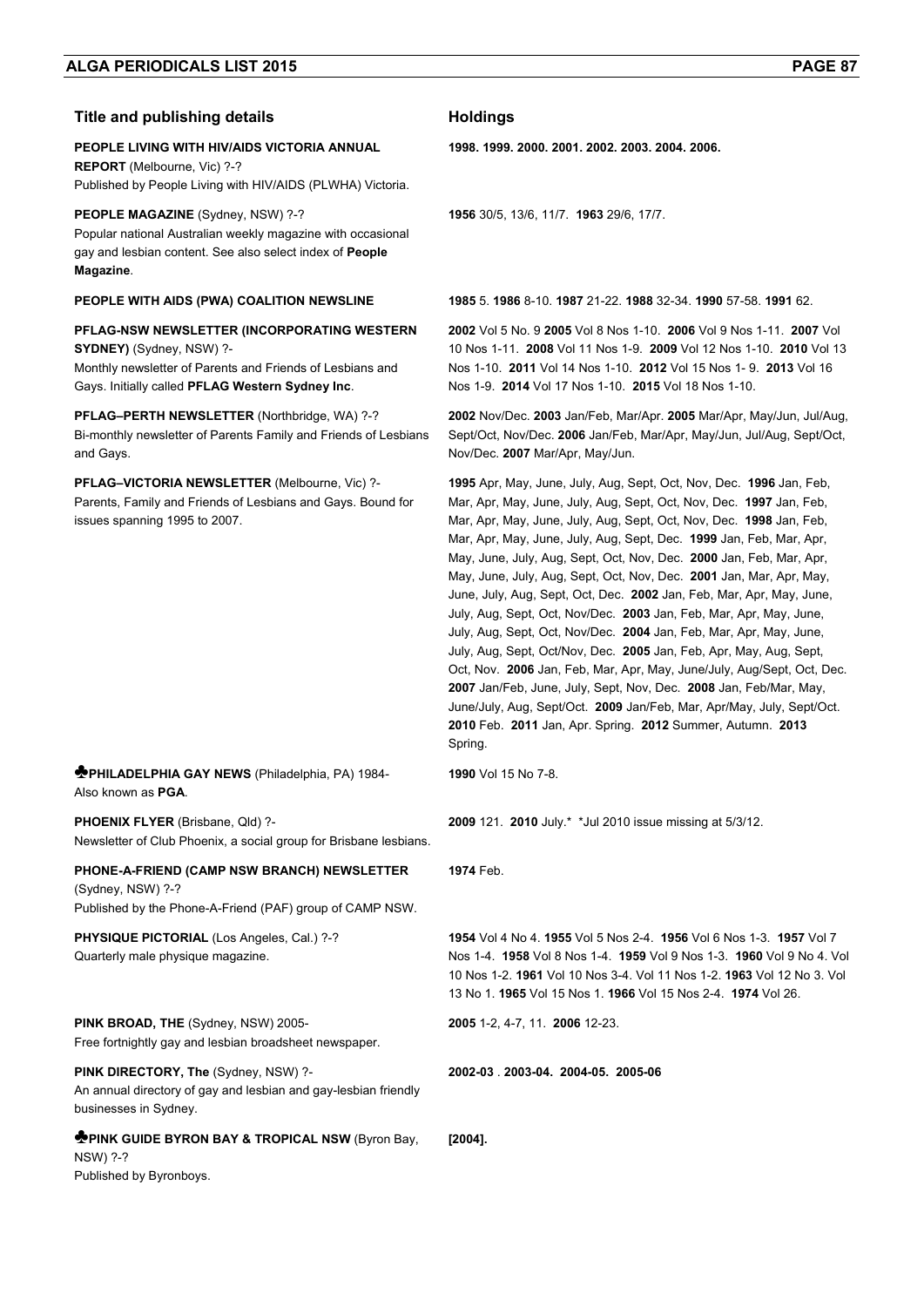| Title and publishing details | Holdings |
|---|---|
| **PEOPLE LIVING WITH HIV/AIDS VICTORIA ANNUAL REPORT** (Melbourne, Vic) ?-? Published by People Living with HIV/AIDS (PLWHA) Victoria. | **1998. 1999. 2000. 2001. 2002. 2003. 2004. 2006.** |
| **PEOPLE MAGAZINE** (Sydney, NSW) ?-? Popular national Australian weekly magazine with occasional gay and lesbian content. See also select index of **People Magazine**. | **1956** 30/5, 13/6, 11/7. **1963** 29/6, 17/7. |
| **PEOPLE WITH AIDS (PWA) COALITION NEWSLINE** | **1985** 5. **1986** 8-10. **1987** 21-22. **1988** 32-34. **1990** 57-58. **1991** 62. |
| **PFLAG-NSW NEWSLETTER (INCORPORATING WESTERN SYDNEY)** (Sydney, NSW) ?- Monthly newsletter of Parents and Friends of Lesbians and Gays. Initially called **PFLAG Western Sydney Inc**. | **2002** Vol 5 No. 9 **2005** Vol 8 Nos 1-10. **2006** Vol 9 Nos 1-11. **2007** Vol 10 Nos 1-11. **2008** Vol 11 Nos 1-9. **2009** Vol 12 Nos 1-10. **2010** Vol 13 Nos 1-10. **2011** Vol 14 Nos 1-10. **2012** Vol 15 Nos 1- 9. **2013** Vol 16 Nos 1-9. **2014** Vol 17 Nos 1-10. **2015** Vol 18 Nos 1-10. |
| **PFLAG–PERTH NEWSLETTER** (Northbridge, WA) ?-? Bi-monthly newsletter of Parents Family and Friends of Lesbians and Gays. | **2002** Nov/Dec. **2003** Jan/Feb, Mar/Apr. **2005** Mar/Apr, May/Jun, Jul/Aug, Sept/Oct, Nov/Dec. **2006** Jan/Feb, Mar/Apr, May/Jun, Jul/Aug, Sept/Oct, Nov/Dec. **2007** Mar/Apr, May/Jun. |
| **PFLAG–VICTORIA NEWSLETTER** (Melbourne, Vic) ?- Parents, Family and Friends of Lesbians and Gays. Bound for issues spanning 1995 to 2007. | **1995** Apr, May, June, July, Aug, Sept, Oct, Nov, Dec. **1996** Jan, Feb, Mar, Apr, May, June, July, Aug, Sept, Oct, Nov, Dec. **1997** Jan, Feb, Mar, Apr, May, June, July, Aug, Sept, Oct, Nov, Dec. **1998** Jan, Feb, Mar, Apr, May, June, July, Aug, Sept, Dec. **1999** Jan, Feb, Mar, Apr, May, June, July, Aug, Sept, Oct, Nov, Dec. **2000** Jan, Feb, Mar, Apr, May, June, July, Aug, Sept, Oct, Nov, Dec. **2001** Jan, Mar, Apr, May, June, July, Aug, Sept, Oct, Dec. **2002** Jan, Feb, Mar, Apr, May, June, July, Aug, Sept, Oct, Nov/Dec. **2003** Jan, Feb, Mar, Apr, May, June, July, Aug, Sept, Oct, Nov/Dec. **2004** Jan, Feb, Mar, Apr, May, June, July, Aug, Sept, Oct/Nov, Dec. **2005** Jan, Feb, Apr, May, Aug, Sept, Oct, Nov. **2006** Jan, Feb, Mar, Apr, May, June/July, Aug/Sept, Oct, Dec. **2007** Jan/Feb, June, July, Sept, Nov, Dec. **2008** Jan, Feb/Mar, May, June/July, Aug, Sept/Oct. **2009** Jan/Feb, Mar, Apr/May, July, Sept/Oct. **2010** Feb. **2011** Jan, Apr. Spring. **2012** Summer, Autumn. **2013** Spring. |
| ♣**PHILADELPHIA GAY NEWS** (Philadelphia, PA) 1984- Also known as **PGA**. | **1990** Vol 15 No 7-8. |
| **PHOENIX FLYER** (Brisbane, Qld) ?- Newsletter of Club Phoenix, a social group for Brisbane lesbians. | **2009** 121. **2010** July.* *Jul 2010 issue missing at 5/3/12. |
| **PHONE-A-FRIEND (CAMP NSW BRANCH) NEWSLETTER** (Sydney, NSW) ?-? Published by the Phone-A-Friend (PAF) group of CAMP NSW. | **1974** Feb. |
| **PHYSIQUE PICTORIAL** (Los Angeles, Cal.) ?-? Quarterly male physique magazine. | **1954** Vol 4 No 4. **1955** Vol 5 Nos 2-4. **1956** Vol 6 Nos 1-3. **1957** Vol 7 Nos 1-4. **1958** Vol 8 Nos 1-4. **1959** Vol 9 Nos 1-3. **1960** Vol 9 No 4. Vol 10 Nos 1-2. **1961** Vol 10 Nos 3-4. Vol 11 Nos 1-2. **1963** Vol 12 No 3. Vol 13 No 1. **1965** Vol 15 Nos 1. **1966** Vol 15 Nos 2-4. **1974** Vol 26. |
| **PINK BROAD, THE** (Sydney, NSW) 2005- Free fortnightly gay and lesbian broadsheet newspaper. | **2005** 1-2, 4-7, 11. **2006** 12-23. |
| **PINK DIRECTORY, The** (Sydney, NSW) ?- An annual directory of gay and lesbian and gay-lesbian friendly businesses in Sydney. | **2002-03** . **2003-04. 2004-05. 2005-06** |
| ♣**PINK GUIDE BYRON BAY & TROPICAL NSW** (Byron Bay, NSW) ?-? Published by Byronboys. | **[2004].** |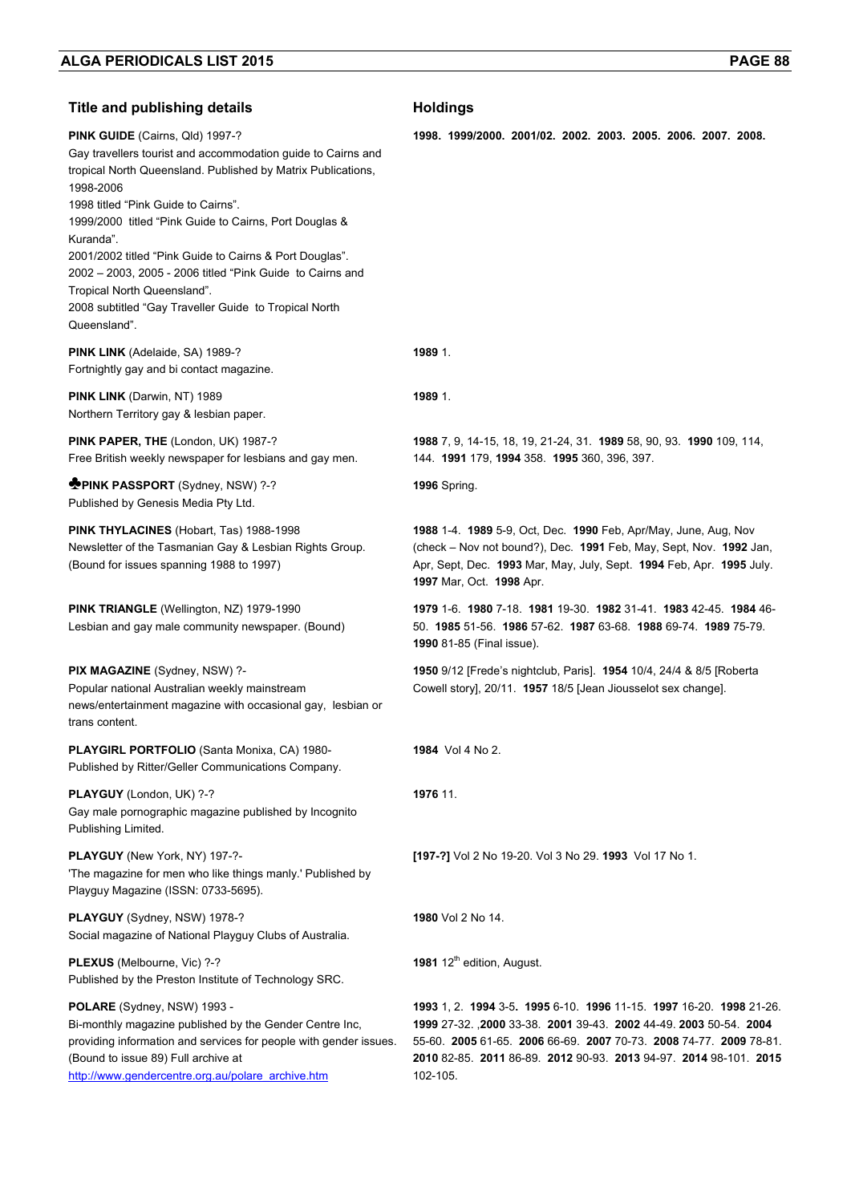| Title and publishing details | Holdings |
|---|---|
| **PINK GUIDE** (Cairns, Qld) 1997-?<br>Gay travellers tourist and accommodation guide to Cairns and tropical North Queensland. Published by Matrix Publications, 1998-2006<br>1998 titled "Pink Guide to Cairns".<br>1999/2000 titled "Pink Guide to Cairns, Port Douglas & Kuranda".<br>2001/2002 titled "Pink Guide to Cairns & Port Douglas".<br>2002 – 2003, 2005 - 2006 titled "Pink Guide to Cairns and Tropical North Queensland".<br>2008 subtitled "Gay Traveller Guide to Tropical North Queensland". | **1998. 1999/2000. 2001/02. 2002. 2003. 2005. 2006. 2007. 2008.** |
| **PINK LINK** (Adelaide, SA) 1989-?<br>Fortnightly gay and bi contact magazine. | **1989** 1. |
| **PINK LINK** (Darwin, NT) 1989<br>Northern Territory gay & lesbian paper. | **1989** 1. |
| **PINK PAPER, THE** (London, UK) 1987-?<br>Free British weekly newspaper for lesbians and gay men. | **1988** 7, 9, 14-15, 18, 19, 21-24, 31. **1989** 58, 90, 93. **1990** 109, 114, 144. **1991** 179, **1994** 358. **1995** 360, 396, 397. |
| ♣**PINK PASSPORT** (Sydney, NSW) ?-?<br>Published by Genesis Media Pty Ltd. | **1996** Spring. |
| **PINK THYLACINES** (Hobart, Tas) 1988-1998<br>Newsletter of the Tasmanian Gay & Lesbian Rights Group. (Bound for issues spanning 1988 to 1997) | **1988** 1-4. **1989** 5-9, Oct, Dec. **1990** Feb, Apr/May, June, Aug, Nov (check – Nov not bound?), Dec. **1991** Feb, May, Sept, Nov. **1992** Jan, Apr, Sept, Dec. **1993** Mar, May, July, Sept. **1994** Feb, Apr. **1995** July. **1997** Mar, Oct. **1998** Apr. |
| **PINK TRIANGLE** (Wellington, NZ) 1979-1990<br>Lesbian and gay male community newspaper. (Bound) | **1979** 1-6. **1980** 7-18. **1981** 19-30. **1982** 31-41. **1983** 42-45. **1984** 46-50. **1985** 51-56. **1986** 57-62. **1987** 63-68. **1988** 69-74. **1989** 75-79. **1990** 81-85 (Final issue). |
| **PIX MAGAZINE** (Sydney, NSW) ?-<br>Popular national Australian weekly mainstream news/entertainment magazine with occasional gay, lesbian or trans content. | **1950** 9/12 [Frede's nightclub, Paris]. **1954** 10/4, 24/4 & 8/5 [Roberta Cowell story], 20/11. **1957** 18/5 [Jean Jiousselot sex change]. |
| **PLAYGIRL PORTFOLIO** (Santa Monixa, CA) 1980-<br>Published by Ritter/Geller Communications Company. | **1984** Vol 4 No 2. |
| **PLAYGUY** (London, UK) ?-?<br>Gay male pornographic magazine published by Incognito Publishing Limited. | **1976** 11. |
| **PLAYGUY** (New York, NY) 197-?-<br>'The magazine for men who like things manly.' Published by Playguy Magazine (ISSN: 0733-5695). | **[197-?]** Vol 2 No 19-20. Vol 3 No 29. **1993** Vol 17 No 1. |
| **PLAYGUY** (Sydney, NSW) 1978-?<br>Social magazine of National Playguy Clubs of Australia. | **1980** Vol 2 No 14. |
| **PLEXUS** (Melbourne, Vic) ?-?<br>Published by the Preston Institute of Technology SRC. | **1981** 12th edition, August. |
| **POLARE** (Sydney, NSW) 1993 -<br>Bi-monthly magazine published by the Gender Centre Inc, providing information and services for people with gender issues. (Bound to issue 89) Full archive at http://www.gendercentre.org.au/polare_archive.htm | **1993** 1, 2. **1994** 3-5**. 1995** 6-10. **1996** 11-15. **1997** 16-20. **1998** 21-26. **1999** 27-32. ,**2000** 33-38. **2001** 39-43. **2002** 44-49. **2003** 50-54. **2004** 55-60. **2005** 61-65. **2006** 66-69. **2007** 70-73. **2008** 74-77. **2009** 78-81. **2010** 82-85. **2011** 86-89. **2012** 90-93. **2013** 94-97. **2014** 98-101. **2015** 102-105. |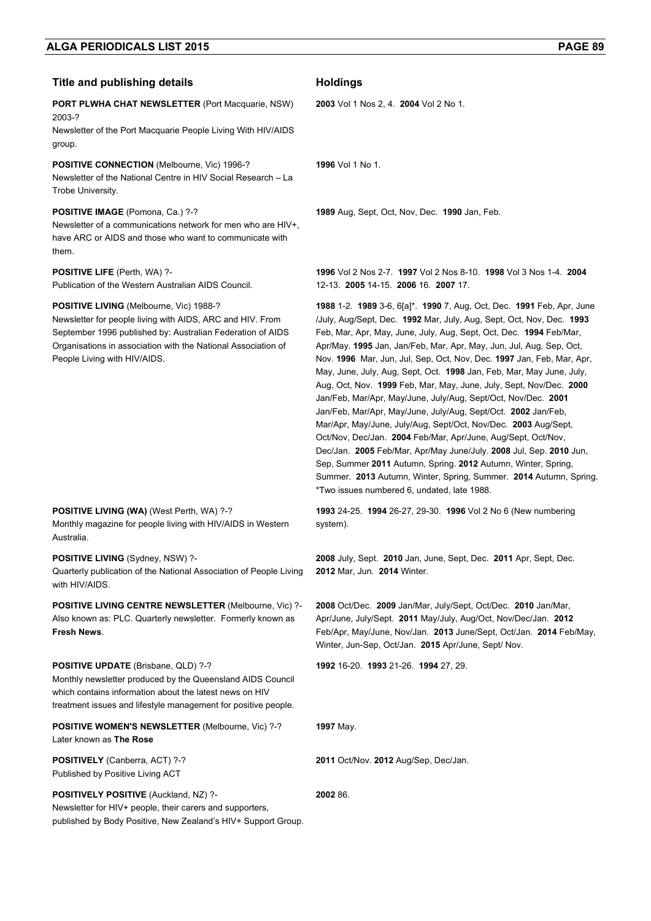| Title and publishing details | Holdings |
|---|---|
| **PORT PLWHA CHAT NEWSLETTER** (Port Macquarie, NSW) 2003-? Newsletter of the Port Macquarie People Living With HIV/AIDS group. | **2003** Vol 1 Nos 2, 4. **2004** Vol 2 No 1. |
| **POSITIVE CONNECTION** (Melbourne, Vic) 1996-? Newsletter of the National Centre in HIV Social Research – La Trobe University. | **1996** Vol 1 No 1. |
| **POSITIVE IMAGE** (Pomona, Ca.) ?-? Newsletter of a communications network for men who are HIV+, have ARC or AIDS and those who want to communicate with them. | **1989** Aug, Sept, Oct, Nov, Dec. **1990** Jan, Feb. |
| **POSITIVE LIFE** (Perth, WA) ?- Publication of the Western Australian AIDS Council. | **1996** Vol 2 Nos 2-7. **1997** Vol 2 Nos 8-10. **1998** Vol 3 Nos 1-4. **2004** 12-13. **2005** 14-15. **2006** 16. **2007** 17. |
| **POSITIVE LIVING** (Melbourne, Vic) 1988-? Newsletter for people living with AIDS, ARC and HIV. From September 1996 published by: Australian Federation of AIDS Organisations in association with the National Association of People Living with HIV/AIDS. | **1988** 1-2. **1989** 3-6, 6[a]*. **1990** 7, Aug, Oct, Dec. **1991** Feb, Apr, June /July, Aug/Sept, Dec. **1992** Mar, July, Aug, Sept, Oct, Nov, Dec. **1993** Feb, Mar, Apr, May, June, July, Aug, Sept, Oct, Dec. **1994** Feb/Mar, Apr/May. **1995** Jan, Jan/Feb, Mar, Apr, May, Jun, Jul, Aug, Sep, Oct, Nov. **1996** Mar, Jun, Jul, Sep, Oct, Nov, Dec. **1997** Jan, Feb, Mar, Apr, May, June, July, Aug, Sept, Oct. **1998** Jan, Feb, Mar, May June, July, Aug, Oct, Nov. **1999** Feb, Mar, May, June, July, Sept, Nov/Dec. **2000** Jan/Feb, Mar/Apr, May/June, July/Aug, Sept/Oct, Nov/Dec. **2001** Jan/Feb, Mar/Apr, May/June, July/Aug, Sept/Oct. **2002** Jan/Feb, Mar/Apr, May/June, July/Aug, Sept/Oct, Nov/Dec. **2003** Aug/Sept, Oct/Nov, Dec/Jan. **2004** Feb/Mar, Apr/June, Aug/Sept, Oct/Nov, Dec/Jan. **2005** Feb/Mar, Apr/May June/July. **2008** Jul, Sep. **2010** Jun, Sep, Summer **2011** Autumn, Spring. **2012** Autumn, Winter, Spring, Summer. **2013** Autumn, Winter, Spring, Summer. **2014** Autumn, Spring. *Two issues numbered 6, undated, late 1988. |
| **POSITIVE LIVING (WA)** (West Perth, WA) ?-? Monthly magazine for people living with HIV/AIDS in Western Australia. | **1993** 24-25. **1994** 26-27, 29-30. **1996** Vol 2 No 6 (New numbering system). |
| **POSITIVE LIVING** (Sydney, NSW) ?- Quarterly publication of the National Association of People Living with HIV/AIDS. | **2008** July, Sept. **2010** Jan, June, Sept, Dec. **2011** Apr, Sept, Dec. **2012** Mar, Jun. **2014** Winter. |
| **POSITIVE LIVING CENTRE NEWSLETTER** (Melbourne, Vic) ?- Also known as: PLC. Quarterly newsletter. Formerly known as **Fresh News**. | **2008** Oct/Dec. **2009** Jan/Mar, July/Sept, Oct/Dec. **2010** Jan/Mar, Apr/June, July/Sept. **2011** May/July, Aug/Oct, Nov/Dec/Jan. **2012** Feb/Apr, May/June, Nov/Jan. **2013** June/Sept, Oct/Jan. **2014** Feb/May, Winter, Jun-Sep, Oct/Jan. **2015** Apr/June, Sept/ Nov. |
| **POSITIVE UPDATE** (Brisbane, QLD) ?-? Monthly newsletter produced by the Queensland AIDS Council which contains information about the latest news on HIV treatment issues and lifestyle management for positive people. | **1992** 16-20. **1993** 21-26. **1994** 27, 29. |
| **POSITIVE WOMEN'S NEWSLETTER** (Melbourne, Vic) ?-? Later known as **The Rose** | **1997** May. |
| **POSITIVELY** (Canberra, ACT) ?-? Published by Positive Living ACT | **2011** Oct/Nov. **2012** Aug/Sep, Dec/Jan. |
| **POSITIVELY POSITIVE** (Auckland, NZ) ?- Newsletter for HIV+ people, their carers and supporters, published by Body Positive, New Zealand's HIV+ Support Group. | **2002** 86. |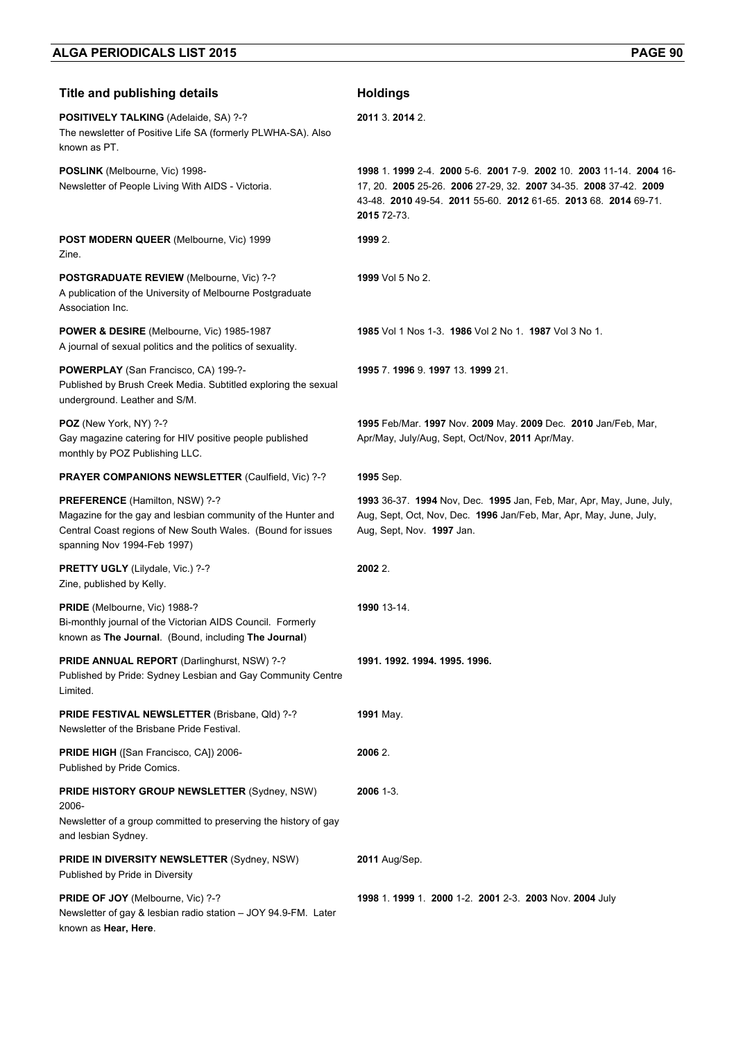| Title and publishing details | Holdings |
|---|---|
| **POSITIVELY TALKING** (Adelaide, SA) ?-?<br>The newsletter of Positive Life SA (formerly PLWHA-SA). Also known as PT. | **2011** 3. **2014** 2. |
| **POSLINK** (Melbourne, Vic) 1998-<br>Newsletter of People Living With AIDS - Victoria. | **1998** 1. **1999** 2-4. **2000** 5-6. **2001** 7-9. **2002** 10. **2003** 11-14. **2004** 16-17, 20. **2005** 25-26. **2006** 27-29, 32. **2007** 34-35. **2008** 37-42. **2009** 43-48. **2010** 49-54. **2011** 55-60. **2012** 61-65. **2013** 68. **2014** 69-71. **2015** 72-73. |
| **POST MODERN QUEER** (Melbourne, Vic) 1999<br>Zine. | **1999** 2. |
| **POSTGRADUATE REVIEW** (Melbourne, Vic) ?-?<br>A publication of the University of Melbourne Postgraduate Association Inc. | **1999** Vol 5 No 2. |
| **POWER & DESIRE** (Melbourne, Vic) 1985-1987<br>A journal of sexual politics and the politics of sexuality. | **1985** Vol 1 Nos 1-3. **1986** Vol 2 No 1. **1987** Vol 3 No 1. |
| **POWERPLAY** (San Francisco, CA) 199-?-<br>Published by Brush Creek Media. Subtitled exploring the sexual underground. Leather and S/M. | **1995** 7. **1996** 9. **1997** 13. **1999** 21. |
| **POZ** (New York, NY) ?-?<br>Gay magazine catering for HIV positive people published monthly by POZ Publishing LLC. | **1995** Feb/Mar. **1997** Nov. **2009** May. **2009** Dec. **2010** Jan/Feb, Mar, Apr/May, July/Aug, Sept, Oct/Nov, **2011** Apr/May. |
| **PRAYER COMPANIONS NEWSLETTER** (Caulfield, Vic) ?-? | **1995** Sep. |
| **PREFERENCE** (Hamilton, NSW) ?-?<br>Magazine for the gay and lesbian community of the Hunter and Central Coast regions of New South Wales. (Bound for issues spanning Nov 1994-Feb 1997) | **1993** 36-37. **1994** Nov, Dec. **1995** Jan, Feb, Mar, Apr, May, June, July, Aug, Sept, Oct, Nov, Dec. **1996** Jan/Feb, Mar, Apr, May, June, July, Aug, Sept, Nov. **1997** Jan. |
| **PRETTY UGLY** (Lilydale, Vic.) ?-?<br>Zine, published by Kelly. | **2002** 2. |
| **PRIDE** (Melbourne, Vic) 1988-?<br>Bi-monthly journal of the Victorian AIDS Council. Formerly known as **The Journal**. (Bound, including **The Journal**) | **1990** 13-14. |
| **PRIDE ANNUAL REPORT** (Darlinghurst, NSW) ?-?<br>Published by Pride: Sydney Lesbian and Gay Community Centre Limited. | **1991. 1992. 1994. 1995. 1996.** |
| **PRIDE FESTIVAL NEWSLETTER** (Brisbane, Qld) ?-?<br>Newsletter of the Brisbane Pride Festival. | **1991** May. |
| **PRIDE HIGH** ([San Francisco, CA]) 2006-<br>Published by Pride Comics. | **2006** 2. |
| **PRIDE HISTORY GROUP NEWSLETTER** (Sydney, NSW) 2006-<br>Newsletter of a group committed to preserving the history of gay and lesbian Sydney. | **2006** 1-3. |
| **PRIDE IN DIVERSITY NEWSLETTER** (Sydney, NSW)<br>Published by Pride in Diversity | **2011** Aug/Sep. |
| **PRIDE OF JOY** (Melbourne, Vic) ?-?<br>Newsletter of gay & lesbian radio station – JOY 94.9-FM. Later known as **Hear, Here**. | **1998** 1. **1999** 1. **2000** 1-2. **2001** 2-3. **2003** Nov. **2004** July |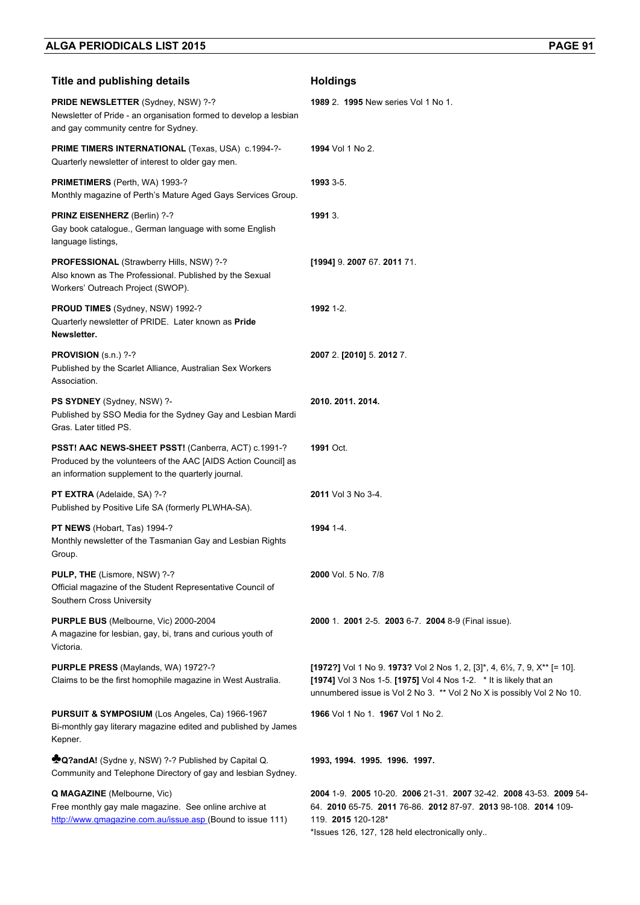| Title and publishing details | Holdings |
| --- | --- |
| **PRIDE NEWSLETTER** (Sydney, NSW) ?-? Newsletter of Pride - an organisation formed to develop a lesbian and gay community centre for Sydney. | **1989** 2. **1995** New series Vol 1 No 1. |
| **PRIME TIMERS INTERNATIONAL** (Texas, USA) c.1994-?- Quarterly newsletter of interest to older gay men. | **1994** Vol 1 No 2. |
| **PRIMETIMERS** (Perth, WA) 1993-? Monthly magazine of Perth's Mature Aged Gays Services Group. | **1993** 3-5. |
| **PRINZ EISENHERZ** (Berlin) ?-? Gay book catalogue., German language with some English language listings, | **1991** 3. |
| **PROFESSIONAL** (Strawberry Hills, NSW) ?-? Also known as The Professional. Published by the Sexual Workers' Outreach Project (SWOP). | **[1994]** 9. **2007** 67. **2011** 71. |
| **PROUD TIMES** (Sydney, NSW) 1992-? Quarterly newsletter of PRIDE. Later known as **Pride Newsletter.** | **1992** 1-2. |
| **PROVISION** (s.n.) ?-? Published by the Scarlet Alliance, Australian Sex Workers Association. | **2007** 2. **[2010]** 5. **2012** 7. |
| **PS SYDNEY** (Sydney, NSW) ?- Published by SSO Media for the Sydney Gay and Lesbian Mardi Gras. Later titled PS. | **2010. 2011. 2014.** |
| **PSST! AAC NEWS-SHEET PSST!** (Canberra, ACT) c.1991-? Produced by the volunteers of the AAC [AIDS Action Council] as an information supplement to the quarterly journal. | **1991** Oct. |
| **PT EXTRA** (Adelaide, SA) ?-? Published by Positive Life SA (formerly PLWHA-SA). | **2011** Vol 3 No 3-4. |
| **PT NEWS** (Hobart, Tas) 1994-? Monthly newsletter of the Tasmanian Gay and Lesbian Rights Group. | **1994** 1-4. |
| **PULP, THE** (Lismore, NSW) ?-? Official magazine of the Student Representative Council of Southern Cross University | **2000** Vol. 5 No. 7/8 |
| **PURPLE BUS** (Melbourne, Vic) 2000-2004 A magazine for lesbian, gay, bi, trans and curious youth of Victoria. | **2000** 1. **2001** 2-5. **2003** 6-7. **2004** 8-9 (Final issue). |
| **PURPLE PRESS** (Maylands, WA) 1972?-? Claims to be the first homophile magazine in West Australia. | **[1972?]** Vol 1 No 9. **1973?** Vol 2 Nos 1, 2, [3]*, 4, 6½, 7, 9, X** [= 10]. **[1974]** Vol 3 Nos 1-5. **[1975]** Vol 4 Nos 1-2. * It is likely that an unnumbered issue is Vol 2 No 3. ** Vol 2 No X is possibly Vol 2 No 10. |
| **PURSUIT & SYMPOSIUM** (Los Angeles, Ca) 1966-1967 Bi-monthly gay literary magazine edited and published by James Kepner. | **1966** Vol 1 No 1. **1967** Vol 1 No 2. |
| ♣**Q?andA!** (Sydne y, NSW) ?-? Published by Capital Q. Community and Telephone Directory of gay and lesbian Sydney. | **1993, 1994. 1995. 1996. 1997.** |
| **Q MAGAZINE** (Melbourne, Vic) Free monthly gay male magazine. See online archive at http://www.qmagazine.com.au/issue.asp (Bound to issue 111) | **2004** 1-9. **2005** 10-20. **2006** 21-31. **2007** 32-42. **2008** 43-53. **2009** 54-64. **2010** 65-75. **2011** 76-86. **2012** 87-97. **2013** 98-108. **2014** 109-119. **2015** 120-128* *Issues 126, 127, 128 held electronically only.. |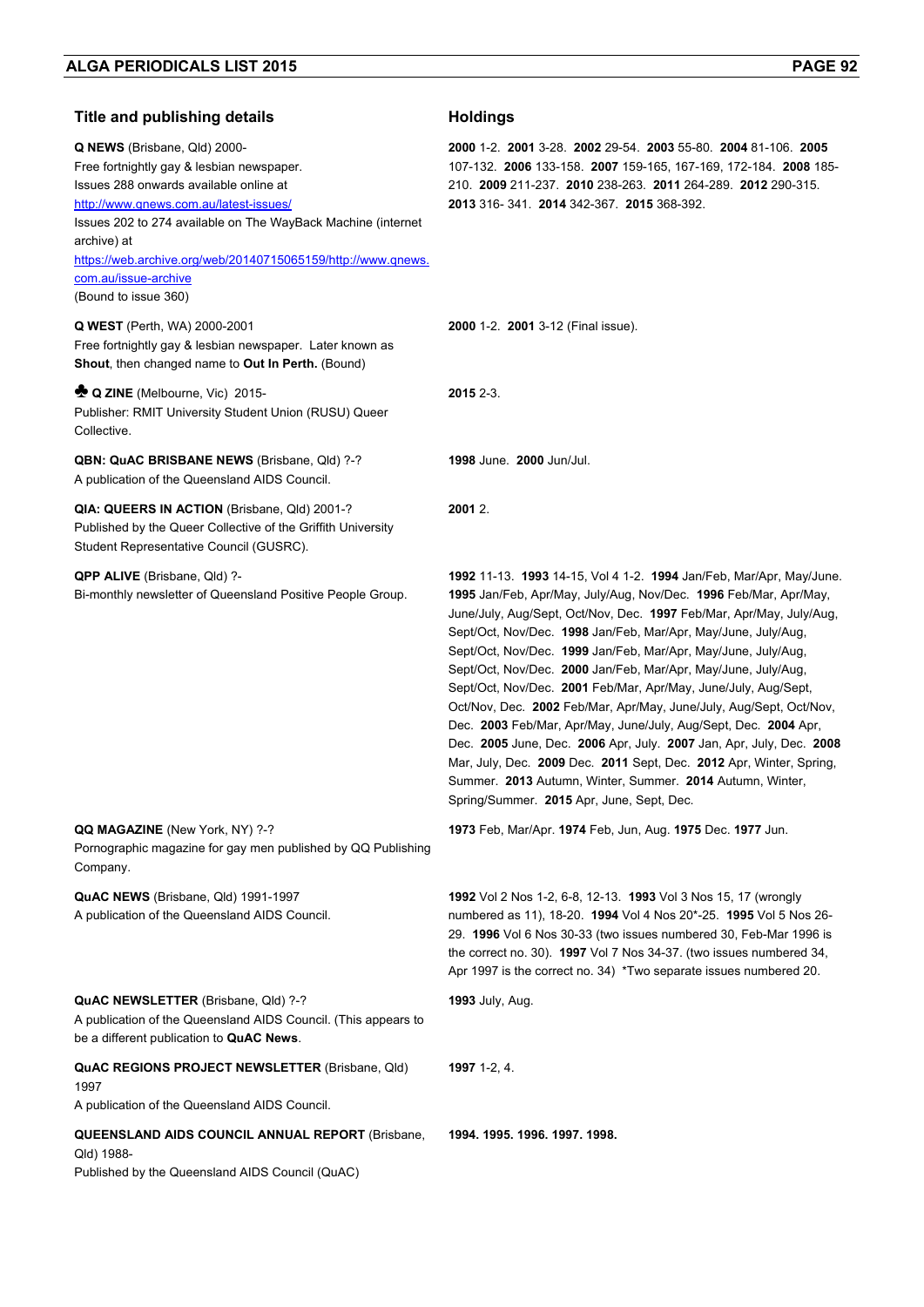| Title and publishing details | Holdings |
| --- | --- |
| **Q NEWS** (Brisbane, Qld) 2000-<br>Free fortnightly gay & lesbian newspaper.<br>Issues 288 onwards available online at<br>http://www.qnews.com.au/latest-issues/<br>Issues 202 to 274 available on The WayBack Machine (internet archive) at<br>https://web.archive.org/web/20140715065159/http://www.qnews.com.au/issue-archive<br>(Bound to issue 360) | **2000** 1-2. **2001** 3-28. **2002** 29-54. **2003** 55-80. **2004** 81-106. **2005** 107-132. **2006** 133-158. **2007** 159-165, 167-169, 172-184. **2008** 185-210. **2009** 211-237. **2010** 238-263. **2011** 264-289. **2012** 290-315. **2013** 316- 341. **2014** 342-367. **2015** 368-392. |
| **Q WEST** (Perth, WA) 2000-2001<br>Free fortnightly gay & lesbian newspaper. Later known as **Shout**, then changed name to **Out In Perth.** (Bound) | **2000** 1-2. **2001** 3-12 (Final issue). |
| ♣ **Q ZINE** (Melbourne, Vic) 2015-<br>Publisher: RMIT University Student Union (RUSU) Queer Collective. | **2015** 2-3. |
| **QBN: QuAC BRISBANE NEWS** (Brisbane, Qld) ?-?<br>A publication of the Queensland AIDS Council. | **1998** June. **2000** Jun/Jul. |
| **QIA: QUEERS IN ACTION** (Brisbane, Qld) 2001-?<br>Published by the Queer Collective of the Griffith University Student Representative Council (GUSRC). | **2001** 2. |
| **QPP ALIVE** (Brisbane, Qld) ?-<br>Bi-monthly newsletter of Queensland Positive People Group. | **1992** 11-13. **1993** 14-15, Vol 4 1-2. **1994** Jan/Feb, Mar/Apr, May/June. **1995** Jan/Feb, Apr/May, July/Aug, Nov/Dec. **1996** Feb/Mar, Apr/May, June/July, Aug/Sept, Oct/Nov, Dec. **1997** Feb/Mar, Apr/May, July/Aug, Sept/Oct, Nov/Dec. **1998** Jan/Feb, Mar/Apr, May/June, July/Aug, Sept/Oct, Nov/Dec. **1999** Jan/Feb, Mar/Apr, May/June, July/Aug, Sept/Oct, Nov/Dec. **2000** Jan/Feb, Mar/Apr, May/June, July/Aug, Sept/Oct, Nov/Dec. **2001** Feb/Mar, Apr/May, June/July, Aug/Sept, Oct/Nov, Dec. **2002** Feb/Mar, Apr/May, June/July, Aug/Sept, Oct/Nov, Dec. **2003** Feb/Mar, Apr/May, June/July, Aug/Sept, Dec. **2004** Apr, Dec. **2005** June, Dec. **2006** Apr, July. **2007** Jan, Apr, July, Dec. **2008** Mar, July, Dec. **2009** Dec. **2011** Sept, Dec. **2012** Apr, Winter, Spring, Summer. **2013** Autumn, Winter, Summer. **2014** Autumn, Winter, Spring/Summer. **2015** Apr, June, Sept, Dec. |
| **QQ MAGAZINE** (New York, NY) ?-?<br>Pornographic magazine for gay men published by QQ Publishing Company. | **1973** Feb, Mar/Apr. **1974** Feb, Jun, Aug. **1975** Dec. **1977** Jun. |
| **QuAC NEWS** (Brisbane, Qld) 1991-1997<br>A publication of the Queensland AIDS Council. | **1992** Vol 2 Nos 1-2, 6-8, 12-13. **1993** Vol 3 Nos 15, 17 (wrongly numbered as 11), 18-20. **1994** Vol 4 Nos 20*-25. **1995** Vol 5 Nos 26-29. **1996** Vol 6 Nos 30-33 (two issues numbered 30, Feb-Mar 1996 is the correct no. 30). **1997** Vol 7 Nos 34-37. (two issues numbered 34, Apr 1997 is the correct no. 34) *Two separate issues numbered 20. |
| **QuAC NEWSLETTER** (Brisbane, Qld) ?-?<br>A publication of the Queensland AIDS Council. (This appears to be a different publication to **QuAC News**. | **1993** July, Aug. |
| **QuAC REGIONS PROJECT NEWSLETTER** (Brisbane, Qld) 1997<br>A publication of the Queensland AIDS Council. | **1997** 1-2, 4. |
| **QUEENSLAND AIDS COUNCIL ANNUAL REPORT** (Brisbane, Qld) 1988-<br>Published by the Queensland AIDS Council (QuAC) | **1994. 1995. 1996. 1997. 1998.** |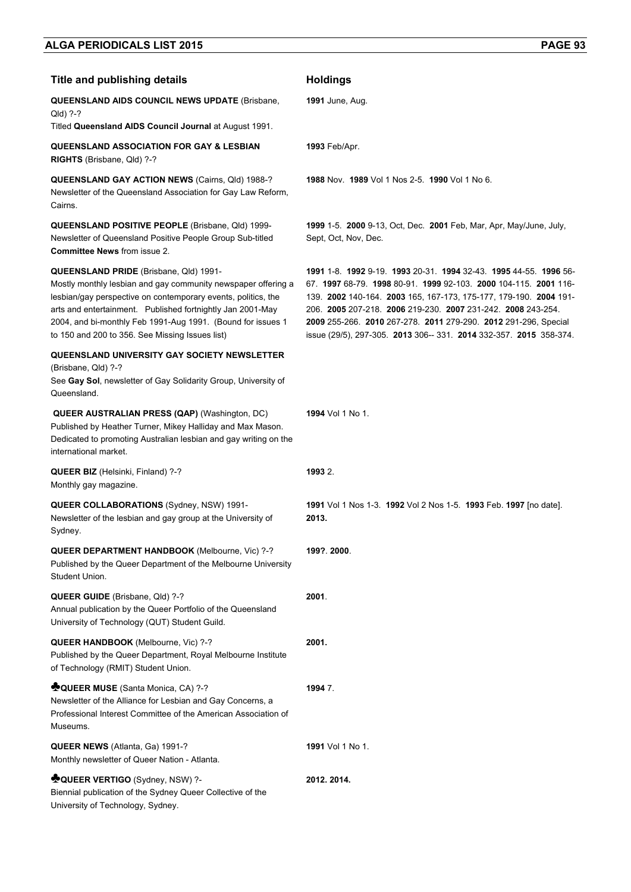| Title and publishing details | Holdings |
| --- | --- |
| **QUEENSLAND AIDS COUNCIL NEWS UPDATE** (Brisbane, Qld) ?-? Titled **Queensland AIDS Council Journal** at August 1991. | **1991** June, Aug. |
| **QUEENSLAND ASSOCIATION FOR GAY & LESBIAN RIGHTS** (Brisbane, Qld) ?-? | **1993** Feb/Apr. |
| **QUEENSLAND GAY ACTION NEWS** (Cairns, Qld) 1988-? Newsletter of the Queensland Association for Gay Law Reform, Cairns. | **1988** Nov. **1989** Vol 1 Nos 2-5. **1990** Vol 1 No 6. |
| **QUEENSLAND POSITIVE PEOPLE** (Brisbane, Qld) 1999- Newsletter of Queensland Positive People Group Sub-titled **Committee News** from issue 2. | **1999** 1-5. **2000** 9-13, Oct, Dec. **2001** Feb, Mar, Apr, May/June, July, Sept, Oct, Nov, Dec. |
| **QUEENSLAND PRIDE** (Brisbane, Qld) 1991- Mostly monthly lesbian and gay community newspaper offering a lesbian/gay perspective on contemporary events, politics, the arts and entertainment. Published fortnightly Jan 2001-May 2004, and bi-monthly Feb 1991-Aug 1991. (Bound for issues 1 to 150 and 200 to 356. See Missing Issues list) | **1991** 1-8. **1992** 9-19. **1993** 20-31. **1994** 32-43. **1995** 44-55. **1996** 56-67. **1997** 68-79. **1998** 80-91. **1999** 92-103. **2000** 104-115. **2001** 116-139. **2002** 140-164. **2003** 165, 167-173, 175-177, 179-190. **2004** 191-206. **2005** 207-218. **2006** 219-230. **2007** 231-242. **2008** 243-254. **2009** 255-266. **2010** 267-278. **2011** 279-290. **2012** 291-296, Special issue (29/5), 297-305. **2013** 306-- 331. **2014** 332-357. **2015** 358-374. |
| **QUEENSLAND UNIVERSITY GAY SOCIETY NEWSLETTER** (Brisbane, Qld) ?-? See **Gay Sol**, newsletter of Gay Solidarity Group, University of Queensland. | |
| **QUEER AUSTRALIAN PRESS (QAP)** (Washington, DC) Published by Heather Turner, Mikey Halliday and Max Mason. Dedicated to promoting Australian lesbian and gay writing on the international market. | **1994** Vol 1 No 1. |
| **QUEER BIZ** (Helsinki, Finland) ?-? Monthly gay magazine. | **1993** 2. |
| **QUEER COLLABORATIONS** (Sydney, NSW) 1991- Newsletter of the lesbian and gay group at the University of Sydney. | **1991** Vol 1 Nos 1-3. **1992** Vol 2 Nos 1-5. **1993** Feb. **1997** [no date]. **2013.** |
| **QUEER DEPARTMENT HANDBOOK** (Melbourne, Vic) ?-? Published by the Queer Department of the Melbourne University Student Union. | **199?**. **2000**. |
| **QUEER GUIDE** (Brisbane, Qld) ?-? Annual publication by the Queer Portfolio of the Queensland University of Technology (QUT) Student Guild. | **2001**. |
| **QUEER HANDBOOK** (Melbourne, Vic) ?-? Published by the Queer Department, Royal Melbourne Institute of Technology (RMIT) Student Union. | **2001.** |
| ♣**QUEER MUSE** (Santa Monica, CA) ?-? Newsletter of the Alliance for Lesbian and Gay Concerns, a Professional Interest Committee of the American Association of Museums. | **1994** 7. |
| **QUEER NEWS** (Atlanta, Ga) 1991-? Monthly newsletter of Queer Nation - Atlanta. | **1991** Vol 1 No 1. |
| ♣**QUEER VERTIGO** (Sydney, NSW) ?- Biennial publication of the Sydney Queer Collective of the University of Technology, Sydney. | **2012. 2014.** |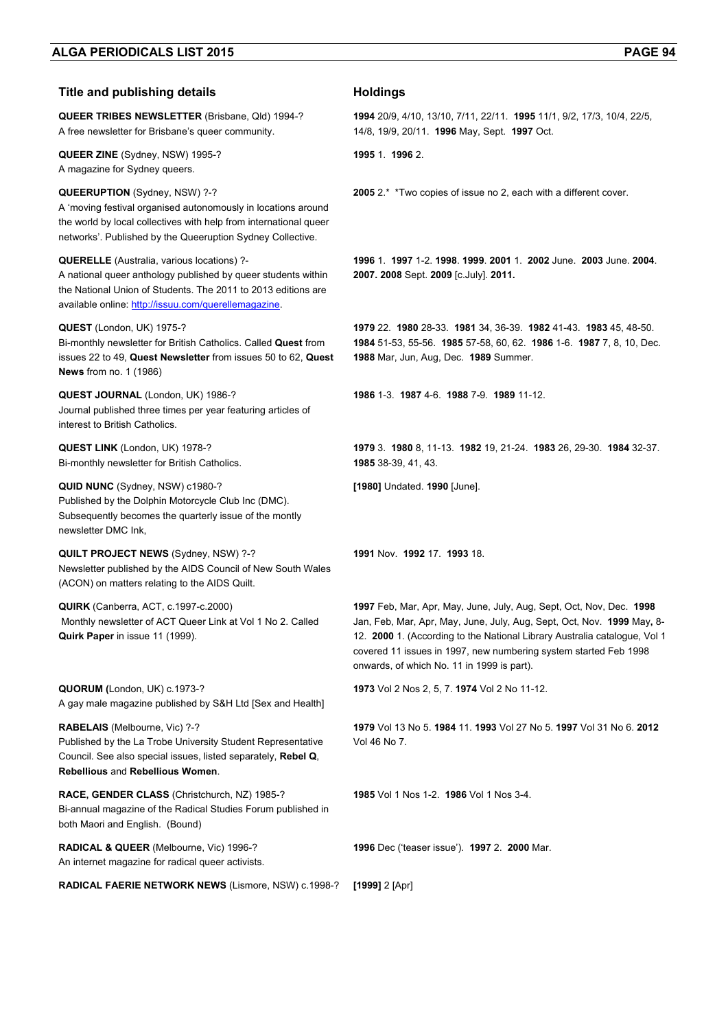| Title and publishing details | Holdings |
| --- | --- |
| **QUEER TRIBES NEWSLETTER** (Brisbane, Qld) 1994-? A free newsletter for Brisbane's queer community. | **1994** 20/9, 4/10, 13/10, 7/11, 22/11. **1995** 11/1, 9/2, 17/3, 10/4, 22/5, 14/8, 19/9, 20/11. **1996** May, Sept. **1997** Oct. |
| **QUEER ZINE** (Sydney, NSW) 1995-? A magazine for Sydney queers. | **1995** 1. **1996** 2. |
| **QUEERUPTION** (Sydney, NSW) ?-? A 'moving festival organised autonomously in locations around the world by local collectives with help from international queer networks'. Published by the Queeruption Sydney Collective. | **2005** 2.* *Two copies of issue no 2, each with a different cover. |
| **QUERELLE** (Australia, various locations) ?- A national queer anthology published by queer students within the National Union of Students. The 2011 to 2013 editions are available online: http://issuu.com/querellemagazine. | **1996** 1. **1997** 1-2. **1998**. **1999**. **2001** 1. **2002** June. **2003** June. **2004**. **2007. 2008** Sept. **2009** [c.July]. **2011.** |
| **QUEST** (London, UK) 1975-? Bi-monthly newsletter for British Catholics. Called **Quest** from issues 22 to 49, **Quest Newsletter** from issues 50 to 62, **Quest News** from no. 1 (1986) | **1979** 22. **1980** 28-33. **1981** 34, 36-39. **1982** 41-43. **1983** 45, 48-50. **1984** 51-53, 55-56. **1985** 57-58, 60, 62. **1986** 1-6. **1987** 7, 8, 10, Dec. **1988** Mar, Jun, Aug, Dec. **1989** Summer. |
| **QUEST JOURNAL** (London, UK) 1986-? Journal published three times per year featuring articles of interest to British Catholics. | **1986** 1-3. **1987** 4-6. **1988** 7-9. **1989** 11-12. |
| **QUEST LINK** (London, UK) 1978-? Bi-monthly newsletter for British Catholics. | **1979** 3. **1980** 8, 11-13. **1982** 19, 21-24. **1983** 26, 29-30. **1984** 32-37. **1985** 38-39, 41, 43. |
| **QUID NUNC** (Sydney, NSW) c1980-? Published by the Dolphin Motorcycle Club Inc (DMC). Subsequently becomes the quarterly issue of the montly newsletter DMC Ink, | **[1980]** Undated. **1990** [June]. |
| **QUILT PROJECT NEWS** (Sydney, NSW) ?-? Newsletter published by the AIDS Council of New South Wales (ACON) on matters relating to the AIDS Quilt. | **1991** Nov. **1992** 17. **1993** 18. |
| **QUIRK** (Canberra, ACT, c.1997-c.2000) Monthly newsletter of ACT Queer Link at Vol 1 No 2. Called **Quirk Paper** in issue 11 (1999). | **1997** Feb, Mar, Apr, May, June, July, Aug, Sept, Oct, Nov, Dec. **1998** Jan, Feb, Mar, Apr, May, June, July, Aug, Sept, Oct, Nov. **1999** May**,** 8-12. **2000** 1. (According to the National Library Australia catalogue, Vol 1 covered 11 issues in 1997, new numbering system started Feb 1998 onwards, of which No. 11 in 1999 is part). |
| **QUORUM (**London, UK) c.1973-? A gay male magazine published by S&H Ltd [Sex and Health] | **1973** Vol 2 Nos 2, 5, 7. **1974** Vol 2 No 11-12. |
| **RABELAIS** (Melbourne, Vic) ?-? Published by the La Trobe University Student Representative Council. See also special issues, listed separately, **Rebel Q**, **Rebellious** and **Rebellious Women**. | **1979** Vol 13 No 5. **1984** 11. **1993** Vol 27 No 5. **1997** Vol 31 No 6. **2012** Vol 46 No 7. |
| **RACE, GENDER CLASS** (Christchurch, NZ) 1985-? Bi-annual magazine of the Radical Studies Forum published in both Maori and English. (Bound) | **1985** Vol 1 Nos 1-2. **1986** Vol 1 Nos 3-4. |
| **RADICAL & QUEER** (Melbourne, Vic) 1996-? An internet magazine for radical queer activists. | **1996** Dec ('teaser issue'). **1997** 2. **2000** Mar. |
| **RADICAL FAERIE NETWORK NEWS** (Lismore, NSW) c.1998-? | **[1999]** 2 [Apr] |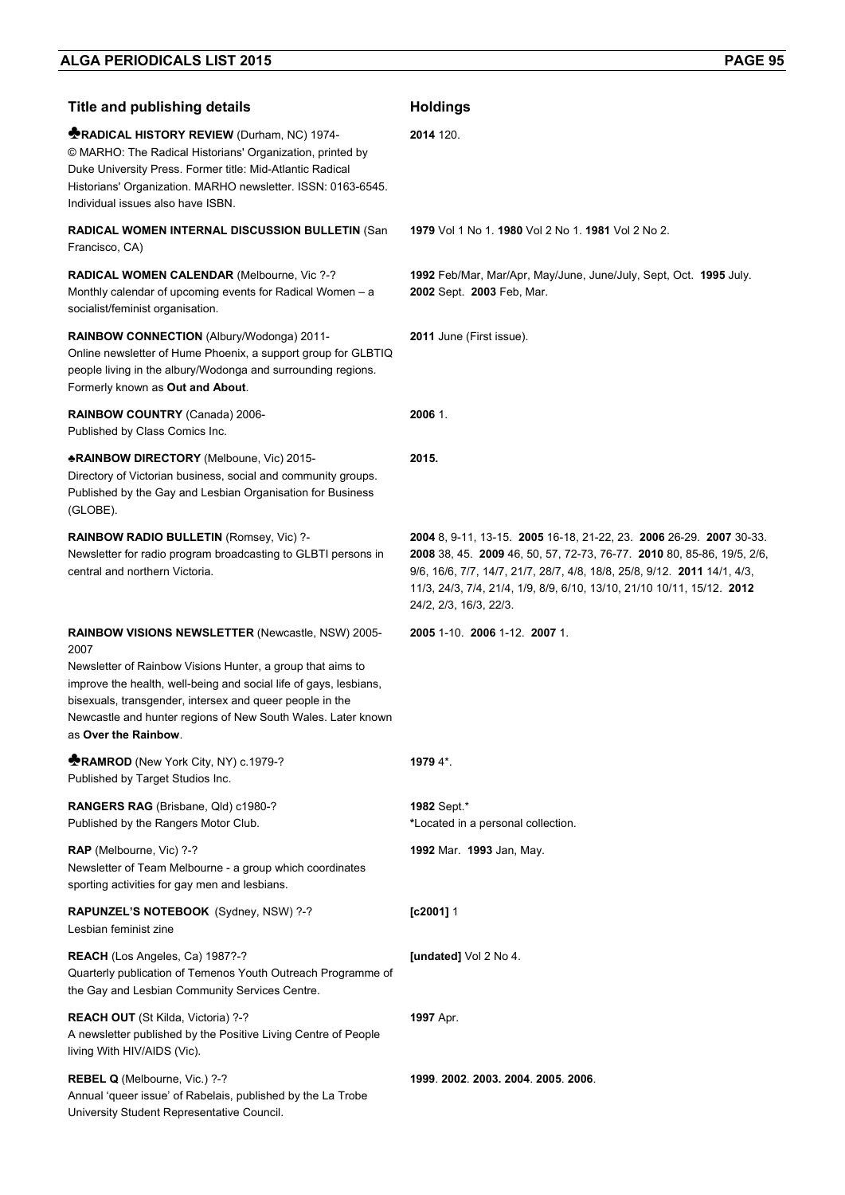| Title and publishing details | Holdings |
| --- | --- |
| ♣**RADICAL HISTORY REVIEW** (Durham, NC) 1974- © MARHO: The Radical Historians' Organization, printed by Duke University Press. Former title: Mid-Atlantic Radical Historians' Organization. MARHO newsletter. ISSN: 0163-6545. Individual issues also have ISBN. | **2014** 120. |
| **RADICAL WOMEN INTERNAL DISCUSSION BULLETIN** (San Francisco, CA) | **1979** Vol 1 No 1. **1980** Vol 2 No 1. **1981** Vol 2 No 2. |
| **RADICAL WOMEN CALENDAR** (Melbourne, Vic ?-? Monthly calendar of upcoming events for Radical Women – a socialist/feminist organisation. | **1992** Feb/Mar, Mar/Apr, May/June, June/July, Sept, Oct. **1995** July. **2002** Sept. **2003** Feb, Mar. |
| **RAINBOW CONNECTION** (Albury/Wodonga) 2011- Online newsletter of Hume Phoenix, a support group for GLBTIQ people living in the albury/Wodonga and surrounding regions. Formerly known as **Out and About**. | **2011** June (First issue). |
| **RAINBOW COUNTRY** (Canada) 2006- Published by Class Comics Inc. | **2006** 1. |
| ♣**RAINBOW DIRECTORY** (Melboune, Vic) 2015- Directory of Victorian business, social and community groups. Published by the Gay and Lesbian Organisation for Business (GLOBE). | **2015.** |
| **RAINBOW RADIO BULLETIN** (Romsey, Vic) ?- Newsletter for radio program broadcasting to GLBTI persons in central and northern Victoria. | **2004** 8, 9-11, 13-15. **2005** 16-18, 21-22, 23. **2006** 26-29. **2007** 30-33. **2008** 38, 45. **2009** 46, 50, 57, 72-73, 76-77. **2010** 80, 85-86, 19/5, 2/6, 9/6, 16/6, 7/7, 14/7, 21/7, 28/7, 4/8, 18/8, 25/8, 9/12. **2011** 14/1, 4/3, 11/3, 24/3, 7/4, 21/4, 1/9, 8/9, 6/10, 13/10, 21/10 10/11, 15/12. **2012** 24/2, 2/3, 16/3, 22/3. |
| **RAINBOW VISIONS NEWSLETTER** (Newcastle, NSW) 2005-2007 Newsletter of Rainbow Visions Hunter, a group that aims to improve the health, well-being and social life of gays, lesbians, bisexuals, transgender, intersex and queer people in the Newcastle and hunter regions of New South Wales. Later known as **Over the Rainbow**. | **2005** 1-10. **2006** 1-12. **2007** 1. |
| ♣**RAMROD** (New York City, NY) c.1979-? Published by Target Studios Inc. | **1979** 4*. |
| **RANGERS RAG** (Brisbane, Qld) c1980-? Published by the Rangers Motor Club. | **1982** Sept.* *Located in a personal collection. |
| **RAP** (Melbourne, Vic) ?-? Newsletter of Team Melbourne - a group which coordinates sporting activities for gay men and lesbians. | **1992** Mar. **1993** Jan, May. |
| **RAPUNZEL'S NOTEBOOK** (Sydney, NSW) ?-? Lesbian feminist zine | **[c2001]** 1 |
| **REACH** (Los Angeles, Ca) 1987?-? Quarterly publication of Temenos Youth Outreach Programme of the Gay and Lesbian Community Services Centre. | **[undated]** Vol 2 No 4. |
| **REACH OUT** (St Kilda, Victoria) ?-? A newsletter published by the Positive Living Centre of People living With HIV/AIDS (Vic). | **1997** Apr. |
| **REBEL Q** (Melbourne, Vic.) ?-? Annual 'queer issue' of Rabelais, published by the La Trobe University Student Representative Council. | **1999**. **2002**. **2003. 2004**. **2005**. **2006**. |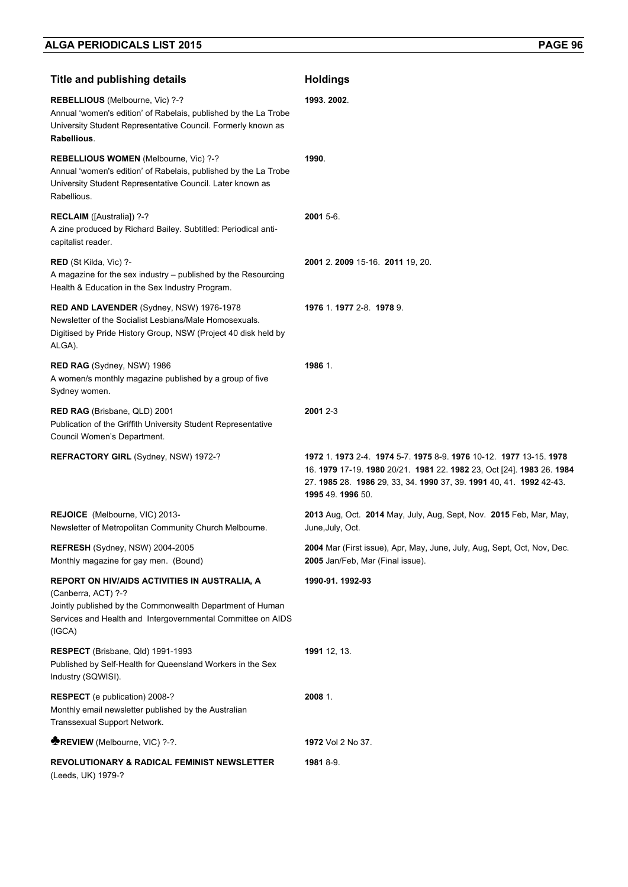| Title and publishing details | Holdings |
| --- | --- |
| **REBELLIOUS** (Melbourne, Vic) ?-? Annual 'women's edition' of Rabelais, published by the La Trobe University Student Representative Council. Formerly known as **Rabellious**. | **1993**. **2002**. |
| **REBELLIOUS WOMEN** (Melbourne, Vic) ?-? Annual 'women's edition' of Rabelais, published by the La Trobe University Student Representative Council. Later known as Rabellious. | **1990**. |
| **RECLAIM** ([Australia]) ?-? A zine produced by Richard Bailey. Subtitled: Periodical anti-capitalist reader. | **2001** 5-6. |
| **RED** (St Kilda, Vic) ?- A magazine for the sex industry – published by the Resourcing Health & Education in the Sex Industry Program. | **2001** 2. **2009** 15-16. **2011** 19, 20. |
| **RED AND LAVENDER** (Sydney, NSW) 1976-1978 Newsletter of the Socialist Lesbians/Male Homosexuals. Digitised by Pride History Group, NSW (Project 40 disk held by ALGA). | **1976** 1. **1977** 2-8. **1978** 9. |
| **RED RAG** (Sydney, NSW) 1986 A women/s monthly magazine published by a group of five Sydney women. | **1986** 1. |
| **RED RAG** (Brisbane, QLD) 2001 Publication of the Griffith University Student Representative Council Women's Department. | **2001** 2-3 |
| **REFRACTORY GIRL** (Sydney, NSW) 1972-? | **1972** 1. **1973** 2-4. **1974** 5-7. **1975** 8-9. **1976** 10-12. **1977** 13-15. **1978** 16. **1979** 17-19. **1980** 20/21. **1981** 22. **1982** 23, Oct [24]. **1983** 26. **1984** 27. **1985** 28. **1986** 29, 33, 34. **1990** 37, 39. **1991** 40, 41. **1992** 42-43. **1995** 49. **1996** 50. |
| **REJOICE** (Melbourne, VIC) 2013- Newsletter of Metropolitan Community Church Melbourne. | **2013** Aug, Oct. **2014** May, July, Aug, Sept, Nov. **2015** Feb, Mar, May, June,July, Oct. |
| **REFRESH** (Sydney, NSW) 2004-2005 Monthly magazine for gay men. (Bound) | **2004** Mar (First issue), Apr, May, June, July, Aug, Sept, Oct, Nov, Dec. **2005** Jan/Feb, Mar (Final issue). |
| **REPORT ON HIV/AIDS ACTIVITIES IN AUSTRALIA, A** (Canberra, ACT) ?-? Jointly published by the Commonwealth Department of Human Services and Health and Intergovernmental Committee on AIDS (IGCA) | **1990-91. 1992-93** |
| **RESPECT** (Brisbane, Qld) 1991-1993 Published by Self-Health for Queensland Workers in the Sex Industry (SQWISI). | **1991** 12, 13. |
| **RESPECT** (e publication) 2008-? Monthly email newsletter published by the Australian Transsexual Support Network. | **2008** 1. |
| ♣**REVIEW** (Melbourne, VIC) ?-?. | **1972** Vol 2 No 37. |
| **REVOLUTIONARY & RADICAL FEMINIST NEWSLETTER** (Leeds, UK) 1979-? | **1981** 8-9. |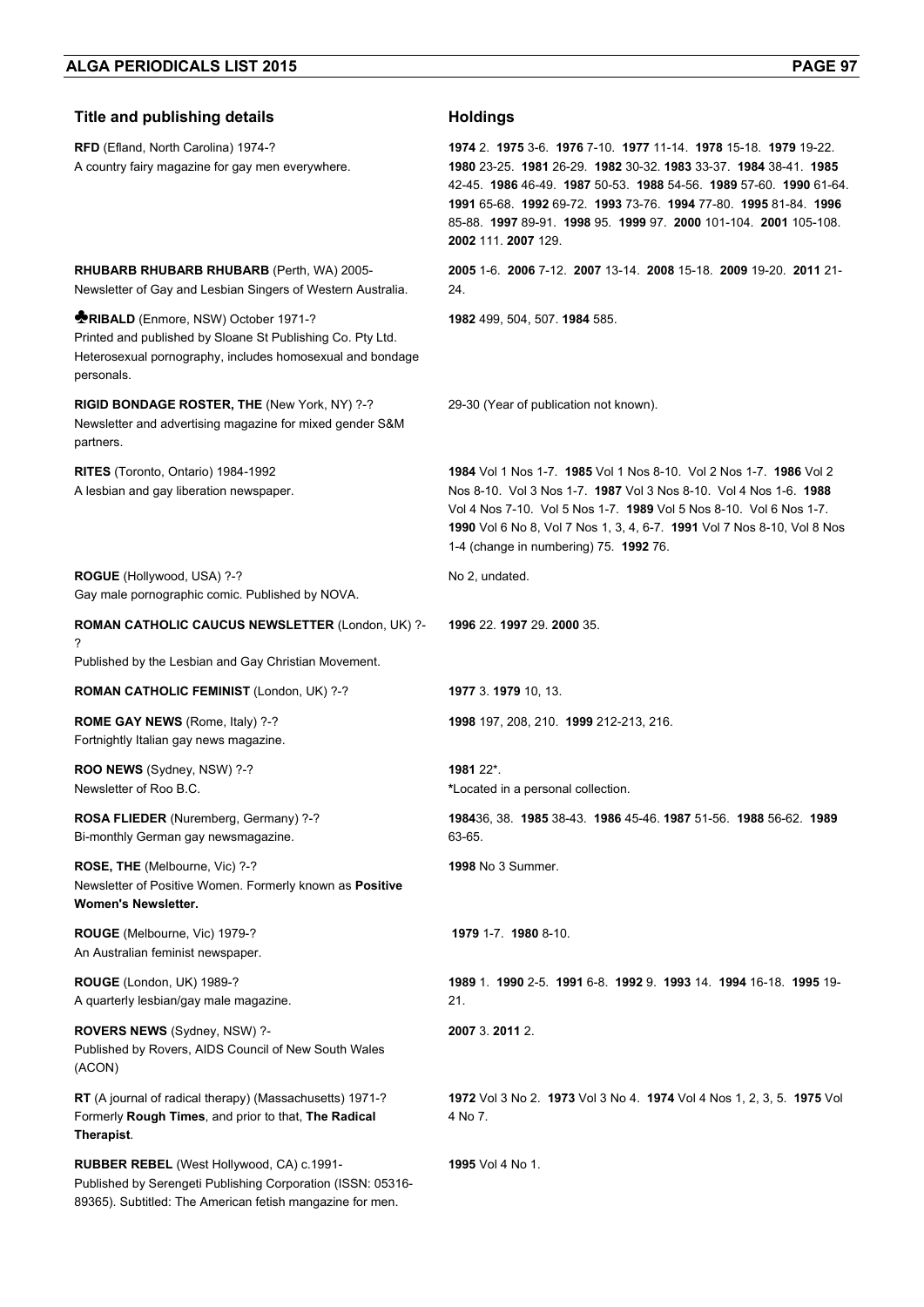| Title and publishing details | Holdings |
|---|---|
| **RFD** (Efland, North Carolina) 1974-?<br>A country fairy magazine for gay men everywhere. | **1974** 2. **1975** 3-6. **1976** 7-10. **1977** 11-14. **1978** 15-18. **1979** 19-22. **1980** 23-25. **1981** 26-29. **1982** 30-32. **1983** 33-37. **1984** 38-41. **1985** 42-45. **1986** 46-49. **1987** 50-53. **1988** 54-56. **1989** 57-60. **1990** 61-64. **1991** 65-68. **1992** 69-72. **1993** 73-76. **1994** 77-80. **1995** 81-84. **1996** 85-88. **1997** 89-91. **1998** 95. **1999** 97. **2000** 101-104. **2001** 105-108. **2002** 111. **2007** 129. |
| **RHUBARB RHUBARB RHUBARB** (Perth, WA) 2005-<br>Newsletter of Gay and Lesbian Singers of Western Australia. | **2005** 1-6. **2006** 7-12. **2007** 13-14. **2008** 15-18. **2009** 19-20. **2011** 21-24. |
| ♣**RIBALD** (Enmore, NSW) October 1971-?<br>Printed and published by Sloane St Publishing Co. Pty Ltd. Heterosexual pornography, includes homosexual and bondage personals. | **1982** 499, 504, 507. **1984** 585. |
| **RIGID BONDAGE ROSTER, THE** (New York, NY) ?-?<br>Newsletter and advertising magazine for mixed gender S&M partners. | 29-30 (Year of publication not known). |
| **RITES** (Toronto, Ontario) 1984-1992<br>A lesbian and gay liberation newspaper. | **1984** Vol 1 Nos 1-7. **1985** Vol 1 Nos 8-10. Vol 2 Nos 1-7. **1986** Vol 2 Nos 8-10. Vol 3 Nos 1-7. **1987** Vol 3 Nos 8-10. Vol 4 Nos 1-6. **1988** Vol 4 Nos 7-10. Vol 5 Nos 1-7. **1989** Vol 5 Nos 8-10. Vol 6 Nos 1-7. **1990** Vol 6 No 8, Vol 7 Nos 1, 3, 4, 6-7. **1991** Vol 7 Nos 8-10, Vol 8 Nos 1-4 (change in numbering) 75. **1992** 76. |
| **ROGUE** (Hollywood, USA) ?-?<br>Gay male pornographic comic. Published by NOVA. | No 2, undated. |
| **ROMAN CATHOLIC CAUCUS NEWSLETTER** (London, UK) ?-?<br>Published by the Lesbian and Gay Christian Movement. | **1996** 22. **1997** 29. **2000** 35. |
| **ROMAN CATHOLIC FEMINIST** (London, UK) ?-? | **1977** 3. **1979** 10, 13. |
| **ROME GAY NEWS** (Rome, Italy) ?-?<br>Fortnightly Italian gay news magazine. | **1998** 197, 208, 210. **1999** 212-213, 216. |
| **ROO NEWS** (Sydney, NSW) ?-?<br>Newsletter of Roo B.C. | **1981** 22*.<br>*Located in a personal collection. |
| **ROSA FLIEDER** (Nuremberg, Germany) ?-?<br>Bi-monthly German gay newsmagazine. | **1984**36, 38. **1985** 38-43. **1986** 45-46. **1987** 51-56. **1988** 56-62. **1989** 63-65. |
| **ROSE, THE** (Melbourne, Vic) ?-?<br>Newsletter of Positive Women. Formerly known as **Positive Women's Newsletter.** | **1998** No 3 Summer. |
| **ROUGE** (Melbourne, Vic) 1979-?<br>An Australian feminist newspaper. | **1979** 1-7. **1980** 8-10. |
| **ROUGE** (London, UK) 1989-?<br>A quarterly lesbian/gay male magazine. | **1989** 1. **1990** 2-5. **1991** 6-8. **1992** 9. **1993** 14. **1994** 16-18. **1995** 19-21. |
| **ROVERS NEWS** (Sydney, NSW) ?-<br>Published by Rovers, AIDS Council of New South Wales (ACON) | **2007** 3. **2011** 2. |
| **RT** (A journal of radical therapy) (Massachusetts) 1971-?<br>Formerly **Rough Times**, and prior to that, **The Radical Therapist**. | **1972** Vol 3 No 2. **1973** Vol 3 No 4. **1974** Vol 4 Nos 1, 2, 3, 5. **1975** Vol 4 No 7. |
| **RUBBER REBEL** (West Hollywood, CA) c.1991-<br>Published by Serengeti Publishing Corporation (ISSN: 05316-89365). Subtitled: The American fetish mangazine for men. | **1995** Vol 4 No 1. |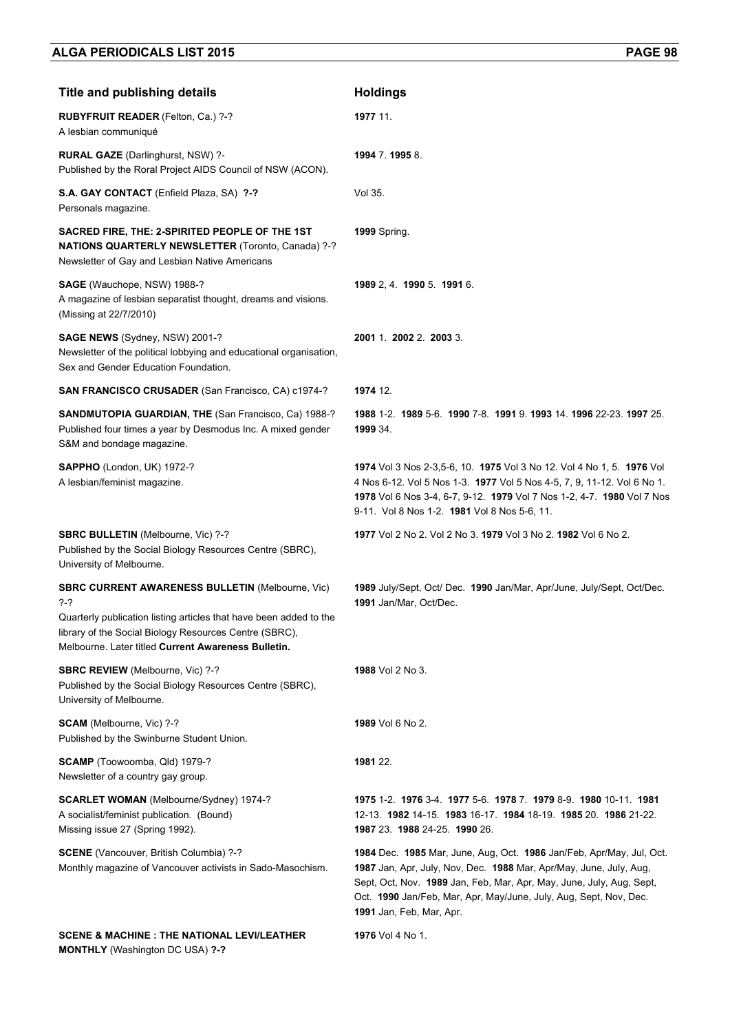| Title and publishing details | Holdings |
|---|---|
| **RUBYFRUIT READER** (Felton, Ca.) ?-?<br>A lesbian communiqué | **1977** 11. |
| **RURAL GAZE** (Darlinghurst, NSW) ?-<br>Published by the Roral Project AIDS Council of NSW (ACON). | **1994** 7. **1995** 8. |
| **S.A. GAY CONTACT** (Enfield Plaza, SA) **?-?**<br>Personals magazine. | Vol 35. |
| **SACRED FIRE, THE: 2-SPIRITED PEOPLE OF THE 1ST NATIONS QUARTERLY NEWSLETTER** (Toronto, Canada) ?-?<br>Newsletter of Gay and Lesbian Native Americans | **1999** Spring. |
| **SAGE** (Wauchope, NSW) 1988-?<br>A magazine of lesbian separatist thought, dreams and visions. (Missing at 22/7/2010) | **1989** 2, 4. **1990** 5. **1991** 6. |
| **SAGE NEWS** (Sydney, NSW) 2001-?<br>Newsletter of the political lobbying and educational organisation, Sex and Gender Education Foundation. | **2001** 1. **2002** 2. **2003** 3. |
| **SAN FRANCISCO CRUSADER** (San Francisco, CA) c1974-? | **1974** 12. |
| **SANDMUTOPIA GUARDIAN, THE** (San Francisco, Ca) 1988-?<br>Published four times a year by Desmodus Inc. A mixed gender S&M and bondage magazine. | **1988** 1-2. **1989** 5-6. **1990** 7-8. **1991** 9. **1993** 14. **1996** 22-23. **1997** 25. **1999** 34. |
| **SAPPHO** (London, UK) 1972-?<br>A lesbian/feminist magazine. | **1974** Vol 3 Nos 2-3,5-6, 10. **1975** Vol 3 No 12. Vol 4 No 1, 5. **1976** Vol 4 Nos 6-12. Vol 5 Nos 1-3. **1977** Vol 5 Nos 4-5, 7, 9, 11-12. Vol 6 No 1. **1978** Vol 6 Nos 3-4, 6-7, 9-12. **1979** Vol 7 Nos 1-2, 4-7. **1980** Vol 7 Nos 9-11. Vol 8 Nos 1-2. **1981** Vol 8 Nos 5-6, 11. |
| **SBRC BULLETIN** (Melbourne, Vic) ?-?<br>Published by the Social Biology Resources Centre (SBRC), University of Melbourne. | **1977** Vol 2 No 2. Vol 2 No 3. **1979** Vol 3 No 2. **1982** Vol 6 No 2. |
| **SBRC CURRENT AWARENESS BULLETIN** (Melbourne, Vic) ?-?<br>Quarterly publication listing articles that have been added to the library of the Social Biology Resources Centre (SBRC), Melbourne. Later titled **Current Awareness Bulletin.** | **1989** July/Sept, Oct/ Dec. **1990** Jan/Mar, Apr/June, July/Sept, Oct/Dec. **1991** Jan/Mar, Oct/Dec. |
| **SBRC REVIEW** (Melbourne, Vic) ?-?<br>Published by the Social Biology Resources Centre (SBRC), University of Melbourne. | **1988** Vol 2 No 3. |
| **SCAM** (Melbourne, Vic) ?-?<br>Published by the Swinburne Student Union. | **1989** Vol 6 No 2. |
| **SCAMP** (Toowoomba, Qld) 1979-?<br>Newsletter of a country gay group. | **1981** 22. |
| **SCARLET WOMAN** (Melbourne/Sydney) 1974-?<br>A socialist/feminist publication. (Bound)<br>Missing issue 27 (Spring 1992). | **1975** 1-2. **1976** 3-4. **1977** 5-6. **1978** 7. **1979** 8-9. **1980** 10-11. **1981** 12-13. **1982** 14-15. **1983** 16-17. **1984** 18-19. **1985** 20. **1986** 21-22. **1987** 23. **1988** 24-25. **1990** 26. |
| **SCENE** (Vancouver, British Columbia) ?-?<br>Monthly magazine of Vancouver activists in Sado-Masochism. | **1984** Dec. **1985** Mar, June, Aug, Oct. **1986** Jan/Feb, Apr/May, Jul, Oct. **1987** Jan, Apr, July, Nov, Dec. **1988** Mar, Apr/May, June, July, Aug, Sept, Oct, Nov. **1989** Jan, Feb, Mar, Apr, May, June, July, Aug, Sept, Oct. **1990** Jan/Feb, Mar, Apr, May/June, July, Aug, Sept, Nov, Dec. **1991** Jan, Feb, Mar, Apr. |
| **SCENE & MACHINE : THE NATIONAL LEVI/LEATHER MONTHLY** (Washington DC USA) **?-?** | **1976** Vol 4 No 1. |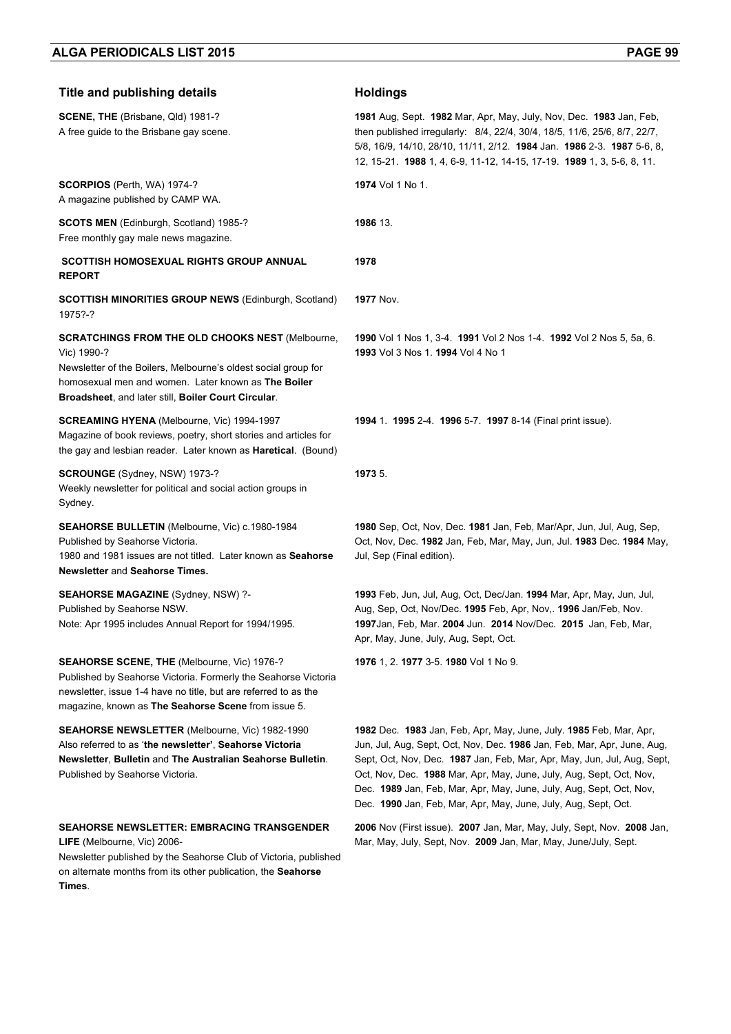| Title and publishing details | Holdings |
| --- | --- |
| **SCENE, THE** (Brisbane, Qld) 1981-?<br>A free guide to the Brisbane gay scene. | **1981** Aug, Sept. **1982** Mar, Apr, May, July, Nov, Dec. **1983** Jan, Feb, then published irregularly: 8/4, 22/4, 30/4, 18/5, 11/6, 25/6, 8/7, 22/7, 5/8, 16/9, 14/10, 28/10, 11/11, 2/12. **1984** Jan. **1986** 2-3. **1987** 5-6, 8, 12, 15-21. **1988** 1, 4, 6-9, 11-12, 14-15, 17-19. **1989** 1, 3, 5-6, 8, 11. |
| **SCORPIOS** (Perth, WA) 1974-?<br>A magazine published by CAMP WA. | **1974** Vol 1 No 1. |
| **SCOTS MEN** (Edinburgh, Scotland) 1985-?<br>Free monthly gay male news magazine. | **1986** 13. |
| **SCOTTISH HOMOSEXUAL RIGHTS GROUP ANNUAL REPORT** | **1978** |
| **SCOTTISH MINORITIES GROUP NEWS** (Edinburgh, Scotland) 1975?-? | **1977** Nov. |
| **SCRATCHINGS FROM THE OLD CHOOKS NEST** (Melbourne, Vic) 1990-?<br>Newsletter of the Boilers, Melbourne's oldest social group for homosexual men and women. Later known as **The Boiler Broadsheet**, and later still, **Boiler Court Circular**. | **1990** Vol 1 Nos 1, 3-4. **1991** Vol 2 Nos 1-4. **1992** Vol 2 Nos 5, 5a, 6. **1993** Vol 3 Nos 1. **1994** Vol 4 No 1 |
| **SCREAMING HYENA** (Melbourne, Vic) 1994-1997<br>Magazine of book reviews, poetry, short stories and articles for the gay and lesbian reader. Later known as **Haretical**. (Bound) | **1994** 1. **1995** 2-4. **1996** 5-7. **1997** 8-14 (Final print issue). |
| **SCROUNGE** (Sydney, NSW) 1973-?<br>Weekly newsletter for political and social action groups in Sydney. | **1973** 5. |
| **SEAHORSE BULLETIN** (Melbourne, Vic) c.1980-1984<br>Published by Seahorse Victoria.<br>1980 and 1981 issues are not titled. Later known as **Seahorse Newsletter** and **Seahorse Times.** | **1980** Sep, Oct, Nov, Dec. **1981** Jan, Feb, Mar/Apr, Jun, Jul, Aug, Sep, Oct, Nov, Dec. **1982** Jan, Feb, Mar, May, Jun, Jul. **1983** Dec. **1984** May, Jul, Sep (Final edition). |
| **SEAHORSE MAGAZINE** (Sydney, NSW) ?-<br>Published by Seahorse NSW.<br>Note: Apr 1995 includes Annual Report for 1994/1995. | **1993** Feb, Jun, Jul, Aug, Oct, Dec/Jan. **1994** Mar, Apr, May, Jun, Jul, Aug, Sep, Oct, Nov/Dec. **1995** Feb, Apr, Nov,. **1996** Jan/Feb, Nov. **1997**Jan, Feb, Mar. **2004** Jun. **2014** Nov/Dec. **2015** Jan, Feb, Mar, Apr, May, June, July, Aug, Sept, Oct. |
| **SEAHORSE SCENE, THE** (Melbourne, Vic) 1976-?<br>Published by Seahorse Victoria. Formerly the Seahorse Victoria newsletter, issue 1-4 have no title, but are referred to as the magazine, known as **The Seahorse Scene** from issue 5. | **1976** 1, 2. **1977** 3-5. **1980** Vol 1 No 9. |
| **SEAHORSE NEWSLETTER** (Melbourne, Vic) 1982-1990<br>Also referred to as '**the newsletter'**, **Seahorse Victoria Newsletter**, **Bulletin** and **The Australian Seahorse Bulletin**. Published by Seahorse Victoria. | **1982** Dec. **1983** Jan, Feb, Apr, May, June, July. **1985** Feb, Mar, Apr, Jun, Jul, Aug, Sept, Oct, Nov, Dec. **1986** Jan, Feb, Mar, Apr, June, Aug, Sept, Oct, Nov, Dec. **1987** Jan, Feb, Mar, Apr, May, Jun, Jul, Aug, Sept, Oct, Nov, Dec. **1988** Mar, Apr, May, June, July, Aug, Sept, Oct, Nov, Dec. **1989** Jan, Feb, Mar, Apr, May, June, July, Aug, Sept, Oct, Nov, Dec. **1990** Jan, Feb, Mar, Apr, May, June, July, Aug, Sept, Oct. |
| **SEAHORSE NEWSLETTER: EMBRACING TRANSGENDER LIFE** (Melbourne, Vic) 2006-<br>Newsletter published by the Seahorse Club of Victoria, published on alternate months from its other publication, the **Seahorse Times**. | **2006** Nov (First issue). **2007** Jan, Mar, May, July, Sept, Nov. **2008** Jan, Mar, May, July, Sept, Nov. **2009** Jan, Mar, May, June/July, Sept. |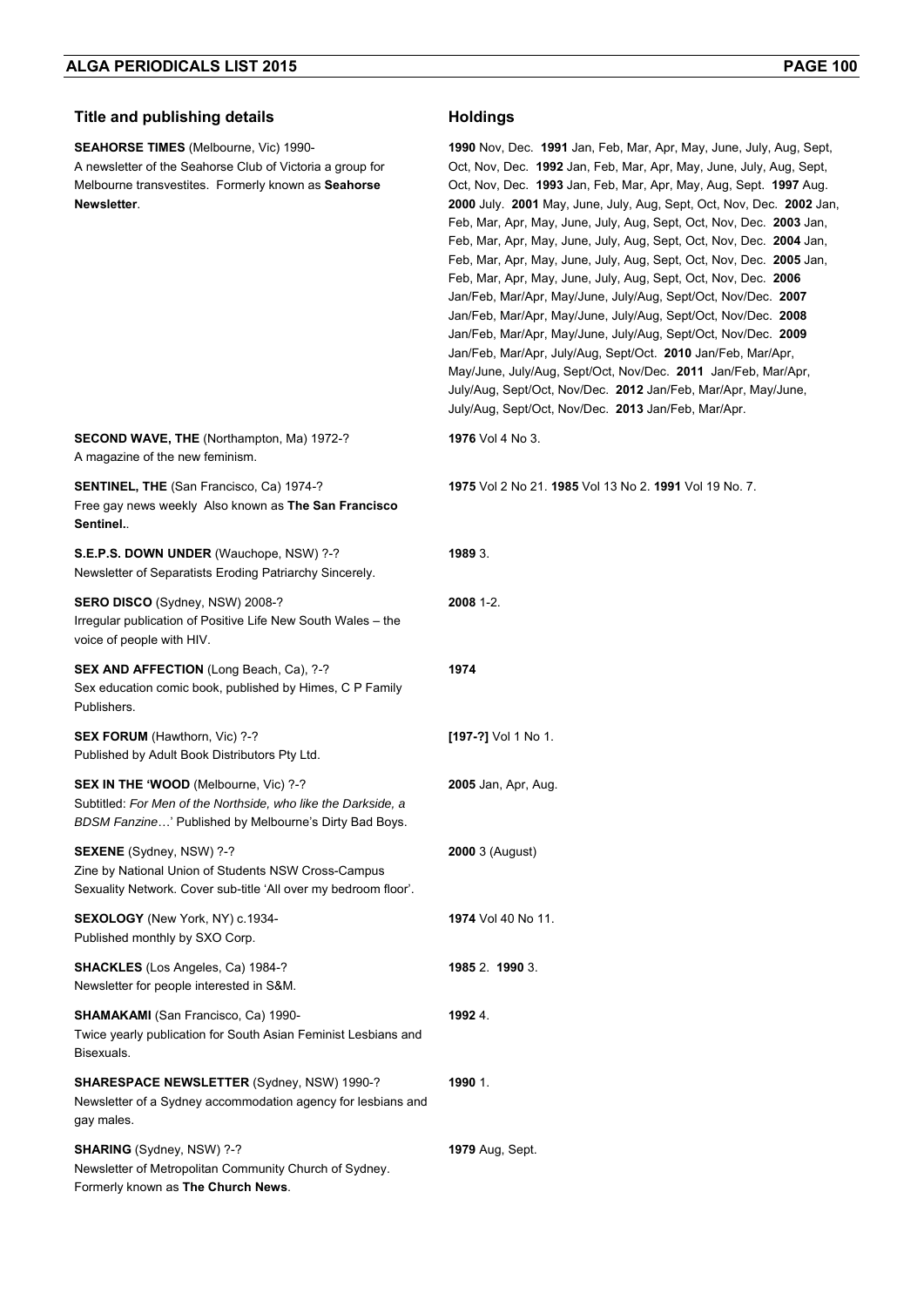| Title and publishing details | Holdings |
|---|---|
| **SEAHORSE TIMES** (Melbourne, Vic) 1990- A newsletter of the Seahorse Club of Victoria a group for Melbourne transvestites. Formerly known as **Seahorse Newsletter**. | **1990** Nov, Dec. **1991** Jan, Feb, Mar, Apr, May, June, July, Aug, Sept, Oct, Nov, Dec. **1992** Jan, Feb, Mar, Apr, May, June, July, Aug, Sept, Oct, Nov, Dec. **1993** Jan, Feb, Mar, Apr, May, Aug, Sept. **1997** Aug. **2000** July. **2001** May, June, July, Aug, Sept, Oct, Nov, Dec. **2002** Jan, Feb, Mar, Apr, May, June, July, Aug, Sept, Oct, Nov, Dec. **2003** Jan, Feb, Mar, Apr, May, June, July, Aug, Sept, Oct, Nov, Dec. **2004** Jan, Feb, Mar, Apr, May, June, July, Aug, Sept, Oct, Nov, Dec. **2005** Jan, Feb, Mar, Apr, May, June, July, Aug, Sept, Oct, Nov, Dec. **2006** Jan/Feb, Mar/Apr, May/June, July/Aug, Sept/Oct, Nov/Dec. **2007** Jan/Feb, Mar/Apr, May/June, July/Aug, Sept/Oct, Nov/Dec. **2008** Jan/Feb, Mar/Apr, May/June, July/Aug, Sept/Oct, Nov/Dec. **2009** Jan/Feb, Mar/Apr, July/Aug, Sept/Oct. **2010** Jan/Feb, Mar/Apr, May/June, July/Aug, Sept/Oct, Nov/Dec. **2011** Jan/Feb, Mar/Apr, July/Aug, Sept/Oct, Nov/Dec. **2012** Jan/Feb, Mar/Apr, May/June, July/Aug, Sept/Oct, Nov/Dec. **2013** Jan/Feb, Mar/Apr. |
| **SECOND WAVE, THE** (Northampton, Ma) 1972-? A magazine of the new feminism. | **1976** Vol 4 No 3. |
| **SENTINEL, THE** (San Francisco, Ca) 1974-? Free gay news weekly Also known as **The San Francisco Sentinel.**. | **1975** Vol 2 No 21. **1985** Vol 13 No 2. **1991** Vol 19 No. 7. |
| **S.E.P.S. DOWN UNDER** (Wauchope, NSW) ?-? Newsletter of Separatists Eroding Patriarchy Sincerely. | **1989** 3. |
| **SERO DISCO** (Sydney, NSW) 2008-? Irregular publication of Positive Life New South Wales – the voice of people with HIV. | **2008** 1-2. |
| **SEX AND AFFECTION** (Long Beach, Ca), ?-? Sex education comic book, published by Himes, C P Family Publishers. | **1974** |
| **SEX FORUM** (Hawthorn, Vic) ?-? Published by Adult Book Distributors Pty Ltd. | **[197-?]** Vol 1 No 1. |
| **SEX IN THE 'WOOD** (Melbourne, Vic) ?-? Subtitled: *For Men of the Northside, who like the Darkside, a BDSM Fanzine*…' Published by Melbourne's Dirty Bad Boys. | **2005** Jan, Apr, Aug. |
| **SEXENE** (Sydney, NSW) ?-? Zine by National Union of Students NSW Cross-Campus Sexuality Network. Cover sub-title 'All over my bedroom floor'. | **2000** 3 (August) |
| **SEXOLOGY** (New York, NY) c.1934- Published monthly by SXO Corp. | **1974** Vol 40 No 11. |
| **SHACKLES** (Los Angeles, Ca) 1984-? Newsletter for people interested in S&M. | **1985** 2. **1990** 3. |
| **SHAMAKAMI** (San Francisco, Ca) 1990- Twice yearly publication for South Asian Feminist Lesbians and Bisexuals. | **1992** 4. |
| **SHARESPACE NEWSLETTER** (Sydney, NSW) 1990-? Newsletter of a Sydney accommodation agency for lesbians and gay males. | **1990** 1. |
| **SHARING** (Sydney, NSW) ?-? Newsletter of Metropolitan Community Church of Sydney. Formerly known as **The Church News**. | **1979** Aug, Sept. |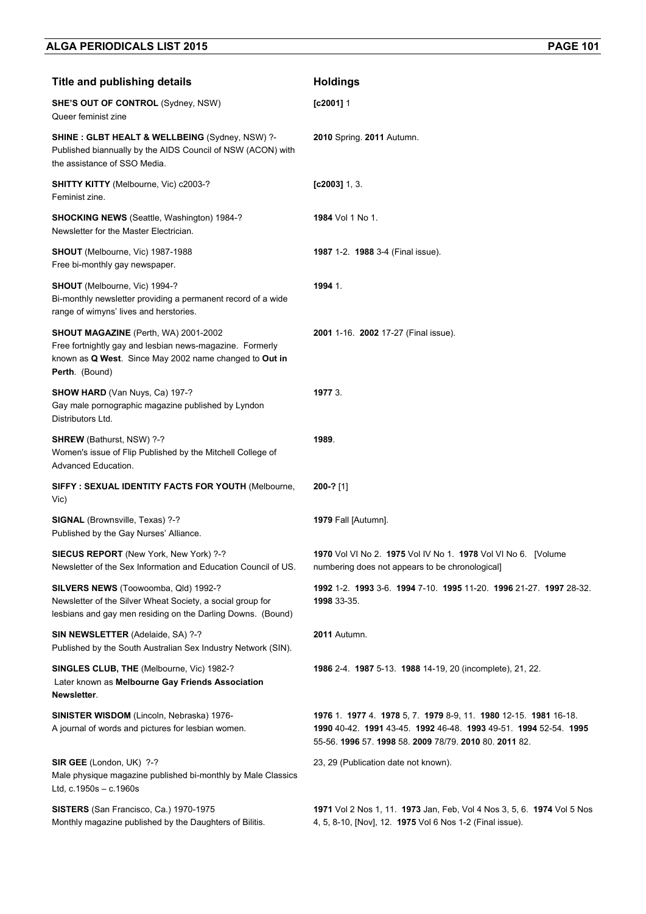| Title and publishing details | Holdings |
|---|---|
| **SHE'S OUT OF CONTROL** (Sydney, NSW)<br>Queer feminist zine | **[c2001]** 1 |
| **SHINE : GLBT HEALT & WELLBEING** (Sydney, NSW) ?-<br>Published biannually by the AIDS Council of NSW (ACON) with the assistance of SSO Media. | **2010** Spring. **2011** Autumn. |
| **SHITTY KITTY** (Melbourne, Vic) c2003-?<br>Feminist zine. | **[c2003]** 1, 3. |
| **SHOCKING NEWS** (Seattle, Washington) 1984-?<br>Newsletter for the Master Electrician. | **1984** Vol 1 No 1. |
| **SHOUT** (Melbourne, Vic) 1987-1988<br>Free bi-monthly gay newspaper. | **1987** 1-2. **1988** 3-4 (Final issue). |
| **SHOUT** (Melbourne, Vic) 1994-?<br>Bi-monthly newsletter providing a permanent record of a wide range of wimyns' lives and herstories. | **1994** 1. |
| **SHOUT MAGAZINE** (Perth, WA) 2001-2002<br>Free fortnightly gay and lesbian news-magazine. Formerly known as **Q West**. Since May 2002 name changed to **Out in Perth**. (Bound) | **2001** 1-16. **2002** 17-27 (Final issue). |
| **SHOW HARD** (Van Nuys, Ca) 197-?<br>Gay male pornographic magazine published by Lyndon Distributors Ltd. | **1977** 3. |
| **SHREW** (Bathurst, NSW) ?-?<br>Women's issue of Flip Published by the Mitchell College of Advanced Education. | **1989**. |
| **SIFFY : SEXUAL IDENTITY FACTS FOR YOUTH** (Melbourne, Vic) | **200-?** [1] |
| **SIGNAL** (Brownsville, Texas) ?-?<br>Published by the Gay Nurses' Alliance. | **1979** Fall [Autumn]. |
| **SIECUS REPORT** (New York, New York) ?-?<br>Newsletter of the Sex Information and Education Council of US. | **1970** Vol VI No 2. **1975** Vol IV No 1. **1978** Vol VI No 6. [Volume numbering does not appears to be chronological] |
| **SILVERS NEWS** (Toowoomba, Qld) 1992-?<br>Newsletter of the Silver Wheat Society, a social group for lesbians and gay men residing on the Darling Downs. (Bound) | **1992** 1-2. **1993** 3-6. **1994** 7-10. **1995** 11-20. **1996** 21-27. **1997** 28-32. **1998** 33-35. |
| **SIN NEWSLETTER** (Adelaide, SA) ?-?<br>Published by the South Australian Sex Industry Network (SIN). | **2011** Autumn. |
| **SINGLES CLUB, THE** (Melbourne, Vic) 1982-?<br>Later known as **Melbourne Gay Friends Association Newsletter**. | **1986** 2-4. **1987** 5-13. **1988** 14-19, 20 (incomplete), 21, 22. |
| **SINISTER WISDOM** (Lincoln, Nebraska) 1976-<br>A journal of words and pictures for lesbian women. | **1976** 1. **1977** 4. **1978** 5, 7. **1979** 8-9, 11. **1980** 12-15. **1981** 16-18. **1990** 40-42. **1991** 43-45. **1992** 46-48. **1993** 49-51. **1994** 52-54. **1995** 55-56. **1996** 57. **1998** 58. **2009** 78/79. **2010** 80. **2011** 82. |
| **SIR GEE** (London, UK) ?-?<br>Male physique magazine published bi-monthly by Male Classics Ltd, c.1950s – c.1960s | 23, 29 (Publication date not known). |
| **SISTERS** (San Francisco, Ca.) 1970-1975<br>Monthly magazine published by the Daughters of Bilitis. | **1971** Vol 2 Nos 1, 11. **1973** Jan, Feb, Vol 4 Nos 3, 5, 6. **1974** Vol 5 Nos 4, 5, 8-10, [Nov], 12. **1975** Vol 6 Nos 1-2 (Final issue). |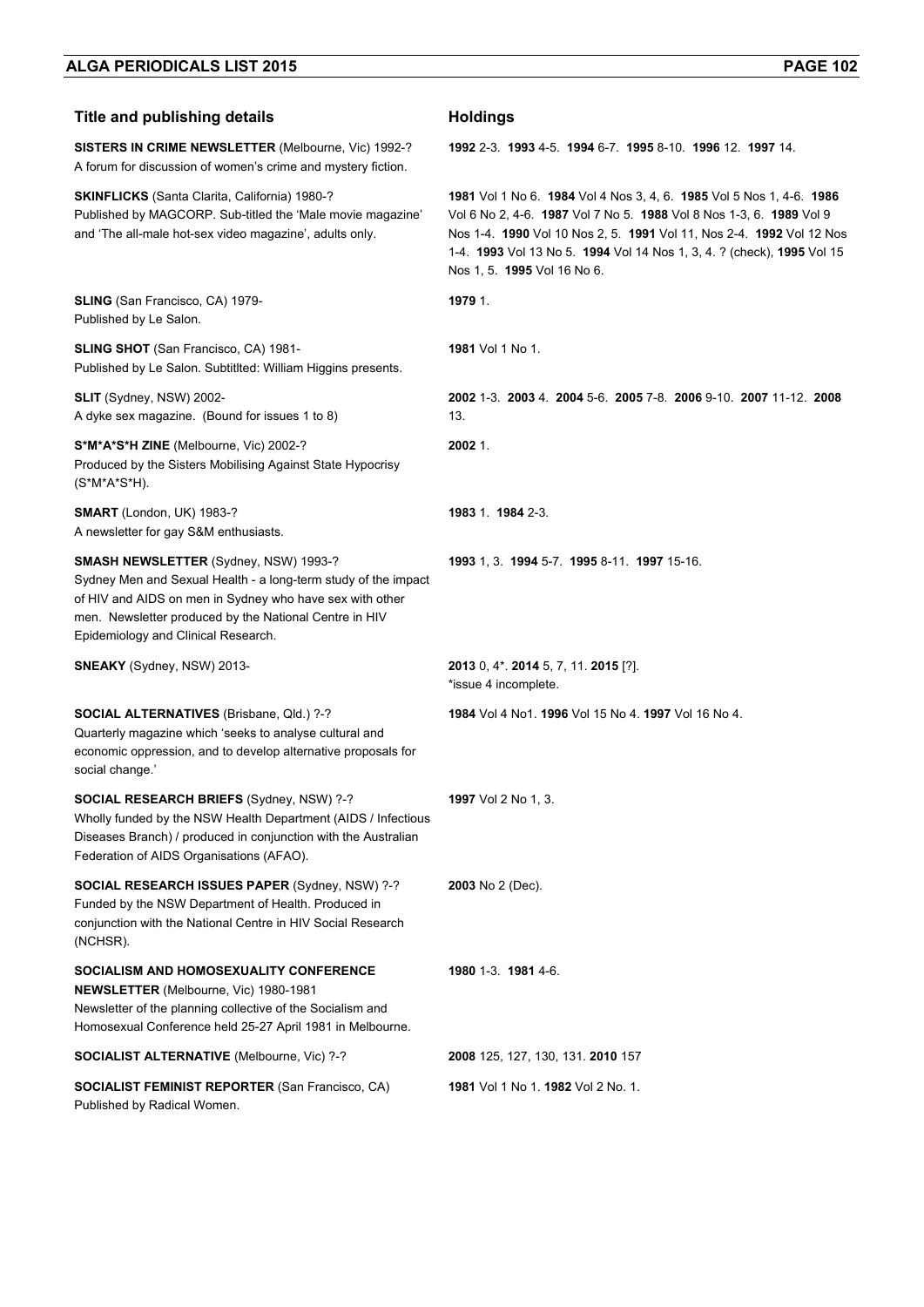| Title and publishing details | Holdings |
|---|---|
| **SISTERS IN CRIME NEWSLETTER** (Melbourne, Vic) 1992-? A forum for discussion of women's crime and mystery fiction. | **1992** 2-3. **1993** 4-5. **1994** 6-7. **1995** 8-10. **1996** 12. **1997** 14. |
| **SKINFLICKS** (Santa Clarita, California) 1980-? Published by MAGCORP. Sub-titled the 'Male movie magazine' and 'The all-male hot-sex video magazine', adults only. | **1981** Vol 1 No 6. **1984** Vol 4 Nos 3, 4, 6. **1985** Vol 5 Nos 1, 4-6. **1986** Vol 6 No 2, 4-6. **1987** Vol 7 No 5. **1988** Vol 8 Nos 1-3, 6. **1989** Vol 9 Nos 1-4. **1990** Vol 10 Nos 2, 5. **1991** Vol 11, Nos 2-4. **1992** Vol 12 Nos 1-4. **1993** Vol 13 No 5. **1994** Vol 14 Nos 1, 3, 4. ? (check), **1995** Vol 15 Nos 1, 5. **1995** Vol 16 No 6. |
| **SLING** (San Francisco, CA) 1979- Published by Le Salon. | **1979** 1. |
| **SLING SHOT** (San Francisco, CA) 1981- Published by Le Salon. Subtitlted: William Higgins presents. | **1981** Vol 1 No 1. |
| **SLIT** (Sydney, NSW) 2002- A dyke sex magazine. (Bound for issues 1 to 8) | **2002** 1-3. **2003** 4. **2004** 5-6. **2005** 7-8. **2006** 9-10. **2007** 11-12. **2008** 13. |
| **S*M*A*S*H ZINE** (Melbourne, Vic) 2002-? Produced by the Sisters Mobilising Against State Hypocrisy (S*M*A*S*H). | **2002** 1. |
| **SMART** (London, UK) 1983-? A newsletter for gay S&M enthusiasts. | **1983** 1. **1984** 2-3. |
| **SMASH NEWSLETTER** (Sydney, NSW) 1993-? Sydney Men and Sexual Health - a long-term study of the impact of HIV and AIDS on men in Sydney who have sex with other men. Newsletter produced by the National Centre in HIV Epidemiology and Clinical Research. | **1993** 1, 3. **1994** 5-7. **1995** 8-11. **1997** 15-16. |
| **SNEAKY** (Sydney, NSW) 2013- | **2013** 0, 4*. **2014** 5, 7, 11. **2015** [?]. *issue 4 incomplete. |
| **SOCIAL ALTERNATIVES** (Brisbane, Qld.) ?-? Quarterly magazine which 'seeks to analyse cultural and economic oppression, and to develop alternative proposals for social change.' | **1984** Vol 4 No1. **1996** Vol 15 No 4. **1997** Vol 16 No 4. |
| **SOCIAL RESEARCH BRIEFS** (Sydney, NSW) ?-? Wholly funded by the NSW Health Department (AIDS / Infectious Diseases Branch) / produced in conjunction with the Australian Federation of AIDS Organisations (AFAO). | **1997** Vol 2 No 1, 3. |
| **SOCIAL RESEARCH ISSUES PAPER** (Sydney, NSW) ?-? Funded by the NSW Department of Health. Produced in conjunction with the National Centre in HIV Social Research (NCHSR). | **2003** No 2 (Dec). |
| **SOCIALISM AND HOMOSEXUALITY CONFERENCE NEWSLETTER** (Melbourne, Vic) 1980-1981 Newsletter of the planning collective of the Socialism and Homosexual Conference held 25-27 April 1981 in Melbourne. | **1980** 1-3. **1981** 4-6. |
| **SOCIALIST ALTERNATIVE** (Melbourne, Vic) ?-? | **2008** 125, 127, 130, 131. **2010** 157 |
| **SOCIALIST FEMINIST REPORTER** (San Francisco, CA) Published by Radical Women. | **1981** Vol 1 No 1. **1982** Vol 2 No. 1. |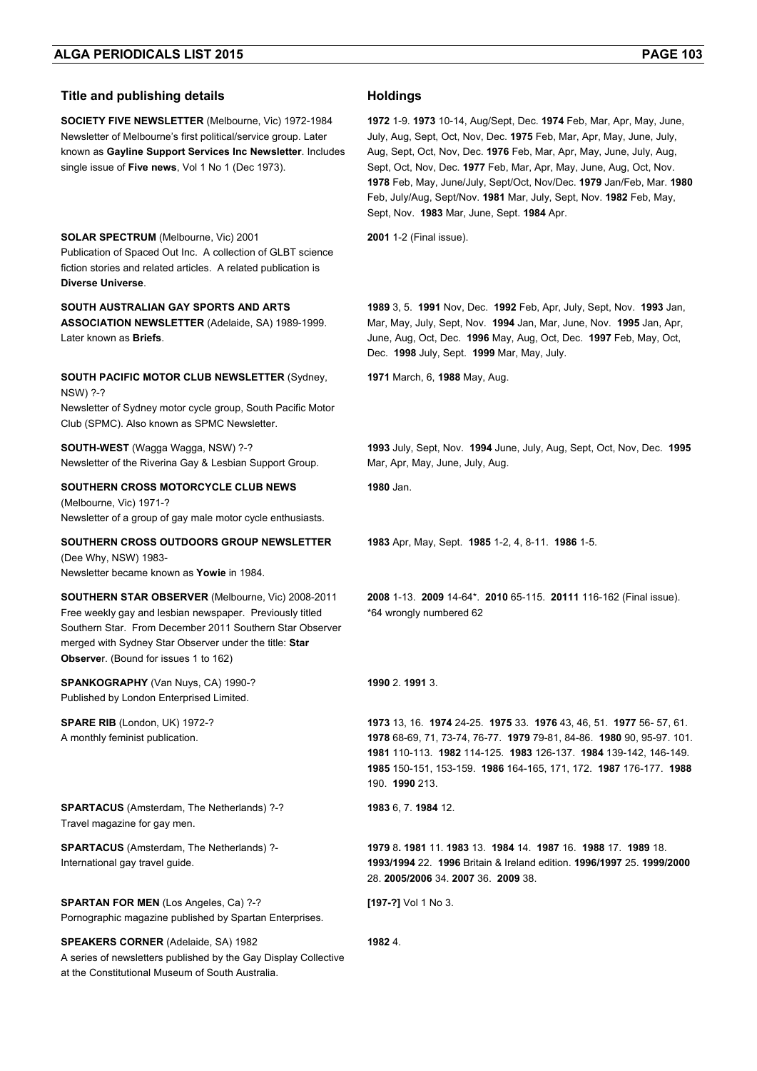| Title and publishing details | Holdings |
| --- | --- |
| **SOCIETY FIVE NEWSLETTER** (Melbourne, Vic) 1972-1984 Newsletter of Melbourne's first political/service group. Later known as **Gayline Support Services Inc Newsletter**. Includes single issue of **Five news**, Vol 1 No 1 (Dec 1973). | **1972** 1-9. **1973** 10-14, Aug/Sept, Dec. **1974** Feb, Mar, Apr, May, June, July, Aug, Sept, Oct, Nov, Dec. **1975** Feb, Mar, Apr, May, June, July, Aug, Sept, Oct, Nov, Dec. **1976** Feb, Mar, Apr, May, June, July, Aug, Sept, Oct, Nov, Dec. **1977** Feb, Mar, Apr, May, June, Aug, Oct, Nov. **1978** Feb, May, June/July, Sept/Oct, Nov/Dec. **1979** Jan/Feb, Mar. **1980** Feb, July/Aug, Sept/Nov. **1981** Mar, July, Sept, Nov. **1982** Feb, May, Sept, Nov. **1983** Mar, June, Sept. **1984** Apr. |
| **SOLAR SPECTRUM** (Melbourne, Vic) 2001 Publication of Spaced Out Inc. A collection of GLBT science fiction stories and related articles. A related publication is **Diverse Universe**. | **2001** 1-2 (Final issue). |
| **SOUTH AUSTRALIAN GAY SPORTS AND ARTS ASSOCIATION NEWSLETTER** (Adelaide, SA) 1989-1999. Later known as **Briefs**. | **1989** 3, 5. **1991** Nov, Dec. **1992** Feb, Apr, July, Sept, Nov. **1993** Jan, Mar, May, July, Sept, Nov. **1994** Jan, Mar, June, Nov. **1995** Jan, Apr, June, Aug, Oct, Dec. **1996** May, Aug, Oct, Dec. **1997** Feb, May, Oct, Dec. **1998** July, Sept. **1999** Mar, May, July. |
| **SOUTH PACIFIC MOTOR CLUB NEWSLETTER** (Sydney, NSW) ?-? Newsletter of Sydney motor cycle group, South Pacific Motor Club (SPMC). Also known as SPMC Newsletter. | **1971** March, 6, **1988** May, Aug. |
| **SOUTH-WEST** (Wagga Wagga, NSW) ?-? Newsletter of the Riverina Gay & Lesbian Support Group. | **1993** July, Sept, Nov. **1994** June, July, Aug, Sept, Oct, Nov, Dec. **1995** Mar, Apr, May, June, July, Aug. |
| **SOUTHERN CROSS MOTORCYCLE CLUB NEWS** (Melbourne, Vic) 1971-? Newsletter of a group of gay male motor cycle enthusiasts. | **1980** Jan. |
| **SOUTHERN CROSS OUTDOORS GROUP NEWSLETTER** (Dee Why, NSW) 1983- Newsletter became known as **Yowie** in 1984. | **1983** Apr, May, Sept. **1985** 1-2, 4, 8-11. **1986** 1-5. |
| **SOUTHERN STAR OBSERVER** (Melbourne, Vic) 2008-2011 Free weekly gay and lesbian newspaper. Previously titled Southern Star. From December 2011 Southern Star Observer merged with Sydney Star Observer under the title: **Star Observer**. (Bound for issues 1 to 162) | **2008** 1-13. **2009** 14-64*. **2010** 65-115. **20111** 116-162 (Final issue). *64 wrongly numbered 62 |
| **SPANKOGRAPHY** (Van Nuys, CA) 1990-? Published by London Enterprised Limited. | **1990** 2. **1991** 3. |
| **SPARE RIB** (London, UK) 1972-? A monthly feminist publication. | **1973** 13, 16. **1974** 24-25. **1975** 33. **1976** 43, 46, 51. **1977** 56- 57, 61. **1978** 68-69, 71, 73-74, 76-77. **1979** 79-81, 84-86. **1980** 90, 95-97. 101. **1981** 110-113. **1982** 114-125. **1983** 126-137. **1984** 139-142, 146-149. **1985** 150-151, 153-159. **1986** 164-165, 171, 172. **1987** 176-177. **1988** 190. **1990** 213. |
| **SPARTACUS** (Amsterdam, The Netherlands) ?-? Travel magazine for gay men. | **1983** 6, 7. **1984** 12. |
| **SPARTACUS** (Amsterdam, The Netherlands) ?- International gay travel guide. | **1979** 8**. 1981** 11. **1983** 13. **1984** 14. **1987** 16. **1988** 17. **1989** 18. **1993/1994** 22. **1996** Britain & Ireland edition. **1996/1997** 25. **1999/2000** 28. **2005/2006** 34. **2007** 36. **2009** 38. |
| **SPARTAN FOR MEN** (Los Angeles, Ca) ?-? Pornographic magazine published by Spartan Enterprises. | **[197-?]** Vol 1 No 3. |
| **SPEAKERS CORNER** (Adelaide, SA) 1982 A series of newsletters published by the Gay Display Collective at the Constitutional Museum of South Australia. | **1982** 4. |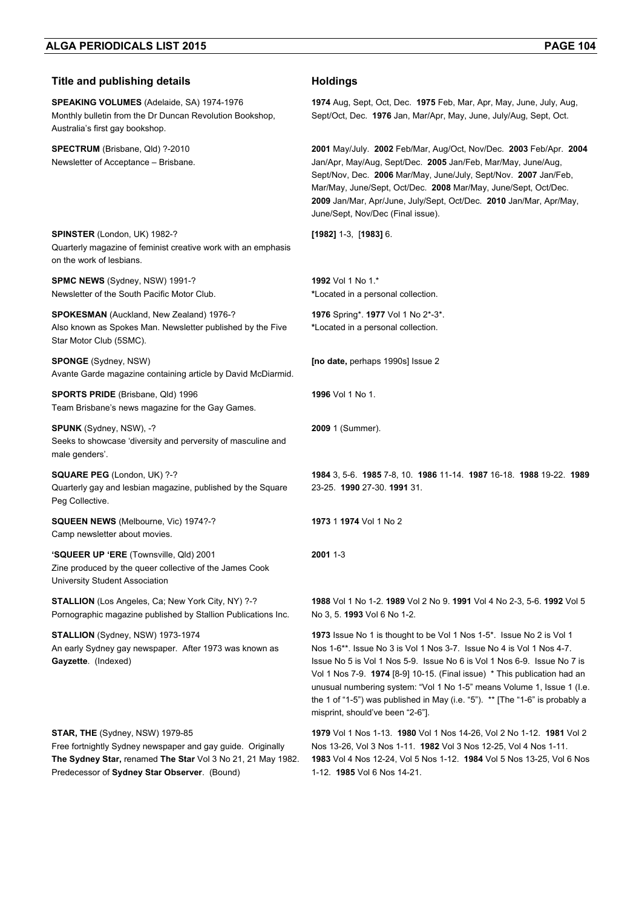| Title and publishing details | Holdings |
|---|---|
| **SPEAKING VOLUMES** (Adelaide, SA) 1974-1976<br>Monthly bulletin from the Dr Duncan Revolution Bookshop, Australia's first gay bookshop. | **1974** Aug, Sept, Oct, Dec. **1975** Feb, Mar, Apr, May, June, July, Aug, Sept/Oct, Dec. **1976** Jan, Mar/Apr, May, June, July/Aug, Sept, Oct. |
| **SPECTRUM** (Brisbane, Qld) ?-2010<br>Newsletter of Acceptance – Brisbane. | **2001** May/July. **2002** Feb/Mar, Aug/Oct, Nov/Dec. **2003** Feb/Apr. **2004** Jan/Apr, May/Aug, Sept/Dec. **2005** Jan/Feb, Mar/May, June/Aug, Sept/Nov, Dec. **2006** Mar/May, June/July, Sept/Nov. **2007** Jan/Feb, Mar/May, June/Sept, Oct/Dec. **2008** Mar/May, June/Sept, Oct/Dec. **2009** Jan/Mar, Apr/June, July/Sept, Oct/Dec. **2010** Jan/Mar, Apr/May, June/Sept, Nov/Dec (Final issue). |
| **SPINSTER** (London, UK) 1982-?<br>Quarterly magazine of feminist creative work with an emphasis on the work of lesbians. | **[1982]** 1-3, [**1983]** 6. |
| **SPMC NEWS** (Sydney, NSW) 1991-?<br>Newsletter of the South Pacific Motor Club. | **1992** Vol 1 No 1.*<br>*Located in a personal collection. |
| **SPOKESMAN** (Auckland, New Zealand) 1976-?<br>Also known as Spokes Man. Newsletter published by the Five Star Motor Club (5SMC). | **1976** Spring*. **1977** Vol 1 No 2*-3*.<br>*Located in a personal collection. |
| **SPONGE** (Sydney, NSW)<br>Avante Garde magazine containing article by David McDiarmid. | **[no date,** perhaps 1990s] Issue 2 |
| **SPORTS PRIDE** (Brisbane, Qld) 1996<br>Team Brisbane's news magazine for the Gay Games. | **1996** Vol 1 No 1. |
| **SPUNK** (Sydney, NSW), -?<br>Seeks to showcase 'diversity and perversity of masculine and male genders'. | **2009** 1 (Summer). |
| **SQUARE PEG** (London, UK) ?-?<br>Quarterly gay and lesbian magazine, published by the Square Peg Collective. | **1984** 3, 5-6. **1985** 7-8, 10. **1986** 11-14. **1987** 16-18. **1988** 19-22. **1989** 23-25. **1990** 27-30. **1991** 31. |
| **SQUEEN NEWS** (Melbourne, Vic) 1974?-?<br>Camp newsletter about movies. | **1973** 1 **1974** Vol 1 No 2 |
| **'SQUEER UP 'ERE** (Townsville, Qld) 2001<br>Zine produced by the queer collective of the James Cook University Student Association | **2001** 1-3 |
| **STALLION** (Los Angeles, Ca; New York City, NY) ?-?<br>Pornographic magazine published by Stallion Publications Inc. | **1988** Vol 1 No 1-2. **1989** Vol 2 No 9. **1991** Vol 4 No 2-3, 5-6. **1992** Vol 5 No 3, 5. **1993** Vol 6 No 1-2. |
| **STALLION** (Sydney, NSW) 1973-1974<br>An early Sydney gay newspaper. After 1973 was known as **Gayzette**. (Indexed) | **1973** Issue No 1 is thought to be Vol 1 Nos 1-5*. Issue No 2 is Vol 1 Nos 1-6**. Issue No 3 is Vol 1 Nos 3-7. Issue No 4 is Vol 1 Nos 4-7. Issue No 5 is Vol 1 Nos 5-9. Issue No 6 is Vol 1 Nos 6-9. Issue No 7 is Vol 1 Nos 7-9. **1974** [8-9] 10-15. (Final issue) * This publication had an unusual numbering system: "Vol 1 No 1-5" means Volume 1, Issue 1 (I.e. the 1 of "1-5") was published in May (i.e. "5"). ** [The "1-6" is probably a misprint, should've been "2-6"]. |
| **STAR, THE** (Sydney, NSW) 1979-85<br>Free fortnightly Sydney newspaper and gay guide. Originally **The Sydney Star,** renamed **The Star** Vol 3 No 21, 21 May 1982. Predecessor of **Sydney Star Observer**. (Bound) | **1979** Vol 1 Nos 1-13. **1980** Vol 1 Nos 14-26, Vol 2 No 1-12. **1981** Vol 2 Nos 13-26, Vol 3 Nos 1-11. **1982** Vol 3 Nos 12-25, Vol 4 Nos 1-11. **1983** Vol 4 Nos 12-24, Vol 5 Nos 1-12. **1984** Vol 5 Nos 13-25, Vol 6 Nos 1-12. **1985** Vol 6 Nos 14-21. |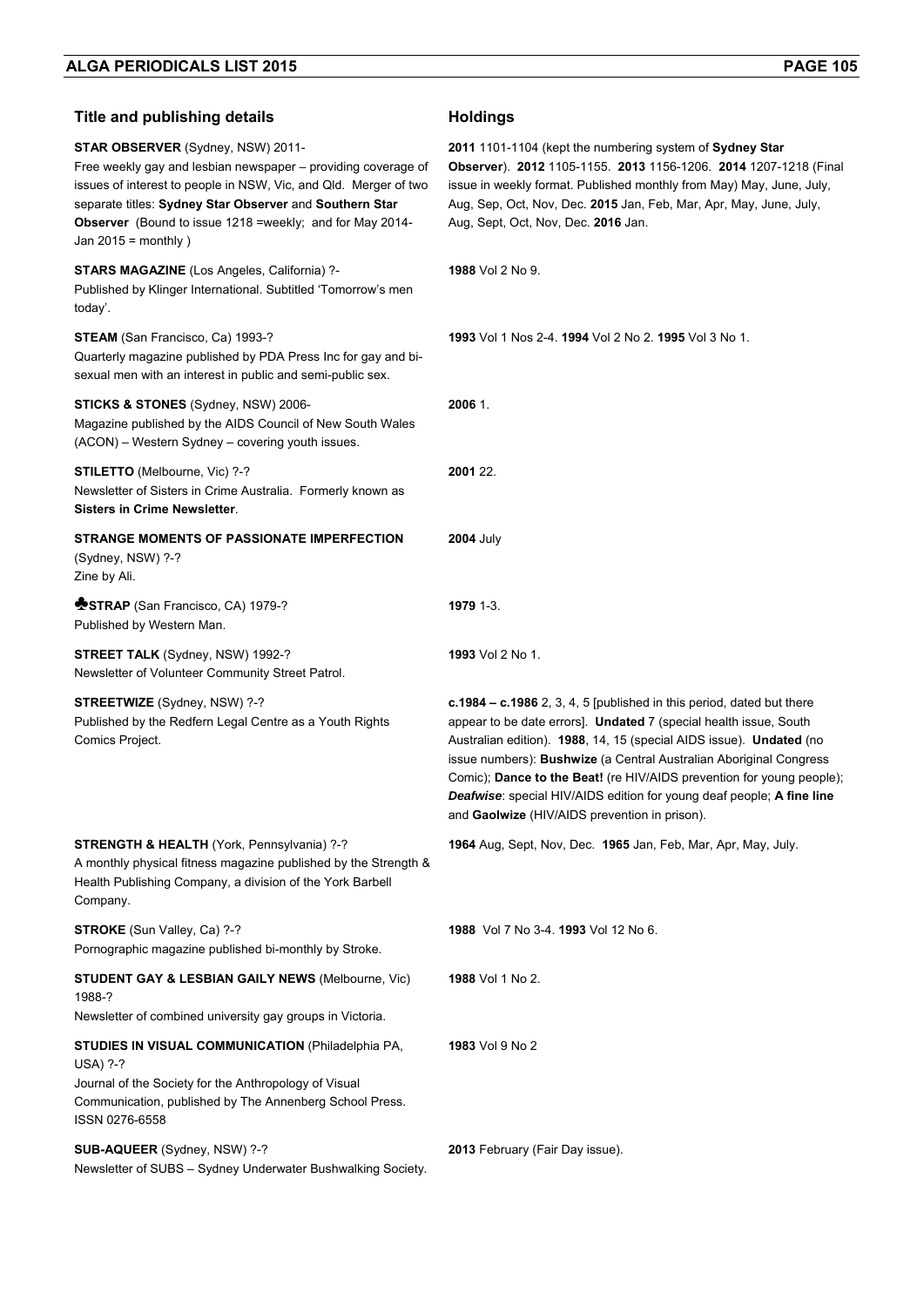| Title and publishing details | Holdings |
|---|---|
| **STAR OBSERVER** (Sydney, NSW) 2011-<br>Free weekly gay and lesbian newspaper – providing coverage of issues of interest to people in NSW, Vic, and Qld. Merger of two separate titles: **Sydney Star Observer** and **Southern Star Observer** (Bound to issue 1218 =weekly; and for May 2014-Jan 2015 = monthly ) | **2011** 1101-1104 (kept the numbering system of **Sydney Star Observer**). **2012** 1105-1155. **2013** 1156-1206. **2014** 1207-1218 (Final issue in weekly format. Published monthly from May) May, June, July, Aug, Sep, Oct, Nov, Dec. **2015** Jan, Feb, Mar, Apr, May, June, July, Aug, Sept, Oct, Nov, Dec. **2016** Jan. |
| **STARS MAGAZINE** (Los Angeles, California) ?-<br>Published by Klinger International. Subtitled 'Tomorrow's men today'. | **1988** Vol 2 No 9. |
| **STEAM** (San Francisco, Ca) 1993-?<br>Quarterly magazine published by PDA Press Inc for gay and bi-sexual men with an interest in public and semi-public sex. | **1993** Vol 1 Nos 2-4. **1994** Vol 2 No 2. **1995** Vol 3 No 1. |
| **STICKS & STONES** (Sydney, NSW) 2006-<br>Magazine published by the AIDS Council of New South Wales (ACON) – Western Sydney – covering youth issues. | **2006** 1. |
| **STILETTO** (Melbourne, Vic) ?-?<br>Newsletter of Sisters in Crime Australia. Formerly known as **Sisters in Crime Newsletter**. | **2001** 22. |
| **STRANGE MOMENTS OF PASSIONATE IMPERFECTION** (Sydney, NSW) ?-?<br>Zine by Ali. | **2004** July |
| ♣**STRAP** (San Francisco, CA) 1979-?<br>Published by Western Man. | **1979** 1-3. |
| **STREET TALK** (Sydney, NSW) 1992-?<br>Newsletter of Volunteer Community Street Patrol. | **1993** Vol 2 No 1. |
| **STREETWIZE** (Sydney, NSW) ?-?<br>Published by the Redfern Legal Centre as a Youth Rights Comics Project. | **c.1984 – c.1986** 2, 3, 4, 5 [published in this period, dated but there appear to be date errors]. **Undated** 7 (special health issue, South Australian edition). **1988**, 14, 15 (special AIDS issue). **Undated** (no issue numbers): **Bushwize** (a Central Australian Aboriginal Congress Comic); **Dance to the Beat!** (re HIV/AIDS prevention for young people); ***Deafwise***: special HIV/AIDS edition for young deaf people; **A fine line** and **Gaolwize** (HIV/AIDS prevention in prison). |
| **STRENGTH & HEALTH** (York, Pennsylvania) ?-?<br>A monthly physical fitness magazine published by the Strength & Health Publishing Company, a division of the York Barbell Company. | **1964** Aug, Sept, Nov, Dec. **1965** Jan, Feb, Mar, Apr, May, July. |
| **STROKE** (Sun Valley, Ca) ?-?<br>Pornographic magazine published bi-monthly by Stroke. | **1988** Vol 7 No 3-4. **1993** Vol 12 No 6. |
| **STUDENT GAY & LESBIAN GAILY NEWS** (Melbourne, Vic) 1988-?<br>Newsletter of combined university gay groups in Victoria. | **1988** Vol 1 No 2. |
| **STUDIES IN VISUAL COMMUNICATION** (Philadelphia PA, USA) ?-?<br>Journal of the Society for the Anthropology of Visual Communication, published by The Annenberg School Press. ISSN 0276-6558 | **1983** Vol 9 No 2 |
| **SUB-AQUEER** (Sydney, NSW) ?-?<br>Newsletter of SUBS – Sydney Underwater Bushwalking Society. | **2013** February (Fair Day issue). |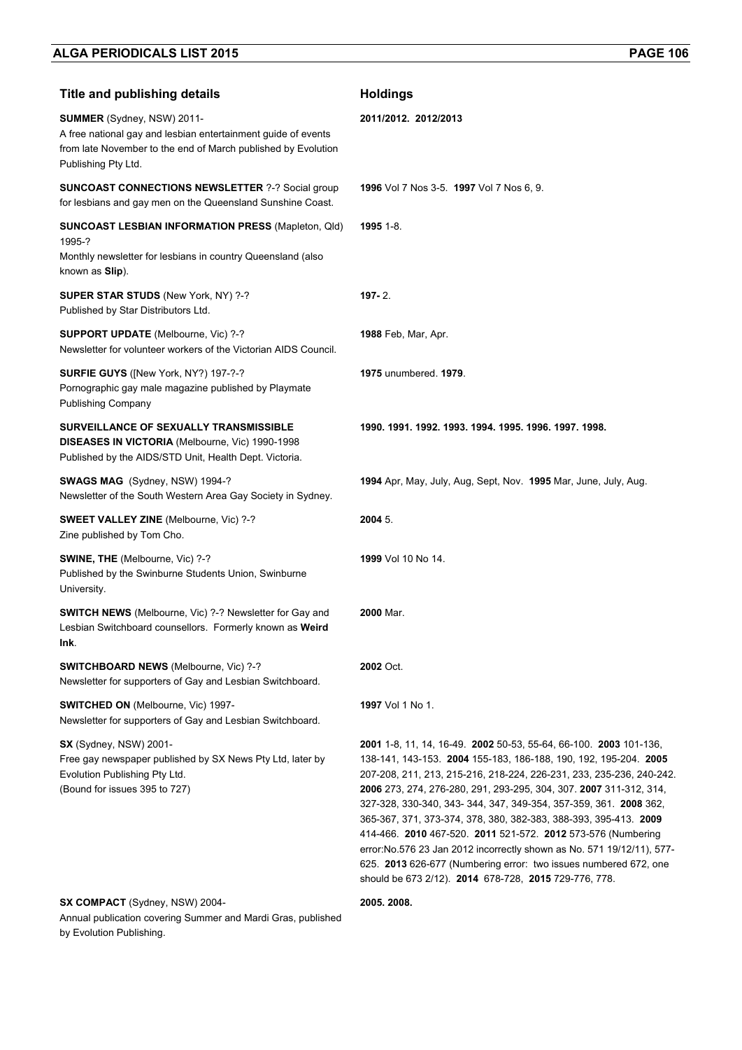| Title and publishing details | Holdings |
| --- | --- |
| **SUMMER** (Sydney, NSW) 2011- A free national gay and lesbian entertainment guide of events from late November to the end of March published by Evolution Publishing Pty Ltd. | **2011/2012. 2012/2013** |
| **SUNCOAST CONNECTIONS NEWSLETTER** ?-? Social group for lesbians and gay men on the Queensland Sunshine Coast. | **1996** Vol 7 Nos 3-5. **1997** Vol 7 Nos 6, 9. |
| **SUNCOAST LESBIAN INFORMATION PRESS** (Mapleton, Qld) 1995-? Monthly newsletter for lesbians in country Queensland (also known as **Slip**). | **1995** 1-8. |
| **SUPER STAR STUDS** (New York, NY) ?-? Published by Star Distributors Ltd. | **197-** 2. |
| **SUPPORT UPDATE** (Melbourne, Vic) ?-? Newsletter for volunteer workers of the Victorian AIDS Council. | **1988** Feb, Mar, Apr. |
| **SURFIE GUYS** ([New York, NY?) 197-?-? Pornographic gay male magazine published by Playmate Publishing Company | **1975** unnumbered. **1979**. |
| **SURVEILLANCE OF SEXUALLY TRANSMISSIBLE DISEASES IN VICTORIA** (Melbourne, Vic) 1990-1998 Published by the AIDS/STD Unit, Health Dept. Victoria. | **1990. 1991. 1992. 1993. 1994. 1995. 1996. 1997. 1998.** |
| **SWAGS MAG** (Sydney, NSW) 1994-? Newsletter of the South Western Area Gay Society in Sydney. | **1994** Apr, May, July, Aug, Sept, Nov. **1995** Mar, June, July, Aug. |
| **SWEET VALLEY ZINE** (Melbourne, Vic) ?-? Zine published by Tom Cho. | **2004** 5. |
| **SWINE, THE** (Melbourne, Vic) ?-? Published by the Swinburne Students Union, Swinburne University. | **1999** Vol 10 No 14. |
| **SWITCH NEWS** (Melbourne, Vic) ?-? Newsletter for Gay and Lesbian Switchboard counsellors. Formerly known as **Weird Ink**. | **2000** Mar. |
| **SWITCHBOARD NEWS** (Melbourne, Vic) ?-? Newsletter for supporters of Gay and Lesbian Switchboard. | **2002** Oct. |
| **SWITCHED ON** (Melbourne, Vic) 1997- Newsletter for supporters of Gay and Lesbian Switchboard. | **1997** Vol 1 No 1. |
| **SX** (Sydney, NSW) 2001- Free gay newspaper published by SX News Pty Ltd, later by Evolution Publishing Pty Ltd. (Bound for issues 395 to 727) | **2001** 1-8, 11, 14, 16-49. **2002** 50-53, 55-64, 66-100. **2003** 101-136, 138-141, 143-153. **2004** 155-183, 186-188, 190, 192, 195-204. **2005** 207-208, 211, 213, 215-216, 218-224, 226-231, 233, 235-236, 240-242. **2006** 273, 274, 276-280, 291, 293-295, 304, 307. **2007** 311-312, 314, 327-328, 330-340, 343- 344, 347, 349-354, 357-359, 361. **2008** 362, 365-367, 371, 373-374, 378, 380, 382-383, 388-393, 395-413. **2009** 414-466. **2010** 467-520. **2011** 521-572. **2012** 573-576 (Numbering error:No.576 23 Jan 2012 incorrectly shown as No. 571 19/12/11), 577-625. **2013** 626-677 (Numbering error: two issues numbered 672, one should be 673 2/12). **2014** 678-728, **2015** 729-776, 778. |
| **SX COMPACT** (Sydney, NSW) 2004- Annual publication covering Summer and Mardi Gras, published by Evolution Publishing. | **2005. 2008.** |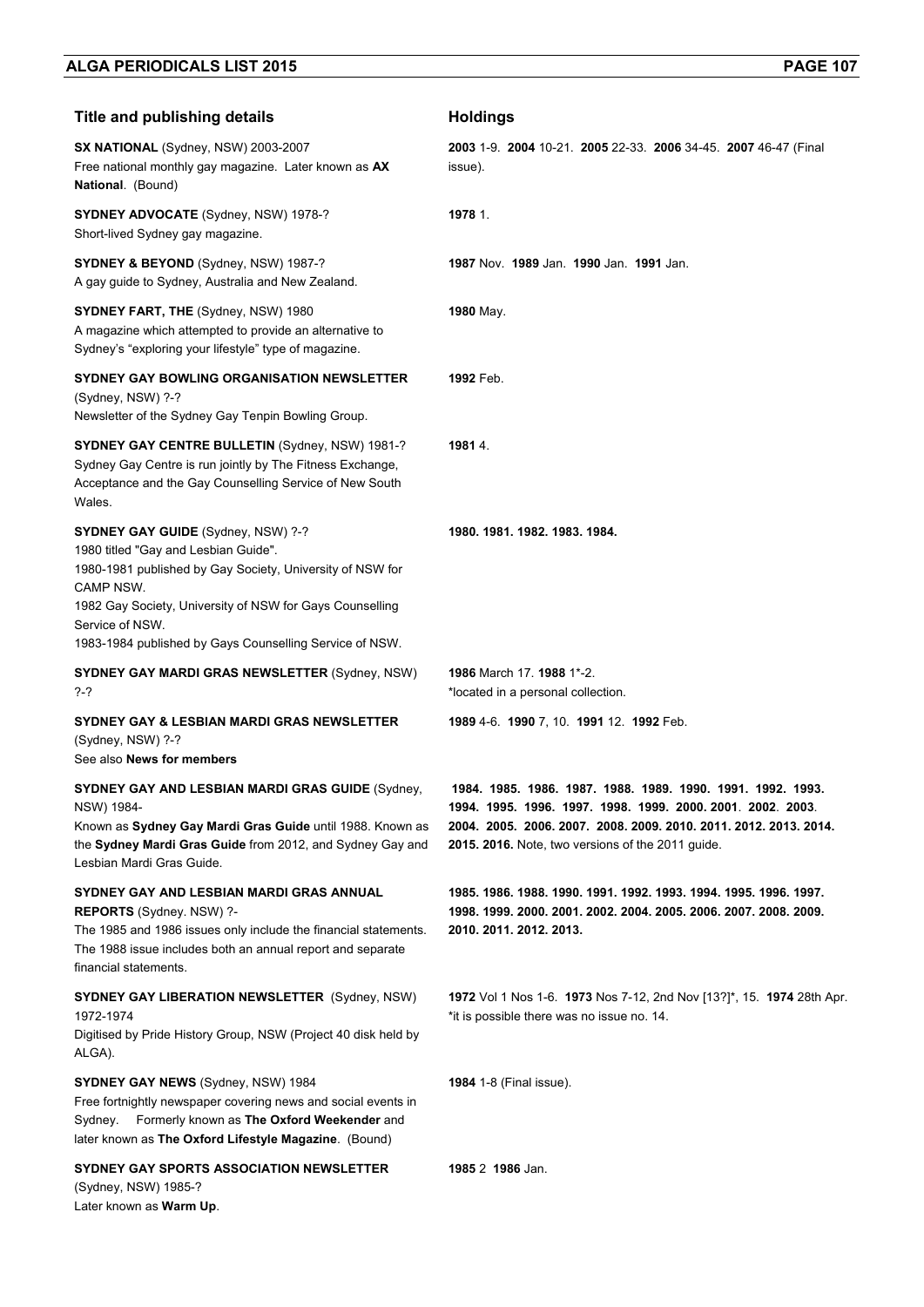| Title and publishing details | Holdings |
|---|---|
| **SX NATIONAL** (Sydney, NSW) 2003-2007<br>Free national monthly gay magazine. Later known as **AX National**. (Bound) | **2003** 1-9. **2004** 10-21. **2005** 22-33. **2006** 34-45. **2007** 46-47 (Final issue). |
| **SYDNEY ADVOCATE** (Sydney, NSW) 1978-?<br>Short-lived Sydney gay magazine. | **1978** 1. |
| **SYDNEY & BEYOND** (Sydney, NSW) 1987-?<br>A gay guide to Sydney, Australia and New Zealand. | **1987** Nov. **1989** Jan. **1990** Jan. **1991** Jan. |
| **SYDNEY FART, THE** (Sydney, NSW) 1980<br>A magazine which attempted to provide an alternative to Sydney's "exploring your lifestyle" type of magazine. | **1980** May. |
| **SYDNEY GAY BOWLING ORGANISATION NEWSLETTER** (Sydney, NSW) ?-?<br>Newsletter of the Sydney Gay Tenpin Bowling Group. | **1992** Feb. |
| **SYDNEY GAY CENTRE BULLETIN** (Sydney, NSW) 1981-?<br>Sydney Gay Centre is run jointly by The Fitness Exchange, Acceptance and the Gay Counselling Service of New South Wales. | **1981** 4. |
| **SYDNEY GAY GUIDE** (Sydney, NSW) ?-?<br>1980 titled "Gay and Lesbian Guide".<br>1980-1981 published by Gay Society, University of NSW for CAMP NSW.<br>1982 Gay Society, University of NSW for Gays Counselling Service of NSW.<br>1983-1984 published by Gays Counselling Service of NSW. | **1980. 1981. 1982. 1983. 1984.** |
| **SYDNEY GAY MARDI GRAS NEWSLETTER** (Sydney, NSW) ?-? | **1986** March 17. **1988** 1*-2.<br>*located in a personal collection. |
| **SYDNEY GAY & LESBIAN MARDI GRAS NEWSLETTER** (Sydney, NSW) ?-?<br>See also **News for members** | **1989** 4-6. **1990** 7, 10. **1991** 12. **1992** Feb. |
| **SYDNEY GAY AND LESBIAN MARDI GRAS GUIDE** (Sydney, NSW) 1984-<br>Known as **Sydney Gay Mardi Gras Guide** until 1988. Known as the **Sydney Mardi Gras Guide** from 2012, and Sydney Gay and Lesbian Mardi Gras Guide. | **1984. 1985. 1986. 1987. 1988. 1989. 1990. 1991. 1992. 1993. 1994. 1995. 1996. 1997. 1998. 1999. 2000. 2001**. **2002**. **2003**. **2004. 2005. 2006. 2007. 2008. 2009. 2010. 2011. 2012. 2013. 2014. 2015. 2016.** Note, two versions of the 2011 guide. |
| **SYDNEY GAY AND LESBIAN MARDI GRAS ANNUAL REPORTS** (Sydney. NSW) ?-<br>The 1985 and 1986 issues only include the financial statements. The 1988 issue includes both an annual report and separate financial statements. | **1985. 1986. 1988. 1990. 1991. 1992. 1993. 1994. 1995. 1996. 1997. 1998. 1999. 2000. 2001. 2002. 2004. 2005. 2006. 2007. 2008. 2009. 2010. 2011. 2012. 2013.** |
| **SYDNEY GAY LIBERATION NEWSLETTER** (Sydney, NSW) 1972-1974<br>Digitised by Pride History Group, NSW (Project 40 disk held by ALGA). | **1972** Vol 1 Nos 1-6. **1973** Nos 7-12, 2nd Nov [13?]*, 15. **1974** 28th Apr.<br>*it is possible there was no issue no. 14. |
| **SYDNEY GAY NEWS** (Sydney, NSW) 1984<br>Free fortnightly newspaper covering news and social events in Sydney. Formerly known as **The Oxford Weekender** and later known as **The Oxford Lifestyle Magazine**. (Bound) | **1984** 1-8 (Final issue). |
| **SYDNEY GAY SPORTS ASSOCIATION NEWSLETTER** (Sydney, NSW) 1985-?<br>Later known as **Warm Up**. | **1985** 2 **1986** Jan. |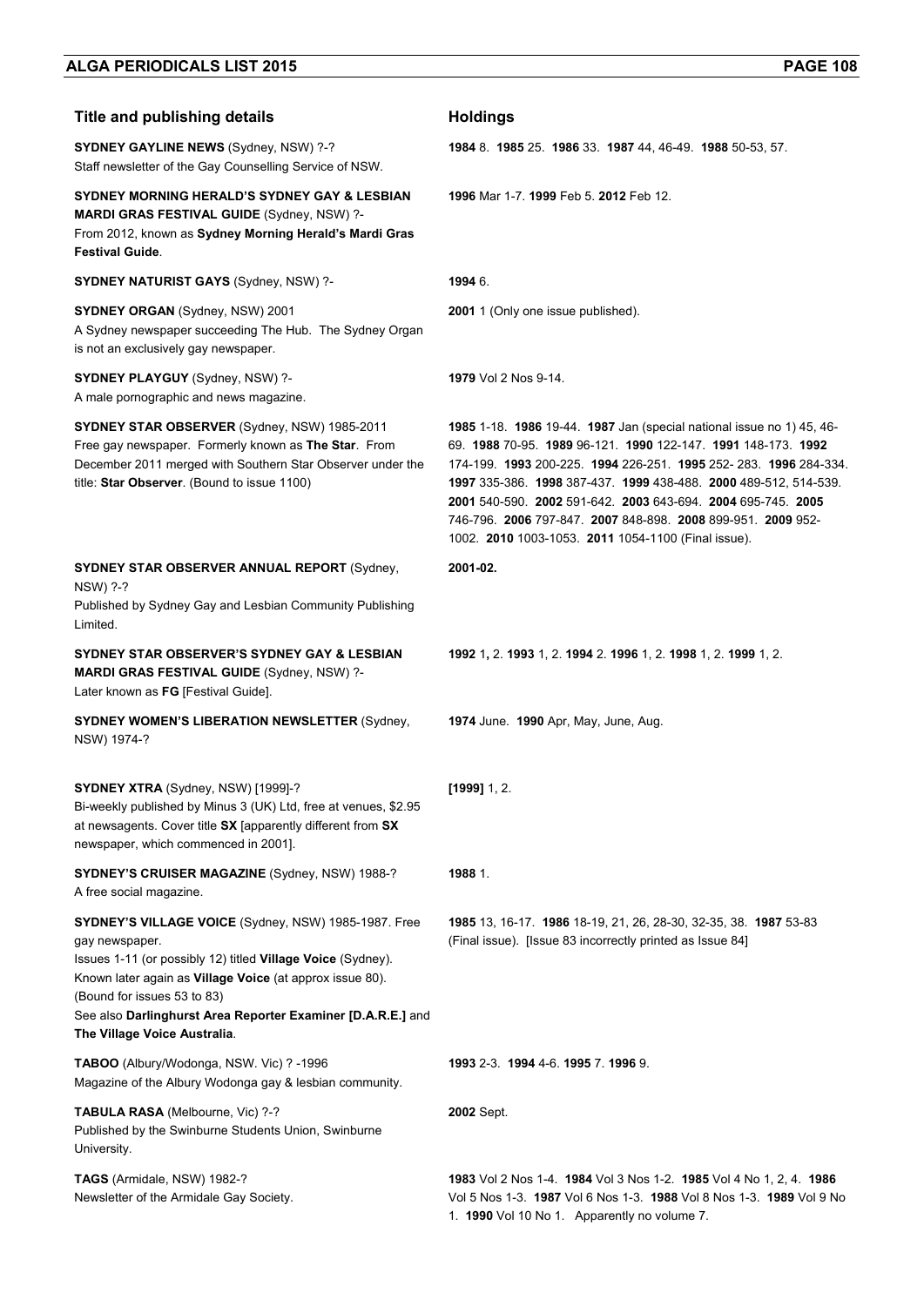| Title and publishing details | Holdings |
| --- | --- |
| **SYDNEY GAYLINE NEWS** (Sydney, NSW) ?-? Staff newsletter of the Gay Counselling Service of NSW. | **1984** 8. **1985** 25. **1986** 33. **1987** 44, 46-49. **1988** 50-53, 57. |
| **SYDNEY MORNING HERALD'S SYDNEY GAY & LESBIAN MARDI GRAS FESTIVAL GUIDE** (Sydney, NSW) ?- From 2012, known as **Sydney Morning Herald's Mardi Gras Festival Guide**. | **1996** Mar 1-7. **1999** Feb 5. **2012** Feb 12. |
| **SYDNEY NATURIST GAYS** (Sydney, NSW) ?- | **1994** 6. |
| **SYDNEY ORGAN** (Sydney, NSW) 2001 A Sydney newspaper succeeding The Hub. The Sydney Organ is not an exclusively gay newspaper. | **2001** 1 (Only one issue published). |
| **SYDNEY PLAYGUY** (Sydney, NSW) ?- A male pornographic and news magazine. | **1979** Vol 2 Nos 9-14. |
| **SYDNEY STAR OBSERVER** (Sydney, NSW) 1985-2011 Free gay newspaper. Formerly known as **The Star**. From December 2011 merged with Southern Star Observer under the title: **Star Observer**. (Bound to issue 1100) | **1985** 1-18. **1986** 19-44. **1987** Jan (special national issue no 1) 45, 46-69. **1988** 70-95. **1989** 96-121. **1990** 122-147. **1991** 148-173. **1992** 174-199. **1993** 200-225. **1994** 226-251. **1995** 252- 283. **1996** 284-334. **1997** 335-386. **1998** 387-437. **1999** 438-488. **2000** 489-512, 514-539. **2001** 540-590. **2002** 591-642. **2003** 643-694. **2004** 695-745. **2005** 746-796. **2006** 797-847. **2007** 848-898. **2008** 899-951. **2009** 952-1002. **2010** 1003-1053. **2011** 1054-1100 (Final issue). |
| **SYDNEY STAR OBSERVER ANNUAL REPORT** (Sydney, NSW) ?-? Published by Sydney Gay and Lesbian Community Publishing Limited. | **2001-02.** |
| **SYDNEY STAR OBSERVER'S SYDNEY GAY & LESBIAN MARDI GRAS FESTIVAL GUIDE** (Sydney, NSW) ?- Later known as **FG** [Festival Guide]. | **1992** 1, 2. **1993** 1, 2. **1994** 2. **1996** 1, 2. **1998** 1, 2. **1999** 1, 2. |
| **SYDNEY WOMEN'S LIBERATION NEWSLETTER** (Sydney, NSW) 1974-? | **1974** June. **1990** Apr, May, June, Aug. |
| **SYDNEY XTRA** (Sydney, NSW) [1999]-? Bi-weekly published by Minus 3 (UK) Ltd, free at venues, $2.95 at newsagents. Cover title **SX** [apparently different from **SX** newspaper, which commenced in 2001]. | **[1999]** 1, 2. |
| **SYDNEY'S CRUISER MAGAZINE** (Sydney, NSW) 1988-? A free social magazine. | **1988** 1. |
| **SYDNEY'S VILLAGE VOICE** (Sydney, NSW) 1985-1987. Free gay newspaper. Issues 1-11 (or possibly 12) titled **Village Voice** (Sydney). Known later again as **Village Voice** (at approx issue 80). (Bound for issues 53 to 83) See also **Darlinghurst Area Reporter Examiner [D.A.R.E.]** and **The Village Voice Australia**. | **1985** 13, 16-17. **1986** 18-19, 21, 26, 28-30, 32-35, 38. **1987** 53-83 (Final issue). [Issue 83 incorrectly printed as Issue 84] |
| **TABOO** (Albury/Wodonga, NSW. Vic) ? -1996 Magazine of the Albury Wodonga gay & lesbian community. | **1993** 2-3. **1994** 4-6. **1995** 7. **1996** 9. |
| **TABULA RASA** (Melbourne, Vic) ?-? Published by the Swinburne Students Union, Swinburne University. | **2002** Sept. |
| **TAGS** (Armidale, NSW) 1982-? Newsletter of the Armidale Gay Society. | **1983** Vol 2 Nos 1-4. **1984** Vol 3 Nos 1-2. **1985** Vol 4 No 1, 2, 4. **1986** Vol 5 Nos 1-3. **1987** Vol 6 Nos 1-3. **1988** Vol 8 Nos 1-3. **1989** Vol 9 No 1. **1990** Vol 10 No 1. Apparently no volume 7. |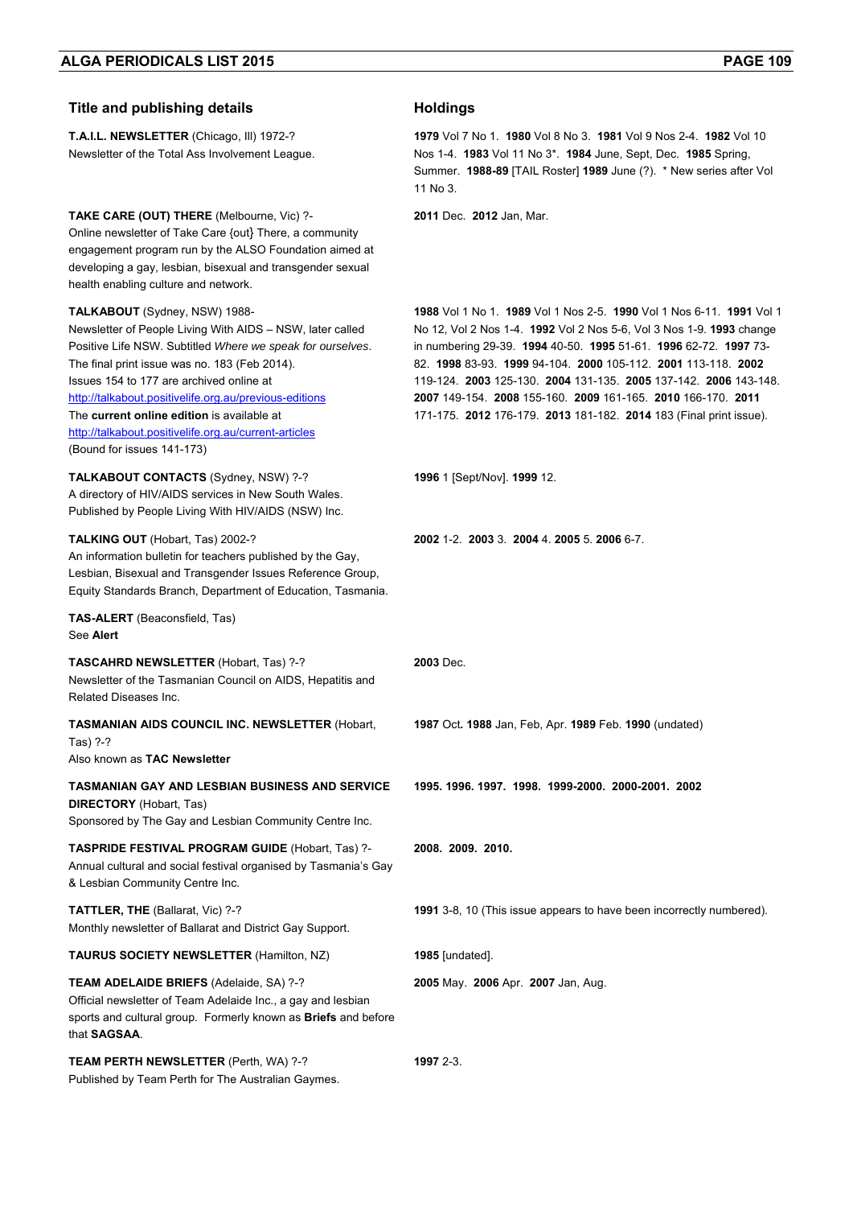| Title and publishing details | Holdings |
| --- | --- |
| **T.A.I.L. NEWSLETTER** (Chicago, Ill) 1972-?<br>Newsletter of the Total Ass Involvement League. | **1979** Vol 7 No 1. **1980** Vol 8 No 3. **1981** Vol 9 Nos 2-4. **1982** Vol 10 Nos 1-4. **1983** Vol 11 No 3*. **1984** June, Sept, Dec. **1985** Spring, Summer. **1988-89** [TAIL Roster] **1989** June (?). * New series after Vol 11 No 3. |
| **TAKE CARE (OUT) THERE** (Melbourne, Vic) ?-<br>Online newsletter of Take Care {out} There, a community engagement program run by the ALSO Foundation aimed at developing a gay, lesbian, bisexual and transgender sexual health enabling culture and network. | **2011** Dec. **2012** Jan, Mar. |
| **TALKABOUT** (Sydney, NSW) 1988-<br>Newsletter of People Living With AIDS – NSW, later called Positive Life NSW. Subtitled *Where we speak for ourselves*. The final print issue was no. 183 (Feb 2014).<br>Issues 154 to 177 are archived online at http://talkabout.positivelife.org.au/previous-editions<br>The **current online edition** is available at http://talkabout.positivelife.org.au/current-articles<br>(Bound for issues 141-173) | **1988** Vol 1 No 1. **1989** Vol 1 Nos 2-5. **1990** Vol 1 Nos 6-11. **1991** Vol 1 No 12, Vol 2 Nos 1-4. **1992** Vol 2 Nos 5-6, Vol 3 Nos 1-9. **1993** change in numbering 29-39. **1994** 40-50. **1995** 51-61. **1996** 62-72. **1997** 73-82. **1998** 83-93. **1999** 94-104. **2000** 105-112. **2001** 113-118. **2002** 119-124. **2003** 125-130. **2004** 131-135. **2005** 137-142. **2006** 143-148. **2007** 149-154. **2008** 155-160. **2009** 161-165. **2010** 166-170. **2011** 171-175. **2012** 176-179. **2013** 181-182. **2014** 183 (Final print issue). |
| **TALKABOUT CONTACTS** (Sydney, NSW) ?-?<br>A directory of HIV/AIDS services in New South Wales. Published by People Living With HIV/AIDS (NSW) Inc. | **1996** 1 [Sept/Nov]. **1999** 12. |
| **TALKING OUT** (Hobart, Tas) 2002-?<br>An information bulletin for teachers published by the Gay, Lesbian, Bisexual and Transgender Issues Reference Group, Equity Standards Branch, Department of Education, Tasmania. | **2002** 1-2. **2003** 3. **2004** 4. **2005** 5. **2006** 6-7. |
| **TAS-ALERT** (Beaconsfield, Tas)<br>See **Alert** | |
| **TASCAHRD NEWSLETTER** (Hobart, Tas) ?-?<br>Newsletter of the Tasmanian Council on AIDS, Hepatitis and Related Diseases Inc. | **2003** Dec. |
| **TASMANIAN AIDS COUNCIL INC. NEWSLETTER** (Hobart, Tas) ?-?<br>Also known as **TAC Newsletter** | **1987** Oct**. 1988** Jan, Feb, Apr. **1989** Feb. **1990** (undated) |
| **TASMANIAN GAY AND LESBIAN BUSINESS AND SERVICE DIRECTORY** (Hobart, Tas)<br>Sponsored by The Gay and Lesbian Community Centre Inc. | **1995. 1996. 1997. 1998. 1999-2000. 2000-2001. 2002** |
| **TASPRIDE FESTIVAL PROGRAM GUIDE** (Hobart, Tas) ?-<br>Annual cultural and social festival organised by Tasmania's Gay & Lesbian Community Centre Inc. | **2008. 2009. 2010.** |
| **TATTLER, THE** (Ballarat, Vic) ?-?<br>Monthly newsletter of Ballarat and District Gay Support. | **1991** 3-8, 10 (This issue appears to have been incorrectly numbered). |
| **TAURUS SOCIETY NEWSLETTER** (Hamilton, NZ) | **1985** [undated]. |
| **TEAM ADELAIDE BRIEFS** (Adelaide, SA) ?-?<br>Official newsletter of Team Adelaide Inc., a gay and lesbian sports and cultural group. Formerly known as **Briefs** and before that **SAGSAA**. | **2005** May. **2006** Apr. **2007** Jan, Aug. |
| **TEAM PERTH NEWSLETTER** (Perth, WA) ?-?<br>Published by Team Perth for The Australian Gaymes. | **1997** 2-3. |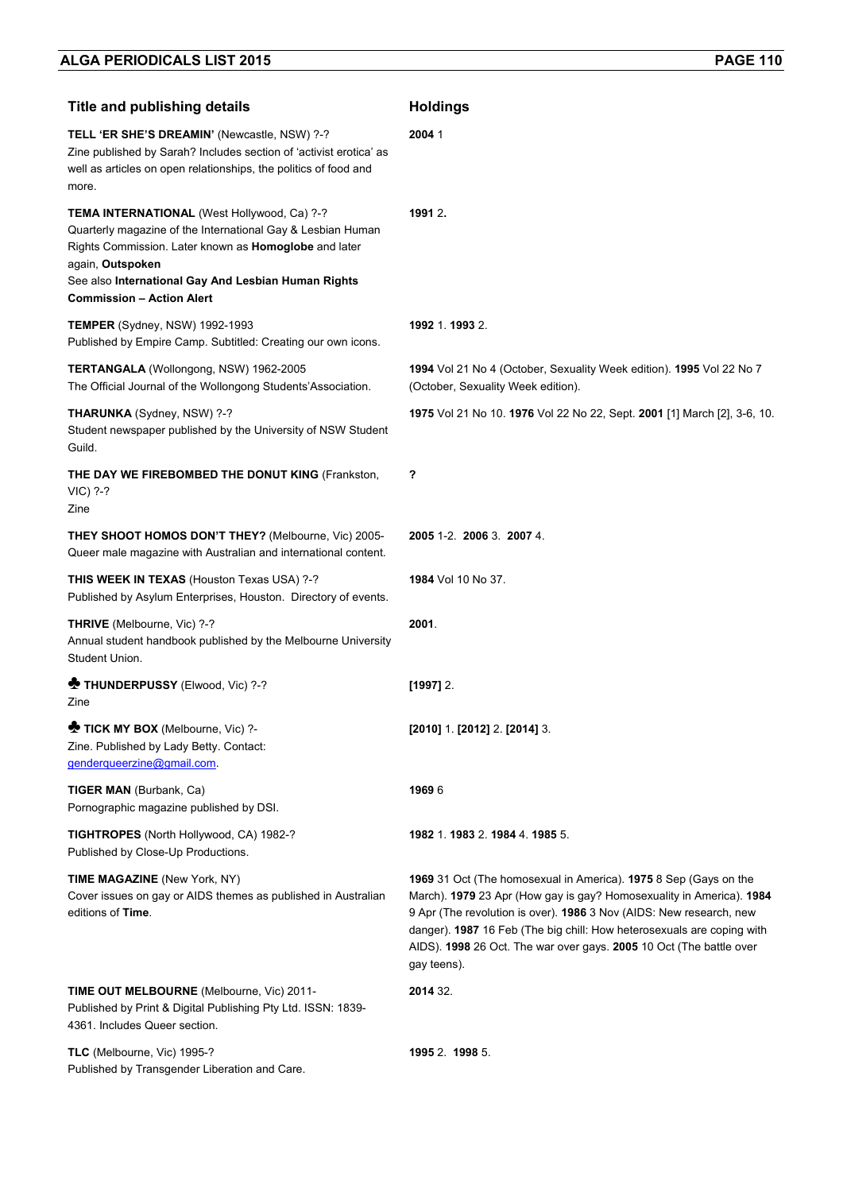| Title and publishing details | Holdings |
|---|---|
| **TELL 'ER SHE'S DREAMIN'** (Newcastle, NSW) ?-?<br>Zine published by Sarah? Includes section of 'activist erotica' as well as articles on open relationships, the politics of food and more. | **2004** 1 |
| **TEMA INTERNATIONAL** (West Hollywood, Ca) ?-?<br>Quarterly magazine of the International Gay & Lesbian Human Rights Commission. Later known as **Homoglobe** and later again, **Outspoken**<br>See also **International Gay And Lesbian Human Rights Commission – Action Alert** | **1991** 2**.** |
| **TEMPER** (Sydney, NSW) 1992-1993<br>Published by Empire Camp. Subtitled: Creating our own icons. | **1992** 1. **1993** 2. |
| **TERTANGALA** (Wollongong, NSW) 1962-2005<br>The Official Journal of the Wollongong Students'Association. | **1994** Vol 21 No 4 (October, Sexuality Week edition). **1995** Vol 22 No 7 (October, Sexuality Week edition). |
| **THARUNKA** (Sydney, NSW) ?-?<br>Student newspaper published by the University of NSW Student Guild. | **1975** Vol 21 No 10. **1976** Vol 22 No 22, Sept. **2001** [1] March [2], 3-6, 10. |
| **THE DAY WE FIREBOMBED THE DONUT KING** (Frankston, VIC) ?-?<br>Zine | **?** |
| **THEY SHOOT HOMOS DON'T THEY?** (Melbourne, Vic) 2005-<br>Queer male magazine with Australian and international content. | **2005** 1-2. **2006** 3. **2007** 4. |
| **THIS WEEK IN TEXAS** (Houston Texas USA) ?-?<br>Published by Asylum Enterprises, Houston. Directory of events. | **1984** Vol 10 No 37. |
| **THRIVE** (Melbourne, Vic) ?-?<br>Annual student handbook published by the Melbourne University Student Union. | **2001**. |
| ♣ **THUNDERPUSSY** (Elwood, Vic) ?-?<br>Zine | **[1997]** 2. |
| ♣ **TICK MY BOX** (Melbourne, Vic) ?-<br>Zine. Published by Lady Betty. Contact: genderqueerzine@gmail.com. | **[2010]** 1. **[2012]** 2. **[2014]** 3. |
| **TIGER MAN** (Burbank, Ca)<br>Pornographic magazine published by DSI. | **1969** 6 |
| **TIGHTROPES** (North Hollywood, CA) 1982-?<br>Published by Close-Up Productions. | **1982** 1. **1983** 2. **1984** 4. **1985** 5. |
| **TIME MAGAZINE** (New York, NY)<br>Cover issues on gay or AIDS themes as published in Australian editions of **Time**. | **1969** 31 Oct (The homosexual in America). **1975** 8 Sep (Gays on the March). **1979** 23 Apr (How gay is gay? Homosexuality in America). **1984** 9 Apr (The revolution is over). **1986** 3 Nov (AIDS: New research, new danger). **1987** 16 Feb (The big chill: How heterosexuals are coping with AIDS). **1998** 26 Oct. The war over gays. **2005** 10 Oct (The battle over gay teens). |
| **TIME OUT MELBOURNE** (Melbourne, Vic) 2011-<br>Published by Print & Digital Publishing Pty Ltd. ISSN: 1839-4361. Includes Queer section. | **2014** 32. |
| **TLC** (Melbourne, Vic) 1995-?<br>Published by Transgender Liberation and Care. | **1995** 2. **1998** 5. |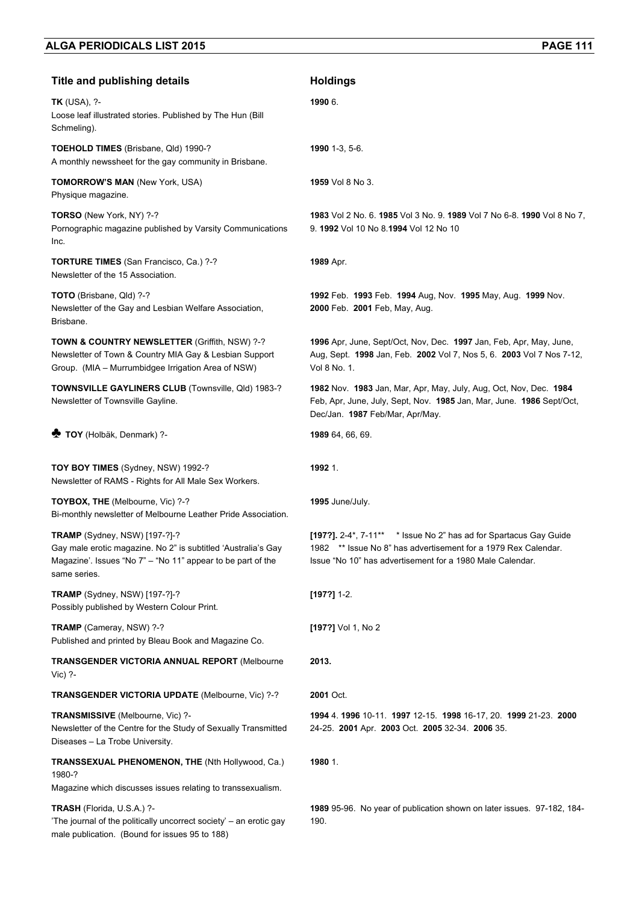| Title and publishing details | Holdings |
|---|---|
| **TK** (USA), ?-<br>Loose leaf illustrated stories. Published by The Hun (Bill Schmeling). | **1990** 6. |
| **TOEHOLD TIMES** (Brisbane, Qld) 1990-?<br>A monthly newssheet for the gay community in Brisbane. | **1990** 1-3, 5-6. |
| **TOMORROW'S MAN** (New York, USA)<br>Physique magazine. | **1959** Vol 8 No 3. |
| **TORSO** (New York, NY) ?-?<br>Pornographic magazine published by Varsity Communications Inc. | **1983** Vol 2 No. 6. **1985** Vol 3 No. 9. **1989** Vol 7 No 6-8. **1990** Vol 8 No 7, 9. **1992** Vol 10 No 8.**1994** Vol 12 No 10 |
| **TORTURE TIMES** (San Francisco, Ca.) ?-?<br>Newsletter of the 15 Association. | **1989** Apr. |
| **TOTO** (Brisbane, Qld) ?-?<br>Newsletter of the Gay and Lesbian Welfare Association, Brisbane. | **1992** Feb. **1993** Feb. **1994** Aug, Nov. **1995** May, Aug. **1999** Nov. **2000** Feb. **2001** Feb, May, Aug. |
| **TOWN & COUNTRY NEWSLETTER** (Griffith, NSW) ?-?<br>Newsletter of Town & Country MIA Gay & Lesbian Support Group. (MIA – Murrumbidgee Irrigation Area of NSW) | **1996** Apr, June, Sept/Oct, Nov, Dec. **1997** Jan, Feb, Apr, May, June, Aug, Sept. **1998** Jan, Feb. **2002** Vol 7, Nos 5, 6. **2003** Vol 7 Nos 7-12, Vol 8 No. 1. |
| **TOWNSVILLE GAYLINERS CLUB** (Townsville, Qld) 1983-?<br>Newsletter of Townsville Gayline. | **1982** Nov. **1983** Jan, Mar, Apr, May, July, Aug, Oct, Nov, Dec. **1984** Feb, Apr, June, July, Sept, Nov. **1985** Jan, Mar, June. **1986** Sept/Oct, Dec/Jan. **1987** Feb/Mar, Apr/May. |
| ♣ **TOY** (Holbäk, Denmark) ?- | **1989** 64, 66, 69. |
| **TOY BOY TIMES** (Sydney, NSW) 1992-?<br>Newsletter of RAMS - Rights for All Male Sex Workers. | **1992** 1. |
| **TOYBOX, THE** (Melbourne, Vic) ?-?<br>Bi-monthly newsletter of Melbourne Leather Pride Association. | **1995** June/July. |
| **TRAMP** (Sydney, NSW) [197-?]-?<br>Gay male erotic magazine. No 2" is subtitled 'Australia's Gay Magazine'. Issues "No 7" – "No 11" appear to be part of the same series. | **[197?].** 2-4*, 7-11** * Issue No 2" has ad for Spartacus Gay Guide 1982 ** Issue No 8" has advertisement for a 1979 Rex Calendar. Issue "No 10" has advertisement for a 1980 Male Calendar. |
| **TRAMP** (Sydney, NSW) [197-?]-?<br>Possibly published by Western Colour Print. | **[197?]** 1-2. |
| **TRAMP** (Cameray, NSW) ?-?<br>Published and printed by Bleau Book and Magazine Co. | **[197?]** Vol 1, No 2 |
| **TRANSGENDER VICTORIA ANNUAL REPORT** (Melbourne Vic) ?- | **2013.** |
| **TRANSGENDER VICTORIA UPDATE** (Melbourne, Vic) ?-? | **2001** Oct. |
| **TRANSMISSIVE** (Melbourne, Vic) ?-<br>Newsletter of the Centre for the Study of Sexually Transmitted Diseases – La Trobe University. | **1994** 4. **1996** 10-11. **1997** 12-15. **1998** 16-17, 20. **1999** 21-23. **2000** 24-25. **2001** Apr. **2003** Oct. **2005** 32-34. **2006** 35. |
| **TRANSSEXUAL PHENOMENON, THE** (Nth Hollywood, Ca.) 1980-?<br>Magazine which discusses issues relating to transsexualism. | **1980** 1. |
| **TRASH** (Florida, U.S.A.) ?-<br>'The journal of the politically uncorrect society' – an erotic gay male publication. (Bound for issues 95 to 188) | **1989** 95-96. No year of publication shown on later issues. 97-182, 184-190. |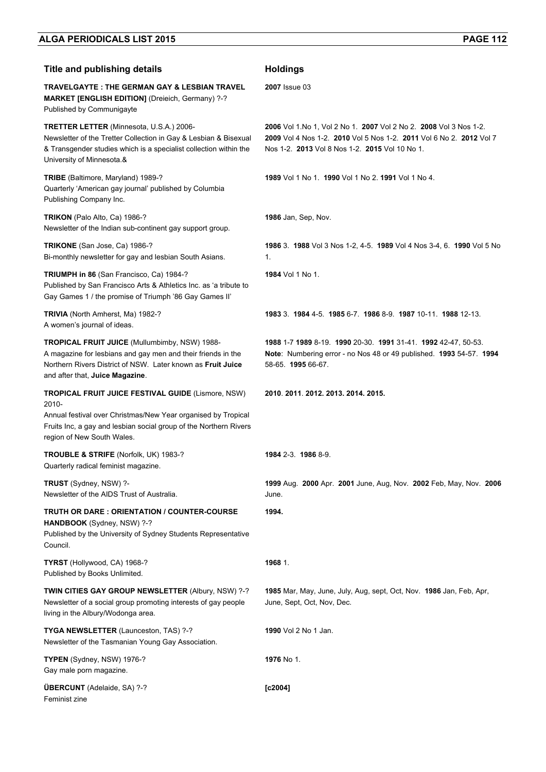| Title and publishing details | Holdings |
|---|---|
| **TRAVELGAYTE : THE GERMAN GAY & LESBIAN TRAVEL MARKET [ENGLISH EDITION]** (Dreieich, Germany) ?-?<br>Published by Communigayte | **2007** Issue 03 |
| **TRETTER LETTER** (Minnesota, U.S.A.) 2006-<br>Newsletter of the Tretter Collection in Gay & Lesbian & Bisexual & Transgender studies which is a specialist collection within the University of Minnesota.& | **2006** Vol 1.No 1, Vol 2 No 1. **2007** Vol 2 No 2. **2008** Vol 3 Nos 1-2. **2009** Vol 4 Nos 1-2. **2010** Vol 5 Nos 1-2. **2011** Vol 6 No 2. **2012** Vol 7 Nos 1-2. **2013** Vol 8 Nos 1-2. **2015** Vol 10 No 1. |
| **TRIBE** (Baltimore, Maryland) 1989-?<br>Quarterly 'American gay journal' published by Columbia Publishing Company Inc. | **1989** Vol 1 No 1. **1990** Vol 1 No 2. **1991** Vol 1 No 4. |
| **TRIKON** (Palo Alto, Ca) 1986-?<br>Newsletter of the Indian sub-continent gay support group. | **1986** Jan, Sep, Nov. |
| **TRIKONE** (San Jose, Ca) 1986-?<br>Bi-monthly newsletter for gay and lesbian South Asians. | **1986** 3. **1988** Vol 3 Nos 1-2, 4-5. **1989** Vol 4 Nos 3-4, 6. **1990** Vol 5 No 1. |
| **TRIUMPH in 86** (San Francisco, Ca) 1984-?<br>Published by San Francisco Arts & Athletics Inc. as 'a tribute to Gay Games 1 / the promise of Triumph '86 Gay Games II' | **1984** Vol 1 No 1. |
| **TRIVIA** (North Amherst, Ma) 1982-?<br>A women's journal of ideas. | **1983** 3. **1984** 4-5. **1985** 6-7. **1986** 8-9. **1987** 10-11. **1988** 12-13. |
| **TROPICAL FRUIT JUICE** (Mullumbimby, NSW) 1988-<br>A magazine for lesbians and gay men and their friends in the Northern Rivers District of NSW. Later known as **Fruit Juice** and after that, **Juice Magazine**. | **1988** 1-7 **1989** 8-19. **1990** 20-30. **1991** 31-41. **1992** 42-47, 50-53. **Note**: Numbering error - no Nos 48 or 49 published. **1993** 54-57. **1994** 58-65. **1995** 66-67. |
| **TROPICAL FRUIT JUICE FESTIVAL GUIDE** (Lismore, NSW) 2010-<br>Annual festival over Christmas/New Year organised by Tropical Fruits Inc, a gay and lesbian social group of the Northern Rivers region of New South Wales. | **2010**. **2011**. **2012. 2013. 2014. 2015.** |
| **TROUBLE & STRIFE** (Norfolk, UK) 1983-?<br>Quarterly radical feminist magazine. | **1984** 2-3. **1986** 8-9. |
| **TRUST** (Sydney, NSW) ?-<br>Newsletter of the AIDS Trust of Australia. | **1999** Aug. **2000** Apr. **2001** June, Aug, Nov. **2002** Feb, May, Nov. **2006** June. |
| **TRUTH OR DARE : ORIENTATION / COUNTER-COURSE HANDBOOK** (Sydney, NSW) ?-?<br>Published by the University of Sydney Students Representative Council. | **1994.** |
| **TYRST** (Hollywood, CA) 1968-?<br>Published by Books Unlimited. | **1968** 1. |
| **TWIN CITIES GAY GROUP NEWSLETTER** (Albury, NSW) ?-?<br>Newsletter of a social group promoting interests of gay people living in the Albury/Wodonga area. | **1985** Mar, May, June, July, Aug, sept, Oct, Nov. **1986** Jan, Feb, Apr, June, Sept, Oct, Nov, Dec. |
| **TYGA NEWSLETTER** (Launceston, TAS) ?-?<br>Newsletter of the Tasmanian Young Gay Association. | **1990** Vol 2 No 1 Jan. |
| **TYPEN** (Sydney, NSW) 1976-?<br>Gay male porn magazine. | **1976** No 1. |
| **ÜBERCUNT** (Adelaide, SA) ?-?<br>Feminist zine | **[c2004]** |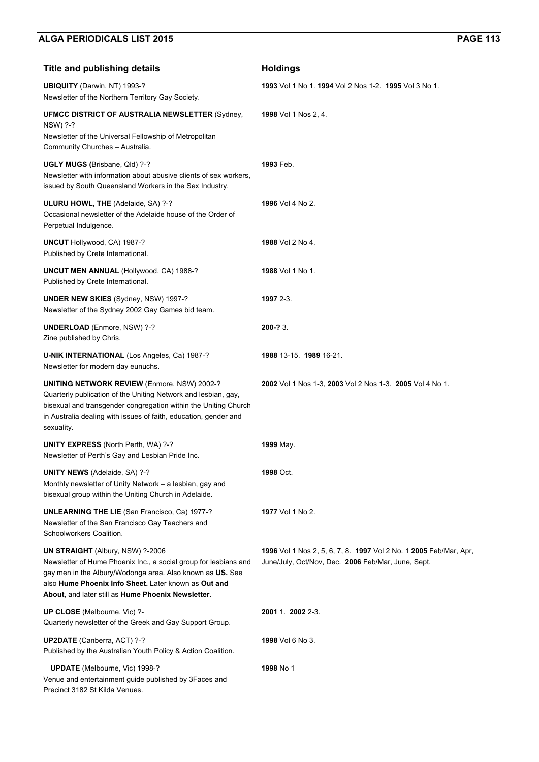| Title and publishing details | Holdings |
| --- | --- |
| **UBIQUITY** (Darwin, NT) 1993-?<br>Newsletter of the Northern Territory Gay Society. | **1993** Vol 1 No 1. **1994** Vol 2 Nos 1-2. **1995** Vol 3 No 1. |
| **UFMCC DISTRICT OF AUSTRALIA NEWSLETTER** (Sydney, NSW) ?-?<br>Newsletter of the Universal Fellowship of Metropolitan Community Churches – Australia. | **1998** Vol 1 Nos 2, 4. |
| **UGLY MUGS (**Brisbane, Qld) ?-?<br>Newsletter with information about abusive clients of sex workers, issued by South Queensland Workers in the Sex Industry. | **1993** Feb. |
| **ULURU HOWL, THE** (Adelaide, SA) ?-?<br>Occasional newsletter of the Adelaide house of the Order of Perpetual Indulgence. | **1996** Vol 4 No 2. |
| **UNCUT** Hollywood, CA) 1987-?<br>Published by Crete International. | **1988** Vol 2 No 4. |
| **UNCUT MEN ANNUAL** (Hollywood, CA) 1988-?<br>Published by Crete International. | **1988** Vol 1 No 1. |
| **UNDER NEW SKIES** (Sydney, NSW) 1997-?<br>Newsletter of the Sydney 2002 Gay Games bid team. | **1997** 2-3. |
| **UNDERLOAD** (Enmore, NSW) ?-?<br>Zine published by Chris. | **200-?** 3. |
| **U-NIK INTERNATIONAL** (Los Angeles, Ca) 1987-?<br>Newsletter for modern day eunuchs. | **1988** 13-15. **1989** 16-21. |
| **UNITING NETWORK REVIEW** (Enmore, NSW) 2002-?<br>Quarterly publication of the Uniting Network and lesbian, gay, bisexual and transgender congregation within the Uniting Church in Australia dealing with issues of faith, education, gender and sexuality. | **2002** Vol 1 Nos 1-3, **2003** Vol 2 Nos 1-3. **2005** Vol 4 No 1. |
| **UNITY EXPRESS** (North Perth, WA) ?-?<br>Newsletter of Perth's Gay and Lesbian Pride Inc. | **1999** May. |
| **UNITY NEWS** (Adelaide, SA) ?-?<br>Monthly newsletter of Unity Network – a lesbian, gay and bisexual group within the Uniting Church in Adelaide. | **1998** Oct. |
| **UNLEARNING THE LIE** (San Francisco, Ca) 1977-?<br>Newsletter of the San Francisco Gay Teachers and Schoolworkers Coalition. | **1977** Vol 1 No 2. |
| **UN STRAIGHT** (Albury, NSW) ?-2006<br>Newsletter of Hume Phoenix Inc., a social group for lesbians and gay men in the Albury/Wodonga area. Also known as **US.** See also **Hume Phoenix Info Sheet.** Later known as **Out and About,** and later still as **Hume Phoenix Newsletter**. | **1996** Vol 1 Nos 2, 5, 6, 7, 8. **1997** Vol 2 No. 1 **2005** Feb/Mar, Apr, June/July, Oct/Nov, Dec. **2006** Feb/Mar, June, Sept. |
| **UP CLOSE** (Melbourne, Vic) ?-<br>Quarterly newsletter of the Greek and Gay Support Group. | **2001** 1. **2002** 2-3. |
| **UP2DATE** (Canberra, ACT) ?-?<br>Published by the Australian Youth Policy & Action Coalition. | **1998** Vol 6 No 3. |
| **UPDATE** (Melbourne, Vic) 1998-?<br>Venue and entertainment guide published by 3Faces and Precinct 3182 St Kilda Venues. | **1998** No 1 |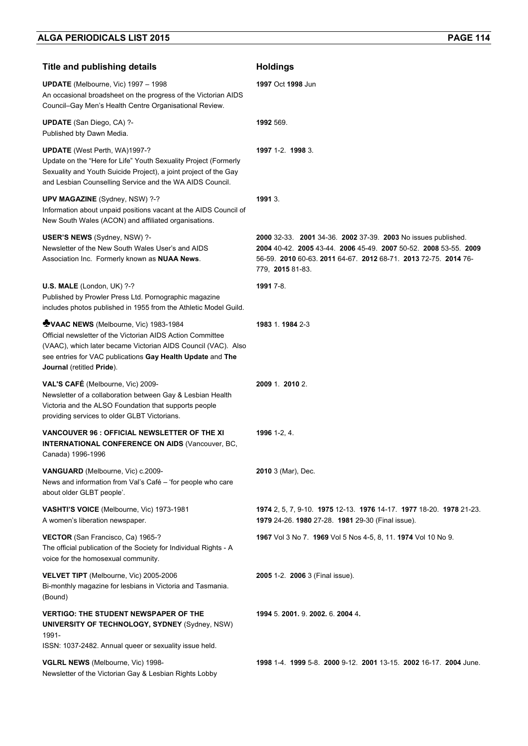| Title and publishing details | Holdings |
| --- | --- |
| **UPDATE** (Melbourne, Vic) 1997 – 1998<br>An occasional broadsheet on the progress of the Victorian AIDS Council–Gay Men's Health Centre Organisational Review. | **1997** Oct **1998** Jun |
| **UPDATE** (San Diego, CA) ?-<br>Published bty Dawn Media. | **1992** 569. |
| **UPDATE** (West Perth, WA)1997-?<br>Update on the "Here for Life" Youth Sexuality Project (Formerly Sexuality and Youth Suicide Project), a joint project of the Gay and Lesbian Counselling Service and the WA AIDS Council. | **1997** 1-2. **1998** 3. |
| **UPV MAGAZINE** (Sydney, NSW) ?-?<br>Information about unpaid positions vacant at the AIDS Council of New South Wales (ACON) and affiliated organisations. | **1991** 3. |
| **USER'S NEWS** (Sydney, NSW) ?-<br>Newsletter of the New South Wales User's and AIDS Association Inc. Formerly known as **NUAA News**. | **2000** 32-33. **2001** 34-36. **2002** 37-39. **2003** No issues published. **2004** 40-42. **2005** 43-44. **2006** 45-49. **2007** 50-52. **2008** 53-55. **2009** 56-59. **2010** 60-63. **2011** 64-67. **2012** 68-71. **2013** 72-75. **2014** 76-779, **2015** 81-83. |
| **U.S. MALE** (London, UK) ?-?<br>Published by Prowler Press Ltd. Pornographic magazine includes photos published in 1955 from the Athletic Model Guild. | **1991** 7-8. |
| ♣**VAAC NEWS** (Melbourne, Vic) 1983-1984<br>Official newsletter of the Victorian AIDS Action Committee (VAAC), which later became Victorian AIDS Council (VAC). Also see entries for VAC publications **Gay Health Update** and **The Journal** (retitled **Pride**). | **1983** 1. **1984** 2-3 |
| **VAL'S CAFÉ** (Melbourne, Vic) 2009-<br>Newsletter of a collaboration between Gay & Lesbian Health Victoria and the ALSO Foundation that supports people providing services to older GLBT Victorians. | **2009** 1. **2010** 2. |
| **VANCOUVER 96 : OFFICIAL NEWSLETTER OF THE XI INTERNATIONAL CONFERENCE ON AIDS** (Vancouver, BC, Canada) 1996-1996 | **1996** 1-2, 4. |
| **VANGUARD** (Melbourne, Vic) c.2009-<br>News and information from Val's Café – 'for people who care about older GLBT people'. | **2010** 3 (Mar), Dec. |
| **VASHTI'S VOICE** (Melbourne, Vic) 1973-1981<br>A women's liberation newspaper. | **1974** 2, 5, 7, 9-10. **1975** 12-13. **1976** 14-17. **1977** 18-20. **1978** 21-23. **1979** 24-26. **1980** 27-28. **1981** 29-30 (Final issue). |
| **VECTOR** (San Francisco, Ca) 1965-?<br>The official publication of the Society for Individual Rights - A voice for the homosexual community. | **1967** Vol 3 No 7. **1969** Vol 5 Nos 4-5, 8, 11. **1974** Vol 10 No 9. |
| **VELVET TIPT** (Melbourne, Vic) 2005-2006<br>Bi-monthly magazine for lesbians in Victoria and Tasmania. (Bound) | **2005** 1-2. **2006** 3 (Final issue). |
| **VERTIGO: THE STUDENT NEWSPAPER OF THE UNIVERSITY OF TECHNOLOGY, SYDNEY** (Sydney, NSW) 1991-<br>ISSN: 1037-2482. Annual queer or sexuality issue held. | **1994** 5. **2001.** 9. **2002.** 6. **2004** 4**.** |
| **VGLRL NEWS** (Melbourne, Vic) 1998-<br>Newsletter of the Victorian Gay & Lesbian Rights Lobby | **1998** 1-4. **1999** 5-8. **2000** 9-12. **2001** 13-15. **2002** 16-17. **2004** June. |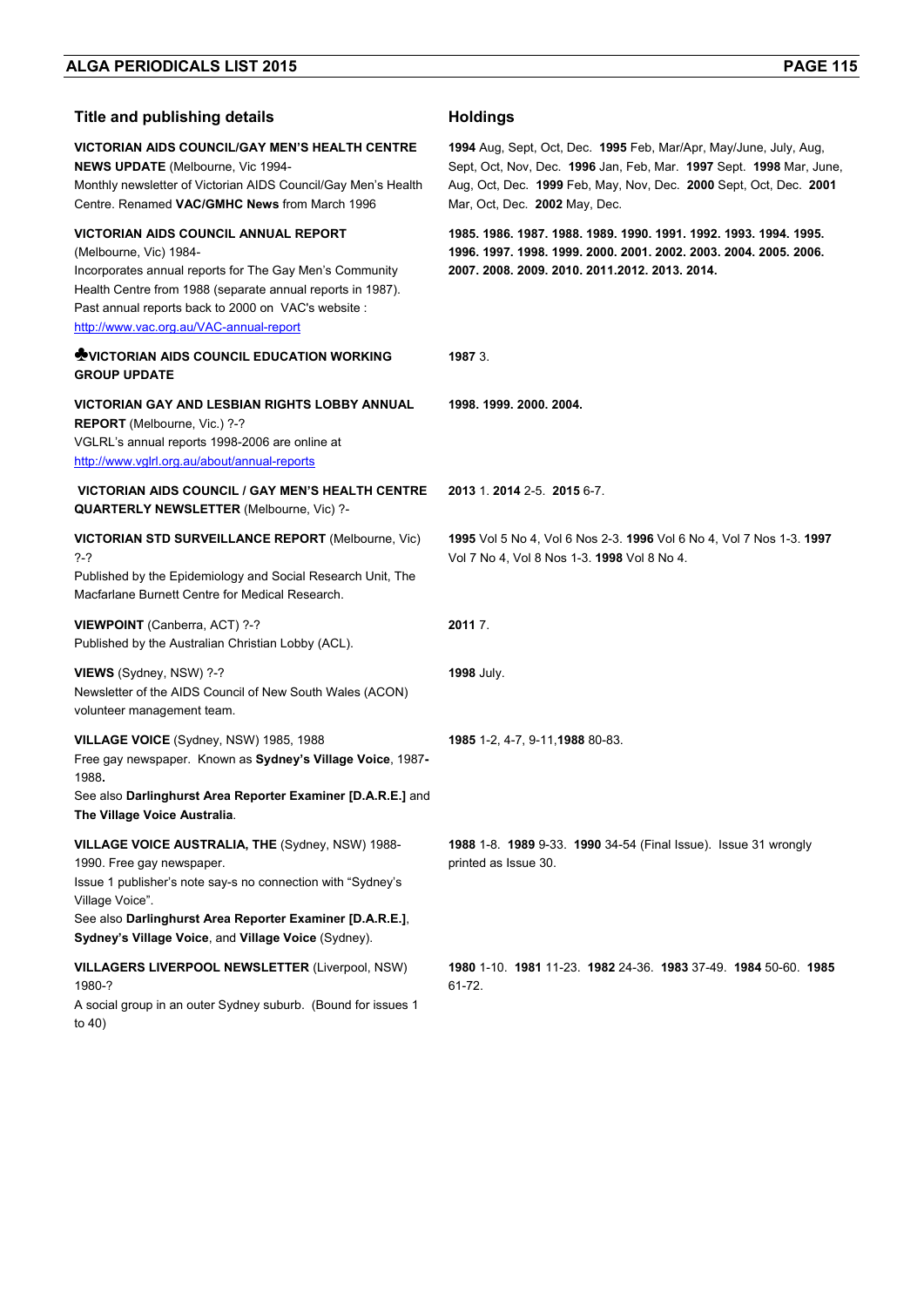| Title and publishing details | Holdings |
|---|---|
| **VICTORIAN AIDS COUNCIL/GAY MEN'S HEALTH CENTRE NEWS UPDATE** (Melbourne, Vic 1994-<br>Monthly newsletter of Victorian AIDS Council/Gay Men's Health Centre. Renamed **VAC/GMHC News** from March 1996 | **1994** Aug, Sept, Oct, Dec. **1995** Feb, Mar/Apr, May/June, July, Aug, Sept, Oct, Nov, Dec. **1996** Jan, Feb, Mar. **1997** Sept. **1998** Mar, June, Aug, Oct, Dec. **1999** Feb, May, Nov, Dec. **2000** Sept, Oct, Dec. **2001** Mar, Oct, Dec. **2002** May, Dec. |
| **VICTORIAN AIDS COUNCIL ANNUAL REPORT** (Melbourne, Vic) 1984-<br>Incorporates annual reports for The Gay Men's Community Health Centre from 1988 (separate annual reports in 1987). Past annual reports back to 2000 on VAC's website : http://www.vac.org.au/VAC-annual-report | **1985. 1986. 1987. 1988. 1989. 1990. 1991. 1992. 1993. 1994. 1995. 1996. 1997. 1998. 1999. 2000. 2001. 2002. 2003. 2004. 2005. 2006. 2007. 2008. 2009. 2010. 2011.2012. 2013. 2014.** |
| ♣**VICTORIAN AIDS COUNCIL EDUCATION WORKING GROUP UPDATE** | **1987** 3. |
| **VICTORIAN GAY AND LESBIAN RIGHTS LOBBY ANNUAL REPORT** (Melbourne, Vic.) ?-?<br>VGLRL's annual reports 1998-2006 are online at http://www.vglrl.org.au/about/annual-reports | **1998. 1999. 2000. 2004.** |
| **VICTORIAN AIDS COUNCIL / GAY MEN'S HEALTH CENTRE QUARTERLY NEWSLETTER** (Melbourne, Vic) ?- | **2013** 1. **2014** 2-5. **2015** 6-7. |
| **VICTORIAN STD SURVEILLANCE REPORT** (Melbourne, Vic) ?-?<br>Published by the Epidemiology and Social Research Unit, The Macfarlane Burnett Centre for Medical Research. | **1995** Vol 5 No 4, Vol 6 Nos 2-3. **1996** Vol 6 No 4, Vol 7 Nos 1-3. **1997** Vol 7 No 4, Vol 8 Nos 1-3. **1998** Vol 8 No 4. |
| **VIEWPOINT** (Canberra, ACT) ?-?<br>Published by the Australian Christian Lobby (ACL). | **2011** 7. |
| **VIEWS** (Sydney, NSW) ?-?<br>Newsletter of the AIDS Council of New South Wales (ACON) volunteer management team. | **1998** July. |
| **VILLAGE VOICE** (Sydney, NSW) 1985, 1988<br>Free gay newspaper. Known as **Sydney's Village Voice**, 1987**-** 1988**.**<br>See also **Darlinghurst Area Reporter Examiner [D.A.R.E.]** and **The Village Voice Australia**. | **1985** 1-2, 4-7, 9-11,**1988** 80-83. |
| **VILLAGE VOICE AUSTRALIA, THE** (Sydney, NSW) 1988-1990. Free gay newspaper.<br>Issue 1 publisher's note say-s no connection with "Sydney's Village Voice".<br>See also **Darlinghurst Area Reporter Examiner [D.A.R.E.]**, **Sydney's Village Voice**, and **Village Voice** (Sydney). | **1988** 1-8. **1989** 9-33. **1990** 34-54 (Final Issue). Issue 31 wrongly printed as Issue 30. |
| **VILLAGERS LIVERPOOL NEWSLETTER** (Liverpool, NSW) 1980-?<br>A social group in an outer Sydney suburb. (Bound for issues 1 to 40) | **1980** 1-10. **1981** 11-23. **1982** 24-36. **1983** 37-49. **1984** 50-60. **1985** 61-72. |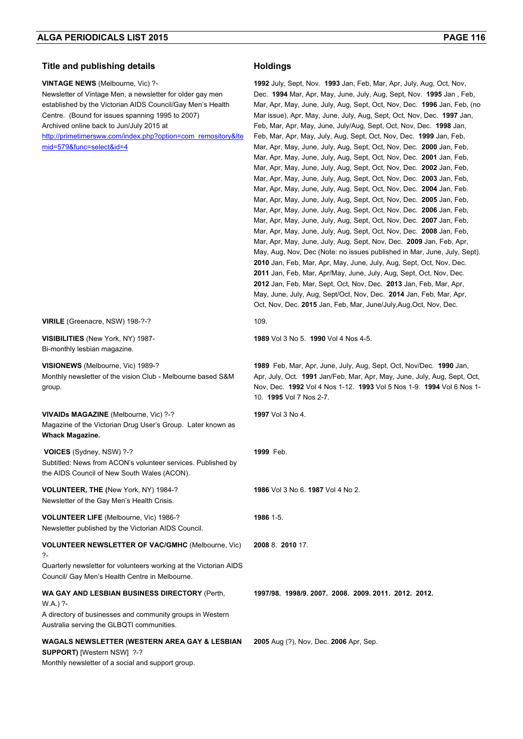| Title and publishing details | Holdings |
|---|---|
| **VINTAGE NEWS** (Melbourne, Vic) ?-<br>Newsletter of Vintage Men, a newsletter for older gay men established by the Victorian AIDS Council/Gay Men's Health Centre. (Bound for issues spanning 1995 to 2007)<br>Archived online back to Jun/July 2015 at [http://primetimersww.com/index.php?option=com_remository&Itemid=579&func=select&id=4](http://primetimersww.com/index.php?option=com_remository&Itemid=579&func=select&id=4) | **1992** July, Sept, Nov. **1993** Jan, Feb, Mar, Apr, July, Aug, Oct, Nov, Dec. **1994** Mar, Apr, May, June, July, Aug, Sept, Nov. **1995** Jan , Feb, Mar, Apr, May, June, July, Aug, Sept, Oct, Nov, Dec. **1996** Jan, Feb, (no Mar issue), Apr, May, June, July, Aug, Sept, Oct, Nov, Dec. **1997** Jan, Feb, Mar, Apr, May, June, July/Aug, Sept, Oct, Nov, Dec. **1998** Jan, Feb, Mar, Apr, May, July, Aug, Sept, Oct, Nov, Dec. **1999** Jan, Feb, Mar, Apr, May, June, July, Aug, Sept, Oct, Nov, Dec. **2000** Jan, Feb, Mar, Apr, May, June, July, Aug, Sept, Oct, Nov, Dec. **2001** Jan, Feb, Mar, Apr, May, June, July, Aug, Sept, Oct, Nov, Dec. **2002** Jan, Feb, Mar, Apr, May, June, July, Aug, Sept, Oct, Nov, Dec. **2003** Jan, Feb, Mar, Apr, May, June, July, Aug, Sept, Oct, Nov, Dec. **2004** Jan, Feb. Mar, Apr, May, June, July, Aug, Sept, Oct, Nov, Dec. **2005** Jan, Feb, Mar, Apr, May, June, July, Aug, Sept, Oct, Nov, Dec. **2006** Jan, Feb, Mar, Apr, May, June, July, Aug, Sept, Oct, Nov, Dec. **2007** Jan, Feb, Mar, Apr, May, June, July, Aug, Sept, Oct, Nov, Dec. **2008** Jan, Feb, Mar, Apr, May, June, July, Aug, Sept, Nov, Dec. **2009** Jan, Feb, Apr, May, Aug, Nov, Dec (Note: no issues published in Mar, June, July, Sept). **2010** Jan, Feb, Mar, Apr, May, June, July, Aug, Sept, Oct, Nov, Dec. **2011** Jan, Feb, Mar, Apr/May, June, July, Aug, Sept, Oct, Nov, Dec. **2012** Jan, Feb, Mar, Sept, Oct, Nov, Dec. **2013** Jan, Feb, Mar, Apr, May, June, July, Aug, Sept/Oct, Nov, Dec. **2014** Jan, Feb, Mar, Apr, Oct, Nov, Dec. **2015** Jan, Feb, Mar, June/July,Aug,Oct, Nov, Dec. |
| **VIRILE** (Greenacre, NSW) 198-?-? | 109. |
| **VISIBILITIES** (New York, NY) 1987-<br>Bi-monthly lesbian magazine. | **1989** Vol 3 No 5. **1990** Vol 4 Nos 4-5. |
| **VISIONEWS** (Melbourne, Vic) 1989-?<br>Monthly newsletter of the vision Club - Melbourne based S&M group. | **1989** Feb, Mar, Apr, June, July, Aug, Sept, Oct, Nov/Dec. **1990** Jan, Apr, July, Oct. **1991** Jan/Feb, Mar, Apr, May, June, July, Aug, Sept, Oct, Nov, Dec. **1992** Vol 4 Nos 1-12. **1993** Vol 5 Nos 1-9. **1994** Vol 6 Nos 1-10. **1995** Vol 7 Nos 2-7. |
| **VIVAIDs MAGAZINE** (Melbourne, Vic) ?-?<br>Magazine of the Victorian Drug User's Group. Later known as **Whack Magazine.** | **1997** Vol 3 No 4. |
| **VOICES** (Sydney, NSW) ?-?<br>Subtitled: News from ACON's volunteer services. Published by the AIDS Council of New South Wales (ACON). | **1999** Feb. |
| **VOLUNTEER, THE (**New York, NY) 1984-?<br>Newsletter of the Gay Men's Health Crisis. | **1986** Vol 3 No 6. **1987** Vol 4 No 2. |
| **VOLUNTEER LIFE** (Melbourne, Vic) 1986-?<br>Newsletter published by the Victorian AIDS Council. | **1986** 1-5. |
| **VOLUNTEER NEWSLETTER OF VAC/GMHC** (Melbourne, Vic) ?-<br>Quarterly newsletter for volunteers working at the Victorian AIDS Council/ Gay Men's Health Centre in Melbourne. | **2008** 8. **2010** 17. |
| **WA GAY AND LESBIAN BUSINESS DIRECTORY** (Perth, W.A.) ?-<br>A directory of businesses and community groups in Western Australia serving the GLBQTI communities. | **1997/98. 1998/9. 2007. 2008. 2009. 2011. 2012. 2012.** |
| **WAGALS NEWSLETTER (WESTERN AREA GAY & LESBIAN SUPPORT)** [Western NSW] ?-?<br>Monthly newsletter of a social and support group. | **2005** Aug (?), Nov, Dec. **2006** Apr, Sep. |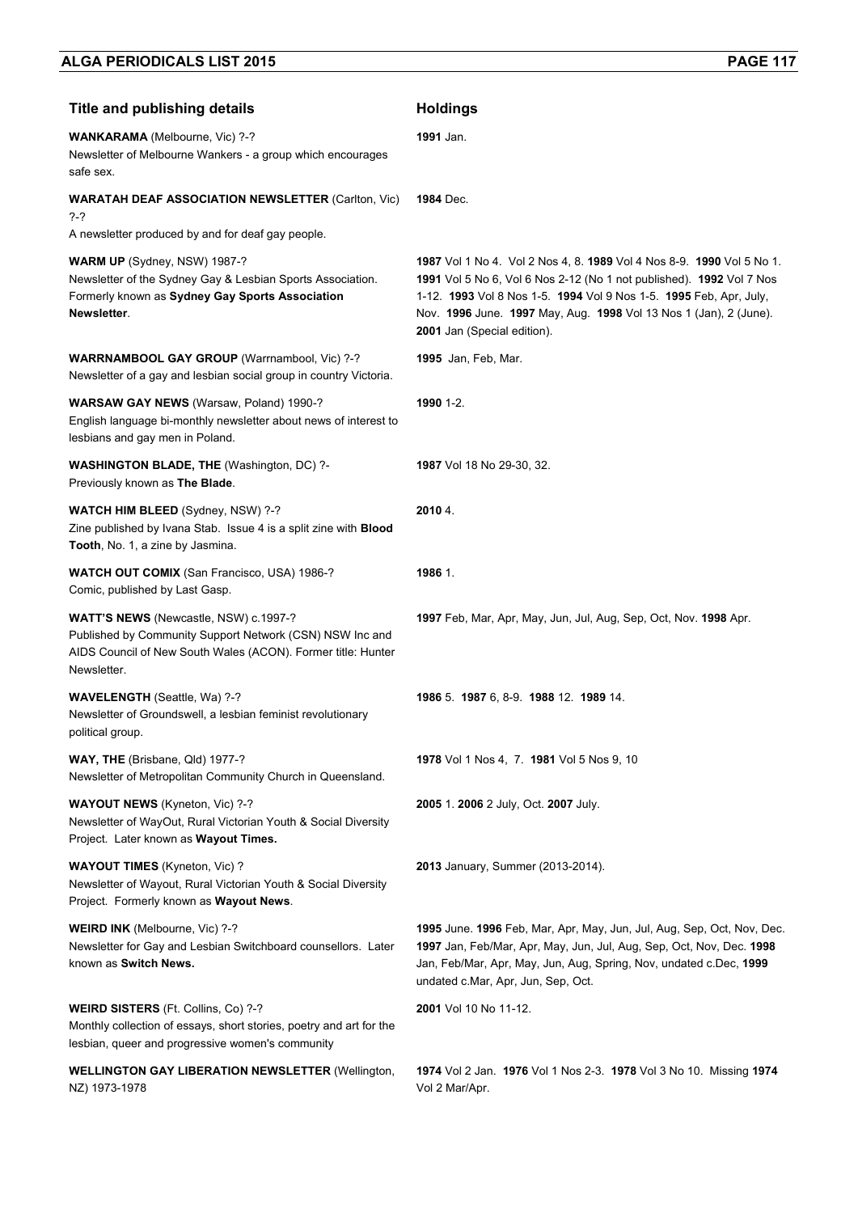| Title and publishing details | Holdings |
|---|---|
| **WANKARAMA** (Melbourne, Vic) ?-?<br>Newsletter of Melbourne Wankers - a group which encourages safe sex. | **1991** Jan. |
| **WARATAH DEAF ASSOCIATION NEWSLETTER** (Carlton, Vic) ?-?<br>A newsletter produced by and for deaf gay people. | **1984** Dec. |
| **WARM UP** (Sydney, NSW) 1987-?<br>Newsletter of the Sydney Gay & Lesbian Sports Association. Formerly known as **Sydney Gay Sports Association Newsletter**. | **1987** Vol 1 No 4. Vol 2 Nos 4, 8. **1989** Vol 4 Nos 8-9. **1990** Vol 5 No 1. **1991** Vol 5 No 6, Vol 6 Nos 2-12 (No 1 not published). **1992** Vol 7 Nos 1-12. **1993** Vol 8 Nos 1-5. **1994** Vol 9 Nos 1-5. **1995** Feb, Apr, July, Nov. **1996** June. **1997** May, Aug. **1998** Vol 13 Nos 1 (Jan), 2 (June). **2001** Jan (Special edition). |
| **WARRNAMBOOL GAY GROUP** (Warrnambool, Vic) ?-?<br>Newsletter of a gay and lesbian social group in country Victoria. | **1995** Jan, Feb, Mar. |
| **WARSAW GAY NEWS** (Warsaw, Poland) 1990-?<br>English language bi-monthly newsletter about news of interest to lesbians and gay men in Poland. | **1990** 1-2. |
| **WASHINGTON BLADE, THE** (Washington, DC) ?-<br>Previously known as **The Blade**. | **1987** Vol 18 No 29-30, 32. |
| **WATCH HIM BLEED** (Sydney, NSW) ?-?<br>Zine published by Ivana Stab. Issue 4 is a split zine with **Blood Tooth**, No. 1, a zine by Jasmina. | **2010** 4. |
| **WATCH OUT COMIX** (San Francisco, USA) 1986-?<br>Comic, published by Last Gasp. | **1986** 1. |
| **WATT'S NEWS** (Newcastle, NSW) c.1997-?<br>Published by Community Support Network (CSN) NSW Inc and AIDS Council of New South Wales (ACON). Former title: Hunter Newsletter. | **1997** Feb, Mar, Apr, May, Jun, Jul, Aug, Sep, Oct, Nov. **1998** Apr. |
| **WAVELENGTH** (Seattle, Wa) ?-?<br>Newsletter of Groundswell, a lesbian feminist revolutionary political group. | **1986** 5. **1987** 6, 8-9. **1988** 12. **1989** 14. |
| **WAY, THE** (Brisbane, Qld) 1977-?<br>Newsletter of Metropolitan Community Church in Queensland. | **1978** Vol 1 Nos 4, 7. **1981** Vol 5 Nos 9, 10 |
| **WAYOUT NEWS** (Kyneton, Vic) ?-?<br>Newsletter of WayOut, Rural Victorian Youth & Social Diversity Project. Later known as **Wayout Times.** | **2005** 1. **2006** 2 July, Oct. **2007** July. |
| **WAYOUT TIMES** (Kyneton, Vic) ?<br>Newsletter of Wayout, Rural Victorian Youth & Social Diversity Project. Formerly known as **Wayout News**. | **2013** January, Summer (2013-2014). |
| **WEIRD INK** (Melbourne, Vic) ?-?<br>Newsletter for Gay and Lesbian Switchboard counsellors. Later known as **Switch News.** | **1995** June. **1996** Feb, Mar, Apr, May, Jun, Jul, Aug, Sep, Oct, Nov, Dec. **1997** Jan, Feb/Mar, Apr, May, Jun, Jul, Aug, Sep, Oct, Nov, Dec. **1998** Jan, Feb/Mar, Apr, May, Jun, Aug, Spring, Nov, undated c.Dec, **1999** undated c.Mar, Apr, Jun, Sep, Oct. |
| **WEIRD SISTERS** (Ft. Collins, Co) ?-?<br>Monthly collection of essays, short stories, poetry and art for the lesbian, queer and progressive women's community | **2001** Vol 10 No 11-12. |
| **WELLINGTON GAY LIBERATION NEWSLETTER** (Wellington, NZ) 1973-1978 | **1974** Vol 2 Jan. **1976** Vol 1 Nos 2-3. **1978** Vol 3 No 10. Missing **1974** Vol 2 Mar/Apr. |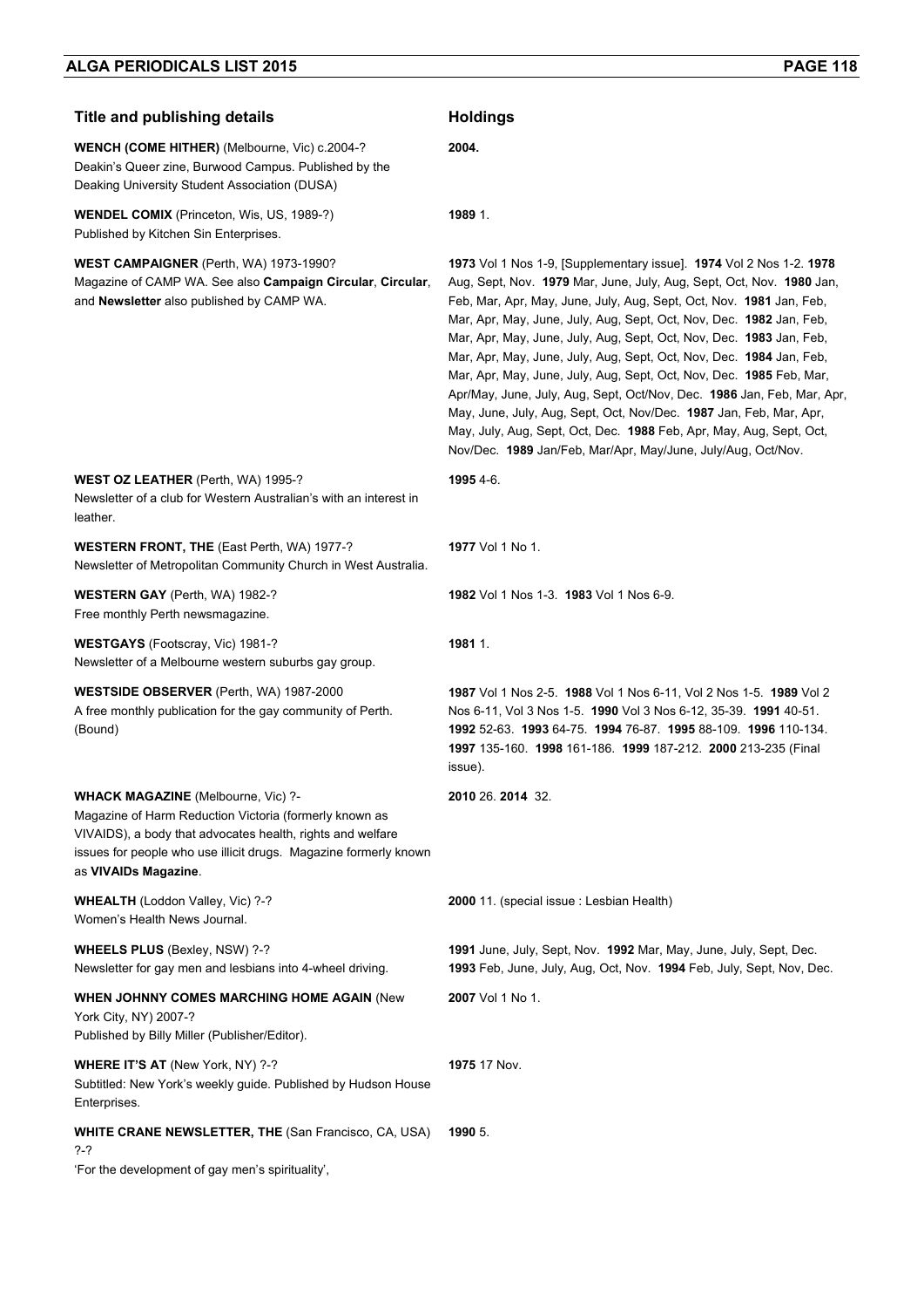| Title and publishing details | Holdings |
|---|---|
| **WENCH (COME HITHER)** (Melbourne, Vic) c.2004-? Deakin's Queer zine, Burwood Campus. Published by the Deaking University Student Association (DUSA) | **2004.** |
| **WENDEL COMIX** (Princeton, Wis, US, 1989-?) Published by Kitchen Sin Enterprises. | **1989** 1. |
| **WEST CAMPAIGNER** (Perth, WA) 1973-1990? Magazine of CAMP WA. See also **Campaign Circular**, **Circular**, and **Newsletter** also published by CAMP WA. | **1973** Vol 1 Nos 1-9, [Supplementary issue]. **1974** Vol 2 Nos 1-2. **1978** Aug, Sept, Nov. **1979** Mar, June, July, Aug, Sept, Oct, Nov. **1980** Jan, Feb, Mar, Apr, May, June, July, Aug, Sept, Oct, Nov. **1981** Jan, Feb, Mar, Apr, May, June, July, Aug, Sept, Oct, Nov, Dec. **1982** Jan, Feb, Mar, Apr, May, June, July, Aug, Sept, Oct, Nov, Dec. **1983** Jan, Feb, Mar, Apr, May, June, July, Aug, Sept, Oct, Nov, Dec. **1984** Jan, Feb, Mar, Apr, May, June, July, Aug, Sept, Oct, Nov, Dec. **1985** Feb, Mar, Apr/May, June, July, Aug, Sept, Oct/Nov, Dec. **1986** Jan, Feb, Mar, Apr, May, June, July, Aug, Sept, Oct, Nov/Dec. **1987** Jan, Feb, Mar, Apr, May, July, Aug, Sept, Oct, Dec. **1988** Feb, Apr, May, Aug, Sept, Oct, Nov/Dec. **1989** Jan/Feb, Mar/Apr, May/June, July/Aug, Oct/Nov. |
| **WEST OZ LEATHER** (Perth, WA) 1995-? Newsletter of a club for Western Australian's with an interest in leather. | **1995** 4-6. |
| **WESTERN FRONT, THE** (East Perth, WA) 1977-? Newsletter of Metropolitan Community Church in West Australia. | **1977** Vol 1 No 1. |
| **WESTERN GAY** (Perth, WA) 1982-? Free monthly Perth newsmagazine. | **1982** Vol 1 Nos 1-3. **1983** Vol 1 Nos 6-9. |
| **WESTGAYS** (Footscray, Vic) 1981-? Newsletter of a Melbourne western suburbs gay group. | **1981** 1. |
| **WESTSIDE OBSERVER** (Perth, WA) 1987-2000 A free monthly publication for the gay community of Perth. (Bound) | **1987** Vol 1 Nos 2-5. **1988** Vol 1 Nos 6-11, Vol 2 Nos 1-5. **1989** Vol 2 Nos 6-11, Vol 3 Nos 1-5. **1990** Vol 3 Nos 6-12, 35-39. **1991** 40-51. **1992** 52-63. **1993** 64-75. **1994** 76-87. **1995** 88-109. **1996** 110-134. **1997** 135-160. **1998** 161-186. **1999** 187-212. **2000** 213-235 (Final issue). |
| **WHACK MAGAZINE** (Melbourne, Vic) ?- Magazine of Harm Reduction Victoria (formerly known as VIVAIDS), a body that advocates health, rights and welfare issues for people who use illicit drugs. Magazine formerly known as **VIVAIDs Magazine**. | **2010** 26. **2014** 32. |
| **WHEALTH** (Loddon Valley, Vic) ?-? Women's Health News Journal. | **2000** 11. (special issue : Lesbian Health) |
| **WHEELS PLUS** (Bexley, NSW) ?-? Newsletter for gay men and lesbians into 4-wheel driving. | **1991** June, July, Sept, Nov. **1992** Mar, May, June, July, Sept, Dec. **1993** Feb, June, July, Aug, Oct, Nov. **1994** Feb, July, Sept, Nov, Dec. |
| **WHEN JOHNNY COMES MARCHING HOME AGAIN** (New York City, NY) 2007-? Published by Billy Miller (Publisher/Editor). | **2007** Vol 1 No 1. |
| **WHERE IT'S AT** (New York, NY) ?-? Subtitled: New York's weekly guide. Published by Hudson House Enterprises. | **1975** 17 Nov. |
| **WHITE CRANE NEWSLETTER, THE** (San Francisco, CA, USA) ?-? 'For the development of gay men's spirituality', | **1990** 5. |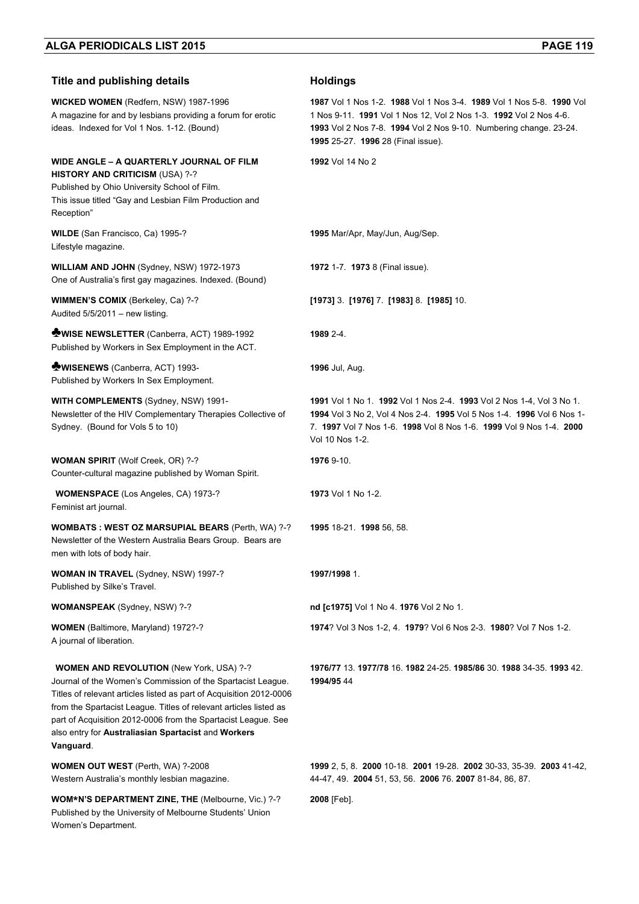| Title and publishing details | Holdings |
|---|---|
| **WICKED WOMEN** (Redfern, NSW) 1987-1996<br>A magazine for and by lesbians providing a forum for erotic ideas. Indexed for Vol 1 Nos. 1-12. (Bound) | **1987** Vol 1 Nos 1-2. **1988** Vol 1 Nos 3-4. **1989** Vol 1 Nos 5-8. **1990** Vol 1 Nos 9-11. **1991** Vol 1 Nos 12, Vol 2 Nos 1-3. **1992** Vol 2 Nos 4-6. **1993** Vol 2 Nos 7-8. **1994** Vol 2 Nos 9-10. Numbering change. 23-24. **1995** 25-27. **1996** 28 (Final issue). |
| **WIDE ANGLE – A QUARTERLY JOURNAL OF FILM HISTORY AND CRITICISM** (USA) ?-?<br>Published by Ohio University School of Film.<br>This issue titled "Gay and Lesbian Film Production and Reception" | **1992** Vol 14 No 2 |
| **WILDE** (San Francisco, Ca) 1995-?<br>Lifestyle magazine. | **1995** Mar/Apr, May/Jun, Aug/Sep. |
| **WILLIAM AND JOHN** (Sydney, NSW) 1972-1973<br>One of Australia's first gay magazines. Indexed. (Bound) | **1972** 1-7. **1973** 8 (Final issue). |
| **WIMMEN'S COMIX** (Berkeley, Ca) ?-?<br>Audited 5/5/2011 – new listing. | **[1973]** 3. **[1976]** 7. **[1983]** 8. **[1985]** 10. |
| ♣**WISE NEWSLETTER** (Canberra, ACT) 1989-1992<br>Published by Workers in Sex Employment in the ACT. | **1989** 2-4. |
| ♣**WISENEWS** (Canberra, ACT) 1993-<br>Published by Workers In Sex Employment. | **1996** Jul, Aug. |
| **WITH COMPLEMENTS** (Sydney, NSW) 1991-<br>Newsletter of the HIV Complementary Therapies Collective of Sydney. (Bound for Vols 5 to 10) | **1991** Vol 1 No 1. **1992** Vol 1 Nos 2-4. **1993** Vol 2 Nos 1-4, Vol 3 No 1. **1994** Vol 3 No 2, Vol 4 Nos 2-4. **1995** Vol 5 Nos 1-4. **1996** Vol 6 Nos 1-7. **1997** Vol 7 Nos 1-6. **1998** Vol 8 Nos 1-6. **1999** Vol 9 Nos 1-4. **2000** Vol 10 Nos 1-2. |
| **WOMAN SPIRIT** (Wolf Creek, OR) ?-?<br>Counter-cultural magazine published by Woman Spirit. | **1976** 9-10. |
| **WOMENSPACE** (Los Angeles, CA) 1973-?<br>Feminist art journal. | **1973** Vol 1 No 1-2. |
| **WOMBATS : WEST OZ MARSUPIAL BEARS** (Perth, WA) ?-?<br>Newsletter of the Western Australia Bears Group. Bears are men with lots of body hair. | **1995** 18-21. **1998** 56, 58. |
| **WOMAN IN TRAVEL** (Sydney, NSW) 1997-?<br>Published by Silke's Travel. | **1997/1998** 1. |
| **WOMANSPEAK** (Sydney, NSW) ?-? | **nd [c1975]** Vol 1 No 4. **1976** Vol 2 No 1. |
| **WOMEN** (Baltimore, Maryland) 1972?-?<br>A journal of liberation. | **1974**? Vol 3 Nos 1-2, 4. **1979**? Vol 6 Nos 2-3. **1980**? Vol 7 Nos 1-2. |
| **WOMEN AND REVOLUTION** (New York, USA) ?-?<br>Journal of the Women's Commission of the Spartacist League. Titles of relevant articles listed as part of Acquisition 2012-0006 from the Spartacist League. Titles of relevant articles listed as part of Acquisition 2012-0006 from the Spartacist League. See also entry for **Australiasian Spartacist** and **Workers Vanguard**. | **1976/77** 13. **1977/78** 16. **1982** 24-25. **1985/86** 30. **1988** 34-35. **1993** 42. **1994/95** 44 |
| **WOMEN OUT WEST** (Perth, WA) ?-2008<br>Western Australia's monthly lesbian magazine. | **1999** 2, 5, 8. **2000** 10-18. **2001** 19-28. **2002** 30-33, 35-39. **2003** 41-42, 44-47, 49. **2004** 51, 53, 56. **2006** 76. **2007** 81-84, 86, 87. |
| **WOM*N'S DEPARTMENT ZINE, THE** (Melbourne, Vic.) ?-?<br>Published by the University of Melbourne Students' Union Women's Department. | **2008** [Feb]. |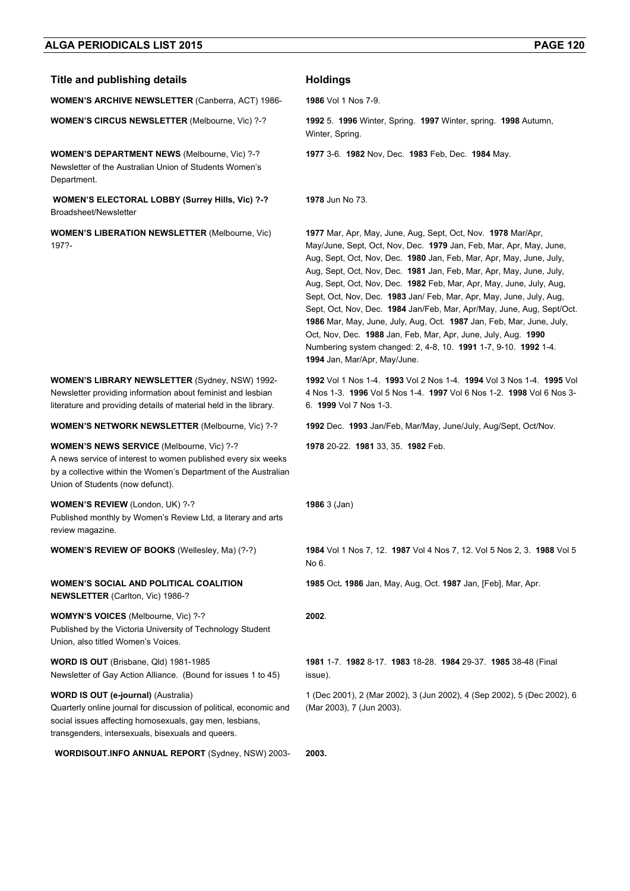| Title and publishing details | Holdings |
| --- | --- |
| **WOMEN'S ARCHIVE NEWSLETTER** (Canberra, ACT) 1986- | **1986** Vol 1 Nos 7-9. |
| **WOMEN'S CIRCUS NEWSLETTER** (Melbourne, Vic) ?-? | **1992** 5. **1996** Winter, Spring. **1997** Winter, spring. **1998** Autumn, Winter, Spring. |
| **WOMEN'S DEPARTMENT NEWS** (Melbourne, Vic) ?-? Newsletter of the Australian Union of Students Women's Department. | **1977** 3-6. **1982** Nov, Dec. **1983** Feb, Dec. **1984** May. |
| **WOMEN'S ELECTORAL LOBBY (Surrey Hills, Vic) ?-?** Broadsheet/Newsletter | **1978** Jun No 73. |
| **WOMEN'S LIBERATION NEWSLETTER** (Melbourne, Vic) 197?- | **1977** Mar, Apr, May, June, Aug, Sept, Oct, Nov. **1978** Mar/Apr, May/June, Sept, Oct, Nov, Dec. **1979** Jan, Feb, Mar, Apr, May, June, Aug, Sept, Oct, Nov, Dec. **1980** Jan, Feb, Mar, Apr, May, June, July, Aug, Sept, Oct, Nov, Dec. **1981** Jan, Feb, Mar, Apr, May, June, July, Aug, Sept, Oct, Nov, Dec. **1982** Feb, Mar, Apr, May, June, July, Aug, Sept, Oct, Nov, Dec. **1983** Jan/ Feb, Mar, Apr, May, June, July, Aug, Sept, Oct, Nov, Dec. **1984** Jan/Feb, Mar, Apr/May, June, Aug, Sept/Oct. **1986** Mar, May, June, July, Aug, Oct. **1987** Jan, Feb, Mar, June, July, Oct, Nov, Dec. **1988** Jan, Feb, Mar, Apr, June, July, Aug. **1990** Numbering system changed: 2, 4-8, 10. **1991** 1-7, 9-10. **1992** 1-4. **1994** Jan, Mar/Apr, May/June. |
| **WOMEN'S LIBRARY NEWSLETTER** (Sydney, NSW) 1992- Newsletter providing information about feminist and lesbian literature and providing details of material held in the library. | **1992** Vol 1 Nos 1-4. **1993** Vol 2 Nos 1-4. **1994** Vol 3 Nos 1-4. **1995** Vol 4 Nos 1-3. **1996** Vol 5 Nos 1-4. **1997** Vol 6 Nos 1-2. **1998** Vol 6 Nos 3-6. **1999** Vol 7 Nos 1-3. |
| **WOMEN'S NETWORK NEWSLETTER** (Melbourne, Vic) ?-? | **1992** Dec. **1993** Jan/Feb, Mar/May, June/July, Aug/Sept, Oct/Nov. |
| **WOMEN'S NEWS SERVICE** (Melbourne, Vic) ?-? A news service of interest to women published every six weeks by a collective within the Women's Department of the Australian Union of Students (now defunct). | **1978** 20-22. **1981** 33, 35. **1982** Feb. |
| **WOMEN'S REVIEW** (London, UK) ?-? Published monthly by Women's Review Ltd, a literary and arts review magazine. | **1986** 3 (Jan) |
| **WOMEN'S REVIEW OF BOOKS** (Wellesley, Ma) (?-?) | **1984** Vol 1 Nos 7, 12. **1987** Vol 4 Nos 7, 12. Vol 5 Nos 2, 3. **1988** Vol 5 No 6. |
| **WOMEN'S SOCIAL AND POLITICAL COALITION NEWSLETTER** (Carlton, Vic) 1986-? | **1985** Oct**. 1986** Jan, May, Aug, Oct. **1987** Jan, [Feb], Mar, Apr. |
| **WOMYN'S VOICES** (Melbourne, Vic) ?-? Published by the Victoria University of Technology Student Union, also titled Women's Voices. | **2002**. |
| **WORD IS OUT** (Brisbane, Qld) 1981-1985 Newsletter of Gay Action Alliance. (Bound for issues 1 to 45) | **1981** 1-7. **1982** 8-17. **1983** 18-28. **1984** 29-37. **1985** 38-48 (Final issue). |
| **WORD IS OUT (e-journal)** (Australia) Quarterly online journal for discussion of political, economic and social issues affecting homosexuals, gay men, lesbians, transgenders, intersexuals, bisexuals and queers. | 1 (Dec 2001), 2 (Mar 2002), 3 (Jun 2002), 4 (Sep 2002), 5 (Dec 2002), 6 (Mar 2003), 7 (Jun 2003). |
| **WORDISOUT.INFO ANNUAL REPORT** (Sydney, NSW) 2003- | **2003.** |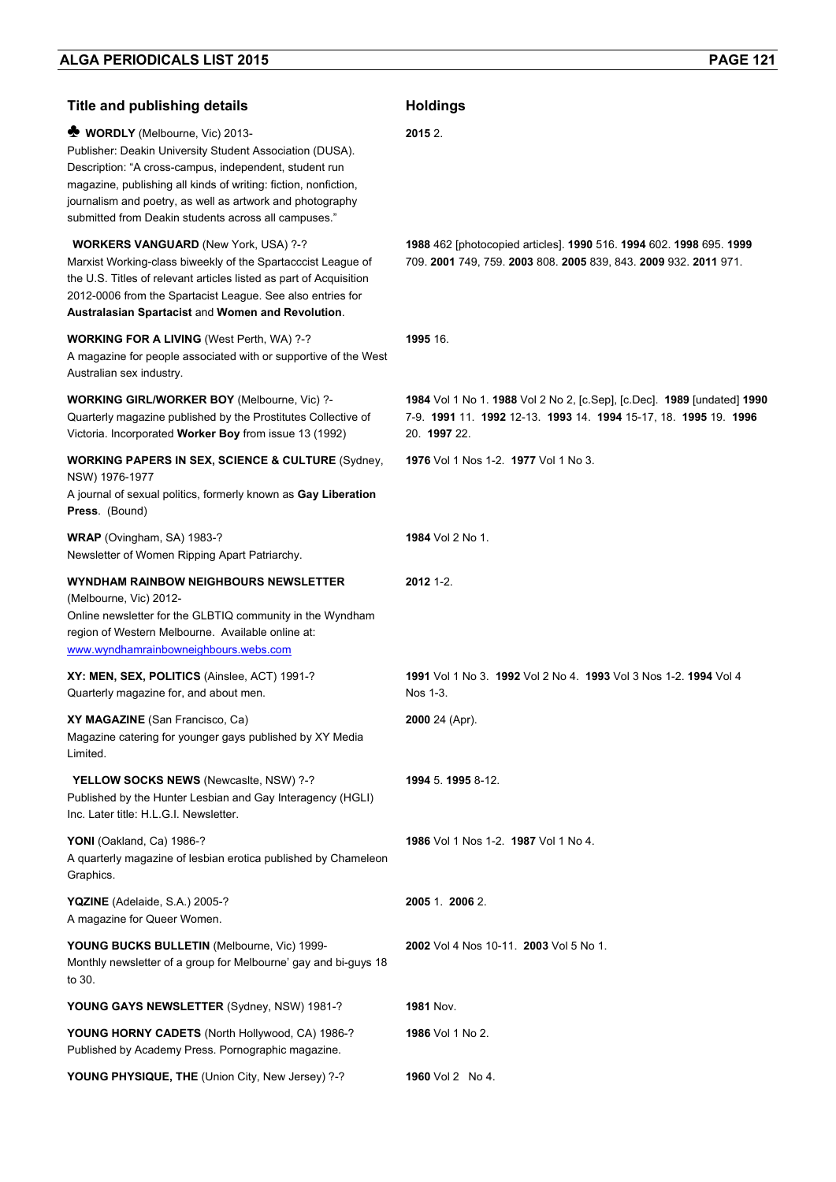| Title and publishing details | Holdings |
|---|---|
| ♣ **WORDLY** (Melbourne, Vic) 2013-<br>Publisher: Deakin University Student Association (DUSA). Description: "A cross-campus, independent, student run magazine, publishing all kinds of writing: fiction, nonfiction, journalism and poetry, as well as artwork and photography submitted from Deakin students across all campuses." | **2015** 2. |
| **WORKERS VANGUARD** (New York, USA) ?-?<br>Marxist Working-class biweekly of the Spartacccist League of the U.S. Titles of relevant articles listed as part of Acquisition 2012-0006 from the Spartacist League. See also entries for **Australasian Spartacist** and **Women and Revolution**. | **1988** 462 [photocopied articles]. **1990** 516. **1994** 602. **1998** 695. **1999** 709. **2001** 749, 759. **2003** 808. **2005** 839, 843. **2009** 932. **2011** 971. |
| **WORKING FOR A LIVING** (West Perth, WA) ?-?<br>A magazine for people associated with or supportive of the West Australian sex industry. | **1995** 16. |
| **WORKING GIRL/WORKER BOY** (Melbourne, Vic) ?-<br>Quarterly magazine published by the Prostitutes Collective of Victoria. Incorporated **Worker Boy** from issue 13 (1992) | **1984** Vol 1 No 1. **1988** Vol 2 No 2, [c.Sep], [c.Dec]. **1989** [undated] **1990** 7-9. **1991** 11. **1992** 12-13. **1993** 14. **1994** 15-17, 18. **1995** 19. **1996** 20. **1997** 22. |
| **WORKING PAPERS IN SEX, SCIENCE & CULTURE** (Sydney, NSW) 1976-1977<br>A journal of sexual politics, formerly known as **Gay Liberation Press**. (Bound) | **1976** Vol 1 Nos 1-2. **1977** Vol 1 No 3. |
| **WRAP** (Ovingham, SA) 1983-?<br>Newsletter of Women Ripping Apart Patriarchy. | **1984** Vol 2 No 1. |
| **WYNDHAM RAINBOW NEIGHBOURS NEWSLETTER** (Melbourne, Vic) 2012-<br>Online newsletter for the GLBTIQ community in the Wyndham region of Western Melbourne. Available online at: www.wyndhamrainbowneighbours.webs.com | **2012** 1-2. |
| **XY: MEN, SEX, POLITICS** (Ainslee, ACT) 1991-?<br>Quarterly magazine for, and about men. | **1991** Vol 1 No 3. **1992** Vol 2 No 4. **1993** Vol 3 Nos 1-2. **1994** Vol 4 Nos 1-3. |
| **XY MAGAZINE** (San Francisco, Ca)<br>Magazine catering for younger gays published by XY Media Limited. | **2000** 24 (Apr). |
| **YELLOW SOCKS NEWS** (Newcaslte, NSW) ?-?<br>Published by the Hunter Lesbian and Gay Interagency (HGLI) Inc. Later title: H.L.G.I. Newsletter. | **1994** 5. **1995** 8-12. |
| **YONI** (Oakland, Ca) 1986-?<br>A quarterly magazine of lesbian erotica published by Chameleon Graphics. | **1986** Vol 1 Nos 1-2. **1987** Vol 1 No 4. |
| **YQZINE** (Adelaide, S.A.) 2005-?<br>A magazine for Queer Women. | **2005** 1. **2006** 2. |
| **YOUNG BUCKS BULLETIN** (Melbourne, Vic) 1999-<br>Monthly newsletter of a group for Melbourne' gay and bi-guys 18 to 30. | **2002** Vol 4 Nos 10-11. **2003** Vol 5 No 1. |
| **YOUNG GAYS NEWSLETTER** (Sydney, NSW) 1981-? | **1981** Nov. |
| **YOUNG HORNY CADETS** (North Hollywood, CA) 1986-?<br>Published by Academy Press. Pornographic magazine. | **1986** Vol 1 No 2. |
| **YOUNG PHYSIQUE, THE** (Union City, New Jersey) ?-? | **1960** Vol 2 No 4. |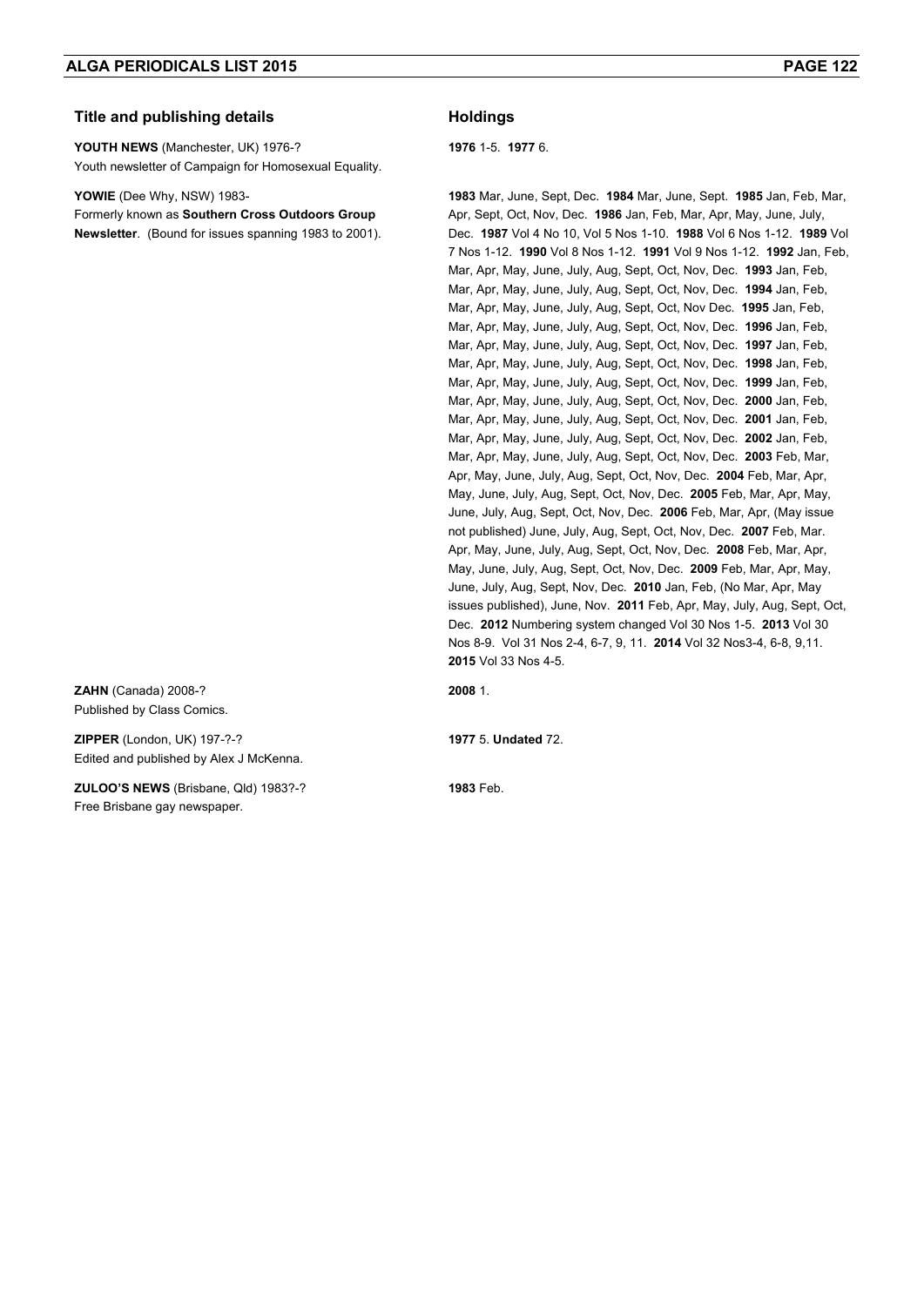| Title and publishing details | Holdings |
|---|---|
| **YOUTH NEWS** (Manchester, UK) 1976-?<br>Youth newsletter of Campaign for Homosexual Equality. | **1976** 1-5. **1977** 6. |
| **YOWIE** (Dee Why, NSW) 1983-<br>Formerly known as **Southern Cross Outdoors Group Newsletter**. (Bound for issues spanning 1983 to 2001). | **1983** Mar, June, Sept, Dec. **1984** Mar, June, Sept. **1985** Jan, Feb, Mar, Apr, Sept, Oct, Nov, Dec. **1986** Jan, Feb, Mar, Apr, May, June, July, Dec. **1987** Vol 4 No 10, Vol 5 Nos 1-10. **1988** Vol 6 Nos 1-12. **1989** Vol 7 Nos 1-12. **1990** Vol 8 Nos 1-12. **1991** Vol 9 Nos 1-12. **1992** Jan, Feb, Mar, Apr, May, June, July, Aug, Sept, Oct, Nov, Dec. **1993** Jan, Feb, Mar, Apr, May, June, July, Aug, Sept, Oct, Nov, Dec. **1994** Jan, Feb, Mar, Apr, May, June, July, Aug, Sept, Oct, Nov Dec. **1995** Jan, Feb, Mar, Apr, May, June, July, Aug, Sept, Oct, Nov, Dec. **1996** Jan, Feb, Mar, Apr, May, June, July, Aug, Sept, Oct, Nov, Dec. **1997** Jan, Feb, Mar, Apr, May, June, July, Aug, Sept, Oct, Nov, Dec. **1998** Jan, Feb, Mar, Apr, May, June, July, Aug, Sept, Oct, Nov, Dec. **1999** Jan, Feb, Mar, Apr, May, June, July, Aug, Sept, Oct, Nov, Dec. **2000** Jan, Feb, Mar, Apr, May, June, July, Aug, Sept, Oct, Nov, Dec. **2001** Jan, Feb, Mar, Apr, May, June, July, Aug, Sept, Oct, Nov, Dec. **2002** Jan, Feb, Mar, Apr, May, June, July, Aug, Sept, Oct, Nov, Dec. **2003** Feb, Mar, Apr, May, June, July, Aug, Sept, Oct, Nov, Dec. **2004** Feb, Mar, Apr, May, June, July, Aug, Sept, Oct, Nov, Dec. **2005** Feb, Mar, Apr, May, June, July, Aug, Sept, Oct, Nov, Dec. **2006** Feb, Mar, Apr, (May issue not published) June, July, Aug, Sept, Oct, Nov, Dec. **2007** Feb, Mar. Apr, May, June, July, Aug, Sept, Oct, Nov, Dec. **2008** Feb, Mar, Apr, May, June, July, Aug, Sept, Oct, Nov, Dec. **2009** Feb, Mar, Apr, May, June, July, Aug, Sept, Nov, Dec. **2010** Jan, Feb, (No Mar, Apr, May issues published), June, Nov. **2011** Feb, Apr, May, July, Aug, Sept, Oct, Dec. **2012** Numbering system changed Vol 30 Nos 1-5. **2013** Vol 30 Nos 8-9. Vol 31 Nos 2-4, 6-7, 9, 11. **2014** Vol 32 Nos3-4, 6-8, 9,11. **2015** Vol 33 Nos 4-5. |
| **ZAHN** (Canada) 2008-?<br>Published by Class Comics. | **2008** 1. |
| **ZIPPER** (London, UK) 197-?-?<br>Edited and published by Alex J McKenna. | **1977** 5. **Undated** 72. |
| **ZULOO'S NEWS** (Brisbane, Qld) 1983?-?<br>Free Brisbane gay newspaper. | **1983** Feb. |